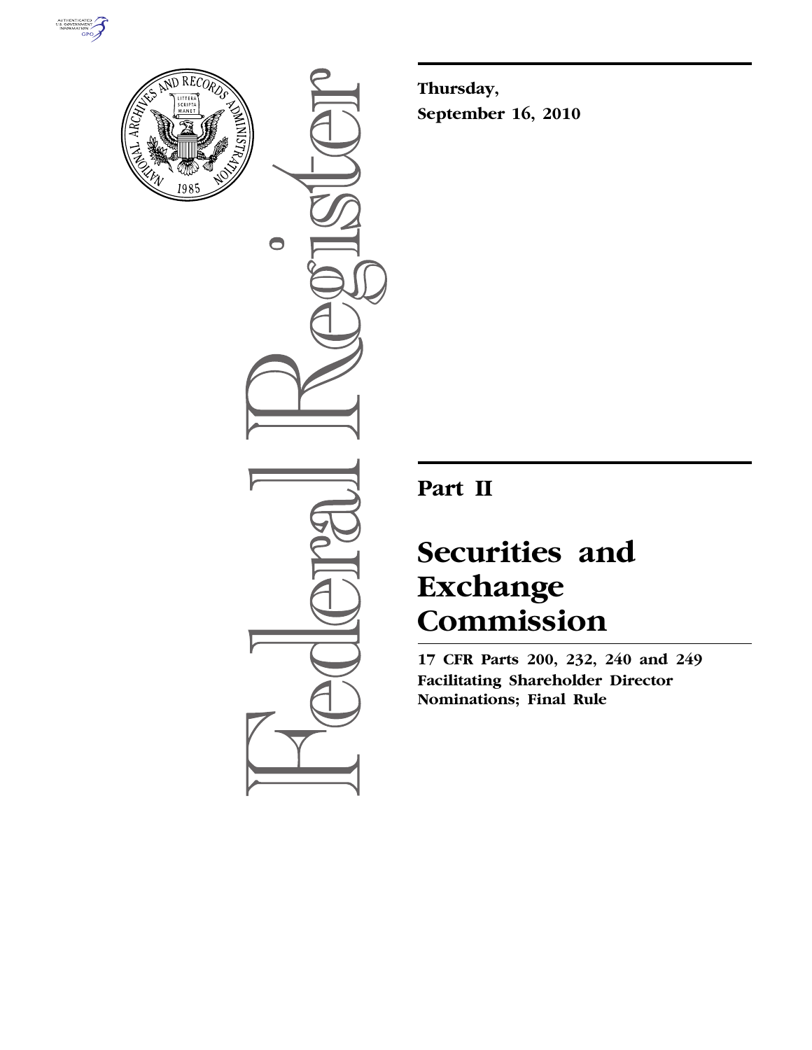**Thursday,**
**September 16, 2010**

# Part II

# Securities and Exchange Commission

**17 CFR Parts 200, 232, 240 and 249**
**Facilitating Shareholder Director Nominations; Final Rule**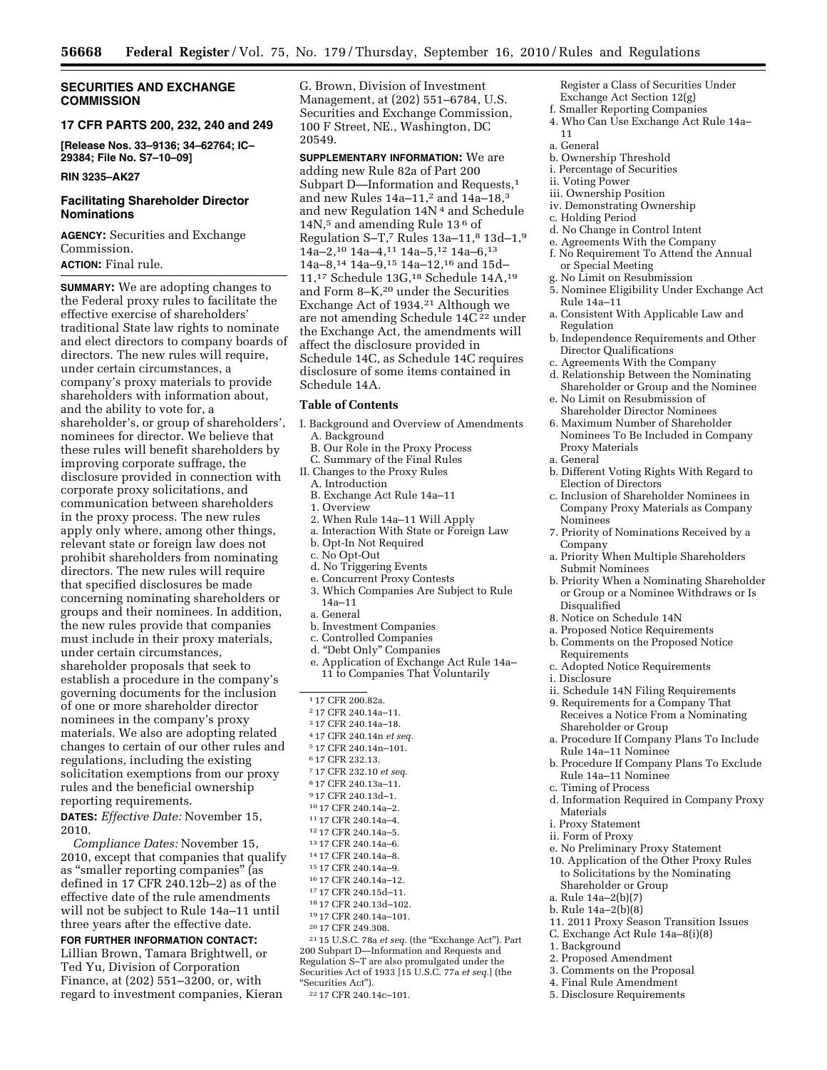## SECURITIES AND EXCHANGE COMMISSION

### 17 CFR PARTS 200, 232, 240 and 249

**[Release Nos. 33–9136; 34–62764; IC–29384; File No. S7–10–09]**

**RIN 3235–AK27**

### Facilitating Shareholder Director Nominations

**AGENCY:** Securities and Exchange Commission.

**ACTION:** Final rule.

**SUMMARY:** We are adopting changes to the Federal proxy rules to facilitate the effective exercise of shareholders' traditional State law rights to nominate and elect directors to company boards of directors. The new rules will require, under certain circumstances, a company's proxy materials to provide shareholders with information about, and the ability to vote for, a shareholder's, or group of shareholders', nominees for director. We believe that these rules will benefit shareholders by improving corporate suffrage, the disclosure provided in connection with corporate proxy solicitations, and communication between shareholders in the proxy process. The new rules apply only where, among other things, relevant state or foreign law does not prohibit shareholders from nominating directors. The new rules will require that specified disclosures be made concerning nominating shareholders or groups and their nominees. In addition, the new rules provide that companies must include in their proxy materials, under certain circumstances, shareholder proposals that seek to establish a procedure in the company's governing documents for the inclusion of one or more shareholder director nominees in the company's proxy materials. We also are adopting related changes to certain of our other rules and regulations, including the existing solicitation exemptions from our proxy rules and the beneficial ownership reporting requirements.

**DATES:** *Effective Date:* November 15, 2010.

*Compliance Dates:* November 15, 2010, except that companies that qualify as "smaller reporting companies" (as defined in 17 CFR 240.12b–2) as of the effective date of the rule amendments will not be subject to Rule 14a–11 until three years after the effective date.

**FOR FURTHER INFORMATION CONTACT:** Lillian Brown, Tamara Brightwell, or Ted Yu, Division of Corporation Finance, at (202) 551–3200, or, with regard to investment companies, Kieran G. Brown, Division of Investment Management, at (202) 551–6784, U.S. Securities and Exchange Commission, 100 F Street, NE., Washington, DC 20549.

**SUPPLEMENTARY INFORMATION:** We are adding new Rule 82a of Part 200 Subpart D—Information and Requests,[1] and new Rules 14a–11,[2] and 14a–18,[3] and new Regulation 14N[4] and Schedule 14N,[5] and amending Rule 13[6] of Regulation S–T,[7] Rules 13a–11,[8] 13d–1,[9] 14a–2,[10] 14a–4,[11] 14a–5,[12] 14a–6,[13] 14a–8,[14] 14a–9,[15] 14a–12,[16] and 15d–11,[17] Schedule 13G,[18] Schedule 14A,[19] and Form 8–K,[20] under the Securities Exchange Act of 1934.[21] Although we are not amending Schedule 14C[22] under the Exchange Act, the amendments will affect the disclosure provided in Schedule 14C, as Schedule 14C requires disclosure of some items contained in Schedule 14A.

### Table of Contents

I. Background and Overview of Amendments
  A. Background
  B. Our Role in the Proxy Process
  C. Summary of the Final Rules
II. Changes to the Proxy Rules
  A. Introduction
  B. Exchange Act Rule 14a–11
  1. Overview
  2. When Rule 14a–11 Will Apply
  a. Interaction With State or Foreign Law
  b. Opt-In Not Required
  c. No Opt-Out
  d. No Triggering Events
  e. Concurrent Proxy Contests
  3. Which Companies Are Subject to Rule 14a–11
  a. General
  b. Investment Companies
  c. Controlled Companies
  d. "Debt Only" Companies
  e. Application of Exchange Act Rule 14a–11 to Companies That Voluntarily Register a Class of Securities Under Exchange Act Section 12(g)
  f. Smaller Reporting Companies
  4. Who Can Use Exchange Act Rule 14a–11
  a. General
  b. Ownership Threshold
  i. Percentage of Securities
  ii. Voting Power
  iii. Ownership Position
  iv. Demonstrating Ownership
  c. Holding Period
  d. No Change in Control Intent
  e. Agreements With the Company
  f. No Requirement To Attend the Annual or Special Meeting
  g. No Limit on Resubmission
  5. Nominee Eligibility Under Exchange Act Rule 14a–11
  a. Consistent With Applicable Law and Regulation
  b. Independence Requirements and Other Director Qualifications
  c. Agreements With the Company
  d. Relationship Between the Nominating Shareholder or Group and the Nominee
  e. No Limit on Resubmission of Shareholder Director Nominees
  6. Maximum Number of Shareholder Nominees To Be Included in Company Proxy Materials
  a. General
  b. Different Voting Rights With Regard to Election of Directors
  c. Inclusion of Shareholder Nominees in Company Proxy Materials as Company Nominees
  7. Priority of Nominations Received by a Company
  a. Priority When Multiple Shareholders Submit Nominees
  b. Priority When a Nominating Shareholder or Group or a Nominee Withdraws or Is Disqualified
  8. Notice on Schedule 14N
  a. Proposed Notice Requirements
  b. Comments on the Proposed Notice Requirements
  c. Adopted Notice Requirements
  i. Disclosure
  ii. Schedule 14N Filing Requirements
  9. Requirements for a Company That Receives a Notice From a Nominating Shareholder or Group
  a. Procedure If Company Plans To Include Rule 14a–11 Nominee
  b. Procedure If Company Plans To Exclude Rule 14a–11 Nominee
  c. Timing of Process
  d. Information Required in Company Proxy Materials
  i. Proxy Statement
  ii. Form of Proxy
  e. No Preliminary Proxy Statement
  10. Application of the Other Proxy Rules to Solicitations by the Nominating Shareholder or Group
  a. Rule 14a–2(b)(7)
  b. Rule 14a–2(b)(8)
  11. 2011 Proxy Season Transition Issues
  C. Exchange Act Rule 14a–8(i)(8)
  1. Background
  2. Proposed Amendment
  3. Comments on the Proposal
  4. Final Rule Amendment
  5. Disclosure Requirements

---

[1] 17 CFR 200.82a.

[2] 17 CFR 240.14a–11.

[3] 17 CFR 240.14a–18.

[4] 17 CFR 240.14n *et seq.*

[5] 17 CFR 240.14n–101.

[6] 17 CFR 232.13.

[7] 17 CFR 232.10 *et seq.*

[8] 17 CFR 240.13a–11.

[9] 17 CFR 240.13d–1.

[10] 17 CFR 240.14a–2.

[11] 17 CFR 240.14a–4.

[12] 17 CFR 240.14a–5.

[13] 17 CFR 240.14a–6.

[14] 17 CFR 240.14a–8.

[15] 17 CFR 240.14a–9.

[16] 17 CFR 240.14a–12.

[17] 17 CFR 240.15d–11.

[18] 17 CFR 240.13d–102.

[19] 17 CFR 240.14a–101.

[20] 17 CFR 249.308.

[21] 15 U.S.C. 78a *et seq.* (the "Exchange Act"). Part 200 Subpart D—Information and Requests and Regulation S–T are also promulgated under the Securities Act of 1933 [15 U.S.C. 77a *et seq.*] (the "Securities Act").

[22] 17 CFR 240.14c–101.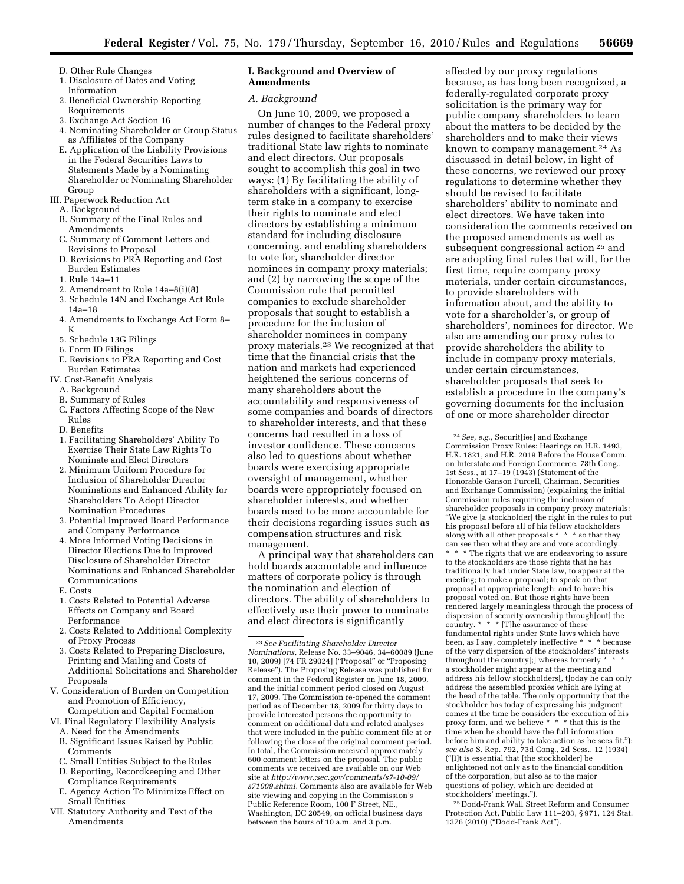D. Other Rule Changes
1. Disclosure of Dates and Voting Information
2. Beneficial Ownership Reporting Requirements
3. Exchange Act Section 16
4. Nominating Shareholder or Group Status as Affiliates of the Company

E. Application of the Liability Provisions in the Federal Securities Laws to Statements Made by a Nominating Shareholder or Nominating Shareholder Group

III. Paperwork Reduction Act
A. Background
B. Summary of the Final Rules and Amendments
C. Summary of Comment Letters and Revisions to Proposal
D. Revisions to PRA Reporting and Cost Burden Estimates
1. Rule 14a–11
2. Amendment to Rule 14a–8(i)(8)
3. Schedule 14N and Exchange Act Rule 14a–18
4. Amendments to Exchange Act Form 8–K
5. Schedule 13G Filings
6. Form ID Filings
E. Revisions to PRA Reporting and Cost Burden Estimates

IV. Cost-Benefit Analysis
A. Background
B. Summary of Rules
C. Factors Affecting Scope of the New Rules
D. Benefits
1. Facilitating Shareholders' Ability To Exercise Their State Law Rights To Nominate and Elect Directors
2. Minimum Uniform Procedure for Inclusion of Shareholder Director Nominations and Enhanced Ability for Shareholders To Adopt Director Nomination Procedures
3. Potential Improved Board Performance and Company Performance
4. More Informed Voting Decisions in Director Elections Due to Improved Disclosure of Shareholder Director Nominations and Enhanced Shareholder Communications
E. Costs
1. Costs Related to Potential Adverse Effects on Company and Board Performance
2. Costs Related to Additional Complexity of Proxy Process
3. Costs Related to Preparing Disclosure, Printing and Mailing and Costs of Additional Solicitations and Shareholder Proposals

V. Consideration of Burden on Competition and Promotion of Efficiency, Competition and Capital Formation

VI. Final Regulatory Flexibility Analysis
A. Need for the Amendments
B. Significant Issues Raised by Public Comments
C. Small Entities Subject to the Rules
D. Reporting, Recordkeeping and Other Compliance Requirements
E. Agency Action To Minimize Effect on Small Entities

VII. Statutory Authority and Text of the Amendments

## I. Background and Overview of Amendments

### *A. Background*

On June 10, 2009, we proposed a number of changes to the Federal proxy rules designed to facilitate shareholders' traditional State law rights to nominate and elect directors. Our proposals sought to accomplish this goal in two ways: (1) By facilitating the ability of shareholders with a significant, long-term stake in a company to exercise their rights to nominate and elect directors by establishing a minimum standard for including disclosure concerning, and enabling shareholders to vote for, shareholder director nominees in company proxy materials; and (2) by narrowing the scope of the Commission rule that permitted companies to exclude shareholder proposals that sought to establish a procedure for the inclusion of shareholder nominees in company proxy materials.[23] We recognized at that time that the financial crisis that the nation and markets had experienced heightened the serious concerns of many shareholders about the accountability and responsiveness of some companies and boards of directors to shareholder interests, and that these concerns had resulted in a loss of investor confidence. These concerns also led to questions about whether boards were exercising appropriate oversight of management, whether boards were appropriately focused on shareholder interests, and whether boards need to be more accountable for their decisions regarding issues such as compensation structures and risk management.

A principal way that shareholders can hold boards accountable and influence matters of corporate policy is through the nomination and election of directors. The ability of shareholders to effectively use their power to nominate and elect directors is significantly affected by our proxy regulations because, as has long been recognized, a federally-regulated corporate proxy solicitation is the primary way for public company shareholders to learn about the matters to be decided by the shareholders and to make their views known to company management.[24] As discussed in detail below, in light of these concerns, we reviewed our proxy regulations to determine whether they should be revised to facilitate shareholders' ability to nominate and elect directors. We have taken into consideration the comments received on the proposed amendments as well as subsequent congressional action[25] and are adopting final rules that will, for the first time, require company proxy materials, under certain circumstances, to provide shareholders with information about, and the ability to vote for a shareholder's, or group of shareholders', nominees for director. We also are amending our proxy rules to provide shareholders the ability to include in company proxy materials, under certain circumstances, shareholder proposals that seek to establish a procedure in the company's governing documents for the inclusion of one or more shareholder director

---

[23] *See Facilitating Shareholder Director Nominations,* Release No. 33–9046, 34–60089 (June 10, 2009) [74 FR 29024] ("Proposal" or "Proposing Release"). The Proposing Release was published for comment in the Federal Register on June 18, 2009, and the initial comment period closed on August 17, 2009. The Commission re-opened the comment period as of December 18, 2009 for thirty days to provide interested persons the opportunity to comment on additional data and related analyses that were included in the public comment file at or following the close of the original comment period. In total, the Commission received approximately 600 comment letters on the proposal. The public comments we received are available on our Web site at *http://www.;sec.gov/comments/s7-10-09/s71009.shtml.* Comments also are available for Web site viewing and copying in the Commission's Public Reference Room, 100 F Street, NE., Washington, DC 20549, on official business days between the hours of 10 a.m. and 3 p.m.

[24] *See, e.g.,* Securit[ies] and Exchange Commission Proxy Rules: Hearings on H.R. 1493, H.R. 1821, and H.R. 2019 Before the House Comm. on Interstate and Foreign Commerce, 78th Cong., 1st Sess., at 17–19 (1943) (Statement of the Honorable Ganson Purcell, Chairman, Securities and Exchange Commission) (explaining the initial Commission rules requiring the inclusion of shareholder proposals in company proxy materials: "We give [a stockholder] the right in the rules to put his proposal before all of his fellow stockholders along with all other proposals * * * so that they can see then what they are and vote accordingly. * * * The rights that we are endeavoring to assure to the stockholders are those rights that he has traditionally had under State law, to appear at the meeting; to make a proposal; to speak on that proposal at appropriate length; and to have his proposal voted on. But those rights have been rendered largely meaningless through the process of dispersion of security ownership through[out] the country. * * * [T]he assurance of these fundamental rights under State laws which have been, as I say, completely ineffective * * * because of the very dispersion of the stockholders' interests throughout the country[;] whereas formerly * * * a stockholder might appear at the meeting and address his fellow stockholders[, t]oday he can only address the assembled proxies which are lying at the head of the table. The only opportunity that the stockholder has today of expressing his judgment comes at the time he considers the execution of his proxy form, and we believe * * * that this is the time when he should have the full information before him and ability to take action as he sees fit."); *see also* S. Rep. 792, 73d Cong., 2d Sess., 12 (1934) ("[I]t is essential that [the stockholder] be enlightened not only as to the financial condition of the corporation, but also as to the major questions of policy, which are decided at stockholders' meetings.").

[25] Dodd-Frank Wall Street Reform and Consumer Protection Act, Public Law 111–203, § 971, 124 Stat. 1376 (2010) ("Dodd-Frank Act").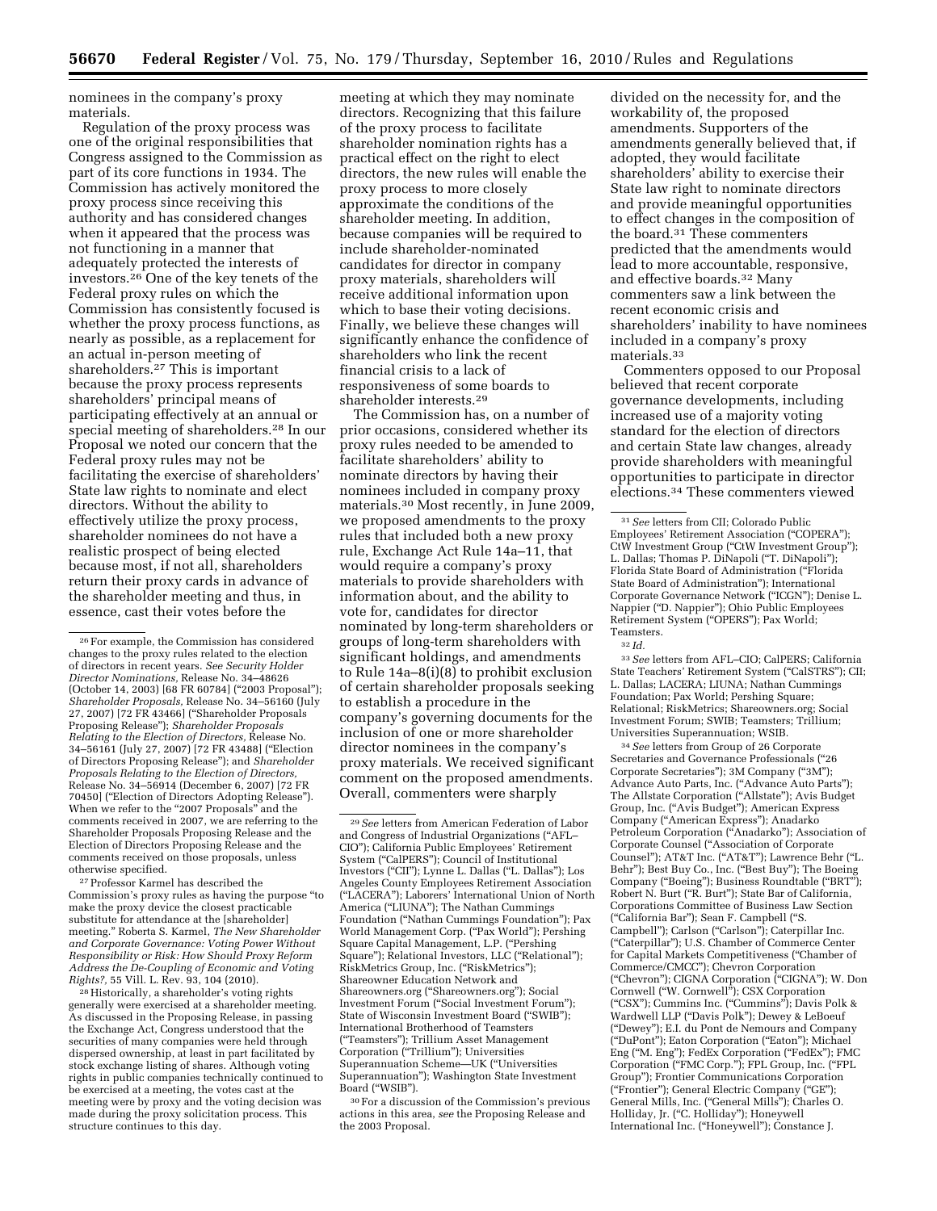nominees in the company's proxy materials.

Regulation of the proxy process was one of the original responsibilities that Congress assigned to the Commission as part of its core functions in 1934. The Commission has actively monitored the proxy process since receiving this authority and has considered changes when it appeared that the process was not functioning in a manner that adequately protected the interests of investors.[26] One of the key tenets of the Federal proxy rules on which the Commission has consistently focused is whether the proxy process functions, as nearly as possible, as a replacement for an actual in-person meeting of shareholders.[27] This is important because the proxy process represents shareholders' principal means of participating effectively at an annual or special meeting of shareholders.[28] In our Proposal we noted our concern that the Federal proxy rules may not be facilitating the exercise of shareholders' State law rights to nominate and elect directors. Without the ability to effectively utilize the proxy process, shareholder nominees do not have a realistic prospect of being elected because most, if not all, shareholders return their proxy cards in advance of the shareholder meeting and thus, in essence, cast their votes before the meeting at which they may nominate directors. Recognizing that this failure of the proxy process to facilitate shareholder nomination rights has a practical effect on the right to elect directors, the new rules will enable the proxy process to more closely approximate the conditions of the shareholder meeting. In addition, because companies will be required to include shareholder-nominated candidates for director in company proxy materials, shareholders will receive additional information upon which to base their voting decisions. Finally, we believe these changes will significantly enhance the confidence of shareholders who link the recent financial crisis to a lack of responsiveness of some boards to shareholder interests.[29]

The Commission has, on a number of prior occasions, considered whether its proxy rules needed to be amended to facilitate shareholders' ability to nominate directors by having their nominees included in company proxy materials.[30] Most recently, in June 2009, we proposed amendments to the proxy rules that included both a new proxy rule, Exchange Act Rule 14a–11, that would require a company's proxy materials to provide shareholders with information about, and the ability to vote for, candidates for director nominated by long-term shareholders or groups of long-term shareholders with significant holdings, and amendments to Rule 14a–8(i)(8) to prohibit exclusion of certain shareholder proposals seeking to establish a procedure in the company's governing documents for the inclusion of one or more shareholder director nominees in the company's proxy materials. We received significant comment on the proposed amendments. Overall, commenters were sharply divided on the necessity for, and the workability of, the proposed amendments. Supporters of the amendments generally believed that, if adopted, they would facilitate shareholders' ability to exercise their State law right to nominate directors and provide meaningful opportunities to effect changes in the composition of the board.[31] These commenters predicted that the amendments would lead to more accountable, responsive, and effective boards.[32] Many commenters saw a link between the recent economic crisis and shareholders' inability to have nominees included in a company's proxy materials.[33]

Commenters opposed to our Proposal believed that recent corporate governance developments, including increased use of a majority voting standard for the election of directors and certain State law changes, already provide shareholders with meaningful opportunities to participate in director elections.[34] These commenters viewed

---

[26] For example, the Commission has considered changes to the proxy rules related to the election of directors in recent years. *See Security Holder Director Nominations,* Release No. 34–48626 (October 14, 2003) [68 FR 60784] ("2003 Proposal"); *Shareholder Proposals,* Release No. 34–56160 (July 27, 2007) [72 FR 43466] ("Shareholder Proposals Proposing Release"); *Shareholder Proposals Relating to the Election of Directors,* Release No. 34–56161 (July 27, 2007) [72 FR 43488] ("Election of Directors Proposing Release"); and *Shareholder Proposals Relating to the Election of Directors,* Release No. 34–56914 (December 6, 2007) [72 FR 70450] ("Election of Directors Adopting Release"). When we refer to the "2007 Proposals" and the comments received in 2007, we are referring to the Shareholder Proposals Proposing Release and the Election of Directors Proposing Release and the comments received on those proposals, unless otherwise specified.

[27] Professor Karmel has described the Commission's proxy rules as having the purpose "to make the proxy device the closest practicable substitute for attendance at the [shareholder] meeting." Roberta S. Karmel, *The New Shareholder and Corporate Governance: Voting Power Without Responsibility or Risk: How Should Proxy Reform Address the De-Coupling of Economic and Voting Rights?,* 55 Vill. L. Rev. 93, 104 (2010).

[28] Historically, a shareholder's voting rights generally were exercised at a shareholder meeting. As discussed in the Proposing Release, in passing the Exchange Act, Congress understood that the securities of many companies were held through dispersed ownership, at least in part facilitated by stock exchange listing of shares. Although voting rights in public companies technically continued to be exercised at a meeting, the votes cast at the meeting were by proxy and the voting decision was made during the proxy solicitation process. This structure continues to this day.

[29] *See* letters from American Federation of Labor and Congress of Industrial Organizations ("AFL–CIO"); California Public Employees' Retirement System ("CalPERS"); Council of Institutional Investors ("CII"); Lynne L. Dallas ("L. Dallas"); Los Angeles County Employees Retirement Association ("LACERA"); Laborers' International Union of North America ("LIUNA"); The Nathan Cummings Foundation ("Nathan Cummings Foundation"); Pax World Management Corp. ("Pax World"); Pershing Square Capital Management, L.P. ("Pershing Square"); Relational Investors, LLC ("Relational"); RiskMetrics Group, Inc. ("RiskMetrics"); Shareowner Education Network and Shareowners.org ("Shareowners.org"); Social Investment Forum ("Social Investment Forum"); State of Wisconsin Investment Board ("SWIB"); International Brotherhood of Teamsters ("Teamsters"); Trillium Asset Management Corporation ("Trillium"); Universities Superannuation Scheme—UK ("Universities Superannuation"); Washington State Investment Board ("WSIB").

[30] For a discussion of the Commission's previous actions in this area, *see* the Proposing Release and the 2003 Proposal.

[31] *See* letters from CII; Colorado Public Employees' Retirement Association ("COPERA"); CtW Investment Group ("CtW Investment Group"); L. Dallas; Thomas P. DiNapoli ("T. DiNapoli"); Florida State Board of Administration ("Florida State Board of Administration"); International Corporate Governance Network ("ICGN"); Denise L. Nappier ("D. Nappier"); Ohio Public Employees Retirement System ("OPERS"); Pax World; Teamsters.

[32] *Id.*

[33] *See* letters from AFL–CIO; CalPERS; California State Teachers' Retirement System ("CalSTRS"); CII; L. Dallas; LACERA; LIUNA; Nathan Cummings Foundation; Pax World; Pershing Square; Relational; RiskMetrics; Shareowners.org; Social Investment Forum; SWIB; Teamsters; Trillium; Universities Superannuation; WSIB.

[34] *See* letters from Group of 26 Corporate Secretaries and Governance Professionals ("26 Corporate Secretaries"); 3M Company ("3M"); Advance Auto Parts, Inc. ("Advance Auto Parts"); The Allstate Corporation ("Allstate"); Avis Budget Group, Inc. ("Avis Budget"); American Express Company ("American Express"); Anadarko Petroleum Corporation ("Anadarko"); Association of Corporate Counsel ("Association of Corporate Counsel"); AT&T Inc. ("AT&T"); Lawrence Behr ("L. Behr"); Best Buy Co., Inc. ("Best Buy"); The Boeing Company ("Boeing"); Business Roundtable ("BRT"); Robert N. Burt ("R. Burt"); State Bar of California, Corporations Committee of Business Law Section ("California Bar"); Sean F. Campbell ("S. Campbell"); Carlson ("Carlson"); Caterpillar Inc. ("Caterpillar"); U.S. Chamber of Commerce Center for Capital Markets Competitiveness ("Chamber of Commerce/CMCC"); Chevron Corporation ("Chevron"); CIGNA Corporation ("CIGNA"); W. Don Cornwell ("W. Cornwell"); CSX Corporation ("CSX"); Cummins Inc. ("Cummins"); Davis Polk & Wardwell LLP ("Davis Polk"); Dewey & LeBoeuf ("Dewey"); E.I. du Pont de Nemours and Company ("DuPont"); Eaton Corporation ("Eaton"); Michael Eng ("M. Eng"); FedEx Corporation ("FedEx"); FMC Corporation ("FMC Corp."); FPL Group, Inc. ("FPL Group"); Frontier Communications Corporation ("Frontier"); General Electric Company ("GE"); General Mills, Inc. ("General Mills"); Charles O. Holliday, Jr. ("C. Holliday"); Honeywell International Inc. ("Honeywell"); Constance J.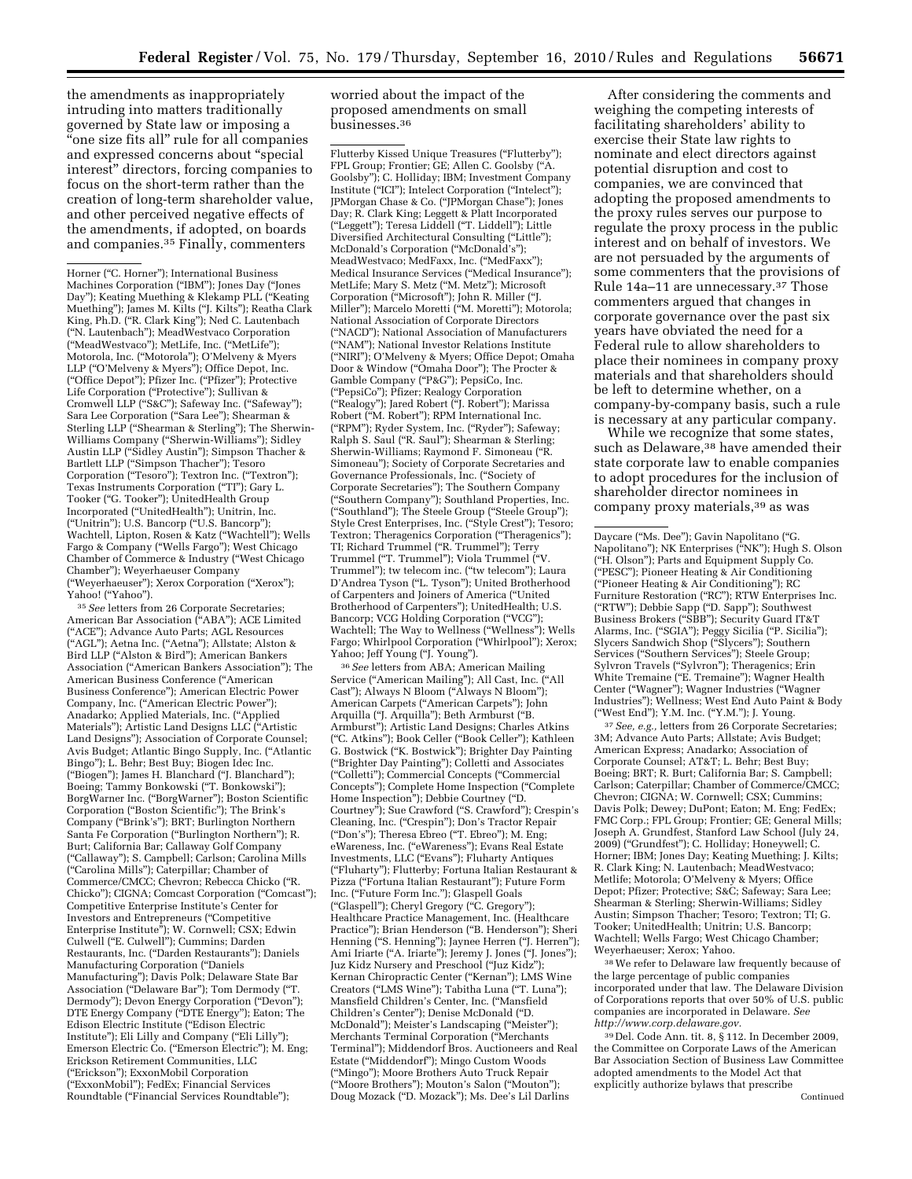the amendments as inappropriately intruding into matters traditionally governed by State law or imposing a "one size fits all" rule for all companies and expressed concerns about "special interest" directors, forcing companies to focus on the short-term rather than the creation of long-term shareholder value, and other perceived negative effects of the amendments, if adopted, on boards and companies.[35] Finally, commenters worried about the impact of the proposed amendments on small businesses.[36]

After considering the comments and weighing the competing interests of facilitating shareholders' ability to exercise their State law rights to nominate and elect directors against potential disruption and cost to companies, we are convinced that adopting the proposed amendments to the proxy rules serves our purpose to regulate the proxy process in the public interest and on behalf of investors. We are not persuaded by the arguments of some commenters that the provisions of Rule 14a–11 are unnecessary.[37] Those commenters argued that changes in corporate governance over the past six years have obviated the need for a Federal rule to allow shareholders to place their nominees in company proxy materials and that shareholders should be left to determine whether, on a company-by-company basis, such a rule is necessary at any particular company.

While we recognize that some states, such as Delaware,[38] have amended their state corporate law to enable companies to adopt procedures for the inclusion of shareholder director nominees in company proxy materials,[39] as was

---

Horner ("C. Horner"); International Business Machines Corporation ("IBM"); Jones Day ("Jones Day"); Keating Muething & Klekamp PLL ("Keating Muething"); James M. Kilts ("J. Kilts"); Reatha Clark King, Ph.D. ("R. Clark King"); Ned C. Lautenbach ("N. Lautenbach"); MeadWestvaco Corporation ("MeadWestvaco"); MetLife, Inc. ("MetLife"); Motorola, Inc. ("Motorola"); O'Melveny & Myers LLP ("O'Melveny & Myers"); Office Depot, Inc. ("Office Depot"); Pfizer Inc. ("Pfizer"); Protective Life Corporation ("Protective"); Sullivan & Cromwell LLP ("S&C"); Safeway Inc. ("Safeway"); Sara Lee Corporation ("Sara Lee"); Shearman & Sterling LLP ("Shearman & Sterling"); The Sherwin-Williams Company ("Sherwin-Williams"); Sidley Austin LLP ("Sidley Austin"); Simpson Thacher & Bartlett LLP ("Simpson Thacher"); Tesoro Corporation ("Tesoro"); Textron Inc. ("Textron"); Texas Instruments Corporation ("TI"); Gary L. Tooker ("G. Tooker"); UnitedHealth Group Incorporated ("UnitedHealth"); Unitrin, Inc. ("Unitrin"); U.S. Bancorp ("U.S. Bancorp"); Wachtell, Lipton, Rosen & Katz ("Wachtell"); Wells Fargo & Company ("Wells Fargo"); West Chicago Chamber of Commerce & Industry ("West Chicago Chamber"); Weyerhaeuser Company ("Weyerhaeuser"); Xerox Corporation ("Xerox"); Yahoo! ("Yahoo").

[35] *See* letters from 26 Corporate Secretaries; American Bar Association ("ABA"); ACE Limited ("ACE"); Advance Auto Parts; AGL Resources ("AGL"); Aetna Inc. ("Aetna"); Allstate; Alston & Bird LLP ("Alston & Bird"); American Bankers Association ("American Bankers Association"); The American Business Conference ("American Business Conference"); American Electric Power Company, Inc. ("American Electric Power"); Anadarko; Applied Materials, Inc. ("Applied Materials"); Artistic Land Designs LLC ("Artistic Land Designs"); Association of Corporate Counsel; Avis Budget; Atlantic Bingo Supply, Inc. ("Atlantic Bingo"); L. Behr; Best Buy; Biogen Idec Inc. ("Biogen"); James H. Blanchard ("J. Blanchard"); Boeing; Tammy Bonkowski ("T. Bonkowski"); BorgWarner Inc. ("BorgWarner"); Boston Scientific Corporation ("Boston Scientific"); The Brink's Company ("Brink's"); BRT; Burlington Northern Santa Fe Corporation ("Burlington Northern"); R. Burt; California Bar; Callaway Golf Company ("Callaway"); S. Campbell; Carlson; Carolina Mills ("Carolina Mills"); Caterpillar; Chamber of Commerce/CMCC; Chevron; Rebecca Chicko ("R. Chicko"); CIGNA; Comcast Corporation ("Comcast"); Competitive Enterprise Institute's Center for Investors and Entrepreneurs ("Competitive Enterprise Institute"); W. Cornwell; CSX; Edwin Culwell ("E. Culwell"); Cummins; Darden Restaurants, Inc. ("Darden Restaurants"); Daniels Manufacturing Corporation ("Daniels Manufacturing"); Davis Polk; Delaware State Bar Association ("Delaware Bar"); Tom Dermody ("T. Dermody"); Devon Energy Corporation ("Devon"); DTE Energy Company ("DTE Energy"); Eaton; The Edison Electric Institute ("Edison Electric Institute"); Eli Lilly and Company ("Eli Lilly"); Emerson Electric Co. ("Emerson Electric"); M. Eng; Erickson Retirement Communities, LLC ("Erickson"); ExxonMobil Corporation ("ExxonMobil"); FedEx; Financial Services Roundtable ("Financial Services Roundtable"); Flutterby Kissed Unique Treasures ("Flutterby"); FPL Group; Frontier; GE; Allen C. Goolsby ("A. Goolsby"); C. Holliday; IBM; Investment Company Institute ("ICI"); Intelect Corporation ("Intelect"); JPMorgan Chase & Co. ("JPMorgan Chase"); Jones Day; R. Clark King; Leggett & Platt Incorporated ("Leggett"); Teresa Liddell ("T. Liddell"); Little Diversified Architectural Consulting ("Little"); McDonald's Corporation ("McDonald's"); MeadWestvaco; MedFaxx, Inc. ("MedFaxx"); Medical Insurance Services ("Medical Insurance"); MetLife; Mary S. Metz ("M. Metz"); Microsoft Corporation ("Microsoft"); John R. Miller ("J. Miller"); Marcelo Moretti ("M. Moretti"); Motorola; National Association of Corporate Directors ("NACD"); National Association of Manufacturers ("NAM"); National Investor Relations Institute ("NIRI"); O'Melveny & Myers; Office Depot; Omaha Door & Window ("Omaha Door"); The Procter & Gamble Company ("P&G"); PepsiCo, Inc. ("PepsiCo"); Pfizer; Realogy Corporation ("Realogy"); Jared Robert ("J. Robert"); Marissa Robert ("M. Robert"); RPM International Inc. ("RPM"); Ryder System, Inc. ("Ryder"); Safeway; Ralph S. Saul ("R. Saul"); Shearman & Sterling; Sherwin-Williams; Raymond F. Simoneau ("R. Simoneau"); Society of Corporate Secretaries and Governance Professionals, Inc. ("Society of Corporate Secretaries"); The Southern Company ("Southern Company"); Southland Properties, Inc. ("Southland"); The Steele Group ("Steele Group"); Style Crest Enterprises, Inc. ("Style Crest"); Tesoro; Textron; Theragenics Corporation ("Theragenics"); TI; Richard Trummel ("R. Trummel"); Terry Trummel ("T. Trummel"); Viola Trummel ("V. Trummel"); tw telecom inc. ("tw telecom"); Laura D'Andrea Tyson ("L. Tyson"); United Brotherhood of Carpenters and Joiners of America ("United Brotherhood of Carpenters"); UnitedHealth; U.S. Bancorp; VCG Holding Corporation ("VCG"); Wachtell; The Way to Wellness ("Wellness"); Wells Fargo; Whirlpool Corporation ("Whirlpool"); Xerox; Yahoo; Jeff Young ("J. Young").

[36] *See* letters from ABA; American Mailing Service ("American Mailing"); All Cast, Inc. ("All Cast"); Always N Bloom ("Always N Bloom"); American Carpets ("American Carpets"); John Arquilla ("J. Arquilla"); Beth Armburst ("B. Armburst"); Artistic Land Designs; Charles Atkins ("C. Atkins"); Book Celler ("Book Celler"); Kathleen G. Bostwick ("K. Bostwick"); Brighter Day Painting ("Brighter Day Painting"); Colletti and Associates ("Colletti"); Commercial Concepts ("Commercial Concepts"); Complete Home Inspection ("Complete Home Inspection"); Debbie Courtney ("D. Courtney"); Sue Crawford ("S. Crawford"); Crespin's Cleaning, Inc. ("Crespin"); Don's Tractor Repair ("Don's"); Theresa Ebreo ("T. Ebreo"); M. Eng; eWareness, Inc. ("eWareness"); Evans Real Estate Investments, LLC ("Evans"); Fluharty Antiques ("Fluharty"); Flutterby; Fortuna Italian Restaurant & Pizza ("Fortuna Italian Restaurant"); Future Form Inc. ("Future Form Inc."); Glaspell Goals ("Glaspell"); Cheryl Gregory ("C. Gregory"); Healthcare Practice Management, Inc. (Healthcare Practice"); Brian Henderson ("B. Henderson"); Sheri Henning ("S. Henning"); Jaynee Herren ("J. Herren"); Ami Iriarte ("A. Iriarte"); Jeremy J. Jones ("J. Jones"); Juz Kidz Nursery and Preschool ("Juz Kidz"); Kernan Chiropractic Center ("Kernan"); LMS Wine Creators ("LMS Wine"); Tabitha Luna ("T. Luna"); Mansfield Children's Center, Inc. ("Mansfield Children's Center"); Denise McDonald ("D. McDonald"); Meister's Landscaping ("Meister"); Merchants Terminal Corporation ("Merchants Terminal"); Middendorf Bros. Auctioneers and Real Estate ("Middendorf"); Mingo Custom Woods ("Mingo"); Moore Brothers Auto Truck Repair ("Moore Brothers"); Mouton's Salon ("Mouton"); Doug Mozack ("D. Mozack"); Ms. Dee's Lil Darlins Daycare ("Ms. Dee"); Gavin Napolitano ("G. Napolitano"); NK Enterprises ("NK"); Hugh S. Olson ("H. Olson"); Parts and Equipment Supply Co. ("PESC"); Pioneer Heating & Air Conditioning ("Pioneer Heating & Air Conditioning"); RC Furniture Restoration ("RC"); RTW Enterprises Inc. ("RTW"); Debbie Sapp ("D. Sapp"); Southwest Business Brokers ("SBB"); Security Guard IT&T Alarms, Inc. ("SGIA"); Peggy Sicilia ("P. Sicilia"); Slycers Sandwich Shop ("Slycers"); Southern Services ("Southern Services"); Steele Group; Sylvron Travels ("Sylvron"); Theragenics; Erin White Tremaine ("E. Tremaine"); Wagner Health Center ("Wagner"); Wagner Industries ("Wagner Industries"); Wellness; West End Auto Paint & Body ("West End"); Y.M. Inc. ("Y.M."); J. Young.

[37] *See, e.g.,* letters from 26 Corporate Secretaries; 3M; Advance Auto Parts; Allstate; Avis Budget; American Express; Anadarko; Association of Corporate Counsel; AT&T; L. Behr; Best Buy; Boeing; BRT; R. Burt; California Bar; S. Campbell; Carlson; Caterpillar; Chamber of Commerce/CMCC; Chevron; CIGNA; W. Cornwell; CSX; Cummins; Davis Polk; Dewey; DuPont; Eaton; M. Eng; FedEx; FMC Corp.; FPL Group; Frontier; GE; General Mills; Joseph A. Grundfest, Stanford Law School (July 24, 2009) ("Grundfest"); C. Holliday; Honeywell; C. Horner; IBM; Jones Day; Keating Muething; J. Kilts; R. Clark King; N. Lautenbach; MeadWestvaco; Metlife; Motorola; O'Melveny & Myers; Office Depot; Pfizer; Protective; S&C; Safeway; Sara Lee; Shearman & Sterling; Sherwin-Williams; Sidley Austin; Simpson Thacher; Tesoro; Textron; TI; G. Tooker; UnitedHealth; Unitrin; U.S. Bancorp; Wachtell; Wells Fargo; West Chicago Chamber; Weyerhaeuser; Xerox; Yahoo.

[38] We refer to Delaware law frequently because of the large percentage of public companies incorporated under that law. The Delaware Division of Corporations reports that over 50% of U.S. public companies are incorporated in Delaware. *See http://www.corp.delaware.gov.*

[39] Del. Code Ann. tit. 8, § 112. In December 2009, the Committee on Corporate Laws of the American Bar Association Section of Business Law Committee adopted amendments to the Model Act that explicitly authorize bylaws that prescribe

Continued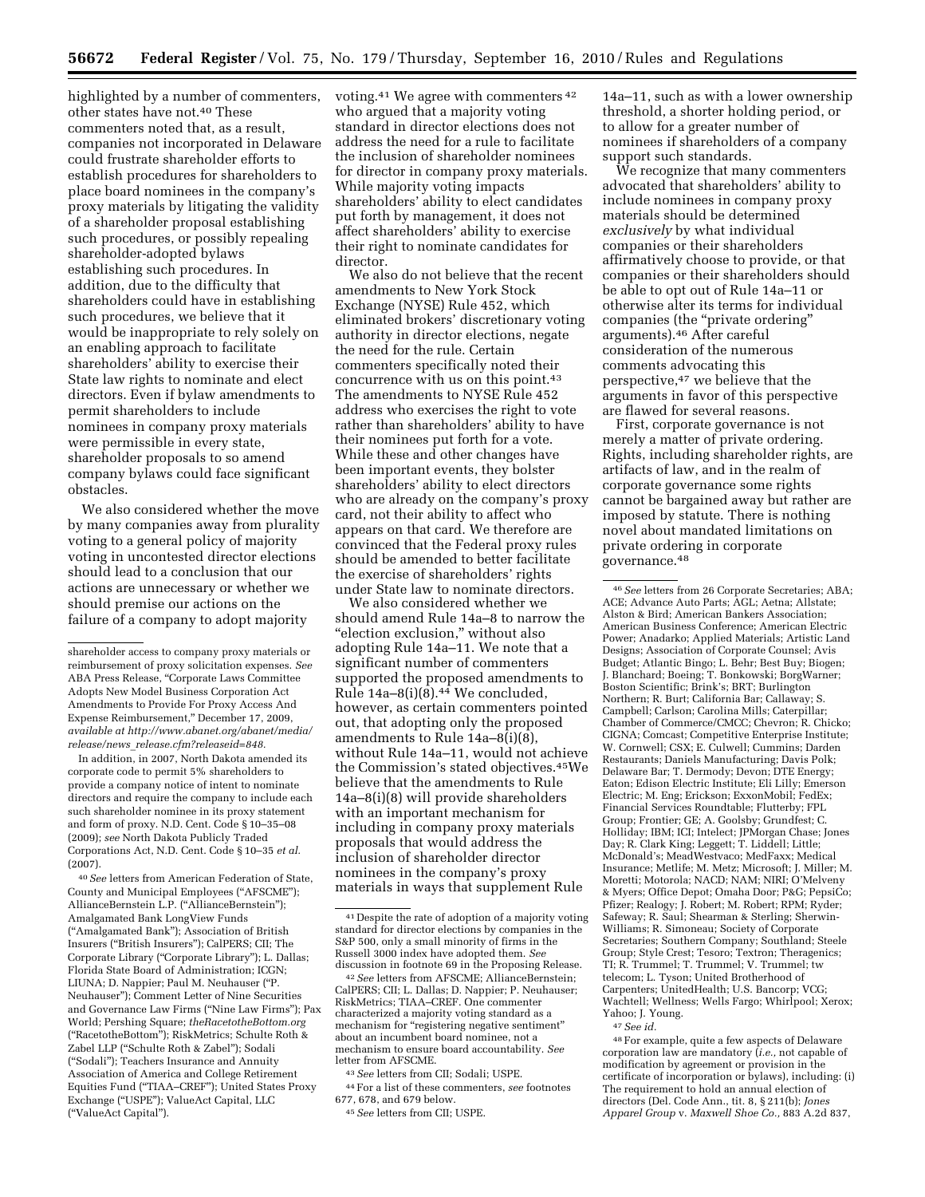highlighted by a number of commenters, other states have not.[40] These commenters noted that, as a result, companies not incorporated in Delaware could frustrate shareholder efforts to establish procedures for shareholders to place board nominees in the company's proxy materials by litigating the validity of a shareholder proposal establishing such procedures, or possibly repealing shareholder-adopted bylaws establishing such procedures. In addition, due to the difficulty that shareholders could have in establishing such procedures, we believe that it would be inappropriate to rely solely on an enabling approach to facilitate shareholders' ability to exercise their State law rights to nominate and elect directors. Even if bylaw amendments to permit shareholders to include nominees in company proxy materials were permissible in every state, shareholder proposals to so amend company bylaws could face significant obstacles.

We also considered whether the move by many companies away from plurality voting to a general policy of majority voting in uncontested director elections should lead to a conclusion that our actions are unnecessary or whether we should premise our actions on the failure of a company to adopt majority voting.[41] We agree with commenters[42] who argued that a majority voting standard in director elections does not address the need for a rule to facilitate the inclusion of shareholder nominees for director in company proxy materials. While majority voting impacts shareholders' ability to elect candidates put forth by management, it does not affect shareholders' ability to exercise their right to nominate candidates for director.

We also do not believe that the recent amendments to New York Stock Exchange (NYSE) Rule 452, which eliminated brokers' discretionary voting authority in director elections, negate the need for the rule. Certain commenters specifically noted their concurrence with us on this point.[43] The amendments to NYSE Rule 452 address who exercises the right to vote rather than shareholders' ability to have their nominees put forth for a vote. While these and other changes have been important events, they bolster shareholders' ability to elect directors who are already on the company's proxy card, not their ability to affect who appears on that card. We therefore are convinced that the Federal proxy rules should be amended to better facilitate the exercise of shareholders' rights under State law to nominate directors.

We also considered whether we should amend Rule 14a–8 to narrow the "election exclusion," without also adopting Rule 14a–11. We note that a significant number of commenters supported the proposed amendments to Rule 14a–8(i)(8).[44] We concluded, however, as certain commenters pointed out, that adopting only the proposed amendments to Rule 14a–8(i)(8), without Rule 14a–11, would not achieve the Commission's stated objectives.[45] We believe that the amendments to Rule 14a–8(i)(8) will provide shareholders with an important mechanism for including in company proxy materials proposals that would address the inclusion of shareholder director nominees in the company's proxy materials in ways that supplement Rule 14a–11, such as with a lower ownership threshold, a shorter holding period, or to allow for a greater number of nominees if shareholders of a company support such standards.

We recognize that many commenters advocated that shareholders' ability to include nominees in company proxy materials should be determined *exclusively* by what individual companies or their shareholders affirmatively choose to provide, or that companies or their shareholders should be able to opt out of Rule 14a–11 or otherwise alter its terms for individual companies (the "private ordering" arguments).[46] After careful consideration of the numerous comments advocating this perspective,[47] we believe that the arguments in favor of this perspective are flawed for several reasons.

First, corporate governance is not merely a matter of private ordering. Rights, including shareholder rights, are artifacts of law, and in the realm of corporate governance some rights cannot be bargained away but rather are imposed by statute. There is nothing novel about mandated limitations on private ordering in corporate governance.[48]

---

shareholder access to company proxy materials or reimbursement of proxy solicitation expenses. *See* ABA Press Release, "Corporate Laws Committee Adopts New Model Business Corporation Act Amendments to Provide For Proxy Access And Expense Reimbursement," December 17, 2009, *available at http://www.abanet.org/abanet/media/release/news_release.cfm?releaseid=848.*

In addition, in 2007, North Dakota amended its corporate code to permit 5% shareholders to provide a company notice of intent to nominate directors and require the company to include each such shareholder nominee in its proxy statement and form of proxy. N.D. Cent. Code § 10–35–08 (2009); *see* North Dakota Publicly Traded Corporations Act, N.D. Cent. Code § 10–35 *et al.* (2007).

[40] *See* letters from American Federation of State, County and Municipal Employees ("AFSCME"); AllianceBernstein L.P. ("AllianceBernstein"); Amalgamated Bank LongView Funds ("Amalgamated Bank"); Association of British Insurers ("British Insurers"); CalPERS; CII; The Corporate Library ("Corporate Library"); L. Dallas; Florida State Board of Administration; ICGN; LIUNA; D. Nappier; Paul M. Neuhauser ("P. Neuhauser"); Comment Letter of Nine Securities and Governance Law Firms ("Nine Law Firms"); Pax World; Pershing Square; *theRacetotheBottom.org* ("RacetotheBottom"); RiskMetrics; Schulte Roth & Zabel LLP ("Schulte Roth & Zabel"); Sodali ("Sodali"); Teachers Insurance and Annuity Association of America and College Retirement Equities Fund ("TIAA–CREF"); United States Proxy Exchange ("USPE"); ValueAct Capital, LLC ("ValueAct Capital").

[41] Despite the rate of adoption of a majority voting standard for director elections by companies in the S&P 500, only a small minority of firms in the Russell 3000 index have adopted them. *See* discussion in footnote 69 in the Proposing Release.

[42] *See* letters from AFSCME; AllianceBernstein; CalPERS; CII; L. Dallas; D. Nappier; P. Neuhauser; RiskMetrics; TIAA–CREF. One commenter characterized a majority voting standard as a mechanism for "registering negative sentiment" about an incumbent board nominee, not a mechanism to ensure board accountability. *See* letter from AFSCME.

[43] *See* letters from CII; Sodali; USPE.

[44] For a list of these commenters, *see* footnotes 677, 678, and 679 below.

[45] *See* letters from CII; USPE.

[46] *See* letters from 26 Corporate Secretaries; ABA; ACE; Advance Auto Parts; AGL; Aetna; Allstate; Alston & Bird; American Bankers Association; American Business Conference; American Electric Power; Anadarko; Applied Materials; Artistic Land Designs; Association of Corporate Counsel; Avis Budget; Atlantic Bingo; L. Behr; Best Buy; Biogen; J. Blanchard; Boeing; T. Bonkowski; BorgWarner; Boston Scientific; Brink's; BRT; Burlington Northern; R. Burt; California Bar; Callaway; S. Campbell; Carlson; Carolina Mills; Caterpillar; Chamber of Commerce/CMCC; Chevron; R. Chicko; CIGNA; Comcast; Competitive Enterprise Institute; W. Cornwell; CSX; E. Culwell; Cummins; Darden Restaurants; Daniels Manufacturing; Davis Polk; Delaware Bar; T. Dermody; Devon; DTE Energy; Eaton; Edison Electric Institute; Eli Lilly; Emerson Electric; M. Eng; Erickson; ExxonMobil; FedEx; Financial Services Roundtable; Flutterby; FPL Group; Frontier; GE; A. Goolsby; Grundfest; C. Holliday; IBM; ICI; Intelect; JPMorgan Chase; Jones Day; R. Clark King; Leggett; T. Liddell; Little; McDonald's; MeadWestvaco; MedFaxx; Medical Insurance; Metlife; M. Metz; Microsoft; J. Miller; M. Moretti; Motorola; NACD; NAM; NIRI; O'Melveny & Myers; Office Depot; Omaha Door; P&G; PepsiCo; Pfizer; Realogy; J. Robert; M. Robert; RPM; Ryder; Safeway; R. Saul; Shearman & Sterling; Sherwin-Williams; R. Simoneau; Society of Corporate Secretaries; Southern Company; Southland; Steele Group; Style Crest; Tesoro; Textron; Theragenics; TI; R. Trummel; T. Trummel; V. Trummel; tw telecom; L. Tyson; United Brotherhood of Carpenters; UnitedHealth; U.S. Bancorp; VCG; Wachtell; Wellness; Wells Fargo; Whirlpool; Xerox; Yahoo; J. Young.

[47] *See id.*

[48] For example, quite a few aspects of Delaware corporation law are mandatory (*i.e.,* not capable of modification by agreement or provision in the certificate of incorporation or bylaws), including: (i) The requirement to hold an annual election of directors (Del. Code Ann., tit. 8, § 211(b); *Jones Apparel Group* v. *Maxwell Shoe Co.,* 883 A.2d 837,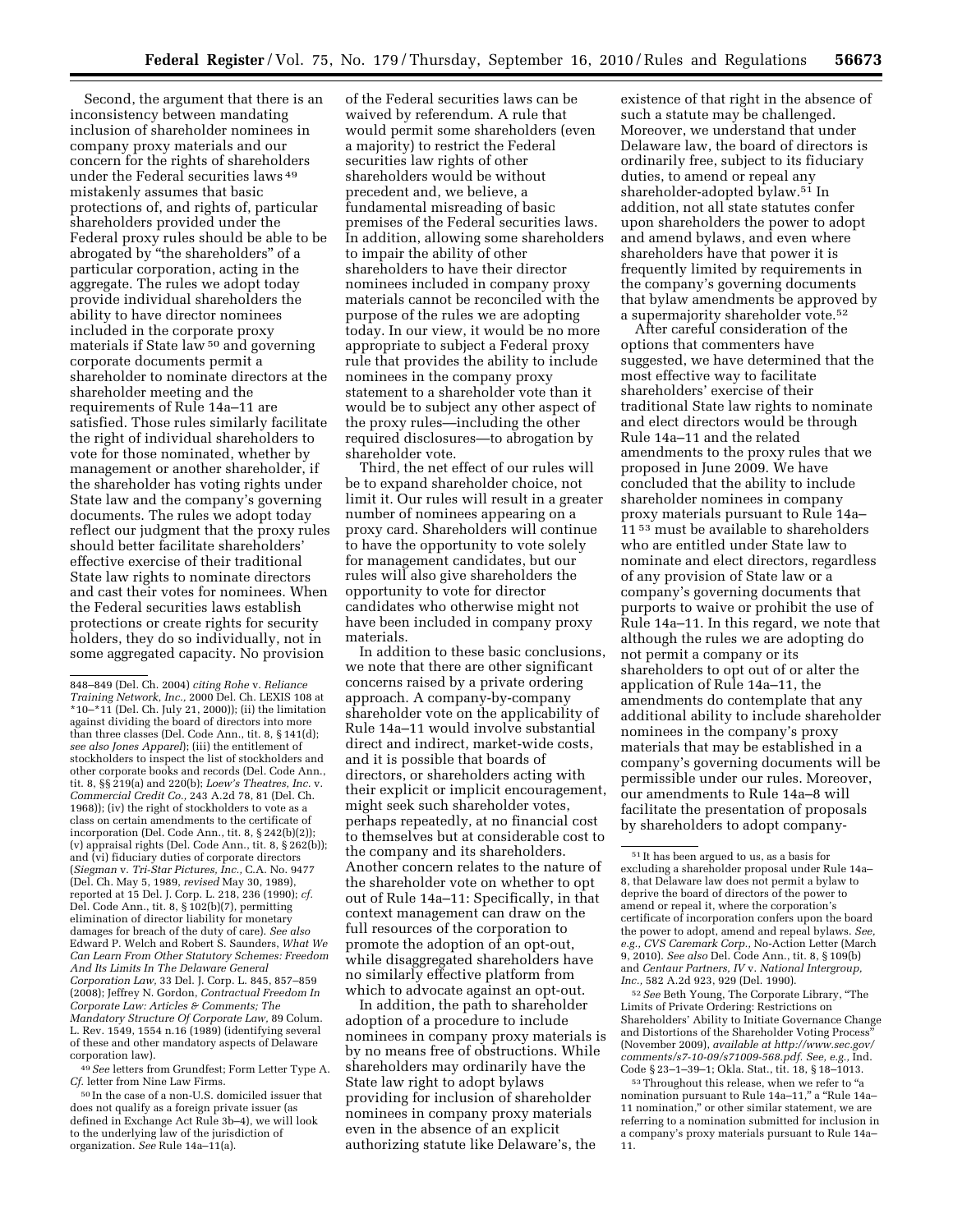Second, the argument that there is an inconsistency between mandating inclusion of shareholder nominees in company proxy materials and our concern for the rights of shareholders under the Federal securities laws[49] mistakenly assumes that basic protections of, and rights of, particular shareholders provided under the Federal proxy rules should be able to be abrogated by "the shareholders" of a particular corporation, acting in the aggregate. The rules we adopt today provide individual shareholders the ability to have director nominees included in the corporate proxy materials if State law[50] and governing corporate documents permit a shareholder to nominate directors at the shareholder meeting and the requirements of Rule 14a–11 are satisfied. Those rules similarly facilitate the right of individual shareholders to vote for those nominated, whether by management or another shareholder, if the shareholder has voting rights under State law and the company's governing documents. The rules we adopt today reflect our judgment that the proxy rules should better facilitate shareholders' effective exercise of their traditional State law rights to nominate directors and cast their votes for nominees. When the Federal securities laws establish protections or create rights for security holders, they do so individually, not in some aggregated capacity. No provision of the Federal securities laws can be waived by referendum. A rule that would permit some shareholders (even a majority) to restrict the Federal securities law rights of other shareholders would be without precedent and, we believe, a fundamental misreading of basic premises of the Federal securities laws. In addition, allowing some shareholders to impair the ability of other shareholders to have their director nominees included in company proxy materials cannot be reconciled with the purpose of the rules we are adopting today. In our view, it would be no more appropriate to subject a Federal proxy rule that provides the ability to include nominees in the company proxy statement to a shareholder vote than it would be to subject any other aspect of the proxy rules—including the other required disclosures—to abrogation by shareholder vote.

Third, the net effect of our rules will be to expand shareholder choice, not limit it. Our rules will result in a greater number of nominees appearing on a proxy card. Shareholders will continue to have the opportunity to vote solely for management candidates, but our rules will also give shareholders the opportunity to vote for director candidates who otherwise might not have been included in company proxy materials.

In addition to these basic conclusions, we note that there are other significant concerns raised by a private ordering approach. A company-by-company shareholder vote on the applicability of Rule 14a–11 would involve substantial direct and indirect, market-wide costs, and it is possible that boards of directors, or shareholders acting with their explicit or implicit encouragement, might seek such shareholder votes, perhaps repeatedly, at no financial cost to themselves but at considerable cost to the company and its shareholders. Another concern relates to the nature of the shareholder vote on whether to opt out of Rule 14a–11: Specifically, in that context management can draw on the full resources of the corporation to promote the adoption of an opt-out, while disaggregated shareholders have no similarly effective platform from which to advocate against an opt-out.

In addition, the path to shareholder adoption of a procedure to include nominees in company proxy materials is by no means free of obstructions. While shareholders may ordinarily have the State law right to adopt bylaws providing for inclusion of shareholder nominees in company proxy materials even in the absence of an explicit authorizing statute like Delaware's, the existence of that right in the absence of such a statute may be challenged. Moreover, we understand that under Delaware law, the board of directors is ordinarily free, subject to its fiduciary duties, to amend or repeal any shareholder-adopted bylaw.[51] In addition, not all state statutes confer upon shareholders the power to adopt and amend bylaws, and even where shareholders have that power it is frequently limited by requirements in the company's governing documents that bylaw amendments be approved by a supermajority shareholder vote.[52]

After careful consideration of the options that commenters have suggested, we have determined that the most effective way to facilitate shareholders' exercise of their traditional State law rights to nominate and elect directors would be through Rule 14a–11 and the related amendments to the proxy rules that we proposed in June 2009. We have concluded that the ability to include shareholder nominees in company proxy materials pursuant to Rule 14a–11[53] must be available to shareholders who are entitled under State law to nominate and elect directors, regardless of any provision of State law or a company's governing documents that purports to waive or prohibit the use of Rule 14a–11. In this regard, we note that although the rules we are adopting do not permit a company or its shareholders to opt out of or alter the application of Rule 14a–11, the amendments do contemplate that any additional ability to include shareholder nominees in the company's proxy materials that may be established in a company's governing documents will be permissible under our rules. Moreover, our amendments to Rule 14a–8 will facilitate the presentation of proposals by shareholders to adopt company-

---

848–849 (Del. Ch. 2004) *citing Rohe* v. *Reliance Training Network, Inc.,* 2000 Del. Ch. LEXIS 108 at *10–*11 (Del. Ch. July 21, 2000)); (ii) the limitation against dividing the board of directors into more than three classes (Del. Code Ann., tit. 8, § 141(d); *see also Jones Apparel*); (iii) the entitlement of stockholders to inspect the list of stockholders and other corporate books and records (Del. Code Ann., tit. 8, §§ 219(a) and 220(b); *Loew's Theatres, Inc.* v. *Commercial Credit Co.,* 243 A.2d 78, 81 (Del. Ch. 1968)); (iv) the right of stockholders to vote as a class on certain amendments to the certificate of incorporation (Del. Code Ann., tit. 8, § 242(b)(2)); (v) appraisal rights (Del. Code Ann., tit. 8, § 262(b)); and (vi) fiduciary duties of corporate directors (*Siegman* v. *Tri-Star Pictures, Inc.,* C.A. No. 9477 (Del. Ch. May 5, 1989, *revised* May 30, 1989), reported at 15 Del. J. Corp. L. 218, 236 (1990); *cf.* Del. Code Ann., tit. 8, § 102(b)(7), permitting elimination of director liability for monetary damages for breach of the duty of care). *See also* Edward P. Welch and Robert S. Saunders, *What We Can Learn From Other Statutory Schemes: Freedom And Its Limits In The Delaware General Corporation Law,* 33 Del. J. Corp. L. 845, 857–859 (2008); Jeffrey N. Gordon, *Contractual Freedom In Corporate Law: Articles & Comments; The Mandatory Structure Of Corporate Law,* 89 Colum. L. Rev. 1549, 1554 n.16 (1989) (identifying several of these and other mandatory aspects of Delaware corporation law).

[49] *See* letters from Grundfest; Form Letter Type A. *Cf.* letter from Nine Law Firms.

[50] In the case of a non-U.S. domiciled issuer that does not qualify as a foreign private issuer (as defined in Exchange Act Rule 3b–4), we will look to the underlying law of the jurisdiction of organization. *See* Rule 14a–11(a).

[51] It has been argued to us, as a basis for excluding a shareholder proposal under Rule 14a–8, that Delaware law does not permit a bylaw to deprive the board of directors of the power to amend or repeal it, where the corporation's certificate of incorporation confers upon the board the power to adopt, amend and repeal bylaws. *See, e.g., CVS Caremark Corp.,* No-Action Letter (March 9, 2010). *See also* Del. Code Ann., tit. 8, § 109(b) and *Centaur Partners, IV* v. *National Intergroup, Inc.,* 582 A.2d 923, 929 (Del. 1990).

[52] *See* Beth Young, The Corporate Library, "The Limits of Private Ordering: Restrictions on Shareholders' Ability to Initiate Governance Change and Distortions of the Shareholder Voting Process" (November 2009), *available at http://www.sec.gov/comments/s7-10-09/s71009-568.pdf. See, e.g.,* Ind. Code § 23–1–39–1; Okla. Stat., tit. 18, § 18–1013.

[53] Throughout this release, when we refer to "a nomination pursuant to Rule 14a–11," a "Rule 14a–11 nomination," or other similar statement, we are referring to a nomination submitted for inclusion in a company's proxy materials pursuant to Rule 14a–11.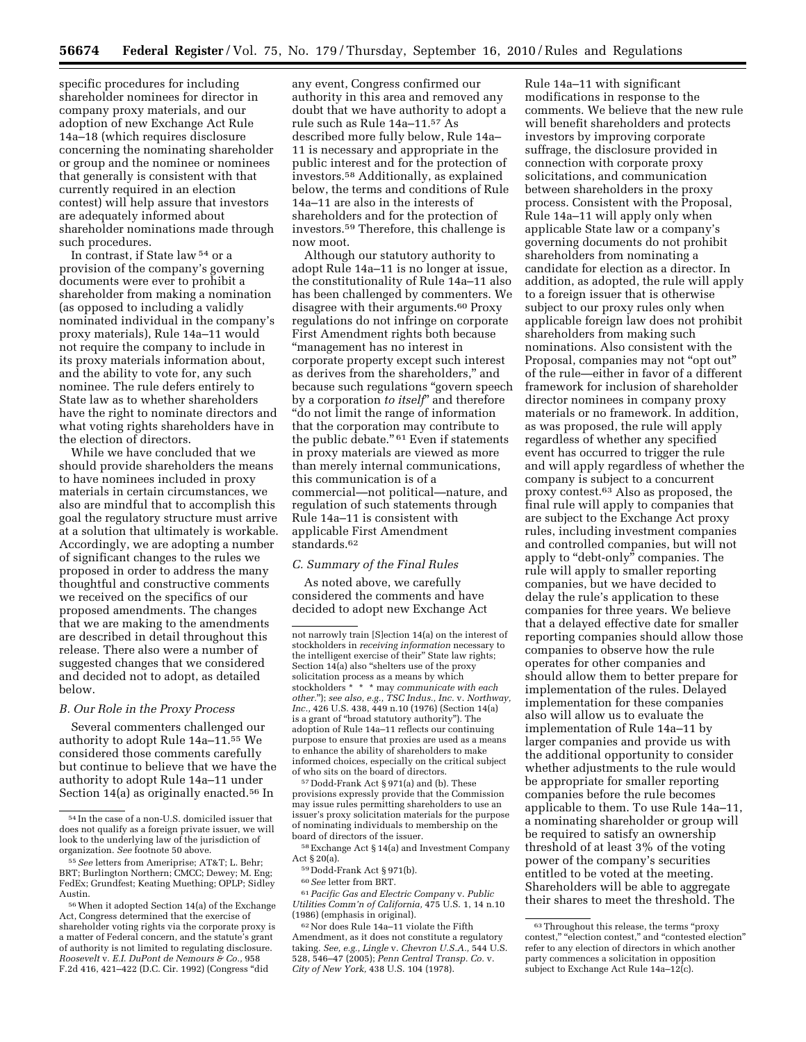specific procedures for including shareholder nominees for director in company proxy materials, and our adoption of new Exchange Act Rule 14a–18 (which requires disclosure concerning the nominating shareholder or group and the nominee or nominees that generally is consistent with that currently required in an election contest) will help assure that investors are adequately informed about shareholder nominations made through such procedures.

In contrast, if State law [54] or a provision of the company's governing documents were ever to prohibit a shareholder from making a nomination (as opposed to including a validly nominated individual in the company's proxy materials), Rule 14a–11 would not require the company to include in its proxy materials information about, and the ability to vote for, any such nominee. The rule defers entirely to State law as to whether shareholders have the right to nominate directors and what voting rights shareholders have in the election of directors.

While we have concluded that we should provide shareholders the means to have nominees included in proxy materials in certain circumstances, we also are mindful that to accomplish this goal the regulatory structure must arrive at a solution that ultimately is workable. Accordingly, we are adopting a number of significant changes to the rules we proposed in order to address the many thoughtful and constructive comments we received on the specifics of our proposed amendments. The changes that we are making to the amendments are described in detail throughout this release. There also were a number of suggested changes that we considered and decided not to adopt, as detailed below.

### B. Our Role in the Proxy Process

Several commenters challenged our authority to adopt Rule 14a–11.[55] We considered those comments carefully but continue to believe that we have the authority to adopt Rule 14a–11 under Section 14(a) as originally enacted.[56] In any event, Congress confirmed our authority in this area and removed any doubt that we have authority to adopt a rule such as Rule 14a–11.[57] As described more fully below, Rule 14a–11 is necessary and appropriate in the public interest and for the protection of investors.[58] Additionally, as explained below, the terms and conditions of Rule 14a–11 are also in the interests of shareholders and for the protection of investors.[59] Therefore, this challenge is now moot.

Although our statutory authority to adopt Rule 14a–11 is no longer at issue, the constitutionality of Rule 14a–11 also has been challenged by commenters. We disagree with their arguments.[60] Proxy regulations do not infringe on corporate First Amendment rights both because "management has no interest in corporate property except such interest as derives from the shareholders," and because such regulations "govern speech by a corporation *to itself*" and therefore "do not limit the range of information that the corporation may contribute to the public debate." [61] Even if statements in proxy materials are viewed as more than merely internal communications, this communication is of a commercial—not political—nature, and regulation of such statements through Rule 14a–11 is consistent with applicable First Amendment standards.[62]

### C. Summary of the Final Rules

As noted above, we carefully considered the comments and have decided to adopt new Exchange Act Rule 14a–11 with significant modifications in response to the comments. We believe that the new rule will benefit shareholders and protects investors by improving corporate suffrage, the disclosure provided in connection with corporate proxy solicitations, and communication between shareholders in the proxy process. Consistent with the Proposal, Rule 14a–11 will apply only when applicable State law or a company's governing documents do not prohibit shareholders from nominating a candidate for election as a director. In addition, as adopted, the rule will apply to a foreign issuer that is otherwise subject to our proxy rules only when applicable foreign law does not prohibit shareholders from making such nominations. Also consistent with the Proposal, companies may not "opt out" of the rule—either in favor of a different framework for inclusion of shareholder director nominees in company proxy materials or no framework. In addition, as was proposed, the rule will apply regardless of whether any specified event has occurred to trigger the rule and will apply regardless of whether the company is subject to a concurrent proxy contest.[63] Also as proposed, the final rule will apply to companies that are subject to the Exchange Act proxy rules, including investment companies and controlled companies, but will not apply to "debt-only" companies. The rule will apply to smaller reporting companies, but we have decided to delay the rule's application to these companies for three years. We believe that a delayed effective date for smaller reporting companies should allow those companies to observe how the rule operates for other companies and should allow them to better prepare for implementation of the rules. Delayed implementation for these companies also will allow us to evaluate the implementation of Rule 14a–11 by larger companies and provide us with the additional opportunity to consider whether adjustments to the rule would be appropriate for smaller reporting companies before the rule becomes applicable to them. To use Rule 14a–11, a nominating shareholder or group will be required to satisfy an ownership threshold of at least 3% of the voting power of the company's securities entitled to be voted at the meeting. Shareholders will be able to aggregate their shares to meet the threshold. The

---

[54] In the case of a non-U.S. domiciled issuer that does not qualify as a foreign private issuer, we will look to the underlying law of the jurisdiction of organization. *See* footnote 50 above.

[55] *See* letters from Ameriprise; AT&T; L. Behr; BRT; Burlington Northern; CMCC; Dewey; M. Eng; FedEx; Grundfest; Keating Muething; OPLP; Sidley Austin.

[56] When it adopted Section 14(a) of the Exchange Act, Congress determined that the exercise of shareholder voting rights via the corporate proxy is a matter of Federal concern, and the statute's grant of authority is not limited to regulating disclosure. *Roosevelt* v. *E.I. DuPont de Nemours & Co.*, 958 F.2d 416, 421–422 (D.C. Cir. 1992) (Congress "did not narrowly train [S]ection 14(a) on the interest of stockholders in *receiving information* necessary to the intelligent exercise of their" State law rights; Section 14(a) also "shelters use of the proxy solicitation process as a means by which stockholders * * * may *communicate with each other*."); *see also, e.g., TSC Indus., Inc.* v. *Northway, Inc.*, 426 U.S. 438, 449 n.10 (1976) (Section 14(a) is a grant of "broad statutory authority"). The adoption of Rule 14a–11 reflects our continuing purpose to ensure that proxies are used as a means to enhance the ability of shareholders to make informed choices, especially on the critical subject of who sits on the board of directors.

[57] Dodd-Frank Act § 971(a) and (b). These provisions expressly provide that the Commission may issue rules permitting shareholders to use an issuer's proxy solicitation materials for the purpose of nominating individuals to membership on the board of directors of the issuer.

[58] Exchange Act § 14(a) and Investment Company Act § 20(a).

[59] Dodd-Frank Act § 971(b).

[60] *See* letter from BRT.

[61] *Pacific Gas and Electric Company* v. *Public Utilities Comm'n of California*, 475 U.S. 1, 14 n.10 (1986) (emphasis in original).

[62] Nor does Rule 14a–11 violate the Fifth Amendment, as it does not constitute a regulatory taking. *See, e.g., Lingle* v. *Chevron U.S.A.*, 544 U.S. 528, 546–47 (2005); *Penn Central Transp. Co.* v. *City of New York*, 438 U.S. 104 (1978).

[63] Throughout this release, the terms "proxy contest," "election contest," and "contested election" refer to any election of directors in which another party commences a solicitation in opposition subject to Exchange Act Rule 14a–12(c).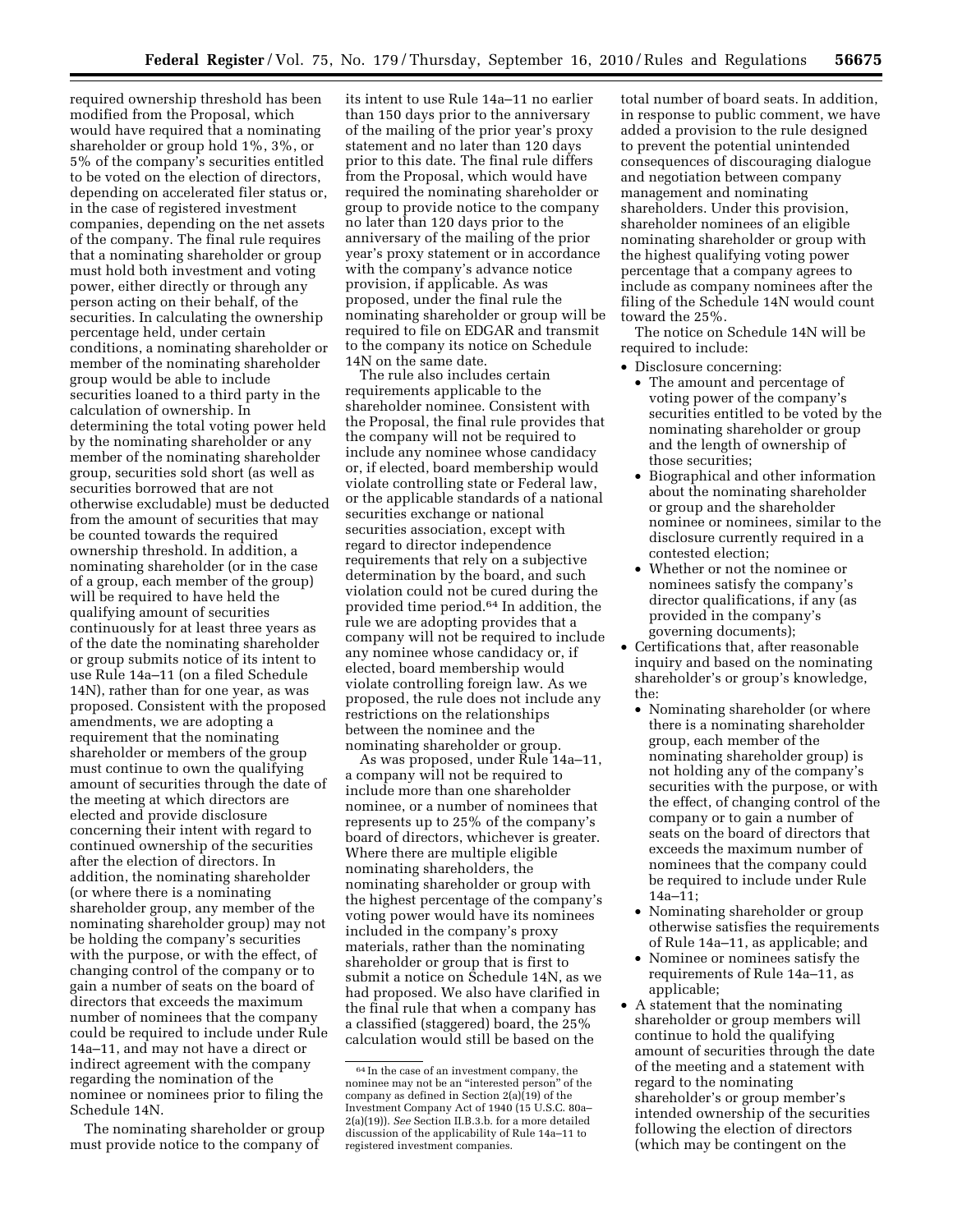required ownership threshold has been modified from the Proposal, which would have required that a nominating shareholder or group hold 1%, 3%, or 5% of the company's securities entitled to be voted on the election of directors, depending on accelerated filer status or, in the case of registered investment companies, depending on the net assets of the company. The final rule requires that a nominating shareholder or group must hold both investment and voting power, either directly or through any person acting on their behalf, of the securities. In calculating the ownership percentage held, under certain conditions, a nominating shareholder or member of the nominating shareholder group would be able to include securities loaned to a third party in the calculation of ownership. In determining the total voting power held by the nominating shareholder or any member of the nominating shareholder group, securities sold short (as well as securities borrowed that are not otherwise excludable) must be deducted from the amount of securities that may be counted towards the required ownership threshold. In addition, a nominating shareholder (or in the case of a group, each member of the group) will be required to have held the qualifying amount of securities continuously for at least three years as of the date the nominating shareholder or group submits notice of its intent to use Rule 14a–11 (on a filed Schedule 14N), rather than for one year, as was proposed. Consistent with the proposed amendments, we are adopting a requirement that the nominating shareholder or members of the group must continue to own the qualifying amount of securities through the date of the meeting at which directors are elected and provide disclosure concerning their intent with regard to continued ownership of the securities after the election of directors. In addition, the nominating shareholder (or where there is a nominating shareholder group, any member of the nominating shareholder group) may not be holding the company's securities with the purpose, or with the effect, of changing control of the company or to gain a number of seats on the board of directors that exceeds the maximum number of nominees that the company could be required to include under Rule 14a–11, and may not have a direct or indirect agreement with the company regarding the nomination of the nominee or nominees prior to filing the Schedule 14N.

The nominating shareholder or group must provide notice to the company of its intent to use Rule 14a–11 no earlier than 150 days prior to the anniversary of the mailing of the prior year's proxy statement and no later than 120 days prior to this date. The final rule differs from the Proposal, which would have required the nominating shareholder or group to provide notice to the company no later than 120 days prior to the anniversary of the mailing of the prior year's proxy statement or in accordance with the company's advance notice provision, if applicable. As was proposed, under the final rule the nominating shareholder or group will be required to file on EDGAR and transmit to the company its notice on Schedule 14N on the same date.

The rule also includes certain requirements applicable to the shareholder nominee. Consistent with the Proposal, the final rule provides that the company will not be required to include any nominee whose candidacy or, if elected, board membership would violate controlling state or Federal law, or the applicable standards of a national securities exchange or national securities association, except with regard to director independence requirements that rely on a subjective determination by the board, and such violation could not be cured during the provided time period.[64] In addition, the rule we are adopting provides that a company will not be required to include any nominee whose candidacy or, if elected, board membership would violate controlling foreign law. As we proposed, the rule does not include any restrictions on the relationships between the nominee and the nominating shareholder or group.

As was proposed, under Rule 14a–11, a company will not be required to include more than one shareholder nominee, or a number of nominees that represents up to 25% of the company's board of directors, whichever is greater. Where there are multiple eligible nominating shareholders, the nominating shareholder or group with the highest percentage of the company's voting power would have its nominees included in the company's proxy materials, rather than the nominating shareholder or group that is first to submit a notice on Schedule 14N, as we had proposed. We also have clarified in the final rule that when a company has a classified (staggered) board, the 25% calculation would still be based on the total number of board seats. In addition, in response to public comment, we have added a provision to the rule designed to prevent the potential unintended consequences of discouraging dialogue and negotiation between company management and nominating shareholders. Under this provision, shareholder nominees of an eligible nominating shareholder or group with the highest qualifying voting power percentage that a company agrees to include as company nominees after the filing of the Schedule 14N would count toward the 25%.

The notice on Schedule 14N will be required to include:

- Disclosure concerning:
  - The amount and percentage of voting power of the company's securities entitled to be voted by the nominating shareholder or group and the length of ownership of those securities;
  - Biographical and other information about the nominating shareholder or group and the shareholder nominee or nominees, similar to the disclosure currently required in a contested election;
  - Whether or not the nominee or nominees satisfy the company's director qualifications, if any (as provided in the company's governing documents);
- Certifications that, after reasonable inquiry and based on the nominating shareholder's or group's knowledge, the:
  - Nominating shareholder (or where there is a nominating shareholder group, each member of the nominating shareholder group) is not holding any of the company's securities with the purpose, or with the effect, of changing control of the company or to gain a number of seats on the board of directors that exceeds the maximum number of nominees that the company could be required to include under Rule 14a–11;
  - Nominating shareholder or group otherwise satisfies the requirements of Rule 14a–11, as applicable; and
  - Nominee or nominees satisfy the requirements of Rule 14a–11, as applicable;
- A statement that the nominating shareholder or group members will continue to hold the qualifying amount of securities through the date of the meeting and a statement with regard to the nominating shareholder's or group member's intended ownership of the securities following the election of directors (which may be contingent on the

[64] In the case of an investment company, the nominee may not be an "interested person" of the company as defined in Section 2(a)(19) of the Investment Company Act of 1940 (15 U.S.C. 80a–2(a)(19)). *See* Section II.B.3.b. for a more detailed discussion of the applicability of Rule 14a–11 to registered investment companies.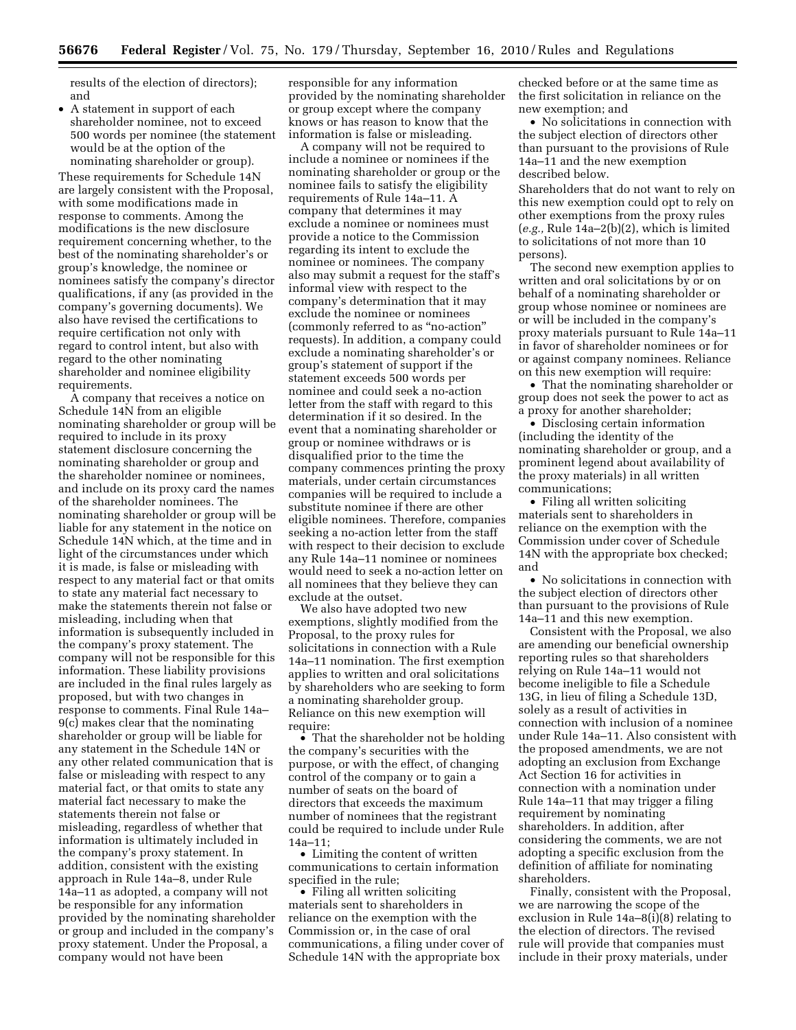results of the election of directors); and

- A statement in support of each shareholder nominee, not to exceed 500 words per nominee (the statement would be at the option of the nominating shareholder or group).

These requirements for Schedule 14N are largely consistent with the Proposal, with some modifications made in response to comments. Among the modifications is the new disclosure requirement concerning whether, to the best of the nominating shareholder's or group's knowledge, the nominee or nominees satisfy the company's director qualifications, if any (as provided in the company's governing documents). We also have revised the certifications to require certification not only with regard to control intent, but also with regard to the other nominating shareholder and nominee eligibility requirements.

A company that receives a notice on Schedule 14N from an eligible nominating shareholder or group will be required to include in its proxy statement disclosure concerning the nominating shareholder or group and the shareholder nominee or nominees, and include on its proxy card the names of the shareholder nominees. The nominating shareholder or group will be liable for any statement in the notice on Schedule 14N which, at the time and in light of the circumstances under which it is made, is false or misleading with respect to any material fact or that omits to state any material fact necessary to make the statements therein not false or misleading, including when that information is subsequently included in the company's proxy statement. The company will not be responsible for this information. These liability provisions are included in the final rules largely as proposed, but with two changes in response to comments. Final Rule 14a–9(c) makes clear that the nominating shareholder or group will be liable for any statement in the Schedule 14N or any other related communication that is false or misleading with respect to any material fact, or that omits to state any material fact necessary to make the statements therein not false or misleading, regardless of whether that information is ultimately included in the company's proxy statement. In addition, consistent with the existing approach in Rule 14a–8, under Rule 14a–11 as adopted, a company will not be responsible for any information provided by the nominating shareholder or group and included in the company's proxy statement. Under the Proposal, a company would not have been responsible for any information provided by the nominating shareholder or group except where the company knows or has reason to know that the information is false or misleading.

A company will not be required to include a nominee or nominees if the nominating shareholder or group or the nominee fails to satisfy the eligibility requirements of Rule 14a–11. A company that determines it may exclude a nominee or nominees must provide a notice to the Commission regarding its intent to exclude the nominee or nominees. The company also may submit a request for the staff's informal view with respect to the company's determination that it may exclude the nominee or nominees (commonly referred to as "no-action" requests). In addition, a company could exclude a nominating shareholder's or group's statement of support if the statement exceeds 500 words per nominee and could seek a no-action letter from the staff with regard to this determination if it so desired. In the event that a nominating shareholder or group or nominee withdraws or is disqualified prior to the time the company commences printing the proxy materials, under certain circumstances companies will be required to include a substitute nominee if there are other eligible nominees. Therefore, companies seeking a no-action letter from the staff with respect to their decision to exclude any Rule 14a–11 nominee or nominees would need to seek a no-action letter on all nominees that they believe they can exclude at the outset.

We also have adopted two new exemptions, slightly modified from the Proposal, to the proxy rules for solicitations in connection with a Rule 14a–11 nomination. The first exemption applies to written and oral solicitations by shareholders who are seeking to form a nominating shareholder group. Reliance on this new exemption will require:

- That the shareholder not be holding the company's securities with the purpose, or with the effect, of changing control of the company or to gain a number of seats on the board of directors that exceeds the maximum number of nominees that the registrant could be required to include under Rule 14a–11;
- Limiting the content of written communications to certain information specified in the rule;
- Filing all written soliciting materials sent to shareholders in reliance on the exemption with the Commission or, in the case of oral communications, a filing under cover of Schedule 14N with the appropriate box checked before or at the same time as the first solicitation in reliance on the new exemption; and
- No solicitations in connection with the subject election of directors other than pursuant to the provisions of Rule 14a–11 and the new exemption described below.

Shareholders that do not want to rely on this new exemption could opt to rely on other exemptions from the proxy rules (*e.g.,* Rule 14a–2(b)(2), which is limited to solicitations of not more than 10 persons).

The second new exemption applies to written and oral solicitations by or on behalf of a nominating shareholder or group whose nominee or nominees are or will be included in the company's proxy materials pursuant to Rule 14a–11 in favor of shareholder nominees or for or against company nominees. Reliance on this new exemption will require:

- That the nominating shareholder or group does not seek the power to act as a proxy for another shareholder;
- Disclosing certain information (including the identity of the nominating shareholder or group, and a prominent legend about availability of the proxy materials) in all written communications;
- Filing all written soliciting materials sent to shareholders in reliance on the exemption with the Commission under cover of Schedule 14N with the appropriate box checked; and
- No solicitations in connection with the subject election of directors other than pursuant to the provisions of Rule 14a–11 and this new exemption.

Consistent with the Proposal, we also are amending our beneficial ownership reporting rules so that shareholders relying on Rule 14a–11 would not become ineligible to file a Schedule 13G, in lieu of filing a Schedule 13D, solely as a result of activities in connection with inclusion of a nominee under Rule 14a–11. Also consistent with the proposed amendments, we are not adopting an exclusion from Exchange Act Section 16 for activities in connection with a nomination under Rule 14a–11 that may trigger a filing requirement by nominating shareholders. In addition, after considering the comments, we are not adopting a specific exclusion from the definition of affiliate for nominating shareholders.

Finally, consistent with the Proposal, we are narrowing the scope of the exclusion in Rule 14a–8(i)(8) relating to the election of directors. The revised rule will provide that companies must include in their proxy materials, under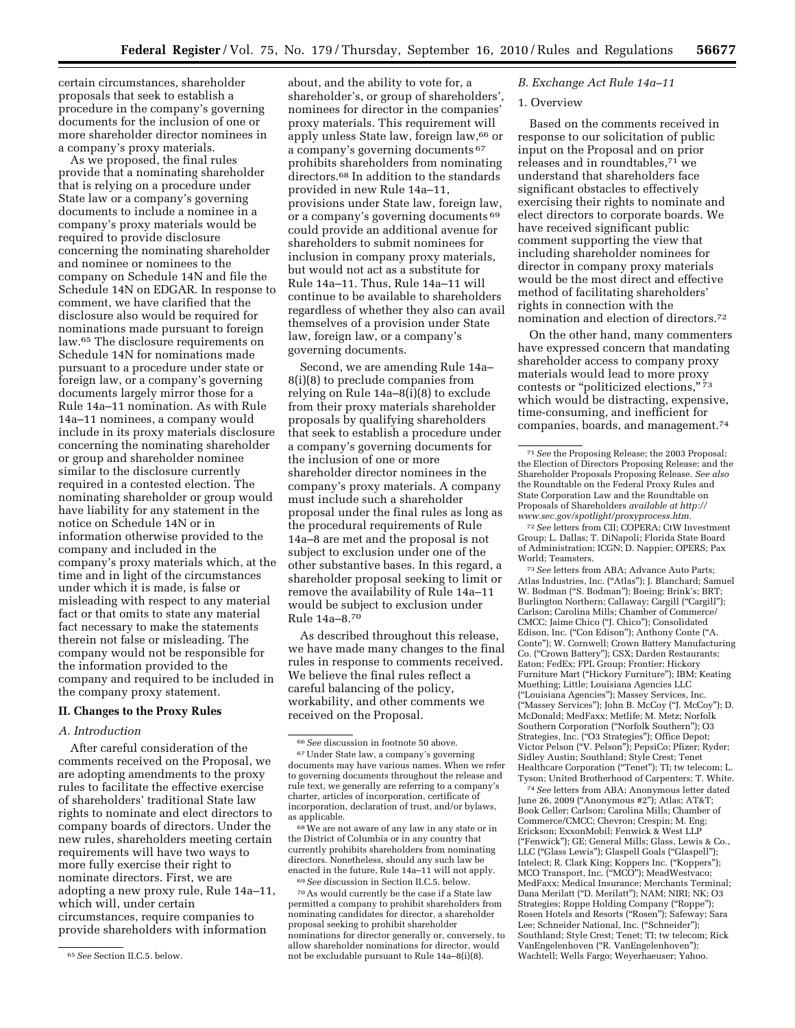certain circumstances, shareholder proposals that seek to establish a procedure in the company's governing documents for the inclusion of one or more shareholder director nominees in a company's proxy materials.

As we proposed, the final rules provide that a nominating shareholder that is relying on a procedure under State law or a company's governing documents to include a nominee in a company's proxy materials would be required to provide disclosure concerning the nominating shareholder and nominee or nominees to the company on Schedule 14N and file the Schedule 14N on EDGAR. In response to comment, we have clarified that the disclosure also would be required for nominations made pursuant to foreign law.[65] The disclosure requirements on Schedule 14N for nominations made pursuant to a procedure under state or foreign law, or a company's governing documents largely mirror those for a Rule 14a–11 nomination. As with Rule 14a–11 nominees, a company would include in its proxy materials disclosure concerning the nominating shareholder or group and shareholder nominee similar to the disclosure currently required in a contested election. The nominating shareholder or group would have liability for any statement in the notice on Schedule 14N or in information otherwise provided to the company and included in the company's proxy materials which, at the time and in light of the circumstances under which it is made, is false or misleading with respect to any material fact or that omits to state any material fact necessary to make the statements therein not false or misleading. The company would not be responsible for the information provided to the company and required to be included in the company proxy statement.

## II. Changes to the Proxy Rules

### A. Introduction

After careful consideration of the comments received on the Proposal, we are adopting amendments to the proxy rules to facilitate the effective exercise of shareholders' traditional State law rights to nominate and elect directors to company boards of directors. Under the new rules, shareholders meeting certain requirements will have two ways to more fully exercise their right to nominate directors. First, we are adopting a new proxy rule, Rule 14a–11, which will, under certain circumstances, require companies to provide shareholders with information about, and the ability to vote for, a shareholder's, or group of shareholders', nominees for director in the companies' proxy materials. This requirement will apply unless State law, foreign law,[66] or a company's governing documents[67] prohibits shareholders from nominating directors.[68] In addition to the standards provided in new Rule 14a–11, provisions under State law, foreign law, or a company's governing documents[69] could provide an additional avenue for shareholders to submit nominees for inclusion in company proxy materials, but would not act as a substitute for Rule 14a–11. Thus, Rule 14a–11 will continue to be available to shareholders regardless of whether they also can avail themselves of a provision under State law, foreign law, or a company's governing documents.

Second, we are amending Rule 14a–8(i)(8) to preclude companies from relying on Rule 14a–8(i)(8) to exclude from their proxy materials shareholder proposals by qualifying shareholders that seek to establish a procedure under a company's governing documents for the inclusion of one or more shareholder director nominees in the company's proxy materials. A company must include such a shareholder proposal under the final rules as long as the procedural requirements of Rule 14a–8 are met and the proposal is not subject to exclusion under one of the other substantive bases. In this regard, a shareholder proposal seeking to limit or remove the availability of Rule 14a–11 would be subject to exclusion under Rule 14a–8.[70]

As described throughout this release, we have made many changes to the final rules in response to comments received. We believe the final rules reflect a careful balancing of the policy, workability, and other comments we received on the Proposal.

### B. Exchange Act Rule 14a–11

#### 1. Overview

Based on the comments received in response to our solicitation of public input on the Proposal and on prior releases and in roundtables,[71] we understand that shareholders face significant obstacles to effectively exercising their rights to nominate and elect directors to corporate boards. We have received significant public comment supporting the view that including shareholder nominees for director in company proxy materials would be the most direct and effective method of facilitating shareholders' rights in connection with the nomination and election of directors.[72]

On the other hand, many commenters have expressed concern that mandating shareholder access to company proxy materials would lead to more proxy contests or "politicized elections,"[73] which would be distracting, expensive, time-consuming, and inefficient for companies, boards, and management.[74]

---

[65] *See* Section II.C.5. below.

[66] *See* discussion in footnote 50 above.

[67] Under State law, a company's governing documents may have various names. When we refer to governing documents throughout the release and rule text, we generally are referring to a company's charter, articles of incorporation, certificate of incorporation, declaration of trust, and/or bylaws, as applicable.

[68] We are not aware of any law in any state or in the District of Columbia or in any country that currently prohibits shareholders from nominating directors. Nonetheless, should any such law be enacted in the future, Rule 14a–11 will not apply.

[69] *See* discussion in Section II.C.5. below.

[70] As would currently be the case if a State law permitted a company to prohibit shareholders from nominating candidates for director, a shareholder proposal seeking to prohibit shareholder nominations for director generally or, conversely, to allow shareholder nominations for director, would not be excludable pursuant to Rule 14a–8(i)(8).

[71] *See* the Proposing Release; the 2003 Proposal; the Election of Directors Proposing Release; and the Shareholder Proposals Proposing Release. *See also* the Roundtable on the Federal Proxy Rules and State Corporation Law and the Roundtable on Proposals of Shareholders *available at http://www.sec.gov/spotlight/proxyprocess.htm.*

[72] *See* letters from CII; COPERA; CtW Investment Group; L. Dallas; T. DiNapoli; Florida State Board of Administration; ICGN; D. Nappier; OPERS; Pax World; Teamsters.

[73] *See* letters from ABA; Advance Auto Parts; Atlas Industries, Inc. ("Atlas"); J. Blanchard; Samuel W. Bodman ("S. Bodman"); Boeing; Brink's; BRT; Burlington Northern; Callaway; Cargill ("Cargill"); Carlson; Carolina Mills; Chamber of Commerce/CMCC; Jaime Chico ("J. Chico"); Consolidated Edison, Inc. ("Con Edison"); Anthony Conte ("A. Conte"); W. Cornwell; Crown Battery Manufacturing Co. ("Crown Battery"); CSX; Darden Restaurants; Eaton; FedEx; FPL Group; Frontier; Hickory Furniture Mart ("Hickory Furniture"); IBM; Keating Muething; Little; Louisiana Agencies LLC ("Louisiana Agencies"); Massey Services, Inc. ("Massey Services"); John B. McCoy ("J. McCoy"); D. McDonald; MedFaxx; Metlife; M. Metz; Norfolk Southern Corporation ("Norfolk Southern"); O3 Strategies, Inc. ("O3 Strategies"); Office Depot; Victor Pelson ("V. Pelson"); PepsiCo; Pfizer; Ryder; Sidley Austin; Southland; Style Crest; Tenet Healthcare Corporation ("Tenet"); TI; tw telecom; L. Tyson; United Brotherhood of Carpenters; T. White.

[74] *See* letters from ABA; Anonymous letter dated June 26, 2009 ("Anonymous #2"); Atlas; AT&T; Book Celler; Carlson; Carolina Mills; Chamber of Commerce/CMCC; Chevron; Crespin; M. Eng; Erickson; ExxonMobil; Fenwick & West LLP ("Fenwick"); GE; General Mills; Glass, Lewis & Co., LLC ("Glass Lewis"); Glaspell Goals ("Glaspell"); Intelect; R. Clark King; Koppers Inc. ("Koppers"); MCO Transport, Inc. ("MCO"); MeadWestvaco; MedFaxx; Medical Insurance; Merchants Terminal; Dana Merilatt ("D. Merilatt"); NAM; NIRI; NK; O3 Strategies; Roppe Holding Company ("Roppe"); Rosen Hotels and Resorts ("Rosen"); Safeway; Sara Lee; Schneider National, Inc. ("Schneider"); Southland; Style Crest; Tenet; TI; tw telecom; Rick VanEngelenhoven ("R. VanEngelenhoven"); Wachtell; Wells Fargo; Weyerhaeuser; Yahoo.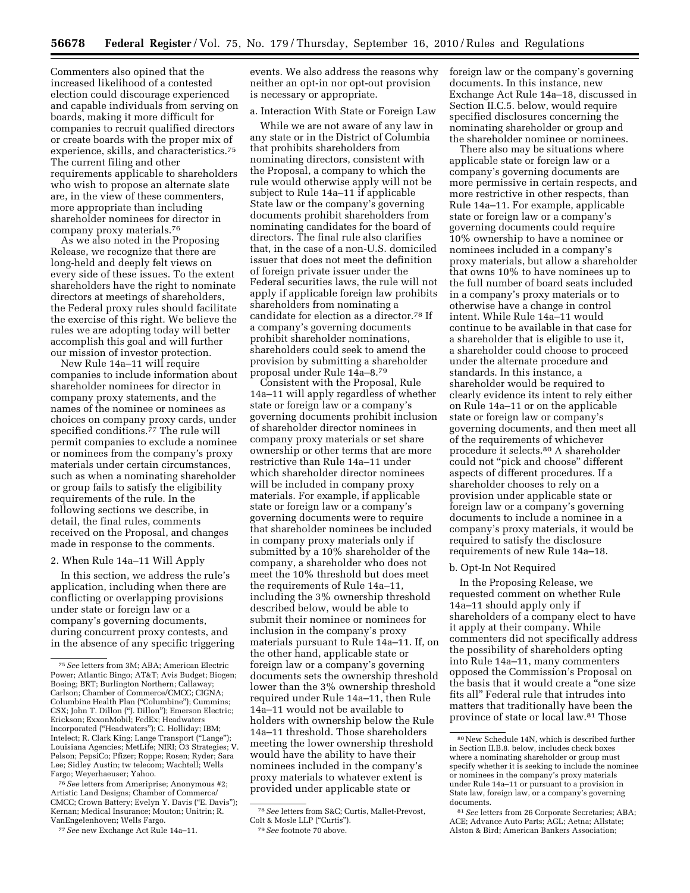Commenters also opined that the increased likelihood of a contested election could discourage experienced and capable individuals from serving on boards, making it more difficult for companies to recruit qualified directors or create boards with the proper mix of experience, skills, and characteristics.[75] The current filing and other requirements applicable to shareholders who wish to propose an alternate slate are, in the view of these commenters, more appropriate than including shareholder nominees for director in company proxy materials.[76]

As we also noted in the Proposing Release, we recognize that there are long-held and deeply felt views on every side of these issues. To the extent shareholders have the right to nominate directors at meetings of shareholders, the Federal proxy rules should facilitate the exercise of this right. We believe the rules we are adopting today will better accomplish this goal and will further our mission of investor protection.

New Rule 14a–11 will require companies to include information about shareholder nominees for director in company proxy statements, and the names of the nominee or nominees as choices on company proxy cards, under specified conditions.[77] The rule will permit companies to exclude a nominee or nominees from the company's proxy materials under certain circumstances, such as when a nominating shareholder or group fails to satisfy the eligibility requirements of the rule. In the following sections we describe, in detail, the final rules, comments received on the Proposal, and changes made in response to the comments.

### 2. When Rule 14a–11 Will Apply

In this section, we address the rule's application, including when there are conflicting or overlapping provisions under state or foreign law or a company's governing documents, during concurrent proxy contests, and in the absence of any specific triggering events. We also address the reasons why neither an opt-in nor opt-out provision is necessary or appropriate.

#### a. Interaction With State or Foreign Law

While we are not aware of any law in any state or in the District of Columbia that prohibits shareholders from nominating directors, consistent with the Proposal, a company to which the rule would otherwise apply will not be subject to Rule 14a–11 if applicable State law or the company's governing documents prohibit shareholders from nominating candidates for the board of directors. The final rule also clarifies that, in the case of a non-U.S. domiciled issuer that does not meet the definition of foreign private issuer under the Federal securities laws, the rule will not apply if applicable foreign law prohibits shareholders from nominating a candidate for election as a director.[78] If a company's governing documents prohibit shareholder nominations, shareholders could seek to amend the provision by submitting a shareholder proposal under Rule 14a–8.[79]

Consistent with the Proposal, Rule 14a–11 will apply regardless of whether state or foreign law or a company's governing documents prohibit inclusion of shareholder director nominees in company proxy materials or set share ownership or other terms that are more restrictive than Rule 14a–11 under which shareholder director nominees will be included in company proxy materials. For example, if applicable state or foreign law or a company's governing documents were to require that shareholder nominees be included in company proxy materials only if submitted by a 10% shareholder of the company, a shareholder who does not meet the 10% threshold but does meet the requirements of Rule 14a–11, including the 3% ownership threshold described below, would be able to submit their nominee or nominees for inclusion in the company's proxy materials pursuant to Rule 14a–11. If, on the other hand, applicable state or foreign law or a company's governing documents sets the ownership threshold lower than the 3% ownership threshold required under Rule 14a–11, then Rule 14a–11 would not be available to holders with ownership below the Rule 14a–11 threshold. Those shareholders meeting the lower ownership threshold would have the ability to have their nominees included in the company's proxy materials to whatever extent is provided under applicable state or foreign law or the company's governing documents. In this instance, new Exchange Act Rule 14a–18, discussed in Section II.C.5. below, would require specified disclosures concerning the nominating shareholder or group and the shareholder nominee or nominees.

There also may be situations where applicable state or foreign law or a company's governing documents are more permissive in certain respects, and more restrictive in other respects, than Rule 14a–11. For example, applicable state or foreign law or a company's governing documents could require 10% ownership to have a nominee or nominees included in a company's proxy materials, but allow a shareholder that owns 10% to have nominees up to the full number of board seats included in a company's proxy materials or to otherwise have a change in control intent. While Rule 14a–11 would continue to be available in that case for a shareholder that is eligible to use it, a shareholder could choose to proceed under the alternate procedure and standards. In this instance, a shareholder would be required to clearly evidence its intent to rely either on Rule 14a–11 or on the applicable state or foreign law or company's governing documents, and then meet all of the requirements of whichever procedure it selects.[80] A shareholder could not "pick and choose" different aspects of different procedures. If a shareholder chooses to rely on a provision under applicable state or foreign law or a company's governing documents to include a nominee in a company's proxy materials, it would be required to satisfy the disclosure requirements of new Rule 14a–18.

#### b. Opt-In Not Required

In the Proposing Release, we requested comment on whether Rule 14a–11 should apply only if shareholders of a company elect to have it apply at their company. While commenters did not specifically address the possibility of shareholders opting into Rule 14a–11, many commenters opposed the Commission's Proposal on the basis that it would create a "one size fits all" Federal rule that intrudes into matters that traditionally have been the province of state or local law.[81] Those

---

[75] *See* letters from 3M; ABA; American Electric Power; Atlantic Bingo; AT&T; Avis Budget; Biogen; Boeing; BRT; Burlington Northern; Callaway; Carlson; Chamber of Commerce/CMCC; CIGNA; Columbine Health Plan ("Columbine"); Cummins; CSX; John T. Dillon ("J. Dillon"); Emerson Electric; Erickson; ExxonMobil; FedEx; Headwaters Incorporated ("Headwaters"); C. Holliday; IBM; Intelect; R. Clark King; Lange Transport ("Lange"); Louisiana Agencies; MetLife; NIRI; O3 Strategies; V. Pelson; PepsiCo; Pfizer; Roppe; Rosen; Ryder; Sara Lee; Sidley Austin; tw telecom; Wachtell; Wells Fargo; Weyerhaeuser; Yahoo.

[76] *See* letters from Ameriprise; Anonymous #2; Artistic Land Designs; Chamber of Commerce/CMCC; Crown Battery; Evelyn Y. Davis ("E. Davis"); Kernan; Medical Insurance; Mouton; Unitrin; R. VanEngelenhoven; Wells Fargo.

[77] *See* new Exchange Act Rule 14a–11.

[78] *See* letters from S&C; Curtis, Mallet-Prevost, Colt & Mosle LLP ("Curtis").

[79] *See* footnote 70 above.

[80] New Schedule 14N, which is described further in Section II.B.8. below, includes check boxes where a nominating shareholder or group must specify whether it is seeking to include the nominee or nominees in the company's proxy materials under Rule 14a–11 or pursuant to a provision in State law, foreign law, or a company's governing documents.

[81] *See* letters from 26 Corporate Secretaries; ABA; ACE; Advance Auto Parts; AGL; Aetna; Allstate; Alston & Bird; American Bankers Association;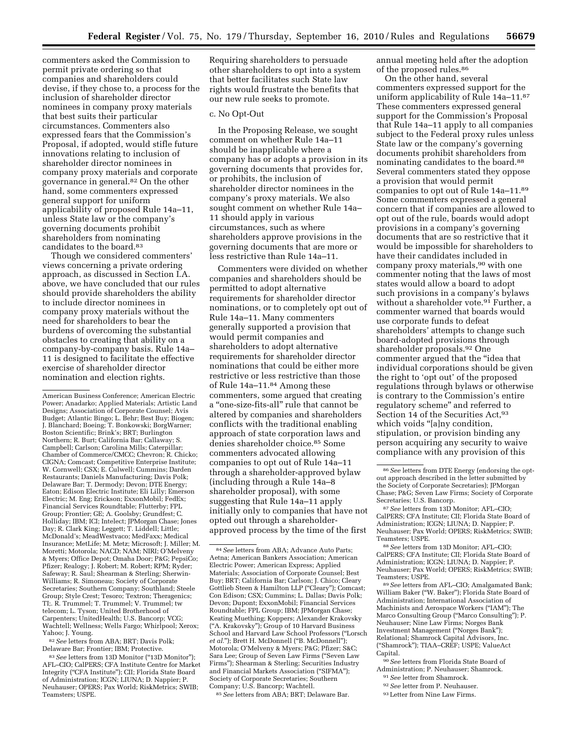commenters asked the Commission to permit private ordering so that companies and shareholders could devise, if they chose to, a process for the inclusion of shareholder director nominees in company proxy materials that best suits their particular circumstances. Commenters also expressed fears that the Commission's Proposal, if adopted, would stifle future innovations relating to inclusion of shareholder director nominees in company proxy materials and corporate governance in general.[82] On the other hand, some commenters expressed general support for uniform applicability of proposed Rule 14a–11, unless State law or the company's governing documents prohibit shareholders from nominating candidates to the board.[83]

Though we considered commenters' views concerning a private ordering approach, as discussed in Section I.A. above, we have concluded that our rules should provide shareholders the ability to include director nominees in company proxy materials without the need for shareholders to bear the burdens of overcoming the substantial obstacles to creating that ability on a company-by-company basis. Rule 14a–11 is designed to facilitate the effective exercise of shareholder director nomination and election rights. Requiring shareholders to persuade other shareholders to opt into a system that better facilitates such State law rights would frustrate the benefits that our new rule seeks to promote.

c. No Opt-Out

In the Proposing Release, we sought comment on whether Rule 14a–11 should be inapplicable where a company has or adopts a provision in its governing documents that provides for, or prohibits, the inclusion of shareholder director nominees in the company's proxy materials. We also sought comment on whether Rule 14a–11 should apply in various circumstances, such as where shareholders approve provisions in the governing documents that are more or less restrictive than Rule 14a–11.

Commenters were divided on whether companies and shareholders should be permitted to adopt alternative requirements for shareholder director nominations, or to completely opt out of Rule 14a–11. Many commenters generally supported a provision that would permit companies and shareholders to adopt alternative requirements for shareholder director nominations that could be either more restrictive or less restrictive than those of Rule 14a–11.[84] Among these commenters, some argued that creating a "one-size-fits-all" rule that cannot be altered by companies and shareholders conflicts with the traditional enabling approach of state corporation laws and denies shareholder choice.[85] Some commenters advocated allowing companies to opt out of Rule 14a–11 through a shareholder-approved bylaw (including through a Rule 14a–8 shareholder proposal), with some suggesting that Rule 14a–11 apply initially only to companies that have not opted out through a shareholder-approved process by the time of the first annual meeting held after the adoption of the proposed rules.[86]

On the other hand, several commenters expressed support for the uniform applicability of Rule 14a–11.[87] These commenters expressed general support for the Commission's Proposal that Rule 14a–11 apply to all companies subject to the Federal proxy rules unless State law or the company's governing documents prohibit shareholders from nominating candidates to the board.[88] Several commenters stated they oppose a provision that would permit companies to opt out of Rule 14a–11.[89] Some commenters expressed a general concern that if companies are allowed to opt out of the rule, boards would adopt provisions in a company's governing documents that are so restrictive that it would be impossible for shareholders to have their candidates included in company proxy materials,[90] with one commenter noting that the laws of most states would allow a board to adopt such provisions in a company's bylaws without a shareholder vote.[91] Further, a commenter warned that boards would use corporate funds to defeat shareholders' attempts to change such board-adopted provisions through shareholder proposals.[92] One commenter argued that the "idea that individual corporations should be given the right to 'opt out' of the proposed regulations through bylaws or otherwise is contrary to the Commission's entire regulatory scheme" and referred to Section 14 of the Securities Act,[93] which voids "[a]ny condition, stipulation, or provision binding any person acquiring any security to waive compliance with any provision of this

---

American Business Conference; American Electric Power; Anadarko; Applied Materials; Artistic Land Designs; Association of Corporate Counsel; Avis Budget; Atlantic Bingo; L. Behr; Best Buy; Biogen; J. Blanchard; Boeing; T. Bonkowski; BorgWarner; Boston Scientific; Brink's; BRT; Burlington Northern; R. Burt; California Bar; Callaway; S. Campbell; Carlson; Carolina Mills; Caterpillar; Chamber of Commerce/CMCC; Chevron; R. Chicko; CIGNA; Comcast; Competitive Enterprise Institute; W. Cornwell; CSX; E. Culwell; Cummins; Darden Restaurants; Daniels Manufacturing; Davis Polk; Delaware Bar; T. Dermody; Devon; DTE Energy; Eaton; Edison Electric Institute; Eli Lilly; Emerson Electric; M. Eng; Erickson; ExxonMobil; FedEx; Financial Services Roundtable; Flutterby; FPL Group; Frontier; GE; A. Goolsby; Grundfest; C. Holliday; IBM; ICI; Intelect; JPMorgan Chase; Jones Day; R. Clark King; Leggett; T. Liddell; Little; McDonald's; MeadWestvaco; MedFaxx; Medical Insurance; MetLife; M. Metz; Microsoft; J. Miller; M. Moretti; Motorola; NACD; NAM; NIRI; O'Melveny & Myers; Office Depot; Omaha Door; P&G; PepsiCo; Pfizer; Realogy; J. Robert; M. Robert; RPM; Ryder; Safeway; R. Saul; Shearman & Sterling; Sherwin-Williams; R. Simoneau; Society of Corporate Secretaries; Southern Company; Southland; Steele Group; Style Crest; Tesoro; Textron; Theragenics; TI;. R. Trummel; T. Trummel; V. Trummel; tw telecom; L. Tyson; United Brotherhood of Carpenters; UnitedHealth; U.S. Bancorp; VCG; Wachtell; Wellness; Wells Fargo; Whirlpool; Xerox; Yahoo; J. Young.

[82] *See* letters from ABA; BRT; Davis Polk; Delaware Bar; Frontier; IBM; Protective.

[83] *See* letters from 13D Monitor ("13D Monitor"); AFL–CIO; CalPERS; CFA Institute Centre for Market Integrity ("CFA Institute"); CII; Florida State Board of Administration; ICGN; LIUNA; D. Nappier; P. Neuhauser; OPERS; Pax World; RiskMetrics; SWIB; Teamsters; USPE.

[84] *See* letters from ABA; Advance Auto Parts; Aetna; American Bankers Association; American Electric Power; American Express; Applied Materials; Association of Corporate Counsel; Best Buy; BRT; California Bar; Carlson; J. Chico; Cleary Gottlieb Steen & Hamilton LLP ("Cleary"); Comcast; Con Edison; CSX; Cummins; L. Dallas; Davis Polk; Devon; Dupont; ExxonMobil; Financial Services Roundtable; FPL Group; IBM; JPMorgan Chase; Keating Muething; Koppers; Alexander Krakovsky ("A. Krakovsky"); Group of 10 Harvard Business School and Harvard Law School Professors ("Lorsch *et al.*"); Brett H. McDonnell ("B. McDonnell"); Motorola; O'Melveny & Myers; P&G; Pfizer; S&C; Sara Lee; Group of Seven Law Firms ("Seven Law Firms"); Shearman & Sterling; Securities Industry and Financial Markets Association ("SIFMA"); Society of Corporate Secretaries; Southern Company; U.S. Bancorp; Wachtell.

[85] *See* letters from ABA; BRT; Delaware Bar.

[86] *See* letters from DTE Energy (endorsing the opt-out approach described in the letter submitted by the Society of Corporate Secretaries); JPMorgan Chase; P&G; Seven Law Firms; Society of Corporate Secretaries; U.S. Bancorp.

[87] *See* letters from 13D Monitor; AFL–CIO; CalPERS; CFA Institute; CII; Florida State Board of Administration; ICGN; LIUNA; D. Nappier; P. Neuhauser; Pax World; OPERS; RiskMetrics; SWIB; Teamsters; USPE.

[88] *See* letters from 13D Monitor; AFL–CIO; CalPERS; CFA Institute; CII; Florida State Board of Administration; ICGN; LIUNA; D. Nappier; P. Neuhauser; Pax World; OPERS; RiskMetrics; SWIB; Teamsters; USPE.

[89] *See* letters from AFL–CIO; Amalgamated Bank; William Baker ("W. Baker"); Florida State Board of Administration; International Association of Machinists and Aerospace Workers ("IAM"); The Marco Consulting Group ("Marco Consulting"); P. Neuhauser; Nine Law Firms; Norges Bank Investment Management ("Norges Bank"); Relational; Shamrock Capital Advisors, Inc. ("Shamrock"); TIAA–CREF; USPE; ValueAct Capital.

[90] *See* letters from Florida State Board of Administration; P. Neuhauser; Shamrock.

[91] *See* letter from Shamrock.

[92] *See* letter from P. Neuhauser.

[93] Letter from Nine Law Firms.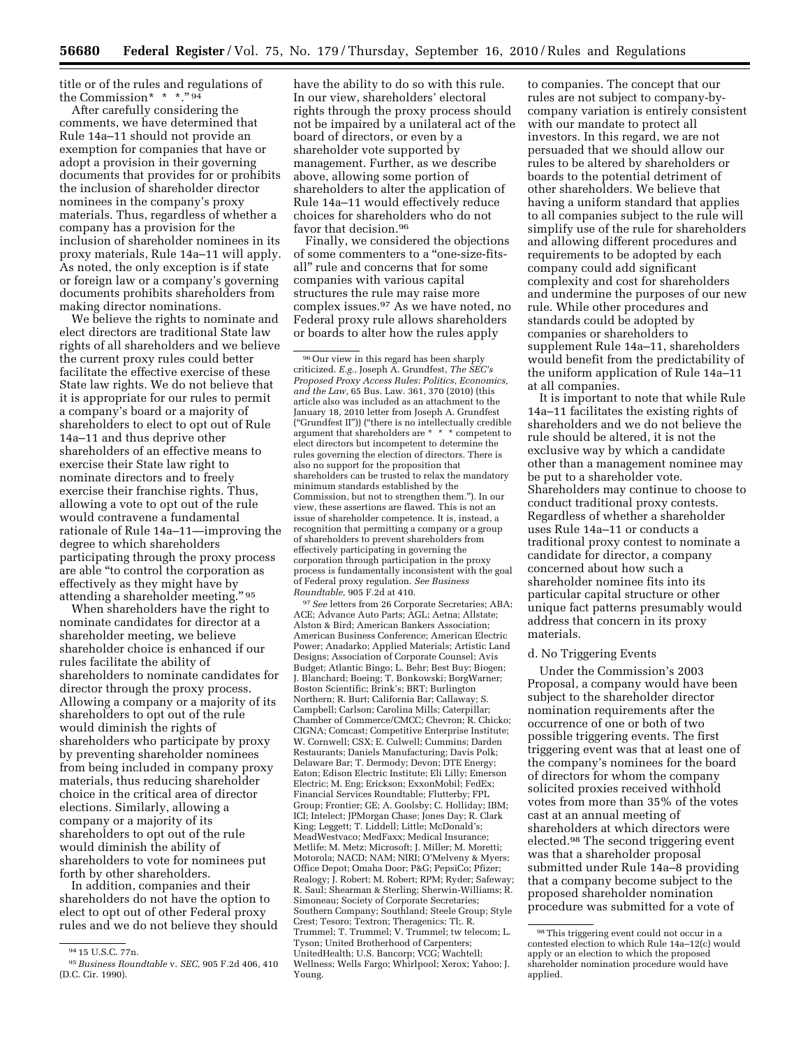title or of the rules and regulations of the Commission* * *."[94]

After carefully considering the comments, we have determined that Rule 14a–11 should not provide an exemption for companies that have or adopt a provision in their governing documents that provides for or prohibits the inclusion of shareholder director nominees in the company's proxy materials. Thus, regardless of whether a company has a provision for the inclusion of shareholder nominees in its proxy materials, Rule 14a–11 will apply. As noted, the only exception is if state or foreign law or a company's governing documents prohibits shareholders from making director nominations.

We believe the rights to nominate and elect directors are traditional State law rights of all shareholders and we believe the current proxy rules could better facilitate the effective exercise of these State law rights. We do not believe that it is appropriate for our rules to permit a company's board or a majority of shareholders to elect to opt out of Rule 14a–11 and thus deprive other shareholders of an effective means to exercise their State law right to nominate directors and to freely exercise their franchise rights. Thus, allowing a vote to opt out of the rule would contravene a fundamental rationale of Rule 14a–11—improving the degree to which shareholders participating through the proxy process are able "to control the corporation as effectively as they might have by attending a shareholder meeting."[95]

When shareholders have the right to nominate candidates for director at a shareholder meeting, we believe shareholder choice is enhanced if our rules facilitate the ability of shareholders to nominate candidates for director through the proxy process. Allowing a company or a majority of its shareholders to opt out of the rule would diminish the rights of shareholders who participate by proxy by preventing shareholder nominees from being included in company proxy materials, thus reducing shareholder choice in the critical area of director elections. Similarly, allowing a company or a majority of its shareholders to opt out of the rule would diminish the ability of shareholders to vote for nominees put forth by other shareholders.

In addition, companies and their shareholders do not have the option to elect to opt out of other Federal proxy rules and we do not believe they should have the ability to do so with this rule. In our view, shareholders' electoral rights through the proxy process should not be impaired by a unilateral act of the board of directors, or even by a shareholder vote supported by management. Further, as we describe above, allowing some portion of shareholders to alter the application of Rule 14a–11 would effectively reduce choices for shareholders who do not favor that decision.[96]

Finally, we considered the objections of some commenters to a "one-size-fits-all" rule and concerns that for some companies with various capital structures the rule may raise more complex issues.[97] As we have noted, no Federal proxy rule allows shareholders or boards to alter how the rules apply to companies. The concept that our rules are not subject to company-by-company variation is entirely consistent with our mandate to protect all investors. In this regard, we are not persuaded that we should allow our rules to be altered by shareholders or boards to the potential detriment of other shareholders. We believe that having a uniform standard that applies to all companies subject to the rule will simplify use of the rule for shareholders and allowing different procedures and requirements to be adopted by each company could add significant complexity and cost for shareholders and undermine the purposes of our new rule. While other procedures and standards could be adopted by companies or shareholders to supplement Rule 14a–11, shareholders would benefit from the predictability of the uniform application of Rule 14a–11 at all companies.

It is important to note that while Rule 14a–11 facilitates the existing rights of shareholders and we do not believe the rule should be altered, it is not the exclusive way by which a candidate other than a management nominee may be put to a shareholder vote. Shareholders may continue to choose to conduct traditional proxy contests. Regardless of whether a shareholder uses Rule 14a–11 or conducts a traditional proxy contest to nominate a candidate for director, a company concerned about how such a shareholder nominee fits into its particular capital structure or other unique fact patterns presumably would address that concern in its proxy materials.

#### d. No Triggering Events

Under the Commission's 2003 Proposal, a company would have been subject to the shareholder director nomination requirements after the occurrence of one or both of two possible triggering events. The first triggering event was that at least one of the company's nominees for the board of directors for whom the company solicited proxies received withhold votes from more than 35% of the votes cast at an annual meeting of shareholders at which directors were elected.[98] The second triggering event was that a shareholder proposal submitted under Rule 14a–8 providing that a company become subject to the proposed shareholder nomination procedure was submitted for a vote of

---

[94] 15 U.S.C. 77n.

[95] *Business Roundtable* v. *SEC,* 905 F.2d 406, 410 (D.C. Cir. 1990).

[96] Our view in this regard has been sharply criticized. *E.g.,* Joseph A. Grundfest, *The SEC's Proposed Proxy Access Rules: Politics, Economics, and the Law,* 65 Bus. Law. 361, 370 (2010) (this article also was included as an attachment to the January 18, 2010 letter from Joseph A. Grundfest ("Grundfest II")) ("there is no intellectually credible argument that shareholders are * * * competent to elect directors but incompetent to determine the rules governing the election of directors. There is also no support for the proposition that shareholders can be trusted to relax the mandatory minimum standards established by the Commission, but not to strengthen them."). In our view, these assertions are flawed. This is not an issue of shareholder competence. It is, instead, a recognition that permitting a company or a group of shareholders to prevent shareholders from effectively participating in governing the corporation through participation in the proxy process is fundamentally inconsistent with the goal of Federal proxy regulation. *See Business Roundtable,* 905 F.2d at 410.

[97] *See* letters from 26 Corporate Secretaries; ABA; ACE; Advance Auto Parts; AGL; Aetna; Allstate; Alston & Bird; American Bankers Association; American Business Conference; American Electric Power; Anadarko; Applied Materials; Artistic Land Designs; Association of Corporate Counsel; Avis Budget; Atlantic Bingo; L. Behr; Best Buy; Biogen; J. Blanchard; Boeing; T. Bonkowski; BorgWarner; Boston Scientific; Brink's; BRT; Burlington Northern; R. Burt; California Bar; Callaway; S. Campbell; Carlson; Carolina Mills; Caterpillar; Chamber of Commerce/CMCC; Chevron; R. Chicko; CIGNA; Comcast; Competitive Enterprise Institute; W. Cornwell; CSX; E. Culwell; Cummins; Darden Restaurants; Daniels Manufacturing; Davis Polk; Delaware Bar; T. Dermody; Devon; DTE Energy; Eaton; Edison Electric Institute; Eli Lilly; Emerson Electric; M. Eng; Erickson; ExxonMobil; FedEx; Financial Services Roundtable; Flutterby; FPL Group; Frontier; GE; A. Goolsby; C. Holliday; IBM; ICI; Intelect; JPMorgan Chase; Jones Day; R. Clark King; Leggett; T. Liddell; Little; McDonald's; MeadWestvaco; MedFaxx; Medical Insurance; Metlife; M. Metz; Microsoft; J. Miller; M. Moretti; Motorola; NACD; NAM; NIRI; O'Melveny & Myers; Office Depot; Omaha Door; P&G; PepsiCo; Pfizer; Realogy; J. Robert; M. Robert; RPM; Ryder; Safeway; R. Saul; Shearman & Sterling; Sherwin-Williams; R. Simoneau; Society of Corporate Secretaries; Southern Company; Southland; Steele Group; Style Crest; Tesoro; Textron; Theragenics; TI;. R. Trummel; T. Trummel; V. Trummel; tw telecom; L. Tyson; United Brotherhood of Carpenters; UnitedHealth; U.S. Bancorp; VCG; Wachtell; Wellness; Wells Fargo; Whirlpool; Xerox; Yahoo; J. Young.

[98] This triggering event could not occur in a contested election to which Rule 14a–12(c) would apply or an election to which the proposed shareholder nomination procedure would have applied.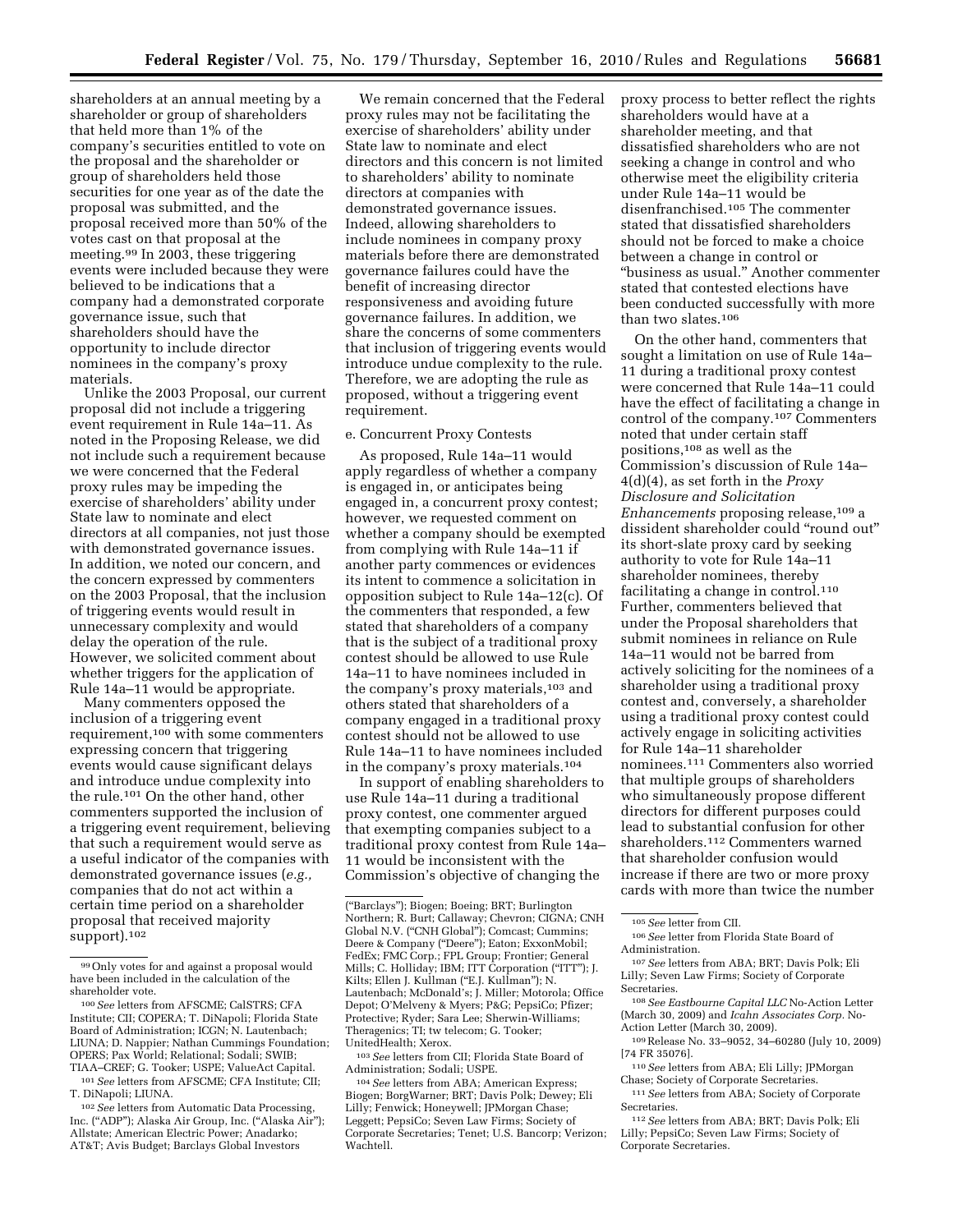shareholders at an annual meeting by a shareholder or group of shareholders that held more than 1% of the company's securities entitled to vote on the proposal and the shareholder or group of shareholders held those securities for one year as of the date the proposal was submitted, and the proposal received more than 50% of the votes cast on that proposal at the meeting.[99] In 2003, these triggering events were included because they were believed to be indications that a company had a demonstrated corporate governance issue, such that shareholders should have the opportunity to include director nominees in the company's proxy materials.

Unlike the 2003 Proposal, our current proposal did not include a triggering event requirement in Rule 14a–11. As noted in the Proposing Release, we did not include such a requirement because we were concerned that the Federal proxy rules may be impeding the exercise of shareholders' ability under State law to nominate and elect directors at all companies, not just those with demonstrated governance issues. In addition, we noted our concern, and the concern expressed by commenters on the 2003 Proposal, that the inclusion of triggering events would result in unnecessary complexity and would delay the operation of the rule. However, we solicited comment about whether triggers for the application of Rule 14a–11 would be appropriate.

Many commenters opposed the inclusion of a triggering event requirement,[100] with some commenters expressing concern that triggering events would cause significant delays and introduce undue complexity into the rule.[101] On the other hand, other commenters supported the inclusion of a triggering event requirement, believing that such a requirement would serve as a useful indicator of the companies with demonstrated governance issues (*e.g.,* companies that do not act within a certain time period on a shareholder proposal that received majority support).[102]

We remain concerned that the Federal proxy rules may not be facilitating the exercise of shareholders' ability under State law to nominate and elect directors and this concern is not limited to shareholders' ability to nominate directors at companies with demonstrated governance issues. Indeed, allowing shareholders to include nominees in company proxy materials before there are demonstrated governance failures could have the benefit of increasing director responsiveness and avoiding future governance failures. In addition, we share the concerns of some commenters that inclusion of triggering events would introduce undue complexity to the rule. Therefore, we are adopting the rule as proposed, without a triggering event requirement.

e. Concurrent Proxy Contests

As proposed, Rule 14a–11 would apply regardless of whether a company is engaged in, or anticipates being engaged in, a concurrent proxy contest; however, we requested comment on whether a company should be exempted from complying with Rule 14a–11 if another party commences or evidences its intent to commence a solicitation in opposition subject to Rule 14a–12(c). Of the commenters that responded, a few stated that shareholders of a company that is the subject of a traditional proxy contest should be allowed to use Rule 14a–11 to have nominees included in the company's proxy materials,[103] and others stated that shareholders of a company engaged in a traditional proxy contest should not be allowed to use Rule 14a–11 to have nominees included in the company's proxy materials.[104]

In support of enabling shareholders to use Rule 14a–11 during a traditional proxy contest, one commenter argued that exempting companies subject to a traditional proxy contest from Rule 14a–11 would be inconsistent with the Commission's objective of changing the proxy process to better reflect the rights shareholders would have at a shareholder meeting, and that dissatisfied shareholders who are not seeking a change in control and who otherwise meet the eligibility criteria under Rule 14a–11 would be disenfranchised.[105] The commenter stated that dissatisfied shareholders should not be forced to make a choice between a change in control or "business as usual." Another commenter stated that contested elections have been conducted successfully with more than two slates.[106]

On the other hand, commenters that sought a limitation on use of Rule 14a–11 during a traditional proxy contest were concerned that Rule 14a–11 could have the effect of facilitating a change in control of the company.[107] Commenters noted that under certain staff positions,[108] as well as the Commission's discussion of Rule 14a–4(d)(4), as set forth in the *Proxy Disclosure and Solicitation Enhancements* proposing release,[109] a dissident shareholder could "round out" its short-slate proxy card by seeking authority to vote for Rule 14a–11 shareholder nominees, thereby facilitating a change in control.[110] Further, commenters believed that under the Proposal shareholders that submit nominees in reliance on Rule 14a–11 would not be barred from actively soliciting for the nominees of a shareholder using a traditional proxy contest and, conversely, a shareholder using a traditional proxy contest could actively engage in soliciting activities for Rule 14a–11 shareholder nominees.[111] Commenters also worried that multiple groups of shareholders who simultaneously propose different directors for different purposes could lead to substantial confusion for other shareholders.[112] Commenters warned that shareholder confusion would increase if there are two or more proxy cards with more than twice the number

---

[99] Only votes for and against a proposal would have been included in the calculation of the shareholder vote.

[100] *See* letters from AFSCME; CalSTRS; CFA Institute; CII; COPERA; T. DiNapoli; Florida State Board of Administration; ICGN; N. Lautenbach; LIUNA; D. Nappier; Nathan Cummings Foundation; OPERS; Pax World; Relational; Sodali; SWIB; TIAA–CREF; G. Tooker; USPE; ValueAct Capital.

[101] *See* letters from AFSCME; CFA Institute; CII; T. DiNapoli; LIUNA.

[102] *See* letters from Automatic Data Processing, Inc. ("ADP"); Alaska Air Group, Inc. ("Alaska Air"); Allstate; American Electric Power; Anadarko; AT&T; Avis Budget; Barclays Global Investors ("Barclays"); Biogen; Boeing; BRT; Burlington Northern; R. Burt; Callaway; Chevron; CIGNA; CNH Global N.V. ("CNH Global"); Comcast; Cummins; Deere & Company ("Deere"); Eaton; ExxonMobil; FedEx; FMC Corp.; FPL Group; Frontier; General Mills; C. Holliday; IBM; ITT Corporation ("ITT"); J. Kilts; Ellen J. Kullman ("E.J. Kullman"); N. Lautenbach; McDonald's; J. Miller; Motorola; Office Depot; O'Melveny & Myers; P&G; PepsiCo; Pfizer; Protective; Ryder; Sara Lee; Sherwin-Williams; Theragenics; TI; tw telecom; G. Tooker; UnitedHealth; Xerox.

[103] *See* letters from CII; Florida State Board of Administration; Sodali; USPE.

[104] *See* letters from ABA; American Express; Biogen; BorgWarner; BRT; Davis Polk; Dewey; Eli Lilly; Fenwick; Honeywell; JPMorgan Chase; Leggett; PepsiCo; Seven Law Firms; Society of Corporate Secretaries; Tenet; U.S. Bancorp; Verizon; Wachtell.

[105] *See* letter from CII.

[106] *See* letter from Florida State Board of Administration.

[107] *See* letters from ABA; BRT; Davis Polk; Eli Lilly; Seven Law Firms; Society of Corporate Secretaries.

[108] *See Eastbourne Capital LLC* No-Action Letter (March 30, 2009) and *Icahn Associates Corp.* No-Action Letter (March 30, 2009).

[109] Release No. 33–9052, 34–60280 (July 10, 2009) [74 FR 35076].

[110] *See* letters from ABA; Eli Lilly; JPMorgan Chase; Society of Corporate Secretaries.

[111] *See* letters from ABA; Society of Corporate Secretaries.

[112] *See* letters from ABA; BRT; Davis Polk; Eli Lilly; PepsiCo; Seven Law Firms; Society of Corporate Secretaries.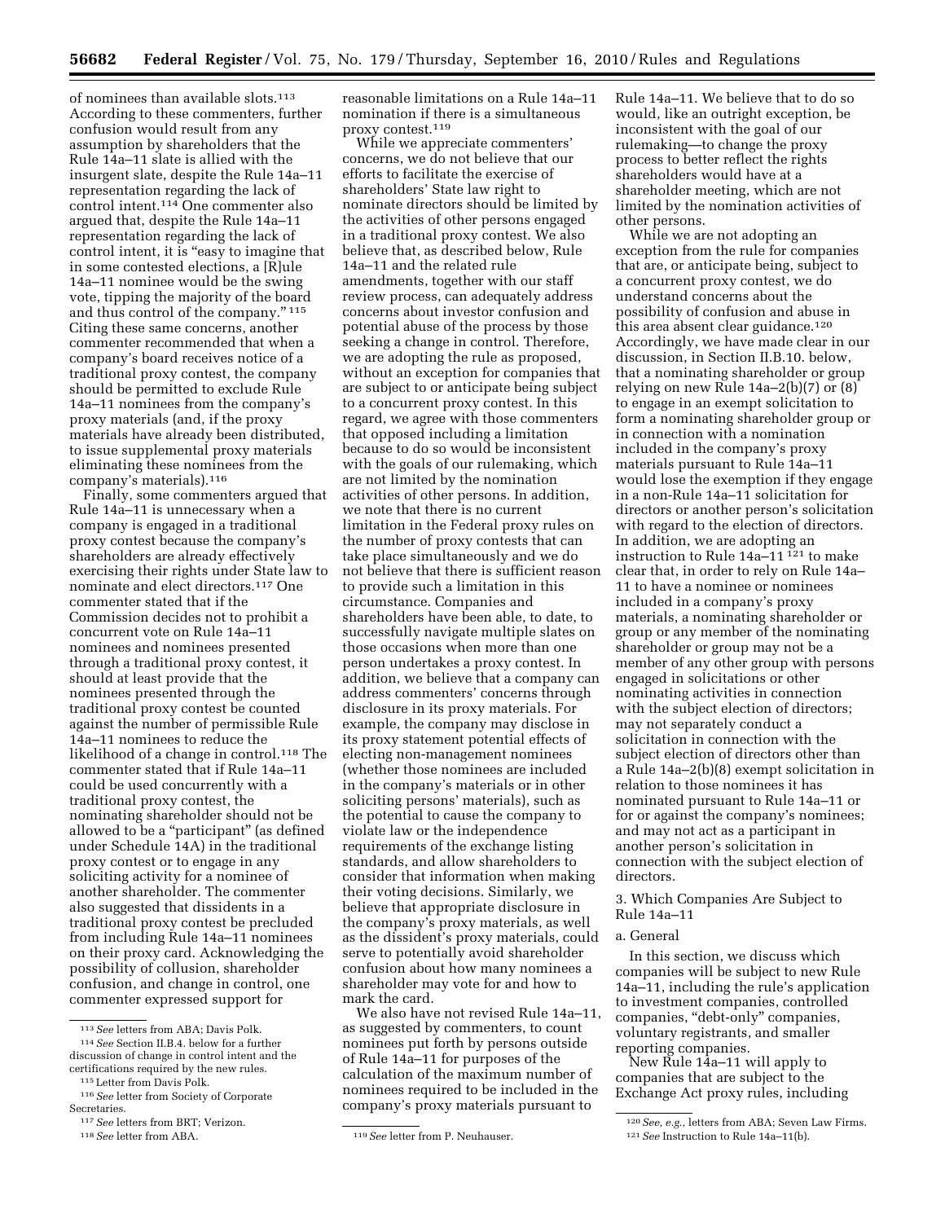of nominees than available slots.[113] According to these commenters, further confusion would result from any assumption by shareholders that the Rule 14a–11 slate is allied with the insurgent slate, despite the Rule 14a–11 representation regarding the lack of control intent.[114] One commenter also argued that, despite the Rule 14a–11 representation regarding the lack of control intent, it is "easy to imagine that in some contested elections, a [R]ule 14a–11 nominee would be the swing vote, tipping the majority of the board and thus control of the company."[115] Citing these same concerns, another commenter recommended that when a company's board receives notice of a traditional proxy contest, the company should be permitted to exclude Rule 14a–11 nominees from the company's proxy materials (and, if the proxy materials have already been distributed, to issue supplemental proxy materials eliminating these nominees from the company's materials).[116]

Finally, some commenters argued that Rule 14a–11 is unnecessary when a company is engaged in a traditional proxy contest because the company's shareholders are already effectively exercising their rights under State law to nominate and elect directors.[117] One commenter stated that if the Commission decides not to prohibit a concurrent vote on Rule 14a–11 nominees and nominees presented through a traditional proxy contest, it should at least provide that the nominees presented through the traditional proxy contest be counted against the number of permissible Rule 14a–11 nominees to reduce the likelihood of a change in control.[118] The commenter stated that if Rule 14a–11 could be used concurrently with a traditional proxy contest, the nominating shareholder should not be allowed to be a "participant" (as defined under Schedule 14A) in the traditional proxy contest or to engage in any soliciting activity for a nominee of another shareholder. The commenter also suggested that dissidents in a traditional proxy contest be precluded from including Rule 14a–11 nominees on their proxy card. Acknowledging the possibility of collusion, shareholder confusion, and change in control, one commenter expressed support for reasonable limitations on a Rule 14a–11 nomination if there is a simultaneous proxy contest.[119]

While we appreciate commenters' concerns, we do not believe that our efforts to facilitate the exercise of shareholders' State law right to nominate directors should be limited by the activities of other persons engaged in a traditional proxy contest. We also believe that, as described below, Rule 14a–11 and the related rule amendments, together with our staff review process, can adequately address concerns about investor confusion and potential abuse of the process by those seeking a change in control. Therefore, we are adopting the rule as proposed, without an exception for companies that are subject to or anticipate being subject to a concurrent proxy contest. In this regard, we agree with those commenters that opposed including a limitation because to do so would be inconsistent with the goals of our rulemaking, which are not limited by the nomination activities of other persons. In addition, we note that there is no current limitation in the Federal proxy rules on the number of proxy contests that can take place simultaneously and we do not believe that there is sufficient reason to provide such a limitation in this circumstance. Companies and shareholders have been able, to date, to successfully navigate multiple slates on those occasions when more than one person undertakes a proxy contest. In addition, we believe that a company can address commenters' concerns through disclosure in its proxy materials. For example, the company may disclose in its proxy statement potential effects of electing non-management nominees (whether those nominees are included in the company's materials or in other soliciting persons' materials), such as the potential to cause the company to violate law or the independence requirements of the exchange listing standards, and allow shareholders to consider that information when making their voting decisions. Similarly, we believe that appropriate disclosure in the company's proxy materials, as well as the dissident's proxy materials, could serve to potentially avoid shareholder confusion about how many nominees a shareholder may vote for and how to mark the card.

We also have not revised Rule 14a–11, as suggested by commenters, to count nominees put forth by persons outside of Rule 14a–11 for purposes of the calculation of the maximum number of nominees required to be included in the company's proxy materials pursuant to Rule 14a–11. We believe that to do so would, like an outright exception, be inconsistent with the goal of our rulemaking—to change the proxy process to better reflect the rights shareholders would have at a shareholder meeting, which are not limited by the nomination activities of other persons.

While we are not adopting an exception from the rule for companies that are, or anticipate being, subject to a concurrent proxy contest, we do understand concerns about the possibility of confusion and abuse in this area absent clear guidance.[120] Accordingly, we have made clear in our discussion, in Section II.B.10. below, that a nominating shareholder or group relying on new Rule 14a–2(b)(7) or (8) to engage in an exempt solicitation to form a nominating shareholder group or in connection with a nomination included in the company's proxy materials pursuant to Rule 14a–11 would lose the exemption if they engage in a non-Rule 14a–11 solicitation for directors or another person's solicitation with regard to the election of directors. In addition, we are adopting an instruction to Rule 14a–11[121] to make clear that, in order to rely on Rule 14a–11 to have a nominee or nominees included in a company's proxy materials, a nominating shareholder or group or any member of the nominating shareholder or group may not be a member of any other group with persons engaged in solicitations or other nominating activities in connection with the subject election of directors; may not separately conduct a solicitation in connection with the subject election of directors other than a Rule 14a–2(b)(8) exempt solicitation in relation to those nominees it has nominated pursuant to Rule 14a–11 or for or against the company's nominees; and may not act as a participant in another person's solicitation in connection with the subject election of directors.

3. Which Companies Are Subject to Rule 14a–11

a. General

In this section, we discuss which companies will be subject to new Rule 14a–11, including the rule's application to investment companies, controlled companies, "debt-only" companies, voluntary registrants, and smaller reporting companies.

New Rule 14a–11 will apply to companies that are subject to the Exchange Act proxy rules, including

---

[113] *See* letters from ABA; Davis Polk.

[114] *See* Section II.B.4. below for a further discussion of change in control intent and the certifications required by the new rules.

[115] Letter from Davis Polk.

[116] *See* letter from Society of Corporate Secretaries.

[117] *See* letters from BRT; Verizon.

[118] *See* letter from ABA.

[119] *See* letter from P. Neuhauser.

[120] *See, e.g.,* letters from ABA; Seven Law Firms.

[121] *See* Instruction to Rule 14a–11(b).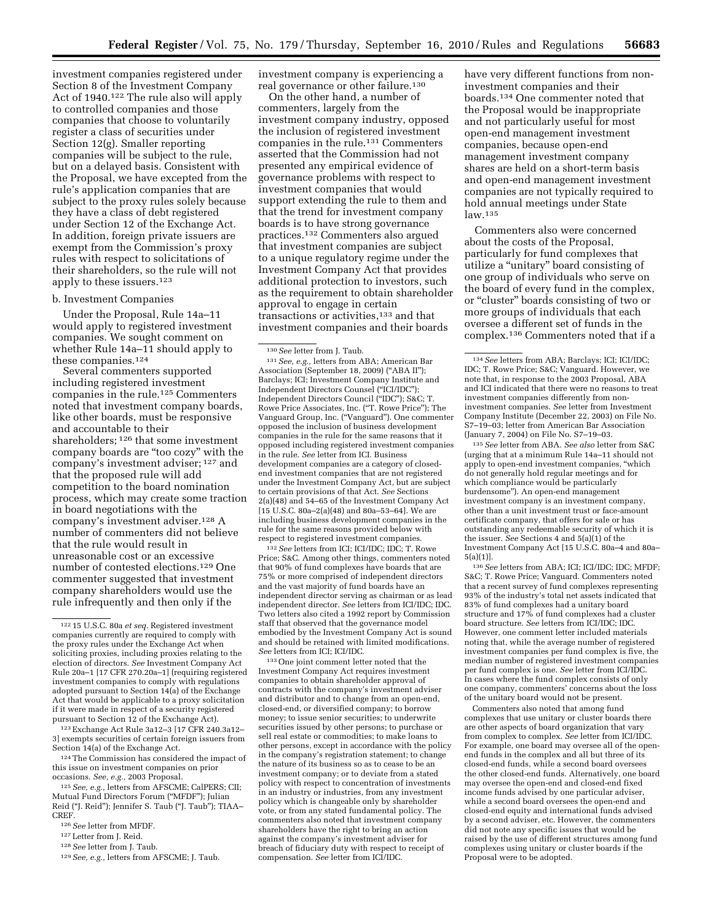investment companies registered under Section 8 of the Investment Company Act of 1940.[122] The rule also will apply to controlled companies and those companies that choose to voluntarily register a class of securities under Section 12(g). Smaller reporting companies will be subject to the rule, but on a delayed basis. Consistent with the Proposal, we have excepted from the rule's application companies that are subject to the proxy rules solely because they have a class of debt registered under Section 12 of the Exchange Act. In addition, foreign private issuers are exempt from the Commission's proxy rules with respect to solicitations of their shareholders, so the rule will not apply to these issuers.[123]

b. Investment Companies

Under the Proposal, Rule 14a–11 would apply to registered investment companies. We sought comment on whether Rule 14a–11 should apply to these companies.[124]

Several commenters supported including registered investment companies in the rule.[125] Commenters noted that investment company boards, like other boards, must be responsive and accountable to their shareholders;[126] that some investment company boards are "too cozy" with the company's investment adviser;[127] and that the proposed rule will add competition to the board nomination process, which may create some traction in board negotiations with the company's investment adviser.[128] A number of commenters did not believe that the rule would result in unreasonable cost or an excessive number of contested elections.[129] One commenter suggested that investment company shareholders would use the rule infrequently and then only if the investment company is experiencing a real governance or other failure.[130]

On the other hand, a number of commenters, largely from the investment company industry, opposed the inclusion of registered investment companies in the rule.[131] Commenters asserted that the Commission had not presented any empirical evidence of governance problems with respect to investment companies that would support extending the rule to them and that the trend for investment company boards is to have strong governance practices.[132] Commenters also argued that investment companies are subject to a unique regulatory regime under the Investment Company Act that provides additional protection to investors, such as the requirement to obtain shareholder approval to engage in certain transactions or activities,[133] and that investment companies and their boards have very different functions from non-investment companies and their boards.[134] One commenter noted that the Proposal would be inappropriate and not particularly useful for most open-end management investment companies, because open-end management investment company shares are held on a short-term basis and open-end management investment companies are not typically required to hold annual meetings under State law.[135]

Commenters also were concerned about the costs of the Proposal, particularly for fund complexes that utilize a "unitary" board consisting of one group of individuals who serve on the board of every fund in the complex, or "cluster" boards consisting of two or more groups of individuals that each oversee a different set of funds in the complex.[136] Commenters noted that if a

[122] 15 U.S.C. 80a *et seq.* Registered investment companies currently are required to comply with the proxy rules under the Exchange Act when soliciting proxies, including proxies relating to the election of directors. *See* Investment Company Act Rule 20a–1 [17 CFR 270.20a–1] (requiring registered investment companies to comply with regulations adopted pursuant to Section 14(a) of the Exchange Act that would be applicable to a proxy solicitation if it were made in respect of a security registered pursuant to Section 12 of the Exchange Act).

[123] Exchange Act Rule 3a12–3 [17 CFR 240.3a12–3] exempts securities of certain foreign issuers from Section 14(a) of the Exchange Act.

[124] The Commission has considered the impact of this issue on investment companies on prior occasions. *See, e.g.,* 2003 Proposal.

[125] *See, e.g.,* letters from AFSCME; CalPERS; CII; Mutual Fund Directors Forum ("MFDF"); Julian Reid ("J. Reid"); Jennifer S. Taub ("J. Taub"); TIAA–CREF.

[126] *See* letter from MFDF.

[127] Letter from J. Reid.

[128] *See* letter from J. Taub.

[129] *See, e.g.,* letters from AFSCME; J. Taub.

[130] *See* letter from J. Taub.

[131] *See, e.g.,* letters from ABA; American Bar Association (September 18, 2009) ("ABA II"); Barclays; ICI; Investment Company Institute and Independent Directors Counsel ("ICI/IDC"); Independent Directors Council ("IDC"); S&C; T. Rowe Price Associates, Inc. ("T. Rowe Price"); The Vanguard Group, Inc. ("Vanguard"). One commenter opposed the inclusion of business development companies in the rule for the same reasons that it opposed including registered investment companies in the rule. *See* letter from ICI. Business development companies are a category of closed-end investment companies that are not registered under the Investment Company Act, but are subject to certain provisions of that Act. *See* Sections 2(a)(48) and 54–65 of the Investment Company Act [15 U.S.C. 80a–2(a)(48) and 80a–53–64]. We are including business development companies in the rule for the same reasons provided below with respect to registered investment companies.

[132] *See* letters from ICI; ICI/IDC; IDC; T. Rowe Price; S&C. Among other things, commenters noted that 90% of fund complexes have boards that are 75% or more comprised of independent directors and the vast majority of fund boards have an independent director serving as chairman or as lead independent director. *See* letters from ICI/IDC; IDC. Two letters also cited a 1992 report by Commission staff that observed that the governance model embodied by the Investment Company Act is sound and should be retained with limited modifications. *See* letters from ICI; ICI/IDC.

[133] One joint comment letter noted that the Investment Company Act requires investment companies to obtain shareholder approval of contracts with the company's investment adviser and distributor and to change from an open-end, closed-end, or diversified company; to borrow money; to issue senior securities; to underwrite securities issued by other persons; to purchase or sell real estate or commodities; to make loans to other persons, except in accordance with the policy in the company's registration statement; to change the nature of its business so as to cease to be an investment company; or to deviate from a stated policy with respect to concentration of investments in an industry or industries, from any investment policy which is changeable only by shareholder vote, or from any stated fundamental policy. The commenters also noted that investment company shareholders have the right to bring an action against the company's investment adviser for breach of fiduciary duty with respect to receipt of compensation. *See* letter from ICI/IDC.

[134] *See* letters from ABA; Barclays; ICI; ICI/IDC; IDC; T. Rowe Price; S&C; Vanguard. However, we note that, in response to the 2003 Proposal, ABA and ICI indicated that there were no reasons to treat investment companies differently from non-investment companies. *See* letter from Investment Company Institute (December 22, 2003) on File No. S7–19–03; letter from American Bar Association (January 7, 2004) on File No. S7–19–03.

[135] *See* letter from ABA. *See also* letter from S&C (urging that at a minimum Rule 14a–11 should not apply to open-end investment companies, "which do not generally hold regular meetings and for which compliance would be particularly burdensome"). An open-end management investment company is an investment company, other than a unit investment trust or face-amount certificate company, that offers for sale or has outstanding any redeemable security of which it is the issuer. *See* Sections 4 and 5(a)(1) of the Investment Company Act [15 U.S.C. 80a–4 and 80a–5(a)(1)].

[136] *See* letters from ABA; ICI; ICI/IDC; IDC; MFDF; S&C; T. Rowe Price; Vanguard. Commenters noted that a recent survey of fund complexes representing 93% of the industry's total net assets indicated that 83% of fund complexes had a unitary board structure and 17% of fund complexes had a cluster board structure. *See* letters from ICI/IDC; IDC. However, one comment letter included materials noting that, while the average number of registered investment companies per fund complex is five, the median number of registered investment companies per fund complex is one. *See* letter from ICI/IDC. In cases where the fund complex consists of only one company, commenters' concerns about the loss of the unitary board would not be present.

Commenters also noted that among fund complexes that use unitary or cluster boards there are other aspects of board organization that vary from complex to complex. *See* letter from ICI/IDC. For example, one board may oversee all of the open-end funds in the complex and all but three of its closed-end funds, while a second board oversees the other closed-end funds. Alternatively, one board may oversee the open-end and closed-end fixed income funds advised by one particular adviser, while a second board oversees the open-end and closed-end equity and international funds advised by a second adviser, etc. However, the commenters did not note any specific issues that would be raised by the use of different structures among fund complexes using unitary or cluster boards if the Proposal were to be adopted.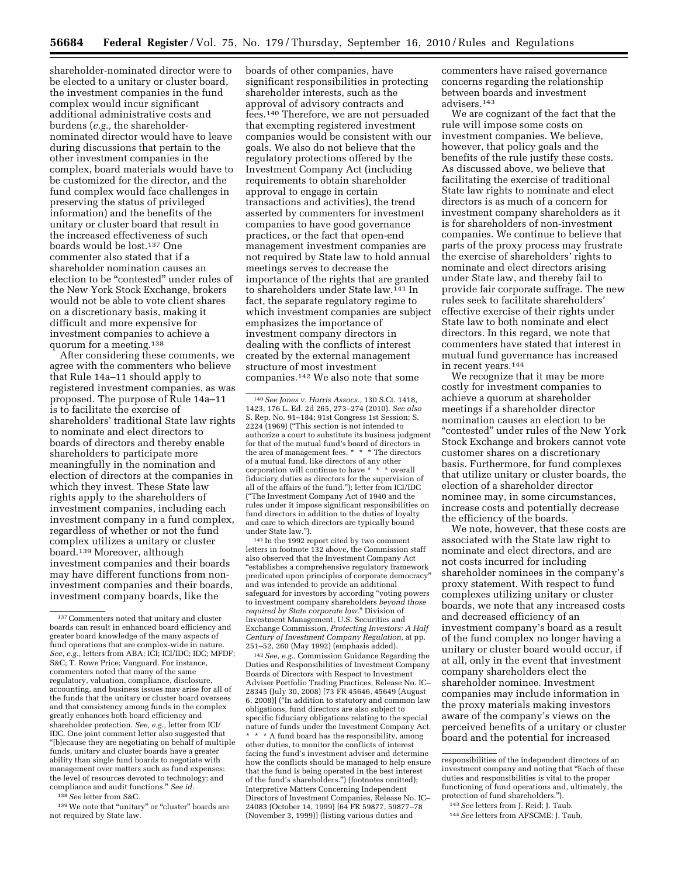shareholder-nominated director were to be elected to a unitary or cluster board, the investment companies in the fund complex would incur significant additional administrative costs and burdens (*e.g.,* the shareholder-nominated director would have to leave during discussions that pertain to the other investment companies in the complex, board materials would have to be customized for the director, and the fund complex would face challenges in preserving the status of privileged information) and the benefits of the unitary or cluster board that result in the increased effectiveness of such boards would be lost.[137] One commenter also stated that if a shareholder nomination causes an election to be "contested" under rules of the New York Stock Exchange, brokers would not be able to vote client shares on a discretionary basis, making it difficult and more expensive for investment companies to achieve a quorum for a meeting.[138]

After considering these comments, we agree with the commenters who believe that Rule 14a–11 should apply to registered investment companies, as was proposed. The purpose of Rule 14a–11 is to facilitate the exercise of shareholders' traditional State law rights to nominate and elect directors to boards of directors and thereby enable shareholders to participate more meaningfully in the nomination and election of directors at the companies in which they invest. These State law rights apply to the shareholders of investment companies, including each investment company in a fund complex, regardless of whether or not the fund complex utilizes a unitary or cluster board.[139] Moreover, although investment companies and their boards may have different functions from non-investment companies and their boards, investment company boards, like the boards of other companies, have significant responsibilities in protecting shareholder interests, such as the approval of advisory contracts and fees.[140] Therefore, we are not persuaded that exempting registered investment companies would be consistent with our goals. We also do not believe that the regulatory protections offered by the Investment Company Act (including requirements to obtain shareholder approval to engage in certain transactions and activities), the trend asserted by commenters for investment companies to have good governance practices, or the fact that open-end management investment companies are not required by State law to hold annual meetings serves to decrease the importance of the rights that are granted to shareholders under State law.[141] In fact, the separate regulatory regime to which investment companies are subject emphasizes the importance of investment company directors in dealing with the conflicts of interest created by the external management structure of most investment companies.[142] We also note that some commenters have raised governance concerns regarding the relationship between boards and investment advisers.[143]

We are cognizant of the fact that the rule will impose some costs on investment companies. We believe, however, that policy goals and the benefits of the rule justify these costs. As discussed above, we believe that facilitating the exercise of traditional State law rights to nominate and elect directors is as much of a concern for investment company shareholders as it is for shareholders of non-investment companies. We continue to believe that parts of the proxy process may frustrate the exercise of shareholders' rights to nominate and elect directors arising under State law, and thereby fail to provide fair corporate suffrage. The new rules seek to facilitate shareholders' effective exercise of their rights under State law to both nominate and elect directors. In this regard, we note that commenters have stated that interest in mutual fund governance has increased in recent years.[144]

We recognize that it may be more costly for investment companies to achieve a quorum at shareholder meetings if a shareholder director nomination causes an election to be "contested" under rules of the New York Stock Exchange and brokers cannot vote customer shares on a discretionary basis. Furthermore, for fund complexes that utilize unitary or cluster boards, the election of a shareholder director nominee may, in some circumstances, increase costs and potentially decrease the efficiency of the boards.

We note, however, that these costs are associated with the State law right to nominate and elect directors, and are not costs incurred for including shareholder nominees in the company's proxy statement. With respect to fund complexes utilizing unitary or cluster boards, we note that any increased costs and decreased efficiency of an investment company's board as a result of the fund complex no longer having a unitary or cluster board would occur, if at all, only in the event that investment company shareholders elect the shareholder nominee. Investment companies may include information in the proxy materials making investors aware of the company's views on the perceived benefits of a unitary or cluster board and the potential for increased

---

[137] Commenters noted that unitary and cluster boards can result in enhanced board efficiency and greater board knowledge of the many aspects of fund operations that are complex-wide in nature. *See, e.g.,* letters from ABA; ICI; ICI/IDC; IDC; MFDF; S&C; T. Rowe Price; Vanguard. For instance, commenters noted that many of the same regulatory, valuation, compliance, disclosure, accounting, and business issues may arise for all of the funds that the unitary or cluster board oversees and that consistency among funds in the complex greatly enhances both board efficiency and shareholder protection. *See, e.g.,* letter from ICI/IDC. One joint comment letter also suggested that "[b]ecause they are negotiating on behalf of multiple funds, unitary and cluster boards have a greater ability than single fund boards to negotiate with management over matters such as fund expenses; the level of resources devoted to technology; and compliance and audit functions." *See id.*

[138] *See* letter from S&C.

[139] We note that "unitary" or "cluster" boards are not required by State law.

[140] *See Jones v. Harris Assocs.,* 130 S.Ct. 1418, 1423, 176 L. Ed. 2d 265, 273–274 (2010). *See also* S. Rep. No. 91–184; 91st Congress 1st Session; S. 2224 (1969) ("This section is not intended to authorize a court to substitute its business judgment for that of the mutual fund's board of directors in the area of management fees. * * * The directors of a mutual fund, like directors of any other corporation will continue to have * * * overall fiduciary duties as directors for the supervision of all of the affairs of the fund."); letter from ICI/IDC ("The Investment Company Act of 1940 and the rules under it impose significant responsibilities on fund directors in addition to the duties of loyalty and care to which directors are typically bound under State law.").

[141] In the 1992 report cited by two comment letters in footnote 132 above, the Commission staff also observed that the Investment Company Act "establishes a comprehensive regulatory framework predicated upon principles of corporate democracy" and was intended to provide an additional safeguard for investors by according "voting powers to investment company shareholders *beyond those required by State corporate law.*" Division of Investment Management, U.S. Securities and Exchange Commission, *Protecting Investors: A Half Century of Investment Company Regulation,* at pp. 251–52, 260 (May 1992) (emphasis added).

[142] *See, e.g.,* Commission Guidance Regarding the Duties and Responsibilities of Investment Company Boards of Directors with Respect to Investment Adviser Portfolio Trading Practices, Release No. IC–28345 (July 30, 2008) [73 FR 45646, 45649 (August 6, 2008)] ("In addition to statutory and common law obligations, fund directors are also subject to specific fiduciary obligations relating to the special nature of funds under the Investment Company Act. * * * A fund board has the responsibility, among other duties, to monitor the conflicts of interest facing the fund's investment adviser and determine how the conflicts should be managed to help ensure that the fund is being operated in the best interest of the fund's shareholders.") (footnotes omitted); Interpretive Matters Concerning Independent Directors of Investment Companies, Release No. IC–24083 (October 14, 1999) [64 FR 59877, 59877–78 (November 3, 1999)] (listing various duties and responsibilities of the independent directors of an investment company and noting that "Each of these duties and responsibilities is vital to the proper functioning of fund operations and, ultimately, the protection of fund shareholders.").

[143] *See* letters from J. Reid; J. Taub.

[144] *See* letters from AFSCME; J. Taub.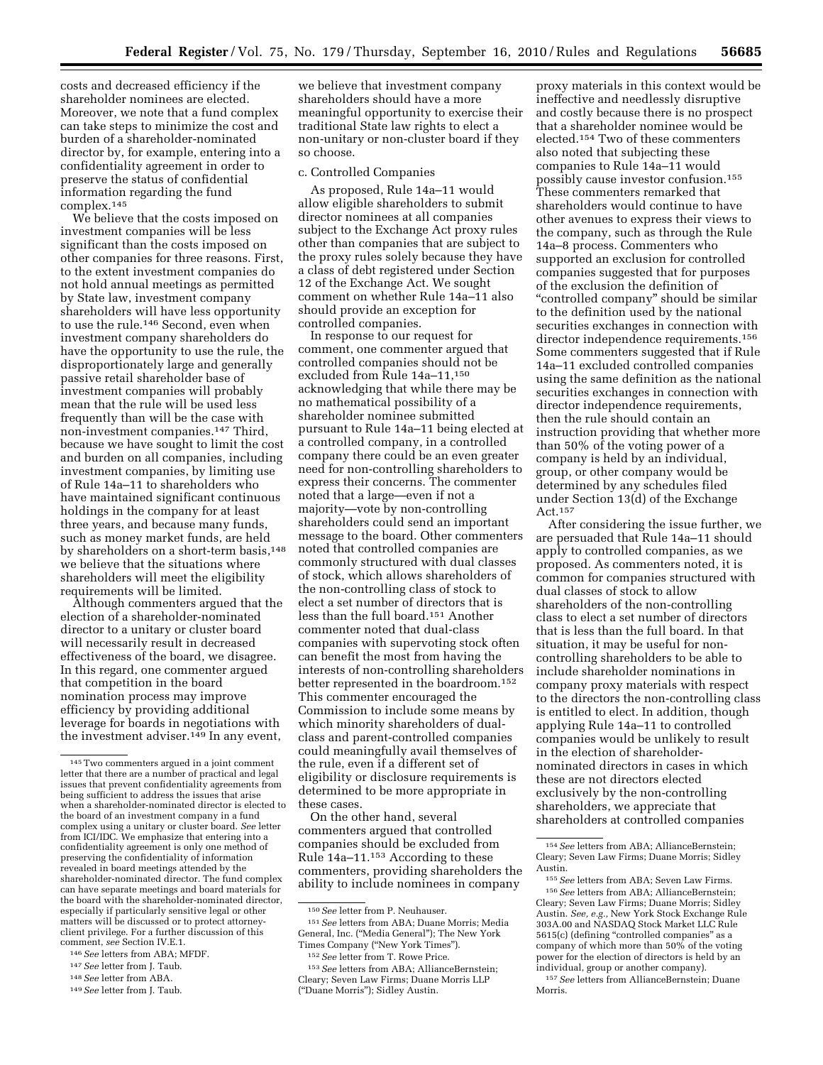costs and decreased efficiency if the shareholder nominees are elected. Moreover, we note that a fund complex can take steps to minimize the cost and burden of a shareholder-nominated director by, for example, entering into a confidentiality agreement in order to preserve the status of confidential information regarding the fund complex.[145]

We believe that the costs imposed on investment companies will be less significant than the costs imposed on other companies for three reasons. First, to the extent investment companies do not hold annual meetings as permitted by State law, investment company shareholders will have less opportunity to use the rule.[146] Second, even when investment company shareholders do have the opportunity to use the rule, the disproportionately large and generally passive retail shareholder base of investment companies will probably mean that the rule will be used less frequently than will be the case with non-investment companies.[147] Third, because we have sought to limit the cost and burden on all companies, including investment companies, by limiting use of Rule 14a–11 to shareholders who have maintained significant continuous holdings in the company for at least three years, and because many funds, such as money market funds, are held by shareholders on a short-term basis,[148] we believe that the situations where shareholders will meet the eligibility requirements will be limited.

Although commenters argued that the election of a shareholder-nominated director to a unitary or cluster board will necessarily result in decreased effectiveness of the board, we disagree. In this regard, one commenter argued that competition in the board nomination process may improve efficiency by providing additional leverage for boards in negotiations with the investment adviser.[149] In any event, we believe that investment company shareholders should have a more meaningful opportunity to exercise their traditional State law rights to elect a non-unitary or non-cluster board if they so choose.

c. Controlled Companies

As proposed, Rule 14a–11 would allow eligible shareholders to submit director nominees at all companies subject to the Exchange Act proxy rules other than companies that are subject to the proxy rules solely because they have a class of debt registered under Section 12 of the Exchange Act. We sought comment on whether Rule 14a–11 also should provide an exception for controlled companies.

In response to our request for comment, one commenter argued that controlled companies should not be excluded from Rule 14a–11,[150] acknowledging that while there may be no mathematical possibility of a shareholder nominee submitted pursuant to Rule 14a–11 being elected at a controlled company, in a controlled company there could be an even greater need for non-controlling shareholders to express their concerns. The commenter noted that a large—even if not a majority—vote by non-controlling shareholders could send an important message to the board. Other commenters noted that controlled companies are commonly structured with dual classes of stock, which allows shareholders of the non-controlling class of stock to elect a set number of directors that is less than the full board.[151] Another commenter noted that dual-class companies with supervoting stock often can benefit the most from having the interests of non-controlling shareholders better represented in the boardroom.[152] This commenter encouraged the Commission to include some means by which minority shareholders of dual-class and parent-controlled companies could meaningfully avail themselves of the rule, even if a different set of eligibility or disclosure requirements is determined to be more appropriate in these cases.

On the other hand, several commenters argued that controlled companies should be excluded from Rule 14a–11.[153] According to these commenters, providing shareholders the ability to include nominees in company proxy materials in this context would be ineffective and needlessly disruptive and costly because there is no prospect that a shareholder nominee would be elected.[154] Two of these commenters also noted that subjecting these companies to Rule 14a–11 would possibly cause investor confusion.[155] These commenters remarked that shareholders would continue to have other avenues to express their views to the company, such as through the Rule 14a–8 process. Commenters who supported an exclusion for controlled companies suggested that for purposes of the exclusion the definition of "controlled company" should be similar to the definition used by the national securities exchanges in connection with director independence requirements.[156] Some commenters suggested that if Rule 14a–11 excluded controlled companies using the same definition as the national securities exchanges in connection with director independence requirements, then the rule should contain an instruction providing that whether more than 50% of the voting power of a company is held by an individual, group, or other company would be determined by any schedules filed under Section 13(d) of the Exchange Act.[157]

After considering the issue further, we are persuaded that Rule 14a–11 should apply to controlled companies, as we proposed. As commenters noted, it is common for companies structured with dual classes of stock to allow shareholders of the non-controlling class to elect a set number of directors that is less than the full board. In that situation, it may be useful for non-controlling shareholders to be able to include shareholder nominations in company proxy materials with respect to the directors the non-controlling class is entitled to elect. In addition, though applying Rule 14a–11 to controlled companies would be unlikely to result in the election of shareholder-nominated directors in cases in which these are not directors elected exclusively by the non-controlling shareholders, we appreciate that shareholders at controlled companies

---

[145] Two commenters argued in a joint comment letter that there are a number of practical and legal issues that prevent confidentiality agreements from being sufficient to address the issues that arise when a shareholder-nominated director is elected to the board of an investment company in a fund complex using a unitary or cluster board. *See* letter from ICI/IDC. We emphasize that entering into a confidentiality agreement is only one method of preserving the confidentiality of information revealed in board meetings attended by the shareholder-nominated director. The fund complex can have separate meetings and board materials for the board with the shareholder-nominated director, especially if particularly sensitive legal or other matters will be discussed or to protect attorney-client privilege. For a further discussion of this comment, *see* Section IV.E.1.

[146] *See* letters from ABA; MFDF.

[147] *See* letter from J. Taub.

[148] *See* letter from ABA.

[149] *See* letter from J. Taub.

[150] *See* letter from P. Neuhauser.

[151] *See* letters from ABA; Duane Morris; Media General, Inc. ("Media General"); The New York Times Company ("New York Times").

[152] *See* letter from T. Rowe Price.

[153] *See* letters from ABA; AllianceBernstein; Cleary; Seven Law Firms; Duane Morris LLP ("Duane Morris"); Sidley Austin.

[154] *See* letters from ABA; AllianceBernstein; Cleary; Seven Law Firms; Duane Morris; Sidley Austin.

[155] *See* letters from ABA; Seven Law Firms.

[156] *See* letters from ABA; AllianceBernstein; Cleary; Seven Law Firms; Duane Morris; Sidley Austin. *See, e.g.*, New York Stock Exchange Rule 303A.00 and NASDAQ Stock Market LLC Rule 5615(c) (defining "controlled companies" as a company of which more than 50% of the voting power for the election of directors is held by an individual, group or another company).

[157] *See* letters from AllianceBernstein; Duane Morris.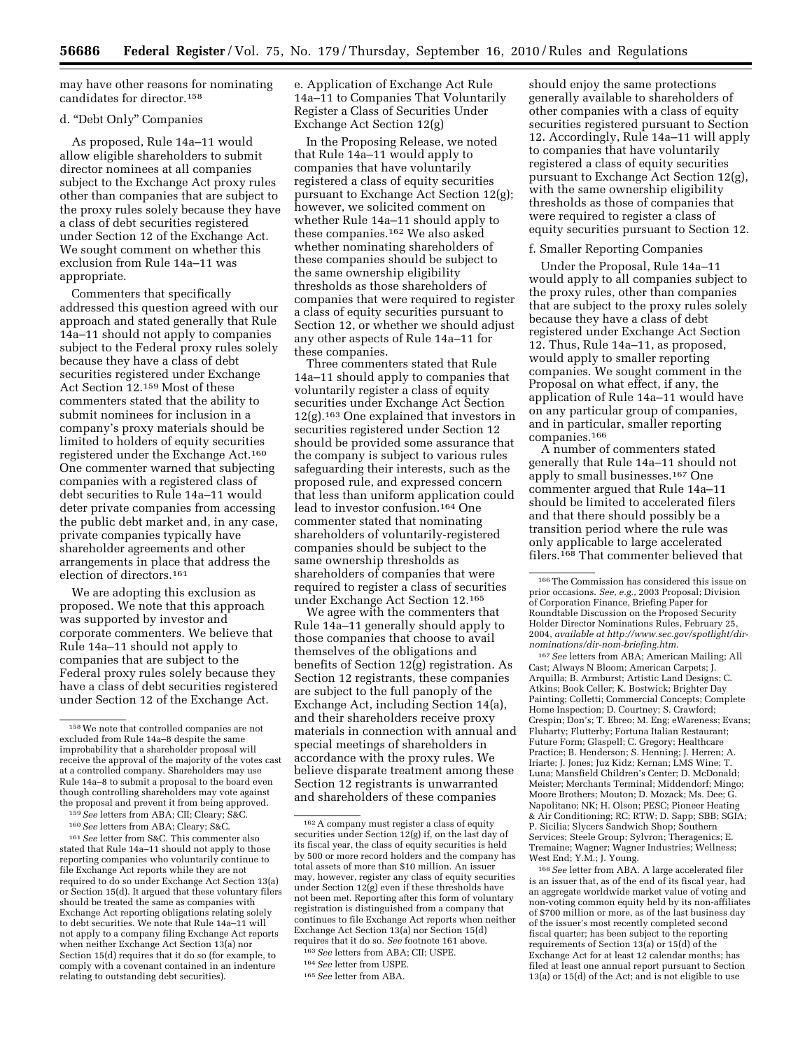may have other reasons for nominating candidates for director.[158]

d. "Debt Only" Companies

As proposed, Rule 14a–11 would allow eligible shareholders to submit director nominees at all companies subject to the Exchange Act proxy rules other than companies that are subject to the proxy rules solely because they have a class of debt securities registered under Section 12 of the Exchange Act. We sought comment on whether this exclusion from Rule 14a–11 was appropriate.

Commenters that specifically addressed this question agreed with our approach and stated generally that Rule 14a–11 should not apply to companies subject to the Federal proxy rules solely because they have a class of debt securities registered under Exchange Act Section 12.[159] Most of these commenters stated that the ability to submit nominees for inclusion in a company's proxy materials should be limited to holders of equity securities registered under the Exchange Act.[160] One commenter warned that subjecting companies with a registered class of debt securities to Rule 14a–11 would deter private companies from accessing the public debt market and, in any case, private companies typically have shareholder agreements and other arrangements in place that address the election of directors.[161]

We are adopting this exclusion as proposed. We note that this approach was supported by investor and corporate commenters. We believe that Rule 14a–11 should not apply to companies that are subject to the Federal proxy rules solely because they have a class of debt securities registered under Section 12 of the Exchange Act.

e. Application of Exchange Act Rule 14a–11 to Companies That Voluntarily Register a Class of Securities Under Exchange Act Section 12(g)

In the Proposing Release, we noted that Rule 14a–11 would apply to companies that have voluntarily registered a class of equity securities pursuant to Exchange Act Section 12(g); however, we solicited comment on whether Rule 14a–11 should apply to these companies.[162] We also asked whether nominating shareholders of these companies should be subject to the same ownership eligibility thresholds as those shareholders of companies that were required to register a class of equity securities pursuant to Section 12, or whether we should adjust any other aspects of Rule 14a–11 for these companies.

Three commenters stated that Rule 14a–11 should apply to companies that voluntarily register a class of equity securities under Exchange Act Section 12(g).[163] One explained that investors in securities registered under Section 12 should be provided some assurance that the company is subject to various rules safeguarding their interests, such as the proposed rule, and expressed concern that less than uniform application could lead to investor confusion.[164] One commenter stated that nominating shareholders of voluntarily-registered companies should be subject to the same ownership thresholds as shareholders of companies that were required to register a class of securities under Exchange Act Section 12.[165]

We agree with the commenters that Rule 14a–11 generally should apply to those companies that choose to avail themselves of the obligations and benefits of Section 12(g) registration. As Section 12 registrants, these companies are subject to the full panoply of the Exchange Act, including Section 14(a), and their shareholders receive proxy materials in connection with annual and special meetings of shareholders in accordance with the proxy rules. We believe disparate treatment among these Section 12 registrants is unwarranted and shareholders of these companies should enjoy the same protections generally available to shareholders of other companies with a class of equity securities registered pursuant to Section 12. Accordingly, Rule 14a–11 will apply to companies that have voluntarily registered a class of equity securities pursuant to Exchange Act Section 12(g), with the same ownership eligibility thresholds as those of companies that were required to register a class of equity securities pursuant to Section 12.

f. Smaller Reporting Companies

Under the Proposal, Rule 14a–11 would apply to all companies subject to the proxy rules, other than companies that are subject to the proxy rules solely because they have a class of debt registered under Exchange Act Section 12. Thus, Rule 14a–11, as proposed, would apply to smaller reporting companies. We sought comment in the Proposal on what effect, if any, the application of Rule 14a–11 would have on any particular group of companies, and in particular, smaller reporting companies.[166]

A number of commenters stated generally that Rule 14a–11 should not apply to small businesses.[167] One commenter argued that Rule 14a–11 should be limited to accelerated filers and that there should possibly be a transition period where the rule was only applicable to large accelerated filers.[168] That commenter believed that

---

[158] We note that controlled companies are not excluded from Rule 14a–8 despite the same improbability that a shareholder proposal will receive the approval of the majority of the votes cast at a controlled company. Shareholders may use Rule 14a–8 to submit a proposal to the board even though controlling shareholders may vote against the proposal and prevent it from being approved.

[159] *See* letters from ABA; CII; Cleary; S&C.

[160] *See* letters from ABA; Cleary; S&C.

[161] *See* letter from S&C. This commenter also stated that Rule 14a–11 should not apply to those reporting companies who voluntarily continue to file Exchange Act reports while they are not required to do so under Exchange Act Section 13(a) or Section 15(d). It argued that these voluntary filers should be treated the same as companies with Exchange Act reporting obligations relating solely to debt securities. We note that Rule 14a–11 will not apply to a company filing Exchange Act reports when neither Exchange Act Section 13(a) nor Section 15(d) requires that it do so (for example, to comply with a covenant contained in an indenture relating to outstanding debt securities).

[162] A company must register a class of equity securities under Section 12(g) if, on the last day of its fiscal year, the class of equity securities is held by 500 or more record holders and the company has total assets of more than $10 million. An issuer may, however, register any class of equity securities under Section 12(g) even if these thresholds have not been met. Reporting after this form of voluntary registration is distinguished from a company that continues to file Exchange Act reports when neither Exchange Act Section 13(a) nor Section 15(d) requires that it do so. *See* footnote 161 above.

[163] *See* letters from ABA; CII; USPE.

[164] *See* letter from USPE.

[165] *See* letter from ABA.

[166] The Commission has considered this issue on prior occasions. *See, e.g.,* 2003 Proposal; Division of Corporation Finance, Briefing Paper for Roundtable Discussion on the Proposed Security Holder Director Nominations Rules, February 25, 2004, *available at http://www.sec.gov/spotlight/dir-nominations/dir-nom-briefing.htm.*

[167] *See* letters from ABA; American Mailing; All Cast; Always N Bloom; American Carpets; J. Arquilla; B. Armburst; Artistic Land Designs; C. Atkins; Book Celler; K. Bostwick; Brighter Day Painting; Colletti; Commercial Concepts; Complete Home Inspection; D. Courtney; S. Crawford; Crespin; Don's; T. Ebreo; M. Eng; eWareness; Evans; Fluharty; Flutterby; Fortuna Italian Restaurant; Future Form; Glaspell; C. Gregory; Healthcare Practice; B. Henderson; S. Henning; J. Herren; A. Iriarte; J. Jones; Juz Kidz; Kernan; LMS Wine; T. Luna; Mansfield Children's Center; D. McDonald; Meister; Merchants Terminal; Middendorf; Mingo; Moore Brothers; Mouton; D. Mozack; Ms. Dee; G. Napolitano; NK; H. Olson; PESC; Pioneer Heating & Air Conditioning; RC; RTW; D. Sapp; SBB; SGIA; P. Sicilia; Slycers Sandwich Shop; Southern Services; Steele Group; Sylvron; Theragenics; E. Tremaine; Wagner; Wagner Industries; Wellness; West End; Y.M.; J. Young.

[168] *See* letter from ABA. A large accelerated filer is an issuer that, as of the end of its fiscal year, had an aggregate worldwide market value of voting and non-voting common equity held by its non-affiliates of $700 million or more, as of the last business day of the issuer's most recently completed second fiscal quarter; has been subject to the reporting requirements of Section 13(a) or 15(d) of the Exchange Act for at least 12 calendar months; has filed at least one annual report pursuant to Section 13(a) or 15(d) of the Act; and is not eligible to use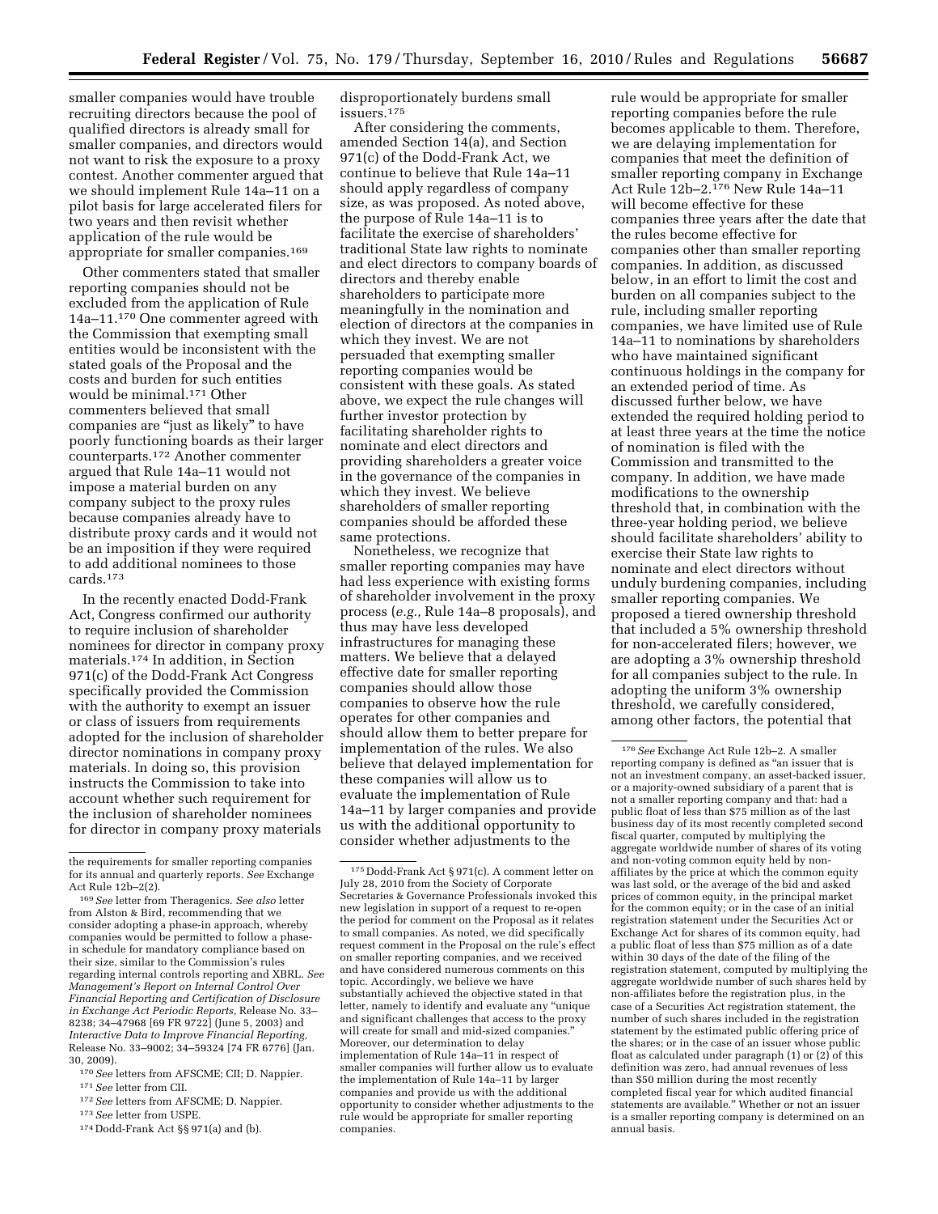smaller companies would have trouble recruiting directors because the pool of qualified directors is already small for smaller companies, and directors would not want to risk the exposure to a proxy contest. Another commenter argued that we should implement Rule 14a–11 on a pilot basis for large accelerated filers for two years and then revisit whether application of the rule would be appropriate for smaller companies.[169]

Other commenters stated that smaller reporting companies should not be excluded from the application of Rule 14a–11.[170] One commenter agreed with the Commission that exempting small entities would be inconsistent with the stated goals of the Proposal and the costs and burden for such entities would be minimal.[171] Other commenters believed that small companies are "just as likely" to have poorly functioning boards as their larger counterparts.[172] Another commenter argued that Rule 14a–11 would not impose a material burden on any company subject to the proxy rules because companies already have to distribute proxy cards and it would not be an imposition if they were required to add additional nominees to those cards.[173]

In the recently enacted Dodd-Frank Act, Congress confirmed our authority to require inclusion of shareholder nominees for director in company proxy materials.[174] In addition, in Section 971(c) of the Dodd-Frank Act Congress specifically provided the Commission with the authority to exempt an issuer or class of issuers from requirements adopted for the inclusion of shareholder director nominations in company proxy materials. In doing so, this provision instructs the Commission to take into account whether such requirement for the inclusion of shareholder nominees for director in company proxy materials disproportionately burdens small issuers.[175]

After considering the comments, amended Section 14(a), and Section 971(c) of the Dodd-Frank Act, we continue to believe that Rule 14a–11 should apply regardless of company size, as was proposed. As noted above, the purpose of Rule 14a–11 is to facilitate the exercise of shareholders' traditional State law rights to nominate and elect directors to company boards of directors and thereby enable shareholders to participate more meaningfully in the nomination and election of directors at the companies in which they invest. We are not persuaded that exempting smaller reporting companies would be consistent with these goals. As stated above, we expect the rule changes will further investor protection by facilitating shareholder rights to nominate and elect directors and providing shareholders a greater voice in the governance of the companies in which they invest. We believe shareholders of smaller reporting companies should be afforded these same protections.

Nonetheless, we recognize that smaller reporting companies may have had less experience with existing forms of shareholder involvement in the proxy process (*e.g.,* Rule 14a–8 proposals), and thus may have less developed infrastructures for managing these matters. We believe that a delayed effective date for smaller reporting companies should allow those companies to observe how the rule operates for other companies and should allow them to better prepare for implementation of the rules. We also believe that delayed implementation for these companies will allow us to evaluate the implementation of Rule 14a–11 by larger companies and provide us with the additional opportunity to consider whether adjustments to the rule would be appropriate for smaller reporting companies before the rule becomes applicable to them. Therefore, we are delaying implementation for companies that meet the definition of smaller reporting company in Exchange Act Rule 12b–2.[176] New Rule 14a–11 will become effective for these companies three years after the date that the rules become effective for companies other than smaller reporting companies. In addition, as discussed below, in an effort to limit the cost and burden on all companies subject to the rule, including smaller reporting companies, we have limited use of Rule 14a–11 to nominations by shareholders who have maintained significant continuous holdings in the company for an extended period of time. As discussed further below, we have extended the required holding period to at least three years at the time the notice of nomination is filed with the Commission and transmitted to the company. In addition, we have made modifications to the ownership threshold that, in combination with the three-year holding period, we believe should facilitate shareholders' ability to exercise their State law rights to nominate and elect directors without unduly burdening companies, including smaller reporting companies. We proposed a tiered ownership threshold that included a 5% ownership threshold for non-accelerated filers; however, we are adopting a 3% ownership threshold for all companies subject to the rule. In adopting the uniform 3% ownership threshold, we carefully considered, among other factors, the potential that

---

the requirements for smaller reporting companies for its annual and quarterly reports. *See* Exchange Act Rule 12b–2(2).

[169] *See* letter from Theragenics. *See also* letter from Alston & Bird, recommending that we consider adopting a phase-in approach, whereby companies would be permitted to follow a phase-in schedule for mandatory compliance based on their size, similar to the Commission's rules regarding internal controls reporting and XBRL. *See Management's Report on Internal Control Over Financial Reporting and Certification of Disclosure in Exchange Act Periodic Reports,* Release No. 33–8238; 34–47968 [69 FR 9722] (June 5, 2003) and *Interactive Data to Improve Financial Reporting,* Release No. 33–9002; 34–59324 [74 FR 6776] (Jan. 30, 2009).

[170] *See* letters from AFSCME; CII; D. Nappier.

[171] *See* letter from CII.

[172] *See* letters from AFSCME; D. Nappier.

[173] *See* letter from USPE.

[174] Dodd-Frank Act §§ 971(a) and (b).

[175] Dodd-Frank Act § 971(c). A comment letter on July 28, 2010 from the Society of Corporate Secretaries & Governance Professionals invoked this new legislation in support of a request to re-open the period for comment on the Proposal as it relates to small companies. As noted, we did specifically request comment in the Proposal on the rule's effect on smaller reporting companies, and we received and have considered numerous comments on this topic. Accordingly, we believe we have substantially achieved the objective stated in that letter, namely to identify and evaluate any "unique and significant challenges that access to the proxy will create for small and mid-sized companies." Moreover, our determination to delay implementation of Rule 14a–11 in respect of smaller companies will further allow us to evaluate the implementation of Rule 14a–11 by larger companies and provide us with the additional opportunity to consider whether adjustments to the rule would be appropriate for smaller reporting companies.

[176] *See* Exchange Act Rule 12b–2. A smaller reporting company is defined as "an issuer that is not an investment company, an asset-backed issuer, or a majority-owned subsidiary of a parent that is not a smaller reporting company and that: had a public float of less than $75 million as of the last business day of its most recently completed second fiscal quarter, computed by multiplying the aggregate worldwide number of shares of its voting and non-voting common equity held by non-affiliates by the price at which the common equity was last sold, or the average of the bid and asked prices of common equity, in the principal market for the common equity; or in the case of an initial registration statement under the Securities Act or Exchange Act for shares of its common equity, had a public float of less than $75 million as of a date within 30 days of the date of the filing of the registration statement, computed by multiplying the aggregate worldwide number of such shares held by non-affiliates before the registration plus, in the case of a Securities Act registration statement, the number of such shares included in the registration statement by the estimated public offering price of the shares; or in the case of an issuer whose public float as calculated under paragraph (1) or (2) of this definition was zero, had annual revenues of less than $50 million during the most recently completed fiscal year for which audited financial statements are available." Whether or not an issuer is a smaller reporting company is determined on an annual basis.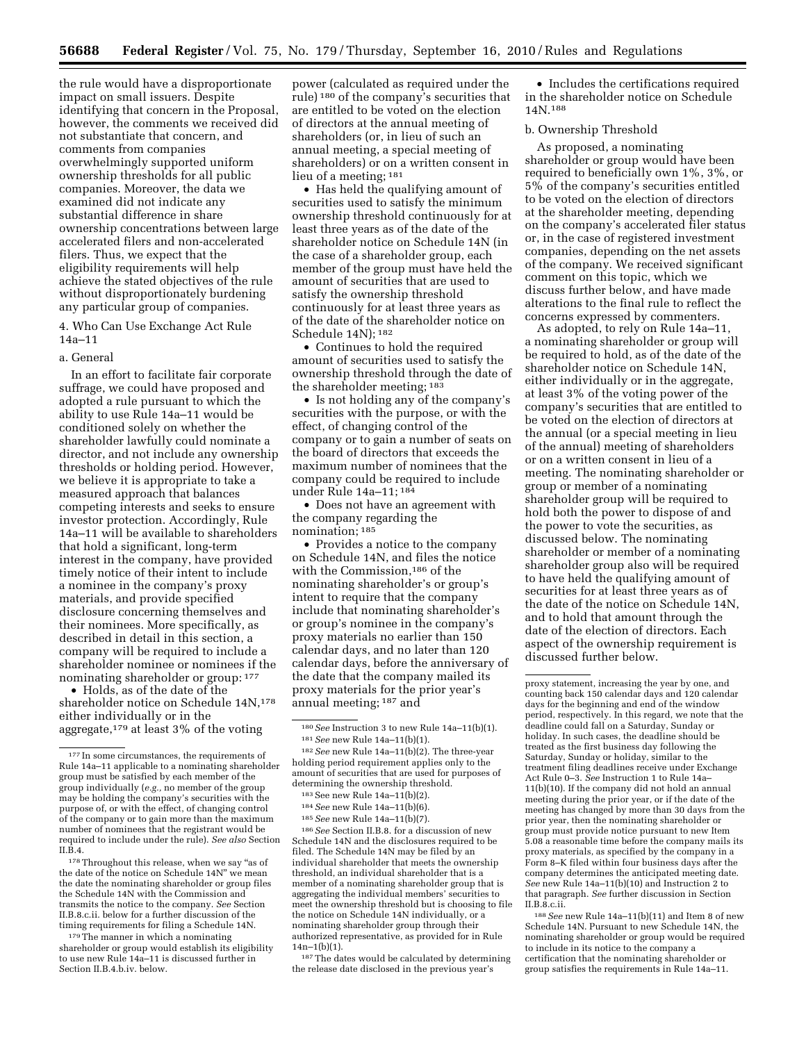the rule would have a disproportionate impact on small issuers. Despite identifying that concern in the Proposal, however, the comments we received did not substantiate that concern, and comments from companies overwhelmingly supported uniform ownership thresholds for all public companies. Moreover, the data we examined did not indicate any substantial difference in share ownership concentrations between large accelerated filers and non-accelerated filers. Thus, we expect that the eligibility requirements will help achieve the stated objectives of the rule without disproportionately burdening any particular group of companies.

4. Who Can Use Exchange Act Rule 14a–11

a. General

In an effort to facilitate fair corporate suffrage, we could have proposed and adopted a rule pursuant to which the ability to use Rule 14a–11 would be conditioned solely on whether the shareholder lawfully could nominate a director, and not include any ownership thresholds or holding period. However, we believe it is appropriate to take a measured approach that balances competing interests and seeks to ensure investor protection. Accordingly, Rule 14a–11 will be available to shareholders that hold a significant, long-term interest in the company, have provided timely notice of their intent to include a nominee in the company's proxy materials, and provide specified disclosure concerning themselves and their nominees. More specifically, as described in detail in this section, a company will be required to include a shareholder nominee or nominees if the nominating shareholder or group: [177]

- Holds, as of the date of the shareholder notice on Schedule 14N,[178] either individually or in the aggregate,[179] at least 3% of the voting power (calculated as required under the rule) [180] of the company's securities that are entitled to be voted on the election of directors at the annual meeting of shareholders (or, in lieu of such an annual meeting, a special meeting of shareholders) or on a written consent in lieu of a meeting; [181]
- Has held the qualifying amount of securities used to satisfy the minimum ownership threshold continuously for at least three years as of the date of the shareholder notice on Schedule 14N (in the case of a shareholder group, each member of the group must have held the amount of securities that are used to satisfy the ownership threshold continuously for at least three years as of the date of the shareholder notice on Schedule 14N); [182]
- Continues to hold the required amount of securities used to satisfy the ownership threshold through the date of the shareholder meeting; [183]
- Is not holding any of the company's securities with the purpose, or with the effect, of changing control of the company or to gain a number of seats on the board of directors that exceeds the maximum number of nominees that the company could be required to include under Rule 14a–11; [184]
- Does not have an agreement with the company regarding the nomination; [185]
- Provides a notice to the company on Schedule 14N, and files the notice with the Commission,[186] of the nominating shareholder's or group's intent to require that the company include that nominating shareholder's or group's nominee in the company's proxy materials no earlier than 150 calendar days, and no later than 120 calendar days, before the anniversary of the date that the company mailed its proxy materials for the prior year's annual meeting; [187] and
- Includes the certifications required in the shareholder notice on Schedule 14N.[188]

b. Ownership Threshold

As proposed, a nominating shareholder or group would have been required to beneficially own 1%, 3%, or 5% of the company's securities entitled to be voted on the election of directors at the shareholder meeting, depending on the company's accelerated filer status or, in the case of registered investment companies, depending on the net assets of the company. We received significant comment on this topic, which we discuss further below, and have made alterations to the final rule to reflect the concerns expressed by commenters.

As adopted, to rely on Rule 14a–11, a nominating shareholder or group will be required to hold, as of the date of the shareholder notice on Schedule 14N, either individually or in the aggregate, at least 3% of the voting power of the company's securities that are entitled to be voted on the election of directors at the annual (or a special meeting in lieu of the annual) meeting of shareholders or on a written consent in lieu of a meeting. The nominating shareholder or group or member of a nominating shareholder group will be required to hold both the power to dispose of and the power to vote the securities, as discussed below. The nominating shareholder or member of a nominating shareholder group also will be required to have held the qualifying amount of securities for at least three years as of the date of the notice on Schedule 14N, and to hold that amount through the date of the election of directors. Each aspect of the ownership requirement is discussed further below.

---

[177] In some circumstances, the requirements of Rule 14a–11 applicable to a nominating shareholder group must be satisfied by each member of the group individually (*e.g.*, no member of the group may be holding the company's securities with the purpose of, or with the effect of, changing control of the company or to gain more than the maximum number of nominees that the registrant would be required to include under the rule). *See also* Section II.B.4.

[178] Throughout this release, when we say "as of the date of the notice on Schedule 14N" we mean the date the nominating shareholder or group files the Schedule 14N with the Commission and transmits the notice to the company. *See* Section II.B.8.c.ii. below for a further discussion of the timing requirements for filing a Schedule 14N.

[179] The manner in which a nominating shareholder or group would establish its eligibility to use new Rule 14a–11 is discussed further in Section II.B.4.b.iv. below.

[180] *See* Instruction 3 to new Rule 14a–11(b)(1).

[181] *See* new Rule 14a–11(b)(1).

[182] *See* new Rule 14a–11(b)(2). The three-year holding period requirement applies only to the amount of securities that are used for purposes of determining the ownership threshold.

[183] See new Rule 14a–11(b)(2).

[184] *See* new Rule 14a–11(b)(6).

[185] *See* new Rule 14a–11(b)(7).

[186] *See* Section II.B.8. for a discussion of new Schedule 14N and the disclosures required to be filed. The Schedule 14N may be filed by an individual shareholder that meets the ownership threshold, an individual shareholder that is a member of a nominating shareholder group that is aggregating the individual members' securities to meet the ownership threshold but is choosing to file the notice on Schedule 14N individually, or a nominating shareholder group through their authorized representative, as provided for in Rule 14n–1(b)(1).

[187] The dates would be calculated by determining the release date disclosed in the previous year's proxy statement, increasing the year by one, and counting back 150 calendar days and 120 calendar days for the beginning and end of the window period, respectively. In this regard, we note that the deadline could fall on a Saturday, Sunday or holiday. In such cases, the deadline should be treated as the first business day following the Saturday, Sunday or holiday, similar to the treatment filing deadlines receive under Exchange Act Rule 0–3. *See* Instruction 1 to Rule 14a–11(b)(10). If the company did not hold an annual meeting during the prior year, or if the date of the meeting has changed by more than 30 days from the prior year, then the nominating shareholder or group must provide notice pursuant to new Item 5.08 a reasonable time before the company mails its proxy materials, as specified by the company in a Form 8–K filed within four business days after the company determines the anticipated meeting date. *See* new Rule 14a–11(b)(10) and Instruction 2 to that paragraph. *See* further discussion in Section II.B.8.c.ii.

[188] *See* new Rule 14a–11(b)(11) and Item 8 of new Schedule 14N. Pursuant to new Schedule 14N, the nominating shareholder or group would be required to include in its notice to the company a certification that the nominating shareholder or group satisfies the requirements in Rule 14a–11.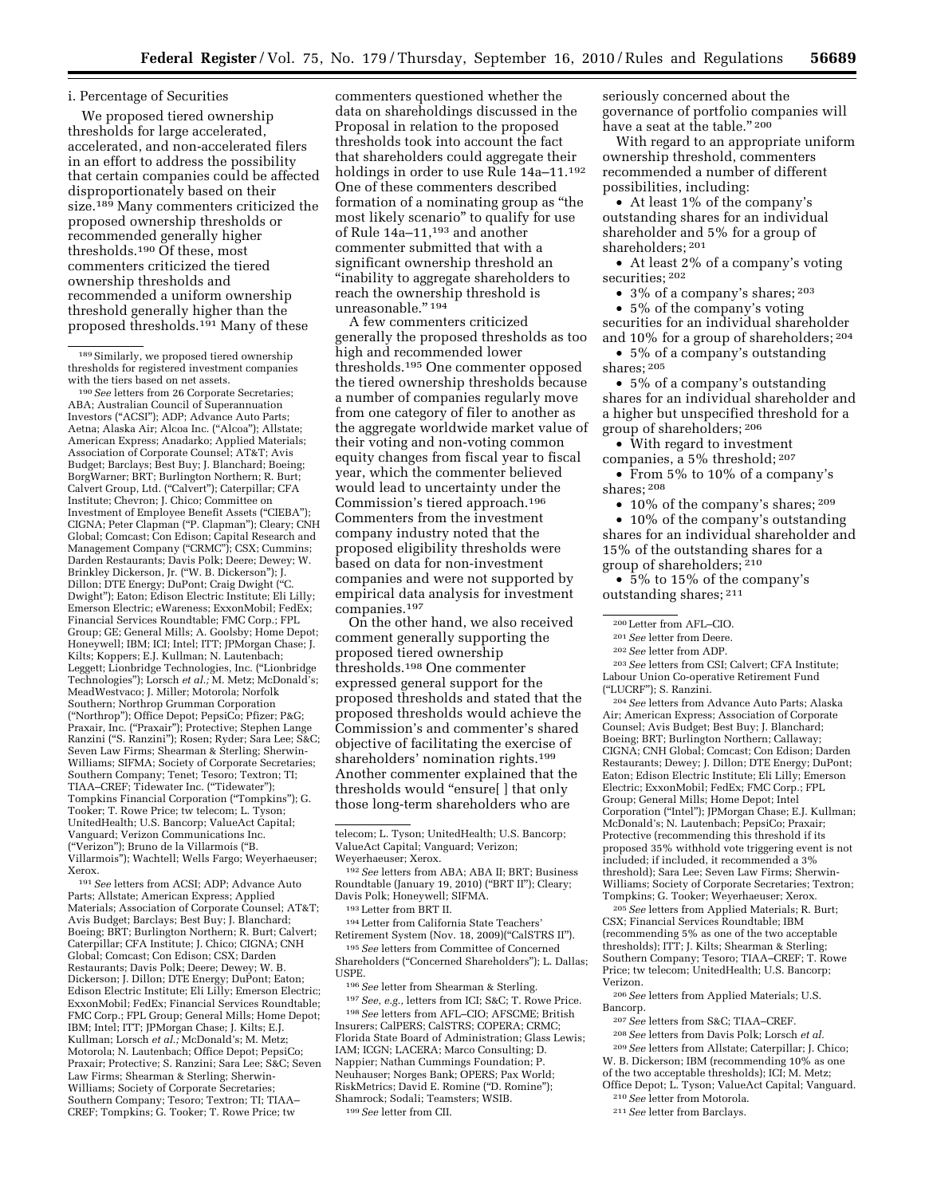i. Percentage of Securities

We proposed tiered ownership thresholds for large accelerated, accelerated, and non-accelerated filers in an effort to address the possibility that certain companies could be affected disproportionately based on their size.[189] Many commenters criticized the proposed ownership thresholds or recommended generally higher thresholds.[190] Of these, most commenters criticized the tiered ownership thresholds and recommended a uniform ownership threshold generally higher than the proposed thresholds.[191] Many of these commenters questioned whether the data on shareholdings discussed in the Proposal in relation to the proposed thresholds took into account the fact that shareholders could aggregate their holdings in order to use Rule 14a–11.[192] One of these commenters described formation of a nominating group as "the most likely scenario" to qualify for use of Rule 14a–11,[193] and another commenter submitted that with a significant ownership threshold an "inability to aggregate shareholders to reach the ownership threshold is unreasonable."[194]

A few commenters criticized generally the proposed thresholds as too high and recommended lower thresholds.[195] One commenter opposed the tiered ownership thresholds because a number of companies regularly move from one category of filer to another as the aggregate worldwide market value of their voting and non-voting common equity changes from fiscal year to fiscal year, which the commenter believed would lead to uncertainty under the Commission's tiered approach.[196] Commenters from the investment company industry noted that the proposed eligibility thresholds were based on data for non-investment companies and were not supported by empirical data analysis for investment companies.[197]

On the other hand, we also received comment generally supporting the proposed tiered ownership thresholds.[198] One commenter expressed general support for the proposed thresholds and stated that the proposed thresholds would achieve the Commission's and commenter's shared objective of facilitating the exercise of shareholders' nomination rights.[199] Another commenter explained that the thresholds would "ensure[ ] that only those long-term shareholders who are seriously concerned about the governance of portfolio companies will have a seat at the table."[200]

With regard to an appropriate uniform ownership threshold, commenters recommended a number of different possibilities, including:

- At least 1% of the company's outstanding shares for an individual shareholder and 5% for a group of shareholders;[201]
- At least 2% of a company's voting securities;[202]
- 3% of a company's shares;[203]
- 5% of the company's voting securities for an individual shareholder and 10% for a group of shareholders;[204]
- 5% of a company's outstanding shares;[205]
- 5% of a company's outstanding shares for an individual shareholder and a higher but unspecified threshold for a group of shareholders;[206]
- With regard to investment companies, a 5% threshold;[207]
- From 5% to 10% of a company's shares;[208]
- 10% of the company's shares;[209]
- 10% of the company's outstanding shares for an individual shareholder and 15% of the outstanding shares for a group of shareholders;[210]
- 5% to 15% of the company's outstanding shares;[211]

---

[189] Similarly, we proposed tiered ownership thresholds for registered investment companies with the tiers based on net assets.

[190] *See* letters from 26 Corporate Secretaries; ABA; Australian Council of Superannuation Investors ("ACSI"); ADP; Advance Auto Parts; Aetna; Alaska Air; Alcoa Inc. ("Alcoa"); Allstate; American Express; Anadarko; Applied Materials; Association of Corporate Counsel; AT&T; Avis Budget; Barclays; Best Buy; J. Blanchard; Boeing; BorgWarner; BRT; Burlington Northern; R. Burt; Calvert Group, Ltd. ("Calvert"); Caterpillar; CFA Institute; Chevron; J. Chico; Committee on Investment of Employee Benefit Assets ("CIEBA"); CIGNA; Peter Clapman ("P. Clapman"); Cleary; CNH Global; Comcast; Con Edison; Capital Research and Management Company ("CRMC"); CSX; Cummins; Darden Restaurants; Davis Polk; Deere; Dewey; W. Brinkley Dickerson, Jr. ("W. B. Dickerson"); J. Dillon; DTE Energy; DuPont; Craig Dwight ("C. Dwight"); Eaton; Edison Electric Institute; Eli Lilly; Emerson Electric; eWareness; ExxonMobil; FedEx; Financial Services Roundtable; FMC Corp.; FPL Group; GE; General Mills; A. Goolsby; Home Depot; Honeywell; IBM; ICI; Intel; ITT; JPMorgan Chase; J. Kilts; Koppers; E.J. Kullman; N. Lautenbach; Leggett; Lionbridge Technologies, Inc. ("Lionbridge Technologies"); Lorsch *et al.;* M. Metz; McDonald's; MeadWestvaco; J. Miller; Motorola; Norfolk Southern; Northrop Grumman Corporation ("Northrop"); Office Depot; PepsiCo; Pfizer; P&G; Praxair, Inc. ("Praxair"); Protective; Stephen Lange Ranzini ("S. Ranzini"); Rosen; Ryder; Sara Lee; S&C; Seven Law Firms; Shearman & Sterling; Sherwin-Williams; SIFMA; Society of Corporate Secretaries; Southern Company; Tenet; Tesoro; Textron; TI; TIAA–CREF; Tidewater Inc. ("Tidewater"); Tompkins Financial Corporation ("Tompkins"); G. Tooker; T. Rowe Price; tw telecom; L. Tyson; UnitedHealth; U.S. Bancorp; ValueAct Capital; Vanguard; Verizon Communications Inc. ("Verizon"); Bruno de la Villarmois ("B. Villarmois"); Wachtell; Wells Fargo; Weyerhaeuser; Xerox.

[191] *See* letters from ACSI; ADP; Advance Auto Parts; Allstate; American Express; Applied Materials; Association of Corporate Counsel; AT&T; Avis Budget; Barclays; Best Buy; J. Blanchard; Boeing; BRT; Burlington Northern; R. Burt; Calvert; Caterpillar; CFA Institute; J. Chico; CIGNA; CNH Global; Comcast; Con Edison; CSX; Darden Restaurants; Davis Polk; Deere; Dewey; W. B. Dickerson; J. Dillon; DTE Energy; DuPont; Eaton; Edison Electric Institute; Eli Lilly; Emerson Electric; ExxonMobil; FedEx; Financial Services Roundtable; FMC Corp.; FPL Group; General Mills; Home Depot; IBM; Intel; ITT; JPMorgan Chase; J. Kilts; E.J. Kullman; Lorsch *et al.;* McDonald's; M. Metz; Motorola; N. Lautenbach; Office Depot; PepsiCo; Praxair; Protective; S. Ranzini; Sara Lee; S&C; Seven Law Firms; Shearman & Sterling; Sherwin-Williams; Society of Corporate Secretaries; Southern Company; Tesoro; Textron; TI; TIAA–CREF; Tompkins; G. Tooker; T. Rowe Price; tw telecom; L. Tyson; UnitedHealth; U.S. Bancorp; ValueAct Capital; Vanguard; Verizon; Weyerhaeuser; Xerox.

[192] *See* letters from ABA; ABA II; BRT; Business Roundtable (January 19, 2010) ("BRT II"); Cleary; Davis Polk; Honeywell; SIFMA.

[193] Letter from BRT II.

[194] Letter from California State Teachers' Retirement System (Nov. 18, 2009)("CalSTRS II").

[195] *See* letters from Committee of Concerned Shareholders ("Concerned Shareholders"); L. Dallas; USPE.

[196] *See* letter from Shearman & Sterling.

[197] *See, e.g.,* letters from ICI; S&C; T. Rowe Price.

[198] *See* letters from AFL–CIO; AFSCME; British Insurers; CalPERS; CalSTRS; COPERA; CRMC; Florida State Board of Administration; Glass Lewis; IAM; ICGN; LACERA; Marco Consulting; D. Nappier; Nathan Cummings Foundation; P. Neuhauser; Norges Bank; OPERS; Pax World; RiskMetrics; David E. Romine ("D. Romine"); Shamrock; Sodali; Teamsters; WSIB.

[199] *See* letter from CII.

[200] Letter from AFL–CIO.

[201] *See* letter from Deere.

[202] *See* letter from ADP.

[203] *See* letters from CSI; Calvert; CFA Institute; Labour Union Co-operative Retirement Fund ("LUCRF"); S. Ranzini.

[204] *See* letters from Advance Auto Parts; Alaska Air; American Express; Association of Corporate Counsel; Avis Budget; Best Buy; J. Blanchard; Boeing; BRT; Burlington Northern; Callaway; CIGNA; CNH Global; Comcast; Con Edison; Darden Restaurants; Dewey; J. Dillon; DTE Energy; DuPont; Eaton; Edison Electric Institute; Eli Lilly; Emerson Electric; ExxonMobil; FedEx; FMC Corp.; FPL Group; General Mills; Home Depot; Intel Corporation ("Intel"); JPMorgan Chase; E.J. Kullman; McDonald's; N. Lautenbach; PepsiCo; Praxair; Protective (recommending this threshold if its proposed 35% withhold vote triggering event is not included; if included, it recommended a 3% threshold); Sara Lee; Seven Law Firms; Sherwin-Williams; Society of Corporate Secretaries; Textron; Tompkins; G. Tooker; Weyerhaeuser; Xerox.

[205] *See* letters from Applied Materials; R. Burt; CSX; Financial Services Roundtable; IBM (recommending 5% as one of the two acceptable thresholds); ITT; J. Kilts; Shearman & Sterling; Southern Company; Tesoro; TIAA–CREF; T. Rowe Price; tw telecom; UnitedHealth; U.S. Bancorp; Verizon.

[206] *See* letters from Applied Materials; U.S. Bancorp.

[207] *See* letters from S&C; TIAA–CREF.

[208] *See* letters from Davis Polk; Lorsch *et al.*

[209] *See* letters from Allstate; Caterpillar; J. Chico; W. B. Dickerson; IBM (recommending 10% as one of the two acceptable thresholds); ICI; M. Metz; Office Depot; L. Tyson; ValueAct Capital; Vanguard.

[210] *See* letter from Motorola.

[211] *See* letter from Barclays.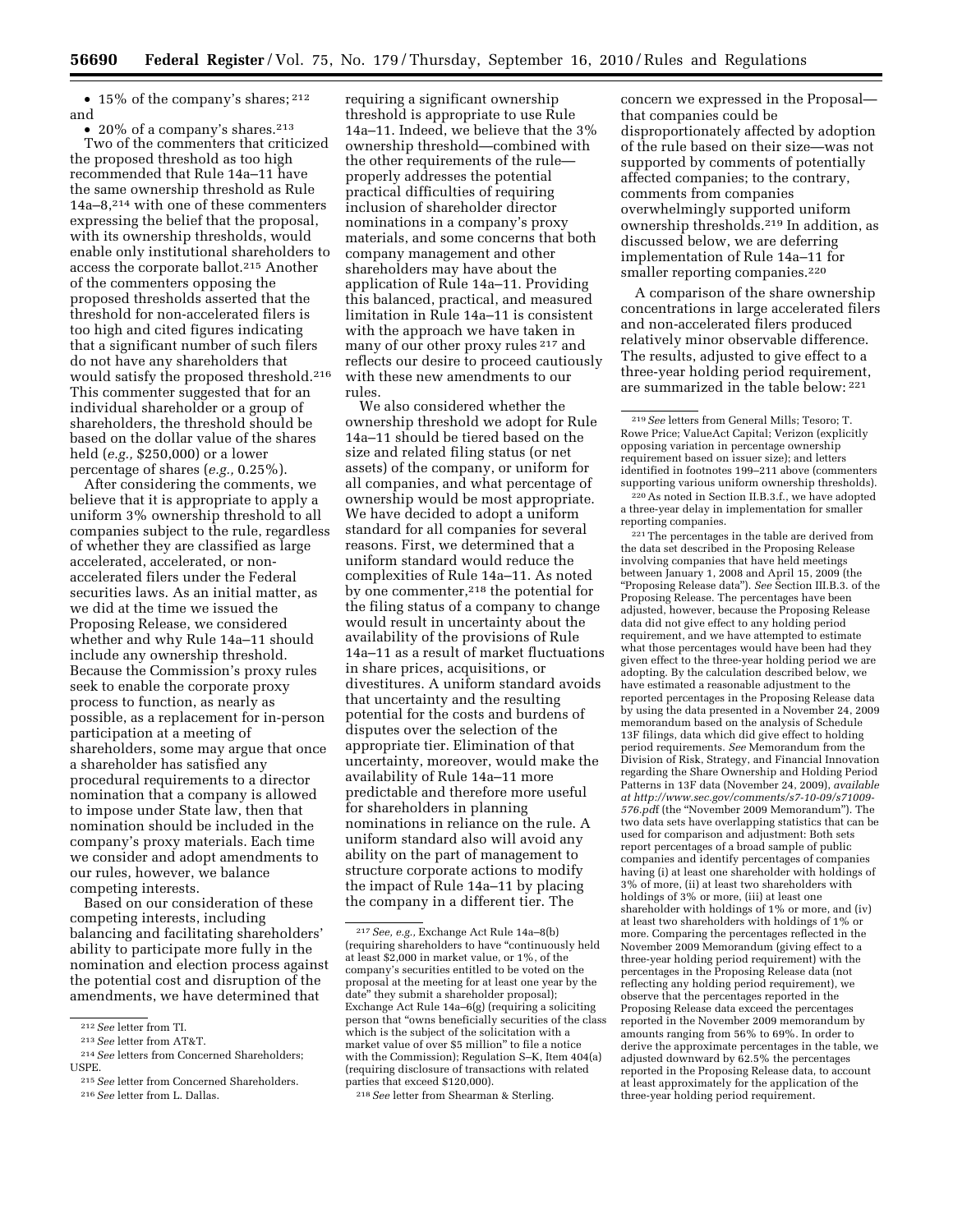• 15% of the company's shares; [212] and

• 20% of a company's shares.[213]

Two of the commenters that criticized the proposed threshold as too high recommended that Rule 14a–11 have the same ownership threshold as Rule 14a–8,[214] with one of these commenters expressing the belief that the proposal, with its ownership thresholds, would enable only institutional shareholders to access the corporate ballot.[215] Another of the commenters opposing the proposed thresholds asserted that the threshold for non-accelerated filers is too high and cited figures indicating that a significant number of such filers do not have any shareholders that would satisfy the proposed threshold.[216] This commenter suggested that for an individual shareholder or a group of shareholders, the threshold should be based on the dollar value of the shares held (*e.g.,* $250,000) or a lower percentage of shares (*e.g.,* 0.25%).

After considering the comments, we believe that it is appropriate to apply a uniform 3% ownership threshold to all companies subject to the rule, regardless of whether they are classified as large accelerated, accelerated, or non-accelerated filers under the Federal securities laws. As an initial matter, as we did at the time we issued the Proposing Release, we considered whether and why Rule 14a–11 should include any ownership threshold. Because the Commission's proxy rules seek to enable the corporate proxy process to function, as nearly as possible, as a replacement for in-person participation at a meeting of shareholders, some may argue that once a shareholder has satisfied any procedural requirements to a director nomination that a company is allowed to impose under State law, then that nomination should be included in the company's proxy materials. Each time we consider and adopt amendments to our rules, however, we balance competing interests.

Based on our consideration of these competing interests, including balancing and facilitating shareholders' ability to participate more fully in the nomination and election process against the potential cost and disruption of the amendments, we have determined that requiring a significant ownership threshold is appropriate to use Rule 14a–11. Indeed, we believe that the 3% ownership threshold—combined with the other requirements of the rule—properly addresses the potential practical difficulties of requiring inclusion of shareholder director nominations in a company's proxy materials, and some concerns that both company management and other shareholders may have about the application of Rule 14a–11. Providing this balanced, practical, and measured limitation in Rule 14a–11 is consistent with the approach we have taken in many of our other proxy rules [217] and reflects our desire to proceed cautiously with these new amendments to our rules.

We also considered whether the ownership threshold we adopt for Rule 14a–11 should be tiered based on the size and related filing status (or net assets) of the company, or uniform for all companies, and what percentage of ownership would be most appropriate. We have decided to adopt a uniform standard for all companies for several reasons. First, we determined that a uniform standard would reduce the complexities of Rule 14a–11. As noted by one commenter,[218] the potential for the filing status of a company to change would result in uncertainty about the availability of the provisions of Rule 14a–11 as a result of market fluctuations in share prices, acquisitions, or divestitures. A uniform standard avoids that uncertainty and the resulting potential for the costs and burdens of disputes over the selection of the appropriate tier. Elimination of that uncertainty, moreover, would make the availability of Rule 14a–11 more predictable and therefore more useful for shareholders in planning nominations in reliance on the rule. A uniform standard also will avoid any ability on the part of management to structure corporate actions to modify the impact of Rule 14a–11 by placing the company in a different tier. The concern we expressed in the Proposal—that companies could be disproportionately affected by adoption of the rule based on their size—was not supported by comments of potentially affected companies; to the contrary, comments from companies overwhelmingly supported uniform ownership thresholds.[219] In addition, as discussed below, we are deferring implementation of Rule 14a–11 for smaller reporting companies.[220]

A comparison of the share ownership concentrations in large accelerated filers and non-accelerated filers produced relatively minor observable difference. The results, adjusted to give effect to a three-year holding period requirement, are summarized in the table below: [221]

---

[212] *See* letter from TI.

[213] *See* letter from AT&T.

[214] *See* letters from Concerned Shareholders; USPE.

[215] *See* letter from Concerned Shareholders.

[216] *See* letter from L. Dallas.

[217] *See, e.g.,* Exchange Act Rule 14a–8(b) (requiring shareholders to have "continuously held at least $2,000 in market value, or 1%, of the company's securities entitled to be voted on the proposal at the meeting for at least one year by the date" they submit a shareholder proposal); Exchange Act Rule 14a–6(g) (requiring a soliciting person that "owns beneficially securities of the class which is the subject of the solicitation with a market value of over $5 million" to file a notice with the Commission); Regulation S–K, Item 404(a) (requiring disclosure of transactions with related parties that exceed $120,000).

[218] *See* letter from Shearman & Sterling.

[219] *See* letters from General Mills; Tesoro; T. Rowe Price; ValueAct Capital; Verizon (explicitly opposing variation in percentage ownership requirement based on issuer size); and letters identified in footnotes 199–211 above (commenters supporting various uniform ownership thresholds).

[220] As noted in Section II.B.3.f., we have adopted a three-year delay in implementation for smaller reporting companies.

[221] The percentages in the table are derived from the data set described in the Proposing Release involving companies that have held meetings between January 1, 2008 and April 15, 2009 (the "Proposing Release data"). *See* Section III.B.3. of the Proposing Release. The percentages have been adjusted, however, because the Proposing Release data did not give effect to any holding period requirement, and we have attempted to estimate what those percentages would have been had they given effect to the three-year holding period we are adopting. By the calculation described below, we have estimated a reasonable adjustment to the reported percentages in the Proposing Release data by using the data presented in a November 24, 2009 memorandum based on the analysis of Schedule 13F filings, data which did give effect to holding period requirements. *See* Memorandum from the Division of Risk, Strategy, and Financial Innovation regarding the Share Ownership and Holding Period Patterns in 13F data (November 24, 2009), *available at http://www.sec.gov/comments/s7-10-09/s71009-576.pdf* (the "November 2009 Memorandum"). The two data sets have overlapping statistics that can be used for comparison and adjustment: Both sets report percentages of a broad sample of public companies and identify percentages of companies having (i) at least one shareholder with holdings of 3% of more, (ii) at least two shareholders with holdings of 3% or more, (iii) at least one shareholder with holdings of 1% or more, and (iv) at least two shareholders with holdings of 1% or more. Comparing the percentages reflected in the November 2009 Memorandum (giving effect to a three-year holding period requirement) with the percentages in the Proposing Release data (not reflecting any holding period requirement), we observe that the percentages reported in the Proposing Release data exceed the percentages reported in the November 2009 memorandum by amounts ranging from 56% to 69%. In order to derive the approximate percentages in the table, we adjusted downward by 62.5% the percentages reported in the Proposing Release data, to account at least approximately for the application of the three-year holding period requirement.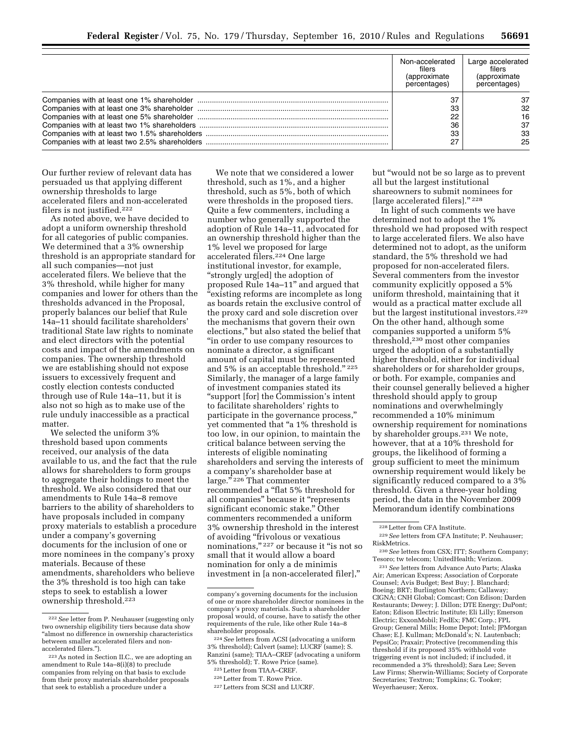| | Non-accelerated filers (approximate percentages) | Large accelerated filers (approximate percentages) |
|---|---|---|
| Companies with at least one 1% shareholder | 37 | 37 |
| Companies with at least one 3% shareholder | 33 | 32 |
| Companies with at least one 5% shareholder | 22 | 16 |
| Companies with at least two 1% shareholders | 36 | 37 |
| Companies with at least two 1.5% shareholders | 33 | 33 |
| Companies with at least two 2.5% shareholders | 27 | 25 |

Our further review of relevant data has persuaded us that applying different ownership thresholds to large accelerated filers and non-accelerated filers is not justified.[222]

As noted above, we have decided to adopt a uniform ownership threshold for all categories of public companies. We determined that a 3% ownership threshold is an appropriate standard for all such companies—not just accelerated filers. We believe that the 3% threshold, while higher for many companies and lower for others than the thresholds advanced in the Proposal, properly balances our belief that Rule 14a–11 should facilitate shareholders' traditional State law rights to nominate and elect directors with the potential costs and impact of the amendments on companies. The ownership threshold we are establishing should not expose issuers to excessively frequent and costly election contests conducted through use of Rule 14a–11, but it is also not so high as to make use of the rule unduly inaccessible as a practical matter.

We selected the uniform 3% threshold based upon comments received, our analysis of the data available to us, and the fact that the rule allows for shareholders to form groups to aggregate their holdings to meet the threshold. We also considered that our amendments to Rule 14a–8 remove barriers to the ability of shareholders to have proposals included in company proxy materials to establish a procedure under a company's governing documents for the inclusion of one or more nominees in the company's proxy materials. Because of these amendments, shareholders who believe the 3% threshold is too high can take steps to seek to establish a lower ownership threshold.[223]

We note that we considered a lower threshold, such as 1%, and a higher threshold, such as 5%, both of which were thresholds in the proposed tiers. Quite a few commenters, including a number who generally supported the adoption of Rule 14a–11, advocated for an ownership threshold higher than the 1% level we proposed for large accelerated filers.[224] One large institutional investor, for example, "strongly urg[ed] the adoption of proposed Rule 14a–11" and argued that "existing reforms are incomplete as long as boards retain the exclusive control of the proxy card and sole discretion over the mechanisms that govern their own elections," but also stated the belief that "in order to use company resources to nominate a director, a significant amount of capital must be represented and 5% is an acceptable threshold." [225] Similarly, the manager of a large family of investment companies stated its "support [for] the Commission's intent to facilitate shareholders' rights to participate in the governance process," yet commented that "a 1% threshold is too low, in our opinion, to maintain the critical balance between serving the interests of eligible nominating shareholders and serving the interests of a company's shareholder base at large." [226] That commenter recommended a "flat 5% threshold for all companies" because it "represents significant economic stake." Other commenters recommended a uniform 3% ownership threshold in the interest of avoiding "frivolous or vexatious nominations," [227] or because it "is not so small that it would allow a board nomination for only a de minimis investment in [a non-accelerated filer]," but "would not be so large as to prevent all but the largest institutional shareowners to submit nominees for [large accelerated filers]." [228]

In light of such comments we have determined not to adopt the 1% threshold we had proposed with respect to large accelerated filers. We also have determined not to adopt, as the uniform standard, the 5% threshold we had proposed for non-accelerated filers. Several commenters from the investor community explicitly opposed a 5% uniform threshold, maintaining that it would as a practical matter exclude all but the largest institutional investors.[229] On the other hand, although some companies supported a uniform 5% threshold,[230] most other companies urged the adoption of a substantially higher threshold, either for individual shareholders or for shareholder groups, or both. For example, companies and their counsel generally believed a higher threshold should apply to group nominations and overwhelmingly recommended a 10% minimum ownership requirement for nominations by shareholder groups.[231] We note, however, that at a 10% threshold for groups, the likelihood of forming a group sufficient to meet the minimum ownership requirement would likely be significantly reduced compared to a 3% threshold. Given a three-year holding period, the data in the November 2009 Memorandum identify combinations

---

[222] *See* letter from P. Neuhauser (suggesting only two ownership eligibility tiers because data show "almost no difference in ownership characteristics between smaller accelerated filers and non-accelerated filers.").

[223] As noted in Section II.C., we are adopting an amendment to Rule 14a–8(i)(8) to preclude companies from relying on that basis to exclude from their proxy materials shareholder proposals that seek to establish a procedure under a company's governing documents for the inclusion of one or more shareholder director nominees in the company's proxy materials. Such a shareholder proposal would, of course, have to satisfy the other requirements of the rule, like other Rule 14a–8 shareholder proposals.

[224] *See* letters from ACSI (advocating a uniform 3% threshold); Calvert (same); LUCRF (same); S. Ranzini (same); TIAA–CREF (advocating a uniform 5% threshold); T. Rowe Price (same).

[225] Letter from TIAA–CREF.

[226] Letter from T. Rowe Price.

[227] Letters from SCSI and LUCRF.

[228] Letter from CFA Institute.

[229] *See* letters from CFA Institute; P. Neuhauser; RiskMetrics.

[230] *See* letters from CSX; ITT; Southern Company; Tesoro; tw telecom; UnitedHealth; Verizon.

[231] *See* letters from Advance Auto Parts; Alaska Air; American Express; Association of Corporate Counsel; Avis Budget; Best Buy; J. Blanchard; Boeing; BRT; Burlington Northern; Callaway; CIGNA; CNH Global; Comcast; Con Edison; Darden Restaurants; Dewey; J. Dillon; DTE Energy; DuPont; Eaton; Edison Electric Institute; Eli Lilly; Emerson Electric; ExxonMobil; FedEx; FMC Corp.; FPL Group; General Mills; Home Depot; Intel; JPMorgan Chase; E.J. Kullman; McDonald's; N. Lautenbach; PepsiCo; Praxair; Protective (recommending this threshold if its proposed 35% withhold vote triggering event is not included; if included, it recommended a 3% threshold); Sara Lee; Seven Law Firms; Sherwin-Williams; Society of Corporate Secretaries; Textron; Tompkins; G. Tooker; Weyerhaeuser; Xerox.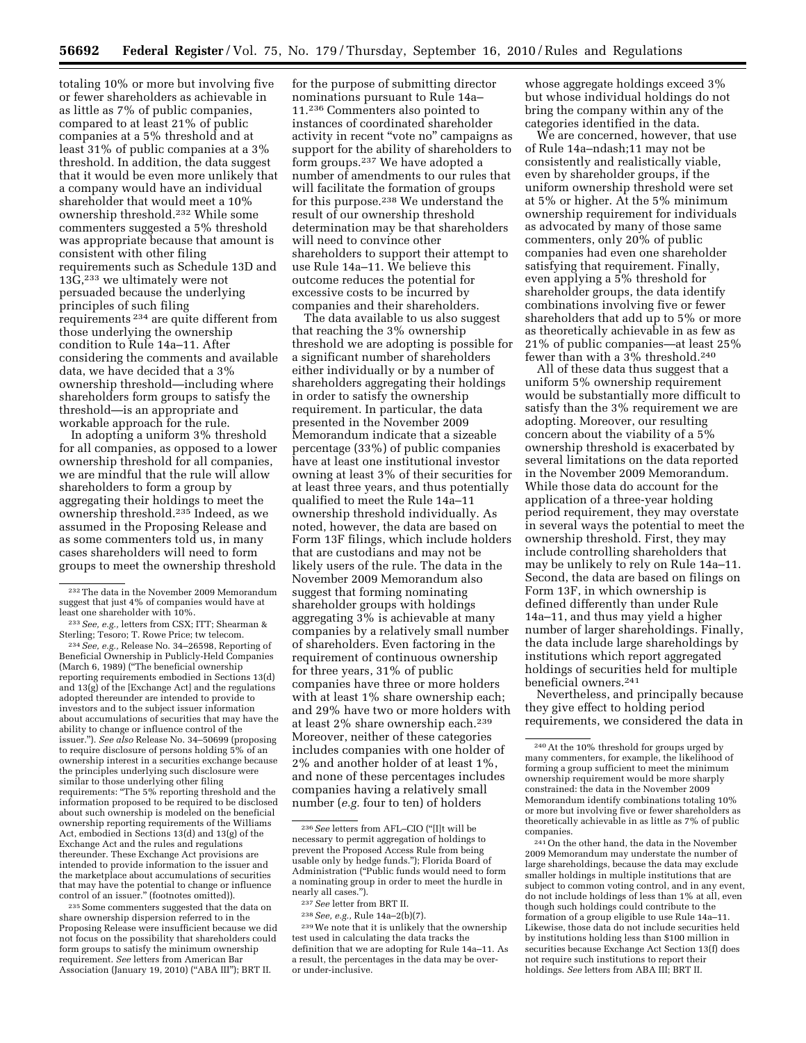totaling 10% or more but involving five or fewer shareholders as achievable in as little as 7% of public companies, compared to at least 21% of public companies at a 5% threshold and at least 31% of public companies at a 3% threshold. In addition, the data suggest that it would be even more unlikely that a company would have an individual shareholder that would meet a 10% ownership threshold.[232] While some commenters suggested a 5% threshold was appropriate because that amount is consistent with other filing requirements such as Schedule 13D and 13G,[233] we ultimately were not persuaded because the underlying principles of such filing requirements[234] are quite different from those underlying the ownership condition to Rule 14a–11. After considering the comments and available data, we have decided that a 3% ownership threshold—including where shareholders form groups to satisfy the threshold—is an appropriate and workable approach for the rule.

In adopting a uniform 3% threshold for all companies, as opposed to a lower ownership threshold for all companies, we are mindful that the rule will allow shareholders to form a group by aggregating their holdings to meet the ownership threshold.[235] Indeed, as we assumed in the Proposing Release and as some commenters told us, in many cases shareholders will need to form groups to meet the ownership threshold for the purpose of submitting director nominations pursuant to Rule 14a–11.[236] Commenters also pointed to instances of coordinated shareholder activity in recent "vote no" campaigns as support for the ability of shareholders to form groups.[237] We have adopted a number of amendments to our rules that will facilitate the formation of groups for this purpose.[238] We understand the result of our ownership threshold determination may be that shareholders will need to convince other shareholders to support their attempt to use Rule 14a–11. We believe this outcome reduces the potential for excessive costs to be incurred by companies and their shareholders.

The data available to us also suggest that reaching the 3% ownership threshold we are adopting is possible for a significant number of shareholders either individually or by a number of shareholders aggregating their holdings in order to satisfy the ownership requirement. In particular, the data presented in the November 2009 Memorandum indicate that a sizeable percentage (33%) of public companies have at least one institutional investor owning at least 3% of their securities for at least three years, and thus potentially qualified to meet the Rule 14a–11 ownership threshold individually. As noted, however, the data are based on Form 13F filings, which include holders that are custodians and may not be likely users of the rule. The data in the November 2009 Memorandum also suggest that forming nominating shareholder groups with holdings aggregating 3% is achievable at many companies by a relatively small number of shareholders. Even factoring in the requirement of continuous ownership for three years, 31% of public companies have three or more holders with at least 1% share ownership each; and 29% have two or more holders with at least 2% share ownership each.[239] Moreover, neither of these categories includes companies with one holder of 2% and another holder of at least 1%, and none of these percentages includes companies having a relatively small number (*e.g.* four to ten) of holders whose aggregate holdings exceed 3% but whose individual holdings do not bring the company within any of the categories identified in the data.

We are concerned, however, that use of Rule 14a–ndash;11 may not be consistently and realistically viable, even by shareholder groups, if the uniform ownership threshold were set at 5% or higher. At the 5% minimum ownership requirement for individuals as advocated by many of those same commenters, only 20% of public companies had even one shareholder satisfying that requirement. Finally, even applying a 5% threshold for shareholder groups, the data identify combinations involving five or fewer shareholders that add up to 5% or more as theoretically achievable in as few as 21% of public companies—at least 25% fewer than with a 3% threshold.[240]

All of these data thus suggest that a uniform 5% ownership requirement would be substantially more difficult to satisfy than the 3% requirement we are adopting. Moreover, our resulting concern about the viability of a 5% ownership threshold is exacerbated by several limitations on the data reported in the November 2009 Memorandum. While those data do account for the application of a three-year holding period requirement, they may overstate in several ways the potential to meet the ownership threshold. First, they may include controlling shareholders that may be unlikely to rely on Rule 14a–11. Second, the data are based on filings on Form 13F, in which ownership is defined differently than under Rule 14a–11, and thus may yield a higher number of larger shareholdings. Finally, the data include large shareholdings by institutions which report aggregated holdings of securities held for multiple beneficial owners.[241]

Nevertheless, and principally because they give effect to holding period requirements, we considered the data in

---

[232] The data in the November 2009 Memorandum suggest that just 4% of companies would have at least one shareholder with 10%.

[233] *See, e.g.,* letters from CSX; ITT; Shearman & Sterling; Tesoro; T. Rowe Price; tw telecom.

[234] *See, e.g.,* Release No. 34–26598, Reporting of Beneficial Ownership in Publicly-Held Companies (March 6, 1989) ("The beneficial ownership reporting requirements embodied in Sections 13(d) and 13(g) of the [Exchange Act] and the regulations adopted thereunder are intended to provide to investors and to the subject issuer information about accumulations of securities that may have the ability to change or influence control of the issuer."). *See also* Release No. 34–50699 (proposing to require disclosure of persons holding 5% of an ownership interest in a securities exchange because the principles underlying such disclosure were similar to those underlying other filing requirements: "The 5% reporting threshold and the information proposed to be required to be disclosed about such ownership is modeled on the beneficial ownership reporting requirements of the Williams Act, embodied in Sections 13(d) and 13(g) of the Exchange Act and the rules and regulations thereunder. These Exchange Act provisions are intended to provide information to the issuer and the marketplace about accumulations of securities that may have the potential to change or influence control of an issuer." (footnotes omitted)).

[235] Some commenters suggested that the data on share ownership dispersion referred to in the Proposing Release were insufficient because we did not focus on the possibility that shareholders could form groups to satisfy the minimum ownership requirement. *See* letters from American Bar Association (January 19, 2010) ("ABA III"); BRT II.

[236] *See* letters from AFL–CIO ("[I]t will be necessary to permit aggregation of holdings to prevent the Proposed Access Rule from being usable only by hedge funds."); Florida Board of Administration ("Public funds would need to form a nominating group in order to meet the hurdle in nearly all cases.").

[237] *See* letter from BRT II.

[238] *See, e.g.,* Rule 14a–2(b)(7).

[239] We note that it is unlikely that the ownership test used in calculating the data tracks the definition that we are adopting for Rule 14a–11. As a result, the percentages in the data may be over- or under-inclusive.

[240] At the 10% threshold for groups urged by many commenters, for example, the likelihood of forming a group sufficient to meet the minimum ownership requirement would be more sharply constrained: the data in the November 2009 Memorandum identify combinations totaling 10% or more but involving five or fewer shareholders as theoretically achievable in as little as 7% of public companies.

[241] On the other hand, the data in the November 2009 Memorandum may understate the number of large shareholdings, because the data may exclude smaller holdings in multiple institutions that are subject to common voting control, and in any event, do not include holdings of less than 1% at all, even though such holdings could contribute to the formation of a group eligible to use Rule 14a–11. Likewise, those data do not include securities held by institutions holding less than $100 million in securities because Exchange Act Section 13(f) does not require such institutions to report their holdings. *See* letters from ABA III; BRT II.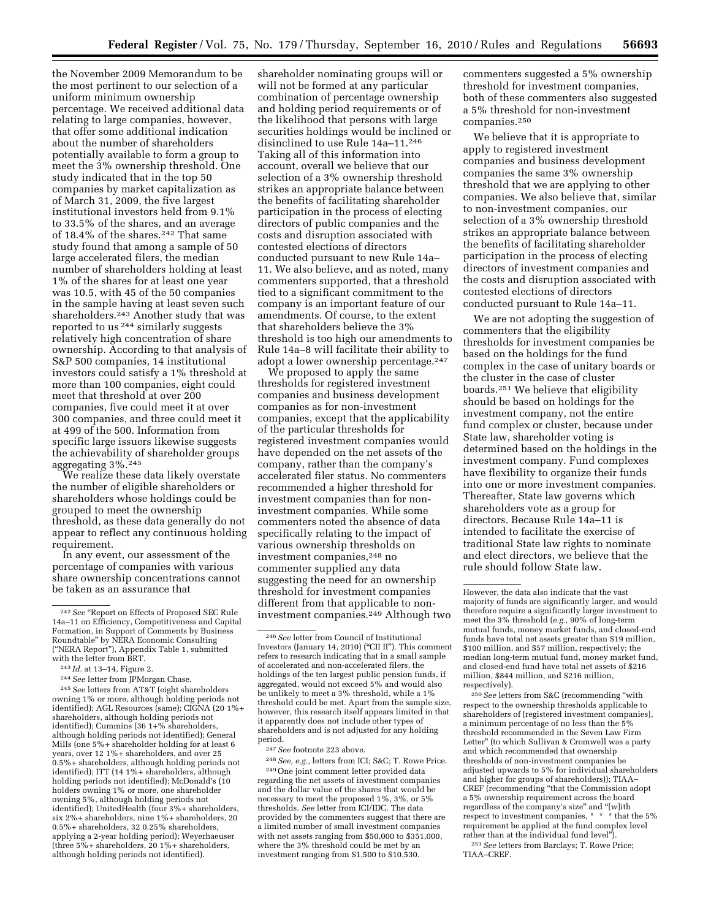the November 2009 Memorandum to be the most pertinent to our selection of a uniform minimum ownership percentage. We received additional data relating to large companies, however, that offer some additional indication about the number of shareholders potentially available to form a group to meet the 3% ownership threshold. One study indicated that in the top 50 companies by market capitalization as of March 31, 2009, the five largest institutional investors held from 9.1% to 33.5% of the shares, and an average of 18.4% of the shares.[242] That same study found that among a sample of 50 large accelerated filers, the median number of shareholders holding at least 1% of the shares for at least one year was 10.5, with 45 of the 50 companies in the sample having at least seven such shareholders.[243] Another study that was reported to us [244] similarly suggests relatively high concentration of share ownership. According to that analysis of S&P 500 companies, 14 institutional investors could satisfy a 1% threshold at more than 100 companies, eight could meet that threshold at over 200 companies, five could meet it at over 300 companies, and three could meet it at 499 of the 500. Information from specific large issuers likewise suggests the achievability of shareholder groups aggregating 3%.[245]

We realize these data likely overstate the number of eligible shareholders or shareholders whose holdings could be grouped to meet the ownership threshold, as these data generally do not appear to reflect any continuous holding requirement.

In any event, our assessment of the percentage of companies with various share ownership concentrations cannot be taken as an assurance that shareholder nominating groups will or will not be formed at any particular combination of percentage ownership and holding period requirements or of the likelihood that persons with large securities holdings would be inclined or disinclined to use Rule 14a–11.[246] Taking all of this information into account, overall we believe that our selection of a 3% ownership threshold strikes an appropriate balance between the benefits of facilitating shareholder participation in the process of electing directors of public companies and the costs and disruption associated with contested elections of directors conducted pursuant to new Rule 14a–11. We also believe, and as noted, many commenters supported, that a threshold tied to a significant commitment to the company is an important feature of our amendments. Of course, to the extent that shareholders believe the 3% threshold is too high our amendments to Rule 14a–8 will facilitate their ability to adopt a lower ownership percentage.[247]

We proposed to apply the same thresholds for registered investment companies and business development companies as for non-investment companies, except that the applicability of the particular thresholds for registered investment companies would have depended on the net assets of the company, rather than the company's accelerated filer status. No commenters recommended a higher threshold for investment companies than for non-investment companies. While some commenters noted the absence of data specifically relating to the impact of various ownership thresholds on investment companies,[248] no commenter supplied any data suggesting the need for an ownership threshold for investment companies different from that applicable to non-investment companies.[249] Although two commenters suggested a 5% ownership threshold for investment companies, both of these commenters also suggested a 5% threshold for non-investment companies.[250]

We believe that it is appropriate to apply to registered investment companies and business development companies the same 3% ownership threshold that we are applying to other companies. We also believe that, similar to non-investment companies, our selection of a 3% ownership threshold strikes an appropriate balance between the benefits of facilitating shareholder participation in the process of electing directors of investment companies and the costs and disruption associated with contested elections of directors conducted pursuant to Rule 14a–11.

We are not adopting the suggestion of commenters that the eligibility thresholds for investment companies be based on the holdings for the fund complex in the case of unitary boards or the cluster in the case of cluster boards.[251] We believe that eligibility should be based on holdings for the investment company, not the entire fund complex or cluster, because under State law, shareholder voting is determined based on the holdings in the investment company. Fund complexes have flexibility to organize their funds into one or more investment companies. Thereafter, State law governs which shareholders vote as a group for directors. Because Rule 14a–11 is intended to facilitate the exercise of traditional State law rights to nominate and elect directors, we believe that the rule should follow State law.

---

[242] *See* "Report on Effects of Proposed SEC Rule 14a–11 on Efficiency, Competitiveness and Capital Formation, in Support of Comments by Business Roundtable" by NERA Economic Consulting ("NERA Report"), Appendix Table 1, submitted with the letter from BRT.

[243] *Id.* at 13–14, Figure 2.

[244] *See* letter from JPMorgan Chase.

[245] *See* letters from AT&T (eight shareholders owning 1% or more, although holding periods not identified); AGL Resources (same); CIGNA (20 1%+ shareholders, although holding periods not identified); Cummins (36 1+% shareholders, although holding periods not identified); General Mills (one 5%+ shareholder holding for at least 6 years, over 12 1%+ shareholders, and over 25 0.5%+ shareholders, although holding periods not identified); ITT (14 1%+ shareholders, although holding periods not identified); McDonald's (10 holders owning 1% or more, one shareholder owning 5%, although holding periods not identified); UnitedHealth (four 3%+ shareholders, six 2%+ shareholders, nine 1%+ shareholders, 20 0.5%+ shareholders, 32 0.25% shareholders, applying a 2-year holding period); Weyerhaeuser (three 5%+ shareholders, 20 1%+ shareholders, although holding periods not identified).

[246] *See* letter from Council of Institutional Investors (January 14, 2010) ("CII II"). This comment refers to research indicating that in a small sample of accelerated and non-accelerated filers, the holdings of the ten largest public pension funds, if aggregated, would not exceed 5% and would also be unlikely to meet a 3% threshold, while a 1% threshold could be met. Apart from the sample size, however, this research itself appears limited in that it apparently does not include other types of shareholders and is not adjusted for any holding period.

[247] *See* footnote 223 above.

[248] *See, e.g.,* letters from ICI; S&C; T. Rowe Price.

[249] One joint comment letter provided data regarding the net assets of investment companies and the dollar value of the shares that would be necessary to meet the proposed 1%, 3%, or 5% thresholds. *See* letter from ICI/IDC. The data provided by the commenters suggest that there are a limited number of small investment companies with net assets ranging from $50,000 to $351,000, where the 3% threshold could be met by an investment ranging from $1,500 to $10,530. However, the data also indicate that the vast majority of funds are significantly larger, and would therefore require a significantly larger investment to meet the 3% threshold (*e.g.,* 90% of long-term mutual funds, money market funds, and closed-end funds have total net assets greater than $19 million, $100 million, and $57 million, respectively; the median long-term mutual fund, money market fund, and closed-end fund have total net assets of $216 million, $844 million, and $216 million, respectively).

[250] *See* letters from S&C (recommending "with respect to the ownership thresholds applicable to shareholders of [registered investment companies], a minimum percentage of no less than the 5% threshold recommended in the Seven Law Firm Letter" (to which Sullivan & Cromwell was a party and which recommended that ownership thresholds of non-investment companies be adjusted upwards to 5% for individual shareholders and higher for groups of shareholders)); TIAA–CREF (recommending "that the Commission adopt a 5% ownership requirement across the board regardless of the company's size" and "[w]ith respect to investment companies, * * * that the 5% requirement be applied at the fund complex level rather than at the individual fund level").

[251] *See* letters from Barclays; T. Rowe Price; TIAA–CREF.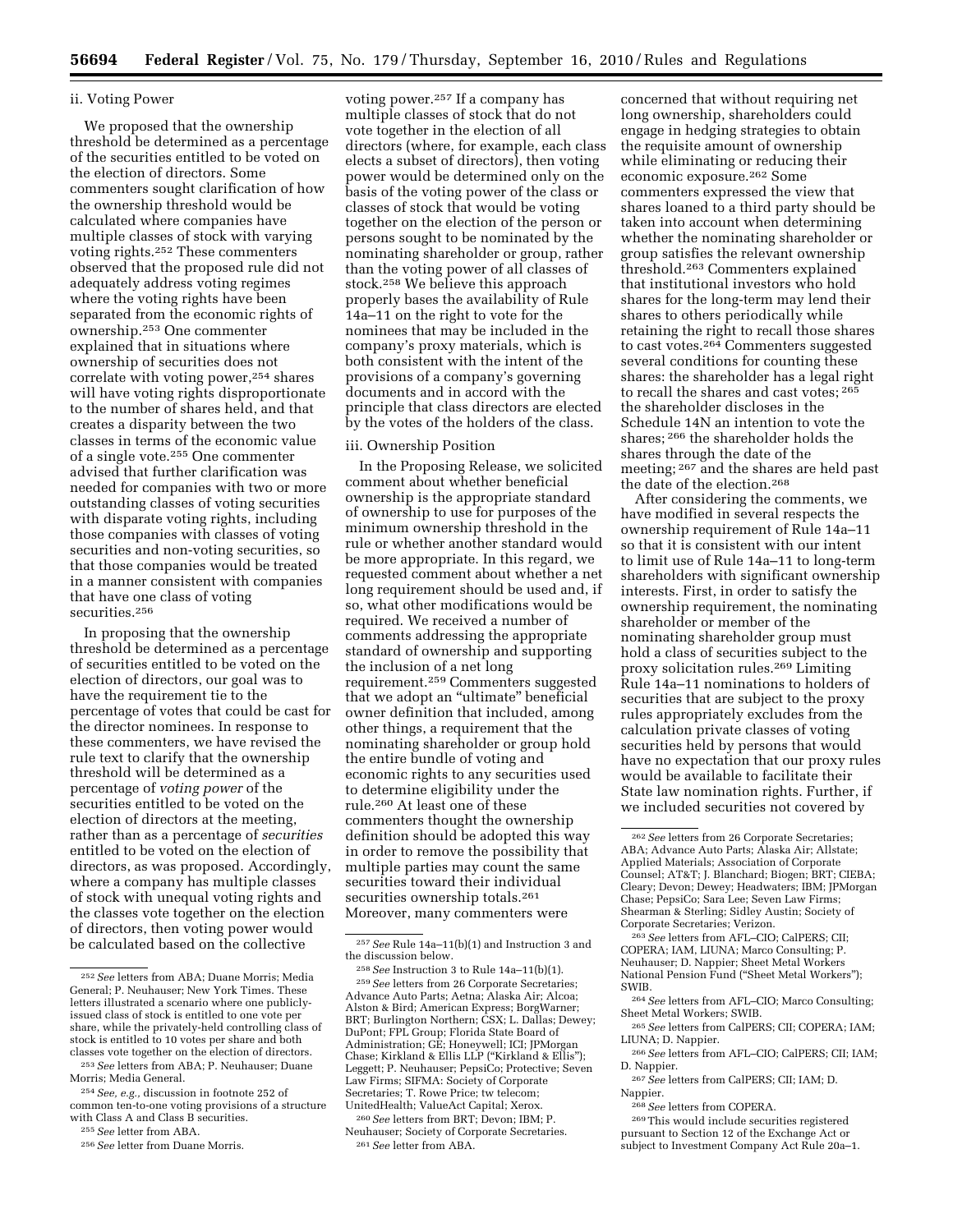ii. Voting Power

We proposed that the ownership threshold be determined as a percentage of the securities entitled to be voted on the election of directors. Some commenters sought clarification of how the ownership threshold would be calculated where companies have multiple classes of stock with varying voting rights.[252] These commenters observed that the proposed rule did not adequately address voting regimes where the voting rights have been separated from the economic rights of ownership.[253] One commenter explained that in situations where ownership of securities does not correlate with voting power,[254] shares will have voting rights disproportionate to the number of shares held, and that creates a disparity between the two classes in terms of the economic value of a single vote.[255] One commenter advised that further clarification was needed for companies with two or more outstanding classes of voting securities with disparate voting rights, including those companies with classes of voting securities and non-voting securities, so that those companies would be treated in a manner consistent with companies that have one class of voting securities.[256]

In proposing that the ownership threshold be determined as a percentage of securities entitled to be voted on the election of directors, our goal was to have the requirement tie to the percentage of votes that could be cast for the director nominees. In response to these commenters, we have revised the rule text to clarify that the ownership threshold will be determined as a percentage of *voting power* of the securities entitled to be voted on the election of directors at the meeting, rather than as a percentage of *securities* entitled to be voted on the election of directors, as was proposed. Accordingly, where a company has multiple classes of stock with unequal voting rights and the classes vote together on the election of directors, then voting power would be calculated based on the collective voting power.[257] If a company has multiple classes of stock that do not vote together in the election of all directors (where, for example, each class elects a subset of directors), then voting power would be determined only on the basis of the voting power of the class or classes of stock that would be voting together on the election of the person or persons sought to be nominated by the nominating shareholder or group, rather than the voting power of all classes of stock.[258] We believe this approach properly bases the availability of Rule 14a–11 on the right to vote for the nominees that may be included in the company's proxy materials, which is both consistent with the intent of the provisions of a company's governing documents and in accord with the principle that class directors are elected by the votes of the holders of the class.

iii. Ownership Position

In the Proposing Release, we solicited comment about whether beneficial ownership is the appropriate standard of ownership to use for purposes of the minimum ownership threshold in the rule or whether another standard would be more appropriate. In this regard, we requested comment about whether a net long requirement should be used and, if so, what other modifications would be required. We received a number of comments addressing the appropriate standard of ownership and supporting the inclusion of a net long requirement.[259] Commenters suggested that we adopt an "ultimate" beneficial owner definition that included, among other things, a requirement that the nominating shareholder or group hold the entire bundle of voting and economic rights to any securities used to determine eligibility under the rule.[260] At least one of these commenters thought the ownership definition should be adopted this way in order to remove the possibility that multiple parties may count the same securities toward their individual securities ownership totals.[261] Moreover, many commenters were concerned that without requiring net long ownership, shareholders could engage in hedging strategies to obtain the requisite amount of ownership while eliminating or reducing their economic exposure.[262] Some commenters expressed the view that shares loaned to a third party should be taken into account when determining whether the nominating shareholder or group satisfies the relevant ownership threshold.[263] Commenters explained that institutional investors who hold shares for the long-term may lend their shares to others periodically while retaining the right to recall those shares to cast votes.[264] Commenters suggested several conditions for counting these shares: the shareholder has a legal right to recall the shares and cast votes;[265] the shareholder discloses in the Schedule 14N an intention to vote the shares;[266] the shareholder holds the shares through the date of the meeting;[267] and the shares are held past the date of the election.[268]

After considering the comments, we have modified in several respects the ownership requirement of Rule 14a–11 so that it is consistent with our intent to limit use of Rule 14a–11 to long-term shareholders with significant ownership interests. First, in order to satisfy the ownership requirement, the nominating shareholder or member of the nominating shareholder group must hold a class of securities subject to the proxy solicitation rules.[269] Limiting Rule 14a–11 nominations to holders of securities that are subject to the proxy rules appropriately excludes from the calculation private classes of voting securities held by persons that would have no expectation that our proxy rules would be available to facilitate their State law nomination rights. Further, if we included securities not covered by

---

[252] *See* letters from ABA; Duane Morris; Media General; P. Neuhauser; New York Times. These letters illustrated a scenario where one publicly-issued class of stock is entitled to one vote per share, while the privately-held controlling class of stock is entitled to 10 votes per share and both classes vote together on the election of directors.

[253] *See* letters from ABA; P. Neuhauser; Duane Morris; Media General.

[254] *See, e.g.,* discussion in footnote 252 of common ten-to-one voting provisions of a structure with Class A and Class B securities.

[255] *See* letter from ABA.

[256] *See* letter from Duane Morris.

[257] *See* Rule 14a–11(b)(1) and Instruction 3 and the discussion below.

[258] *See* Instruction 3 to Rule 14a–11(b)(1).

[259] *See* letters from 26 Corporate Secretaries; Advance Auto Parts; Aetna; Alaska Air; Alcoa; Alston & Bird; American Express; BorgWarner; BRT; Burlington Northern; CSX; L. Dallas; Dewey; DuPont; FPL Group; Florida State Board of Administration; GE; Honeywell; ICI; JPMorgan Chase; Kirkland & Ellis LLP ("Kirkland & Ellis"); Leggett; P. Neuhauser; PepsiCo; Protective; Seven Law Firms; SIFMA: Society of Corporate Secretaries; T. Rowe Price; tw telecom; UnitedHealth; ValueAct Capital; Xerox.

[260] *See* letters from BRT; Devon; IBM; P. Neuhauser; Society of Corporate Secretaries.

[261] *See* letter from ABA.

[262] *See* letters from 26 Corporate Secretaries; ABA; Advance Auto Parts; Alaska Air; Allstate; Applied Materials; Association of Corporate Counsel; AT&T; J. Blanchard; Biogen; BRT; CIEBA; Cleary; Devon; Dewey; Headwaters; IBM; JPMorgan Chase; PepsiCo; Sara Lee; Seven Law Firms; Shearman & Sterling; Sidley Austin; Society of Corporate Secretaries; Verizon.

[263] *See* letters from AFL–CIO; CalPERS; CII; COPERA; IAM, LIUNA; Marco Consulting; P. Neuhauser; D. Nappier; Sheet Metal Workers National Pension Fund ("Sheet Metal Workers"); SWIB.

[264] *See* letters from AFL–CIO; Marco Consulting; Sheet Metal Workers; SWIB.

[265] *See* letters from CalPERS; CII; COPERA; IAM; LIUNA; D. Nappier.

[266] *See* letters from AFL–CIO; CalPERS; CII; IAM; D. Nappier.

[267] *See* letters from CalPERS; CII; IAM; D. Nappier.

[268] *See* letters from COPERA.

[269] This would include securities registered pursuant to Section 12 of the Exchange Act or subject to Investment Company Act Rule 20a–1.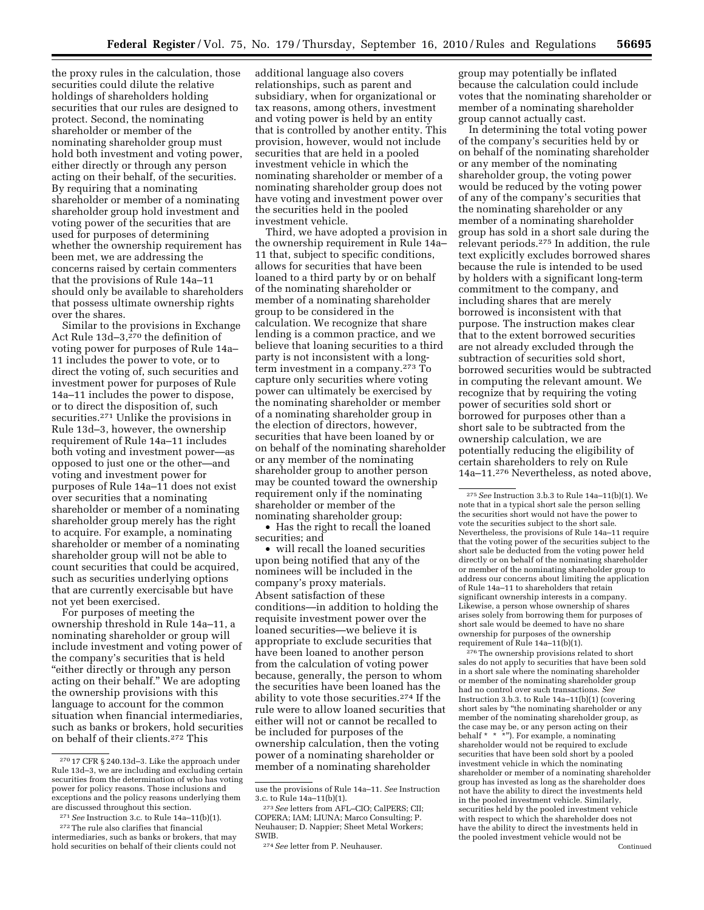the proxy rules in the calculation, those securities could dilute the relative holdings of shareholders holding securities that our rules are designed to protect. Second, the nominating shareholder or member of the nominating shareholder group must hold both investment and voting power, either directly or through any person acting on their behalf, of the securities. By requiring that a nominating shareholder or member of a nominating shareholder group hold investment and voting power of the securities that are used for purposes of determining whether the ownership requirement has been met, we are addressing the concerns raised by certain commenters that the provisions of Rule 14a–11 should only be available to shareholders that possess ultimate ownership rights over the shares.

Similar to the provisions in Exchange Act Rule 13d–3,[270] the definition of voting power for purposes of Rule 14a–11 includes the power to vote, or to direct the voting of, such securities and investment power for purposes of Rule 14a–11 includes the power to dispose, or to direct the disposition of, such securities.[271] Unlike the provisions in Rule 13d–3, however, the ownership requirement of Rule 14a–11 includes both voting and investment power—as opposed to just one or the other—and voting and investment power for purposes of Rule 14a–11 does not exist over securities that a nominating shareholder or member of a nominating shareholder group merely has the right to acquire. For example, a nominating shareholder or member of a nominating shareholder group will not be able to count securities that could be acquired, such as securities underlying options that are currently exercisable but have not yet been exercised.

For purposes of meeting the ownership threshold in Rule 14a–11, a nominating shareholder or group will include investment and voting power of the company's securities that is held "either directly or through any person acting on their behalf." We are adopting the ownership provisions with this language to account for the common situation when financial intermediaries, such as banks or brokers, hold securities on behalf of their clients.[272] This additional language also covers relationships, such as parent and subsidiary, when for organizational or tax reasons, among others, investment and voting power is held by an entity that is controlled by another entity. This provision, however, would not include securities that are held in a pooled investment vehicle in which the nominating shareholder or member of a nominating shareholder group does not have voting and investment power over the securities held in the pooled investment vehicle.

Third, we have adopted a provision in the ownership requirement in Rule 14a–11 that, subject to specific conditions, allows for securities that have been loaned to a third party by or on behalf of the nominating shareholder or member of a nominating shareholder group to be considered in the calculation. We recognize that share lending is a common practice, and we believe that loaning securities to a third party is not inconsistent with a long-term investment in a company.[273] To capture only securities where voting power can ultimately be exercised by the nominating shareholder or member of a nominating shareholder group in the election of directors, however, securities that have been loaned by or on behalf of the nominating shareholder or any member of the nominating shareholder group to another person may be counted toward the ownership requirement only if the nominating shareholder or member of the nominating shareholder group:

- Has the right to recall the loaned securities; and
- will recall the loaned securities upon being notified that any of the nominees will be included in the company's proxy materials.

Absent satisfaction of these conditions—in addition to holding the requisite investment power over the loaned securities—we believe it is appropriate to exclude securities that have been loaned to another person from the calculation of voting power because, generally, the person to whom the securities have been loaned has the ability to vote those securities.[274] If the rule were to allow loaned securities that either will not or cannot be recalled to be included for purposes of the ownership calculation, then the voting power of a nominating shareholder or member of a nominating shareholder group may potentially be inflated because the calculation could include votes that the nominating shareholder or member of a nominating shareholder group cannot actually cast.

In determining the total voting power of the company's securities held by or on behalf of the nominating shareholder or any member of the nominating shareholder group, the voting power would be reduced by the voting power of any of the company's securities that the nominating shareholder or any member of a nominating shareholder group has sold in a short sale during the relevant periods.[275] In addition, the rule text explicitly excludes borrowed shares because the rule is intended to be used by holders with a significant long-term commitment to the company, and including shares that are merely borrowed is inconsistent with that purpose. The instruction makes clear that to the extent borrowed securities are not already excluded through the subtraction of securities sold short, borrowed securities would be subtracted in computing the relevant amount. We recognize that by requiring the voting power of securities sold short or borrowed for purposes other than a short sale to be subtracted from the ownership calculation, we are potentially reducing the eligibility of certain shareholders to rely on Rule 14a–11.[276] Nevertheless, as noted above,

---

[270] 17 CFR § 240.13d–3. Like the approach under Rule 13d–3, we are including and excluding certain securities from the determination of who has voting power for policy reasons. Those inclusions and exceptions and the policy reasons underlying them are discussed throughout this section.

[271] *See* Instruction 3.c. to Rule 14a–11(b)(1).

[272] The rule also clarifies that financial intermediaries, such as banks or brokers, that may hold securities on behalf of their clients could not use the provisions of Rule 14a–11. *See* Instruction 3.c. to Rule 14a–11(b)(1).

[273] *See* letters from AFL–CIO; CalPERS; CII; COPERA; IAM; LIUNA; Marco Consulting; P. Neuhauser; D. Nappier; Sheet Metal Workers; SWIB.

[274] *See* letter from P. Neuhauser.

[275] *See* Instruction 3.b.3 to Rule 14a–11(b)(1). We note that in a typical short sale the person selling the securities short would not have the power to vote the securities subject to the short sale. Nevertheless, the provisions of Rule 14a–11 require that the voting power of the securities subject to the short sale be deducted from the voting power held directly or on behalf of the nominating shareholder or member of the nominating shareholder group to address our concerns about limiting the application of Rule 14a–11 to shareholders that retain significant ownership interests in a company. Likewise, a person whose ownership of shares arises solely from borrowing them for purposes of short sale would be deemed to have no share ownership for purposes of the ownership requirement of Rule 14a–11(b)(1).

[276] The ownership provisions related to short sales do not apply to securities that have been sold in a short sale where the nominating shareholder or member of the nominating shareholder group had no control over such transactions. *See* Instruction 3.b.3. to Rule 14a–11(b)(1) (covering short sales by "the nominating shareholder or any member of the nominating shareholder group, as the case may be, or any person acting on their behalf * * *"). For example, a nominating shareholder would not be required to exclude securities that have been sold short by a pooled investment vehicle in which the nominating shareholder or member of a nominating shareholder group has invested as long as the shareholder does not have the ability to direct the investments held in the pooled investment vehicle. Similarly, securities held by the pooled investment vehicle with respect to which the shareholder does not have the ability to direct the investments held in the pooled investment vehicle would not be

Continued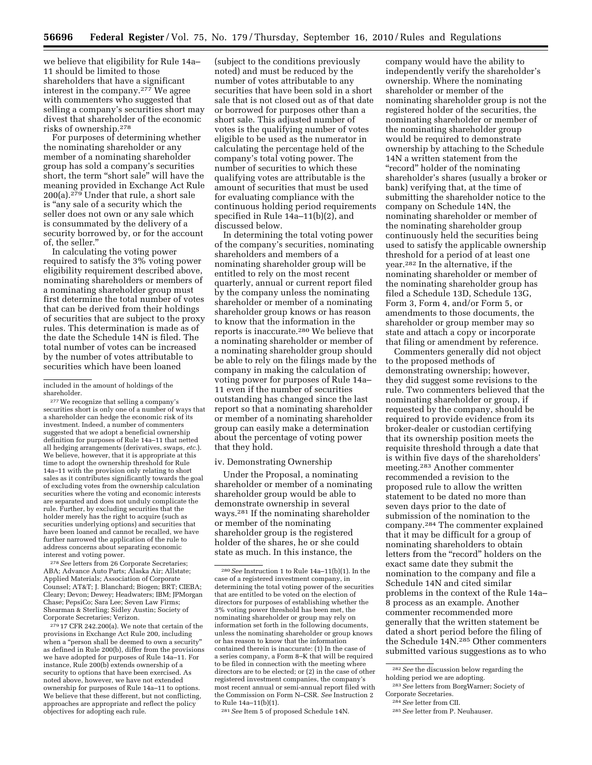we believe that eligibility for Rule 14a–11 should be limited to those shareholders that have a significant interest in the company.[277] We agree with commenters who suggested that selling a company's securities short may divest that shareholder of the economic risks of ownership.[278]

For purposes of determining whether the nominating shareholder or any member of a nominating shareholder group has sold a company's securities short, the term "short sale" will have the meaning provided in Exchange Act Rule 200(a).[279] Under that rule, a short sale is "any sale of a security which the seller does not own or any sale which is consummated by the delivery of a security borrowed by, or for the account of, the seller."

In calculating the voting power required to satisfy the 3% voting power eligibility requirement described above, nominating shareholders or members of a nominating shareholder group must first determine the total number of votes that can be derived from their holdings of securities that are subject to the proxy rules. This determination is made as of the date the Schedule 14N is filed. The total number of votes can be increased by the number of votes attributable to securities which have been loaned (subject to the conditions previously noted) and must be reduced by the number of votes attributable to any securities that have been sold in a short sale that is not closed out as of that date or borrowed for purposes other than a short sale. This adjusted number of votes is the qualifying number of votes eligible to be used as the numerator in calculating the percentage held of the company's total voting power. The number of securities to which these qualifying votes are attributable is the amount of securities that must be used for evaluating compliance with the continuous holding period requirements specified in Rule 14a–11(b)(2), and discussed below.

In determining the total voting power of the company's securities, nominating shareholders and members of a nominating shareholder group will be entitled to rely on the most recent quarterly, annual or current report filed by the company unless the nominating shareholder or member of a nominating shareholder group knows or has reason to know that the information in the reports is inaccurate.[280] We believe that a nominating shareholder or member of a nominating shareholder group should be able to rely on the filings made by the company in making the calculation of voting power for purposes of Rule 14a–11 even if the number of securities outstanding has changed since the last report so that a nominating shareholder or member of a nominating shareholder group can easily make a determination about the percentage of voting power that they hold.

#### iv. Demonstrating Ownership

Under the Proposal, a nominating shareholder or member of a nominating shareholder group would be able to demonstrate ownership in several ways.[281] If the nominating shareholder or member of the nominating shareholder group is the registered holder of the shares, he or she could state as much. In this instance, the company would have the ability to independently verify the shareholder's ownership. Where the nominating shareholder or member of the nominating shareholder group is not the registered holder of the securities, the nominating shareholder or member of the nominating shareholder group would be required to demonstrate ownership by attaching to the Schedule 14N a written statement from the "record" holder of the nominating shareholder's shares (usually a broker or bank) verifying that, at the time of submitting the shareholder notice to the company on Schedule 14N, the nominating shareholder or member of the nominating shareholder group continuously held the securities being used to satisfy the applicable ownership threshold for a period of at least one year.[282] In the alternative, if the nominating shareholder or member of the nominating shareholder group has filed a Schedule 13D, Schedule 13G, Form 3, Form 4, and/or Form 5, or amendments to those documents, the shareholder or group member may so state and attach a copy or incorporate that filing or amendment by reference.

Commenters generally did not object to the proposed methods of demonstrating ownership; however, they did suggest some revisions to the rule. Two commenters believed that the nominating shareholder or group, if requested by the company, should be required to provide evidence from its broker-dealer or custodian certifying that its ownership position meets the requisite threshold through a date that is within five days of the shareholders' meeting.[283] Another commenter recommended a revision to the proposed rule to allow the written statement to be dated no more than seven days prior to the date of submission of the nomination to the company.[284] The commenter explained that it may be difficult for a group of nominating shareholders to obtain letters from the "record" holders on the exact same date they submit the nomination to the company and file a Schedule 14N and cited similar problems in the context of the Rule 14a–8 process as an example. Another commenter recommended more generally that the written statement be dated a short period before the filing of the Schedule 14N.[285] Other commenters submitted various suggestions as to who

---

included in the amount of holdings of the shareholder.

[277] We recognize that selling a company's securities short is only one of a number of ways that a shareholder can hedge the economic risk of its investment. Indeed, a number of commenters suggested that we adopt a beneficial ownership definition for purposes of Rule 14a–11 that netted all hedging arrangements (derivatives, swaps, *etc.*). We believe, however, that it is appropriate at this time to adopt the ownership threshold for Rule 14a–11 with the provision only relating to short sales as it contributes significantly towards the goal of excluding votes from the ownership calculation securities where the voting and economic interests are separated and does not unduly complicate the rule. Further, by excluding securities that the holder merely has the right to acquire (such as securities underlying options) and securities that have been loaned and cannot be recalled, we have further narrowed the application of the rule to address concerns about separating economic interest and voting power.

[278] *See* letters from 26 Corporate Secretaries; ABA; Advance Auto Parts; Alaska Air; Allstate; Applied Materials; Association of Corporate Counsel; AT&T; J. Blanchard; Biogen; BRT; CIEBA; Cleary; Devon; Dewey; Headwaters; IBM; JPMorgan Chase; PepsiCo; Sara Lee; Seven Law Firms; Shearman & Sterling; Sidley Austin; Society of Corporate Secretaries; Verizon.

[279] 17 CFR 242.200(a). We note that certain of the provisions in Exchange Act Rule 200, including when a "person shall be deemed to own a security" as defined in Rule 200(b), differ from the provisions we have adopted for purposes of Rule 14a–11. For instance, Rule 200(b) extends ownership of a security to options that have been exercised. As noted above, however, we have not extended ownership for purposes of Rule 14a–11 to options. We believe that these different, but not conflicting, approaches are appropriate and reflect the policy objectives for adopting each rule.

[280] *See* Instruction 1 to Rule 14a–11(b)(1). In the case of a registered investment company, in determining the total voting power of the securities that are entitled to be voted on the election of directors for purposes of establishing whether the 3% voting power threshold has been met, the nominating shareholder or group may rely on information set forth in the following documents, unless the nominating shareholder or group knows or has reason to know that the information contained therein is inaccurate: (1) In the case of a series company, a Form 8–K that will be required to be filed in connection with the meeting where directors are to be elected; or (2) in the case of other registered investment companies, the company's most recent annual or semi-annual report filed with the Commission on Form N–CSR. *See* Instruction 2 to Rule 14a–11(b)(1).

[281] *See* Item 5 of proposed Schedule 14N.

[282] *See* the discussion below regarding the holding period we are adopting.

[283] *See* letters from BorgWarner; Society of Corporate Secretaries.

[284] *See* letter from CII.

[285] *See* letter from P. Neuhauser.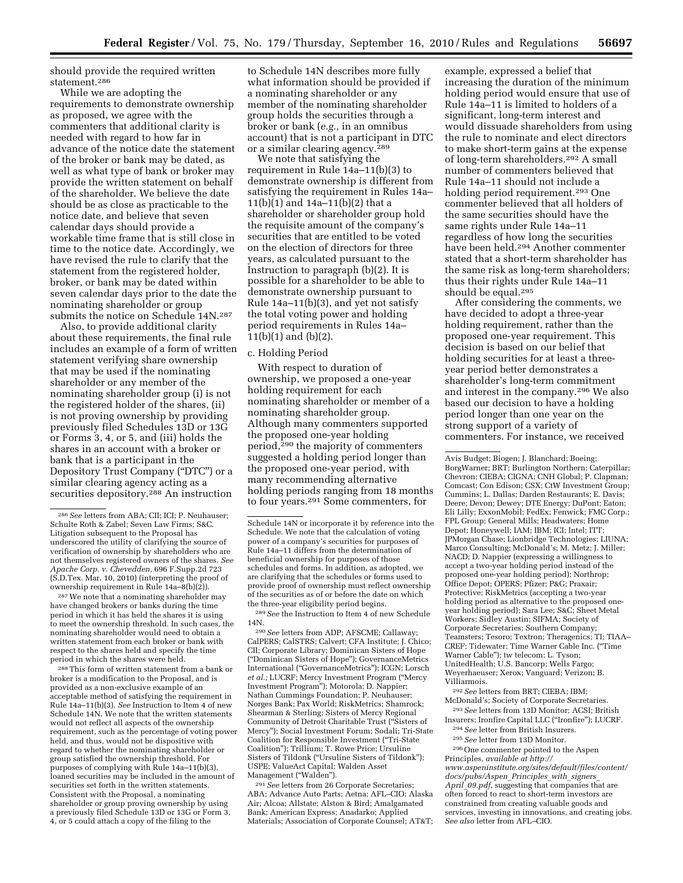should provide the required written statement.[286]

While we are adopting the requirements to demonstrate ownership as proposed, we agree with the commenters that additional clarity is needed with regard to how far in advance of the notice date the statement of the broker or bank may be dated, as well as what type of bank or broker may provide the written statement on behalf of the shareholder. We believe the date should be as close as practicable to the notice date, and believe that seven calendar days should provide a workable time frame that is still close in time to the notice date. Accordingly, we have revised the rule to clarify that the statement from the registered holder, broker, or bank may be dated within seven calendar days prior to the date the nominating shareholder or group submits the notice on Schedule 14N.[287]

Also, to provide additional clarity about these requirements, the final rule includes an example of a form of written statement verifying share ownership that may be used if the nominating shareholder or any member of the nominating shareholder group (i) is not the registered holder of the shares, (ii) is not proving ownership by providing previously filed Schedules 13D or 13G or Forms 3, 4, or 5, and (iii) holds the shares in an account with a broker or bank that is a participant in the Depository Trust Company ("DTC") or a similar clearing agency acting as a securities depository.[288] An instruction to Schedule 14N describes more fully what information should be provided if a nominating shareholder or any member of the nominating shareholder group holds the securities through a broker or bank (*e.g.,* in an omnibus account) that is not a participant in DTC or a similar clearing agency.[289]

We note that satisfying the requirement in Rule 14a–11(b)(3) to demonstrate ownership is different from satisfying the requirement in Rules 14a–11(b)(1) and 14a–11(b)(2) that a shareholder or shareholder group hold the requisite amount of the company's securities that are entitled to be voted on the election of directors for three years, as calculated pursuant to the Instruction to paragraph (b)(2). It is possible for a shareholder to be able to demonstrate ownership pursuant to Rule 14a–11(b)(3), and yet not satisfy the total voting power and holding period requirements in Rules 14a–11(b)(1) and (b)(2).

c. Holding Period

With respect to duration of ownership, we proposed a one-year holding requirement for each nominating shareholder or member of a nominating shareholder group. Although many commenters supported the proposed one-year holding period,[290] the majority of commenters suggested a holding period longer than the proposed one-year period, with many recommending alternative holding periods ranging from 18 months to four years.[291] Some commenters, for example, expressed a belief that increasing the duration of the minimum holding period would ensure that use of Rule 14a–11 is limited to holders of a significant, long-term interest and would dissuade shareholders from using the rule to nominate and elect directors to make short-term gains at the expense of long-term shareholders.[292] A small number of commenters believed that Rule 14a–11 should not include a holding period requirement.[293] One commenter believed that all holders of the same securities should have the same rights under Rule 14a–11 regardless of how long the securities have been held.[294] Another commenter stated that a short-term shareholder has the same risk as long-term shareholders; thus their rights under Rule 14a–11 should be equal.[295]

After considering the comments, we have decided to adopt a three-year holding requirement, rather than the proposed one-year requirement. This decision is based on our belief that holding securities for at least a three-year period better demonstrates a shareholder's long-term commitment and interest in the company.[296] We also based our decision to have a holding period longer than one year on the strong support of a variety of commenters. For instance, we received

---

[286] *See* letters from ABA; CII; ICI; P. Neuhauser; Schulte Roth & Zabel; Seven Law Firms; S&C. Litigation subsequent to the Proposal has underscored the utility of clarifying the source of verification of ownership by shareholders who are not themselves registered owners of the shares. *See Apache Corp. v. Chevedden,* 696 F.Supp.2d 723 (S.D.Tex. Mar. 10, 2010) (interpreting the proof of ownership requirement in Rule 14a–8(b)(2)).

[287] We note that a nominating shareholder may have changed brokers or banks during the time period in which it has held the shares it is using to meet the ownership threshold. In such cases, the nominating shareholder would need to obtain a written statement from each broker or bank with respect to the shares held and specify the time period in which the shares were held.

[288] This form of written statement from a bank or broker is a modification to the Proposal, and is provided as a non-exclusive example of an acceptable method of satisfying the requirement in Rule 14a–11(b)(3). *See* Instruction to Item 4 of new Schedule 14N. We note that the written statements would not reflect all aspects of the ownership requirement, such as the percentage of voting power held, and thus, would not be dispositive with regard to whether the nominating shareholder or group satisfied the ownership threshold. For purposes of complying with Rule 14a–11(b)(3), loaned securities may be included in the amount of securities set forth in the written statements. Consistent with the Proposal, a nominating shareholder or group proving ownership by using a previously filed Schedule 13D or 13G or Form 3, 4, or 5 could attach a copy of the filing to the Schedule 14N or incorporate it by reference into the Schedule. We note that the calculation of voting power of a company's securities for purposes of Rule 14a–11 differs from the determination of beneficial ownership for purposes of those schedules and forms. In addition, as adopted, we are clarifying that the schedules or forms used to provide proof of ownership must reflect ownership of the securities as of or before the date on which the three-year eligibility period begins.

[289] *See* the Instruction to Item 4 of new Schedule 14N.

[290] *See* letters from ADP; AFSCME; Callaway; CalPERS; CalSTRS; Calvert; CFA Institute; J. Chico; CII; Corporate Library; Dominican Sisters of Hope ("Dominican Sisters of Hope"); GovernanceMetrics International ("GovernanceMetrics"); ICGN; Lorsch *et al.;* LUCRF; Mercy Investment Program ("Mercy Investment Program"); Motorola; D. Nappier; Nathan Cummings Foundation; P. Neuhauser; Norges Bank; Pax World; RiskMetrics; Shamrock; Shearman & Sterling; Sisters of Mercy Regional Community of Detroit Charitable Trust ("Sisters of Mercy"); Social Investment Forum; Sodali; Tri-State Coalition for Responsible Investment ("Tri-State Coalition"); Trillium; T. Rowe Price; Ursuline Sisters of Tildonk ("Ursuline Sisters of Tildonk"); USPE; ValueAct Capital; Walden Asset Management ("Walden").

[291] *See* letters from 26 Corporate Secretaries; ABA; Advance Auto Parts; Aetna; AFL–CIO; Alaska Air; Alcoa; Allstate; Alston & Bird; Amalgamated Bank; American Express; Anadarko; Applied Materials; Association of Corporate Counsel; AT&T; Avis Budget; Biogen; J. Blanchard; Boeing; BorgWarner; BRT; Burlington Northern; Caterpillar; Chevron; CIEBA; CIGNA; CNH Global; P. Clapman; Comcast; Con Edison; CSX; CtW Investment Group; Cummins; L. Dallas; Darden Restaurants; E. Davis; Deere; Devon; Dewey; DTE Energy; DuPont; Eaton; Eli Lilly; ExxonMobil; FedEx; Fenwick; FMC Corp.; FPL Group; General Mills; Headwaters; Home Depot; Honeywell; IAM; IBM; ICI; Intel; ITT; JPMorgan Chase; Lionbridge Technologies; LIUNA; Marco Consulting; McDonald's; M. Metz; J. Miller; NACD; D. Nappier (expressing a willingness to accept a two-year holding period instead of the proposed one-year holding period); Northrop; Office Depot; OPERS; Pfizer; P&G; Praxair; Protective; RiskMetrics (accepting a two-year holding period as alternative to the proposed one-year holding period); Sara Lee; S&C; Sheet Metal Workers; Sidley Austin; SIFMA; Society of Corporate Secretaries; Southern Company; Teamsters; Tesoro; Textron; Theragenics; TI; TIAA–CREF; Tidewater; Time Warner Cable Inc. ("Time Warner Cable"); tw telecom; L. Tyson; UnitedHealth; U.S. Bancorp; Wells Fargo; Weyerhaeuser; Xerox; Vanguard; Verizon; B. Villiarmois.

[292] *See* letters from BRT; CIEBA; IBM; McDonald's; Society of Corporate Secretaries.

[293] *See* letters from 13D Monitor; ACSI; British Insurers; Ironfire Capital LLC ("Ironfire"); LUCRF.

[294] *See* letter from British Insurers.

[295] *See* letter from 13D Monitor.

[296] One commenter pointed to the Aspen Principles, *available at http://www.aspeninstitute.org/sites/default/files/content/docs/pubs/Aspen_Principles_with_signers_April_09.pdf,* suggesting that companies that are often forced to react to short-term investors are constrained from creating valuable goods and services, investing in innovations, and creating jobs. *See also* letter from AFL–CIO.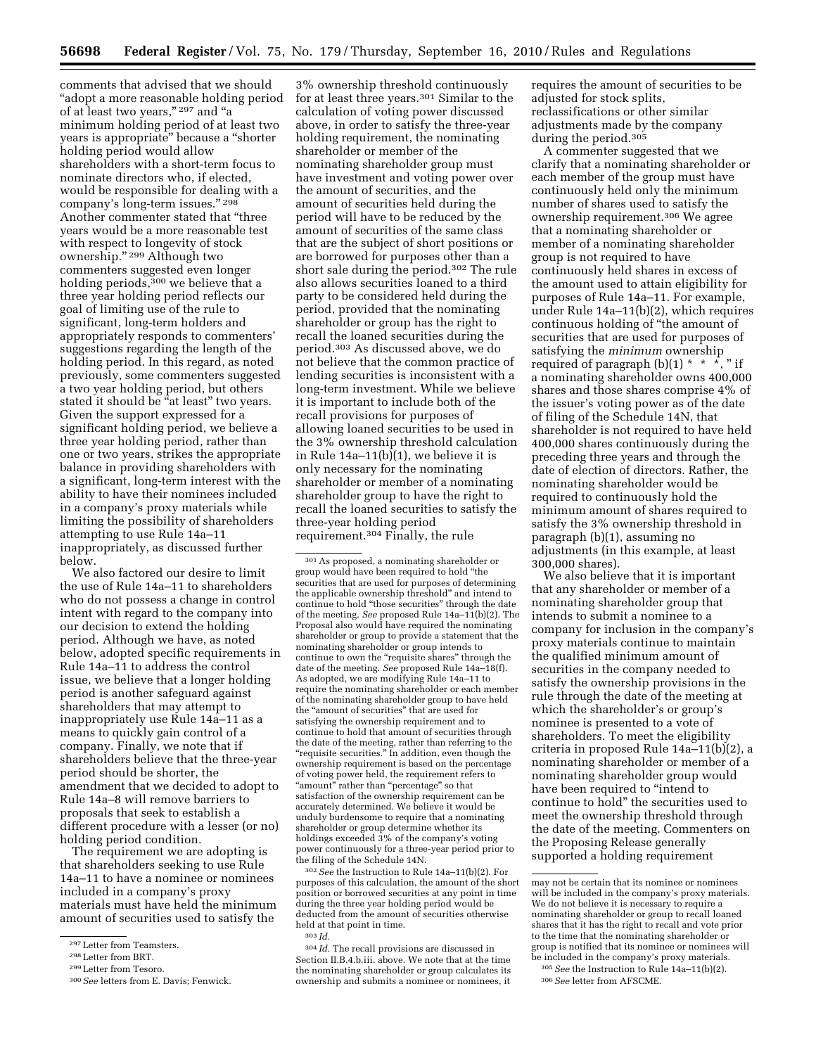comments that advised that we should "adopt a more reasonable holding period of at least two years," [297] and "a minimum holding period of at least two years is appropriate" because a "shorter holding period would allow shareholders with a short-term focus to nominate directors who, if elected, would be responsible for dealing with a company's long-term issues." [298] Another commenter stated that "three years would be a more reasonable test with respect to longevity of stock ownership." [299] Although two commenters suggested even longer holding periods,[300] we believe that a three year holding period reflects our goal of limiting use of the rule to significant, long-term holders and appropriately responds to commenters' suggestions regarding the length of the holding period. In this regard, as noted previously, some commenters suggested a two year holding period, but others stated it should be "at least" two years. Given the support expressed for a significant holding period, we believe a three year holding period, rather than one or two years, strikes the appropriate balance in providing shareholders with a significant, long-term interest with the ability to have their nominees included in a company's proxy materials while limiting the possibility of shareholders attempting to use Rule 14a–11 inappropriately, as discussed further below.

We also factored our desire to limit the use of Rule 14a–11 to shareholders who do not possess a change in control intent with regard to the company into our decision to extend the holding period. Although we have, as noted below, adopted specific requirements in Rule 14a–11 to address the control issue, we believe that a longer holding period is another safeguard against shareholders that may attempt to inappropriately use Rule 14a–11 as a means to quickly gain control of a company. Finally, we note that if shareholders believe that the three-year period should be shorter, the amendment that we decided to adopt to Rule 14a–8 will remove barriers to proposals that seek to establish a different procedure with a lesser (or no) holding period condition.

The requirement we are adopting is that shareholders seeking to use Rule 14a–11 to have a nominee or nominees included in a company's proxy materials must have held the minimum amount of securities used to satisfy the 3% ownership threshold continuously for at least three years.[301] Similar to the calculation of voting power discussed above, in order to satisfy the three-year holding requirement, the nominating shareholder or member of the nominating shareholder group must have investment and voting power over the amount of securities, and the amount of securities held during the period will have to be reduced by the amount of securities of the same class that are the subject of short positions or are borrowed for purposes other than a short sale during the period.[302] The rule also allows securities loaned to a third party to be considered held during the period, provided that the nominating shareholder or group has the right to recall the loaned securities during the period.[303] As discussed above, we do not believe that the common practice of lending securities is inconsistent with a long-term investment. While we believe it is important to include both of the recall provisions for purposes of allowing loaned securities to be used in the 3% ownership threshold calculation in Rule 14a–11(b)(1), we believe it is only necessary for the nominating shareholder or member of a nominating shareholder group to have the right to recall the loaned securities to satisfy the three-year holding period requirement.[304] Finally, the rule requires the amount of securities to be adjusted for stock splits, reclassifications or other similar adjustments made by the company during the period.[305]

A commenter suggested that we clarify that a nominating shareholder or each member of the group must have continuously held only the minimum number of shares used to satisfy the ownership requirement.[306] We agree that a nominating shareholder or member of a nominating shareholder group is not required to have continuously held shares in excess of the amount used to attain eligibility for purposes of Rule 14a–11. For example, under Rule 14a–11(b)(2), which requires continuous holding of "the amount of securities that are used for purposes of satisfying the *minimum* ownership required of paragraph (b)(1) * * *," if a nominating shareholder owns 400,000 shares and those shares comprise 4% of the issuer's voting power as of the date of filing of the Schedule 14N, that shareholder is not required to have held 400,000 shares continuously during the preceding three years and through the date of election of directors. Rather, the nominating shareholder would be required to continuously hold the minimum amount of shares required to satisfy the 3% ownership threshold in paragraph (b)(1), assuming no adjustments (in this example, at least 300,000 shares).

We also believe that it is important that any shareholder or member of a nominating shareholder group that intends to submit a nominee to a company for inclusion in the company's proxy materials continue to maintain the qualified minimum amount of securities in the company needed to satisfy the ownership provisions in the rule through the date of the meeting at which the shareholder's or group's nominee is presented to a vote of shareholders. To meet the eligibility criteria in proposed Rule 14a–11(b)(2), a nominating shareholder or member of a nominating shareholder group would have been required to "intend to continue to hold" the securities used to meet the ownership threshold through the date of the meeting. Commenters on the Proposing Release generally supported a holding requirement

---

[297] Letter from Teamsters.

[298] Letter from BRT.

[299] Letter from Tesoro.

[300] *See* letters from E. Davis; Fenwick.

[301] As proposed, a nominating shareholder or group would have been required to hold "the securities that are used for purposes of determining the applicable ownership threshold" and intend to continue to hold "those securities" through the date of the meeting. *See* proposed Rule 14a–11(b)(2). The Proposal also would have required the nominating shareholder or group to provide a statement that the nominating shareholder or group intends to continue to own the "requisite shares" through the date of the meeting. *See* proposed Rule 14a–18(f). As adopted, we are modifying Rule 14a–11 to require the nominating shareholder or each member of the nominating shareholder group to have held the "amount of securities" that are used for satisfying the ownership requirement and to continue to hold that amount of securities through the date of the meeting, rather than referring to the "requisite securities." In addition, even though the ownership requirement is based on the percentage of voting power held, the requirement refers to "amount" rather than "percentage" so that satisfaction of the ownership requirement can be accurately determined. We believe it would be unduly burdensome to require that a nominating shareholder or group determine whether its holdings exceeded 3% of the company's voting power continuously for a three-year period prior to the filing of the Schedule 14N.

[302] *See* the Instruction to Rule 14a–11(b)(2). For purposes of this calculation, the amount of the short position or borrowed securities at any point in time during the three year holding period would be deducted from the amount of securities otherwise held at that point in time.

[303] *Id.*

[304] *Id.* The recall provisions are discussed in Section II.B.4.b.iii. above. We note that at the time the nominating shareholder or group calculates its ownership and submits a nominee or nominees, it may not be certain that its nominee or nominees will be included in the company's proxy materials. We do not believe it is necessary to require a nominating shareholder or group to recall loaned shares that it has the right to recall and vote prior to the time that the nominating shareholder or group is notified that its nominee or nominees will be included in the company's proxy materials.

[305] *See* the Instruction to Rule 14a–11(b)(2).

[306] *See* letter from AFSCME.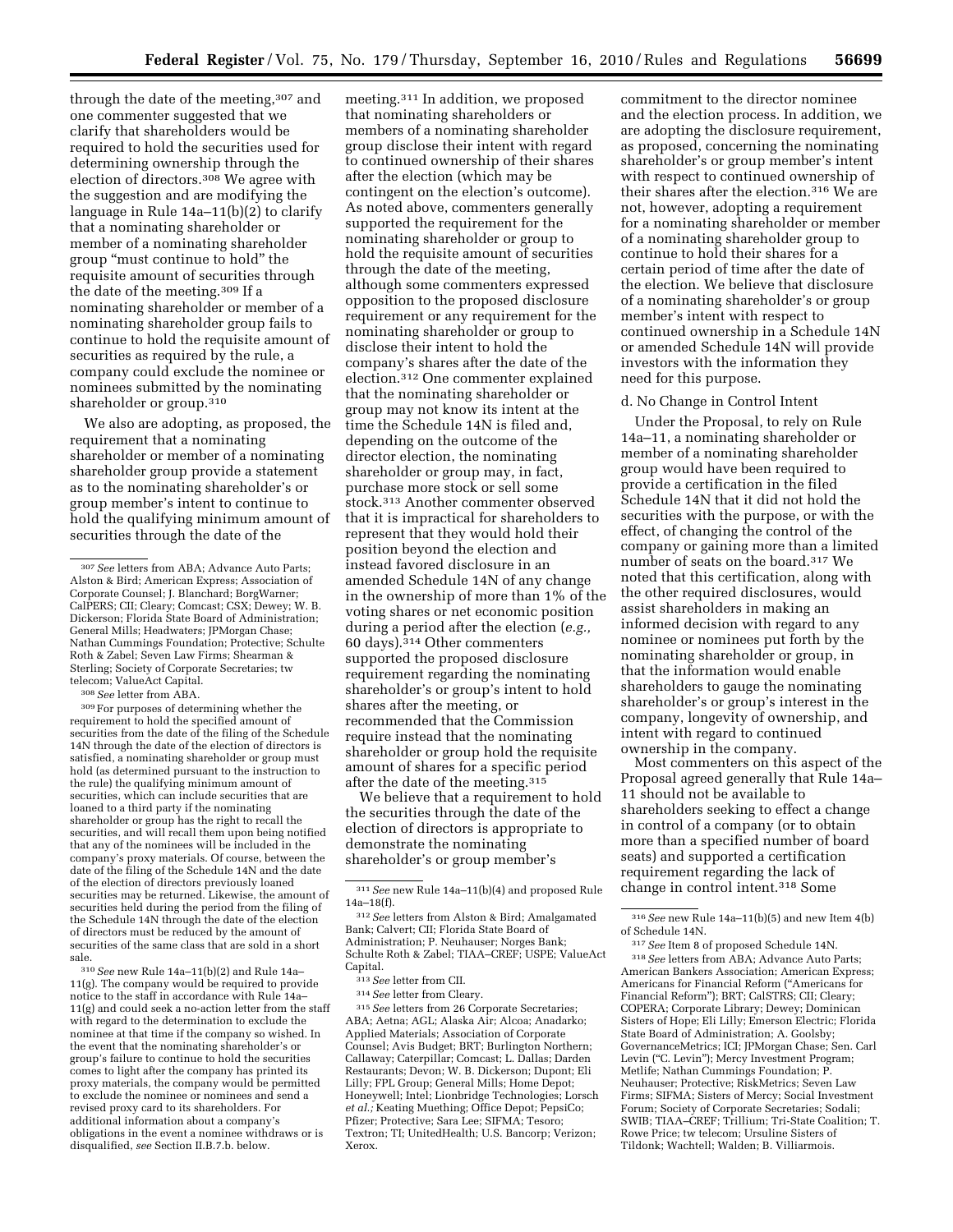through the date of the meeting,[307] and one commenter suggested that we clarify that shareholders would be required to hold the securities used for determining ownership through the election of directors.[308] We agree with the suggestion and are modifying the language in Rule 14a–11(b)(2) to clarify that a nominating shareholder or member of a nominating shareholder group "must continue to hold" the requisite amount of securities through the date of the meeting.[309] If a nominating shareholder or member of a nominating shareholder group fails to continue to hold the requisite amount of securities as required by the rule, a company could exclude the nominee or nominees submitted by the nominating shareholder or group.[310]

We also are adopting, as proposed, the requirement that a nominating shareholder or member of a nominating shareholder group provide a statement as to the nominating shareholder's or group member's intent to continue to hold the qualifying minimum amount of securities through the date of the meeting.[311] In addition, we proposed that nominating shareholders or members of a nominating shareholder group disclose their intent with regard to continued ownership of their shares after the election (which may be contingent on the election's outcome). As noted above, commenters generally supported the requirement for the nominating shareholder or group to hold the requisite amount of securities through the date of the meeting, although some commenters expressed opposition to the proposed disclosure requirement or any requirement for the nominating shareholder or group to disclose their intent to hold the company's shares after the date of the election.[312] One commenter explained that the nominating shareholder or group may not know its intent at the time the Schedule 14N is filed and, depending on the outcome of the director election, the nominating shareholder or group may, in fact, purchase more stock or sell some stock.[313] Another commenter observed that it is impractical for shareholders to represent that they would hold their position beyond the election and instead favored disclosure in an amended Schedule 14N of any change in the ownership of more than 1% of the voting shares or net economic position during a period after the election (*e.g.,* 60 days).[314] Other commenters supported the proposed disclosure requirement regarding the nominating shareholder's or group's intent to hold shares after the meeting, or recommended that the Commission require instead that the nominating shareholder or group hold the requisite amount of shares for a specific period after the date of the meeting.[315]

We believe that a requirement to hold the securities through the date of the election of directors is appropriate to demonstrate the nominating shareholder's or group member's commitment to the director nominee and the election process. In addition, we are adopting the disclosure requirement, as proposed, concerning the nominating shareholder's or group member's intent with respect to continued ownership of their shares after the election.[316] We are not, however, adopting a requirement for a nominating shareholder or member of a nominating shareholder group to continue to hold their shares for a certain period of time after the date of the election. We believe that disclosure of a nominating shareholder's or group member's intent with respect to continued ownership in a Schedule 14N or amended Schedule 14N will provide investors with the information they need for this purpose.

d. No Change in Control Intent

Under the Proposal, to rely on Rule 14a–11, a nominating shareholder or member of a nominating shareholder group would have been required to provide a certification in the filed Schedule 14N that it did not hold the securities with the purpose, or with the effect, of changing the control of the company or gaining more than a limited number of seats on the board.[317] We noted that this certification, along with the other required disclosures, would assist shareholders in making an informed decision with regard to any nominee or nominees put forth by the nominating shareholder or group, in that the information would enable shareholders to gauge the nominating shareholder's or group's interest in the company, longevity of ownership, and intent with regard to continued ownership in the company.

Most commenters on this aspect of the Proposal agreed generally that Rule 14a–11 should not be available to shareholders seeking to effect a change in control of a company (or to obtain more than a specified number of board seats) and supported a certification requirement regarding the lack of change in control intent.[318] Some

---

[307] *See* letters from ABA; Advance Auto Parts; Alston & Bird; American Express; Association of Corporate Counsel; J. Blanchard; BorgWarner; CalPERS; CII; Cleary; Comcast; CSX; Dewey; W. B. Dickerson; Florida State Board of Administration; General Mills; Headwaters; JPMorgan Chase; Nathan Cummings Foundation; Protective; Schulte Roth & Zabel; Seven Law Firms; Shearman & Sterling; Society of Corporate Secretaries; tw telecom; ValueAct Capital.

[308] *See* letter from ABA.

[309] For purposes of determining whether the requirement to hold the specified amount of securities from the date of the filing of the Schedule 14N through the date of the election of directors is satisfied, a nominating shareholder or group must hold (as determined pursuant to the instruction to the rule) the qualifying minimum amount of securities, which can include securities that are loaned to a third party if the nominating shareholder or group has the right to recall the securities, and will recall them upon being notified that any of the nominees will be included in the company's proxy materials. Of course, between the date of the filing of the Schedule 14N and the date of the election of directors previously loaned securities may be returned. Likewise, the amount of securities held during the period from the filing of the Schedule 14N through the date of the election of directors must be reduced by the amount of securities of the same class that are sold in a short sale.

[310] *See* new Rule 14a–11(b)(2) and Rule 14a–11(g). The company would be required to provide notice to the staff in accordance with Rule 14a–11(g) and could seek a no-action letter from the staff with regard to the determination to exclude the nominee at that time if the company so wished. In the event that the nominating shareholder's or group's failure to continue to hold the securities comes to light after the company has printed its proxy materials, the company would be permitted to exclude the nominee or nominees and send a revised proxy card to its shareholders. For additional information about a company's obligations in the event a nominee withdraws or is disqualified, *see* Section II.B.7.b. below.

[311] *See* new Rule 14a–11(b)(4) and proposed Rule 14a–18(f).

[312] *See* letters from Alston & Bird; Amalgamated Bank; Calvert; CII; Florida State Board of Administration; P. Neuhauser; Norges Bank; Schulte Roth & Zabel; TIAA–CREF; USPE; ValueAct Capital.

[313] *See* letter from CII.

[314] *See* letter from Cleary.

[315] *See* letters from 26 Corporate Secretaries; ABA; Aetna; AGL; Alaska Air; Alcoa; Anadarko; Applied Materials; Association of Corporate Counsel; Avis Budget; BRT; Burlington Northern; Callaway; Caterpillar; Comcast; L. Dallas; Darden Restaurants; Devon; W. B. Dickerson; Dupont; Eli Lilly; FPL Group; General Mills; Home Depot; Honeywell; Intel; Lionbridge Technologies; Lorsch *et al.;* Keating Muething; Office Depot; PepsiCo; Pfizer; Protective; Sara Lee; SIFMA; Tesoro; Textron; TI; UnitedHealth; U.S. Bancorp; Verizon; Xerox.

[316] *See* new Rule 14a–11(b)(5) and new Item 4(b) of Schedule 14N.

[317] *See* Item 8 of proposed Schedule 14N.

[318] *See* letters from ABA; Advance Auto Parts; American Bankers Association; American Express; Americans for Financial Reform ("Americans for Financial Reform"); BRT; CalSTRS; CII; Cleary; COPERA; Corporate Library; Dewey; Dominican Sisters of Hope; Eli Lilly; Emerson Electric; Florida State Board of Administration; A. Goolsby; GovernanceMetrics; ICI; JPMorgan Chase; Sen. Carl Levin ("C. Levin"); Mercy Investment Program; Metlife; Nathan Cummings Foundation; P. Neuhauser; Protective; RiskMetrics; Seven Law Firms; SIFMA; Sisters of Mercy; Social Investment Forum; Society of Corporate Secretaries; Sodali; SWIB; TIAA–CREF; Trillium; Tri-State Coalition; T. Rowe Price; tw telecom; Ursuline Sisters of Tildonk; Wachtell; Walden; B. Villiarmois.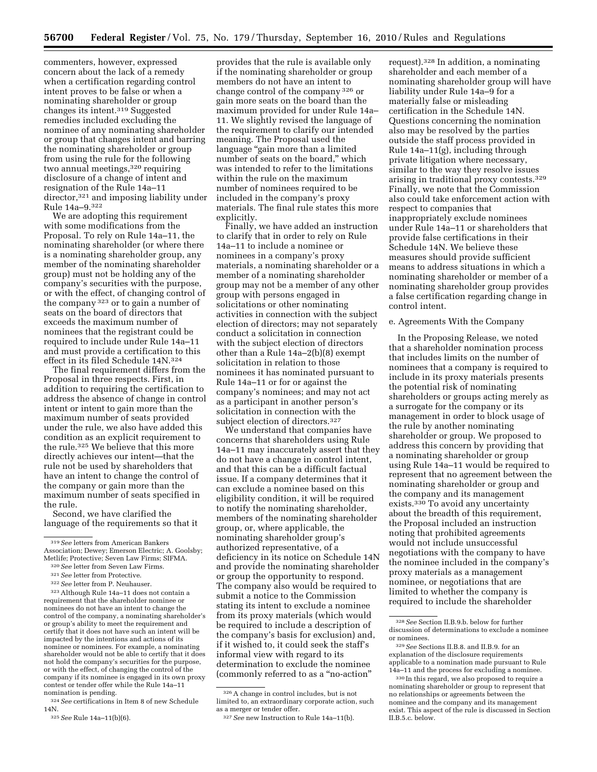commenters, however, expressed concern about the lack of a remedy when a certification regarding control intent proves to be false or when a nominating shareholder or group changes its intent.[319] Suggested remedies included excluding the nominee of any nominating shareholder or group that changes intent and barring the nominating shareholder or group from using the rule for the following two annual meetings,[320] requiring disclosure of a change of intent and resignation of the Rule 14a–11 director,[321] and imposing liability under Rule 14a–9.[322]

We are adopting this requirement with some modifications from the Proposal. To rely on Rule 14a–11, the nominating shareholder (or where there is a nominating shareholder group, any member of the nominating shareholder group) must not be holding any of the company's securities with the purpose, or with the effect, of changing control of the company [323] or to gain a number of seats on the board of directors that exceeds the maximum number of nominees that the registrant could be required to include under Rule 14a–11 and must provide a certification to this effect in its filed Schedule 14N.[324]

The final requirement differs from the Proposal in three respects. First, in addition to requiring the certification to address the absence of change in control intent or intent to gain more than the maximum number of seats provided under the rule, we also have added this condition as an explicit requirement to the rule.[325] We believe that this more directly achieves our intent—that the rule not be used by shareholders that have an intent to change the control of the company or gain more than the maximum number of seats specified in the rule.

Second, we have clarified the language of the requirements so that it provides that the rule is available only if the nominating shareholder or group members do not have an intent to change control of the company [326] or gain more seats on the board than the maximum provided for under Rule 14a–11. We slightly revised the language of the requirement to clarify our intended meaning. The Proposal used the language "gain more than a limited number of seats on the board," which was intended to refer to the limitations within the rule on the maximum number of nominees required to be included in the company's proxy materials. The final rule states this more explicitly.

Finally, we have added an instruction to clarify that in order to rely on Rule 14a–11 to include a nominee or nominees in a company's proxy materials, a nominating shareholder or a member of a nominating shareholder group may not be a member of any other group with persons engaged in solicitations or other nominating activities in connection with the subject election of directors; may not separately conduct a solicitation in connection with the subject election of directors other than a Rule 14a–2(b)(8) exempt solicitation in relation to those nominees it has nominated pursuant to Rule 14a–11 or for or against the company's nominees; and may not act as a participant in another person's solicitation in connection with the subject election of directors.[327]

We understand that companies have concerns that shareholders using Rule 14a–11 may inaccurately assert that they do not have a change in control intent, and that this can be a difficult factual issue. If a company determines that it can exclude a nominee based on this eligibility condition, it will be required to notify the nominating shareholder, members of the nominating shareholder group, or, where applicable, the nominating shareholder group's authorized representative, of a deficiency in its notice on Schedule 14N and provide the nominating shareholder or group the opportunity to respond. The company also would be required to submit a notice to the Commission stating its intent to exclude a nominee from its proxy materials (which would be required to include a description of the company's basis for exclusion) and, if it wished to, it could seek the staff's informal view with regard to its determination to exclude the nominee (commonly referred to as a "no-action" request).[328] In addition, a nominating shareholder and each member of a nominating shareholder group will have liability under Rule 14a–9 for a materially false or misleading certification in the Schedule 14N. Questions concerning the nomination also may be resolved by the parties outside the staff process provided in Rule 14a–11(g), including through private litigation where necessary, similar to the way they resolve issues arising in traditional proxy contests.[329] Finally, we note that the Commission also could take enforcement action with respect to companies that inappropriately exclude nominees under Rule 14a–11 or shareholders that provide false certifications in their Schedule 14N. We believe these measures should provide sufficient means to address situations in which a nominating shareholder or member of a nominating shareholder group provides a false certification regarding change in control intent.

e. Agreements With the Company

In the Proposing Release, we noted that a shareholder nomination process that includes limits on the number of nominees that a company is required to include in its proxy materials presents the potential risk of nominating shareholders or groups acting merely as a surrogate for the company or its management in order to block usage of the rule by another nominating shareholder or group. We proposed to address this concern by providing that a nominating shareholder or group using Rule 14a–11 would be required to represent that no agreement between the nominating shareholder or group and the company and its management exists.[330] To avoid any uncertainty about the breadth of this requirement, the Proposal included an instruction noting that prohibited agreements would not include unsuccessful negotiations with the company to have the nominee included in the company's proxy materials as a management nominee, or negotiations that are limited to whether the company is required to include the shareholder

---

[319] *See* letters from American Bankers Association; Dewey; Emerson Electric; A. Goolsby; Metlife; Protective; Seven Law Firms; SIFMA.

[320] *See* letter from Seven Law Firms.

[321] *See* letter from Protective.

[322] *See* letter from P. Neuhauser.

[323] Although Rule 14a–11 does not contain a requirement that the shareholder nominee or nominees do not have an intent to change the control of the company, a nominating shareholder's or group's ability to meet the requirement and certify that it does not have such an intent will be impacted by the intentions and actions of its nominee or nominees. For example, a nominating shareholder would not be able to certify that it does not hold the company's securities for the purpose, or with the effect, of changing the control of the company if its nominee is engaged in its own proxy contest or tender offer while the Rule 14a–11 nomination is pending.

[324] *See* certifications in Item 8 of new Schedule 14N.

[325] *See* Rule 14a–11(b)(6).

[326] A change in control includes, but is not limited to, an extraordinary corporate action, such as a merger or tender offer.

[327] *See* new Instruction to Rule 14a–11(b).

[328] *See* Section II.B.9.b. below for further discussion of determinations to exclude a nominee or nominees.

[329] *See* Sections II.B.8. and II.B.9. for an explanation of the disclosure requirements applicable to a nomination made pursuant to Rule 14a–11 and the process for excluding a nominee.

[330] In this regard, we also proposed to require a nominating shareholder or group to represent that no relationships or agreements between the nominee and the company and its management exist. This aspect of the rule is discussed in Section II.B.5.c. below.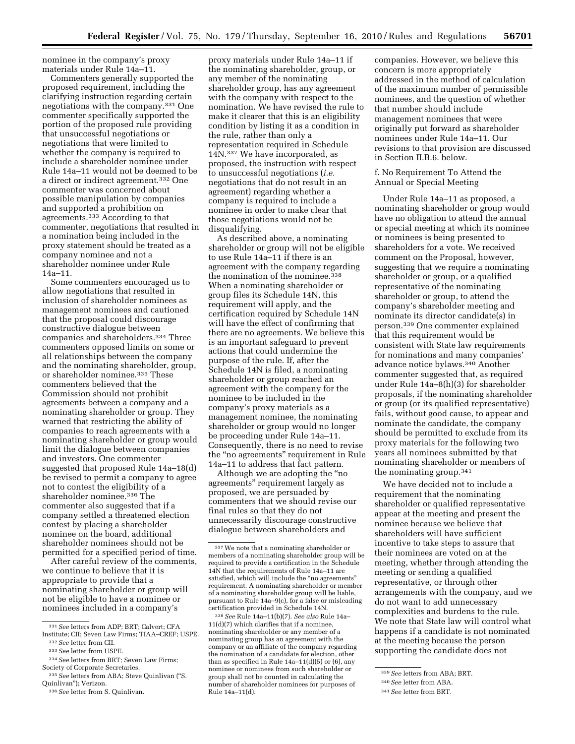nominee in the company's proxy materials under Rule 14a–11.

Commenters generally supported the proposed requirement, including the clarifying instruction regarding certain negotiations with the company.[331] One commenter specifically supported the portion of the proposed rule providing that unsuccessful negotiations or negotiations that were limited to whether the company is required to include a shareholder nominee under Rule 14a–11 would not be deemed to be a direct or indirect agreement.[332] One commenter was concerned about possible manipulation by companies and supported a prohibition on agreements.[333] According to that commenter, negotiations that resulted in a nomination being included in the proxy statement should be treated as a company nominee and not a shareholder nominee under Rule 14a–11.

Some commenters encouraged us to allow negotiations that resulted in inclusion of shareholder nominees as management nominees and cautioned that the proposal could discourage constructive dialogue between companies and shareholders.[334] Three commenters opposed limits on some or all relationships between the company and the nominating shareholder, group, or shareholder nominee.[335] These commenters believed that the Commission should not prohibit agreements between a company and a nominating shareholder or group. They warned that restricting the ability of companies to reach agreements with a nominating shareholder or group would limit the dialogue between companies and investors. One commenter suggested that proposed Rule 14a–18(d) be revised to permit a company to agree not to contest the eligibility of a shareholder nominee.[336] The commenter also suggested that if a company settled a threatened election contest by placing a shareholder nominee on the board, additional shareholder nominees should not be permitted for a specified period of time.

After careful review of the comments, we continue to believe that it is appropriate to provide that a nominating shareholder or group will not be eligible to have a nominee or nominees included in a company's proxy materials under Rule 14a–11 if the nominating shareholder, group, or any member of the nominating shareholder group, has any agreement with the company with respect to the nomination. We have revised the rule to make it clearer that this is an eligibility condition by listing it as a condition in the rule, rather than only a representation required in Schedule 14N.[337] We have incorporated, as proposed, the instruction with respect to unsuccessful negotiations (*i.e.* negotiations that do not result in an agreement) regarding whether a company is required to include a nominee in order to make clear that those negotiations would not be disqualifying.

As described above, a nominating shareholder or group will not be eligible to use Rule 14a–11 if there is an agreement with the company regarding the nomination of the nominee.[338] When a nominating shareholder or group files its Schedule 14N, this requirement will apply, and the certification required by Schedule 14N will have the effect of confirming that there are no agreements. We believe this is an important safeguard to prevent actions that could undermine the purpose of the rule. If, after the Schedule 14N is filed, a nominating shareholder or group reached an agreement with the company for the nominee to be included in the company's proxy materials as a management nominee, the nominating shareholder or group would no longer be proceeding under Rule 14a–11. Consequently, there is no need to revise the "no agreements" requirement in Rule 14a–11 to address that fact pattern.

Although we are adopting the "no agreements" requirement largely as proposed, we are persuaded by commenters that we should revise our final rules so that they do not unnecessarily discourage constructive dialogue between shareholders and companies. However, we believe this concern is more appropriately addressed in the method of calculation of the maximum number of permissible nominees, and the question of whether that number should include management nominees that were originally put forward as shareholder nominees under Rule 14a–11. Our revisions to that provision are discussed in Section II.B.6. below.

f. No Requirement To Attend the Annual or Special Meeting

Under Rule 14a–11 as proposed, a nominating shareholder or group would have no obligation to attend the annual or special meeting at which its nominee or nominees is being presented to shareholders for a vote. We received comment on the Proposal, however, suggesting that we require a nominating shareholder or group, or a qualified representative of the nominating shareholder or group, to attend the company's shareholder meeting and nominate its director candidate(s) in person.[339] One commenter explained that this requirement would be consistent with State law requirements for nominations and many companies' advance notice bylaws.[340] Another commenter suggested that, as required under Rule 14a–8(h)(3) for shareholder proposals, if the nominating shareholder or group (or its qualified representative) fails, without good cause, to appear and nominate the candidate, the company should be permitted to exclude from its proxy materials for the following two years all nominees submitted by that nominating shareholder or members of the nominating group.[341]

We have decided not to include a requirement that the nominating shareholder or qualified representative appear at the meeting and present the nominee because we believe that shareholders will have sufficient incentive to take steps to assure that their nominees are voted on at the meeting, whether through attending the meeting or sending a qualified representative, or through other arrangements with the company, and we do not want to add unnecessary complexities and burdens to the rule. We note that State law will control what happens if a candidate is not nominated at the meeting because the person supporting the candidate does not

---

[331] *See* letters from ADP; BRT; Calvert; CFA Institute; CII; Seven Law Firms; TIAA–CREF; USPE.

[332] *See* letter from CII.

[333] *See* letter from USPE.

[334] *See* letters from BRT; Seven Law Firms; Society of Corporate Secretaries.

[335] *See* letters from ABA; Steve Quinlivan ("S. Quinlivan"); Verizon.

[336] *See* letter from S. Quinlivan.

[337] We note that a nominating shareholder or members of a nominating shareholder group will be required to provide a certification in the Schedule 14N that the requirements of Rule 14a–11 are satisfied, which will include the "no agreements" requirement. A nominating shareholder or member of a nominating shareholder group will be liable, pursuant to Rule 14a–9(c), for a false or misleading certification provided in Schedule 14N.

[338] *See* Rule 14a–11(b)(7). *See also* Rule 14a–11(d)(7) which clarifies that if a nominee, nominating shareholder or any member of a nominating group has an agreement with the company or an affiliate of the company regarding the nomination of a candidate for election, other than as specified in Rule 14a–11(d)(5) or (6), any nominee or nominees from such shareholder or group shall not be counted in calculating the number of shareholder nominees for purposes of Rule 14a–11(d).

[339] *See* letters from ABA; BRT.

[340] *See* letter from ABA.

[341] *See* letter from BRT.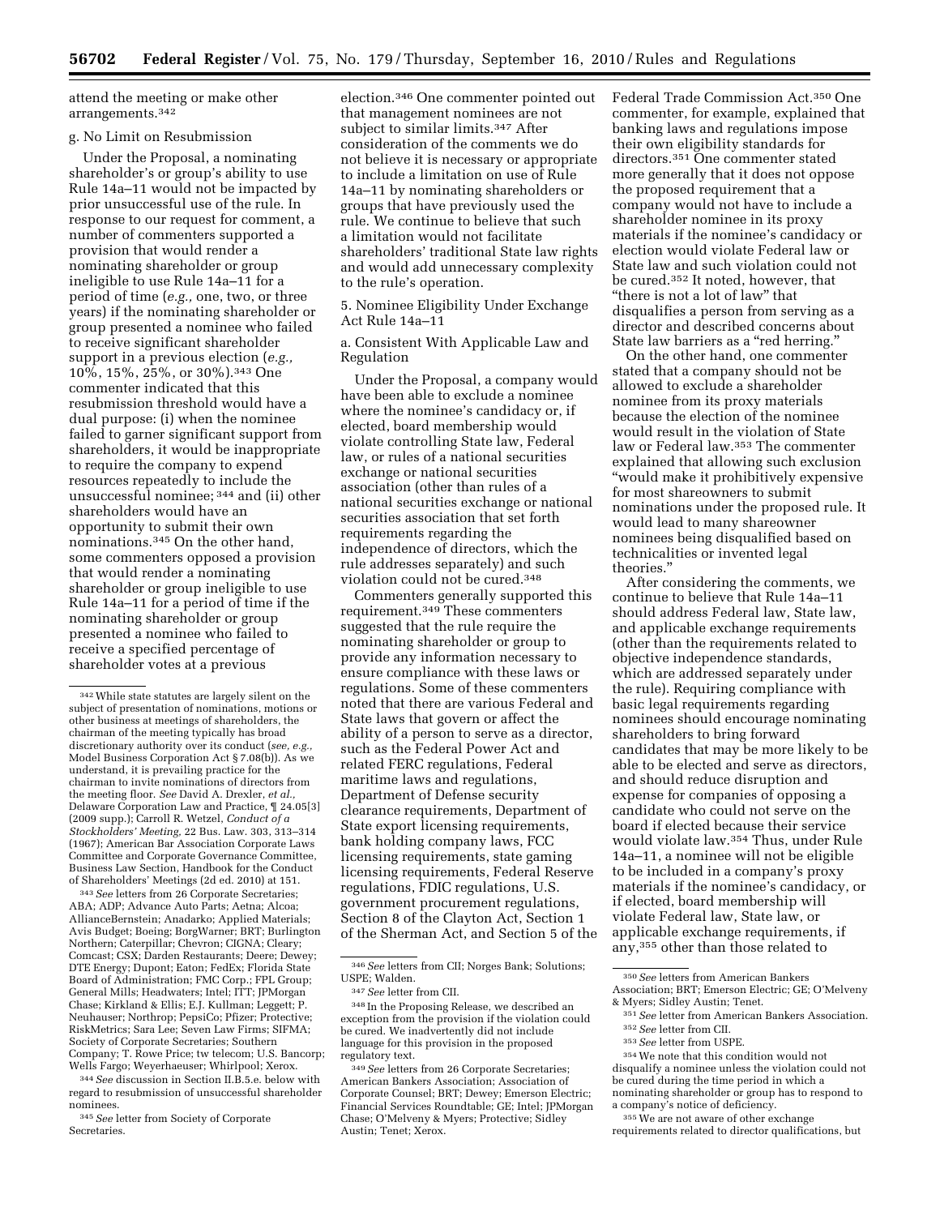attend the meeting or make other arrangements.[342]

g. No Limit on Resubmission

Under the Proposal, a nominating shareholder's or group's ability to use Rule 14a–11 would not be impacted by prior unsuccessful use of the rule. In response to our request for comment, a number of commenters supported a provision that would render a nominating shareholder or group ineligible to use Rule 14a–11 for a period of time (*e.g.,* one, two, or three years) if the nominating shareholder or group presented a nominee who failed to receive significant shareholder support in a previous election (*e.g.,* 10%, 15%, 25%, or 30%).[343] One commenter indicated that this resubmission threshold would have a dual purpose: (i) when the nominee failed to garner significant support from shareholders, it would be inappropriate to require the company to expend resources repeatedly to include the unsuccessful nominee; [344] and (ii) other shareholders would have an opportunity to submit their own nominations.[345] On the other hand, some commenters opposed a provision that would render a nominating shareholder or group ineligible to use Rule 14a–11 for a period of time if the nominating shareholder or group presented a nominee who failed to receive a specified percentage of shareholder votes at a previous election.[346] One commenter pointed out that management nominees are not subject to similar limits.[347] After consideration of the comments we do not believe it is necessary or appropriate to include a limitation on use of Rule 14a–11 by nominating shareholders or groups that have previously used the rule. We continue to believe that such a limitation would not facilitate shareholders' traditional State law rights and would add unnecessary complexity to the rule's operation.

5. Nominee Eligibility Under Exchange Act Rule 14a–11

a. Consistent With Applicable Law and Regulation

Under the Proposal, a company would have been able to exclude a nominee where the nominee's candidacy or, if elected, board membership would violate controlling State law, Federal law, or rules of a national securities exchange or national securities association (other than rules of a national securities exchange or national securities association that set forth requirements regarding the independence of directors, which the rule addresses separately) and such violation could not be cured.[348]

Commenters generally supported this requirement.[349] These commenters suggested that the rule require the nominating shareholder or group to provide any information necessary to ensure compliance with these laws or regulations. Some of these commenters noted that there are various Federal and State laws that govern or affect the ability of a person to serve as a director, such as the Federal Power Act and related FERC regulations, Federal maritime laws and regulations, Department of Defense security clearance requirements, Department of State export licensing requirements, bank holding company laws, FCC licensing requirements, state gaming licensing requirements, Federal Reserve regulations, FDIC regulations, U.S. government procurement regulations, Section 8 of the Clayton Act, Section 1 of the Sherman Act, and Section 5 of the Federal Trade Commission Act.[350] One commenter, for example, explained that banking laws and regulations impose their own eligibility standards for directors.[351] One commenter stated more generally that it does not oppose the proposed requirement that a company would not have to include a shareholder nominee in its proxy materials if the nominee's candidacy or election would violate Federal law or State law and such violation could not be cured.[352] It noted, however, that "there is not a lot of law" that disqualifies a person from serving as a director and described concerns about State law barriers as a "red herring."

On the other hand, one commenter stated that a company should not be allowed to exclude a shareholder nominee from its proxy materials because the election of the nominee would result in the violation of State law or Federal law.[353] The commenter explained that allowing such exclusion "would make it prohibitively expensive for most shareowners to submit nominations under the proposed rule. It would lead to many shareowner nominees being disqualified based on technicalities or invented legal theories."

After considering the comments, we continue to believe that Rule 14a–11 should address Federal law, State law, and applicable exchange requirements (other than the requirements related to objective independence standards, which are addressed separately under the rule). Requiring compliance with basic legal requirements regarding nominees should encourage nominating shareholders to bring forward candidates that may be more likely to be able to be elected and serve as directors, and should reduce disruption and expense for companies of opposing a candidate who could not serve on the board if elected because their service would violate law.[354] Thus, under Rule 14a–11, a nominee will not be eligible to be included in a company's proxy materials if the nominee's candidacy, or if elected, board membership will violate Federal law, State law, or applicable exchange requirements, if any,[355] other than those related to

---

[342] While state statutes are largely silent on the subject of presentation of nominations, motions or other business at meetings of shareholders, the chairman of the meeting typically has broad discretionary authority over its conduct (*see, e.g.,* Model Business Corporation Act § 7.08(b)). As we understand, it is prevailing practice for the chairman to invite nominations of directors from the meeting floor. *See* David A. Drexler, *et al.,* Delaware Corporation Law and Practice, ¶ 24.05[3] (2009 supp.); Carroll R. Wetzel, *Conduct of a Stockholders' Meeting,* 22 Bus. Law. 303, 313–314 (1967); American Bar Association Corporate Laws Committee and Corporate Governance Committee, Business Law Section, Handbook for the Conduct of Shareholders' Meetings (2d ed. 2010) at 151.

[343] *See* letters from 26 Corporate Secretaries; ABA; ADP; Advance Auto Parts; Aetna; Alcoa; AllianceBernstein; Anadarko; Applied Materials; Avis Budget; Boeing; BorgWarner; BRT; Burlington Northern; Caterpillar; Chevron; CIGNA; Cleary; Comcast; CSX; Darden Restaurants; Deere; Dewey; DTE Energy; Dupont; Eaton; FedEx; Florida State Board of Administration; FMC Corp.; FPL Group; General Mills; Headwaters; Intel; ITT; JPMorgan Chase; Kirkland & Ellis; E.J. Kullman; Leggett; P. Neuhauser; Northrop; PepsiCo; Pfizer; Protective; RiskMetrics; Sara Lee; Seven Law Firms; SIFMA; Society of Corporate Secretaries; Southern Company; T. Rowe Price; tw telecom; U.S. Bancorp; Wells Fargo; Weyerhaeuser; Whirlpool; Xerox.

[344] *See* discussion in Section II.B.5.e. below with regard to resubmission of unsuccessful shareholder nominees.

[345] *See* letter from Society of Corporate Secretaries.

[346] *See* letters from CII; Norges Bank; Solutions; USPE; Walden.

[347] *See* letter from CII.

[348] In the Proposing Release, we described an exception from the provision if the violation could be cured. We inadvertently did not include language for this provision in the proposed regulatory text.

[349] *See* letters from 26 Corporate Secretaries; American Bankers Association; Association of Corporate Counsel; BRT; Dewey; Emerson Electric; Financial Services Roundtable; GE; Intel; JPMorgan Chase; O'Melveny & Myers; Protective; Sidley Austin; Tenet; Xerox.

[350] *See* letters from American Bankers Association; BRT; Emerson Electric; GE; O'Melveny & Myers; Sidley Austin; Tenet.

[351] *See* letter from American Bankers Association.

[352] *See* letter from CII.

[353] *See* letter from USPE.

[354] We note that this condition would not disqualify a nominee unless the violation could not be cured during the time period in which a nominating shareholder or group has to respond to a company's notice of deficiency.

[355] We are not aware of other exchange requirements related to director qualifications, but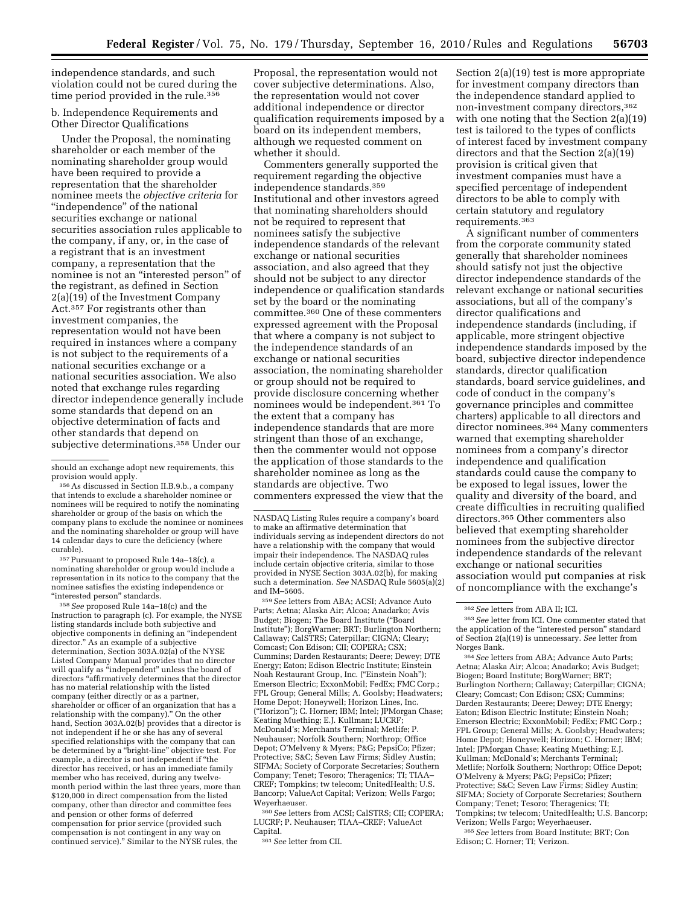independence standards, and such violation could not be cured during the time period provided in the rule.[356]

b. Independence Requirements and Other Director Qualifications

Under the Proposal, the nominating shareholder or each member of the nominating shareholder group would have been required to provide a representation that the shareholder nominee meets the *objective criteria* for "independence" of the national securities exchange or national securities association rules applicable to the company, if any, or, in the case of a registrant that is an investment company, a representation that the nominee is not an "interested person" of the registrant, as defined in Section 2(a)(19) of the Investment Company Act.[357] For registrants other than investment companies, the representation would not have been required in instances where a company is not subject to the requirements of a national securities exchange or a national securities association. We also noted that exchange rules regarding director independence generally include some standards that depend on an objective determination of facts and other standards that depend on subjective determinations.[358] Under our Proposal, the representation would not cover subjective determinations. Also, the representation would not cover additional independence or director qualification requirements imposed by a board on its independent members, although we requested comment on whether it should.

Commenters generally supported the requirement regarding the objective independence standards.[359] Institutional and other investors agreed that nominating shareholders should not be required to represent that nominees satisfy the subjective independence standards of the relevant exchange or national securities association, and also agreed that they should not be subject to any director independence or qualification standards set by the board or the nominating committee.[360] One of these commenters expressed agreement with the Proposal that where a company is not subject to the independence standards of an exchange or national securities association, the nominating shareholder or group should not be required to provide disclosure concerning whether nominees would be independent.[361] To the extent that a company has independence standards that are more stringent than those of an exchange, then the commenter would not oppose the application of those standards to the shareholder nominee as long as the standards are objective. Two commenters expressed the view that the Section 2(a)(19) test is more appropriate for investment company directors than the independence standard applied to non-investment company directors,[362] with one noting that the Section 2(a)(19) test is tailored to the types of conflicts of interest faced by investment company directors and that the Section 2(a)(19) provision is critical given that investment companies must have a specified percentage of independent directors to be able to comply with certain statutory and regulatory requirements.[363]

A significant number of commenters from the corporate community stated generally that shareholder nominees should satisfy not just the objective director independence standards of the relevant exchange or national securities associations, but all of the company's director qualifications and independence standards (including, if applicable, more stringent objective independence standards imposed by the board, subjective director independence standards, director qualification standards, board service guidelines, and code of conduct in the company's governance principles and committee charters) applicable to all directors and director nominees.[364] Many commenters warned that exempting shareholder nominees from a company's director independence and qualification standards could cause the company to be exposed to legal issues, lower the quality and diversity of the board, and create difficulties in recruiting qualified directors.[365] Other commenters also believed that exempting shareholder nominees from the subjective director independence standards of the relevant exchange or national securities association would put companies at risk of noncompliance with the exchange's

---

should an exchange adopt new requirements, this provision would apply.

[356] As discussed in Section II.B.9.b., a company that intends to exclude a shareholder nominee or nominees will be required to notify the nominating shareholder or group of the basis on which the company plans to exclude the nominee or nominees and the nominating shareholder or group will have 14 calendar days to cure the deficiency (where curable).

[357] Pursuant to proposed Rule 14a–18(c), a nominating shareholder or group would include a representation in its notice to the company that the nominee satisfies the existing independence or "interested person" standards.

[358] *See* proposed Rule 14a–18(c) and the Instruction to paragraph (c). For example, the NYSE listing standards include both subjective and objective components in defining an "independent director." As an example of a subjective determination, Section 303A.02(a) of the NYSE Listed Company Manual provides that no director will qualify as "independent" unless the board of directors "affirmatively determines that the director has no material relationship with the listed company (either directly or as a partner, shareholder or officer of an organization that has a relationship with the company)." On the other hand, Section 303A.02(b) provides that a director is not independent if he or she has any of several specified relationships with the company that can be determined by a "bright-line" objective test. For example, a director is not independent if "the director has received, or has an immediate family member who has received, during any twelve-month period within the last three years, more than $120,000 in direct compensation from the listed company, other than director and committee fees and pension or other forms of deferred compensation for prior service (provided such compensation is not contingent in any way on continued service)." Similar to the NYSE rules, the NASDAQ Listing Rules require a company's board to make an affirmative determination that individuals serving as independent directors do not have a relationship with the company that would impair their independence. The NASDAQ rules include certain objective criteria, similar to those provided in NYSE Section 303A.02(b), for making such a determination. *See* NASDAQ Rule 5605(a)(2) and IM–5605.

[359] *See* letters from ABA; ACSI; Advance Auto Parts; Aetna; Alaska Air; Alcoa; Anadarko; Avis Budget; Biogen; The Board Institute ("Board Institute"); BorgWarner; BRT; Burlington Northern; Callaway; CalSTRS; Caterpillar; CIGNA; Cleary; Comcast; Con Edison; CII; COPERA; CSX; Cummins; Darden Restaurants; Deere; Dewey; DTE Energy; Eaton; Edison Electric Institute; Einstein Noah Restaurant Group, Inc. ("Einstein Noah"); Emerson Electric; ExxonMobil; FedEx; FMC Corp.; FPL Group; General Mills; A. Goolsby; Headwaters; Home Depot; Honeywell; Horizon Lines, Inc. ("Horizon"); C. Horner; IBM; Intel; JPMorgan Chase; Keating Muething; E.J. Kullman; LUCRF; McDonald's; Merchants Terminal; Metlife; P. Neuhauser; Norfolk Southern; Northrop; Office Depot; O'Melveny & Myers; P&G; PepsiCo; Pfizer; Protective; S&C; Seven Law Firms; Sidley Austin; SIFMA; Society of Corporate Secretaries; Southern Company; Tenet; Tesoro; Theragenics; TI; TIAA–CREF; Tompkins; tw telecom; UnitedHealth; U.S. Bancorp; ValueAct Capital; Verizon; Wells Fargo; Weyerhaeuser.

[360] *See* letters from ACSI; CalSTRS; CII; COPERA; LUCRF; P. Neuhauser; TIAA–CREF; ValueAct Capital.

[361] *See* letter from CII.

[362] *See* letters from ABA II; ICI.

[363] *See* letter from ICI. One commenter stated that the application of the "interested person" standard of Section 2(a)(19) is unnecessary. *See* letter from Norges Bank.

[364] *See* letters from ABA; Advance Auto Parts; Aetna; Alaska Air; Alcoa; Anadarko; Avis Budget; Biogen; Board Institute; BorgWarner; BRT; Burlington Northern; Callaway; Caterpillar; CIGNA; Cleary; Comcast; Con Edison; CSX; Cummins; Darden Restaurants; Deere; Dewey; DTE Energy; Eaton; Edison Electric Institute; Einstein Noah; Emerson Electric; ExxonMobil; FedEx; FMC Corp.; FPL Group; General Mills; A. Goolsby; Headwaters; Home Depot; Honeywell; Horizon; C. Horner; IBM; Intel; JPMorgan Chase; Keating Muething; E.J. Kullman; McDonald's; Merchants Terminal; Metlife; Norfolk Southern; Northrop; Office Depot; O'Melveny & Myers; P&G; PepsiCo; Pfizer; Protective; S&C; Seven Law Firms; Sidley Austin; SIFMA; Society of Corporate Secretaries; Southern Company; Tenet; Tesoro; Theragenics; TI; Tompkins; tw telecom; UnitedHealth; U.S. Bancorp; Verizon; Wells Fargo; Weyerhaeuser.

[365] *See* letters from Board Institute; BRT; Con Edison; C. Horner; TI; Verizon.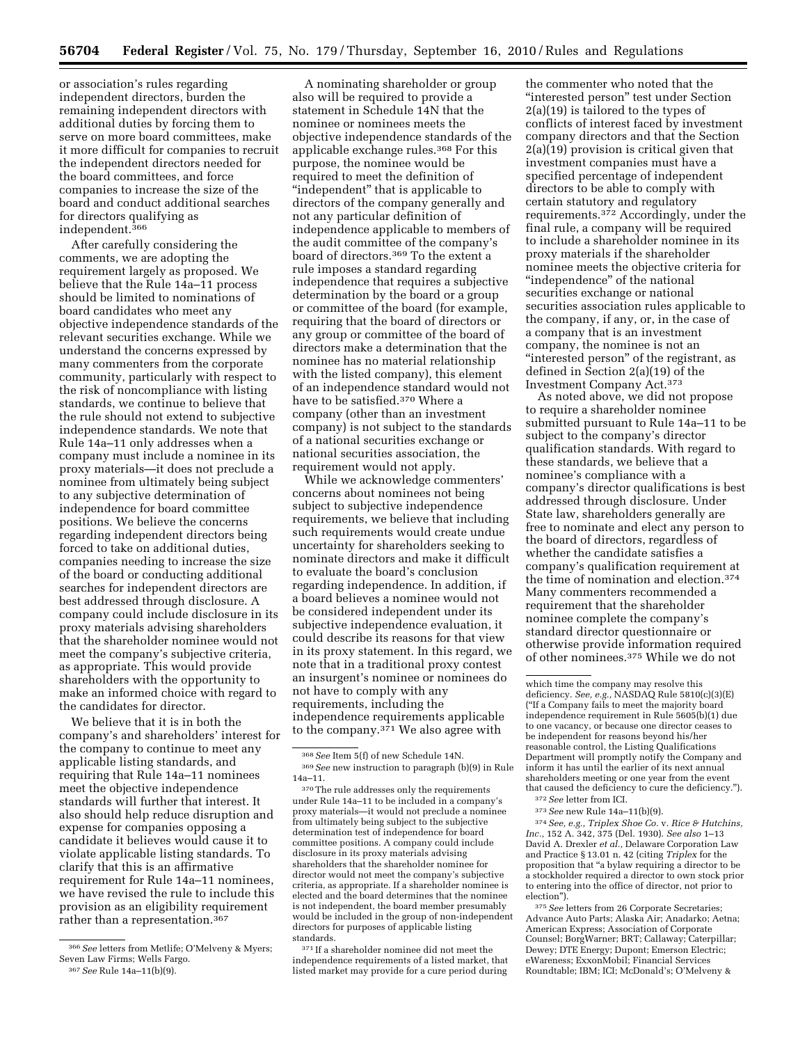or association's rules regarding independent directors, burden the remaining independent directors with additional duties by forcing them to serve on more board committees, make it more difficult for companies to recruit the independent directors needed for the board committees, and force companies to increase the size of the board and conduct additional searches for directors qualifying as independent.[366]

After carefully considering the comments, we are adopting the requirement largely as proposed. We believe that the Rule 14a–11 process should be limited to nominations of board candidates who meet any objective independence standards of the relevant securities exchange. While we understand the concerns expressed by many commenters from the corporate community, particularly with respect to the risk of noncompliance with listing standards, we continue to believe that the rule should not extend to subjective independence standards. We note that Rule 14a–11 only addresses when a company must include a nominee in its proxy materials—it does not preclude a nominee from ultimately being subject to any subjective determination of independence for board committee positions. We believe the concerns regarding independent directors being forced to take on additional duties, companies needing to increase the size of the board or conducting additional searches for independent directors are best addressed through disclosure. A company could include disclosure in its proxy materials advising shareholders that the shareholder nominee would not meet the company's subjective criteria, as appropriate. This would provide shareholders with the opportunity to make an informed choice with regard to the candidates for director.

We believe that it is in both the company's and shareholders' interest for the company to continue to meet any applicable listing standards, and requiring that Rule 14a–11 nominees meet the objective independence standards will further that interest. It also should help reduce disruption and expense for companies opposing a candidate it believes would cause it to violate applicable listing standards. To clarify that this is an affirmative requirement for Rule 14a–11 nominees, we have revised the rule to include this provision as an eligibility requirement rather than a representation.[367]

A nominating shareholder or group also will be required to provide a statement in Schedule 14N that the nominee or nominees meets the objective independence standards of the applicable exchange rules.[368] For this purpose, the nominee would be required to meet the definition of "independent" that is applicable to directors of the company generally and not any particular definition of independence applicable to members of the audit committee of the company's board of directors.[369] To the extent a rule imposes a standard regarding independence that requires a subjective determination by the board or a group or committee of the board (for example, requiring that the board of directors or any group or committee of the board of directors make a determination that the nominee has no material relationship with the listed company), this element of an independence standard would not have to be satisfied.[370] Where a company (other than an investment company) is not subject to the standards of a national securities exchange or national securities association, the requirement would not apply.

While we acknowledge commenters' concerns about nominees not being subject to subjective independence requirements, we believe that including such requirements would create undue uncertainty for shareholders seeking to nominate directors and make it difficult to evaluate the board's conclusion regarding independence. In addition, if a board believes a nominee would not be considered independent under its subjective independence evaluation, it could describe its reasons for that view in its proxy statement. In this regard, we note that in a traditional proxy contest an insurgent's nominee or nominees do not have to comply with any requirements, including the independence requirements applicable to the company.[371] We also agree with the commenter who noted that the "interested person" test under Section 2(a)(19) is tailored to the types of conflicts of interest faced by investment company directors and that the Section 2(a)(19) provision is critical given that investment companies must have a specified percentage of independent directors to be able to comply with certain statutory and regulatory requirements.[372] Accordingly, under the final rule, a company will be required to include a shareholder nominee in its proxy materials if the shareholder nominee meets the objective criteria for "independence" of the national securities exchange or national securities association rules applicable to the company, if any, or, in the case of a company that is an investment company, the nominee is not an "interested person" of the registrant, as defined in Section 2(a)(19) of the Investment Company Act.[373]

As noted above, we did not propose to require a shareholder nominee submitted pursuant to Rule 14a–11 to be subject to the company's director qualification standards. With regard to these standards, we believe that a nominee's compliance with a company's director qualifications is best addressed through disclosure. Under State law, shareholders generally are free to nominate and elect any person to the board of directors, regardless of whether the candidate satisfies a company's qualification requirement at the time of nomination and election.[374] Many commenters recommended a requirement that the shareholder nominee complete the company's standard director questionnaire or otherwise provide information required of other nominees.[375] While we do not

---

[366] *See* letters from Metlife; O'Melveny & Myers; Seven Law Firms; Wells Fargo.

[367] *See* Rule 14a–11(b)(9).

[368] *See* Item 5(f) of new Schedule 14N.

[369] *See* new instruction to paragraph (b)(9) in Rule 14a–11.

[370] The rule addresses only the requirements under Rule 14a–11 to be included in a company's proxy materials—it would not preclude a nominee from ultimately being subject to the subjective determination test of independence for board committee positions. A company could include disclosure in its proxy materials advising shareholders that the shareholder nominee for director would not meet the company's subjective criteria, as appropriate. If a shareholder nominee is elected and the board determines that the nominee is not independent, the board member presumably would be included in the group of non-independent directors for purposes of applicable listing standards.

[371] If a shareholder nominee did not meet the independence requirements of a listed market, that listed market may provide for a cure period during which time the company may resolve this deficiency. *See, e.g.,* NASDAQ Rule 5810(c)(3)(E) ("If a Company fails to meet the majority board independence requirement in Rule 5605(b)(1) due to one vacancy, or because one director ceases to be independent for reasons beyond his/her reasonable control, the Listing Qualifications Department will promptly notify the Company and inform it has until the earlier of its next annual shareholders meeting or one year from the event that caused the deficiency to cure the deficiency.").

[372] *See* letter from ICI.

[373] *See* new Rule 14a–11(b)(9).

[374] *See, e.g., Triplex Shoe Co.* v. *Rice & Hutchins, Inc.,* 152 A. 342, 375 (Del. 1930). *See also* 1–13 David A. Drexler *et al.,* Delaware Corporation Law and Practice § 13.01 n. 42 (citing *Triplex* for the proposition that "a bylaw requiring a director to be a stockholder required a director to own stock prior to entering into the office of director, not prior to election").

[375] *See* letters from 26 Corporate Secretaries; Advance Auto Parts; Alaska Air; Anadarko; Aetna; American Express; Association of Corporate Counsel; BorgWarner; BRT; Callaway; Caterpillar; Dewey; DTE Energy; Dupont; Emerson Electric; eWareness; ExxonMobil; Financial Services Roundtable; IBM; ICI; McDonald's; O'Melveny &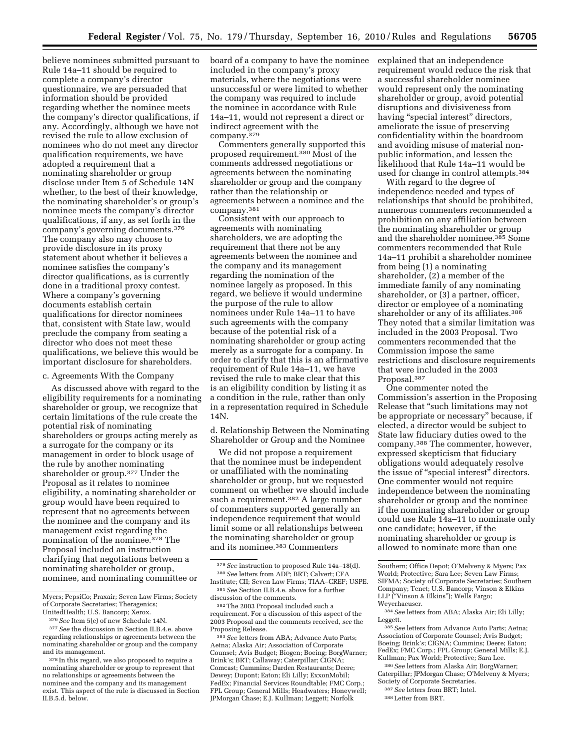believe nominees submitted pursuant to Rule 14a–11 should be required to complete a company's director questionnaire, we are persuaded that information should be provided regarding whether the nominee meets the company's director qualifications, if any. Accordingly, although we have not revised the rule to allow exclusion of nominees who do not meet any director qualification requirements, we have adopted a requirement that a nominating shareholder or group disclose under Item 5 of Schedule 14N whether, to the best of their knowledge, the nominating shareholder's or group's nominee meets the company's director qualifications, if any, as set forth in the company's governing documents.[376] The company also may choose to provide disclosure in its proxy statement about whether it believes a nominee satisfies the company's director qualifications, as is currently done in a traditional proxy contest. Where a company's governing documents establish certain qualifications for director nominees that, consistent with State law, would preclude the company from seating a director who does not meet these qualifications, we believe this would be important disclosure for shareholders.

c. Agreements With the Company

As discussed above with regard to the eligibility requirements for a nominating shareholder or group, we recognize that certain limitations of the rule create the potential risk of nominating shareholders or groups acting merely as a surrogate for the company or its management in order to block usage of the rule by another nominating shareholder or group.[377] Under the Proposal as it relates to nominee eligibility, a nominating shareholder or group would have been required to represent that no agreements between the nominee and the company and its management exist regarding the nomination of the nominee.[378] The Proposal included an instruction clarifying that negotiations between a nominating shareholder or group, nominee, and nominating committee or board of a company to have the nominee included in the company's proxy materials, where the negotiations were unsuccessful or were limited to whether the company was required to include the nominee in accordance with Rule 14a–11, would not represent a direct or indirect agreement with the company.[379]

Commenters generally supported this proposed requirement.[380] Most of the comments addressed negotiations or agreements between the nominating shareholder or group and the company rather than the relationship or agreements between a nominee and the company.[381]

Consistent with our approach to agreements with nominating shareholders, we are adopting the requirement that there not be any agreements between the nominee and the company and its management regarding the nomination of the nominee largely as proposed. In this regard, we believe it would undermine the purpose of the rule to allow nominees under Rule 14a–11 to have such agreements with the company because of the potential risk of a nominating shareholder or group acting merely as a surrogate for a company. In order to clarify that this is an affirmative requirement of Rule 14a–11, we have revised the rule to make clear that this is an eligibility condition by listing it as a condition in the rule, rather than only in a representation required in Schedule 14N.

d. Relationship Between the Nominating Shareholder or Group and the Nominee

We did not propose a requirement that the nominee must be independent or unaffiliated with the nominating shareholder or group, but we requested comment on whether we should include such a requirement.[382] A large number of commenters supported generally an independence requirement that would limit some or all relationships between the nominating shareholder or group and its nominee.[383] Commenters explained that an independence requirement would reduce the risk that a successful shareholder nominee would represent only the nominating shareholder or group, avoid potential disruptions and divisiveness from having "special interest" directors, ameliorate the issue of preserving confidentiality within the boardroom and avoiding misuse of material non-public information, and lessen the likelihood that Rule 14a–11 would be used for change in control attempts.[384]

With regard to the degree of independence needed and types of relationships that should be prohibited, numerous commenters recommended a prohibition on any affiliation between the nominating shareholder or group and the shareholder nominee.[385] Some commenters recommended that Rule 14a–11 prohibit a shareholder nominee from being (1) a nominating shareholder, (2) a member of the immediate family of any nominating shareholder, or (3) a partner, officer, director or employee of a nominating shareholder or any of its affiliates.[386] They noted that a similar limitation was included in the 2003 Proposal. Two commenters recommended that the Commission impose the same restrictions and disclosure requirements that were included in the 2003 Proposal.[387]

One commenter noted the Commission's assertion in the Proposing Release that "such limitations may not be appropriate or necessary" because, if elected, a director would be subject to State law fiduciary duties owed to the company.[388] The commenter, however, expressed skepticism that fiduciary obligations would adequately resolve the issue of "special interest" directors. One commenter would not require independence between the nominating shareholder or group and the nominee if the nominating shareholder or group could use Rule 14a–11 to nominate only one candidate; however, if the nominating shareholder or group is allowed to nominate more than one

---

Myers; PepsiCo; Praxair; Seven Law Firms; Society of Corporate Secretaries; Theragenics; UnitedHealth; U.S. Bancorp; Xerox.

[376] *See* Item 5(e) of new Schedule 14N.

[377] *See* the discussion in Section II.B.4.e. above regarding relationships or agreements between the nominating shareholder or group and the company and its management.

[378] In this regard, we also proposed to require a nominating shareholder or group to represent that no relationships or agreements between the nominee and the company and its management exist. This aspect of the rule is discussed in Section II.B.5.d. below.

[379] *See* instruction to proposed Rule 14a–18(d).

[380] *See* letters from ADP; BRT; Calvert; CFA Institute; CII; Seven Law Firms; TIAA–CREF; USPE.

[381] *See* Section II.B.4.e. above for a further discussion of the comments.

[382] The 2003 Proposal included such a requirement. For a discussion of this aspect of the 2003 Proposal and the comments received, *see* the Proposing Release.

[383] *See* letters from ABA; Advance Auto Parts; Aetna; Alaska Air; Association of Corporate Counsel; Avis Budget; Biogen; Boeing; BorgWarner; Brink's; BRT; Callaway; Caterpillar; CIGNA; Comcast; Cummins; Darden Restaurants; Deere; Dewey; Dupont; Eaton; Eli Lilly; ExxonMobil; FedEx; Financial Services Roundtable; FMC Corp.; FPL Group; General Mills; Headwaters; Honeywell; JPMorgan Chase; E.J. Kullman; Leggett; Norfolk Southern; Office Depot; O'Melveny & Myers; Pax World; Protective; Sara Lee; Seven Law Firms; SIFMA; Society of Corporate Secretaries; Southern Company; Tenet; U.S. Bancorp; Vinson & Elkins LLP ("Vinson & Elkins"); Wells Fargo; Weyerhaeuser.

[384] *See* letters from ABA; Alaska Air; Eli Lilly; Leggett.

[385] *See* letters from Advance Auto Parts; Aetna; Association of Corporate Counsel; Avis Budget; Boeing; Brink's; CIGNA; Cummins; Deere; Eaton; FedEx; FMC Corp.; FPL Group; General Mills; E.J. Kullman; Pax World; Protective; Sara Lee.

[386] *See* letters from Alaska Air; BorgWarner; Caterpillar; JPMorgan Chase; O'Melveny & Myers; Society of Corporate Secretaries.

[387] *See* letters from BRT; Intel.

[388] Letter from BRT.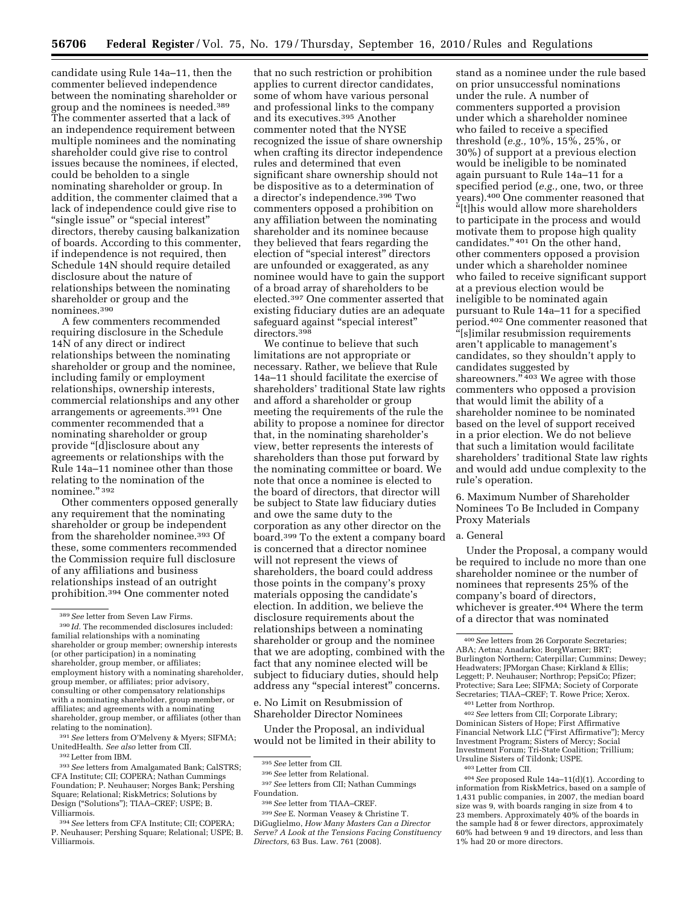candidate using Rule 14a–11, then the commenter believed independence between the nominating shareholder or group and the nominees is needed.[389] The commenter asserted that a lack of an independence requirement between multiple nominees and the nominating shareholder could give rise to control issues because the nominees, if elected, could be beholden to a single nominating shareholder or group. In addition, the commenter claimed that a lack of independence could give rise to "single issue" or "special interest" directors, thereby causing balkanization of boards. According to this commenter, if independence is not required, then Schedule 14N should require detailed disclosure about the nature of relationships between the nominating shareholder or group and the nominees.[390]

A few commenters recommended requiring disclosure in the Schedule 14N of any direct or indirect relationships between the nominating shareholder or group and the nominee, including family or employment relationships, ownership interests, commercial relationships and any other arrangements or agreements.[391] One commenter recommended that a nominating shareholder or group provide "[d]isclosure about any agreements or relationships with the Rule 14a–11 nominee other than those relating to the nomination of the nominee."[392]

Other commenters opposed generally any requirement that the nominating shareholder or group be independent from the shareholder nominee.[393] Of these, some commenters recommended the Commission require full disclosure of any affiliations and business relationships instead of an outright prohibition.[394] One commenter noted that no such restriction or prohibition applies to current director candidates, some of whom have various personal and professional links to the company and its executives.[395] Another commenter noted that the NYSE recognized the issue of share ownership when crafting its director independence rules and determined that even significant share ownership should not be dispositive as to a determination of a director's independence.[396] Two commenters opposed a prohibition on any affiliation between the nominating shareholder and its nominee because they believed that fears regarding the election of "special interest" directors are unfounded or exaggerated, as any nominee would have to gain the support of a broad array of shareholders to be elected.[397] One commenter asserted that existing fiduciary duties are an adequate safeguard against "special interest" directors.[398]

We continue to believe that such limitations are not appropriate or necessary. Rather, we believe that Rule 14a–11 should facilitate the exercise of shareholders' traditional State law rights and afford a shareholder or group meeting the requirements of the rule the ability to propose a nominee for director that, in the nominating shareholder's view, better represents the interests of shareholders than those put forward by the nominating committee or board. We note that once a nominee is elected to the board of directors, that director will be subject to State law fiduciary duties and owe the same duty to the corporation as any other director on the board.[399] To the extent a company board is concerned that a director nominee will not represent the views of shareholders, the board could address those points in the company's proxy materials opposing the candidate's election. In addition, we believe the disclosure requirements about the relationships between a nominating shareholder or group and the nominee that we are adopting, combined with the fact that any nominee elected will be subject to fiduciary duties, should help address any "special interest" concerns.

e. No Limit on Resubmission of Shareholder Director Nominees

Under the Proposal, an individual would not be limited in their ability to stand as a nominee under the rule based on prior unsuccessful nominations under the rule. A number of commenters supported a provision under which a shareholder nominee who failed to receive a specified threshold (*e.g.,* 10%, 15%, 25%, or 30%) of support at a previous election would be ineligible to be nominated again pursuant to Rule 14a–11 for a specified period (*e.g.,* one, two, or three years).[400] One commenter reasoned that "[t]his would allow more shareholders to participate in the process and would motivate them to propose high quality candidates."[401] On the other hand, other commenters opposed a provision under which a shareholder nominee who failed to receive significant support at a previous election would be ineligible to be nominated again pursuant to Rule 14a–11 for a specified period.[402] One commenter reasoned that "[s]imilar resubmission requirements aren't applicable to management's candidates, so they shouldn't apply to candidates suggested by shareowners."[403] We agree with those commenters who opposed a provision that would limit the ability of a shareholder nominee to be nominated based on the level of support received in a prior election. We do not believe that such a limitation would facilitate shareholders' traditional State law rights and would add undue complexity to the rule's operation.

6. Maximum Number of Shareholder Nominees To Be Included in Company Proxy Materials

a. General

Under the Proposal, a company would be required to include no more than one shareholder nominee or the number of nominees that represents 25% of the company's board of directors, whichever is greater.[404] Where the term of a director that was nominated

---

[389] *See* letter from Seven Law Firms.

[390] *Id.* The recommended disclosures included: familial relationships with a nominating shareholder or group member; ownership interests (or other participation) in a nominating shareholder, group member, or affiliates; employment history with a nominating shareholder, group member, or affiliates; prior advisory, consulting or other compensatory relationships with a nominating shareholder, group member, or affiliates; and agreements with a nominating shareholder, group member, or affiliates (other than relating to the nomination).

[391] *See* letters from O'Melveny & Myers; SIFMA; UnitedHealth. *See also* letter from CII.

[392] Letter from IBM.

[393] *See* letters from Amalgamated Bank; CalSTRS; CFA Institute; CII; COPERA; Nathan Cummings Foundation; P. Neuhauser; Norges Bank; Pershing Square; Relational; RiskMetrics; Solutions by Design ("Solutions"); TIAA–CREF; USPE; B. Villiarmois.

[394] *See* letters from CFA Institute; CII; COPERA; P. Neuhauser; Pershing Square; Relational; USPE; B. Villiarmois.

[395] *See* letter from CII.

[396] *See* letter from Relational.

[397] *See* letters from CII; Nathan Cummings Foundation.

[398] *See* letter from TIAA–CREF.

[399] *See* E. Norman Veasey & Christine T. DiGuglielmo, *How Many Masters Can a Director Serve? A Look at the Tensions Facing Constituency Directors,* 63 Bus. Law. 761 (2008).

[400] *See* letters from 26 Corporate Secretaries; ABA; Aetna; Anadarko; BorgWarner; BRT; Burlington Northern; Caterpillar; Cummins; Dewey; Headwaters; JPMorgan Chase; Kirkland & Ellis; Leggett; P. Neuhauser; Northrop; PepsiCo; Pfizer; Protective; Sara Lee; SIFMA; Society of Corporate Secretaries; TIAA–CREF; T. Rowe Price; Xerox.

[401] Letter from Northrop.

[402] *See* letters from CII; Corporate Library; Dominican Sisters of Hope; First Affirmative Financial Network LLC ("First Affirmative"); Mercy Investment Program; Sisters of Mercy; Social Investment Forum; Tri-State Coalition; Trillium; Ursuline Sisters of Tildonk; USPE.

[403] Letter from CII.

[404] *See* proposed Rule 14a–11(d)(1). According to information from RiskMetrics, based on a sample of 1,431 public companies, in 2007, the median board size was 9, with boards ranging in size from 4 to 23 members. Approximately 40% of the boards in the sample had 8 or fewer directors, approximately 60% had between 9 and 19 directors, and less than 1% had 20 or more directors.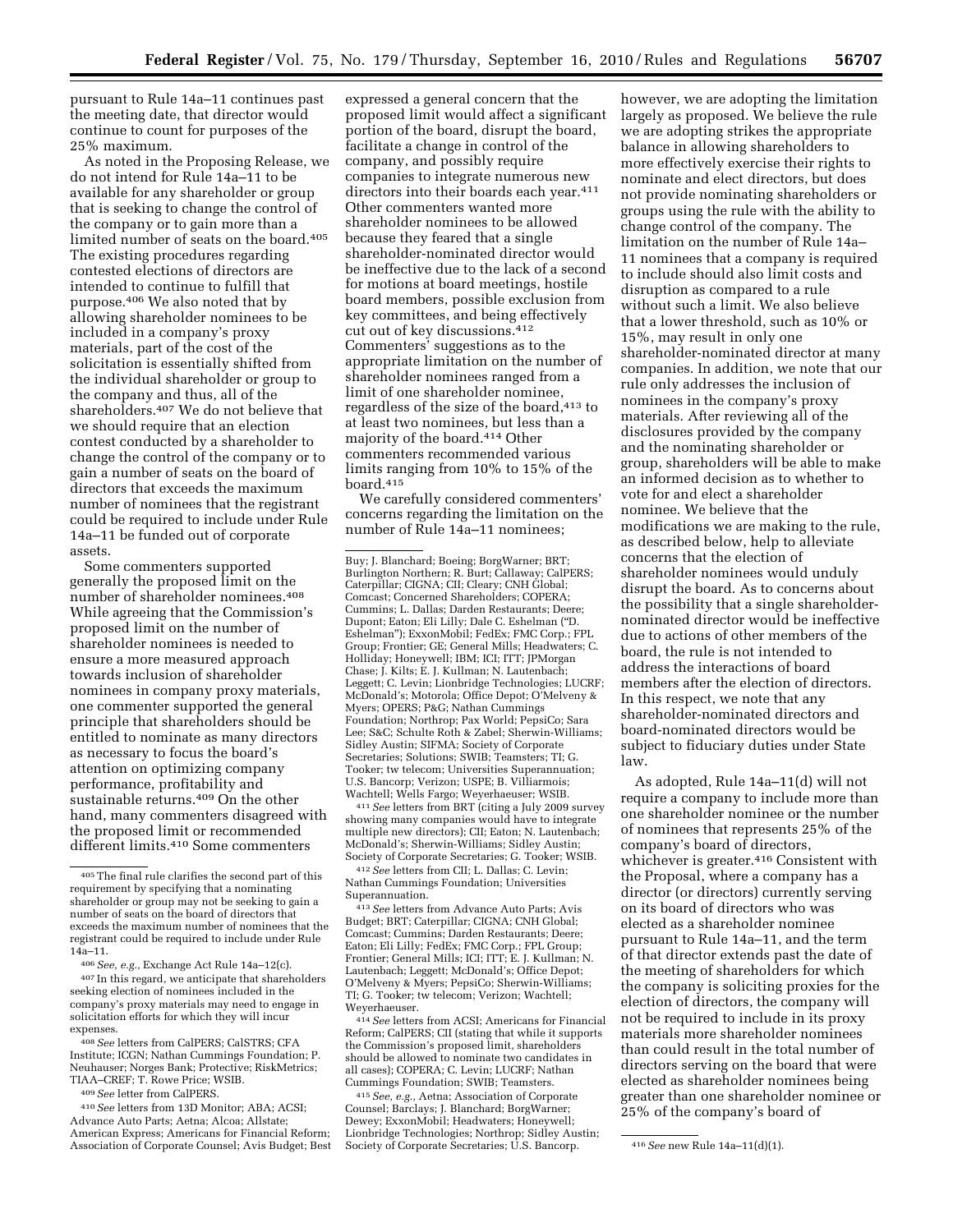pursuant to Rule 14a–11 continues past the meeting date, that director would continue to count for purposes of the 25% maximum.

As noted in the Proposing Release, we do not intend for Rule 14a–11 to be available for any shareholder or group that is seeking to change the control of the company or to gain more than a limited number of seats on the board.[405] The existing procedures regarding contested elections of directors are intended to continue to fulfill that purpose.[406] We also noted that by allowing shareholder nominees to be included in a company's proxy materials, part of the cost of the solicitation is essentially shifted from the individual shareholder or group to the company and thus, all of the shareholders.[407] We do not believe that we should require that an election contest conducted by a shareholder to change the control of the company or to gain a number of seats on the board of directors that exceeds the maximum number of nominees that the registrant could be required to include under Rule 14a–11 be funded out of corporate assets.

Some commenters supported generally the proposed limit on the number of shareholder nominees.[408] While agreeing that the Commission's proposed limit on the number of shareholder nominees is needed to ensure a more measured approach towards inclusion of shareholder nominees in company proxy materials, one commenter supported the general principle that shareholders should be entitled to nominate as many directors as necessary to focus the board's attention on optimizing company performance, profitability and sustainable returns.[409] On the other hand, many commenters disagreed with the proposed limit or recommended different limits.[410] Some commenters expressed a general concern that the proposed limit would affect a significant portion of the board, disrupt the board, facilitate a change in control of the company, and possibly require companies to integrate numerous new directors into their boards each year.[411] Other commenters wanted more shareholder nominees to be allowed because they feared that a single shareholder-nominated director would be ineffective due to the lack of a second for motions at board meetings, hostile board members, possible exclusion from key committees, and being effectively cut out of key discussions.[412] Commenters' suggestions as to the appropriate limitation on the number of shareholder nominees ranged from a limit of one shareholder nominee, regardless of the size of the board,[413] to at least two nominees, but less than a majority of the board.[414] Other commenters recommended various limits ranging from 10% to 15% of the board.[415]

We carefully considered commenters' concerns regarding the limitation on the number of Rule 14a–11 nominees; however, we are adopting the limitation largely as proposed. We believe the rule we are adopting strikes the appropriate balance in allowing shareholders to more effectively exercise their rights to nominate and elect directors, but does not provide nominating shareholders or groups using the rule with the ability to change control of the company. The limitation on the number of Rule 14a–11 nominees that a company is required to include should also limit costs and disruption as compared to a rule without such a limit. We also believe that a lower threshold, such as 10% or 15%, may result in only one shareholder-nominated director at many companies. In addition, we note that our rule only addresses the inclusion of nominees in the company's proxy materials. After reviewing all of the disclosures provided by the company and the nominating shareholder or group, shareholders will be able to make an informed decision as to whether to vote for and elect a shareholder nominee. We believe that the modifications we are making to the rule, as described below, help to alleviate concerns that the election of shareholder nominees would unduly disrupt the board. As to concerns about the possibility that a single shareholder-nominated director would be ineffective due to actions of other members of the board, the rule is not intended to address the interactions of board members after the election of directors. In this respect, we note that any shareholder-nominated directors and board-nominated directors would be subject to fiduciary duties under State law.

As adopted, Rule 14a–11(d) will not require a company to include more than one shareholder nominee or the number of nominees that represents 25% of the company's board of directors, whichever is greater.[416] Consistent with the Proposal, where a company has a director (or directors) currently serving on its board of directors who was elected as a shareholder nominee pursuant to Rule 14a–11, and the term of that director extends past the date of the meeting of shareholders for which the company is soliciting proxies for the election of directors, the company will not be required to include in its proxy materials more shareholder nominees than could result in the total number of directors serving on the board that were elected as shareholder nominees being greater than one shareholder nominee or 25% of the company's board of

---

[405] The final rule clarifies the second part of this requirement by specifying that a nominating shareholder or group may not be seeking to gain a number of seats on the board of directors that exceeds the maximum number of nominees that the registrant could be required to include under Rule 14a–11.

[406] *See, e.g.,* Exchange Act Rule 14a–12(c).

[407] In this regard, we anticipate that shareholders seeking election of nominees included in the company's proxy materials may need to engage in solicitation efforts for which they will incur expenses.

[408] *See* letters from CalPERS; CalSTRS; CFA Institute; ICGN; Nathan Cummings Foundation; P. Neuhauser; Norges Bank; Protective; RiskMetrics; TIAA–CREF; T. Rowe Price; WSIB.

[409] *See* letter from CalPERS.

[410] *See* letters from 13D Monitor; ABA; ACSI; Advance Auto Parts; Aetna; Alcoa; Allstate; American Express; Americans for Financial Reform; Association of Corporate Counsel; Avis Budget; Best Buy; J. Blanchard; Boeing; BorgWarner; BRT; Burlington Northern; R. Burt; Callaway; CalPERS; Caterpillar; CIGNA; CII; Cleary; CNH Global; Comcast; Concerned Shareholders; COPERA; Cummins; L. Dallas; Darden Restaurants; Deere; Dupont; Eaton; Eli Lilly; Dale C. Eshelman ("D. Eshelman"); ExxonMobil; FedEx; FMC Corp.; FPL Group; Frontier; GE; General Mills; Headwaters; C. Holliday; Honeywell; IBM; ICI; ITT; JPMorgan Chase; J. Kilts; E. J. Kullman; N. Lautenbach; Leggett; C. Levin; Lionbridge Technologies; LUCRF; McDonald's; Motorola; Office Depot; O'Melveny & Myers; OPERS; P&G; Nathan Cummings Foundation; Northrop; Pax World; PepsiCo; Sara Lee; S&C; Schulte Roth & Zabel; Sherwin-Williams; Sidley Austin; SIFMA; Society of Corporate Secretaries; Solutions; SWIB; Teamsters; TI; G. Tooker; tw telecom; Universities Superannuation; U.S. Bancorp; Verizon; USPE; B. Villiarmois; Wachtell; Wells Fargo; Weyerhaeuser; WSIB.

[411] *See* letters from BRT (citing a July 2009 survey showing many companies would have to integrate multiple new directors); CII; Eaton; N. Lautenbach; McDonald's; Sherwin-Williams; Sidley Austin; Society of Corporate Secretaries; G. Tooker; WSIB.

[412] *See* letters from CII; L. Dallas; C. Levin; Nathan Cummings Foundation; Universities Superannuation.

[413] *See* letters from Advance Auto Parts; Avis Budget; BRT; Caterpillar; CIGNA; CNH Global; Comcast; Cummins; Darden Restaurants; Deere; Eaton; Eli Lilly; FedEx; FMC Corp.; FPL Group; Frontier; General Mills; ICI; ITT; E. J. Kullman; N. Lautenbach; Leggett; McDonald's; Office Depot; O'Melveny & Myers; PepsiCo; Sherwin-Williams; TI; G. Tooker; tw telecom; Verizon; Wachtell; Weyerhaeuser.

[414] *See* letters from ACSI; Americans for Financial Reform; CalPERS; CII (stating that while it supports the Commission's proposed limit, shareholders should be allowed to nominate two candidates in all cases); COPERA; C. Levin; LUCRF; Nathan Cummings Foundation; SWIB; Teamsters.

[415] *See, e.g.,* Aetna; Association of Corporate Counsel; Barclays; J. Blanchard; BorgWarner; Dewey; ExxonMobil; Headwaters; Honeywell; Lionbridge Technologies; Northrop; Sidley Austin; Society of Corporate Secretaries; U.S. Bancorp.

[416] *See* new Rule 14a–11(d)(1).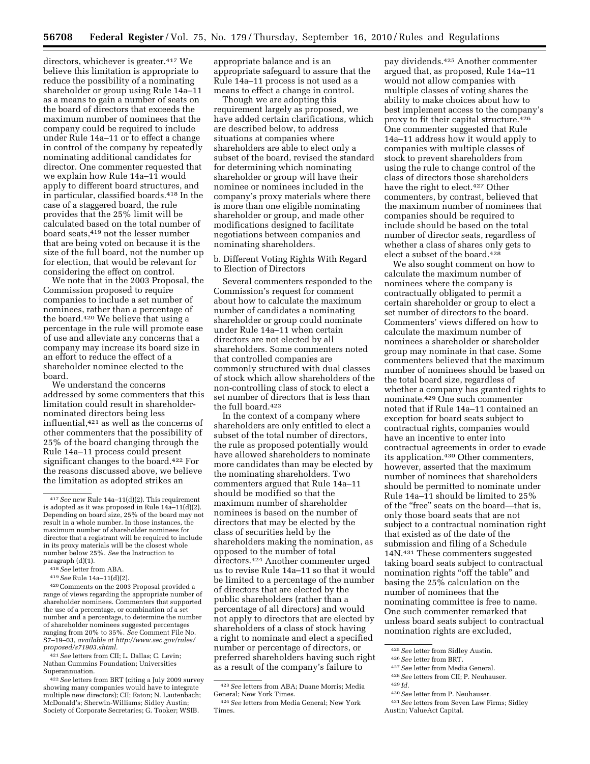directors, whichever is greater.[417] We believe this limitation is appropriate to reduce the possibility of a nominating shareholder or group using Rule 14a–11 as a means to gain a number of seats on the board of directors that exceeds the maximum number of nominees that the company could be required to include under Rule 14a–11 or to effect a change in control of the company by repeatedly nominating additional candidates for director. One commenter requested that we explain how Rule 14a–11 would apply to different board structures, and in particular, classified boards.[418] In the case of a staggered board, the rule provides that the 25% limit will be calculated based on the total number of board seats,[419] not the lesser number that are being voted on because it is the size of the full board, not the number up for election, that would be relevant for considering the effect on control.

We note that in the 2003 Proposal, the Commission proposed to require companies to include a set number of nominees, rather than a percentage of the board.[420] We believe that using a percentage in the rule will promote ease of use and alleviate any concerns that a company may increase its board size in an effort to reduce the effect of a shareholder nominee elected to the board.

We understand the concerns addressed by some commenters that this limitation could result in shareholder-nominated directors being less influential,[421] as well as the concerns of other commenters that the possibility of 25% of the board changing through the Rule 14a–11 process could present significant changes to the board.[422] For the reasons discussed above, we believe the limitation as adopted strikes an appropriate balance and is an appropriate safeguard to assure that the Rule 14a–11 process is not used as a means to effect a change in control.

Though we are adopting this requirement largely as proposed, we have added certain clarifications, which are described below, to address situations at companies where shareholders are able to elect only a subset of the board, revised the standard for determining which nominating shareholder or group will have their nominee or nominees included in the company's proxy materials where there is more than one eligible nominating shareholder or group, and made other modifications designed to facilitate negotiations between companies and nominating shareholders.

b. Different Voting Rights With Regard to Election of Directors

Several commenters responded to the Commission's request for comment about how to calculate the maximum number of candidates a nominating shareholder or group could nominate under Rule 14a–11 when certain directors are not elected by all shareholders. Some commenters noted that controlled companies are commonly structured with dual classes of stock which allow shareholders of the non-controlling class of stock to elect a set number of directors that is less than the full board.[423]

In the context of a company where shareholders are only entitled to elect a subset of the total number of directors, the rule as proposed potentially would have allowed shareholders to nominate more candidates than may be elected by the nominating shareholders. Two commenters argued that Rule 14a–11 should be modified so that the maximum number of shareholder nominees is based on the number of directors that may be elected by the class of securities held by the shareholders making the nomination, as opposed to the number of total directors.[424] Another commenter urged us to revise Rule 14a–11 so that it would be limited to a percentage of the number of directors that are elected by the public shareholders (rather than a percentage of all directors) and would not apply to directors that are elected by shareholders of a class of stock having a right to nominate and elect a specified number or percentage of directors, or preferred shareholders having such right as a result of the company's failure to pay dividends.[425] Another commenter argued that, as proposed, Rule 14a–11 would not allow companies with multiple classes of voting shares the ability to make choices about how to best implement access to the company's proxy to fit their capital structure.[426] One commenter suggested that Rule 14a–11 address how it would apply to companies with multiple classes of stock to prevent shareholders from using the rule to change control of the class of directors those shareholders have the right to elect.[427] Other commenters, by contrast, believed that the maximum number of nominees that companies should be required to include should be based on the total number of director seats, regardless of whether a class of shares only gets to elect a subset of the board.[428]

We also sought comment on how to calculate the maximum number of nominees where the company is contractually obligated to permit a certain shareholder or group to elect a set number of directors to the board. Commenters' views differed on how to calculate the maximum number of nominees a shareholder or shareholder group may nominate in that case. Some commenters believed that the maximum number of nominees should be based on the total board size, regardless of whether a company has granted rights to nominate.[429] One such commenter noted that if Rule 14a–11 contained an exception for board seats subject to contractual rights, companies would have an incentive to enter into contractual agreements in order to evade its application.[430] Other commenters, however, asserted that the maximum number of nominees that shareholders should be permitted to nominate under Rule 14a–11 should be limited to 25% of the "free" seats on the board—that is, only those board seats that are not subject to a contractual nomination right that existed as of the date of the submission and filing of a Schedule 14N.[431] These commenters suggested taking board seats subject to contractual nomination rights "off the table" and basing the 25% calculation on the number of nominees that the nominating committee is free to name. One such commenter remarked that unless board seats subject to contractual nomination rights are excluded,

---

[417] *See* new Rule 14a–11(d)(2). This requirement is adopted as it was proposed in Rule 14a–11(d)(2). Depending on board size, 25% of the board may not result in a whole number. In those instances, the maximum number of shareholder nominees for director that a registrant will be required to include in its proxy materials will be the closest whole number below 25%. *See* the Instruction to paragraph (d)(1).

[418] *See* letter from ABA.

[419] *See* Rule 14a–11(d)(2).

[420] Comments on the 2003 Proposal provided a range of views regarding the appropriate number of shareholder nominees. Commenters that supported the use of a percentage, or combination of a set number and a percentage, to determine the number of shareholder nominees suggested percentages ranging from 20% to 35%. *See* Comment File No. S7–19–03, *available at http://www.sec.gov/rules/proposed/s71903.shtml.*

[421] *See* letters from CII; L. Dallas; C. Levin; Nathan Cummins Foundation; Universities Superannuation.

[422] *See* letters from BRT (citing a July 2009 survey showing many companies would have to integrate multiple new directors); CII; Eaton; N. Lautenbach; McDonald's; Sherwin-Williams; Sidley Austin; Society of Corporate Secretaries; G. Tooker; WSIB.

[423] *See* letters from ABA; Duane Morris; Media General; New York Times.

[424] *See* letters from Media General; New York Times.

[425] *See* letter from Sidley Austin.

[426] *See* letter from BRT.

[427] *See* letter from Media General.

[428] *See* letters from CII; P. Neuhauser.

[429] *Id.*

[430] *See* letter from P. Neuhauser.

[431] *See* letters from Seven Law Firms; Sidley Austin; ValueAct Capital.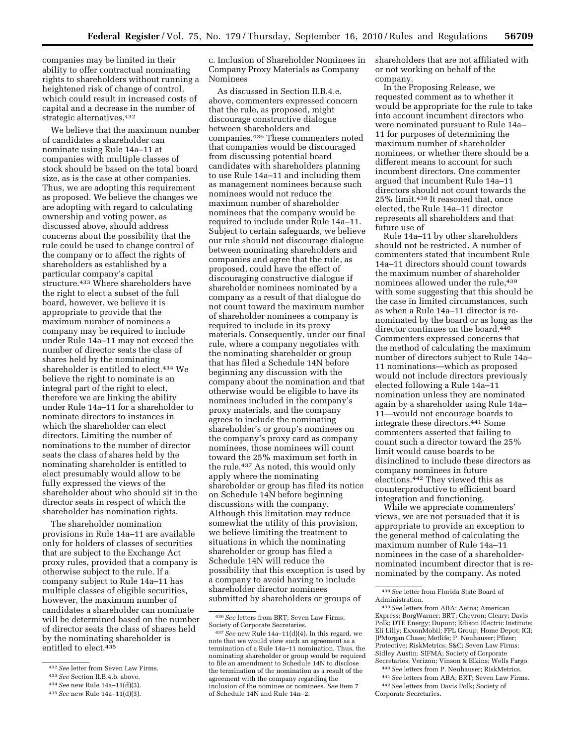companies may be limited in their ability to offer contractual nominating rights to shareholders without running a heightened risk of change of control, which could result in increased costs of capital and a decrease in the number of strategic alternatives.[432]

We believe that the maximum number of candidates a shareholder can nominate using Rule 14a–11 at companies with multiple classes of stock should be based on the total board size, as is the case at other companies. Thus, we are adopting this requirement as proposed. We believe the changes we are adopting with regard to calculating ownership and voting power, as discussed above, should address concerns about the possibility that the rule could be used to change control of the company or to affect the rights of shareholders as established by a particular company's capital structure.[433] Where shareholders have the right to elect a subset of the full board, however, we believe it is appropriate to provide that the maximum number of nominees a company may be required to include under Rule 14a–11 may not exceed the number of director seats the class of shares held by the nominating shareholder is entitled to elect.[434] We believe the right to nominate is an integral part of the right to elect, therefore we are linking the ability under Rule 14a–11 for a shareholder to nominate directors to instances in which the shareholder can elect directors. Limiting the number of nominations to the number of director seats the class of shares held by the nominating shareholder is entitled to elect presumably would allow to be fully expressed the views of the shareholder about who should sit in the director seats in respect of which the shareholder has nomination rights.

The shareholder nomination provisions in Rule 14a–11 are available only for holders of classes of securities that are subject to the Exchange Act proxy rules, provided that a company is otherwise subject to the rule. If a company subject to Rule 14a–11 has multiple classes of eligible securities, however, the maximum number of candidates a shareholder can nominate will be determined based on the number of director seats the class of shares held by the nominating shareholder is entitled to elect.[435]

c. Inclusion of Shareholder Nominees in Company Proxy Materials as Company Nominees

As discussed in Section II.B.4.e. above, commenters expressed concern that the rule, as proposed, might discourage constructive dialogue between shareholders and companies.[436] These commenters noted that companies would be discouraged from discussing potential board candidates with shareholders planning to use Rule 14a–11 and including them as management nominees because such nominees would not reduce the maximum number of shareholder nominees that the company would be required to include under Rule 14a–11. Subject to certain safeguards, we believe our rule should not discourage dialogue between nominating shareholders and companies and agree that the rule, as proposed, could have the effect of discouraging constructive dialogue if shareholder nominees nominated by a company as a result of that dialogue do not count toward the maximum number of shareholder nominees a company is required to include in its proxy materials. Consequently, under our final rule, where a company negotiates with the nominating shareholder or group that has filed a Schedule 14N before beginning any discussion with the company about the nomination and that otherwise would be eligible to have its nominees included in the company's proxy materials, and the company agrees to include the nominating shareholder's or group's nominees on the company's proxy card as company nominees, those nominees will count toward the 25% maximum set forth in the rule.[437] As noted, this would only apply where the nominating shareholder or group has filed its notice on Schedule 14N before beginning discussions with the company. Although this limitation may reduce somewhat the utility of this provision, we believe limiting the treatment to situations in which the nominating shareholder or group has filed a Schedule 14N will reduce the possibility that this exception is used by a company to avoid having to include shareholder director nominees submitted by shareholders or groups of shareholders that are not affiliated with or not working on behalf of the company.

In the Proposing Release, we requested comment as to whether it would be appropriate for the rule to take into account incumbent directors who were nominated pursuant to Rule 14a–11 for purposes of determining the maximum number of shareholder nominees, or whether there should be a different means to account for such incumbent directors. One commenter argued that incumbent Rule 14a–11 directors should not count towards the 25% limit.[438] It reasoned that, once elected, the Rule 14a–11 director represents all shareholders and that future use of Rule 14a–11 by other shareholders should not be restricted. A number of commenters stated that incumbent Rule 14a–11 directors should count towards the maximum number of shareholder nominees allowed under the rule,[439] with some suggesting that this should be the case in limited circumstances, such as when a Rule 14a–11 director is re-nominated by the board or as long as the director continues on the board.[440] Commenters expressed concerns that the method of calculating the maximum number of directors subject to Rule 14a–11 nominations—which as proposed would not include directors previously elected following a Rule 14a–11 nomination unless they are nominated again by a shareholder using Rule 14a–11—would not encourage boards to integrate these directors.[441] Some commenters asserted that failing to count such a director toward the 25% limit would cause boards to be disinclined to include these directors as company nominees in future elections.[442] They viewed this as counterproductive to efficient board integration and functioning.

While we appreciate commenters' views, we are not persuaded that it is appropriate to provide an exception to the general method of calculating the maximum number of Rule 14a–11 nominees in the case of a shareholder-nominated incumbent director that is re-nominated by the company. As noted

---

[432] *See* letter from Seven Law Firms.

[433] *See* Section II.B.4.b. above.

[434] *See* new Rule 14a–11(d)(3).

[435] *See* new Rule 14a–11(d)(3).

[436] *See* letters from BRT; Seven Law Firms; Society of Corporate Secretaries.

[437] *See* new Rule 14a–11(d)(4). In this regard, we note that we would view such an agreement as a termination of a Rule 14a–11 nomination. Thus, the nominating shareholder or group would be required to file an amendment to Schedule 14N to disclose the termination of the nomination as a result of the agreement with the company regarding the inclusion of the nominee or nominees. *See* Item 7 of Schedule 14N and Rule 14n–2.

[438] *See* letter from Florida State Board of Administration.

[439] *See* letters from ABA; Aetna; American Express; BorgWarner; BRT; Chevron; Cleary; Davis Polk; DTE Energy; Dupont; Edison Electric Institute; Eli Lilly; ExxonMobil; FPL Group; Home Depot; ICI; JPMorgan Chase; Metlife; P. Neuhauser; Pfizer; Protective; RiskMetrics; S&C; Seven Law Firms; Sidley Austin; SIFMA; Society of Corporate Secretaries; Verizon; Vinson & Elkins; Wells Fargo.

[440] *See* letters from P. Neuhauser; RiskMetrics.

[441] *See* letters from ABA; BRT; Seven Law Firms.

[442] *See* letters from Davis Polk; Society of Corporate Secretaries.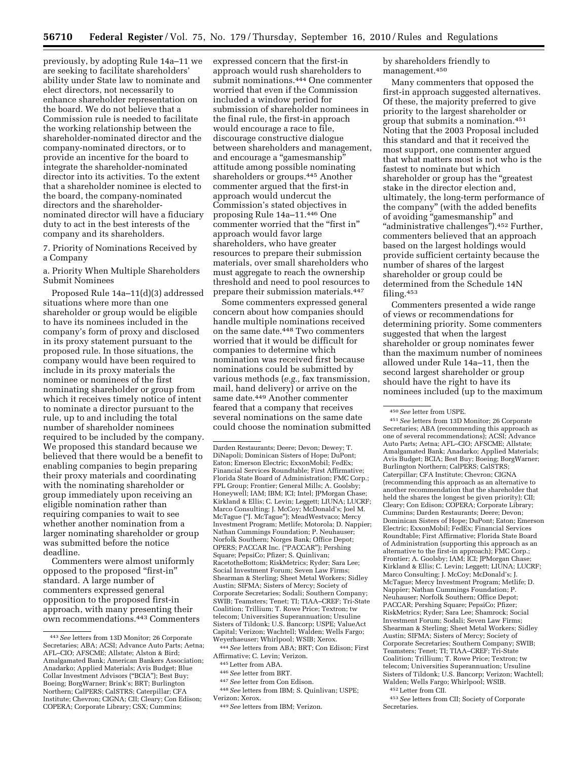previously, by adopting Rule 14a–11 we are seeking to facilitate shareholders' ability under State law to nominate and elect directors, not necessarily to enhance shareholder representation on the board. We do not believe that a Commission rule is needed to facilitate the working relationship between the shareholder-nominated director and the company-nominated directors, or to provide an incentive for the board to integrate the shareholder-nominated director into its activities. To the extent that a shareholder nominee is elected to the board, the company-nominated directors and the shareholder-nominated director will have a fiduciary duty to act in the best interests of the company and its shareholders.

7. Priority of Nominations Received by a Company

a. Priority When Multiple Shareholders Submit Nominees

Proposed Rule 14a–11(d)(3) addressed situations where more than one shareholder or group would be eligible to have its nominees included in the company's form of proxy and disclosed in its proxy statement pursuant to the proposed rule. In those situations, the company would have been required to include in its proxy materials the nominee or nominees of the first nominating shareholder or group from which it receives timely notice of intent to nominate a director pursuant to the rule, up to and including the total number of shareholder nominees required to be included by the company. We proposed this standard because we believed that there would be a benefit to enabling companies to begin preparing their proxy materials and coordinating with the nominating shareholder or group immediately upon receiving an eligible nomination rather than requiring companies to wait to see whether another nomination from a larger nominating shareholder or group was submitted before the notice deadline.

Commenters were almost uniformly opposed to the proposed "first-in" standard. A large number of commenters expressed general opposition to the proposed first-in approach, with many presenting their own recommendations.[443] Commenters expressed concern that the first-in approach would rush shareholders to submit nominations.[444] One commenter worried that even if the Commission included a window period for submission of shareholder nominees in the final rule, the first-in approach would encourage a race to file, discourage constructive dialogue between shareholders and management, and encourage a "gamesmanship" attitude among possible nominating shareholders or groups.[445] Another commenter argued that the first-in approach would undercut the Commission's stated objectives in proposing Rule 14a–11.[446] One commenter worried that the "first in" approach would favor large shareholders, who have greater resources to prepare their submission materials, over small shareholders who must aggregate to reach the ownership threshold and need to pool resources to prepare their submission materials.[447]

Some commenters expressed general concern about how companies should handle multiple nominations received on the same date.[448] Two commenters worried that it would be difficult for companies to determine which nomination was received first because nominations could be submitted by various methods (*e.g.,* fax transmission, mail, hand delivery) or arrive on the same date.[449] Another commenter feared that a company that receives several nominations on the same date could choose the nomination submitted by shareholders friendly to management.[450]

Many commenters that opposed the first-in approach suggested alternatives. Of these, the majority preferred to give priority to the largest shareholder or group that submits a nomination.[451] Noting that the 2003 Proposal included this standard and that it received the most support, one commenter argued that what matters most is not who is the fastest to nominate but which shareholder or group has the "greatest stake in the director election and, ultimately, the long-term performance of the company" (with the added benefits of avoiding "gamesmanship" and "administrative challenges").[452] Further, commenters believed that an approach based on the largest holdings would provide sufficient certainty because the number of shares of the largest shareholder or group could be determined from the Schedule 14N filing.[453]

Commenters presented a wide range of views or recommendations for determining priority. Some commenters suggested that when the largest shareholder or group nominates fewer than the maximum number of nominees allowed under Rule 14a–11, then the second largest shareholder or group should have the right to have its nominees included (up to the maximum

---

[443] *See* letters from 13D Monitor; 26 Corporate Secretaries; ABA; ACSI; Advance Auto Parts; Aetna; AFL–CIO; AFSCME; Allstate; Alston & Bird; Amalgamated Bank; American Bankers Association; Anadarko; Applied Materials; Avis Budget; Blue Collar Investment Advisors ("BCIA"); Best Buy; Boeing; BorgWarner; Brink's; BRT; Burlington Northern; CalPERS; CalSTRS; Caterpillar; CFA Institute; Chevron; CIGNA; CII; Cleary; Con Edison; COPERA; Corporate Library; CSX; Cummins; Darden Restaurants; Deere; Devon; Dewey; T. DiNapoli; Dominican Sisters of Hope; DuPont; Eaton; Emerson Electric; ExxonMobil; FedEx; Financial Services Roundtable; First Affirmative; Florida State Board of Administration; FMC Corp.; FPL Group; Frontier; General Mills; A. Goolsby; Honeywell; IAM; IBM; ICI; Intel; JPMorgan Chase; Kirkland & Ellis; C. Levin; Leggett; LIUNA; LUCRF; Marco Consulting; J. McCoy; McDonald's; Joel M. McTague ("J. McTague"); MeadWestvaco; Mercy Investment Program; Metlife; Motorola; D. Nappier; Nathan Cummings Foundation; P. Neuhauser; Norfolk Southern; Norges Bank; Office Depot; OPERS; PACCAR Inc. ("PACCAR"); Pershing Square; PepsiCo; Pfizer; S. Quinlivan; RacetotheBottom; RiskMetrics; Ryder; Sara Lee; Social Investment Forum; Seven Law Firms; Shearman & Sterling; Sheet Metal Workers; Sidley Austin; SIFMA; Sisters of Mercy; Society of Corporate Secretaries; Sodali; Southern Company; SWIB; Teamsters; Tenet; TI; TIAA–CREF; Tri-State Coalition; Trillium; T. Rowe Price; Textron; tw telecom; Universities Superannuation; Ursuline Sisters of Tildonk; U.S. Bancorp; USPE; ValueAct Capital; Verizon; Wachtell; Walden; Wells Fargo; Weyerhaeuser; Whirlpool; WSIB; Xerox.

[444] *See* letters from ABA; BRT; Con Edison; First Affirmative; C. Levin; Verizon.

[445] Letter from ABA.

[446] *See* letter from BRT.

[447] *See* letter from Con Edison.

[448] *See* letters from IBM; S. Quinlivan; USPE; Verizon; Xerox.

[449] *See* letters from IBM; Verizon.

[450] *See* letter from USPE.

[451] *See* letters from 13D Monitor; 26 Corporate Secretaries; ABA (recommending this approach as one of several recommendations); ACSI; Advance Auto Parts; Aetna; AFL–CIO; AFSCME; Allstate; Amalgamated Bank; Anadarko; Applied Materials; Avis Budget; BCIA; Best Buy; Boeing; BorgWarner; Burlington Northern; CalPERS; CalSTRS; Caterpillar; CFA Institute; Chevron; CIGNA (recommending this approach as an alternative to another recommendation that the shareholder that held the shares the longest be given priority); CII; Cleary; Con Edison; COPERA; Corporate Library; Cummins; Darden Restaurants; Deere; Devon; Dominican Sisters of Hope; DuPont; Eaton; Emerson Electric; ExxonMobil; FedEx; Financial Services Roundtable; First Affirmative; Florida State Board of Administration (supporting this approach as an alternative to the first-in approach); FMC Corp.; Frontier; A. Goolsby; IAM; ICI; JPMorgan Chase; Kirkland & Ellis; C. Levin; Leggett; LIUNA; LUCRF; Marco Consulting; J. McCoy; McDonald's; J. McTague; Mercy Investment Program; Metlife; D. Nappier; Nathan Cummings Foundation; P. Neuhauser; Norfolk Southern; Office Depot; PACCAR; Pershing Square; PepsiCo; Pfizer; RiskMetrics; Ryder; Sara Lee; Shamrock; Social Investment Forum; Sodali; Seven Law Firms; Shearman & Sterling; Sheet Metal Workers; Sidley Austin; SIFMA; Sisters of Mercy; Society of Corporate Secretaries; Southern Company; SWIB; Teamsters; Tenet; TI; TIAA–CREF; Tri-State Coalition; Trillium; T. Rowe Price; Textron; tw telecom; Universities Superannuation; Ursuline Sisters of Tildonk; U.S. Bancorp; Verizon; Wachtell; Walden; Wells Fargo; Whirlpool; WSIB.

[452] Letter from CII.

[453] *See* letters from CII; Society of Corporate Secretaries.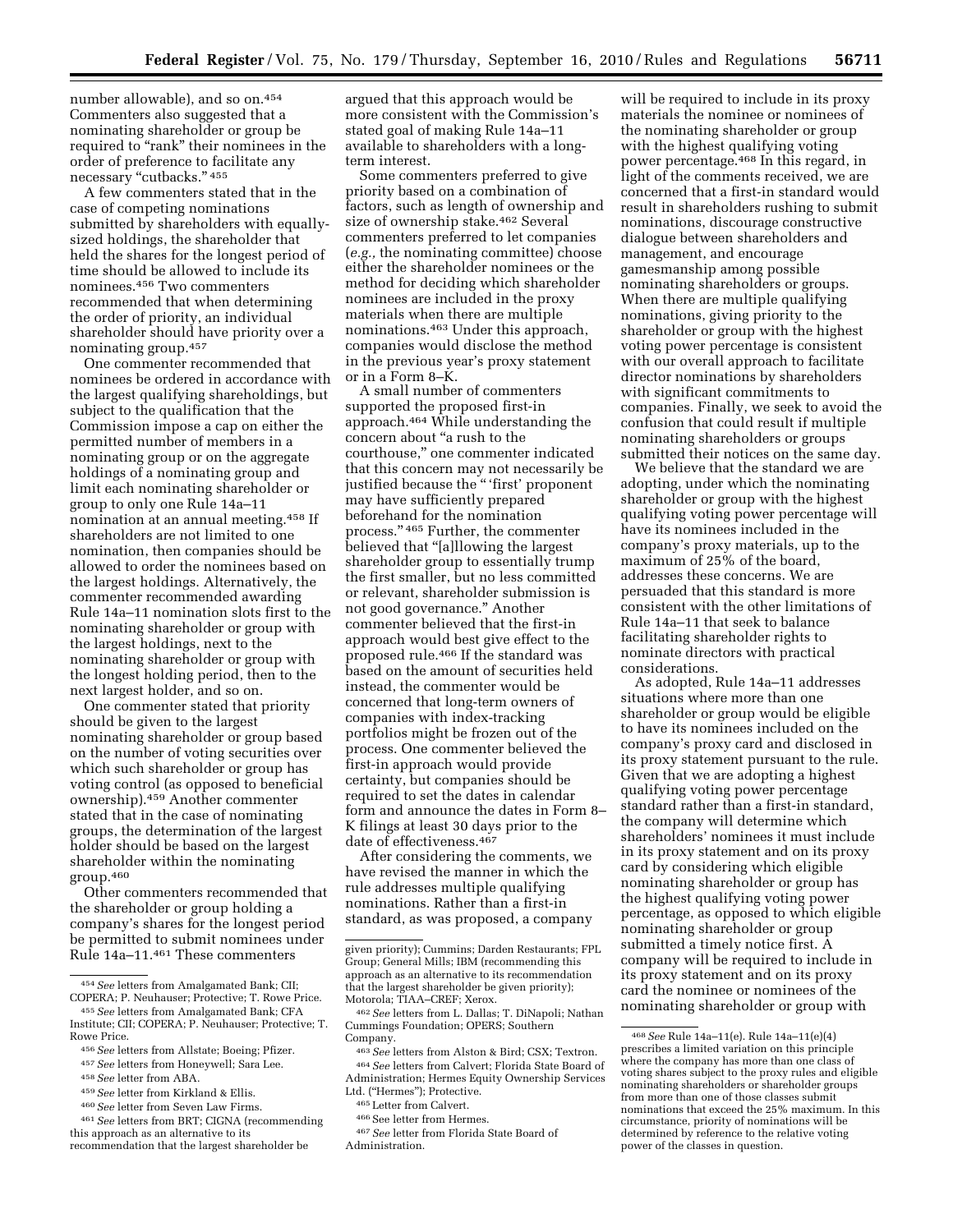number allowable), and so on.[454] Commenters also suggested that a nominating shareholder or group be required to "rank" their nominees in the order of preference to facilitate any necessary "cutbacks." [455]

A few commenters stated that in the case of competing nominations submitted by shareholders with equally-sized holdings, the shareholder that held the shares for the longest period of time should be allowed to include its nominees.[456] Two commenters recommended that when determining the order of priority, an individual shareholder should have priority over a nominating group.[457]

One commenter recommended that nominees be ordered in accordance with the largest qualifying shareholdings, but subject to the qualification that the Commission impose a cap on either the permitted number of members in a nominating group or on the aggregate holdings of a nominating group and limit each nominating shareholder or group to only one Rule 14a–11 nomination at an annual meeting.[458] If shareholders are not limited to one nomination, then companies should be allowed to order the nominees based on the largest holdings. Alternatively, the commenter recommended awarding Rule 14a–11 nomination slots first to the nominating shareholder or group with the largest holdings, next to the nominating shareholder or group with the longest holding period, then to the next largest holder, and so on.

One commenter stated that priority should be given to the largest nominating shareholder or group based on the number of voting securities over which such shareholder or group has voting control (as opposed to beneficial ownership).[459] Another commenter stated that in the case of nominating groups, the determination of the largest holder should be based on the largest shareholder within the nominating group.[460]

Other commenters recommended that the shareholder or group holding a company's shares for the longest period be permitted to submit nominees under Rule 14a–11.[461] These commenters argued that this approach would be more consistent with the Commission's stated goal of making Rule 14a–11 available to shareholders with a long-term interest.

Some commenters preferred to give priority based on a combination of factors, such as length of ownership and size of ownership stake.[462] Several commenters preferred to let companies (*e.g.,* the nominating committee) choose either the shareholder nominees or the method for deciding which shareholder nominees are included in the proxy materials when there are multiple nominations.[463] Under this approach, companies would disclose the method in the previous year's proxy statement or in a Form 8–K.

A small number of commenters supported the proposed first-in approach.[464] While understanding the concern about "a rush to the courthouse," one commenter indicated that this concern may not necessarily be justified because the "'first' proponent may have sufficiently prepared beforehand for the nomination process." [465] Further, the commenter believed that "[a]llowing the largest shareholder group to essentially trump the first smaller, but no less committed or relevant, shareholder submission is not good governance." Another commenter believed that the first-in approach would best give effect to the proposed rule.[466] If the standard was based on the amount of securities held instead, the commenter would be concerned that long-term owners of companies with index-tracking portfolios might be frozen out of the process. One commenter believed the first-in approach would provide certainty, but companies should be required to set the dates in calendar form and announce the dates in Form 8–K filings at least 30 days prior to the date of effectiveness.[467]

After considering the comments, we have revised the manner in which the rule addresses multiple qualifying nominations. Rather than a first-in standard, as was proposed, a company will be required to include in its proxy materials the nominee or nominees of the nominating shareholder or group with the highest qualifying voting power percentage.[468] In this regard, in light of the comments received, we are concerned that a first-in standard would result in shareholders rushing to submit nominations, discourage constructive dialogue between shareholders and management, and encourage gamesmanship among possible nominating shareholders or groups. When there are multiple qualifying nominations, giving priority to the shareholder or group with the highest voting power percentage is consistent with our overall approach to facilitate director nominations by shareholders with significant commitments to companies. Finally, we seek to avoid the confusion that could result if multiple nominating shareholders or groups submitted their notices on the same day.

We believe that the standard we are adopting, under which the nominating shareholder or group with the highest qualifying voting power percentage will have its nominees included in the company's proxy materials, up to the maximum of 25% of the board, addresses these concerns. We are persuaded that this standard is more consistent with the other limitations of Rule 14a–11 that seek to balance facilitating shareholder rights to nominate directors with practical considerations.

As adopted, Rule 14a–11 addresses situations where more than one shareholder or group would be eligible to have its nominees included on the company's proxy card and disclosed in its proxy statement pursuant to the rule. Given that we are adopting a highest qualifying voting power percentage standard rather than a first-in standard, the company will determine which shareholders' nominees it must include in its proxy statement and on its proxy card by considering which eligible nominating shareholder or group has the highest qualifying voting power percentage, as opposed to which eligible nominating shareholder or group submitted a timely notice first. A company will be required to include in its proxy statement and on its proxy card the nominee or nominees of the nominating shareholder or group with

---

[454] *See* letters from Amalgamated Bank; CII; COPERA; P. Neuhauser; Protective; T. Rowe Price.

[455] *See* letters from Amalgamated Bank; CFA Institute; CII; COPERA; P. Neuhauser; Protective; T. Rowe Price.

[456] *See* letters from Allstate; Boeing; Pfizer.

[457] *See* letters from Honeywell; Sara Lee.

[458] *See* letter from ABA.

[459] *See* letter from Kirkland & Ellis.

[460] *See* letter from Seven Law Firms.

[461] *See* letters from BRT; CIGNA (recommending this approach as an alternative to its recommendation that the largest shareholder be given priority); Cummins; Darden Restaurants; FPL Group; General Mills; IBM (recommending this approach as an alternative to its recommendation that the largest shareholder be given priority); Motorola; TIAA–CREF; Xerox.

[462] *See* letters from L. Dallas; T. DiNapoli; Nathan Cummings Foundation; OPERS; Southern Company.

[463] *See* letters from Alston & Bird; CSX; Textron.

[464] *See* letters from Calvert; Florida State Board of Administration; Hermes Equity Ownership Services Ltd. ("Hermes"); Protective.

[465] Letter from Calvert.

[466] See letter from Hermes.

[467] *See* letter from Florida State Board of Administration.

[468] *See* Rule 14a–11(e). Rule 14a–11(e)(4) prescribes a limited variation on this principle where the company has more than one class of voting shares subject to the proxy rules and eligible nominating shareholders or shareholder groups from more than one of those classes submit nominations that exceed the 25% maximum. In this circumstance, priority of nominations will be determined by reference to the relative voting power of the classes in question.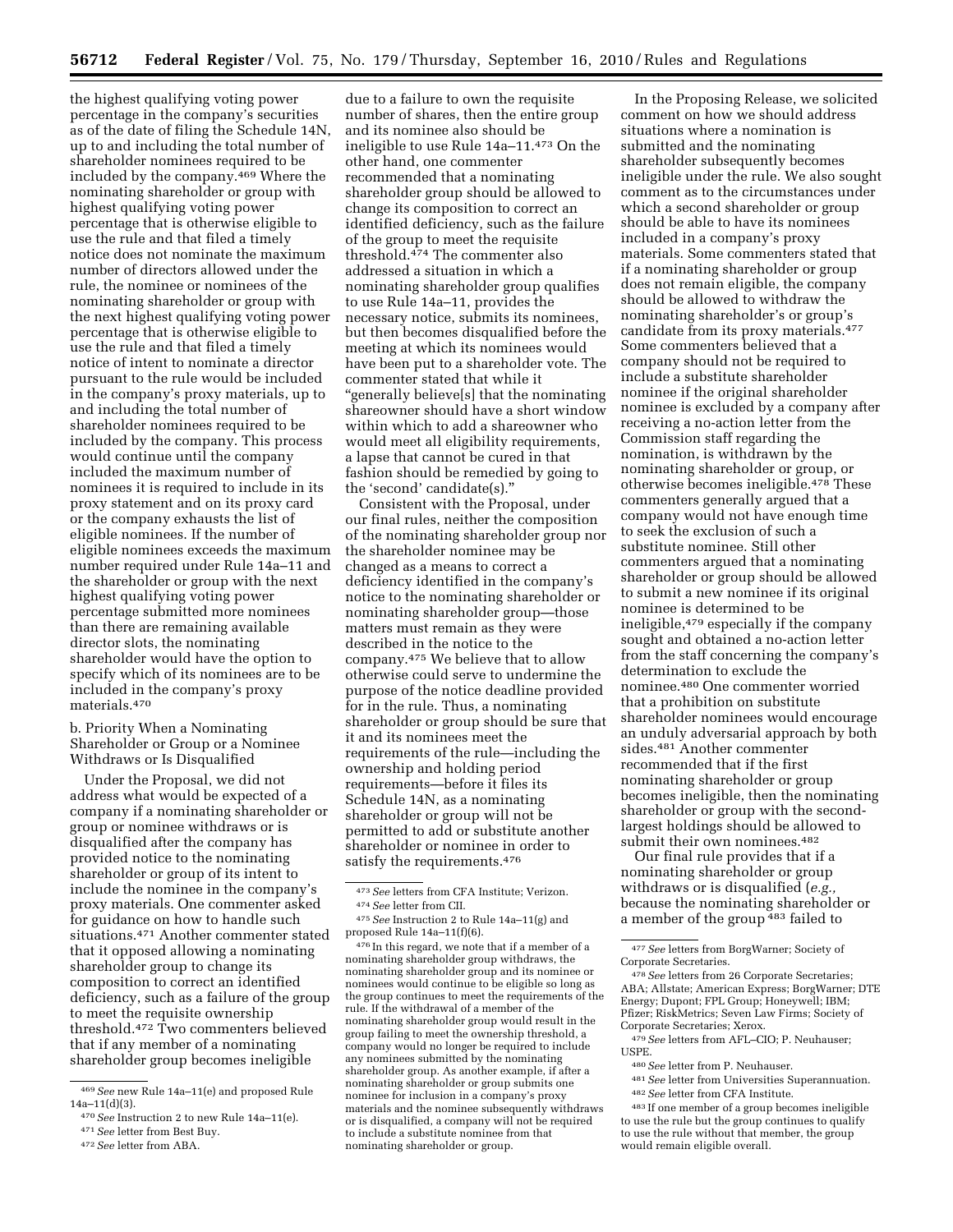the highest qualifying voting power percentage in the company's securities as of the date of filing the Schedule 14N, up to and including the total number of shareholder nominees required to be included by the company.[469] Where the nominating shareholder or group with highest qualifying voting power percentage that is otherwise eligible to use the rule and that filed a timely notice does not nominate the maximum number of directors allowed under the rule, the nominee or nominees of the nominating shareholder or group with the next highest qualifying voting power percentage that is otherwise eligible to use the rule and that filed a timely notice of intent to nominate a director pursuant to the rule would be included in the company's proxy materials, up to and including the total number of shareholder nominees required to be included by the company. This process would continue until the company included the maximum number of nominees it is required to include in its proxy statement and on its proxy card or the company exhausts the list of eligible nominees. If the number of eligible nominees exceeds the maximum number required under Rule 14a–11 and the shareholder or group with the next highest qualifying voting power percentage submitted more nominees than there are remaining available director slots, the nominating shareholder would have the option to specify which of its nominees are to be included in the company's proxy materials.[470]

b. Priority When a Nominating Shareholder or Group or a Nominee Withdraws or Is Disqualified

Under the Proposal, we did not address what would be expected of a company if a nominating shareholder or group or nominee withdraws or is disqualified after the company has provided notice to the nominating shareholder or group of its intent to include the nominee in the company's proxy materials. One commenter asked for guidance on how to handle such situations.[471] Another commenter stated that it opposed allowing a nominating shareholder group to change its composition to correct an identified deficiency, such as a failure of the group to meet the requisite ownership threshold.[472] Two commenters believed that if any member of a nominating shareholder group becomes ineligible due to a failure to own the requisite number of shares, then the entire group and its nominee also should be ineligible to use Rule 14a–11.[473] On the other hand, one commenter recommended that a nominating shareholder group should be allowed to change its composition to correct an identified deficiency, such as the failure of the group to meet the requisite threshold.[474] The commenter also addressed a situation in which a nominating shareholder group qualifies to use Rule 14a–11, provides the necessary notice, submits its nominees, but then becomes disqualified before the meeting at which its nominees would have been put to a shareholder vote. The commenter stated that while it "generally believe[s] that the nominating shareowner should have a short window within which to add a shareowner who would meet all eligibility requirements, a lapse that cannot be cured in that fashion should be remedied by going to the 'second' candidate(s)."

Consistent with the Proposal, under our final rules, neither the composition of the nominating shareholder group nor the shareholder nominee may be changed as a means to correct a deficiency identified in the company's notice to the nominating shareholder or nominating shareholder group—those matters must remain as they were described in the notice to the company.[475] We believe that to allow otherwise could serve to undermine the purpose of the notice deadline provided for in the rule. Thus, a nominating shareholder or group should be sure that it and its nominees meet the requirements of the rule—including the ownership and holding period requirements—before it files its Schedule 14N, as a nominating shareholder or group will not be permitted to add or substitute another shareholder or nominee in order to satisfy the requirements.[476]

In the Proposing Release, we solicited comment on how we should address situations where a nomination is submitted and the nominating shareholder subsequently becomes ineligible under the rule. We also sought comment as to the circumstances under which a second shareholder or group should be able to have its nominees included in a company's proxy materials. Some commenters stated that if a nominating shareholder or group does not remain eligible, the company should be allowed to withdraw the nominating shareholder's or group's candidate from its proxy materials.[477] Some commenters believed that a company should not be required to include a substitute shareholder nominee if the original shareholder nominee is excluded by a company after receiving a no-action letter from the Commission staff regarding the nomination, is withdrawn by the nominating shareholder or group, or otherwise becomes ineligible.[478] These commenters generally argued that a company would not have enough time to seek the exclusion of such a substitute nominee. Still other commenters argued that a nominating shareholder or group should be allowed to submit a new nominee if its original nominee is determined to be ineligible,[479] especially if the company sought and obtained a no-action letter from the staff concerning the company's determination to exclude the nominee.[480] One commenter worried that a prohibition on substitute shareholder nominees would encourage an unduly adversarial approach by both sides.[481] Another commenter recommended that if the first nominating shareholder or group becomes ineligible, then the nominating shareholder or group with the second-largest holdings should be allowed to submit their own nominees.[482]

Our final rule provides that if a nominating shareholder or group withdraws or is disqualified (*e.g.,* because the nominating shareholder or a member of the group[483] failed to

---

[469] *See* new Rule 14a–11(e) and proposed Rule 14a–11(d)(3).

[470] *See* Instruction 2 to new Rule 14a–11(e).

[471] *See* letter from Best Buy.

[472] *See* letter from ABA.

[473] *See* letters from CFA Institute; Verizon.

[474] *See* letter from CII.

[475] *See* Instruction 2 to Rule 14a–11(g) and proposed Rule 14a–11(f)(6).

[476] In this regard, we note that if a member of a nominating shareholder group withdraws, the nominating shareholder group and its nominee or nominees would continue to be eligible so long as the group continues to meet the requirements of the rule. If the withdrawal of a member of the nominating shareholder group would result in the group failing to meet the ownership threshold, a company would no longer be required to include any nominees submitted by the nominating shareholder group. As another example, if after a nominating shareholder or group submits one nominee for inclusion in a company's proxy materials and the nominee subsequently withdraws or is disqualified, a company will not be required to include a substitute nominee from that nominating shareholder or group.

[477] *See* letters from BorgWarner; Society of Corporate Secretaries.

[478] *See* letters from 26 Corporate Secretaries; ABA; Allstate; American Express; BorgWarner; DTE Energy; Dupont; FPL Group; Honeywell; IBM; Pfizer; RiskMetrics; Seven Law Firms; Society of Corporate Secretaries; Xerox.

[479] *See* letters from AFL–CIO; P. Neuhauser; USPE.

[480] *See* letter from P. Neuhauser.

[481] *See* letter from Universities Superannuation.

[482] *See* letter from CFA Institute.

[483] If one member of a group becomes ineligible to use the rule but the group continues to qualify to use the rule without that member, the group would remain eligible overall.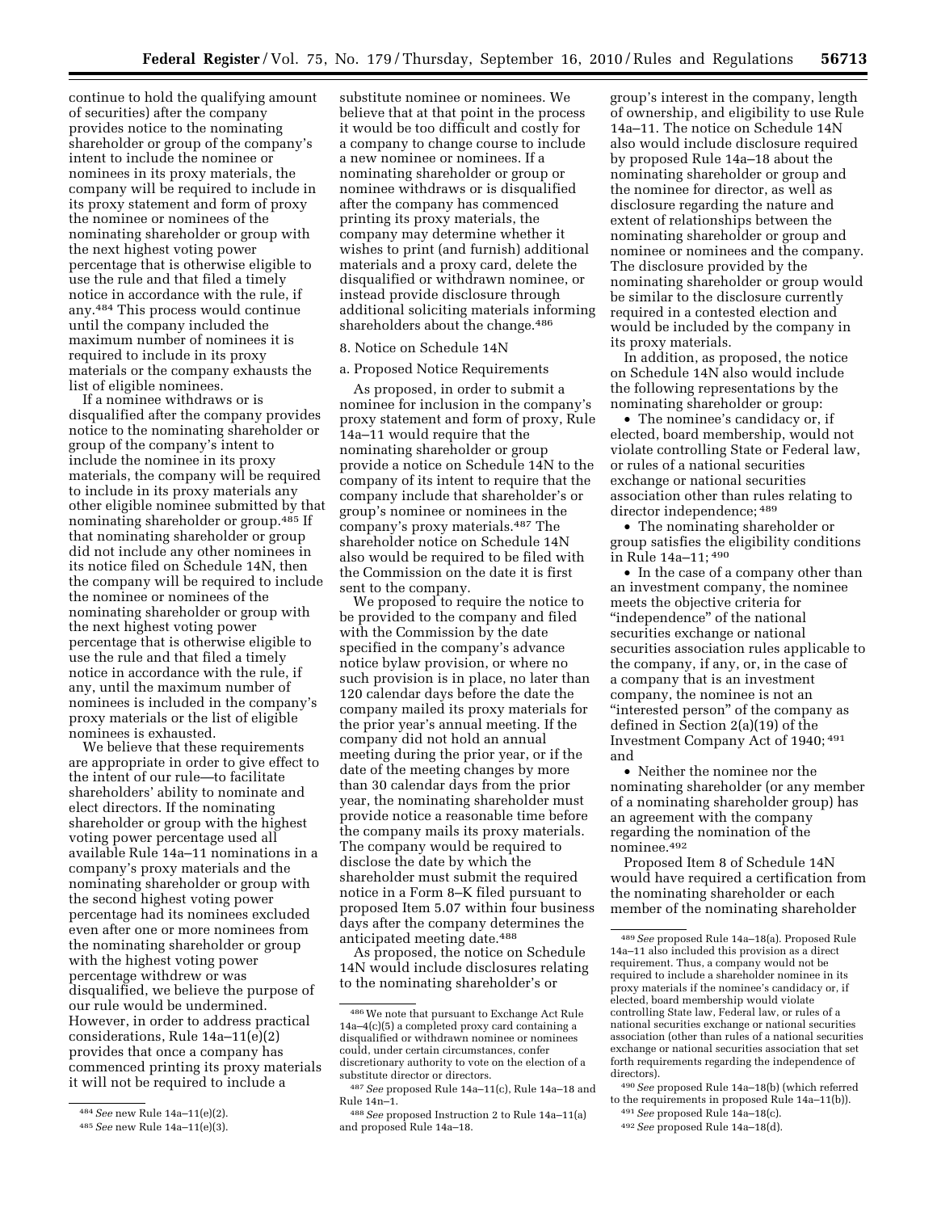continue to hold the qualifying amount of securities) after the company provides notice to the nominating shareholder or group of the company's intent to include the nominee or nominees in its proxy materials, the company will be required to include in its proxy statement and form of proxy the nominee or nominees of the nominating shareholder or group with the next highest voting power percentage that is otherwise eligible to use the rule and that filed a timely notice in accordance with the rule, if any.[484] This process would continue until the company included the maximum number of nominees it is required to include in its proxy materials or the company exhausts the list of eligible nominees.

If a nominee withdraws or is disqualified after the company provides notice to the nominating shareholder or group of the company's intent to include the nominee in its proxy materials, the company will be required to include in its proxy materials any other eligible nominee submitted by that nominating shareholder or group.[485] If that nominating shareholder or group did not include any other nominees in its notice filed on Schedule 14N, then the company will be required to include the nominee or nominees of the nominating shareholder or group with the next highest voting power percentage that is otherwise eligible to use the rule and that filed a timely notice in accordance with the rule, if any, until the maximum number of nominees is included in the company's proxy materials or the list of eligible nominees is exhausted.

We believe that these requirements are appropriate in order to give effect to the intent of our rule—to facilitate shareholders' ability to nominate and elect directors. If the nominating shareholder or group with the highest voting power percentage used all available Rule 14a–11 nominations in a company's proxy materials and the nominating shareholder or group with the second highest voting power percentage had its nominees excluded even after one or more nominees from the nominating shareholder or group with the highest voting power percentage withdrew or was disqualified, we believe the purpose of our rule would be undermined. However, in order to address practical considerations, Rule 14a–11(e)(2) provides that once a company has commenced printing its proxy materials it will not be required to include a substitute nominee or nominees. We believe that at that point in the process it would be too difficult and costly for a company to change course to include a new nominee or nominees. If a nominating shareholder or group or nominee withdraws or is disqualified after the company has commenced printing its proxy materials, the company may determine whether it wishes to print (and furnish) additional materials and a proxy card, delete the disqualified or withdrawn nominee, or instead provide disclosure through additional soliciting materials informing shareholders about the change.[486]

8. Notice on Schedule 14N

a. Proposed Notice Requirements

As proposed, in order to submit a nominee for inclusion in the company's proxy statement and form of proxy, Rule 14a–11 would require that the nominating shareholder or group provide a notice on Schedule 14N to the company of its intent to require that the company include that shareholder's or group's nominee or nominees in the company's proxy materials.[487] The shareholder notice on Schedule 14N also would be required to be filed with the Commission on the date it is first sent to the company.

We proposed to require the notice to be provided to the company and filed with the Commission by the date specified in the company's advance notice bylaw provision, or where no such provision is in place, no later than 120 calendar days before the date the company mailed its proxy materials for the prior year's annual meeting. If the company did not hold an annual meeting during the prior year, or if the date of the meeting changes by more than 30 calendar days from the prior year, the nominating shareholder must provide notice a reasonable time before the company mails its proxy materials. The company would be required to disclose the date by which the shareholder must submit the required notice in a Form 8–K filed pursuant to proposed Item 5.07 within four business days after the company determines the anticipated meeting date.[488]

As proposed, the notice on Schedule 14N would include disclosures relating to the nominating shareholder's or group's interest in the company, length of ownership, and eligibility to use Rule 14a–11. The notice on Schedule 14N also would include disclosure required by proposed Rule 14a–18 about the nominating shareholder or group and the nominee for director, as well as disclosure regarding the nature and extent of relationships between the nominating shareholder or group and nominee or nominees and the company. The disclosure provided by the nominating shareholder or group would be similar to the disclosure currently required in a contested election and would be included by the company in its proxy materials.

In addition, as proposed, the notice on Schedule 14N also would include the following representations by the nominating shareholder or group:

- The nominee's candidacy or, if elected, board membership, would not violate controlling State or Federal law, or rules of a national securities exchange or national securities association other than rules relating to director independence;[489]
- The nominating shareholder or group satisfies the eligibility conditions in Rule 14a–11;[490]
- In the case of a company other than an investment company, the nominee meets the objective criteria for "independence" of the national securities exchange or national securities association rules applicable to the company, if any, or, in the case of a company that is an investment company, the nominee is not an "interested person" of the company as defined in Section 2(a)(19) of the Investment Company Act of 1940;[491] and
- Neither the nominee nor the nominating shareholder (or any member of a nominating shareholder group) has an agreement with the company regarding the nomination of the nominee.[492]

Proposed Item 8 of Schedule 14N would have required a certification from the nominating shareholder or each member of the nominating shareholder

---

[484] *See* new Rule 14a–11(e)(2).

[485] *See* new Rule 14a–11(e)(3).

[486] We note that pursuant to Exchange Act Rule 14a–4(c)(5) a completed proxy card containing a disqualified or withdrawn nominee or nominees could, under certain circumstances, confer discretionary authority to vote on the election of a substitute director or directors.

[487] *See* proposed Rule 14a–11(c), Rule 14a–18 and Rule 14n–1.

[488] *See* proposed Instruction 2 to Rule 14a–11(a) and proposed Rule 14a–18.

[489] *See* proposed Rule 14a–18(a). Proposed Rule 14a–11 also included this provision as a direct requirement. Thus, a company would not be required to include a shareholder nominee in its proxy materials if the nominee's candidacy or, if elected, board membership would violate controlling State law, Federal law, or rules of a national securities exchange or national securities association (other than rules of a national securities exchange or national securities association that set forth requirements regarding the independence of directors).

[490] *See* proposed Rule 14a–18(b) (which referred to the requirements in proposed Rule 14a–11(b)).

[491] *See* proposed Rule 14a–18(c).

[492] *See* proposed Rule 14a–18(d).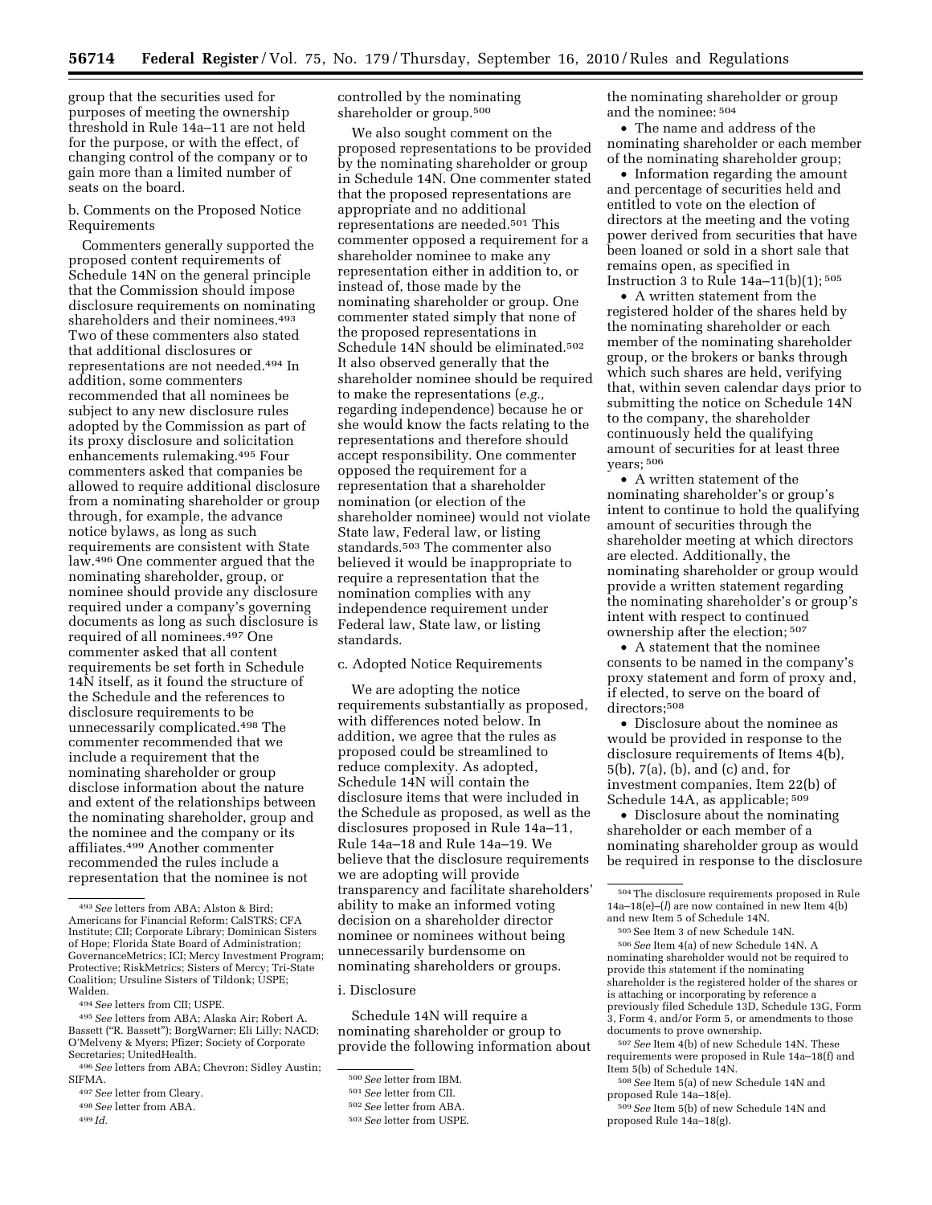group that the securities used for purposes of meeting the ownership threshold in Rule 14a–11 are not held for the purpose, or with the effect, of changing control of the company or to gain more than a limited number of seats on the board.

b. Comments on the Proposed Notice Requirements

Commenters generally supported the proposed content requirements of Schedule 14N on the general principle that the Commission should impose disclosure requirements on nominating shareholders and their nominees.[493] Two of these commenters also stated that additional disclosures or representations are not needed.[494] In addition, some commenters recommended that all nominees be subject to any new disclosure rules adopted by the Commission as part of its proxy disclosure and solicitation enhancements rulemaking.[495] Four commenters asked that companies be allowed to require additional disclosure from a nominating shareholder or group through, for example, the advance notice bylaws, as long as such requirements are consistent with State law.[496] One commenter argued that the nominating shareholder, group, or nominee should provide any disclosure required under a company's governing documents as long as such disclosure is required of all nominees.[497] One commenter asked that all content requirements be set forth in Schedule 14N itself, as it found the structure of the Schedule and the references to disclosure requirements to be unnecessarily complicated.[498] The commenter recommended that we include a requirement that the nominating shareholder or group disclose information about the nature and extent of the relationships between the nominating shareholder, group and the nominee and the company or its affiliates.[499] Another commenter recommended the rules include a representation that the nominee is not controlled by the nominating shareholder or group.[500]

We also sought comment on the proposed representations to be provided by the nominating shareholder or group in Schedule 14N. One commenter stated that the proposed representations are appropriate and no additional representations are needed.[501] This commenter opposed a requirement for a shareholder nominee to make any representation either in addition to, or instead of, those made by the nominating shareholder or group. One commenter stated simply that none of the proposed representations in Schedule 14N should be eliminated.[502] It also observed generally that the shareholder nominee should be required to make the representations (*e.g.,* regarding independence) because he or she would know the facts relating to the representations and therefore should accept responsibility. One commenter opposed the requirement for a representation that a shareholder nomination (or election of the shareholder nominee) would not violate State law, Federal law, or listing standards.[503] The commenter also believed it would be inappropriate to require a representation that the nomination complies with any independence requirement under Federal law, State law, or listing standards.

c. Adopted Notice Requirements

We are adopting the notice requirements substantially as proposed, with differences noted below. In addition, we agree that the rules as proposed could be streamlined to reduce complexity. As adopted, Schedule 14N will contain the disclosure items that were included in the Schedule as proposed, as well as the disclosures proposed in Rule 14a–11, Rule 14a–18 and Rule 14a–19. We believe that the disclosure requirements we are adopting will provide transparency and facilitate shareholders' ability to make an informed voting decision on a shareholder director nominee or nominees without being unnecessarily burdensome on nominating shareholders or groups.

i. Disclosure

Schedule 14N will require a nominating shareholder or group to provide the following information about the nominating shareholder or group and the nominee:[504]

- The name and address of the nominating shareholder or each member of the nominating shareholder group;
- Information regarding the amount and percentage of securities held and entitled to vote on the election of directors at the meeting and the voting power derived from securities that have been loaned or sold in a short sale that remains open, as specified in Instruction 3 to Rule 14a–11(b)(1);[505]
- A written statement from the registered holder of the shares held by the nominating shareholder or each member of the nominating shareholder group, or the brokers or banks through which such shares are held, verifying that, within seven calendar days prior to submitting the notice on Schedule 14N to the company, the shareholder continuously held the qualifying amount of securities for at least three years;[506]
- A written statement of the nominating shareholder's or group's intent to continue to hold the qualifying amount of securities through the shareholder meeting at which directors are elected. Additionally, the nominating shareholder or group would provide a written statement regarding the nominating shareholder's or group's intent with respect to continued ownership after the election;[507]
- A statement that the nominee consents to be named in the company's proxy statement and form of proxy and, if elected, to serve on the board of directors;[508]
- Disclosure about the nominee as would be provided in response to the disclosure requirements of Items 4(b), 5(b), 7(a), (b), and (c) and, for investment companies, Item 22(b) of Schedule 14A, as applicable;[509]
- Disclosure about the nominating shareholder or each member of a nominating shareholder group as would be required in response to the disclosure

---

[493] *See* letters from ABA; Alston & Bird; Americans for Financial Reform; CalSTRS; CFA Institute; CII; Corporate Library; Dominican Sisters of Hope; Florida State Board of Administration; GovernanceMetrics; ICI; Mercy Investment Program; Protective; RiskMetrics; Sisters of Mercy; Tri-State Coalition; Ursuline Sisters of Tildonk; USPE; Walden.

[494] *See* letters from CII; USPE.

[495] *See* letters from ABA; Alaska Air; Robert A. Bassett ("R. Bassett"); BorgWarner; Eli Lilly; NACD; O'Melveny & Myers; Pfizer; Society of Corporate Secretaries; UnitedHealth.

[496] *See* letters from ABA; Chevron; Sidley Austin; SIFMA.

[497] *See* letter from Cleary.

[498] *See* letter from ABA.

[499] *Id.*

[500] *See* letter from IBM.

[501] *See* letter from CII.

[502] *See* letter from ABA.

[503] *See* letter from USPE.

[504] The disclosure requirements proposed in Rule 14a–18(e)–(*l*) are now contained in new Item 4(b) and new Item 5 of Schedule 14N.

[505] See Item 3 of new Schedule 14N.

[506] *See* Item 4(a) of new Schedule 14N. A nominating shareholder would not be required to provide this statement if the nominating shareholder is the registered holder of the shares or is attaching or incorporating by reference a previously filed Schedule 13D, Schedule 13G, Form 3, Form 4, and/or Form 5, or amendments to those documents to prove ownership.

[507] *See* Item 4(b) of new Schedule 14N. These requirements were proposed in Rule 14a–18(f) and Item 5(b) of Schedule 14N.

[508] *See* Item 5(a) of new Schedule 14N and proposed Rule 14a–18(e).

[509] *See* Item 5(b) of new Schedule 14N and proposed Rule 14a–18(g).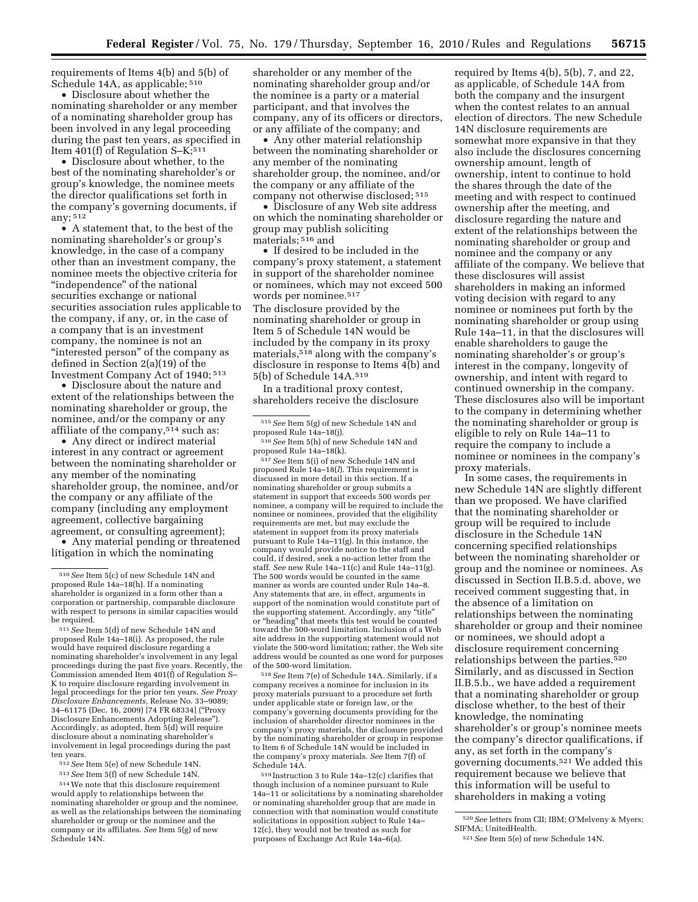requirements of Items 4(b) and 5(b) of Schedule 14A, as applicable; [510]

- Disclosure about whether the nominating shareholder or any member of a nominating shareholder group has been involved in any legal proceeding during the past ten years, as specified in Item 401(f) of Regulation S–K;[511]
- Disclosure about whether, to the best of the nominating shareholder's or group's knowledge, the nominee meets the director qualifications set forth in the company's governing documents, if any; [512]
- A statement that, to the best of the nominating shareholder's or group's knowledge, in the case of a company other than an investment company, the nominee meets the objective criteria for "independence" of the national securities exchange or national securities association rules applicable to the company, if any, or, in the case of a company that is an investment company, the nominee is not an "interested person" of the company as defined in Section 2(a)(19) of the Investment Company Act of 1940; [513]
- Disclosure about the nature and extent of the relationships between the nominating shareholder or group, the nominee, and/or the company or any affiliate of the company,[514] such as:
- Any direct or indirect material interest in any contract or agreement between the nominating shareholder or any member of the nominating shareholder group, the nominee, and/or the company or any affiliate of the company (including any employment agreement, collective bargaining agreement, or consulting agreement);
- Any material pending or threatened litigation in which the nominating shareholder or any member of the nominating shareholder group and/or the nominee is a party or a material participant, and that involves the company, any of its officers or directors, or any affiliate of the company; and
- Any other material relationship between the nominating shareholder or any member of the nominating shareholder group, the nominee, and/or the company or any affiliate of the company not otherwise disclosed; [515]
- Disclosure of any Web site address on which the nominating shareholder or group may publish soliciting materials; [516] and
- If desired to be included in the company's proxy statement, a statement in support of the shareholder nominee or nominees, which may not exceed 500 words per nominee.[517]

The disclosure provided by the nominating shareholder or group in Item 5 of Schedule 14N would be included by the company in its proxy materials,[518] along with the company's disclosure in response to Items 4(b) and 5(b) of Schedule 14A.[519]

In a traditional proxy contest, shareholders receive the disclosure required by Items 4(b), 5(b), 7, and 22, as applicable, of Schedule 14A from both the company and the insurgent when the contest relates to an annual election of directors. The new Schedule 14N disclosure requirements are somewhat more expansive in that they also include the disclosures concerning ownership amount, length of ownership, intent to continue to hold the shares through the date of the meeting and with respect to continued ownership after the meeting, and disclosure regarding the nature and extent of the relationships between the nominating shareholder or group and nominee and the company or any affiliate of the company. We believe that these disclosures will assist shareholders in making an informed voting decision with regard to any nominee or nominees put forth by the nominating shareholder or group using Rule 14a–11, in that the disclosures will enable shareholders to gauge the nominating shareholder's or group's interest in the company, longevity of ownership, and intent with regard to continued ownership in the company. These disclosures also will be important to the company in determining whether the nominating shareholder or group is eligible to rely on Rule 14a–11 to require the company to include a nominee or nominees in the company's proxy materials.

In some cases, the requirements in new Schedule 14N are slightly different than we proposed. We have clarified that the nominating shareholder or group will be required to include disclosure in the Schedule 14N concerning specified relationships between the nominating shareholder or group and the nominee or nominees. As discussed in Section II.B.5.d. above, we received comment suggesting that, in the absence of a limitation on relationships between the nominating shareholder or group and their nominee or nominees, we should adopt a disclosure requirement concerning relationships between the parties.[520] Similarly, and as discussed in Section II.B.5.b., we have added a requirement that a nominating shareholder or group disclose whether, to the best of their knowledge, the nominating shareholder's or group's nominee meets the company's director qualifications, if any, as set forth in the company's governing documents.[521] We added this requirement because we believe that this information will be useful to shareholders in making a voting

---

[510] *See* Item 5(c) of new Schedule 14N and proposed Rule 14a–18(h). If a nominating shareholder is organized in a form other than a corporation or partnership, comparable disclosure with respect to persons in similar capacities would be required.

[511] *See* Item 5(d) of new Schedule 14N and proposed Rule 14a–18(i). As proposed, the rule would have required disclosure regarding a nominating shareholder's involvement in any legal proceedings during the past five years. Recently, the Commission amended Item 401(f) of Regulation S–K to require disclosure regarding involvement in legal proceedings for the prior ten years. *See Proxy Disclosure Enhancements,* Release No. 33–9089; 34–61175 (Dec. 16, 2009) [74 FR 68334] ("Proxy Disclosure Enhancements Adopting Release"). Accordingly, as adopted, Item 5(d) will require disclosure about a nominating shareholder's involvement in legal proceedings during the past ten years.

[512] *See* Item 5(e) of new Schedule 14N.

[513] *See* Item 5(f) of new Schedule 14N.

[514] We note that this disclosure requirement would apply to relationships between the nominating shareholder or group and the nominee, as well as the relationships between the nominating shareholder or group or the nominee and the company or its affiliates. *See* Item 5(g) of new Schedule 14N.

[515] *See* Item 5(g) of new Schedule 14N and proposed Rule 14a–18(j).

[516] *See* Item 5(h) of new Schedule 14N and proposed Rule 14a–18(k).

[517] *See* Item 5(i) of new Schedule 14N and proposed Rule 14a–18(*l*). This requirement is discussed in more detail in this section. If a nominating shareholder or group submits a statement in support that exceeds 500 words per nominee, a company will be required to include the nominee or nominees, provided that the eligibility requirements are met, but may exclude the statement in support from its proxy materials pursuant to Rule 14a–11(g). In this instance, the company would provide notice to the staff and could, if desired, seek a no-action letter from the staff. *See* new Rule 14a–11(c) and Rule 14a–11(g). The 500 words would be counted in the same manner as words are counted under Rule 14a–8. Any statements that are, in effect, arguments in support of the nomination would constitute part of the supporting statement. Accordingly, any "title" or "heading" that meets this test would be counted toward the 500-word limitation. Inclusion of a Web site address in the supporting statement would not violate the 500-word limitation; rather, the Web site address would be counted as one word for purposes of the 500-word limitation.

[518] *See* Item 7(e) of Schedule 14A. Similarly, if a company receives a nominee for inclusion in its proxy materials pursuant to a procedure set forth under applicable state or foreign law, or the company's governing documents providing for the inclusion of shareholder director nominees in the company's proxy materials, the disclosure provided by the nominating shareholder or group in response to Item 6 of Schedule 14N would be included in the company's proxy materials. *See* Item 7(f) of Schedule 14A.

[519] Instruction 3 to Rule 14a–12(c) clarifies that though inclusion of a nominee pursuant to Rule 14a–11 or solicitations by a nominating shareholder or nominating shareholder group that are made in connection with that nomination would constitute solicitations in opposition subject to Rule 14a–12(c), they would not be treated as such for purposes of Exchange Act Rule 14a–6(a).

[520] *See* letters from CII; IBM; O'Melveny & Myers; SIFMA; UnitedHealth.

[521] *See* Item 5(e) of new Schedule 14N.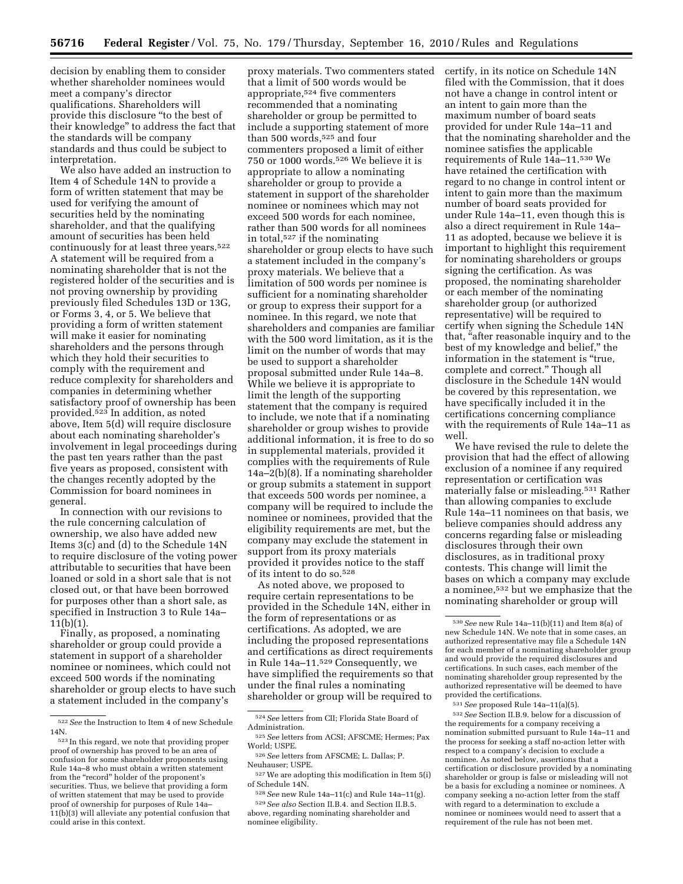decision by enabling them to consider whether shareholder nominees would meet a company's director qualifications. Shareholders will provide this disclosure "to the best of their knowledge" to address the fact that the standards will be company standards and thus could be subject to interpretation.

We also have added an instruction to Item 4 of Schedule 14N to provide a form of written statement that may be used for verifying the amount of securities held by the nominating shareholder, and that the qualifying amount of securities has been held continuously for at least three years.[522] A statement will be required from a nominating shareholder that is not the registered holder of the securities and is not proving ownership by providing previously filed Schedules 13D or 13G, or Forms 3, 4, or 5. We believe that providing a form of written statement will make it easier for nominating shareholders and the persons through which they hold their securities to comply with the requirement and reduce complexity for shareholders and companies in determining whether satisfactory proof of ownership has been provided.[523] In addition, as noted above, Item 5(d) will require disclosure about each nominating shareholder's involvement in legal proceedings during the past ten years rather than the past five years as proposed, consistent with the changes recently adopted by the Commission for board nominees in general.

In connection with our revisions to the rule concerning calculation of ownership, we also have added new Items 3(c) and (d) to the Schedule 14N to require disclosure of the voting power attributable to securities that have been loaned or sold in a short sale that is not closed out, or that have been borrowed for purposes other than a short sale, as specified in Instruction 3 to Rule 14a–11(b)(1).

Finally, as proposed, a nominating shareholder or group could provide a statement in support of a shareholder nominee or nominees, which could not exceed 500 words if the nominating shareholder or group elects to have such a statement included in the company's proxy materials. Two commenters stated that a limit of 500 words would be appropriate,[524] five commenters recommended that a nominating shareholder or group be permitted to include a supporting statement of more than 500 words,[525] and four commenters proposed a limit of either 750 or 1000 words.[526] We believe it is appropriate to allow a nominating shareholder or group to provide a statement in support of the shareholder nominee or nominees which may not exceed 500 words for each nominee, rather than 500 words for all nominees in total,[527] if the nominating shareholder or group elects to have such a statement included in the company's proxy materials. We believe that a limitation of 500 words per nominee is sufficient for a nominating shareholder or group to express their support for a nominee. In this regard, we note that shareholders and companies are familiar with the 500 word limitation, as it is the limit on the number of words that may be used to support a shareholder proposal submitted under Rule 14a–8. While we believe it is appropriate to limit the length of the supporting statement that the company is required to include, we note that if a nominating shareholder or group wishes to provide additional information, it is free to do so in supplemental materials, provided it complies with the requirements of Rule 14a–2(b)(8). If a nominating shareholder or group submits a statement in support that exceeds 500 words per nominee, a company will be required to include the nominee or nominees, provided that the eligibility requirements are met, but the company may exclude the statement in support from its proxy materials provided it provides notice to the staff of its intent to do so.[528]

As noted above, we proposed to require certain representations to be provided in the Schedule 14N, either in the form of representations or as certifications. As adopted, we are including the proposed representations and certifications as direct requirements in Rule 14a–11.[529] Consequently, we have simplified the requirements so that under the final rules a nominating shareholder or group will be required to certify, in its notice on Schedule 14N filed with the Commission, that it does not have a change in control intent or an intent to gain more than the maximum number of board seats provided for under Rule 14a–11 and that the nominating shareholder and the nominee satisfies the applicable requirements of Rule 14a–11.[530] We have retained the certification with regard to no change in control intent or intent to gain more than the maximum number of board seats provided for under Rule 14a–11, even though this is also a direct requirement in Rule 14a–11 as adopted, because we believe it is important to highlight this requirement for nominating shareholders or groups signing the certification. As was proposed, the nominating shareholder or each member of the nominating shareholder group (or authorized representative) will be required to certify when signing the Schedule 14N that, "after reasonable inquiry and to the best of my knowledge and belief," the information in the statement is "true, complete and correct." Though all disclosure in the Schedule 14N would be covered by this representation, we have specifically included it in the certifications concerning compliance with the requirements of Rule 14a–11 as well.

We have revised the rule to delete the provision that had the effect of allowing exclusion of a nominee if any required representation or certification was materially false or misleading.[531] Rather than allowing companies to exclude Rule 14a–11 nominees on that basis, we believe companies should address any concerns regarding false or misleading disclosures through their own disclosures, as in traditional proxy contests. This change will limit the bases on which a company may exclude a nominee,[532] but we emphasize that the nominating shareholder or group will

---

[522] *See* the Instruction to Item 4 of new Schedule 14N.

[523] In this regard, we note that providing proper proof of ownership has proved to be an area of confusion for some shareholder proponents using Rule 14a–8 who must obtain a written statement from the "record" holder of the proponent's securities. Thus, we believe that providing a form of written statement that may be used to provide proof of ownership for purposes of Rule 14a–11(b)(3) will alleviate any potential confusion that could arise in this context.

[524] *See* letters from CII; Florida State Board of Administration.

[525] *See* letters from ACSI; AFSCME; Hermes; Pax World; USPE.

[526] *See* letters from AFSCME; L. Dallas; P. Neuhauser; USPE.

[527] We are adopting this modification in Item 5(i) of Schedule 14N.

[528] *See* new Rule 14a–11(c) and Rule 14a–11(g).

[529] *See also* Section II.B.4. and Section II.B.5. above, regarding nominating shareholder and nominee eligibility.

[530] *See* new Rule 14a–11(b)(11) and Item 8(a) of new Schedule 14N. We note that in some cases, an authorized representative may file a Schedule 14N for each member of a nominating shareholder group and would provide the required disclosures and certifications. In such cases, each member of the nominating shareholder group represented by the authorized representative will be deemed to have provided the certifications.

[531] *See* proposed Rule 14a–11(a)(5).

[532] *See* Section II.B.9. below for a discussion of the requirements for a company receiving a nomination submitted pursuant to Rule 14a–11 and the process for seeking a staff no-action letter with respect to a company's decision to exclude a nominee. As noted below, assertions that a certification or disclosure provided by a nominating shareholder or group is false or misleading will not be a basis for excluding a nominee or nominees. A company seeking a no-action letter from the staff with regard to a determination to exclude a nominee or nominees would need to assert that a requirement of the rule has not been met.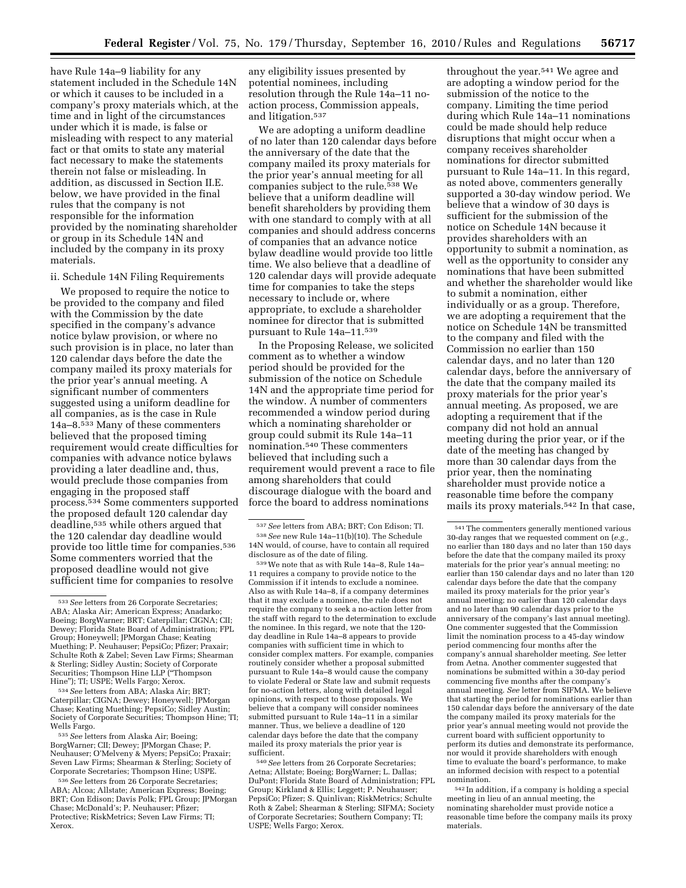have Rule 14a–9 liability for any statement included in the Schedule 14N or which it causes to be included in a company's proxy materials which, at the time and in light of the circumstances under which it is made, is false or misleading with respect to any material fact or that omits to state any material fact necessary to make the statements therein not false or misleading. In addition, as discussed in Section II.E. below, we have provided in the final rules that the company is not responsible for the information provided by the nominating shareholder or group in its Schedule 14N and included by the company in its proxy materials.

ii. Schedule 14N Filing Requirements

We proposed to require the notice to be provided to the company and filed with the Commission by the date specified in the company's advance notice bylaw provision, or where no such provision is in place, no later than 120 calendar days before the date the company mailed its proxy materials for the prior year's annual meeting. A significant number of commenters suggested using a uniform deadline for all companies, as is the case in Rule 14a–8.[533] Many of these commenters believed that the proposed timing requirement would create difficulties for companies with advance notice bylaws providing a later deadline and, thus, would preclude those companies from engaging in the proposed staff process.[534] Some commenters supported the proposed default 120 calendar day deadline,[535] while others argued that the 120 calendar day deadline would provide too little time for companies.[536] Some commenters worried that the proposed deadline would not give sufficient time for companies to resolve any eligibility issues presented by potential nominees, including resolution through the Rule 14a–11 no-action process, Commission appeals, and litigation.[537]

We are adopting a uniform deadline of no later than 120 calendar days before the anniversary of the date that the company mailed its proxy materials for the prior year's annual meeting for all companies subject to the rule.[538] We believe that a uniform deadline will benefit shareholders by providing them with one standard to comply with at all companies and should address concerns of companies that an advance notice bylaw deadline would provide too little time. We also believe that a deadline of 120 calendar days will provide adequate time for companies to take the steps necessary to include or, where appropriate, to exclude a shareholder nominee for director that is submitted pursuant to Rule 14a–11.[539]

In the Proposing Release, we solicited comment as to whether a window period should be provided for the submission of the notice on Schedule 14N and the appropriate time period for the window. A number of commenters recommended a window period during which a nominating shareholder or group could submit its Rule 14a–11 nomination.[540] These commenters believed that including such a requirement would prevent a race to file among shareholders that could discourage dialogue with the board and force the board to address nominations throughout the year.[541] We agree and are adopting a window period for the submission of the notice to the company. Limiting the time period during which Rule 14a–11 nominations could be made should help reduce disruptions that might occur when a company receives shareholder nominations for director submitted pursuant to Rule 14a–11. In this regard, as noted above, commenters generally supported a 30-day window period. We believe that a window of 30 days is sufficient for the submission of the notice on Schedule 14N because it provides shareholders with an opportunity to submit a nomination, as well as the opportunity to consider any nominations that have been submitted and whether the shareholder would like to submit a nomination, either individually or as a group. Therefore, we are adopting a requirement that the notice on Schedule 14N be transmitted to the company and filed with the Commission no earlier than 150 calendar days, and no later than 120 calendar days, before the anniversary of the date that the company mailed its proxy materials for the prior year's annual meeting. As proposed, we are adopting a requirement that if the company did not hold an annual meeting during the prior year, or if the date of the meeting has changed by more than 30 calendar days from the prior year, then the nominating shareholder must provide notice a reasonable time before the company mails its proxy materials.[542] In that case,

---

[533] *See* letters from 26 Corporate Secretaries; ABA; Alaska Air; American Express; Anadarko; Boeing; BorgWarner; BRT; Caterpillar; CIGNA; CII; Dewey; Florida State Board of Administration; FPL Group; Honeywell; JPMorgan Chase; Keating Muething; P. Neuhauser; PepsiCo; Pfizer; Praxair; Schulte Roth & Zabel; Seven Law Firms; Shearman & Sterling; Sidley Austin; Society of Corporate Securities; Thompson Hine LLP ("Thompson Hine"); TI; USPE; Wells Fargo; Xerox.

[534] *See* letters from ABA; Alaska Air; BRT; Caterpillar; CIGNA; Dewey; Honeywell; JPMorgan Chase; Keating Muething; PepsiCo; Sidley Austin; Society of Corporate Securities; Thompson Hine; TI; Wells Fargo.

[535] *See* letters from Alaska Air; Boeing; BorgWarner; CII; Dewey; JPMorgan Chase; P. Neuhauser; O'Melveny & Myers; PepsiCo; Praxair; Seven Law Firms; Shearman & Sterling; Society of Corporate Secretaries; Thompson Hine; USPE.

[536] *See* letters from 26 Corporate Secretaries; ABA; Alcoa; Allstate; American Express; Boeing; BRT; Con Edison; Davis Polk; FPL Group; JPMorgan Chase; McDonald's; P. Neuhauser; Pfizer; Protective; RiskMetrics; Seven Law Firms; TI; Xerox.

[537] *See* letters from ABA; BRT; Con Edison; TI.

[538] *See* new Rule 14a–11(b)(10). The Schedule 14N would, of course, have to contain all required disclosure as of the date of filing.

[539] We note that as with Rule 14a–8, Rule 14a–11 requires a company to provide notice to the Commission if it intends to exclude a nominee. Also as with Rule 14a–8, if a company determines that it may exclude a nominee, the rule does not require the company to seek a no-action letter from the staff with regard to the determination to exclude the nominee. In this regard, we note that the 120-day deadline in Rule 14a–8 appears to provide companies with sufficient time in which to consider complex matters. For example, companies routinely consider whether a proposal submitted pursuant to Rule 14a–8 would cause the company to violate Federal or State law and submit requests for no-action letters, along with detailed legal opinions, with respect to those proposals. We believe that a company will consider nominees submitted pursuant to Rule 14a–11 in a similar manner. Thus, we believe a deadline of 120 calendar days before the date that the company mailed its proxy materials the prior year is sufficient.

[540] *See* letters from 26 Corporate Secretaries; Aetna; Allstate; Boeing; BorgWarner; L. Dallas; DuPont; Florida State Board of Administration; FPL Group; Kirkland & Ellis; Leggett; P. Neuhauser; PepsiCo; Pfizer; S. Quinlivan; RiskMetrics; Schulte Roth & Zabel; Shearman & Sterling; SIFMA; Society of Corporate Secretaries; Southern Company; TI; USPE; Wells Fargo; Xerox.

[541] The commenters generally mentioned various 30-day ranges that we requested comment on (*e.g.*, no earlier than 180 days and no later than 150 days before the date that the company mailed its proxy materials for the prior year's annual meeting; no earlier than 150 calendar days and no later than 120 calendar days before the date that the company mailed its proxy materials for the prior year's annual meeting; no earlier than 120 calendar days and no later than 90 calendar days prior to the anniversary of the company's last annual meeting). One commenter suggested that the Commission limit the nomination process to a 45-day window period commencing four months after the company's annual shareholder meeting. *See* letter from Aetna. Another commenter suggested that nominations be submitted within a 30-day period commencing five months after the company's annual meeting. *See* letter from SIFMA. We believe that starting the period for nominations earlier than 150 calendar days before the anniversary of the date the company mailed its proxy materials for the prior year's annual meeting would not provide the current board with sufficient opportunity to perform its duties and demonstrate its performance, nor would it provide shareholders with enough time to evaluate the board's performance, to make an informed decision with respect to a potential nomination.

[542] In addition, if a company is holding a special meeting in lieu of an annual meeting, the nominating shareholder must provide notice a reasonable time before the company mails its proxy materials.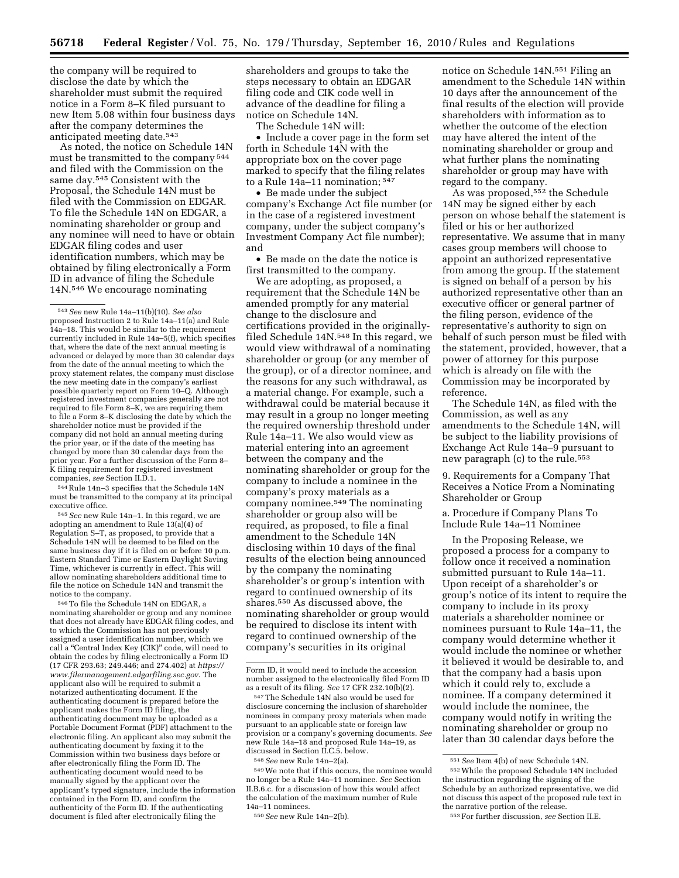the company will be required to disclose the date by which the shareholder must submit the required notice in a Form 8–K filed pursuant to new Item 5.08 within four business days after the company determines the anticipated meeting date.[543]

As noted, the notice on Schedule 14N must be transmitted to the company[544] and filed with the Commission on the same day.[545] Consistent with the Proposal, the Schedule 14N must be filed with the Commission on EDGAR. To file the Schedule 14N on EDGAR, a nominating shareholder or group and any nominee will need to have or obtain EDGAR filing codes and user identification numbers, which may be obtained by filing electronically a Form ID in advance of filing the Schedule 14N.[546] We encourage nominating shareholders and groups to take the steps necessary to obtain an EDGAR filing code and CIK code well in advance of the deadline for filing a notice on Schedule 14N.

The Schedule 14N will:

- Include a cover page in the form set forth in Schedule 14N with the appropriate box on the cover page marked to specify that the filing relates to a Rule 14a–11 nomination;[547]
- Be made under the subject company's Exchange Act file number (or in the case of a registered investment company, under the subject company's Investment Company Act file number); and
- Be made on the date the notice is first transmitted to the company.

We are adopting, as proposed, a requirement that the Schedule 14N be amended promptly for any material change to the disclosure and certifications provided in the originally-filed Schedule 14N.[548] In this regard, we would view withdrawal of a nominating shareholder or group (or any member of the group), or of a director nominee, and the reasons for any such withdrawal, as a material change. For example, such a withdrawal could be material because it may result in a group no longer meeting the required ownership threshold under Rule 14a–11. We also would view as material entering into an agreement between the company and the nominating shareholder or group for the company to include a nominee in the company's proxy materials as a company nominee.[549] The nominating shareholder or group also will be required, as proposed, to file a final amendment to the Schedule 14N disclosing within 10 days of the final results of the election being announced by the company the nominating shareholder's or group's intention with regard to continued ownership of its shares.[550] As discussed above, the nominating shareholder or group would be required to disclose its intent with regard to continued ownership of the company's securities in its original notice on Schedule 14N.[551] Filing an amendment to the Schedule 14N within 10 days after the announcement of the final results of the election will provide shareholders with information as to whether the outcome of the election may have altered the intent of the nominating shareholder or group and what further plans the nominating shareholder or group may have with regard to the company.

As was proposed,[552] the Schedule 14N may be signed either by each person on whose behalf the statement is filed or his or her authorized representative. We assume that in many cases group members will choose to appoint an authorized representative from among the group. If the statement is signed on behalf of a person by his authorized representative other than an executive officer or general partner of the filing person, evidence of the representative's authority to sign on behalf of such person must be filed with the statement, provided, however, that a power of attorney for this purpose which is already on file with the Commission may be incorporated by reference.

The Schedule 14N, as filed with the Commission, as well as any amendments to the Schedule 14N, will be subject to the liability provisions of Exchange Act Rule 14a–9 pursuant to new paragraph (c) to the rule.[553]

### 9. Requirements for a Company That Receives a Notice From a Nominating Shareholder or Group

#### a. Procedure if Company Plans To Include Rule 14a–11 Nominee

In the Proposing Release, we proposed a process for a company to follow once it received a nomination submitted pursuant to Rule 14a–11. Upon receipt of a shareholder's or group's notice of its intent to require the company to include in its proxy materials a shareholder nominee or nominees pursuant to Rule 14a–11, the company would determine whether it would include the nominee or whether it believed it would be desirable to, and that the company had a basis upon which it could rely to, exclude a nominee. If a company determined it would include the nominee, the company would notify in writing the nominating shareholder or group no later than 30 calendar days before the

---

[543] *See* new Rule 14a–11(b)(10). *See also* proposed Instruction 2 to Rule 14a–11(a) and Rule 14a–18. This would be similar to the requirement currently included in Rule 14a–5(f), which specifies that, where the date of the next annual meeting is advanced or delayed by more than 30 calendar days from the date of the annual meeting to which the proxy statement relates, the company must disclose the new meeting date in the company's earliest possible quarterly report on Form 10–Q. Although registered investment companies generally are not required to file Form 8–K, we are requiring them to file a Form 8–K disclosing the date by which the shareholder notice must be provided if the company did not hold an annual meeting during the prior year, or if the date of the meeting has changed by more than 30 calendar days from the prior year. For a further discussion of the Form 8–K filing requirement for registered investment companies, *see* Section II.D.1.

[544] Rule 14n–3 specifies that the Schedule 14N must be transmitted to the company at its principal executive office.

[545] *See* new Rule 14n–1. In this regard, we are adopting an amendment to Rule 13(a)(4) of Regulation S–T, as proposed, to provide that a Schedule 14N will be deemed to be filed on the same business day if it is filed on or before 10 p.m. Eastern Standard Time or Eastern Daylight Saving Time, whichever is currently in effect. This will allow nominating shareholders additional time to file the notice on Schedule 14N and transmit the notice to the company.

[546] To file the Schedule 14N on EDGAR, a nominating shareholder or group and any nominee that does not already have EDGAR filing codes, and to which the Commission has not previously assigned a user identification number, which we call a "Central Index Key (CIK)" code, will need to obtain the codes by filing electronically a Form ID (17 CFR 293.63; 249.446; and 274.402) at *https://www.filermanagement.edgarfiling.sec.gov*. The applicant also will be required to submit a notarized authenticating document. If the authenticating document is prepared before the applicant makes the Form ID filing, the authenticating document may be uploaded as a Portable Document Format (PDF) attachment to the electronic filing. An applicant also may submit the authenticating document by faxing it to the Commission within two business days before or after electronically filing the Form ID. The authenticating document would need to be manually signed by the applicant over the applicant's typed signature, include the information contained in the Form ID, and confirm the authenticity of the Form ID. If the authenticating document is filed after electronically filing the Form ID, it would need to include the accession number assigned to the electronically filed Form ID as a result of its filing. *See* 17 CFR 232.10(b)(2).

[547] The Schedule 14N also would be used for disclosure concerning the inclusion of shareholder nominees in company proxy materials when made pursuant to an applicable state or foreign law provision or a company's governing documents. *See* new Rule 14a–18 and proposed Rule 14a–19, as discussed in Section II.C.5. below.

[548] *See* new Rule 14n–2(a).

[549] We note that if this occurs, the nominee would no longer be a Rule 14a–11 nominee. *See* Section II.B.6.c. for a discussion of how this would affect the calculation of the maximum number of Rule 14a–11 nominees.

[550] *See* new Rule 14n–2(b).

[551] *See* Item 4(b) of new Schedule 14N.

[552] While the proposed Schedule 14N included the instruction regarding the signing of the Schedule by an authorized representative, we did not discuss this aspect of the proposed rule text in the narrative portion of the release.

[553] For further discussion, *see* Section II.E.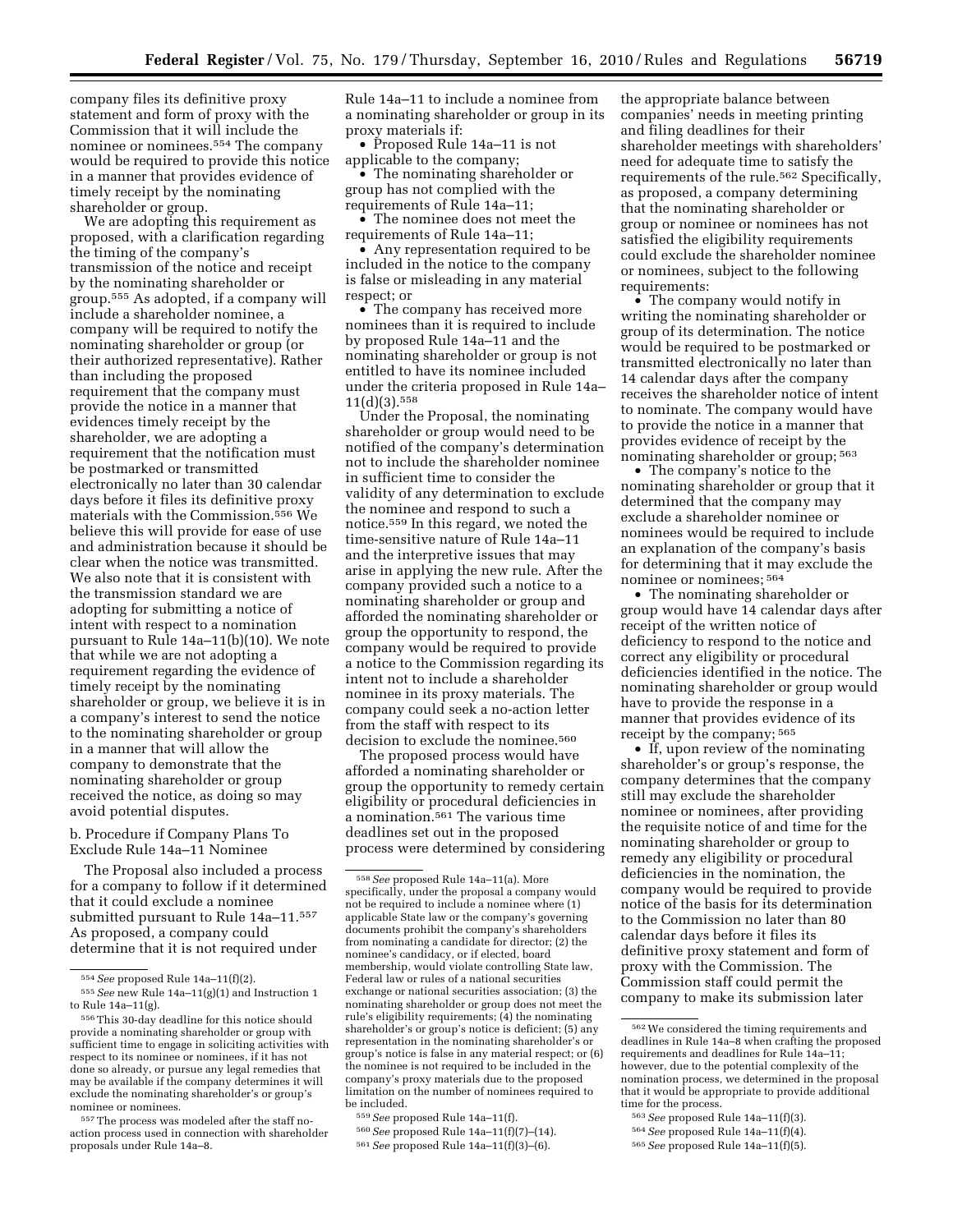company files its definitive proxy statement and form of proxy with the Commission that it will include the nominee or nominees.[554] The company would be required to provide this notice in a manner that provides evidence of timely receipt by the nominating shareholder or group.

We are adopting this requirement as proposed, with a clarification regarding the timing of the company's transmission of the notice and receipt by the nominating shareholder or group.[555] As adopted, if a company will include a shareholder nominee, a company will be required to notify the nominating shareholder or group (or their authorized representative). Rather than including the proposed requirement that the company must provide the notice in a manner that evidences timely receipt by the shareholder, we are adopting a requirement that the notification must be postmarked or transmitted electronically no later than 30 calendar days before it files its definitive proxy materials with the Commission.[556] We believe this will provide for ease of use and administration because it should be clear when the notice was transmitted. We also note that it is consistent with the transmission standard we are adopting for submitting a notice of intent with respect to a nomination pursuant to Rule 14a–11(b)(10). We note that while we are not adopting a requirement regarding the evidence of timely receipt by the nominating shareholder or group, we believe it is in a company's interest to send the notice to the nominating shareholder or group in a manner that will allow the company to demonstrate that the nominating shareholder or group received the notice, as doing so may avoid potential disputes.

b. Procedure if Company Plans To Exclude Rule 14a–11 Nominee

The Proposal also included a process for a company to follow if it determined that it could exclude a nominee submitted pursuant to Rule 14a–11.[557] As proposed, a company could determine that it is not required under Rule 14a–11 to include a nominee from a nominating shareholder or group in its proxy materials if:

- Proposed Rule 14a–11 is not applicable to the company;
- The nominating shareholder or group has not complied with the requirements of Rule 14a–11;
- The nominee does not meet the requirements of Rule 14a–11;
- Any representation required to be included in the notice to the company is false or misleading in any material respect; or
- The company has received more nominees than it is required to include by proposed Rule 14a–11 and the nominating shareholder or group is not entitled to have its nominee included under the criteria proposed in Rule 14a–11(d)(3).[558]

Under the Proposal, the nominating shareholder or group would need to be notified of the company's determination not to include the shareholder nominee in sufficient time to consider the validity of any determination to exclude the nominee and respond to such a notice.[559] In this regard, we noted the time-sensitive nature of Rule 14a–11 and the interpretive issues that may arise in applying the new rule. After the company provided such a notice to a nominating shareholder or group and afforded the nominating shareholder or group the opportunity to respond, the company would be required to provide a notice to the Commission regarding its intent not to include a shareholder nominee in its proxy materials. The company could seek a no-action letter from the staff with respect to its decision to exclude the nominee.[560]

The proposed process would have afforded a nominating shareholder or group the opportunity to remedy certain eligibility or procedural deficiencies in a nomination.[561] The various time deadlines set out in the proposed process were determined by considering the appropriate balance between companies' needs in meeting printing and filing deadlines for their shareholder meetings with shareholders' need for adequate time to satisfy the requirements of the rule.[562] Specifically, as proposed, a company determining that the nominating shareholder or group or nominee or nominees has not satisfied the eligibility requirements could exclude the shareholder nominee or nominees, subject to the following requirements:

- The company would notify in writing the nominating shareholder or group of its determination. The notice would be required to be postmarked or transmitted electronically no later than 14 calendar days after the company receives the shareholder notice of intent to nominate. The company would have to provide the notice in a manner that provides evidence of receipt by the nominating shareholder or group;[563]
- The company's notice to the nominating shareholder or group that it determined that the company may exclude a shareholder nominee or nominees would be required to include an explanation of the company's basis for determining that it may exclude the nominee or nominees;[564]
- The nominating shareholder or group would have 14 calendar days after receipt of the written notice of deficiency to respond to the notice and correct any eligibility or procedural deficiencies identified in the notice. The nominating shareholder or group would have to provide the response in a manner that provides evidence of its receipt by the company;[565]
- If, upon review of the nominating shareholder's or group's response, the company determines that the company still may exclude the shareholder nominee or nominees, after providing the requisite notice of and time for the nominating shareholder or group to remedy any eligibility or procedural deficiencies in the nomination, the company would be required to provide notice of the basis for its determination to the Commission no later than 80 calendar days before it files its definitive proxy statement and form of proxy with the Commission. The Commission staff could permit the company to make its submission later

---

[554] *See* proposed Rule 14a–11(f)(2).

[555] *See* new Rule 14a–11(g)(1) and Instruction 1 to Rule 14a–11(g).

[556] This 30-day deadline for this notice should provide a nominating shareholder or group with sufficient time to engage in soliciting activities with respect to its nominee or nominees, if it has not done so already, or pursue any legal remedies that may be available if the company determines it will exclude the nominating shareholder's or group's nominee or nominees.

[557] The process was modeled after the staff no-action process used in connection with shareholder proposals under Rule 14a–8.

[558] *See* proposed Rule 14a–11(a). More specifically, under the proposal a company would not be required to include a nominee where (1) applicable State law or the company's governing documents prohibit the company's shareholders from nominating a candidate for director; (2) the nominee's candidacy, or if elected, board membership, would violate controlling State law, Federal law or rules of a national securities exchange or national securities association; (3) the nominating shareholder or group does not meet the rule's eligibility requirements; (4) the nominating shareholder's or group's notice is deficient; (5) any representation in the nominating shareholder's or group's notice is false in any material respect; or (6) the nominee is not required to be included in the company's proxy materials due to the proposed limitation on the number of nominees required to be included.

[559] *See* proposed Rule 14a–11(f).

[560] *See* proposed Rule 14a–11(f)(7)–(14).

[561] *See* proposed Rule 14a–11(f)(3)–(6).

[562] We considered the timing requirements and deadlines in Rule 14a–8 when crafting the proposed requirements and deadlines for Rule 14a–11; however, due to the potential complexity of the nomination process, we determined in the proposal that it would be appropriate to provide additional time for the process.

[563] *See* proposed Rule 14a–11(f)(3).

[564] *See* proposed Rule 14a–11(f)(4).

[565] *See* proposed Rule 14a–11(f)(5).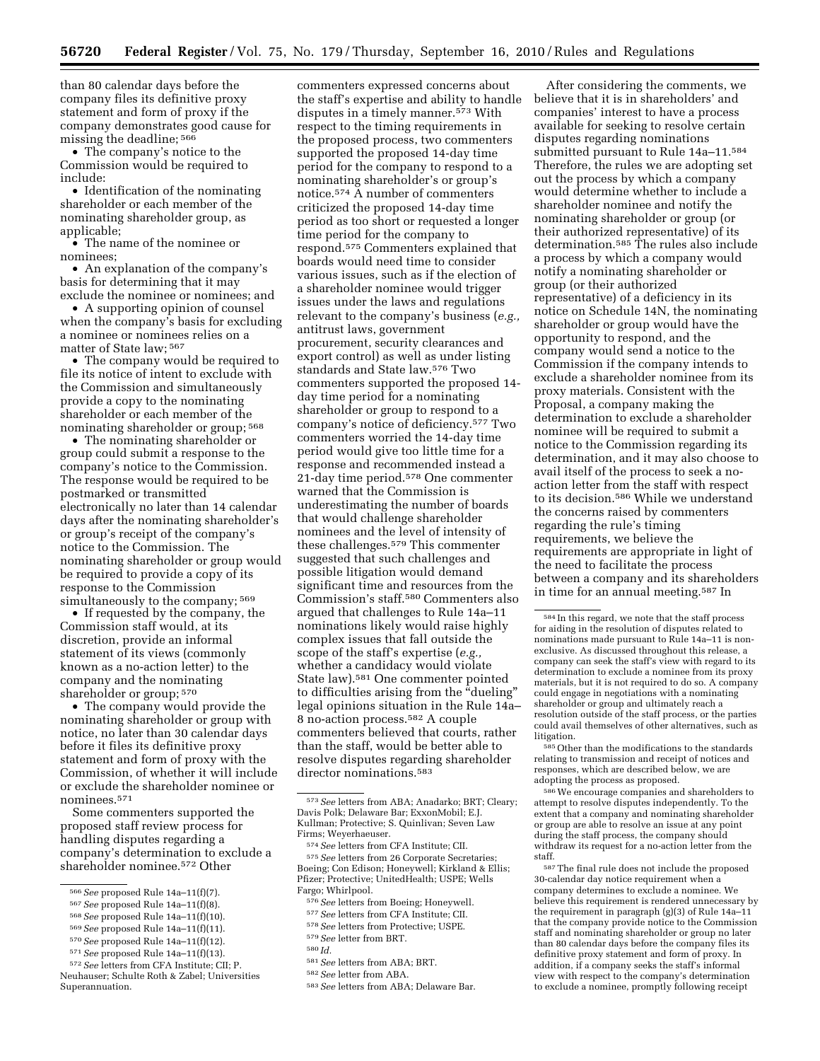than 80 calendar days before the company files its definitive proxy statement and form of proxy if the company demonstrates good cause for missing the deadline; [566]

- The company's notice to the Commission would be required to include:
- Identification of the nominating shareholder or each member of the nominating shareholder group, as applicable;
- The name of the nominee or nominees;
- An explanation of the company's basis for determining that it may exclude the nominee or nominees; and
- A supporting opinion of counsel when the company's basis for excluding a nominee or nominees relies on a matter of State law; [567]
- The company would be required to file its notice of intent to exclude with the Commission and simultaneously provide a copy to the nominating shareholder or each member of the nominating shareholder or group; [568]
- The nominating shareholder or group could submit a response to the company's notice to the Commission. The response would be required to be postmarked or transmitted electronically no later than 14 calendar days after the nominating shareholder's or group's receipt of the company's notice to the Commission. The nominating shareholder or group would be required to provide a copy of its response to the Commission simultaneously to the company; [569]
- If requested by the company, the Commission staff would, at its discretion, provide an informal statement of its views (commonly known as a no-action letter) to the company and the nominating shareholder or group; [570]
- The company would provide the nominating shareholder or group with notice, no later than 30 calendar days before it files its definitive proxy statement and form of proxy with the Commission, of whether it will include or exclude the shareholder nominee or nominees. [571]

Some commenters supported the proposed staff review process for handling disputes regarding a company's determination to exclude a shareholder nominee. [572] Other commenters expressed concerns about the staff's expertise and ability to handle disputes in a timely manner. [573] With respect to the timing requirements in the proposed process, two commenters supported the proposed 14-day time period for the company to respond to a nominating shareholder's or group's notice. [574] A number of commenters criticized the proposed 14-day time period as too short or requested a longer time period for the company to respond. [575] Commenters explained that boards would need time to consider various issues, such as if the election of a shareholder nominee would trigger issues under the laws and regulations relevant to the company's business (*e.g.,* antitrust laws, government procurement, security clearances and export control) as well as under listing standards and State law. [576] Two commenters supported the proposed 14-day time period for a nominating shareholder or group to respond to a company's notice of deficiency. [577] Two commenters worried the 14-day time period would give too little time for a response and recommended instead a 21-day time period. [578] One commenter warned that the Commission is underestimating the number of boards that would challenge shareholder nominees and the level of intensity of these challenges. [579] This commenter suggested that such challenges and possible litigation would demand significant time and resources from the Commission's staff. [580] Commenters also argued that challenges to Rule 14a–11 nominations likely would raise highly complex issues that fall outside the scope of the staff's expertise (*e.g.,* whether a candidacy would violate State law). [581] One commenter pointed to difficulties arising from the "dueling" legal opinions situation in the Rule 14a–8 no-action process. [582] A couple commenters believed that courts, rather than the staff, would be better able to resolve disputes regarding shareholder director nominations. [583]

After considering the comments, we believe that it is in shareholders' and companies' interest to have a process available for seeking to resolve certain disputes regarding nominations submitted pursuant to Rule 14a–11. [584] Therefore, the rules we are adopting set out the process by which a company would determine whether to include a shareholder nominee and notify the nominating shareholder or group (or their authorized representative) of its determination. [585] The rules also include a process by which a company would notify a nominating shareholder or group (or their authorized representative) of a deficiency in its notice on Schedule 14N, the nominating shareholder or group would have the opportunity to respond, and the company would send a notice to the Commission if the company intends to exclude a shareholder nominee from its proxy materials. Consistent with the Proposal, a company making the determination to exclude a shareholder nominee will be required to submit a notice to the Commission regarding its determination, and it may also choose to avail itself of the process to seek a no-action letter from the staff with respect to its decision. [586] While we understand the concerns raised by commenters regarding the rule's timing requirements, we believe the requirements are appropriate in light of the need to facilitate the process between a company and its shareholders in time for an annual meeting. [587] In

---

[566] *See* proposed Rule 14a–11(f)(7).

[567] *See* proposed Rule 14a–11(f)(8).

[568] *See* proposed Rule 14a–11(f)(10).

[569] *See* proposed Rule 14a–11(f)(11).

[570] *See* proposed Rule 14a–11(f)(12).

[571] *See* proposed Rule 14a–11(f)(13).

[572] *See* letters from CFA Institute; CII; P. Neuhauser; Schulte Roth & Zabel; Universities Superannuation.

[573] *See* letters from ABA; Anadarko; BRT; Cleary; Davis Polk; Delaware Bar; ExxonMobil; E.J. Kullman; Protective; S. Quinlivan; Seven Law Firms; Weyerhaeuser.

[574] *See* letters from CFA Institute; CII.

[575] *See* letters from 26 Corporate Secretaries; Boeing; Con Edison; Honeywell; Kirkland & Ellis; Pfizer; Protective; UnitedHealth; USPE; Wells Fargo; Whirlpool.

[576] *See* letters from Boeing; Honeywell.

[577] *See* letters from CFA Institute; CII.

[578] *See* letters from Protective; USPE.

[579] *See* letter from BRT.

[580] *Id.*

[581] *See* letters from ABA; BRT.

[582] *See* letter from ABA.

[583] *See* letters from ABA; Delaware Bar.

[584] In this regard, we note that the staff process for aiding in the resolution of disputes related to nominations made pursuant to Rule 14a–11 is non-exclusive. As discussed throughout this release, a company can seek the staff's view with regard to its determination to exclude a nominee from its proxy materials, but it is not required to do so. A company could engage in negotiations with a nominating shareholder or group and ultimately reach a resolution outside of the staff process, or the parties could avail themselves of other alternatives, such as litigation.

[585] Other than the modifications to the standards relating to transmission and receipt of notices and responses, which are described below, we are adopting the process as proposed.

[586] We encourage companies and shareholders to attempt to resolve disputes independently. To the extent that a company and nominating shareholder or group are able to resolve an issue at any point during the staff process, the company should withdraw its request for a no-action letter from the staff.

[587] The final rule does not include the proposed 30-calendar day notice requirement when a company determines to exclude a nominee. We believe this requirement is rendered unnecessary by the requirement in paragraph (g)(3) of Rule 14a–11 that the company provide notice to the Commission staff and nominating shareholder or group no later than 80 calendar days before the company files its definitive proxy statement and form of proxy. In addition, if a company seeks the staff's informal view with respect to the company's determination to exclude a nominee, promptly following receipt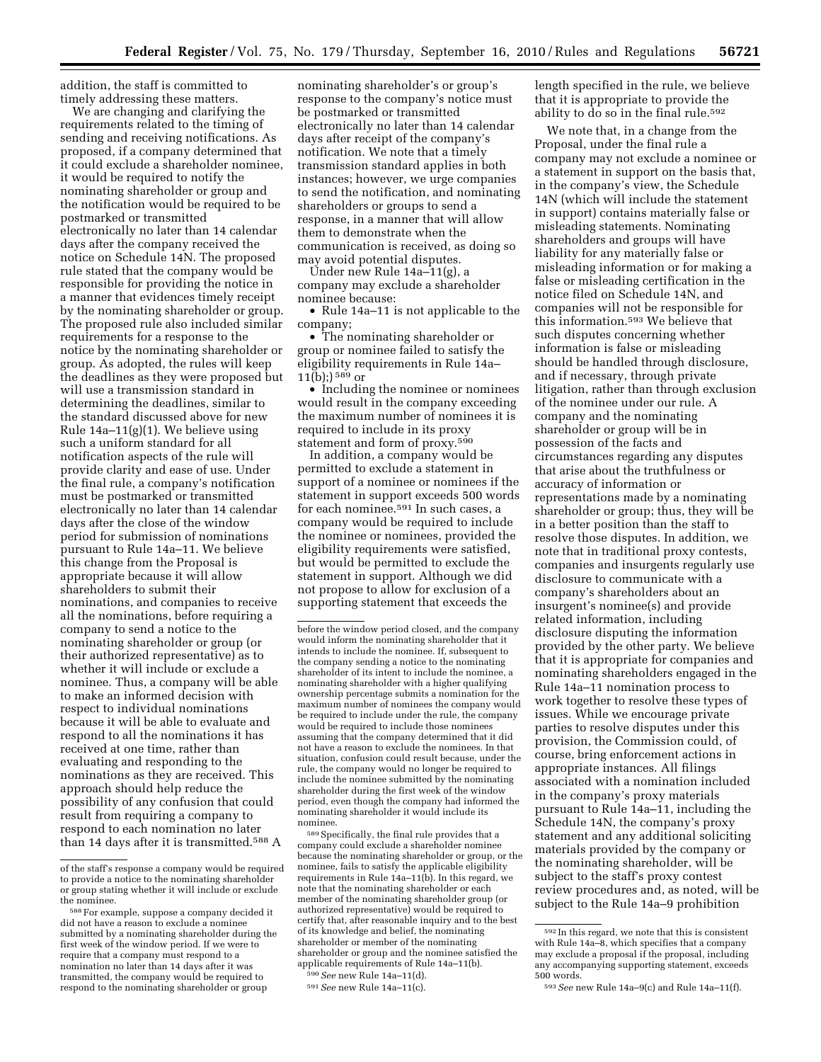addition, the staff is committed to timely addressing these matters.

We are changing and clarifying the requirements related to the timing of sending and receiving notifications. As proposed, if a company determined that it could exclude a shareholder nominee, it would be required to notify the nominating shareholder or group and the notification would be required to be postmarked or transmitted electronically no later than 14 calendar days after the company received the notice on Schedule 14N. The proposed rule stated that the company would be responsible for providing the notice in a manner that evidences timely receipt by the nominating shareholder or group. The proposed rule also included similar requirements for a response to the notice by the nominating shareholder or group. As adopted, the rules will keep the deadlines as they were proposed but will use a transmission standard in determining the deadlines, similar to the standard discussed above for new Rule 14a–11(g)(1). We believe using such a uniform standard for all notification aspects of the rule will provide clarity and ease of use. Under the final rule, a company's notification must be postmarked or transmitted electronically no later than 14 calendar days after the close of the window period for submission of nominations pursuant to Rule 14a–11. We believe this change from the Proposal is appropriate because it will allow shareholders to submit their nominations, and companies to receive all the nominations, before requiring a company to send a notice to the nominating shareholder or group (or their authorized representative) as to whether it will include or exclude a nominee. Thus, a company will be able to make an informed decision with respect to individual nominations because it will be able to evaluate and respond to all the nominations it has received at one time, rather than evaluating and responding to the nominations as they are received. This approach should help reduce the possibility of any confusion that could result from requiring a company to respond to each nomination no later than 14 days after it is transmitted.[588] A nominating shareholder's or group's response to the company's notice must be postmarked or transmitted electronically no later than 14 calendar days after receipt of the company's notification. We note that a timely transmission standard applies in both instances; however, we urge companies to send the notification, and nominating shareholders or groups to send a response, in a manner that will allow them to demonstrate when the communication is received, as doing so may avoid potential disputes.

Under new Rule 14a–11(g), a company may exclude a shareholder nominee because:

- Rule 14a–11 is not applicable to the company;
- The nominating shareholder or group or nominee failed to satisfy the eligibility requirements in Rule 14a–11(b);)[589] or
- Including the nominee or nominees would result in the company exceeding the maximum number of nominees it is required to include in its proxy statement and form of proxy.[590]

In addition, a company would be permitted to exclude a statement in support of a nominee or nominees if the statement in support exceeds 500 words for each nominee.[591] In such cases, a company would be required to include the nominee or nominees, provided the eligibility requirements were satisfied, but would be permitted to exclude the statement in support. Although we did not propose to allow for exclusion of a supporting statement that exceeds the length specified in the rule, we believe that it is appropriate to provide the ability to do so in the final rule.[592]

We note that, in a change from the Proposal, under the final rule a company may not exclude a nominee or a statement in support on the basis that, in the company's view, the Schedule 14N (which will include the statement in support) contains materially false or misleading statements. Nominating shareholders and groups will have liability for any materially false or misleading information or for making a false or misleading certification in the notice filed on Schedule 14N, and companies will not be responsible for this information.[593] We believe that such disputes concerning whether information is false or misleading should be handled through disclosure, and if necessary, through private litigation, rather than through exclusion of the nominee under our rule. A company and the nominating shareholder or group will be in possession of the facts and circumstances regarding any disputes that arise about the truthfulness or accuracy of information or representations made by a nominating shareholder or group; thus, they will be in a better position than the staff to resolve those disputes. In addition, we note that in traditional proxy contests, companies and insurgents regularly use disclosure to communicate with a company's shareholders about an insurgent's nominee(s) and provide related information, including disclosure disputing the information provided by the other party. We believe that it is appropriate for companies and nominating shareholders engaged in the Rule 14a–11 nomination process to work together to resolve these types of issues. While we encourage private parties to resolve disputes under this provision, the Commission could, of course, bring enforcement actions in appropriate instances. All filings associated with a nomination included in the company's proxy materials pursuant to Rule 14a–11, including the Schedule 14N, the company's proxy statement and any additional soliciting materials provided by the company or the nominating shareholder, will be subject to the staff's proxy contest review procedures and, as noted, will be subject to the Rule 14a–9 prohibition

---

of the staff's response a company would be required to provide a notice to the nominating shareholder or group stating whether it will include or exclude the nominee.

[588] For example, suppose a company decided it did not have a reason to exclude a nominee submitted by a nominating shareholder during the first week of the window period. If we were to require that a company must respond to a nomination no later than 14 days after it was transmitted, the company would be required to respond to the nominating shareholder or group before the window period closed, and the company would inform the nominating shareholder that it intends to include the nominee. If, subsequent to the company sending a notice to the nominating shareholder of its intent to include the nominee, a nominating shareholder with a higher qualifying ownership percentage submits a nomination for the maximum number of nominees the company would be required to include under the rule, the company would be required to include those nominees assuming that the company determined that it did not have a reason to exclude the nominees. In that situation, confusion could result because, under the rule, the company would no longer be required to include the nominee submitted by the nominating shareholder during the first week of the window period, even though the company had informed the nominating shareholder it would include its nominee.

[589] Specifically, the final rule provides that a company could exclude a shareholder nominee because the nominating shareholder or group, or the nominee, fails to satisfy the applicable eligibility requirements in Rule 14a–11(b). In this regard, we note that the nominating shareholder or each member of the nominating shareholder group (or authorized representative) would be required to certify that, after reasonable inquiry and to the best of its knowledge and belief, the nominating shareholder or member of the nominating shareholder or group and the nominee satisfied the applicable requirements of Rule 14a–11(b).

[590] *See* new Rule 14a–11(d).

[591] *See* new Rule 14a–11(c).

[592] In this regard, we note that this is consistent with Rule 14a–8, which specifies that a company may exclude a proposal if the proposal, including any accompanying supporting statement, exceeds 500 words.

[593] *See* new Rule 14a–9(c) and Rule 14a–11(f).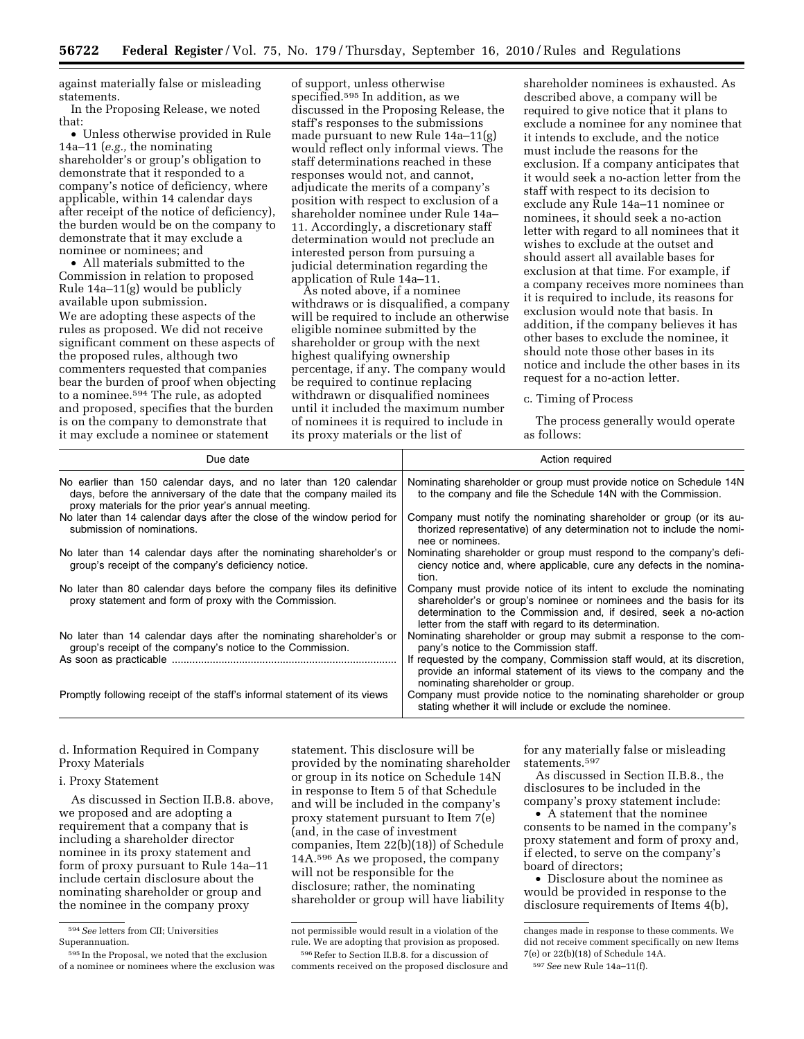against materially false or misleading statements.

In the Proposing Release, we noted that:

• Unless otherwise provided in Rule 14a–11 (*e.g.,* the nominating shareholder's or group's obligation to demonstrate that it responded to a company's notice of deficiency, where applicable, within 14 calendar days after receipt of the notice of deficiency), the burden would be on the company to demonstrate that it may exclude a nominee or nominees; and

• All materials submitted to the Commission in relation to proposed Rule 14a–11(g) would be publicly available upon submission.

We are adopting these aspects of the rules as proposed. We did not receive significant comment on these aspects of the proposed rules, although two commenters requested that companies bear the burden of proof when objecting to a nominee.[594] The rule, as adopted and proposed, specifies that the burden is on the company to demonstrate that it may exclude a nominee or statement of support, unless otherwise specified.[595] In addition, as we discussed in the Proposing Release, the staff's responses to the submissions made pursuant to new Rule 14a–11(g) would reflect only informal views. The staff determinations reached in these responses would not, and cannot, adjudicate the merits of a company's position with respect to exclusion of a shareholder nominee under Rule 14a–11. Accordingly, a discretionary staff determination would not preclude an interested person from pursuing a judicial determination regarding the application of Rule 14a–11.

As noted above, if a nominee withdraws or is disqualified, a company will be required to include an otherwise eligible nominee submitted by the shareholder or group with the next highest qualifying ownership percentage, if any. The company would be required to continue replacing withdrawn or disqualified nominees until it included the maximum number of nominees it is required to include in its proxy materials or the list of shareholder nominees is exhausted. As described above, a company will be required to give notice that it plans to exclude a nominee for any nominee that it intends to exclude, and the notice must include the reasons for the exclusion. If a company anticipates that it would seek a no-action letter from the staff with respect to its decision to exclude any Rule 14a–11 nominee or nominees, it should seek a no-action letter with regard to all nominees that it wishes to exclude at the outset and should assert all available bases for exclusion at that time. For example, if a company receives more nominees than it is required to include, its reasons for exclusion would note that basis. In addition, if the company believes it has other bases to exclude the nominee, it should note those other bases in its notice and include the other bases in its request for a no-action letter.

c. Timing of Process

The process generally would operate as follows:

| Due date | Action required |
|---|---|
| No earlier than 150 calendar days, and no later than 120 calendar days, before the anniversary of the date that the company mailed its proxy materials for the prior year's annual meeting. | Nominating shareholder or group must provide notice on Schedule 14N to the company and file the Schedule 14N with the Commission. |
| No later than 14 calendar days after the close of the window period for submission of nominations. | Company must notify the nominating shareholder or group (or its authorized representative) of any determination not to include the nominee or nominees. |
| No later than 14 calendar days after the nominating shareholder's or group's receipt of the company's deficiency notice. | Nominating shareholder or group must respond to the company's deficiency notice and, where applicable, cure any defects in the nomination. |
| No later than 80 calendar days before the company files its definitive proxy statement and form of proxy with the Commission. | Company must provide notice of its intent to exclude the nominating shareholder's or group's nominee or nominees and the basis for its determination to the Commission and, if desired, seek a no-action letter from the staff with regard to its determination. |
| No later than 14 calendar days after the nominating shareholder's or group's receipt of the company's notice to the Commission. | Nominating shareholder or group may submit a response to the company's notice to the Commission staff. |
| As soon as practicable | If requested by the company, Commission staff would, at its discretion, provide an informal statement of its views to the company and the nominating shareholder or group. |
| Promptly following receipt of the staff's informal statement of its views | Company must provide notice to the nominating shareholder or group stating whether it will include or exclude the nominee. |

d. Information Required in Company Proxy Materials

i. Proxy Statement

As discussed in Section II.B.8. above, we proposed and are adopting a requirement that a company that is including a shareholder director nominee in its proxy statement and form of proxy pursuant to Rule 14a–11 include certain disclosure about the nominating shareholder or group and the nominee in the company proxy statement. This disclosure will be provided by the nominating shareholder or group in its notice on Schedule 14N in response to Item 5 of that Schedule and will be included in the company's proxy statement pursuant to Item 7(e) (and, in the case of investment companies, Item 22(b)(18)) of Schedule 14A.[596] As we proposed, the company will not be responsible for the disclosure; rather, the nominating shareholder or group will have liability for any materially false or misleading statements.[597]

As discussed in Section II.B.8., the disclosures to be included in the company's proxy statement include:

• A statement that the nominee consents to be named in the company's proxy statement and form of proxy and, if elected, to serve on the company's board of directors;

• Disclosure about the nominee as would be provided in response to the disclosure requirements of Items 4(b),

[594] *See* letters from CII; Universities Superannuation.

[595] In the Proposal, we noted that the exclusion of a nominee or nominees where the exclusion was not permissible would result in a violation of the rule. We are adopting that provision as proposed.

[596] Refer to Section II.B.8. for a discussion of comments received on the proposed disclosure and changes made in response to these comments. We did not receive comment specifically on new Items 7(e) or 22(b)(18) of Schedule 14A.

[597] *See* new Rule 14a–11(f).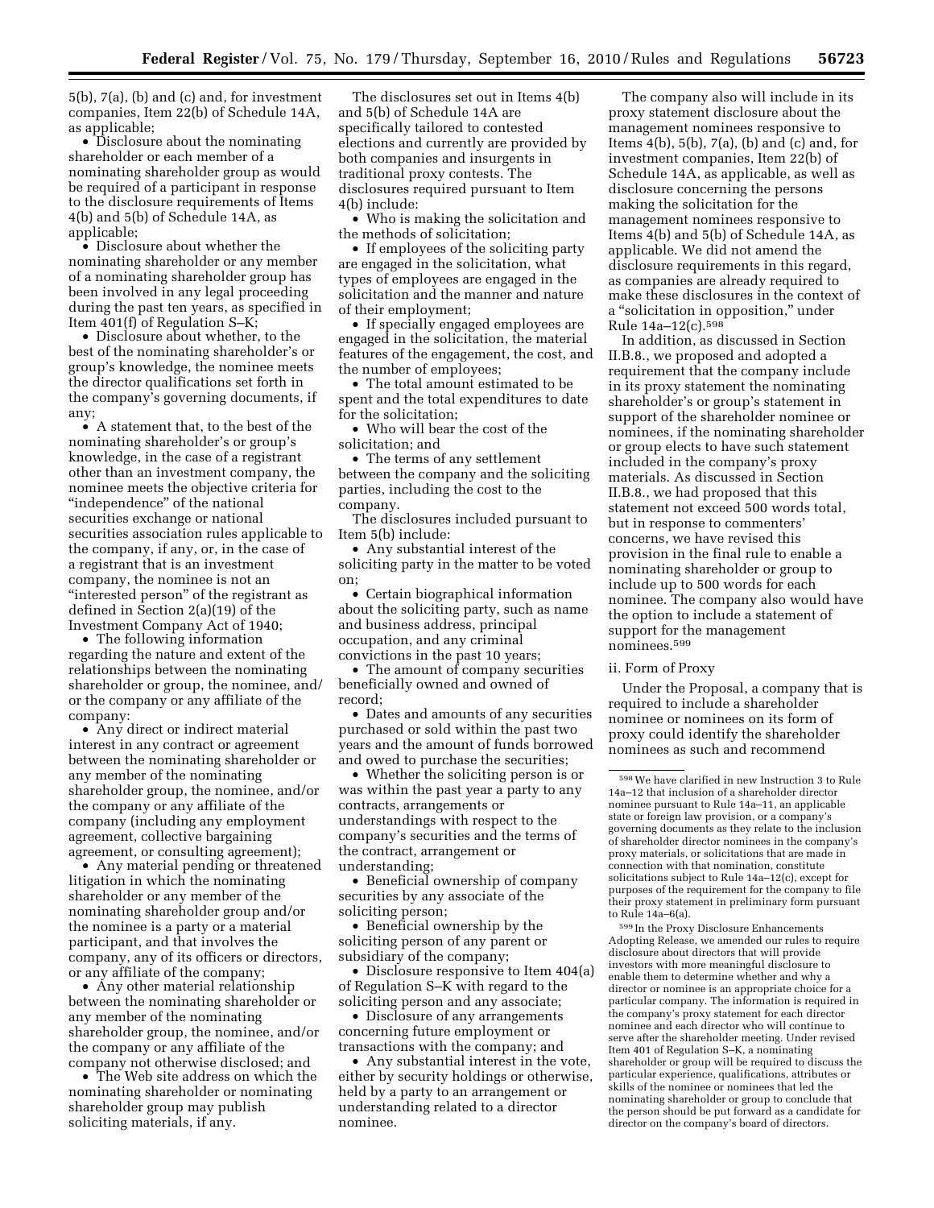5(b), 7(a), (b) and (c) and, for investment companies, Item 22(b) of Schedule 14A, as applicable;

- Disclosure about the nominating shareholder or each member of a nominating shareholder group as would be required of a participant in response to the disclosure requirements of Items 4(b) and 5(b) of Schedule 14A, as applicable;
- Disclosure about whether the nominating shareholder or any member of a nominating shareholder group has been involved in any legal proceeding during the past ten years, as specified in Item 401(f) of Regulation S–K;
- Disclosure about whether, to the best of the nominating shareholder's or group's knowledge, the nominee meets the director qualifications set forth in the company's governing documents, if any;
- A statement that, to the best of the nominating shareholder's or group's knowledge, in the case of a registrant other than an investment company, the nominee meets the objective criteria for "independence" of the national securities exchange or national securities association rules applicable to the company, if any, or, in the case of a registrant that is an investment company, the nominee is not an "interested person" of the registrant as defined in Section 2(a)(19) of the Investment Company Act of 1940;
- The following information regarding the nature and extent of the relationships between the nominating shareholder or group, the nominee, and/or the company or any affiliate of the company:
- Any direct or indirect material interest in any contract or agreement between the nominating shareholder or any member of the nominating shareholder group, the nominee, and/or the company or any affiliate of the company (including any employment agreement, collective bargaining agreement, or consulting agreement);
- Any material pending or threatened litigation in which the nominating shareholder or any member of the nominating shareholder group and/or the nominee is a party or a material participant, and that involves the company, any of its officers or directors, or any affiliate of the company;
- Any other material relationship between the nominating shareholder or any member of the nominating shareholder group, the nominee, and/or the company or any affiliate of the company not otherwise disclosed; and
- The Web site address on which the nominating shareholder or nominating shareholder group may publish soliciting materials, if any.

The disclosures set out in Items 4(b) and 5(b) of Schedule 14A are specifically tailored to contested elections and currently are provided by both companies and insurgents in traditional proxy contests. The disclosures required pursuant to Item 4(b) include:

- Who is making the solicitation and the methods of solicitation;
- If employees of the soliciting party are engaged in the solicitation, what types of employees are engaged in the solicitation and the manner and nature of their employment;
- If specially engaged employees are engaged in the solicitation, the material features of the engagement, the cost, and the number of employees;
- The total amount estimated to be spent and the total expenditures to date for the solicitation;
- Who will bear the cost of the solicitation; and
- The terms of any settlement between the company and the soliciting parties, including the cost to the company.

The disclosures included pursuant to Item 5(b) include:

- Any substantial interest of the soliciting party in the matter to be voted on;
- Certain biographical information about the soliciting party, such as name and business address, principal occupation, and any criminal convictions in the past 10 years;
- The amount of company securities beneficially owned and owned of record;
- Dates and amounts of any securities purchased or sold within the past two years and the amount of funds borrowed and owed to purchase the securities;
- Whether the soliciting person is or was within the past year a party to any contracts, arrangements or understandings with respect to the company's securities and the terms of the contract, arrangement or understanding;
- Beneficial ownership of company securities by any associate of the soliciting person;
- Beneficial ownership by the soliciting person of any parent or subsidiary of the company;
- Disclosure responsive to Item 404(a) of Regulation S–K with regard to the soliciting person and any associate;
- Disclosure of any arrangements concerning future employment or transactions with the company; and
- Any substantial interest in the vote, either by security holdings or otherwise, held by a party to an arrangement or understanding related to a director nominee.

The company also will include in its proxy statement disclosure about the management nominees responsive to Items 4(b), 5(b), 7(a), (b) and (c) and, for investment companies, Item 22(b) of Schedule 14A, as applicable, as well as disclosure concerning the persons making the solicitation for the management nominees responsive to Items 4(b) and 5(b) of Schedule 14A, as applicable. We did not amend the disclosure requirements in this regard, as companies are already required to make these disclosures in the context of a "solicitation in opposition," under Rule 14a–12(c).[598]

In addition, as discussed in Section II.B.8., we proposed and adopted a requirement that the company include in its proxy statement the nominating shareholder's or group's statement in support of the shareholder nominee or nominees, if the nominating shareholder or group elects to have such statement included in the company's proxy materials. As discussed in Section II.B.8., we had proposed that this statement not exceed 500 words total, but in response to commenters' concerns, we have revised this provision in the final rule to enable a nominating shareholder or group to include up to 500 words for each nominee. The company also would have the option to include a statement of support for the management nominees.[599]

ii. Form of Proxy

Under the Proposal, a company that is required to include a shareholder nominee or nominees on its form of proxy could identify the shareholder nominees as such and recommend

---

[598] We have clarified in new Instruction 3 to Rule 14a–12 that inclusion of a shareholder director nominee pursuant to Rule 14a–11, an applicable state or foreign law provision, or a company's governing documents as they relate to the inclusion of shareholder director nominees in the company's proxy materials, or solicitations that are made in connection with that nomination, constitute solicitations subject to Rule 14a–12(c), except for purposes of the requirement for the company to file their proxy statement in preliminary form pursuant to Rule 14a–6(a).

[599] In the Proxy Disclosure Enhancements Adopting Release, we amended our rules to require disclosure about directors that will provide investors with more meaningful disclosure to enable them to determine whether and why a director or nominee is an appropriate choice for a particular company. The information is required in the company's proxy statement for each director nominee and each director who will continue to serve after the shareholder meeting. Under revised Item 401 of Regulation S–K, a nominating shareholder or group will be required to discuss the particular experience, qualifications, attributes or skills of the nominee or nominees that led the nominating shareholder or group to conclude that the person should be put forward as a candidate for director on the company's board of directors.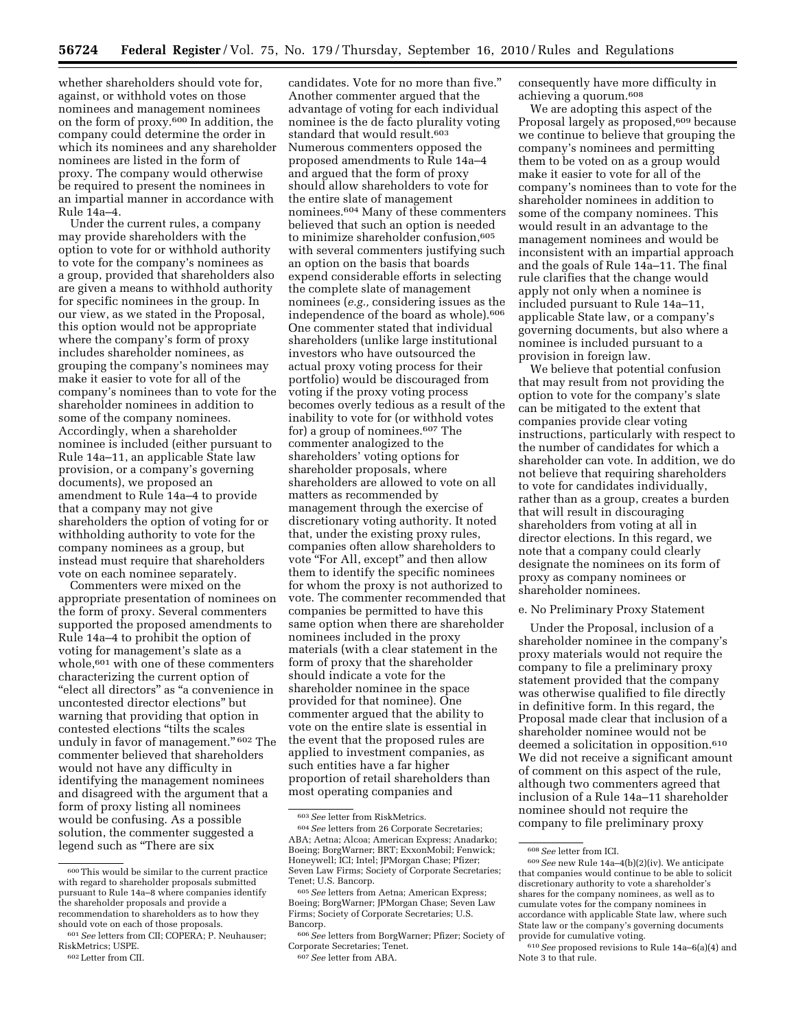whether shareholders should vote for, against, or withhold votes on those nominees and management nominees on the form of proxy.[600] In addition, the company could determine the order in which its nominees and any shareholder nominees are listed in the form of proxy. The company would otherwise be required to present the nominees in an impartial manner in accordance with Rule 14a–4.

Under the current rules, a company may provide shareholders with the option to vote for or withhold authority to vote for the company's nominees as a group, provided that shareholders also are given a means to withhold authority for specific nominees in the group. In our view, as we stated in the Proposal, this option would not be appropriate where the company's form of proxy includes shareholder nominees, as grouping the company's nominees may make it easier to vote for all of the company's nominees than to vote for the shareholder nominees in addition to some of the company nominees. Accordingly, when a shareholder nominee is included (either pursuant to Rule 14a–11, an applicable State law provision, or a company's governing documents), we proposed an amendment to Rule 14a–4 to provide that a company may not give shareholders the option of voting for or withholding authority to vote for the company nominees as a group, but instead must require that shareholders vote on each nominee separately.

Commenters were mixed on the appropriate presentation of nominees on the form of proxy. Several commenters supported the proposed amendments to Rule 14a–4 to prohibit the option of voting for management's slate as a whole,[601] with one of these commenters characterizing the current option of "elect all directors" as "a convenience in uncontested director elections" but warning that providing that option in contested elections "tilts the scales unduly in favor of management." [602] The commenter believed that shareholders would not have any difficulty in identifying the management nominees and disagreed with the argument that a form of proxy listing all nominees would be confusing. As a possible solution, the commenter suggested a legend such as "There are six candidates. Vote for no more than five." Another commenter argued that the advantage of voting for each individual nominee is the de facto plurality voting standard that would result.[603] Numerous commenters opposed the proposed amendments to Rule 14a–4 and argued that the form of proxy should allow shareholders to vote for the entire slate of management nominees.[604] Many of these commenters believed that such an option is needed to minimize shareholder confusion,[605] with several commenters justifying such an option on the basis that boards expend considerable efforts in selecting the complete slate of management nominees (*e.g.,* considering issues as the independence of the board as whole).[606] One commenter stated that individual shareholders (unlike large institutional investors who have outsourced the actual proxy voting process for their portfolio) would be discouraged from voting if the proxy voting process becomes overly tedious as a result of the inability to vote for (or withhold votes for) a group of nominees.[607] The commenter analogized to the shareholders' voting options for shareholder proposals, where shareholders are allowed to vote on all matters as recommended by management through the exercise of discretionary voting authority. It noted that, under the existing proxy rules, companies often allow shareholders to vote "For All, except" and then allow them to identify the specific nominees for whom the proxy is not authorized to vote. The commenter recommended that companies be permitted to have this same option when there are shareholder nominees included in the proxy materials (with a clear statement in the form of proxy that the shareholder should indicate a vote for the shareholder nominee in the space provided for that nominee). One commenter argued that the ability to vote on the entire slate is essential in the event that the proposed rules are applied to investment companies, as such entities have a far higher proportion of retail shareholders than most operating companies and consequently have more difficulty in achieving a quorum.[608]

We are adopting this aspect of the Proposal largely as proposed,[609] because we continue to believe that grouping the company's nominees and permitting them to be voted on as a group would make it easier to vote for all of the company's nominees than to vote for the shareholder nominees in addition to some of the company nominees. This would result in an advantage to the management nominees and would be inconsistent with an impartial approach and the goals of Rule 14a–11. The final rule clarifies that the change would apply not only when a nominee is included pursuant to Rule 14a–11, applicable State law, or a company's governing documents, but also where a nominee is included pursuant to a provision in foreign law.

We believe that potential confusion that may result from not providing the option to vote for the company's slate can be mitigated to the extent that companies provide clear voting instructions, particularly with respect to the number of candidates for which a shareholder can vote. In addition, we do not believe that requiring shareholders to vote for candidates individually, rather than as a group, creates a burden that will result in discouraging shareholders from voting at all in director elections. In this regard, we note that a company could clearly designate the nominees on its form of proxy as company nominees or shareholder nominees.

e. No Preliminary Proxy Statement

Under the Proposal, inclusion of a shareholder nominee in the company's proxy materials would not require the company to file a preliminary proxy statement provided that the company was otherwise qualified to file directly in definitive form. In this regard, the Proposal made clear that inclusion of a shareholder nominee would not be deemed a solicitation in opposition.[610] We did not receive a significant amount of comment on this aspect of the rule, although two commenters agreed that inclusion of a Rule 14a–11 shareholder nominee should not require the company to file preliminary proxy

---

[600] This would be similar to the current practice with regard to shareholder proposals submitted pursuant to Rule 14a–8 where companies identify the shareholder proposals and provide a recommendation to shareholders as to how they should vote on each of those proposals.

[601] *See* letters from CII; COPERA; P. Neuhauser; RiskMetrics; USPE.

[602] Letter from CII.

[603] *See* letter from RiskMetrics.

[604] *See* letters from 26 Corporate Secretaries; ABA; Aetna; Alcoa; American Express; Anadarko; Boeing; BorgWarner; BRT; ExxonMobil; Fenwick; Honeywell; ICI; Intel; JPMorgan Chase; Pfizer; Seven Law Firms; Society of Corporate Secretaries; Tenet; U.S. Bancorp.

[605] *See* letters from Aetna; American Express; Boeing; BorgWarner; JPMorgan Chase; Seven Law Firms; Society of Corporate Secretaries; U.S. Bancorp.

[606] *See* letters from BorgWarner; Pfizer; Society of Corporate Secretaries; Tenet.

[607] *See* letter from ABA.

[608] *See* letter from ICI.

[609] *See* new Rule 14a–4(b)(2)(iv). We anticipate that companies would continue to be able to solicit discretionary authority to vote a shareholder's shares for the company nominees, as well as to cumulate votes for the company nominees in accordance with applicable State law, where such State law or the company's governing documents provide for cumulative voting.

[610] *See* proposed revisions to Rule 14a–6(a)(4) and Note 3 to that rule.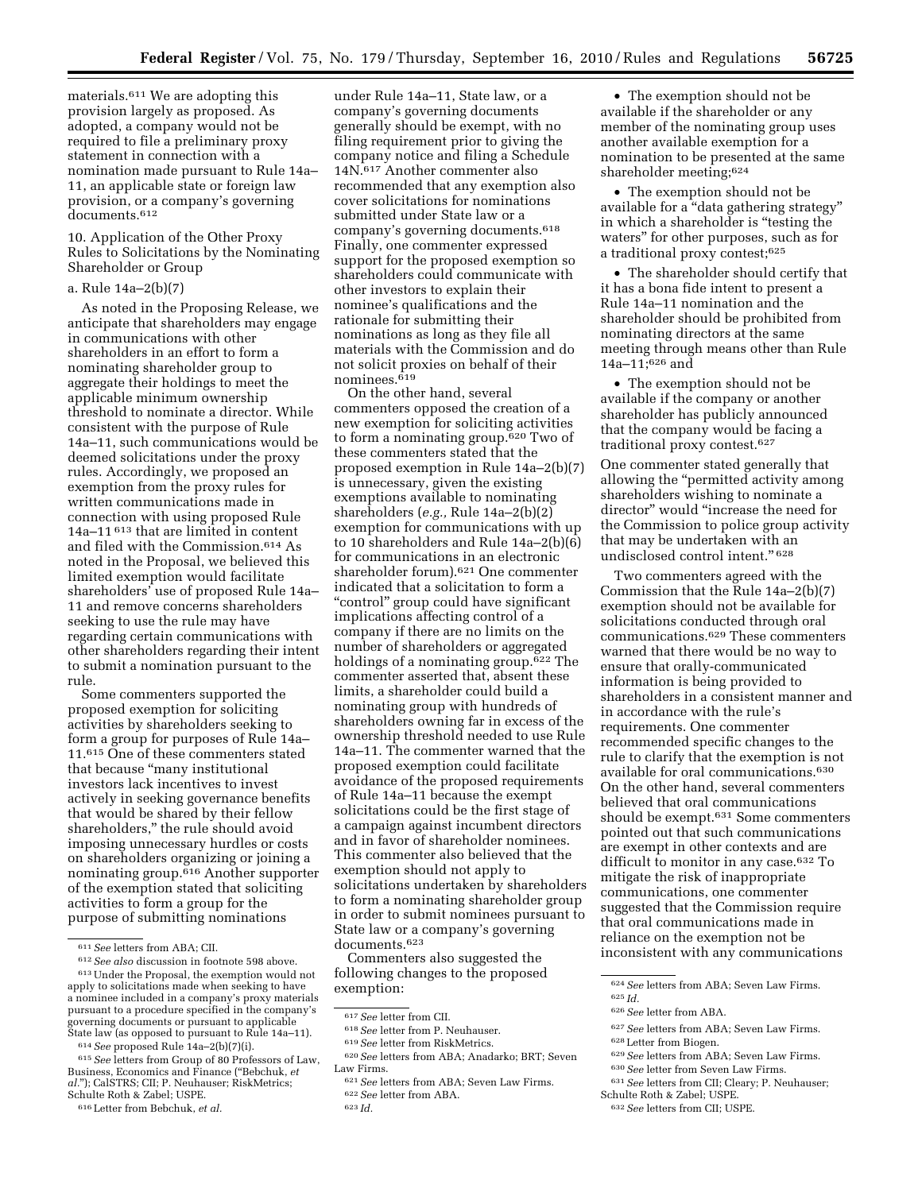materials.[611] We are adopting this provision largely as proposed. As adopted, a company would not be required to file a preliminary proxy statement in connection with a nomination made pursuant to Rule 14a–11, an applicable state or foreign law provision, or a company's governing documents.[612]

10. Application of the Other Proxy Rules to Solicitations by the Nominating Shareholder or Group

a. Rule 14a–2(b)(7)

As noted in the Proposing Release, we anticipate that shareholders may engage in communications with other shareholders in an effort to form a nominating shareholder group to aggregate their holdings to meet the applicable minimum ownership threshold to nominate a director. While consistent with the purpose of Rule 14a–11, such communications would be deemed solicitations under the proxy rules. Accordingly, we proposed an exemption from the proxy rules for written communications made in connection with using proposed Rule 14a–11 [613] that are limited in content and filed with the Commission.[614] As noted in the Proposal, we believed this limited exemption would facilitate shareholders' use of proposed Rule 14a–11 and remove concerns shareholders seeking to use the rule may have regarding certain communications with other shareholders regarding their intent to submit a nomination pursuant to the rule.

Some commenters supported the proposed exemption for soliciting activities by shareholders seeking to form a group for purposes of Rule 14a–11.[615] One of these commenters stated that because "many institutional investors lack incentives to invest actively in seeking governance benefits that would be shared by their fellow shareholders," the rule should avoid imposing unnecessary hurdles or costs on shareholders organizing or joining a nominating group.[616] Another supporter of the exemption stated that soliciting activities to form a group for the purpose of submitting nominations under Rule 14a–11, State law, or a company's governing documents generally should be exempt, with no filing requirement prior to giving the company notice and filing a Schedule 14N.[617] Another commenter also recommended that any exemption also cover solicitations for nominations submitted under State law or a company's governing documents.[618] Finally, one commenter expressed support for the proposed exemption so shareholders could communicate with other investors to explain their nominee's qualifications and the rationale for submitting their nominations as long as they file all materials with the Commission and do not solicit proxies on behalf of their nominees.[619]

On the other hand, several commenters opposed the creation of a new exemption for soliciting activities to form a nominating group.[620] Two of these commenters stated that the proposed exemption in Rule 14a–2(b)(7) is unnecessary, given the existing exemptions available to nominating shareholders (*e.g.,* Rule 14a–2(b)(2) exemption for communications with up to 10 shareholders and Rule 14a–2(b)(6) for communications in an electronic shareholder forum).[621] One commenter indicated that a solicitation to form a "control" group could have significant implications affecting control of a company if there are no limits on the number of shareholders or aggregated holdings of a nominating group.[622] The commenter asserted that, absent these limits, a shareholder could build a nominating group with hundreds of shareholders owning far in excess of the ownership threshold needed to use Rule 14a–11. The commenter warned that the proposed exemption could facilitate avoidance of the proposed requirements of Rule 14a–11 because the exempt solicitations could be the first stage of a campaign against incumbent directors and in favor of shareholder nominees. This commenter also believed that the exemption should not apply to solicitations undertaken by shareholders to form a nominating shareholder group in order to submit nominees pursuant to State law or a company's governing documents.[623]

Commenters also suggested the following changes to the proposed exemption:

- The exemption should not be available if the shareholder or any member of the nominating group uses another available exemption for a nomination to be presented at the same shareholder meeting;[624]
- The exemption should not be available for a "data gathering strategy" in which a shareholder is "testing the waters" for other purposes, such as for a traditional proxy contest;[625]
- The shareholder should certify that it has a bona fide intent to present a Rule 14a–11 nomination and the shareholder should be prohibited from nominating directors at the same meeting through means other than Rule 14a–11;[626] and
- The exemption should not be available if the company or another shareholder has publicly announced that the company would be facing a traditional proxy contest.[627]

One commenter stated generally that allowing the "permitted activity among shareholders wishing to nominate a director" would "increase the need for the Commission to police group activity that may be undertaken with an undisclosed control intent." [628]

Two commenters agreed with the Commission that the Rule 14a–2(b)(7) exemption should not be available for solicitations conducted through oral communications.[629] These commenters warned that there would be no way to ensure that orally-communicated information is being provided to shareholders in a consistent manner and in accordance with the rule's requirements. One commenter recommended specific changes to the rule to clarify that the exemption is not available for oral communications.[630] On the other hand, several commenters believed that oral communications should be exempt.[631] Some commenters pointed out that such communications are exempt in other contexts and are difficult to monitor in any case.[632] To mitigate the risk of inappropriate communications, one commenter suggested that the Commission require that oral communications made in reliance on the exemption not be inconsistent with any communications

---

[611] *See* letters from ABA; CII.

[612] *See also* discussion in footnote 598 above.

[613] Under the Proposal, the exemption would not apply to solicitations made when seeking to have a nominee included in a company's proxy materials pursuant to a procedure specified in the company's governing documents or pursuant to applicable State law (as opposed to pursuant to Rule 14a–11).

[614] *See* proposed Rule 14a–2(b)(7)(i).

[615] *See* letters from Group of 80 Professors of Law, Business, Economics and Finance ("Bebchuk, *et al.*"); CalSTRS; CII; P. Neuhauser; RiskMetrics; Schulte Roth & Zabel; USPE.

[616] Letter from Bebchuk, *et al.*

[617] *See* letter from CII.

[618] *See* letter from P. Neuhauser.

[619] *See* letter from RiskMetrics.

[620] *See* letters from ABA; Anadarko; BRT; Seven Law Firms.

[621] *See* letters from ABA; Seven Law Firms.

[622] *See* letter from ABA.

[623] *Id.*

[624] *See* letters from ABA; Seven Law Firms.

[625] *Id.*

[626] *See* letter from ABA.

[627] *See* letters from ABA; Seven Law Firms.

[628] Letter from Biogen.

[629] *See* letters from ABA; Seven Law Firms.

[630] *See* letter from Seven Law Firms.

[631] *See* letters from CII; Cleary; P. Neuhauser; Schulte Roth & Zabel; USPE.

[632] *See* letters from CII; USPE.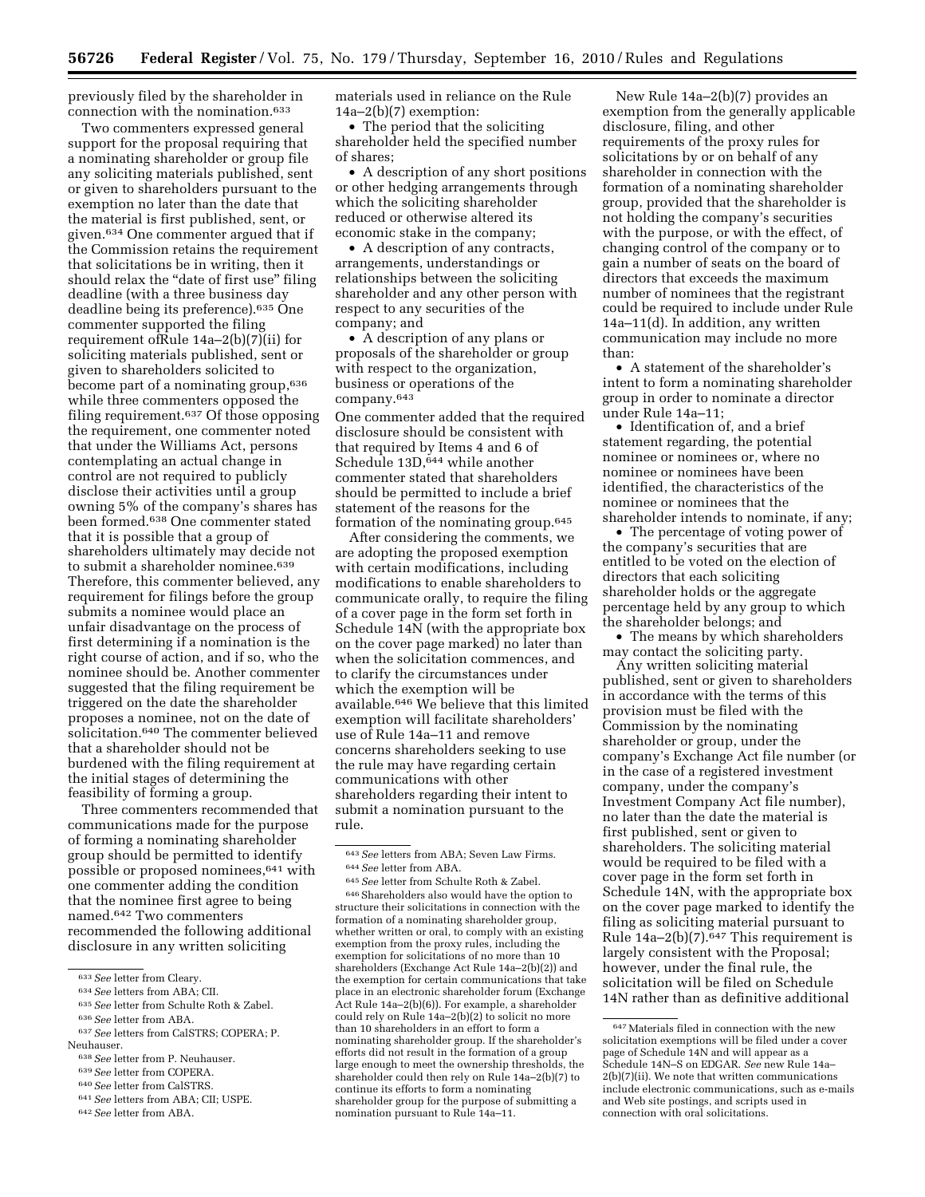previously filed by the shareholder in connection with the nomination.[633]

Two commenters expressed general support for the proposal requiring that a nominating shareholder or group file any soliciting materials published, sent or given to shareholders pursuant to the exemption no later than the date that the material is first published, sent, or given.[634] One commenter argued that if the Commission retains the requirement that solicitations be in writing, then it should relax the "date of first use" filing deadline (with a three business day deadline being its preference).[635] One commenter supported the filing requirement ofRule 14a–2(b)(7)(ii) for soliciting materials published, sent or given to shareholders solicited to become part of a nominating group,[636] while three commenters opposed the filing requirement.[637] Of those opposing the requirement, one commenter noted that under the Williams Act, persons contemplating an actual change in control are not required to publicly disclose their activities until a group owning 5% of the company's shares has been formed.[638] One commenter stated that it is possible that a group of shareholders ultimately may decide not to submit a shareholder nominee.[639] Therefore, this commenter believed, any requirement for filings before the group submits a nominee would place an unfair disadvantage on the process of first determining if a nomination is the right course of action, and if so, who the nominee should be. Another commenter suggested that the filing requirement be triggered on the date the shareholder proposes a nominee, not on the date of solicitation.[640] The commenter believed that a shareholder should not be burdened with the filing requirement at the initial stages of determining the feasibility of forming a group.

Three commenters recommended that communications made for the purpose of forming a nominating shareholder group should be permitted to identify possible or proposed nominees,[641] with one commenter adding the condition that the nominee first agree to being named.[642] Two commenters recommended the following additional disclosure in any written soliciting materials used in reliance on the Rule 14a–2(b)(7) exemption:

- The period that the soliciting shareholder held the specified number of shares;
- A description of any short positions or other hedging arrangements through which the soliciting shareholder reduced or otherwise altered its economic stake in the company;
- A description of any contracts, arrangements, understandings or relationships between the soliciting shareholder and any other person with respect to any securities of the company; and
- A description of any plans or proposals of the shareholder or group with respect to the organization, business or operations of the company.[643]

One commenter added that the required disclosure should be consistent with that required by Items 4 and 6 of Schedule 13D,[644] while another commenter stated that shareholders should be permitted to include a brief statement of the reasons for the formation of the nominating group.[645]

After considering the comments, we are adopting the proposed exemption with certain modifications, including modifications to enable shareholders to communicate orally, to require the filing of a cover page in the form set forth in Schedule 14N (with the appropriate box on the cover page marked) no later than when the solicitation commences, and to clarify the circumstances under which the exemption will be available.[646] We believe that this limited exemption will facilitate shareholders' use of Rule 14a–11 and remove concerns shareholders seeking to use the rule may have regarding certain communications with other shareholders regarding their intent to submit a nomination pursuant to the rule.

New Rule 14a–2(b)(7) provides an exemption from the generally applicable disclosure, filing, and other requirements of the proxy rules for solicitations by or on behalf of any shareholder in connection with the formation of a nominating shareholder group, provided that the shareholder is not holding the company's securities with the purpose, or with the effect, of changing control of the company or to gain a number of seats on the board of directors that exceeds the maximum number of nominees that the registrant could be required to include under Rule 14a–11(d). In addition, any written communication may include no more than:

- A statement of the shareholder's intent to form a nominating shareholder group in order to nominate a director under Rule 14a–11;
- Identification of, and a brief statement regarding, the potential nominee or nominees or, where no nominee or nominees have been identified, the characteristics of the nominee or nominees that the shareholder intends to nominate, if any;
- The percentage of voting power of the company's securities that are entitled to be voted on the election of directors that each soliciting shareholder holds or the aggregate percentage held by any group to which the shareholder belongs; and
- The means by which shareholders may contact the soliciting party.

Any written soliciting material published, sent or given to shareholders in accordance with the terms of this provision must be filed with the Commission by the nominating shareholder or group, under the company's Exchange Act file number (or in the case of a registered investment company, under the company's Investment Company Act file number), no later than the date the material is first published, sent or given to shareholders. The soliciting material would be required to be filed with a cover page in the form set forth in Schedule 14N, with the appropriate box on the cover page marked to identify the filing as soliciting material pursuant to Rule 14a–2(b)(7).[647] This requirement is largely consistent with the Proposal; however, under the final rule, the solicitation will be filed on Schedule 14N rather than as definitive additional

---

[633] *See* letter from Cleary.

[634] *See* letters from ABA; CII.

[635] *See* letter from Schulte Roth & Zabel.

[636] *See* letter from ABA.

[637] *See* letters from CalSTRS; COPERA; P. Neuhauser.

[638] *See* letter from P. Neuhauser.

[639] *See* letter from COPERA.

[640] *See* letter from CalSTRS.

[641] *See* letters from ABA; CII; USPE.

[642] *See* letter from ABA.

[643] *See* letters from ABA; Seven Law Firms.

[644] *See* letter from ABA.

[645] *See* letter from Schulte Roth & Zabel.

[646] Shareholders also would have the option to structure their solicitations in connection with the formation of a nominating shareholder group, whether written or oral, to comply with an existing exemption from the proxy rules, including the exemption for solicitations of no more than 10 shareholders (Exchange Act Rule 14a–2(b)(2)) and the exemption for certain communications that take place in an electronic shareholder forum (Exchange Act Rule 14a–2(b)(6)). For example, a shareholder could rely on Rule 14a–2(b)(2) to solicit no more than 10 shareholders in an effort to form a nominating shareholder group. If the shareholder's efforts did not result in the formation of a group large enough to meet the ownership thresholds, the shareholder could then rely on Rule 14a–2(b)(7) to continue its efforts to form a nominating shareholder group for the purpose of submitting a nomination pursuant to Rule 14a–11.

[647] Materials filed in connection with the new solicitation exemptions will be filed under a cover page of Schedule 14N and will appear as a Schedule 14N–S on EDGAR. *See* new Rule 14a–2(b)(7)(ii). We note that written communications include electronic communications, such as e-mails and Web site postings, and scripts used in connection with oral solicitations.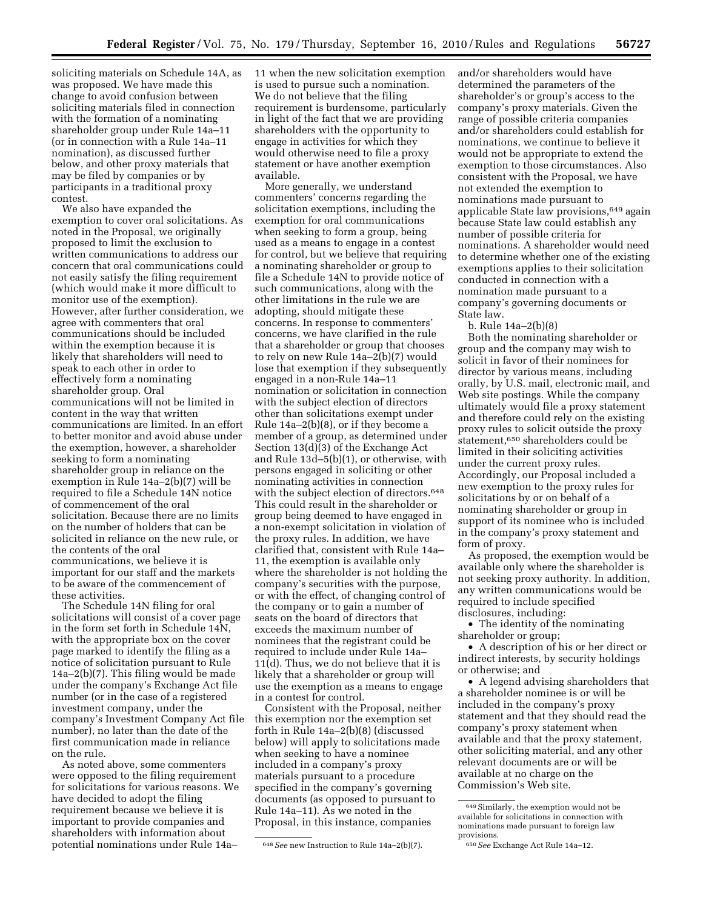soliciting materials on Schedule 14A, as was proposed. We have made this change to avoid confusion between soliciting materials filed in connection with the formation of a nominating shareholder group under Rule 14a–11 (or in connection with a Rule 14a–11 nomination), as discussed further below, and other proxy materials that may be filed by companies or by participants in a traditional proxy contest.

We also have expanded the exemption to cover oral solicitations. As noted in the Proposal, we originally proposed to limit the exclusion to written communications to address our concern that oral communications could not easily satisfy the filing requirement (which would make it more difficult to monitor use of the exemption). However, after further consideration, we agree with commenters that oral communications should be included within the exemption because it is likely that shareholders will need to speak to each other in order to effectively form a nominating shareholder group. Oral communications will not be limited in content in the way that written communications are limited. In an effort to better monitor and avoid abuse under the exemption, however, a shareholder seeking to form a nominating shareholder group in reliance on the exemption in Rule 14a–2(b)(7) will be required to file a Schedule 14N notice of commencement of the oral solicitation. Because there are no limits on the number of holders that can be solicited in reliance on the new rule, or the contents of the oral communications, we believe it is important for our staff and the markets to be aware of the commencement of these activities.

The Schedule 14N filing for oral solicitations will consist of a cover page in the form set forth in Schedule 14N, with the appropriate box on the cover page marked to identify the filing as a notice of solicitation pursuant to Rule 14a–2(b)(7). This filing would be made under the company's Exchange Act file number (or in the case of a registered investment company, under the company's Investment Company Act file number), no later than the date of the first communication made in reliance on the rule.

As noted above, some commenters were opposed to the filing requirement for solicitations for various reasons. We have decided to adopt the filing requirement because we believe it is important to provide companies and shareholders with information about potential nominations under Rule 14a–11 when the new solicitation exemption is used to pursue such a nomination. We do not believe that the filing requirement is burdensome, particularly in light of the fact that we are providing shareholders with the opportunity to engage in activities for which they would otherwise need to file a proxy statement or have another exemption available.

More generally, we understand commenters' concerns regarding the solicitation exemptions, including the exemption for oral communications when seeking to form a group, being used as a means to engage in a contest for control, but we believe that requiring a nominating shareholder or group to file a Schedule 14N to provide notice of such communications, along with the other limitations in the rule we are adopting, should mitigate these concerns. In response to commenters' concerns, we have clarified in the rule that a shareholder or group that chooses to rely on new Rule 14a–2(b)(7) would lose that exemption if they subsequently engaged in a non-Rule 14a–11 nomination or solicitation in connection with the subject election of directors other than solicitations exempt under Rule 14a–2(b)(8), or if they become a member of a group, as determined under Section 13(d)(3) of the Exchange Act and Rule 13d–5(b)(1), or otherwise, with persons engaged in soliciting or other nominating activities in connection with the subject election of directors.[648] This could result in the shareholder or group being deemed to have engaged in a non-exempt solicitation in violation of the proxy rules. In addition, we have clarified that, consistent with Rule 14a–11, the exemption is available only where the shareholder is not holding the company's securities with the purpose, or with the effect, of changing control of the company or to gain a number of seats on the board of directors that exceeds the maximum number of nominees that the registrant could be required to include under Rule 14a–11(d). Thus, we do not believe that it is likely that a shareholder or group will use the exemption as a means to engage in a contest for control.

Consistent with the Proposal, neither this exemption nor the exemption set forth in Rule 14a–2(b)(8) (discussed below) will apply to solicitations made when seeking to have a nominee included in a company's proxy materials pursuant to a procedure specified in the company's governing documents (as opposed to pursuant to Rule 14a–11). As we noted in the Proposal, in this instance, companies and/or shareholders would have determined the parameters of the shareholder's or group's access to the company's proxy materials. Given the range of possible criteria companies and/or shareholders could establish for nominations, we continue to believe it would not be appropriate to extend the exemption to those circumstances. Also consistent with the Proposal, we have not extended the exemption to nominations made pursuant to applicable State law provisions,[649] again because State law could establish any number of possible criteria for nominations. A shareholder would need to determine whether one of the existing exemptions applies to their solicitation conducted in connection with a nomination made pursuant to a company's governing documents or State law.

b. Rule 14a–2(b)(8)

Both the nominating shareholder or group and the company may wish to solicit in favor of their nominees for director by various means, including orally, by U.S. mail, electronic mail, and Web site postings. While the company ultimately would file a proxy statement and therefore could rely on the existing proxy rules to solicit outside the proxy statement,[650] shareholders could be limited in their soliciting activities under the current proxy rules. Accordingly, our Proposal included a new exemption to the proxy rules for solicitations by or on behalf of a nominating shareholder or group in support of its nominee who is included in the company's proxy statement and form of proxy.

As proposed, the exemption would be available only where the shareholder is not seeking proxy authority. In addition, any written communications would be required to include specified disclosures, including:

- The identity of the nominating shareholder or group;
- A description of his or her direct or indirect interests, by security holdings or otherwise; and
- A legend advising shareholders that a shareholder nominee is or will be included in the company's proxy statement and that they should read the company's proxy statement when available and that the proxy statement, other soliciting material, and any other relevant documents are or will be available at no charge on the Commission's Web site.

---

[648] *See* new Instruction to Rule 14a–2(b)(7).

[649] Similarly, the exemption would not be available for solicitations in connection with nominations made pursuant to foreign law provisions.

[650] *See* Exchange Act Rule 14a–12.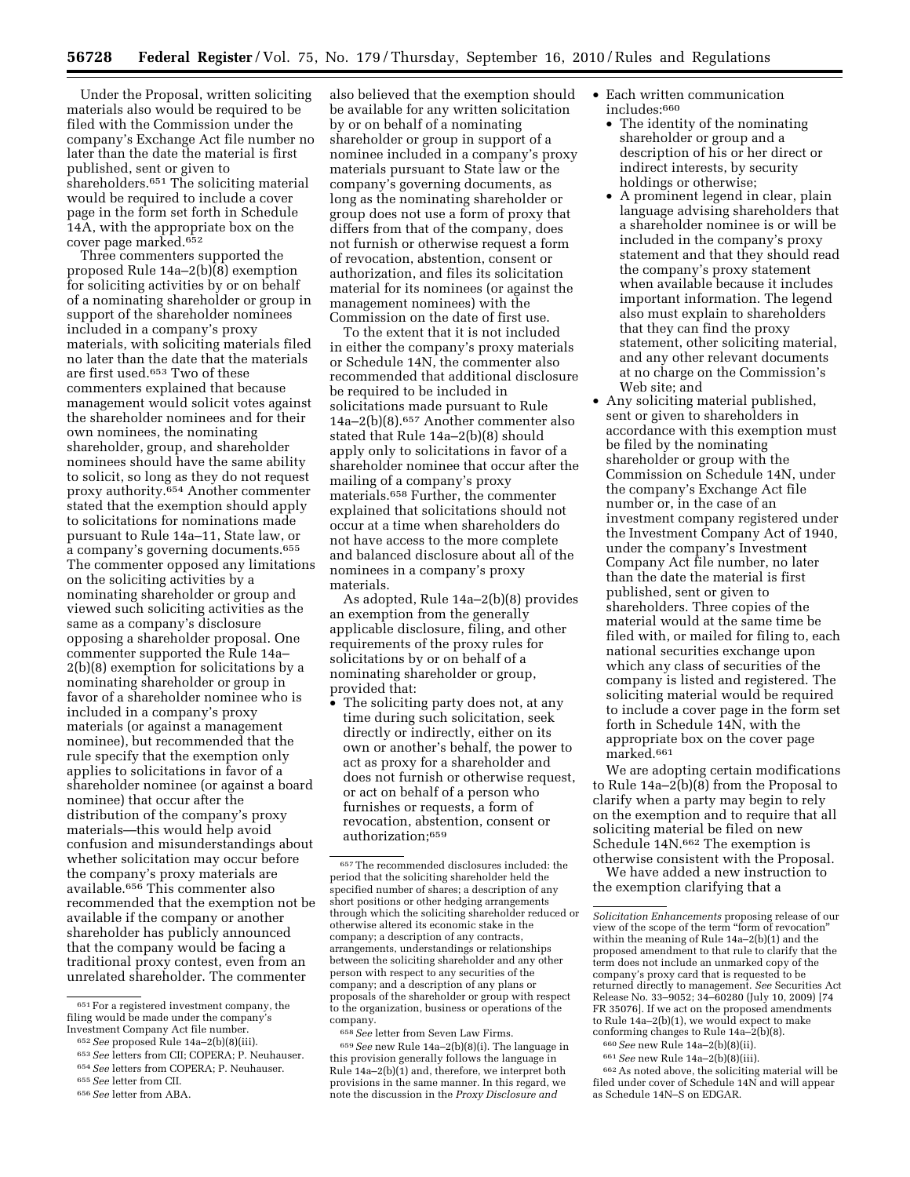Under the Proposal, written soliciting materials also would be required to be filed with the Commission under the company's Exchange Act file number no later than the date the material is first published, sent or given to shareholders.[651] The soliciting material would be required to include a cover page in the form set forth in Schedule 14A, with the appropriate box on the cover page marked.[652]

Three commenters supported the proposed Rule 14a–2(b)(8) exemption for soliciting activities by or on behalf of a nominating shareholder or group in support of the shareholder nominees included in a company's proxy materials, with soliciting materials filed no later than the date that the materials are first used.[653] Two of these commenters explained that because management would solicit votes against the shareholder nominees and for their own nominees, the nominating shareholder, group, and shareholder nominees should have the same ability to solicit, so long as they do not request proxy authority.[654] Another commenter stated that the exemption should apply to solicitations for nominations made pursuant to Rule 14a–11, State law, or a company's governing documents.[655] The commenter opposed any limitations on the soliciting activities by a nominating shareholder or group and viewed such soliciting activities as the same as a company's disclosure opposing a shareholder proposal. One commenter supported the Rule 14a–2(b)(8) exemption for solicitations by a nominating shareholder or group in favor of a shareholder nominee who is included in a company's proxy materials (or against a management nominee), but recommended that the rule specify that the exemption only applies to solicitations in favor of a shareholder nominee (or against a board nominee) that occur after the distribution of the company's proxy materials—this would help avoid confusion and misunderstandings about whether solicitation may occur before the company's proxy materials are available.[656] This commenter also recommended that the exemption not be available if the company or another shareholder has publicly announced that the company would be facing a traditional proxy contest, even from an unrelated shareholder. The commenter also believed that the exemption should be available for any written solicitation by or on behalf of a nominating shareholder or group in support of a nominee included in a company's proxy materials pursuant to State law or the company's governing documents, as long as the nominating shareholder or group does not use a form of proxy that differs from that of the company, does not furnish or otherwise request a form of revocation, abstention, consent or authorization, and files its solicitation material for its nominees (or against the management nominees) with the Commission on the date of first use.

To the extent that it is not included in either the company's proxy materials or Schedule 14N, the commenter also recommended that additional disclosure be required to be included in solicitations made pursuant to Rule 14a–2(b)(8).[657] Another commenter also stated that Rule 14a–2(b)(8) should apply only to solicitations in favor of a shareholder nominee that occur after the mailing of a company's proxy materials.[658] Further, the commenter explained that solicitations should not occur at a time when shareholders do not have access to the more complete and balanced disclosure about all of the nominees in a company's proxy materials.

As adopted, Rule 14a–2(b)(8) provides an exemption from the generally applicable disclosure, filing, and other requirements of the proxy rules for solicitations by or on behalf of a nominating shareholder or group, provided that:

- The soliciting party does not, at any time during such solicitation, seek directly or indirectly, either on its own or another's behalf, the power to act as proxy for a shareholder and does not furnish or otherwise request, or act on behalf of a person who furnishes or requests, a form of revocation, abstention, consent or authorization;[659]
- Each written communication includes:[660]
  - The identity of the nominating shareholder or group and a description of his or her direct or indirect interests, by security holdings or otherwise;
  - A prominent legend in clear, plain language advising shareholders that a shareholder nominee is or will be included in the company's proxy statement and that they should read the company's proxy statement when available because it includes important information. The legend also must explain to shareholders that they can find the proxy statement, other soliciting material, and any other relevant documents at no charge on the Commission's Web site; and
- Any soliciting material published, sent or given to shareholders in accordance with this exemption must be filed by the nominating shareholder or group with the Commission on Schedule 14N, under the company's Exchange Act file number or, in the case of an investment company registered under the Investment Company Act of 1940, under the company's Investment Company Act file number, no later than the date the material is first published, sent or given to shareholders. Three copies of the material would at the same time be filed with, or mailed for filing to, each national securities exchange upon which any class of securities of the company is listed and registered. The soliciting material would be required to include a cover page in the form set forth in Schedule 14N, with the appropriate box on the cover page marked.[661]

We are adopting certain modifications to Rule 14a–2(b)(8) from the Proposal to clarify when a party may begin to rely on the exemption and to require that all soliciting material be filed on new Schedule 14N.[662] The exemption is otherwise consistent with the Proposal.

We have added a new instruction to the exemption clarifying that a

---

[651] For a registered investment company, the filing would be made under the company's Investment Company Act file number.

[652] *See* proposed Rule 14a–2(b)(8)(iii).

[653] *See* letters from CII; COPERA; P. Neuhauser.

[654] *See* letters from COPERA; P. Neuhauser.

[655] *See* letter from CII.

[656] *See* letter from ABA.

[657] The recommended disclosures included: the period that the soliciting shareholder held the specified number of shares; a description of any short positions or other hedging arrangements through which the soliciting shareholder reduced or otherwise altered its economic stake in the company; a description of any contracts, arrangements, understandings or relationships between the soliciting shareholder and any other person with respect to any securities of the company; and a description of any plans or proposals of the shareholder or group with respect to the organization, business or operations of the company.

[658] *See* letter from Seven Law Firms.

[659] *See* new Rule 14a–2(b)(8)(i). The language in this provision generally follows the language in Rule 14a–2(b)(1) and, therefore, we interpret both provisions in the same manner. In this regard, we note the discussion in the *Proxy Disclosure and Solicitation Enhancements* proposing release of our view of the scope of the term "form of revocation" within the meaning of Rule 14a–2(b)(1) and the proposed amendment to that rule to clarify that the term does not include an unmarked copy of the company's proxy card that is requested to be returned directly to management. *See* Securities Act Release No. 33–9052; 34–60280 (July 10, 2009) [74 FR 35076]. If we act on the proposed amendments to Rule 14a–2(b)(1), we would expect to make conforming changes to Rule 14a–2(b)(8).

[660] *See* new Rule 14a–2(b)(8)(ii).

[661] *See* new Rule 14a–2(b)(8)(iii).

[662] As noted above, the soliciting material will be filed under cover of Schedule 14N and will appear as Schedule 14N–S on EDGAR.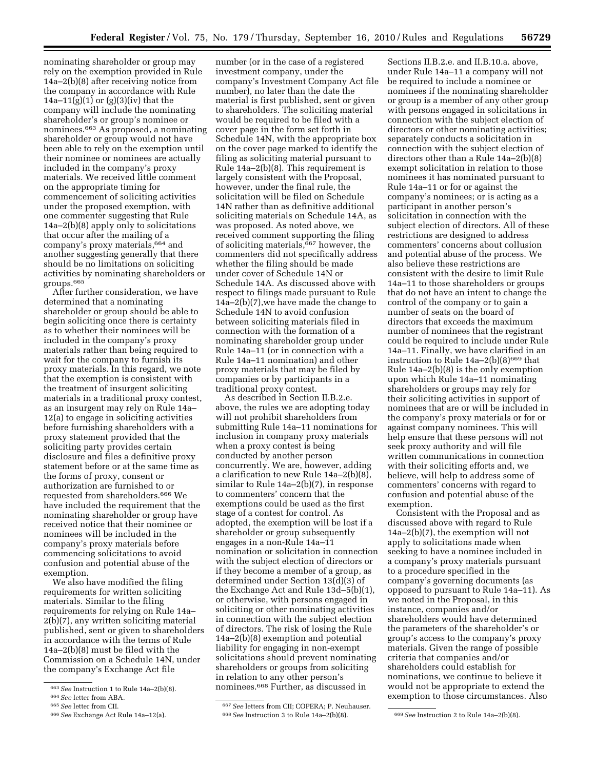nominating shareholder or group may rely on the exemption provided in Rule 14a–2(b)(8) after receiving notice from the company in accordance with Rule 14a–11(g)(1) or (g)(3)(iv) that the company will include the nominating shareholder's or group's nominee or nominees.[663] As proposed, a nominating shareholder or group would not have been able to rely on the exemption until their nominee or nominees are actually included in the company's proxy materials. We received little comment on the appropriate timing for commencement of soliciting activities under the proposed exemption, with one commenter suggesting that Rule 14a–2(b)(8) apply only to solicitations that occur after the mailing of a company's proxy materials,[664] and another suggesting generally that there should be no limitations on soliciting activities by nominating shareholders or groups.[665]

After further consideration, we have determined that a nominating shareholder or group should be able to begin soliciting once there is certainty as to whether their nominees will be included in the company's proxy materials rather than being required to wait for the company to furnish its proxy materials. In this regard, we note that the exemption is consistent with the treatment of insurgent soliciting materials in a traditional proxy contest, as an insurgent may rely on Rule 14a–12(a) to engage in soliciting activities before furnishing shareholders with a proxy statement provided that the soliciting party provides certain disclosure and files a definitive proxy statement before or at the same time as the forms of proxy, consent or authorization are furnished to or requested from shareholders.[666] We have included the requirement that the nominating shareholder or group have received notice that their nominee or nominees will be included in the company's proxy materials before commencing solicitations to avoid confusion and potential abuse of the exemption.

We also have modified the filing requirements for written soliciting materials. Similar to the filing requirements for relying on Rule 14a–2(b)(7), any written soliciting material published, sent or given to shareholders in accordance with the terms of Rule 14a–2(b)(8) must be filed with the Commission on a Schedule 14N, under the company's Exchange Act file number (or in the case of a registered investment company, under the company's Investment Company Act file number), no later than the date the material is first published, sent or given to shareholders. The soliciting material would be required to be filed with a cover page in the form set forth in Schedule 14N, with the appropriate box on the cover page marked to identify the filing as soliciting material pursuant to Rule 14a–2(b)(8). This requirement is largely consistent with the Proposal, however, under the final rule, the solicitation will be filed on Schedule 14N rather than as definitive additional soliciting materials on Schedule 14A, as was proposed. As noted above, we received comment supporting the filing of soliciting materials,[667] however, the commenters did not specifically address whether the filing should be made under cover of Schedule 14N or Schedule 14A. As discussed above with respect to filings made pursuant to Rule 14a–2(b)(7),we have made the change to Schedule 14N to avoid confusion between soliciting materials filed in connection with the formation of a nominating shareholder group under Rule 14a–11 (or in connection with a Rule 14a–11 nomination) and other proxy materials that may be filed by companies or by participants in a traditional proxy contest.

As described in Section II.B.2.e. above, the rules we are adopting today will not prohibit shareholders from submitting Rule 14a–11 nominations for inclusion in company proxy materials when a proxy contest is being conducted by another person concurrently. We are, however, adding a clarification to new Rule 14a–2(b)(8), similar to Rule 14a–2(b)(7), in response to commenters' concern that the exemptions could be used as the first stage of a contest for control. As adopted, the exemption will be lost if a shareholder or group subsequently engages in a non-Rule 14a–11 nomination or solicitation in connection with the subject election of directors or if they become a member of a group, as determined under Section 13(d)(3) of the Exchange Act and Rule 13d–5(b)(1), or otherwise, with persons engaged in soliciting or other nominating activities in connection with the subject election of directors. The risk of losing the Rule 14a–2(b)(8) exemption and potential liability for engaging in non-exempt solicitations should prevent nominating shareholders or groups from soliciting in relation to any other person's nominees.[668] Further, as discussed in Sections II.B.2.e. and II.B.10.a. above, under Rule 14a–11 a company will not be required to include a nominee or nominees if the nominating shareholder or group is a member of any other group with persons engaged in solicitations in connection with the subject election of directors or other nominating activities; separately conducts a solicitation in connection with the subject election of directors other than a Rule 14a–2(b)(8) exempt solicitation in relation to those nominees it has nominated pursuant to Rule 14a–11 or for or against the company's nominees; or is acting as a participant in another person's solicitation in connection with the subject election of directors. All of these restrictions are designed to address commenters' concerns about collusion and potential abuse of the process. We also believe these restrictions are consistent with the desire to limit Rule 14a–11 to those shareholders or groups that do not have an intent to change the control of the company or to gain a number of seats on the board of directors that exceeds the maximum number of nominees that the registrant could be required to include under Rule 14a–11. Finally, we have clarified in an instruction to Rule 14a–2(b)(8)[669] that Rule 14a–2(b)(8) is the only exemption upon which Rule 14a–11 nominating shareholders or groups may rely for their soliciting activities in support of nominees that are or will be included in the company's proxy materials or for or against company nominees. This will help ensure that these persons will not seek proxy authority and will file written communications in connection with their soliciting efforts and, we believe, will help to address some of commenters' concerns with regard to confusion and potential abuse of the exemption.

Consistent with the Proposal and as discussed above with regard to Rule 14a–2(b)(7), the exemption will not apply to solicitations made when seeking to have a nominee included in a company's proxy materials pursuant to a procedure specified in the company's governing documents (as opposed to pursuant to Rule 14a–11). As we noted in the Proposal, in this instance, companies and/or shareholders would have determined the parameters of the shareholder's or group's access to the company's proxy materials. Given the range of possible criteria that companies and/or shareholders could establish for nominations, we continue to believe it would not be appropriate to extend the exemption to those circumstances. Also

---

[663] *See* Instruction 1 to Rule 14a–2(b)(8).

[664] *See* letter from ABA.

[665] *See* letter from CII.

[666] *See* Exchange Act Rule 14a–12(a).

[667] *See* letters from CII; COPERA; P. Neuhauser.

[668] *See* Instruction 3 to Rule 14a–2(b)(8).

[669] *See* Instruction 2 to Rule 14a–2(b)(8).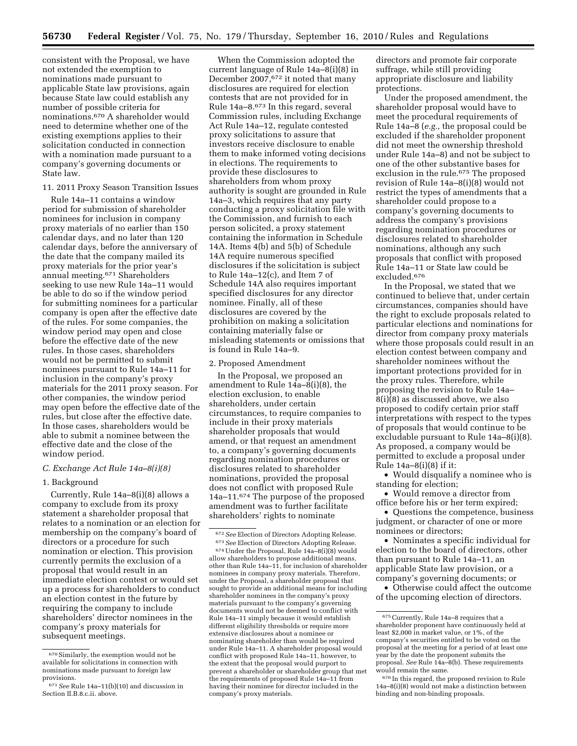consistent with the Proposal, we have not extended the exemption to nominations made pursuant to applicable State law provisions, again because State law could establish any number of possible criteria for nominations.[670] A shareholder would need to determine whether one of the existing exemptions applies to their solicitation conducted in connection with a nomination made pursuant to a company's governing documents or State law.

11. 2011 Proxy Season Transition Issues

Rule 14a–11 contains a window period for submission of shareholder nominees for inclusion in company proxy materials of no earlier than 150 calendar days, and no later than 120 calendar days, before the anniversary of the date that the company mailed its proxy materials for the prior year's annual meeting.[671] Shareholders seeking to use new Rule 14a–11 would be able to do so if the window period for submitting nominees for a particular company is open after the effective date of the rules. For some companies, the window period may open and close before the effective date of the new rules. In those cases, shareholders would not be permitted to submit nominees pursuant to Rule 14a–11 for inclusion in the company's proxy materials for the 2011 proxy season. For other companies, the window period may open before the effective date of the rules, but close after the effective date. In those cases, shareholders would be able to submit a nominee between the effective date and the close of the window period.

### *C. Exchange Act Rule 14a–8(i)(8)*

1. Background

Currently, Rule 14a–8(i)(8) allows a company to exclude from its proxy statement a shareholder proposal that relates to a nomination or an election for membership on the company's board of directors or a procedure for such nomination or election. This provision currently permits the exclusion of a proposal that would result in an immediate election contest or would set up a process for shareholders to conduct an election contest in the future by requiring the company to include shareholders' director nominees in the company's proxy materials for subsequent meetings.

When the Commission adopted the current language of Rule 14a–8(i)(8) in December 2007,[672] it noted that many disclosures are required for election contests that are not provided for in Rule 14a–8.[673] In this regard, several Commission rules, including Exchange Act Rule 14a–12, regulate contested proxy solicitations to assure that investors receive disclosure to enable them to make informed voting decisions in elections. The requirements to provide these disclosures to shareholders from whom proxy authority is sought are grounded in Rule 14a–3, which requires that any party conducting a proxy solicitation file with the Commission, and furnish to each person solicited, a proxy statement containing the information in Schedule 14A. Items 4(b) and 5(b) of Schedule 14A require numerous specified disclosures if the solicitation is subject to Rule 14a–12(c), and Item 7 of Schedule 14A also requires important specified disclosures for any director nominee. Finally, all of these disclosures are covered by the prohibition on making a solicitation containing materially false or misleading statements or omissions that is found in Rule 14a–9.

2. Proposed Amendment

In the Proposal, we proposed an amendment to Rule 14a–8(i)(8), the election exclusion, to enable shareholders, under certain circumstances, to require companies to include in their proxy materials shareholder proposals that would amend, or that request an amendment to, a company's governing documents regarding nomination procedures or disclosures related to shareholder nominations, provided the proposal does not conflict with proposed Rule 14a–11.[674] The purpose of the proposed amendment was to further facilitate shareholders' rights to nominate directors and promote fair corporate suffrage, while still providing appropriate disclosure and liability protections.

Under the proposed amendment, the shareholder proposal would have to meet the procedural requirements of Rule 14a–8 (*e.g.,* the proposal could be excluded if the shareholder proponent did not meet the ownership threshold under Rule 14a–8) and not be subject to one of the other substantive bases for exclusion in the rule.[675] The proposed revision of Rule 14a–8(i)(8) would not restrict the types of amendments that a shareholder could propose to a company's governing documents to address the company's provisions regarding nomination procedures or disclosures related to shareholder nominations, although any such proposals that conflict with proposed Rule 14a–11 or State law could be excluded.[676]

In the Proposal, we stated that we continued to believe that, under certain circumstances, companies should have the right to exclude proposals related to particular elections and nominations for director from company proxy materials where those proposals could result in an election contest between company and shareholder nominees without the important protections provided for in the proxy rules. Therefore, while proposing the revision to Rule 14a–8(i)(8) as discussed above, we also proposed to codify certain prior staff interpretations with respect to the types of proposals that would continue to be excludable pursuant to Rule 14a–8(i)(8). As proposed, a company would be permitted to exclude a proposal under Rule 14a–8(i)(8) if it:

- Would disqualify a nominee who is standing for election;
- Would remove a director from office before his or her term expired;
- Questions the competence, business judgment, or character of one or more nominees or directors;
- Nominates a specific individual for election to the board of directors, other than pursuant to Rule 14a–11, an applicable State law provision, or a company's governing documents; or
- Otherwise could affect the outcome of the upcoming election of directors.

---

[670] Similarly, the exemption would not be available for solicitations in connection with nominations made pursuant to foreign law provisions.

[671] *See* Rule 14a–11(b)(10) and discussion in Section II.B.8.c.ii. above.

[672] *See* Election of Directors Adopting Release.

[673] *See* Election of Directors Adopting Release.

[674] Under the Proposal, Rule 14a–8(i)(8) would allow shareholders to propose additional means, other than Rule 14a–11, for inclusion of shareholder nominees in company proxy materials. Therefore, under the Proposal, a shareholder proposal that sought to provide an additional means for including shareholder nominees in the company's proxy materials pursuant to the company's governing documents would not be deemed to conflict with Rule 14a–11 simply because it would establish different eligibility thresholds or require more extensive disclosures about a nominee or nominating shareholder than would be required under Rule 14a–11. A shareholder proposal would conflict with proposed Rule 14a–11, however, to the extent that the proposal would purport to prevent a shareholder or shareholder group that met the requirements of proposed Rule 14a–11 from having their nominee for director included in the company's proxy materials.

[675] Currently, Rule 14a–8 requires that a shareholder proponent have continuously held at least $2,000 in market value, or 1%, of the company's securities entitled to be voted on the proposal at the meeting for a period of at least one year by the date the proponent submits the proposal. *See* Rule 14a–8(b). These requirements would remain the same.

[676] In this regard, the proposed revision to Rule 14a–8(i)(8) would not make a distinction between binding and non-binding proposals.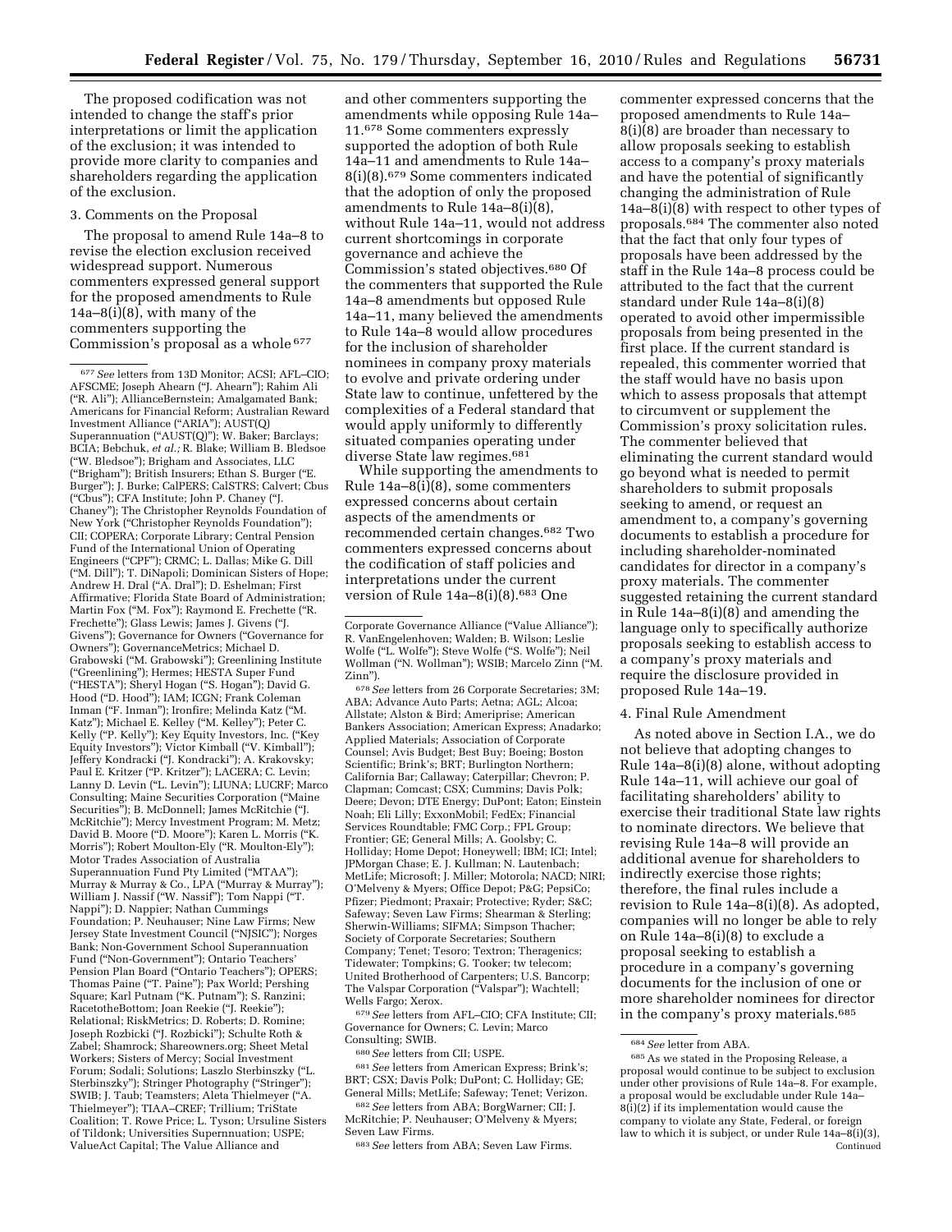The proposed codification was not intended to change the staff's prior interpretations or limit the application of the exclusion; it was intended to provide more clarity to companies and shareholders regarding the application of the exclusion.

3. Comments on the Proposal

The proposal to amend Rule 14a–8 to revise the election exclusion received widespread support. Numerous commenters expressed general support for the proposed amendments to Rule 14a–8(i)(8), with many of the commenters supporting the Commission's proposal as a whole [677] and other commenters supporting the amendments while opposing Rule 14a–11.[678] Some commenters expressly supported the adoption of both Rule 14a–11 and amendments to Rule 14a–8(i)(8).[679] Some commenters indicated that the adoption of only the proposed amendments to Rule 14a–8(i)(8), without Rule 14a–11, would not address current shortcomings in corporate governance and achieve the Commission's stated objectives.[680] Of the commenters that supported the Rule 14a–8 amendments but opposed Rule 14a–11, many believed the amendments to Rule 14a–8 would allow procedures for the inclusion of shareholder nominees in company proxy materials to evolve and private ordering under State law to continue, unfettered by the complexities of a Federal standard that would apply uniformly to differently situated companies operating under diverse State law regimes.[681]

While supporting the amendments to Rule 14a–8(i)(8), some commenters expressed concerns about certain aspects of the amendments or recommended certain changes.[682] Two commenters expressed concerns about the codification of staff policies and interpretations under the current version of Rule 14a–8(i)(8).[683] One commenter expressed concerns that the proposed amendments to Rule 14a–8(i)(8) are broader than necessary to allow proposals seeking to establish access to a company's proxy materials and have the potential of significantly changing the administration of Rule 14a–8(i)(8) with respect to other types of proposals.[684] The commenter also noted that the fact that only four types of proposals have been addressed by the staff in the Rule 14a–8 process could be attributed to the fact that the current standard under Rule 14a–8(i)(8) operated to avoid other impermissible proposals from being presented in the first place. If the current standard is repealed, this commenter worried that the staff would have no basis upon which to assess proposals that attempt to circumvent or supplement the Commission's proxy solicitation rules. The commenter believed that eliminating the current standard would go beyond what is needed to permit shareholders to submit proposals seeking to amend, or request an amendment to, a company's governing documents to establish a procedure for including shareholder-nominated candidates for director in a company's proxy materials. The commenter suggested retaining the current standard in Rule 14a–8(i)(8) and amending the language only to specifically authorize proposals seeking to establish access to a company's proxy materials and require the disclosure provided in proposed Rule 14a–19.

4. Final Rule Amendment

As noted above in Section I.A., we do not believe that adopting changes to Rule 14a–8(i)(8) alone, without adopting Rule 14a–11, will achieve our goal of facilitating shareholders' ability to exercise their traditional State law rights to nominate directors. We believe that revising Rule 14a–8 will provide an additional avenue for shareholders to indirectly exercise those rights; therefore, the final rules include a revision to Rule 14a–8(i)(8). As adopted, companies will no longer be able to rely on Rule 14a–8(i)(8) to exclude a proposal seeking to establish a procedure in a company's governing documents for the inclusion of one or more shareholder nominees for director in the company's proxy materials.[685]

---

[677] *See* letters from 13D Monitor; ACSI; AFL–CIO; AFSCME; Joseph Ahearn ("J. Ahearn"); Rahim Ali ("R. Ali"); AllianceBernstein; Amalgamated Bank; Americans for Financial Reform; Australian Reward Investment Alliance ("ARIA"); AUST(Q) Superannuation ("AUST(Q)"); W. Baker; Barclays; BCIA; Bebchuk, *et al.;* R. Blake; William B. Bledsoe ("W. Bledsoe"); Brigham and Associates, LLC ("Brigham"); British Insurers; Ethan S. Burger ("E. Burger"); J. Burke; CalPERS; CalSTRS; Calvert; Cbus ("Cbus"); CFA Institute; John P. Chaney ("J. Chaney"); The Christopher Reynolds Foundation of New York ("Christopher Reynolds Foundation"); CII; COPERA; Corporate Library; Central Pension Fund of the International Union of Operating Engineers ("CPF"); CRMC; L. Dallas; Mike G. Dill ("M. Dill"); T. DiNapoli; Dominican Sisters of Hope; Andrew H. Dral ("A. Dral"); D. Eshelman; First Affirmative; Florida State Board of Administration; Martin Fox ("M. Fox"); Raymond E. Frechette ("R. Frechette"); Glass Lewis; James J. Givens ("J. Givens"); Governance for Owners ("Governance for Owners"); GovernanceMetrics; Michael D. Grabowski ("M. Grabowski"); Greenlining Institute ("Greenlining"); Hermes; HESTA Super Fund ("HESTA"); Sheryl Hogan ("S. Hogan"); David G. Hood ("D. Hood"); IAM; ICGN; Frank Coleman Inman ("F. Inman"); Ironfire; Melinda Katz ("M. Katz"); Michael E. Kelley ("M. Kelley"); Peter C. Kelly ("P. Kelly"); Key Equity Investors, Inc. ("Key Equity Investors"); Victor Kimball ("V. Kimball"); Jeffery Kondracki ("J. Kondracki"); A. Krakovsky; Paul E. Kritzer ("P. Kritzer"); LACERA; C. Levin; Lanny D. Levin ("L. Levin"); LIUNA; LUCRF; Marco Consulting; Maine Securities Corporation ("Maine Securities"); B. McDonnell; James McRitchie ("J. McRitchie"); Mercy Investment Program; M. Metz; David B. Moore ("D. Moore"); Karen L. Morris ("K. Morris"); Robert Moulton-Ely ("R. Moulton-Ely"); Motor Trades Association of Australia Superannuation Fund Pty Limited ("MTAA"); Murray & Murray & Co., LPA ("Murray & Murray"); William J. Nassif ("W. Nassif"); Tom Nappi ("T. Nappi"); D. Nappier; Nathan Cummings Foundation; P. Neuhauser; Nine Law Firms; New Jersey State Investment Council ("NJSIC"); Norges Bank; Non-Government School Superannuation Fund ("Non-Government"); Ontario Teachers' Pension Plan Board ("Ontario Teachers"); OPERS; Thomas Paine ("T. Paine"); Pax World; Pershing Square; Karl Putnam ("K. Putnam"); S. Ranzini; RacetotheBottom; Joan Reekie ("J. Reekie"); Relational; RiskMetrics; D. Romine; Joseph Rozbicki ("J. Rozbicki"); Schulte Roth & Zabel; Shamrock; Shareowners.org; Sheet Metal Workers; Sisters of Mercy; Social Investment Forum; Sodali; Solutions; Laszlo Sterbinszky ("L. Sterbinszky"); Stringer Photography ("Stringer"); SWIB; J. Taub; Teamsters; Aleta Thielmeyer ("A. Thielmeyer"); TIAA–CREF; Trillium; TriState Coalition; T. Rowe Price; L. Tyson; Ursuline Sisters of Tildonk; Universities Supernnuation; USPE; ValueAct Capital; The Value Alliance and Corporate Governance Alliance ("Value Alliance"); R. VanEngelenhoven; Walden; B. Wilson; Leslie Wolfe ("L. Wolfe"); Steve Wolfe ("S. Wolfe"); Neil Wollman ("N. Wollman"); WSIB; Marcelo Zinn ("M. Zinn").

[678] *See* letters from 26 Corporate Secretaries; 3M; ABA; Advance Auto Parts; Aetna; AGL; Alcoa; Allstate; Alston & Bird; Ameriprise; American Bankers Association; American Express; Anadarko; Applied Materials; Association of Corporate Counsel; Avis Budget; Best Buy; Boeing; Boston Scientific; Brink's; BRT; Burlington Northern; California Bar; Callaway; Caterpillar; Chevron; P. Clapman; Comcast; CSX; Cummins; Davis Polk; Deere; Devon; DTE Energy; DuPont; Eaton; Einstein Noah; Eli Lilly; ExxonMobil; FedEx; Financial Services Roundtable; FMC Corp.; FPL Group; Frontier; GE; General Mills; A. Goolsby; C. Holliday; Home Depot; Honeywell; IBM; ICI; Intel; JPMorgan Chase; E. J. Kullman; N. Lautenbach; MetLife; Microsoft; J. Miller; Motorola; NACD; NIRI; O'Melveny & Myers; Office Depot; P&G; PepsiCo; Pfizer; Piedmont; Praxair; Protective; Ryder; S&C; Safeway; Seven Law Firms; Shearman & Sterling; Sherwin-Williams; SIFMA; Simpson Thacher; Society of Corporate Secretaries; Southern Company; Tenet; Tesoro; Textron; Theragenics; Tidewater; Tompkins; G. Tooker; tw telecom; United Brotherhood of Carpenters; U.S. Bancorp; The Valspar Corporation ("Valspar"); Wachtell; Wells Fargo; Xerox.

[679] *See* letters from AFL–CIO; CFA Institute; CII; Governance for Owners; C. Levin; Marco Consulting; SWIB.

[680] *See* letters from CII; USPE.

[681] *See* letters from American Express; Brink's; BRT; CSX; Davis Polk; DuPont; C. Holliday; GE; General Mills; MetLife; Safeway; Tenet; Verizon.

[682] *See* letters from ABA; BorgWarner; CII; J. McRitchie; P. Neuhauser; O'Melveny & Myers; Seven Law Firms.

[683] *See* letters from ABA; Seven Law Firms.

[684] *See* letter from ABA.

[685] As we stated in the Proposing Release, a proposal would continue to be subject to exclusion under other provisions of Rule 14a–8. For example, a proposal would be excludable under Rule 14a–8(i)(2) if its implementation would cause the company to violate any State, Federal, or foreign law to which it is subject, or under Rule 14a–8(i)(3), Continued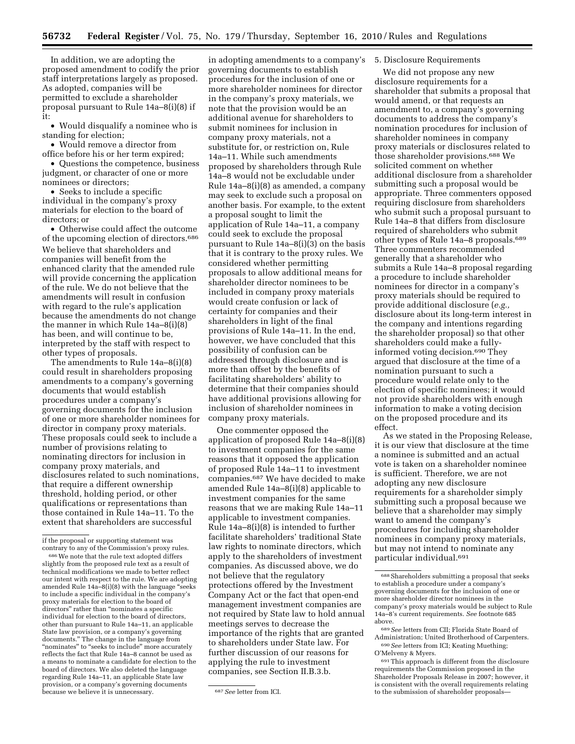In addition, we are adopting the proposed amendment to codify the prior staff interpretations largely as proposed. As adopted, companies will be permitted to exclude a shareholder proposal pursuant to Rule 14a–8(i)(8) if it:

- Would disqualify a nominee who is standing for election;
- Would remove a director from office before his or her term expired;
- Questions the competence, business judgment, or character of one or more nominees or directors;
- Seeks to include a specific individual in the company's proxy materials for election to the board of directors; or
- Otherwise could affect the outcome of the upcoming election of directors.[686]

We believe that shareholders and companies will benefit from the enhanced clarity that the amended rule will provide concerning the application of the rule. We do not believe that the amendments will result in confusion with regard to the rule's application because the amendments do not change the manner in which Rule 14a–8(i)(8) has been, and will continue to be, interpreted by the staff with respect to other types of proposals.

The amendments to Rule 14a–8(i)(8) could result in shareholders proposing amendments to a company's governing documents that would establish procedures under a company's governing documents for the inclusion of one or more shareholder nominees for director in company proxy materials. These proposals could seek to include a number of provisions relating to nominating directors for inclusion in company proxy materials, and disclosures related to such nominations, that require a different ownership threshold, holding period, or other qualifications or representations than those contained in Rule 14a–11. To the extent that shareholders are successful in adopting amendments to a company's governing documents to establish procedures for the inclusion of one or more shareholder nominees for director in the company's proxy materials, we note that the provision would be an additional avenue for shareholders to submit nominees for inclusion in company proxy materials, not a substitute for, or restriction on, Rule 14a–11. While such amendments proposed by shareholders through Rule 14a–8 would not be excludable under Rule 14a–8(i)(8) as amended, a company may seek to exclude such a proposal on another basis. For example, to the extent a proposal sought to limit the application of Rule 14a–11, a company could seek to exclude the proposal pursuant to Rule 14a–8(i)(3) on the basis that it is contrary to the proxy rules. We considered whether permitting proposals to allow additional means for shareholder director nominees to be included in company proxy materials would create confusion or lack of certainty for companies and their shareholders in light of the final provisions of Rule 14a–11. In the end, however, we have concluded that this possibility of confusion can be addressed through disclosure and is more than offset by the benefits of facilitating shareholders' ability to determine that their companies should have additional provisions allowing for inclusion of shareholder nominees in company proxy materials.

One commenter opposed the application of proposed Rule 14a–8(i)(8) to investment companies for the same reasons that it opposed the application of proposed Rule 14a–11 to investment companies.[687] We have decided to make amended Rule 14a–8(i)(8) applicable to investment companies for the same reasons that we are making Rule 14a–11 applicable to investment companies. Rule 14a–8(i)(8) is intended to further facilitate shareholders' traditional State law rights to nominate directors, which apply to the shareholders of investment companies. As discussed above, we do not believe that the regulatory protections offered by the Investment Company Act or the fact that open-end management investment companies are not required by State law to hold annual meetings serves to decrease the importance of the rights that are granted to shareholders under State law. For further discussion of our reasons for applying the rule to investment companies, see Section II.B.3.b.

5. Disclosure Requirements

We did not propose any new disclosure requirements for a shareholder that submits a proposal that would amend, or that requests an amendment to, a company's governing documents to address the company's nomination procedures for inclusion of shareholder nominees in company proxy materials or disclosures related to those shareholder provisions.[688] We solicited comment on whether additional disclosure from a shareholder submitting such a proposal would be appropriate. Three commenters opposed requiring disclosure from shareholders who submit such a proposal pursuant to Rule 14a–8 that differs from disclosure required of shareholders who submit other types of Rule 14a–8 proposals.[689] Three commenters recommended generally that a shareholder who submits a Rule 14a–8 proposal regarding a procedure to include shareholder nominees for director in a company's proxy materials should be required to provide additional disclosure (*e.g.,* disclosure about its long-term interest in the company and intentions regarding the shareholder proposal) so that other shareholders could make a fully-informed voting decision.[690] They argued that disclosure at the time of a nomination pursuant to such a procedure would relate only to the election of specific nominees; it would not provide shareholders with enough information to make a voting decision on the proposed procedure and its effect.

As we stated in the Proposing Release, it is our view that disclosure at the time a nominee is submitted and an actual vote is taken on a shareholder nominee is sufficient. Therefore, we are not adopting any new disclosure requirements for a shareholder simply submitting such a proposal because we believe that a shareholder may simply want to amend the company's procedures for including shareholder nominees in company proxy materials, but may not intend to nominate any particular individual.[691]

---

if the proposal or supporting statement was contrary to any of the Commission's proxy rules.

[686] We note that the rule text adopted differs slightly from the proposed rule text as a result of technical modifications we made to better reflect our intent with respect to the rule. We are adopting amended Rule 14a–8(i)(8) with the language "seeks to include a specific individual in the company's proxy materials for election to the board of directors" rather than "nominates a specific individual for election to the board of directors, other than pursuant to Rule 14a–11, an applicable State law provision, or a company's governing documents." The change in the language from "nominates" to "seeks to include" more accurately reflects the fact that Rule 14a–8 cannot be used as a means to nominate a candidate for election to the board of directors. We also deleted the language regarding Rule 14a–11, an applicable State law provision, or a company's governing documents because we believe it is unnecessary.

[687] *See* letter from ICI.

[688] Shareholders submitting a proposal that seeks to establish a procedure under a company's governing documents for the inclusion of one or more shareholder director nominees in the company's proxy materials would be subject to Rule 14a–8's current requirements. *See* footnote 685 above.

[689] *See* letters from CII; Florida State Board of Administration; United Brotherhood of Carpenters.

[690] *See* letters from ICI; Keating Muething; O'Melveny & Myers.

[691] This approach is different from the disclosure requirements the Commission proposed in the Shareholder Proposals Release in 2007; however, it is consistent with the overall requirements relating to the submission of shareholder proposals—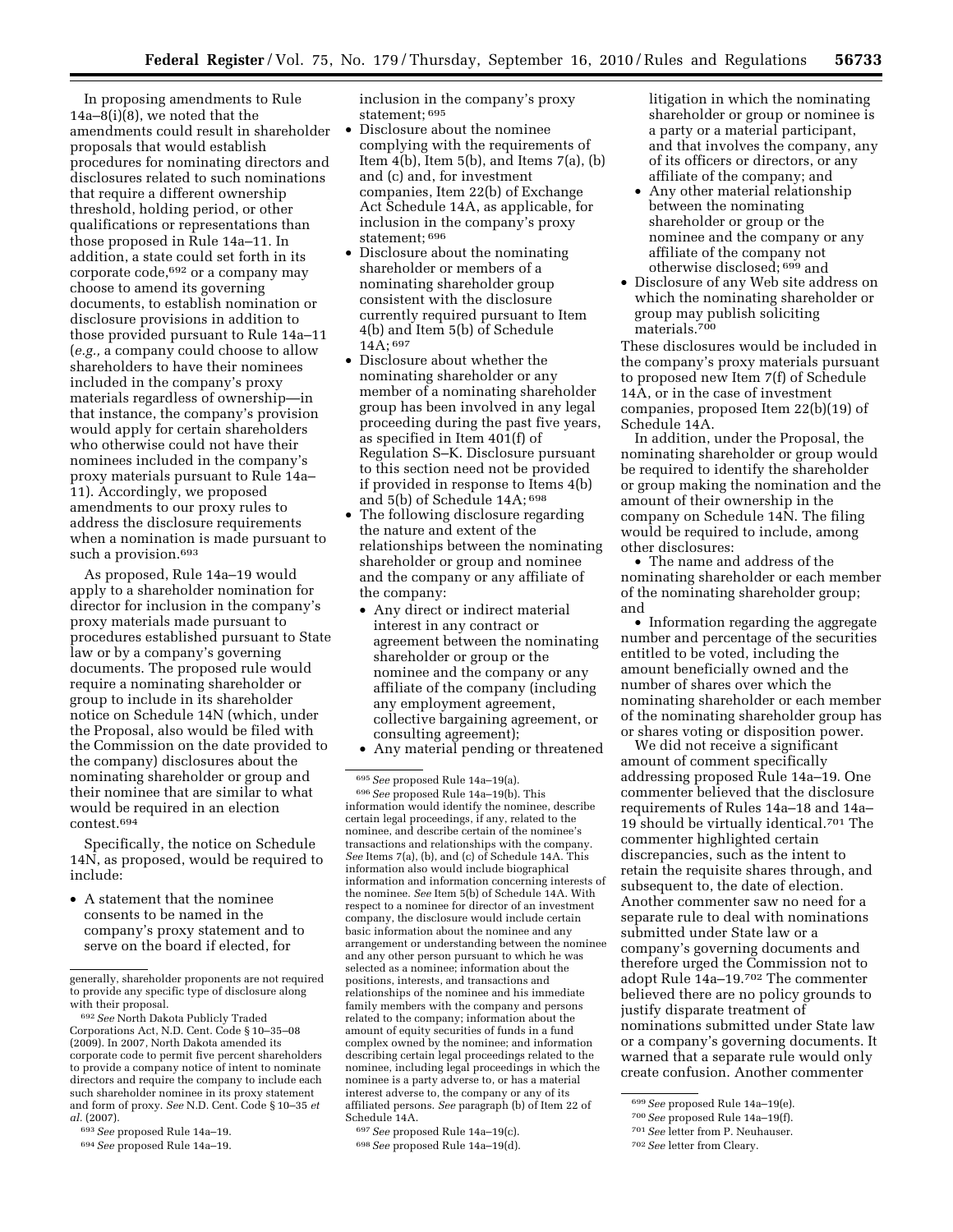In proposing amendments to Rule 14a–8(i)(8), we noted that the amendments could result in shareholder proposals that would establish procedures for nominating directors and disclosures related to such nominations that require a different ownership threshold, holding period, or other qualifications or representations than those proposed in Rule 14a–11. In addition, a state could set forth in its corporate code,[692] or a company may choose to amend its governing documents, to establish nomination or disclosure provisions in addition to those provided pursuant to Rule 14a–11 (*e.g.,* a company could choose to allow shareholders to have their nominees included in the company's proxy materials regardless of ownership—in that instance, the company's provision would apply for certain shareholders who otherwise could not have their nominees included in the company's proxy materials pursuant to Rule 14a–11). Accordingly, we proposed amendments to our proxy rules to address the disclosure requirements when a nomination is made pursuant to such a provision.[693]

As proposed, Rule 14a–19 would apply to a shareholder nomination for director for inclusion in the company's proxy materials made pursuant to procedures established pursuant to State law or by a company's governing documents. The proposed rule would require a nominating shareholder or group to include in its shareholder notice on Schedule 14N (which, under the Proposal, also would be filed with the Commission on the date provided to the company) disclosures about the nominating shareholder or group and their nominee that are similar to what would be required in an election contest.[694]

Specifically, the notice on Schedule 14N, as proposed, would be required to include:

- A statement that the nominee consents to be named in the company's proxy statement and to serve on the board if elected, for inclusion in the company's proxy statement;[695]
- Disclosure about the nominee complying with the requirements of Item 4(b), Item 5(b), and Items 7(a), (b) and (c) and, for investment companies, Item 22(b) of Exchange Act Schedule 14A, as applicable, for inclusion in the company's proxy statement;[696]
- Disclosure about the nominating shareholder or members of a nominating shareholder group consistent with the disclosure currently required pursuant to Item 4(b) and Item 5(b) of Schedule 14A;[697]
- Disclosure about whether the nominating shareholder or any member of a nominating shareholder group has been involved in any legal proceeding during the past five years, as specified in Item 401(f) of Regulation S–K. Disclosure pursuant to this section need not be provided if provided in response to Items 4(b) and 5(b) of Schedule 14A;[698]
- The following disclosure regarding the nature and extent of the relationships between the nominating shareholder or group and nominee and the company or any affiliate of the company:
  - Any direct or indirect material interest in any contract or agreement between the nominating shareholder or group or the nominee and the company or any affiliate of the company (including any employment agreement, collective bargaining agreement, or consulting agreement);
  - Any material pending or threatened litigation in which the nominating shareholder or group or nominee is a party or a material participant, and that involves the company, any of its officers or directors, or any affiliate of the company; and
  - Any other material relationship between the nominating shareholder or group or the nominee and the company or any affiliate of the company not otherwise disclosed;[699] and
- Disclosure of any Web site address on which the nominating shareholder or group may publish soliciting materials.[700]

These disclosures would be included in the company's proxy materials pursuant to proposed new Item 7(f) of Schedule 14A, or in the case of investment companies, proposed Item 22(b)(19) of Schedule 14A.

In addition, under the Proposal, the nominating shareholder or group would be required to identify the shareholder or group making the nomination and the amount of their ownership in the company on Schedule 14N. The filing would be required to include, among other disclosures:

- The name and address of the nominating shareholder or each member of the nominating shareholder group; and
- Information regarding the aggregate number and percentage of the securities entitled to be voted, including the amount beneficially owned and the number of shares over which the nominating shareholder or each member of the nominating shareholder group has or shares voting or disposition power.

We did not receive a significant amount of comment specifically addressing proposed Rule 14a–19. One commenter believed that the disclosure requirements of Rules 14a–18 and 14a–19 should be virtually identical.[701] The commenter highlighted certain discrepancies, such as the intent to retain the requisite shares through, and subsequent to, the date of election. Another commenter saw no need for a separate rule to deal with nominations submitted under State law or a company's governing documents and therefore urged the Commission not to adopt Rule 14a–19.[702] The commenter believed there are no policy grounds to justify disparate treatment of nominations submitted under State law or a company's governing documents. It warned that a separate rule would only create confusion. Another commenter

---

generally, shareholder proponents are not required to provide any specific type of disclosure along with their proposal.

[692] *See* North Dakota Publicly Traded Corporations Act, N.D. Cent. Code § 10–35–08 (2009). In 2007, North Dakota amended its corporate code to permit five percent shareholders to provide a company notice of intent to nominate directors and require the company to include each such shareholder nominee in its proxy statement and form of proxy. *See* N.D. Cent. Code § 10–35 *et al.* (2007).

[693] *See* proposed Rule 14a–19.

[694] *See* proposed Rule 14a–19.

[695] *See* proposed Rule 14a–19(a).

[696] *See* proposed Rule 14a–19(b). This information would identify the nominee, describe certain legal proceedings, if any, related to the nominee, and describe certain of the nominee's transactions and relationships with the company. *See* Items 7(a), (b), and (c) of Schedule 14A. This information also would include biographical information and information concerning interests of the nominee. *See* Item 5(b) of Schedule 14A. With respect to a nominee for director of an investment company, the disclosure would include certain basic information about the nominee and any arrangement or understanding between the nominee and any other person pursuant to which he was selected as a nominee; information about the positions, interests, and transactions and relationships of the nominee and his immediate family members with the company and persons related to the company; information about the amount of equity securities of funds in a fund complex owned by the nominee; and information describing certain legal proceedings related to the nominee, including legal proceedings in which the nominee is a party adverse to, or has a material interest adverse to, the company or any of its affiliated persons. *See* paragraph (b) of Item 22 of Schedule 14A.

[697] *See* proposed Rule 14a–19(c).

[698] *See* proposed Rule 14a–19(d).

[699] *See* proposed Rule 14a–19(e).

[700] *See* proposed Rule 14a–19(f).

[701] *See* letter from P. Neuhauser.

[702] *See* letter from Cleary.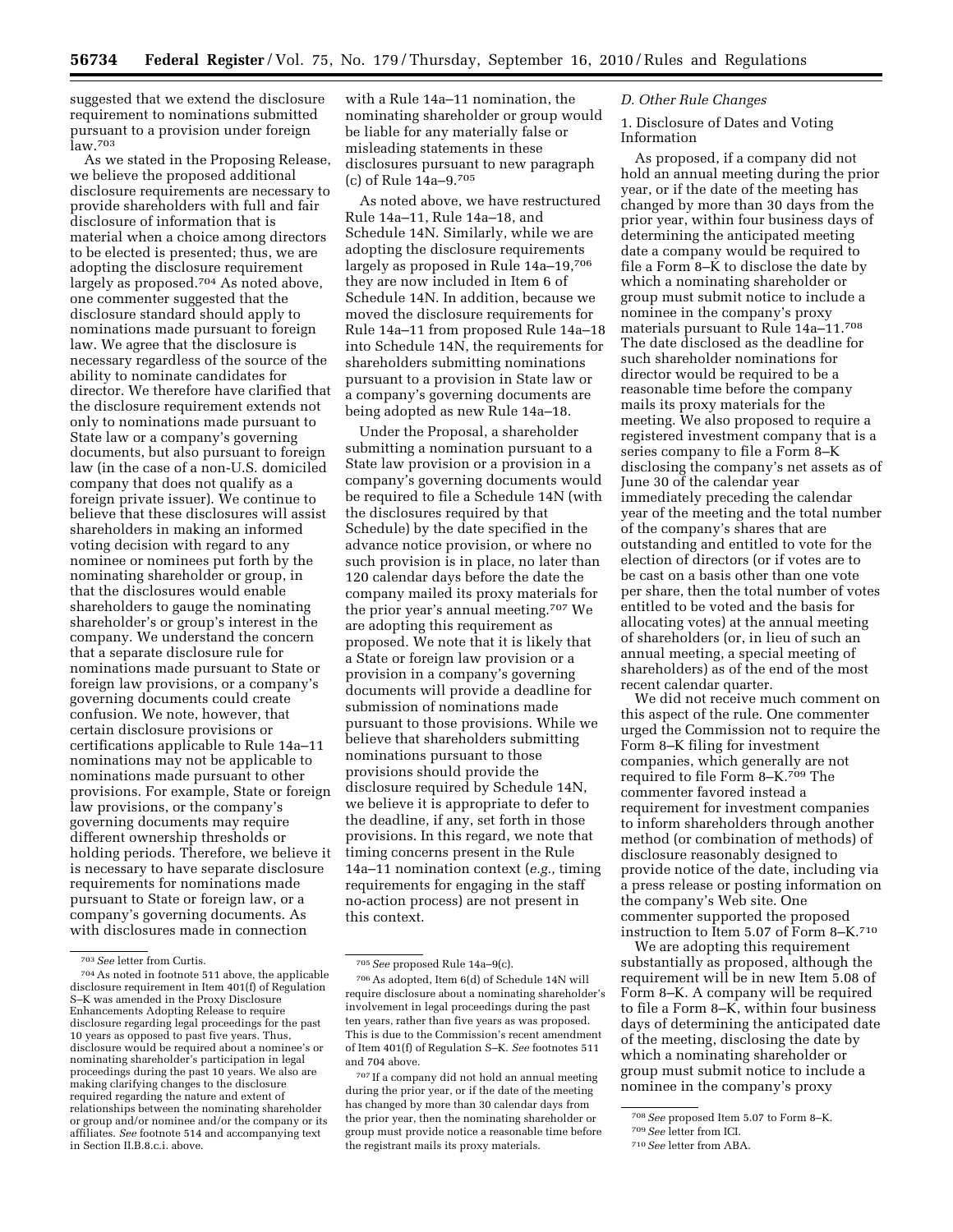suggested that we extend the disclosure requirement to nominations submitted pursuant to a provision under foreign law.[703]

As we stated in the Proposing Release, we believe the proposed additional disclosure requirements are necessary to provide shareholders with full and fair disclosure of information that is material when a choice among directors to be elected is presented; thus, we are adopting the disclosure requirement largely as proposed.[704] As noted above, one commenter suggested that the disclosure standard should apply to nominations made pursuant to foreign law. We agree that the disclosure is necessary regardless of the source of the ability to nominate candidates for director. We therefore have clarified that the disclosure requirement extends not only to nominations made pursuant to State law or a company's governing documents, but also pursuant to foreign law (in the case of a non-U.S. domiciled company that does not qualify as a foreign private issuer). We continue to believe that these disclosures will assist shareholders in making an informed voting decision with regard to any nominee or nominees put forth by the nominating shareholder or group, in that the disclosures would enable shareholders to gauge the nominating shareholder's or group's interest in the company. We understand the concern that a separate disclosure rule for nominations made pursuant to State or foreign law provisions, or a company's governing documents could create confusion. We note, however, that certain disclosure provisions or certifications applicable to Rule 14a–11 nominations may not be applicable to nominations made pursuant to other provisions. For example, State or foreign law provisions, or the company's governing documents may require different ownership thresholds or holding periods. Therefore, we believe it is necessary to have separate disclosure requirements for nominations made pursuant to State or foreign law, or a company's governing documents. As with disclosures made in connection with a Rule 14a–11 nomination, the nominating shareholder or group would be liable for any materially false or misleading statements in these disclosures pursuant to new paragraph (c) of Rule 14a–9.[705]

As noted above, we have restructured Rule 14a–11, Rule 14a–18, and Schedule 14N. Similarly, while we are adopting the disclosure requirements largely as proposed in Rule 14a–19,[706] they are now included in Item 6 of Schedule 14N. In addition, because we moved the disclosure requirements for Rule 14a–11 from proposed Rule 14a–18 into Schedule 14N, the requirements for shareholders submitting nominations pursuant to a provision in State law or a company's governing documents are being adopted as new Rule 14a–18.

Under the Proposal, a shareholder submitting a nomination pursuant to a State law provision or a provision in a company's governing documents would be required to file a Schedule 14N (with the disclosures required by that Schedule) by the date specified in the advance notice provision, or where no such provision is in place, no later than 120 calendar days before the date the company mailed its proxy materials for the prior year's annual meeting.[707] We are adopting this requirement as proposed. We note that it is likely that a State or foreign law provision or a provision in a company's governing documents will provide a deadline for submission of nominations made pursuant to those provisions. While we believe that shareholders submitting nominations pursuant to those provisions should provide the disclosure required by Schedule 14N, we believe it is appropriate to defer to the deadline, if any, set forth in those provisions. In this regard, we note that timing concerns present in the Rule 14a–11 nomination context (*e.g.,* timing requirements for engaging in the staff no-action process) are not present in this context.

### *D. Other Rule Changes*

#### 1. Disclosure of Dates and Voting Information

As proposed, if a company did not hold an annual meeting during the prior year, or if the date of the meeting has changed by more than 30 days from the prior year, within four business days of determining the anticipated meeting date a company would be required to file a Form 8–K to disclose the date by which a nominating shareholder or group must submit notice to include a nominee in the company's proxy materials pursuant to Rule 14a–11.[708] The date disclosed as the deadline for such shareholder nominations for director would be required to be a reasonable time before the company mails its proxy materials for the meeting. We also proposed to require a registered investment company that is a series company to file a Form 8–K disclosing the company's net assets as of June 30 of the calendar year immediately preceding the calendar year of the meeting and the total number of the company's shares that are outstanding and entitled to vote for the election of directors (or if votes are to be cast on a basis other than one vote per share, then the total number of votes entitled to be voted and the basis for allocating votes) at the annual meeting of shareholders (or, in lieu of such an annual meeting, a special meeting of shareholders) as of the end of the most recent calendar quarter.

We did not receive much comment on this aspect of the rule. One commenter urged the Commission not to require the Form 8–K filing for investment companies, which generally are not required to file Form 8–K.[709] The commenter favored instead a requirement for investment companies to inform shareholders through another method (or combination of methods) of disclosure reasonably designed to provide notice of the date, including via a press release or posting information on the company's Web site. One commenter supported the proposed instruction to Item 5.07 of Form 8–K.[710]

We are adopting this requirement substantially as proposed, although the requirement will be in new Item 5.08 of Form 8–K. A company will be required to file a Form 8–K, within four business days of determining the anticipated date of the meeting, disclosing the date by which a nominating shareholder or group must submit notice to include a nominee in the company's proxy

---

[703] *See* letter from Curtis.

[704] As noted in footnote 511 above, the applicable disclosure requirement in Item 401(f) of Regulation S–K was amended in the Proxy Disclosure Enhancements Adopting Release to require disclosure regarding legal proceedings for the past 10 years as opposed to past five years. Thus, disclosure would be required about a nominee's or nominating shareholder's participation in legal proceedings during the past 10 years. We also are making clarifying changes to the disclosure required regarding the nature and extent of relationships between the nominating shareholder or group and/or nominee and/or the company or its affiliates. *See* footnote 514 and accompanying text in Section II.B.8.c.i. above.

[705] *See* proposed Rule 14a–9(c).

[706] As adopted, Item 6(d) of Schedule 14N will require disclosure about a nominating shareholder's involvement in legal proceedings during the past ten years, rather than five years as was proposed. This is due to the Commission's recent amendment of Item 401(f) of Regulation S–K. *See* footnotes 511 and 704 above.

[707] If a company did not hold an annual meeting during the prior year, or if the date of the meeting has changed by more than 30 calendar days from the prior year, then the nominating shareholder or group must provide notice a reasonable time before the registrant mails its proxy materials.

[708] *See* proposed Item 5.07 to Form 8–K.

[709] *See* letter from ICI.

[710] *See* letter from ABA.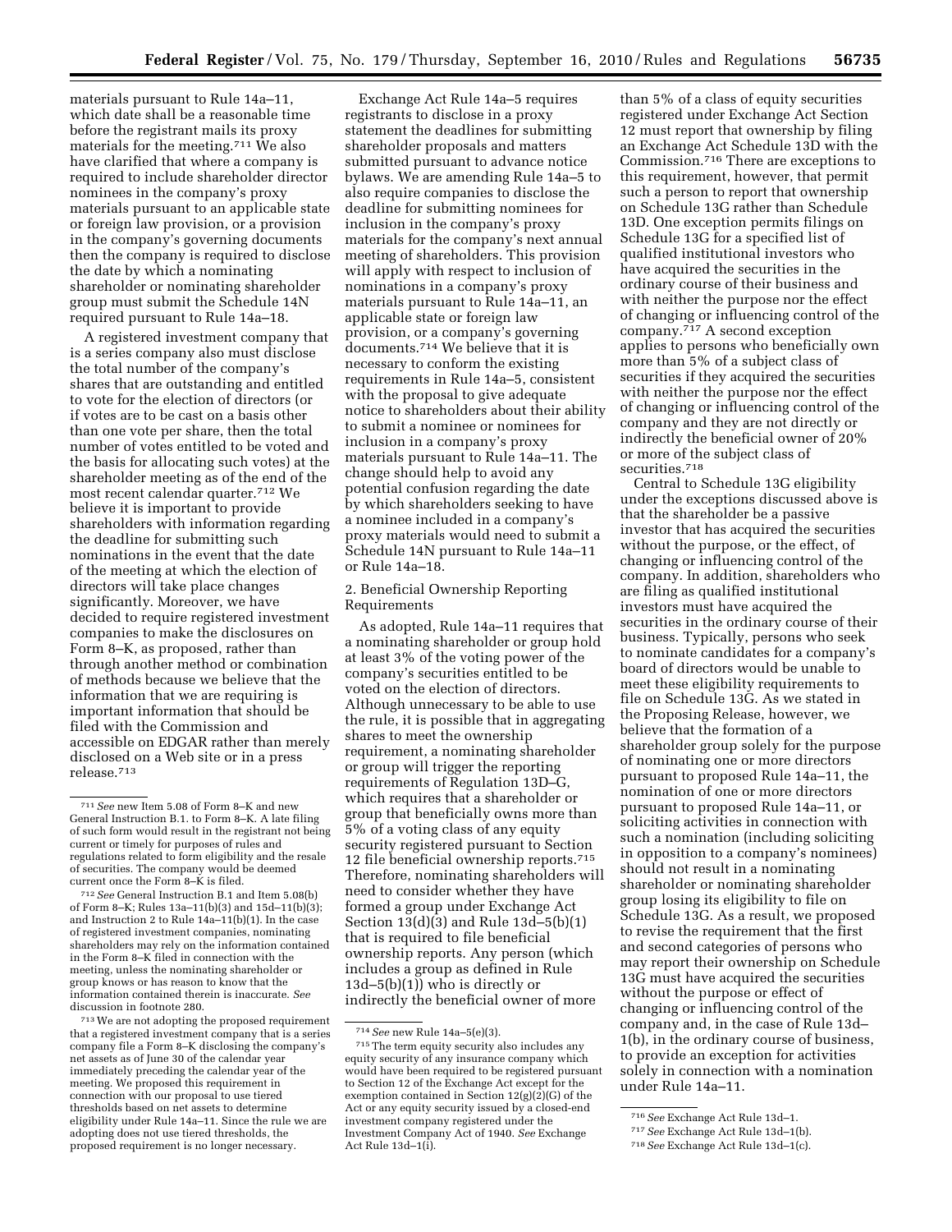materials pursuant to Rule 14a–11, which date shall be a reasonable time before the registrant mails its proxy materials for the meeting.[711] We also have clarified that where a company is required to include shareholder director nominees in the company's proxy materials pursuant to an applicable state or foreign law provision, or a provision in the company's governing documents then the company is required to disclose the date by which a nominating shareholder or nominating shareholder group must submit the Schedule 14N required pursuant to Rule 14a–18.

A registered investment company that is a series company also must disclose the total number of the company's shares that are outstanding and entitled to vote for the election of directors (or if votes are to be cast on a basis other than one vote per share, then the total number of votes entitled to be voted and the basis for allocating such votes) at the shareholder meeting as of the end of the most recent calendar quarter.[712] We believe it is important to provide shareholders with information regarding the deadline for submitting such nominations in the event that the date of the meeting at which the election of directors will take place changes significantly. Moreover, we have decided to require registered investment companies to make the disclosures on Form 8–K, as proposed, rather than through another method or combination of methods because we believe that the information that we are requiring is important information that should be filed with the Commission and accessible on EDGAR rather than merely disclosed on a Web site or in a press release.[713]

Exchange Act Rule 14a–5 requires registrants to disclose in a proxy statement the deadlines for submitting shareholder proposals and matters submitted pursuant to advance notice bylaws. We are amending Rule 14a–5 to also require companies to disclose the deadline for submitting nominees for inclusion in the company's proxy materials for the company's next annual meeting of shareholders. This provision will apply with respect to inclusion of nominations in a company's proxy materials pursuant to Rule 14a–11, an applicable state or foreign law provision, or a company's governing documents.[714] We believe that it is necessary to conform the existing requirements in Rule 14a–5, consistent with the proposal to give adequate notice to shareholders about their ability to submit a nominee or nominees for inclusion in a company's proxy materials pursuant to Rule 14a–11. The change should help to avoid any potential confusion regarding the date by which shareholders seeking to have a nominee included in a company's proxy materials would need to submit a Schedule 14N pursuant to Rule 14a–11 or Rule 14a–18.

2. Beneficial Ownership Reporting Requirements

As adopted, Rule 14a–11 requires that a nominating shareholder or group hold at least 3% of the voting power of the company's securities entitled to be voted on the election of directors. Although unnecessary to be able to use the rule, it is possible that in aggregating shares to meet the ownership requirement, a nominating shareholder or group will trigger the reporting requirements of Regulation 13D–G, which requires that a shareholder or group that beneficially owns more than 5% of a voting class of any equity security registered pursuant to Section 12 file beneficial ownership reports.[715] Therefore, nominating shareholders will need to consider whether they have formed a group under Exchange Act Section 13(d)(3) and Rule 13d–5(b)(1) that is required to file beneficial ownership reports. Any person (which includes a group as defined in Rule 13d–5(b)(1)) who is directly or indirectly the beneficial owner of more than 5% of a class of equity securities registered under Exchange Act Section 12 must report that ownership by filing an Exchange Act Schedule 13D with the Commission.[716] There are exceptions to this requirement, however, that permit such a person to report that ownership on Schedule 13G rather than Schedule 13D. One exception permits filings on Schedule 13G for a specified list of qualified institutional investors who have acquired the securities in the ordinary course of their business and with neither the purpose nor the effect of changing or influencing control of the company.[717] A second exception applies to persons who beneficially own more than 5% of a subject class of securities if they acquired the securities with neither the purpose nor the effect of changing or influencing control of the company and they are not directly or indirectly the beneficial owner of 20% or more of the subject class of securities.[718]

Central to Schedule 13G eligibility under the exceptions discussed above is that the shareholder be a passive investor that has acquired the securities without the purpose, or the effect, of changing or influencing control of the company. In addition, shareholders who are filing as qualified institutional investors must have acquired the securities in the ordinary course of their business. Typically, persons who seek to nominate candidates for a company's board of directors would be unable to meet these eligibility requirements to file on Schedule 13G. As we stated in the Proposing Release, however, we believe that the formation of a shareholder group solely for the purpose of nominating one or more directors pursuant to proposed Rule 14a–11, the nomination of one or more directors pursuant to proposed Rule 14a–11, or soliciting activities in connection with such a nomination (including soliciting in opposition to a company's nominees) should not result in a nominating shareholder or nominating shareholder group losing its eligibility to file on Schedule 13G. As a result, we proposed to revise the requirement that the first and second categories of persons who may report their ownership on Schedule 13G must have acquired the securities without the purpose or effect of changing or influencing control of the company and, in the case of Rule 13d–1(b), in the ordinary course of business, to provide an exception for activities solely in connection with a nomination under Rule 14a–11.

---

[711] *See* new Item 5.08 of Form 8–K and new General Instruction B.1. to Form 8–K. A late filing of such form would result in the registrant not being current or timely for purposes of rules and regulations related to form eligibility and the resale of securities. The company would be deemed current once the Form 8–K is filed.

[712] *See* General Instruction B.1 and Item 5.08(b) of Form 8–K; Rules 13a–11(b)(3) and 15d–11(b)(3); and Instruction 2 to Rule 14a–11(b)(1). In the case of registered investment companies, nominating shareholders may rely on the information contained in the Form 8–K filed in connection with the meeting, unless the nominating shareholder or group knows or has reason to know that the information contained therein is inaccurate. *See* discussion in footnote 280.

[713] We are not adopting the proposed requirement that a registered investment company that is a series company file a Form 8–K disclosing the company's net assets as of June 30 of the calendar year immediately preceding the calendar year of the meeting. We proposed this requirement in connection with our proposal to use tiered thresholds based on net assets to determine eligibility under Rule 14a–11. Since the rule we are adopting does not use tiered thresholds, the proposed requirement is no longer necessary.

[714] *See* new Rule 14a–5(e)(3).

[715] The term equity security also includes any equity security of any insurance company which would have been required to be registered pursuant to Section 12 of the Exchange Act except for the exemption contained in Section 12(g)(2)(G) of the Act or any equity security issued by a closed-end investment company registered under the Investment Company Act of 1940. *See* Exchange Act Rule 13d–1(i).

[716] *See* Exchange Act Rule 13d–1.

[717] *See* Exchange Act Rule 13d–1(b).

[718] *See* Exchange Act Rule 13d–1(c).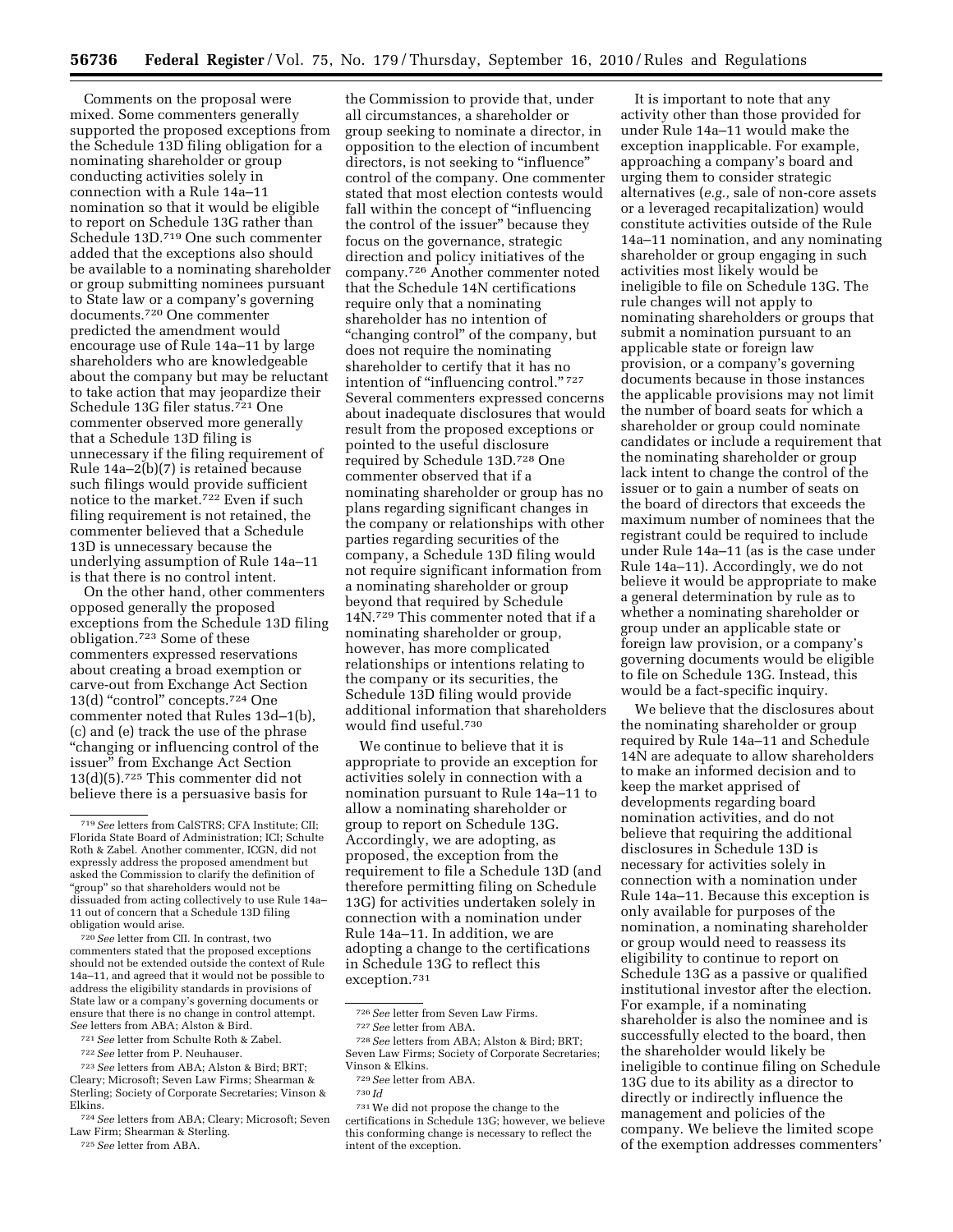Comments on the proposal were mixed. Some commenters generally supported the proposed exceptions from the Schedule 13D filing obligation for a nominating shareholder or group conducting activities solely in connection with a Rule 14a–11 nomination so that it would be eligible to report on Schedule 13G rather than Schedule 13D.[719] One such commenter added that the exceptions also should be available to a nominating shareholder or group submitting nominees pursuant to State law or a company's governing documents.[720] One commenter predicted the amendment would encourage use of Rule 14a–11 by large shareholders who are knowledgeable about the company but may be reluctant to take action that may jeopardize their Schedule 13G filer status.[721] One commenter observed more generally that a Schedule 13D filing is unnecessary if the filing requirement of Rule 14a–2(b)(7) is retained because such filings would provide sufficient notice to the market.[722] Even if such filing requirement is not retained, the commenter believed that a Schedule 13D is unnecessary because the underlying assumption of Rule 14a–11 is that there is no control intent.

On the other hand, other commenters opposed generally the proposed exceptions from the Schedule 13D filing obligation.[723] Some of these commenters expressed reservations about creating a broad exemption or carve-out from Exchange Act Section 13(d) "control" concepts.[724] One commenter noted that Rules 13d–1(b), (c) and (e) track the use of the phrase "changing or influencing control of the issuer" from Exchange Act Section 13(d)(5).[725] This commenter did not believe there is a persuasive basis for the Commission to provide that, under all circumstances, a shareholder or group seeking to nominate a director, in opposition to the election of incumbent directors, is not seeking to "influence" control of the company. One commenter stated that most election contests would fall within the concept of "influencing the control of the issuer" because they focus on the governance, strategic direction and policy initiatives of the company.[726] Another commenter noted that the Schedule 14N certifications require only that a nominating shareholder has no intention of "changing control" of the company, but does not require the nominating shareholder to certify that it has no intention of "influencing control."[727] Several commenters expressed concerns about inadequate disclosures that would result from the proposed exceptions or pointed to the useful disclosure required by Schedule 13D.[728] One commenter observed that if a nominating shareholder or group has no plans regarding significant changes in the company or relationships with other parties regarding securities of the company, a Schedule 13D filing would not require significant information from a nominating shareholder or group beyond that required by Schedule 14N.[729] This commenter noted that if a nominating shareholder or group, however, has more complicated relationships or intentions relating to the company or its securities, the Schedule 13D filing would provide additional information that shareholders would find useful.[730]

We continue to believe that it is appropriate to provide an exception for activities solely in connection with a nomination pursuant to Rule 14a–11 to allow a nominating shareholder or group to report on Schedule 13G. Accordingly, we are adopting, as proposed, the exception from the requirement to file a Schedule 13D (and therefore permitting filing on Schedule 13G) for activities undertaken solely in connection with a nomination under Rule 14a–11. In addition, we are adopting a change to the certifications in Schedule 13G to reflect this exception.[731]

It is important to note that any activity other than those provided for under Rule 14a–11 would make the exception inapplicable. For example, approaching a company's board and urging them to consider strategic alternatives (*e.g.,* sale of non-core assets or a leveraged recapitalization) would constitute activities outside of the Rule 14a–11 nomination, and any nominating shareholder or group engaging in such activities most likely would be ineligible to file on Schedule 13G. The rule changes will not apply to nominating shareholders or groups that submit a nomination pursuant to an applicable state or foreign law provision, or a company's governing documents because in those instances the applicable provisions may not limit the number of board seats for which a shareholder or group could nominate candidates or include a requirement that the nominating shareholder or group lack intent to change the control of the issuer or to gain a number of seats on the board of directors that exceeds the maximum number of nominees that the registrant could be required to include under Rule 14a–11 (as is the case under Rule 14a–11). Accordingly, we do not believe it would be appropriate to make a general determination by rule as to whether a nominating shareholder or group under an applicable state or foreign law provision, or a company's governing documents would be eligible to file on Schedule 13G. Instead, this would be a fact-specific inquiry.

We believe that the disclosures about the nominating shareholder or group required by Rule 14a–11 and Schedule 14N are adequate to allow shareholders to make an informed decision and to keep the market apprised of developments regarding board nomination activities, and do not believe that requiring the additional disclosures in Schedule 13D is necessary for activities solely in connection with a nomination under Rule 14a–11. Because this exception is only available for purposes of the nomination, a nominating shareholder or group would need to reassess its eligibility to continue to report on Schedule 13G as a passive or qualified institutional investor after the election. For example, if a nominating shareholder is also the nominee and is successfully elected to the board, then the shareholder would likely be ineligible to continue filing on Schedule 13G due to its ability as a director to directly or indirectly influence the management and policies of the company. We believe the limited scope of the exemption addresses commenters'

---

[719] *See* letters from CalSTRS; CFA Institute; CII; Florida State Board of Administration; ICI; Schulte Roth & Zabel. Another commenter, ICGN, did not expressly address the proposed amendment but asked the Commission to clarify the definition of "group" so that shareholders would not be dissuaded from acting collectively to use Rule 14a–11 out of concern that a Schedule 13D filing obligation would arise.

[720] *See* letter from CII. In contrast, two commenters stated that the proposed exceptions should not be extended outside the context of Rule 14a–11, and agreed that it would not be possible to address the eligibility standards in provisions of State law or a company's governing documents or ensure that there is no change in control attempt. *See* letters from ABA; Alston & Bird.

[721] *See* letter from Schulte Roth & Zabel.

[722] *See* letter from P. Neuhauser.

[723] *See* letters from ABA; Alston & Bird; BRT; Cleary; Microsoft; Seven Law Firms; Shearman & Sterling; Society of Corporate Secretaries; Vinson & Elkins.

[724] *See* letters from ABA; Cleary; Microsoft; Seven Law Firm; Shearman & Sterling.

[725] *See* letter from ABA.

[726] *See* letter from Seven Law Firms.

[727] *See* letter from ABA.

[728] *See* letters from ABA; Alston & Bird; BRT; Seven Law Firms; Society of Corporate Secretaries; Vinson & Elkins.

[729] *See* letter from ABA.

[730] *Id*

[731] We did not propose the change to the certifications in Schedule 13G; however, we believe this conforming change is necessary to reflect the intent of the exception.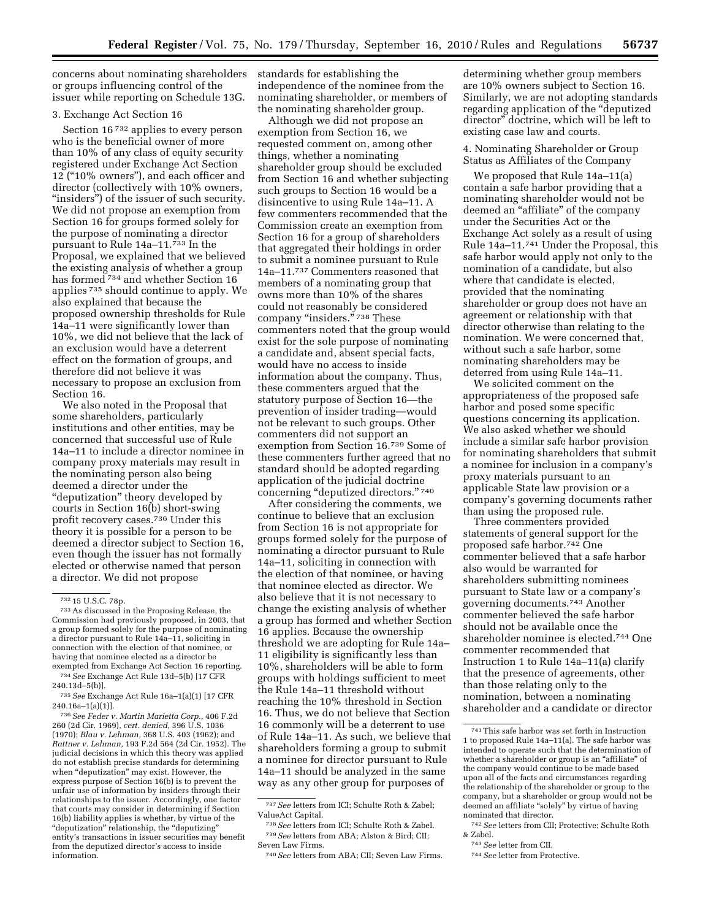concerns about nominating shareholders or groups influencing control of the issuer while reporting on Schedule 13G.

3. Exchange Act Section 16

Section 16 [732] applies to every person who is the beneficial owner of more than 10% of any class of equity security registered under Exchange Act Section 12 ("10% owners"), and each officer and director (collectively with 10% owners, "insiders") of the issuer of such security. We did not propose an exemption from Section 16 for groups formed solely for the purpose of nominating a director pursuant to Rule 14a–11.[733] In the Proposal, we explained that we believed the existing analysis of whether a group has formed [734] and whether Section 16 applies [735] should continue to apply. We also explained that because the proposed ownership thresholds for Rule 14a–11 were significantly lower than 10%, we did not believe that the lack of an exclusion would have a deterrent effect on the formation of groups, and therefore did not believe it was necessary to propose an exclusion from Section 16.

We also noted in the Proposal that some shareholders, particularly institutions and other entities, may be concerned that successful use of Rule 14a–11 to include a director nominee in company proxy materials may result in the nominating person also being deemed a director under the "deputization" theory developed by courts in Section 16(b) short-swing profit recovery cases.[736] Under this theory it is possible for a person to be deemed a director subject to Section 16, even though the issuer has not formally elected or otherwise named that person a director. We did not propose standards for establishing the independence of the nominee from the nominating shareholder, or members of the nominating shareholder group.

Although we did not propose an exemption from Section 16, we requested comment on, among other things, whether a nominating shareholder group should be excluded from Section 16 and whether subjecting such groups to Section 16 would be a disincentive to using Rule 14a–11. A few commenters recommended that the Commission create an exemption from Section 16 for a group of shareholders that aggregated their holdings in order to submit a nominee pursuant to Rule 14a–11.[737] Commenters reasoned that members of a nominating group that owns more than 10% of the shares could not reasonably be considered company "insiders." [738] These commenters noted that the group would exist for the sole purpose of nominating a candidate and, absent special facts, would have no access to inside information about the company. Thus, these commenters argued that the statutory purpose of Section 16—the prevention of insider trading—would not be relevant to such groups. Other commenters did not support an exemption from Section 16.[739] Some of these commenters further agreed that no standard should be adopted regarding application of the judicial doctrine concerning "deputized directors." [740]

After considering the comments, we continue to believe that an exclusion from Section 16 is not appropriate for groups formed solely for the purpose of nominating a director pursuant to Rule 14a–11, soliciting in connection with the election of that nominee, or having that nominee elected as director. We also believe that it is not necessary to change the existing analysis of whether a group has formed and whether Section 16 applies. Because the ownership threshold we are adopting for Rule 14a–11 eligibility is significantly less than 10%, shareholders will be able to form groups with holdings sufficient to meet the Rule 14a–11 threshold without reaching the 10% threshold in Section 16. Thus, we do not believe that Section 16 commonly will be a deterrent to use of Rule 14a–11. As such, we believe that shareholders forming a group to submit a nominee for director pursuant to Rule 14a–11 should be analyzed in the same way as any other group for purposes of determining whether group members are 10% owners subject to Section 16. Similarly, we are not adopting standards regarding application of the "deputized director" doctrine, which will be left to existing case law and courts.

4. Nominating Shareholder or Group Status as Affiliates of the Company

We proposed that Rule 14a–11(a) contain a safe harbor providing that a nominating shareholder would not be deemed an "affiliate" of the company under the Securities Act or the Exchange Act solely as a result of using Rule 14a–11.[741] Under the Proposal, this safe harbor would apply not only to the nomination of a candidate, but also where that candidate is elected, provided that the nominating shareholder or group does not have an agreement or relationship with that director otherwise than relating to the nomination. We were concerned that, without such a safe harbor, some nominating shareholders may be deterred from using Rule 14a–11.

We solicited comment on the appropriateness of the proposed safe harbor and posed some specific questions concerning its application. We also asked whether we should include a similar safe harbor provision for nominating shareholders that submit a nominee for inclusion in a company's proxy materials pursuant to an applicable State law provision or a company's governing documents rather than using the proposed rule.

Three commenters provided statements of general support for the proposed safe harbor.[742] One commenter believed that a safe harbor also would be warranted for shareholders submitting nominees pursuant to State law or a company's governing documents.[743] Another commenter believed the safe harbor should not be available once the shareholder nominee is elected.[744] One commenter recommended that Instruction 1 to Rule 14a–11(a) clarify that the presence of agreements, other than those relating only to the nomination, between a nominating shareholder and a candidate or director

[732] 15 U.S.C. 78p.

[733] As discussed in the Proposing Release, the Commission had previously proposed, in 2003, that a group formed solely for the purpose of nominating a director pursuant to Rule 14a–11, soliciting in connection with the election of that nominee, or having that nominee elected as a director be exempted from Exchange Act Section 16 reporting.

[734] *See* Exchange Act Rule 13d–5(b) [17 CFR 240.13d–5(b)].

[735] *See* Exchange Act Rule 16a–1(a)(1) [17 CFR 240.16a–1(a)(1)].

[736] *See Feder v. Martin Marietta Corp.,* 406 F.2d 260 (2d Cir. 1969), *cert. denied,* 396 U.S. 1036 (1970); *Blau v. Lehman,* 368 U.S. 403 (1962); and *Rattner v. Lehman,* 193 F.2d 564 (2d Cir. 1952). The judicial decisions in which this theory was applied do not establish precise standards for determining when "deputization" may exist. However, the express purpose of Section 16(b) is to prevent the unfair use of information by insiders through their relationships to the issuer. Accordingly, one factor that courts may consider in determining if Section 16(b) liability applies is whether, by virtue of the "deputization" relationship, the "deputizing" entity's transactions in issuer securities may benefit from the deputized director's access to inside information.

[737] *See* letters from ICI; Schulte Roth & Zabel; ValueAct Capital.

[738] *See* letters from ICI; Schulte Roth & Zabel.

[739] *See* letters from ABA; Alston & Bird; CII; Seven Law Firms.

[740] *See* letters from ABA; CII; Seven Law Firms.

[741] This safe harbor was set forth in Instruction 1 to proposed Rule 14a–11(a). The safe harbor was intended to operate such that the determination of whether a shareholder or group is an "affiliate" of the company would continue to be made based upon all of the facts and circumstances regarding the relationship of the shareholder or group to the company, but a shareholder or group would not be deemed an affiliate "solely" by virtue of having nominated that director.

[742] *See* letters from CII; Protective; Schulte Roth & Zabel.

[743] *See* letter from CII.

[744] *See* letter from Protective.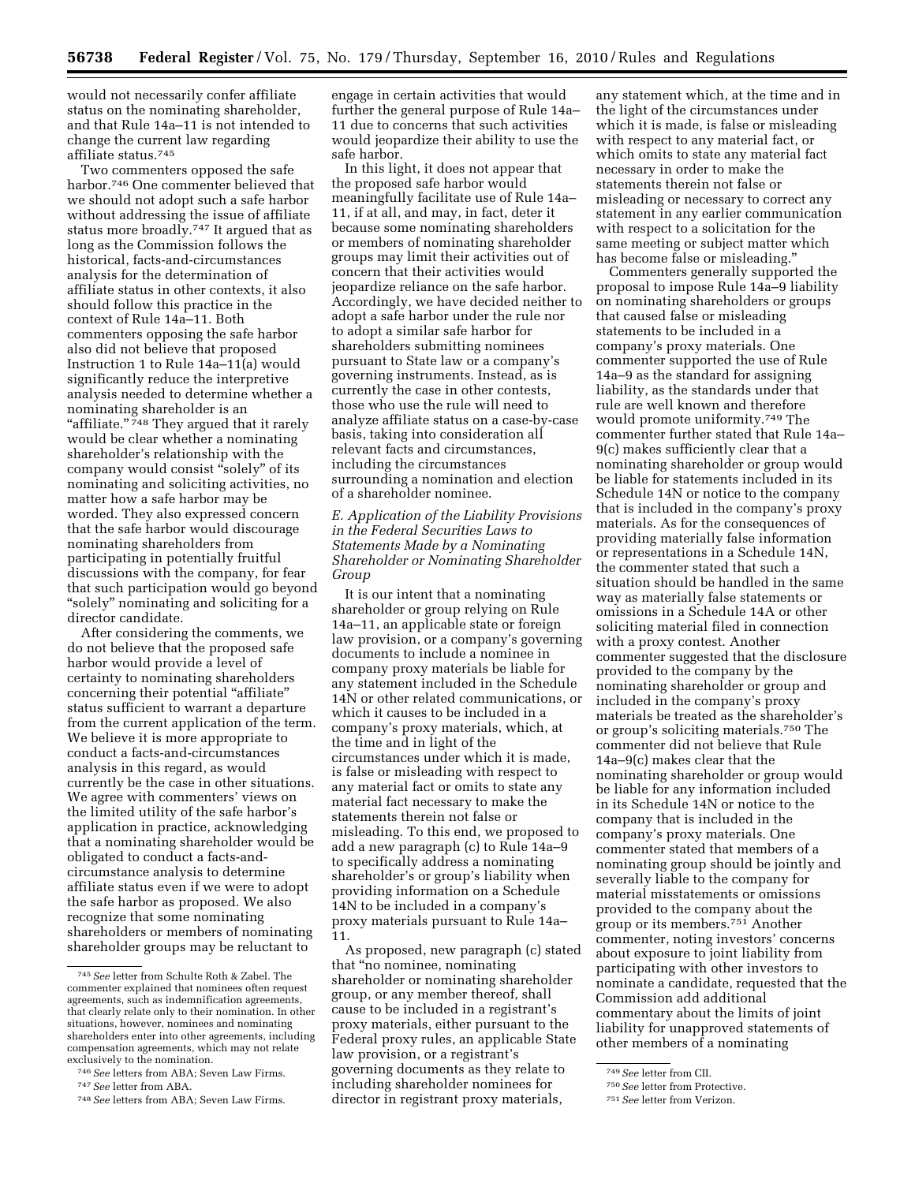would not necessarily confer affiliate status on the nominating shareholder, and that Rule 14a–11 is not intended to change the current law regarding affiliate status.[745]

Two commenters opposed the safe harbor.[746] One commenter believed that we should not adopt such a safe harbor without addressing the issue of affiliate status more broadly.[747] It argued that as long as the Commission follows the historical, facts-and-circumstances analysis for the determination of affiliate status in other contexts, it also should follow this practice in the context of Rule 14a–11. Both commenters opposing the safe harbor also did not believe that proposed Instruction 1 to Rule 14a–11(a) would significantly reduce the interpretive analysis needed to determine whether a nominating shareholder is an "affiliate."[748] They argued that it rarely would be clear whether a nominating shareholder's relationship with the company would consist "solely" of its nominating and soliciting activities, no matter how a safe harbor may be worded. They also expressed concern that the safe harbor would discourage nominating shareholders from participating in potentially fruitful discussions with the company, for fear that such participation would go beyond "solely" nominating and soliciting for a director candidate.

After considering the comments, we do not believe that the proposed safe harbor would provide a level of certainty to nominating shareholders concerning their potential "affiliate" status sufficient to warrant a departure from the current application of the term. We believe it is more appropriate to conduct a facts-and-circumstances analysis in this regard, as would currently be the case in other situations. We agree with commenters' views on the limited utility of the safe harbor's application in practice, acknowledging that a nominating shareholder would be obligated to conduct a facts-and-circumstance analysis to determine affiliate status even if we were to adopt the safe harbor as proposed. We also recognize that some nominating shareholders or members of nominating shareholder groups may be reluctant to engage in certain activities that would further the general purpose of Rule 14a–11 due to concerns that such activities would jeopardize their ability to use the safe harbor.

In this light, it does not appear that the proposed safe harbor would meaningfully facilitate use of Rule 14a–11, if at all, and may, in fact, deter it because some nominating shareholders or members of nominating shareholder groups may limit their activities out of concern that their activities would jeopardize reliance on the safe harbor. Accordingly, we have decided neither to adopt a safe harbor under the rule nor to adopt a similar safe harbor for shareholders submitting nominees pursuant to State law or a company's governing instruments. Instead, as is currently the case in other contests, those who use the rule will need to analyze affiliate status on a case-by-case basis, taking into consideration all relevant facts and circumstances, including the circumstances surrounding a nomination and election of a shareholder nominee.

### *E. Application of the Liability Provisions in the Federal Securities Laws to Statements Made by a Nominating Shareholder or Nominating Shareholder Group*

It is our intent that a nominating shareholder or group relying on Rule 14a–11, an applicable state or foreign law provision, or a company's governing documents to include a nominee in company proxy materials be liable for any statement included in the Schedule 14N or other related communications, or which it causes to be included in a company's proxy materials, which, at the time and in light of the circumstances under which it is made, is false or misleading with respect to any material fact or omits to state any material fact necessary to make the statements therein not false or misleading. To this end, we proposed to add a new paragraph (c) to Rule 14a–9 to specifically address a nominating shareholder's or group's liability when providing information on a Schedule 14N to be included in a company's proxy materials pursuant to Rule 14a–11.

As proposed, new paragraph (c) stated that "no nominee, nominating shareholder or nominating shareholder group, or any member thereof, shall cause to be included in a registrant's proxy materials, either pursuant to the Federal proxy rules, an applicable State law provision, or a registrant's governing documents as they relate to including shareholder nominees for director in registrant proxy materials, any statement which, at the time and in the light of the circumstances under which it is made, is false or misleading with respect to any material fact, or which omits to state any material fact necessary in order to make the statements therein not false or misleading or necessary to correct any statement in any earlier communication with respect to a solicitation for the same meeting or subject matter which has become false or misleading."

Commenters generally supported the proposal to impose Rule 14a–9 liability on nominating shareholders or groups that caused false or misleading statements to be included in a company's proxy materials. One commenter supported the use of Rule 14a–9 as the standard for assigning liability, as the standards under that rule are well known and therefore would promote uniformity.[749] The commenter further stated that Rule 14a–9(c) makes sufficiently clear that a nominating shareholder or group would be liable for statements included in its Schedule 14N or notice to the company that is included in the company's proxy materials. As for the consequences of providing materially false information or representations in a Schedule 14N, the commenter stated that such a situation should be handled in the same way as materially false statements or omissions in a Schedule 14A or other soliciting material filed in connection with a proxy contest. Another commenter suggested that the disclosure provided to the company by the nominating shareholder or group and included in the company's proxy materials be treated as the shareholder's or group's soliciting materials.[750] The commenter did not believe that Rule 14a–9(c) makes clear that the nominating shareholder or group would be liable for any information included in its Schedule 14N or notice to the company that is included in the company's proxy materials. One commenter stated that members of a nominating group should be jointly and severally liable to the company for material misstatements or omissions provided to the company about the group or its members.[751] Another commenter, noting investors' concerns about exposure to joint liability from participating with other investors to nominate a candidate, requested that the Commission add additional commentary about the limits of joint liability for unapproved statements of other members of a nominating

---

[745] *See* letter from Schulte Roth & Zabel. The commenter explained that nominees often request agreements, such as indemnification agreements, that clearly relate only to their nomination. In other situations, however, nominees and nominating shareholders enter into other agreements, including compensation agreements, which may not relate exclusively to the nomination.

[746] *See* letters from ABA; Seven Law Firms.

[747] *See* letter from ABA.

[748] *See* letters from ABA; Seven Law Firms.

[749] *See* letter from CII.

[750] *See* letter from Protective.

[751] *See* letter from Verizon.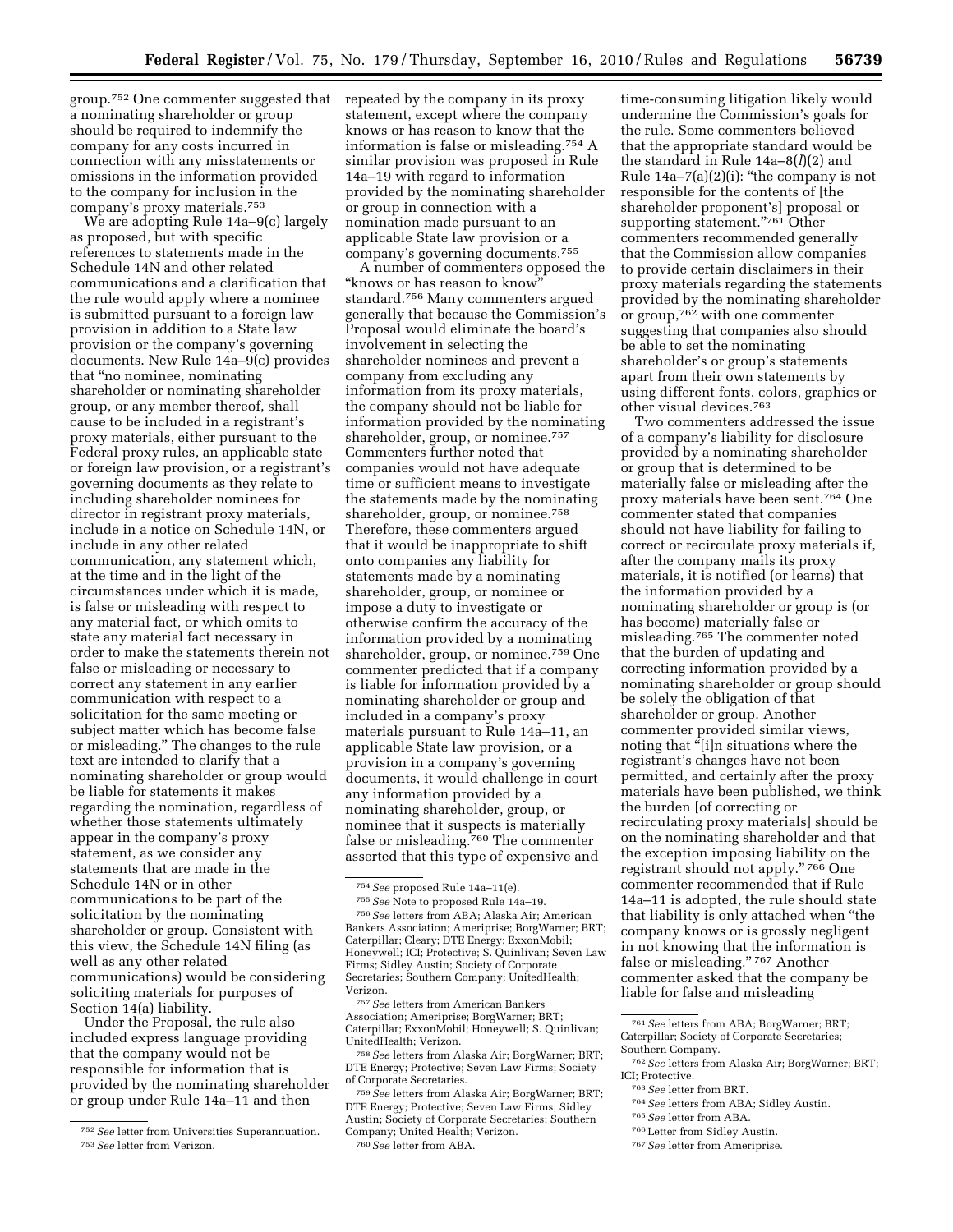group.[752] One commenter suggested that a nominating shareholder or group should be required to indemnify the company for any costs incurred in connection with any misstatements or omissions in the information provided to the company for inclusion in the company's proxy materials.[753]

We are adopting Rule 14a–9(c) largely as proposed, but with specific references to statements made in the Schedule 14N and other related communications and a clarification that the rule would apply where a nominee is submitted pursuant to a foreign law provision in addition to a State law provision or the company's governing documents. New Rule 14a–9(c) provides that "no nominee, nominating shareholder or nominating shareholder group, or any member thereof, shall cause to be included in a registrant's proxy materials, either pursuant to the Federal proxy rules, an applicable state or foreign law provision, or a registrant's governing documents as they relate to including shareholder nominees for director in registrant proxy materials, include in a notice on Schedule 14N, or include in any other related communication, any statement which, at the time and in the light of the circumstances under which it is made, is false or misleading with respect to any material fact, or which omits to state any material fact necessary in order to make the statements therein not false or misleading or necessary to correct any statement in any earlier communication with respect to a solicitation for the same meeting or subject matter which has become false or misleading." The changes to the rule text are intended to clarify that a nominating shareholder or group would be liable for statements it makes regarding the nomination, regardless of whether those statements ultimately appear in the company's proxy statement, as we consider any statements that are made in the Schedule 14N or in other communications to be part of the solicitation by the nominating shareholder or group. Consistent with this view, the Schedule 14N filing (as well as any other related communications) would be considering soliciting materials for purposes of Section 14(a) liability.

Under the Proposal, the rule also included express language providing that the company would not be responsible for information that is provided by the nominating shareholder or group under Rule 14a–11 and then repeated by the company in its proxy statement, except where the company knows or has reason to know that the information is false or misleading.[754] A similar provision was proposed in Rule 14a–19 with regard to information provided by the nominating shareholder or group in connection with a nomination made pursuant to an applicable State law provision or a company's governing documents.[755]

A number of commenters opposed the "knows or has reason to know" standard.[756] Many commenters argued generally that because the Commission's Proposal would eliminate the board's involvement in selecting the shareholder nominees and prevent a company from excluding any information from its proxy materials, the company should not be liable for information provided by the nominating shareholder, group, or nominee.[757] Commenters further noted that companies would not have adequate time or sufficient means to investigate the statements made by the nominating shareholder, group, or nominee.[758] Therefore, these commenters argued that it would be inappropriate to shift onto companies any liability for statements made by a nominating shareholder, group, or nominee or impose a duty to investigate or otherwise confirm the accuracy of the information provided by a nominating shareholder, group, or nominee.[759] One commenter predicted that if a company is liable for information provided by a nominating shareholder or group and included in a company's proxy materials pursuant to Rule 14a–11, an applicable State law provision, or a provision in a company's governing documents, it would challenge in court any information provided by a nominating shareholder, group, or nominee that it suspects is materially false or misleading.[760] The commenter asserted that this type of expensive and time-consuming litigation likely would undermine the Commission's goals for the rule. Some commenters believed that the appropriate standard would be the standard in Rule 14a–8(*l*)(2) and Rule 14a–7(a)(2)(i): "the company is not responsible for the contents of [the shareholder proponent's] proposal or supporting statement."[761] Other commenters recommended generally that the Commission allow companies to provide certain disclaimers in their proxy materials regarding the statements provided by the nominating shareholder or group,[762] with one commenter suggesting that companies also should be able to set the nominating shareholder's or group's statements apart from their own statements by using different fonts, colors, graphics or other visual devices.[763]

Two commenters addressed the issue of a company's liability for disclosure provided by a nominating shareholder or group that is determined to be materially false or misleading after the proxy materials have been sent.[764] One commenter stated that companies should not have liability for failing to correct or recirculate proxy materials if, after the company mails its proxy materials, it is notified (or learns) that the information provided by a nominating shareholder or group is (or has become) materially false or misleading.[765] The commenter noted that the burden of updating and correcting information provided by a nominating shareholder or group should be solely the obligation of that shareholder or group. Another commenter provided similar views, noting that "[i]n situations where the registrant's changes have not been permitted, and certainly after the proxy materials have been published, we think the burden [of correcting or recirculating proxy materials] should be on the nominating shareholder and that the exception imposing liability on the registrant should not apply." [766] One commenter recommended that if Rule 14a–11 is adopted, the rule should state that liability is only attached when "the company knows or is grossly negligent in not knowing that the information is false or misleading." [767] Another commenter asked that the company be liable for false and misleading

---

[752] *See* letter from Universities Superannuation.

[753] *See* letter from Verizon.

[754] *See* proposed Rule 14a–11(e).

[755] *See* Note to proposed Rule 14a–19.

[756] *See* letters from ABA; Alaska Air; American Bankers Association; Ameriprise; BorgWarner; BRT; Caterpillar; Cleary; DTE Energy; ExxonMobil; Honeywell; ICI; Protective; S. Quinlivan; Seven Law Firms; Sidley Austin; Society of Corporate Secretaries; Southern Company; UnitedHealth; Verizon.

[757] *See* letters from American Bankers Association; Ameriprise; BorgWarner; BRT; Caterpillar; ExxonMobil; Honeywell; S. Quinlivan; UnitedHealth; Verizon.

[758] *See* letters from Alaska Air; BorgWarner; BRT; DTE Energy; Protective; Seven Law Firms; Society of Corporate Secretaries.

[759] *See* letters from Alaska Air; BorgWarner; BRT; DTE Energy; Protective; Seven Law Firms; Sidley Austin; Society of Corporate Secretaries; Southern Company; United Health; Verizon.

[760] *See* letter from ABA.

[761] *See* letters from ABA; BorgWarner; BRT; Caterpillar; Society of Corporate Secretaries; Southern Company.

[762] *See* letters from Alaska Air; BorgWarner; BRT; ICI; Protective.

[763] *See* letter from BRT.

[764] *See* letters from ABA; Sidley Austin.

[765] *See* letter from ABA.

[766] Letter from Sidley Austin.

[767] *See* letter from Ameriprise.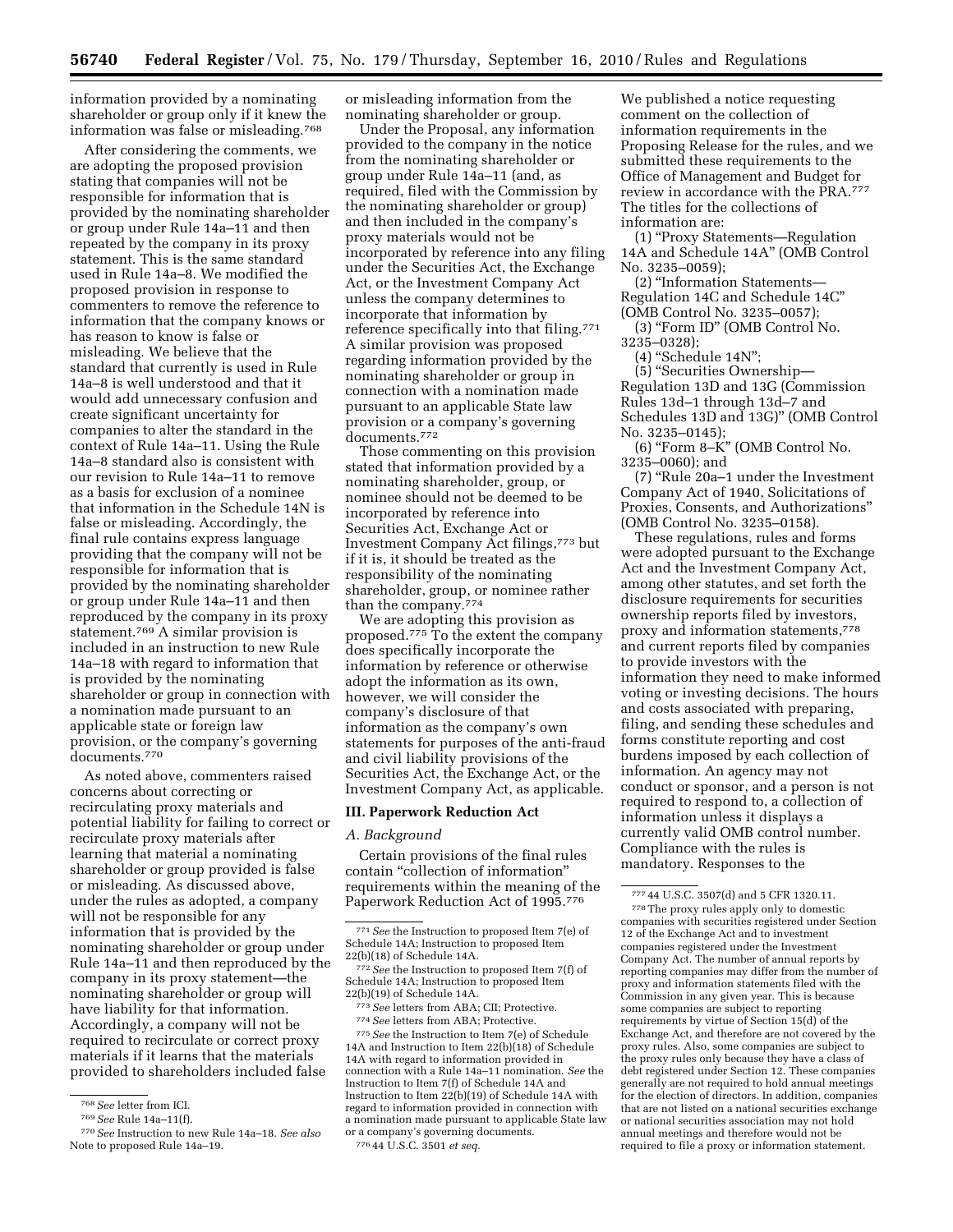information provided by a nominating shareholder or group only if it knew the information was false or misleading.[768]

After considering the comments, we are adopting the proposed provision stating that companies will not be responsible for information that is provided by the nominating shareholder or group under Rule 14a–11 and then repeated by the company in its proxy statement. This is the same standard used in Rule 14a–8. We modified the proposed provision in response to commenters to remove the reference to information that the company knows or has reason to know is false or misleading. We believe that the standard that currently is used in Rule 14a–8 is well understood and that it would add unnecessary confusion and create significant uncertainty for companies to alter the standard in the context of Rule 14a–11. Using the Rule 14a–8 standard also is consistent with our revision to Rule 14a–11 to remove as a basis for exclusion of a nominee that information in the Schedule 14N is false or misleading. Accordingly, the final rule contains express language providing that the company will not be responsible for information that is provided by the nominating shareholder or group under Rule 14a–11 and then reproduced by the company in its proxy statement.[769] A similar provision is included in an instruction to new Rule 14a–18 with regard to information that is provided by the nominating shareholder or group in connection with a nomination made pursuant to an applicable state or foreign law provision, or the company's governing documents.[770]

As noted above, commenters raised concerns about correcting or recirculating proxy materials and potential liability for failing to correct or recirculate proxy materials after learning that material a nominating shareholder or group provided is false or misleading. As discussed above, under the rules as adopted, a company will not be responsible for any information that is provided by the nominating shareholder or group under Rule 14a–11 and then reproduced by the company in its proxy statement—the nominating shareholder or group will have liability for that information. Accordingly, a company will not be required to recirculate or correct proxy materials if it learns that the materials provided to shareholders included false or misleading information from the nominating shareholder or group.

Under the Proposal, any information provided to the company in the notice from the nominating shareholder or group under Rule 14a–11 (and, as required, filed with the Commission by the nominating shareholder or group) and then included in the company's proxy materials would not be incorporated by reference into any filing under the Securities Act, the Exchange Act, or the Investment Company Act unless the company determines to incorporate that information by reference specifically into that filing.[771] A similar provision was proposed regarding information provided by the nominating shareholder or group in connection with a nomination made pursuant to an applicable State law provision or a company's governing documents.[772]

Those commenting on this provision stated that information provided by a nominating shareholder, group, or nominee should not be deemed to be incorporated by reference into Securities Act, Exchange Act or Investment Company Act filings,[773] but if it is, it should be treated as the responsibility of the nominating shareholder, group, or nominee rather than the company.[774]

We are adopting this provision as proposed.[775] To the extent the company does specifically incorporate the information by reference or otherwise adopt the information as its own, however, we will consider the company's disclosure of that information as the company's own statements for purposes of the anti-fraud and civil liability provisions of the Securities Act, the Exchange Act, or the Investment Company Act, as applicable.

## III. Paperwork Reduction Act

### *A. Background*

Certain provisions of the final rules contain "collection of information" requirements within the meaning of the Paperwork Reduction Act of 1995.[776] We published a notice requesting comment on the collection of information requirements in the Proposing Release for the rules, and we submitted these requirements to the Office of Management and Budget for review in accordance with the PRA.[777] The titles for the collections of information are:

(1) "Proxy Statements—Regulation 14A and Schedule 14A" (OMB Control No. 3235–0059);

(2) "Information Statements—Regulation 14C and Schedule 14C" (OMB Control No. 3235–0057);

(3) "Form ID" (OMB Control No. 3235–0328);

(4) "Schedule 14N";

(5) "Securities Ownership—Regulation 13D and 13G (Commission Rules 13d–1 through 13d–7 and Schedules 13D and 13G)" (OMB Control No. 3235–0145);

(6) "Form 8–K" (OMB Control No. 3235–0060); and

(7) "Rule 20a–1 under the Investment Company Act of 1940, Solicitations of Proxies, Consents, and Authorizations" (OMB Control No. 3235–0158).

These regulations, rules and forms were adopted pursuant to the Exchange Act and the Investment Company Act, among other statutes, and set forth the disclosure requirements for securities ownership reports filed by investors, proxy and information statements,[778] and current reports filed by companies to provide investors with the information they need to make informed voting or investing decisions. The hours and costs associated with preparing, filing, and sending these schedules and forms constitute reporting and cost burdens imposed by each collection of information. An agency may not conduct or sponsor, and a person is not required to respond to, a collection of information unless it displays a currently valid OMB control number. Compliance with the rules is mandatory. Responses to the

---

[768] *See* letter from ICI.

[769] *See* Rule 14a–11(f).

[770] *See* Instruction to new Rule 14a–18. *See also* Note to proposed Rule 14a–19.

[771] *See* the Instruction to proposed Item 7(e) of Schedule 14A; Instruction to proposed Item 22(b)(18) of Schedule 14A.

[772] *See* the Instruction to proposed Item 7(f) of Schedule 14A; Instruction to proposed Item 22(b)(19) of Schedule 14A.

[773] *See* letters from ABA; CII; Protective.

[774] *See* letters from ABA; Protective.

[775] *See* the Instruction to Item 7(e) of Schedule 14A and Instruction to Item 22(b)(18) of Schedule 14A with regard to information provided in connection with a Rule 14a–11 nomination. *See* the Instruction to Item 7(f) of Schedule 14A and Instruction to Item 22(b)(19) of Schedule 14A with regard to information provided in connection with a nomination made pursuant to applicable State law or a company's governing documents.

[776] 44 U.S.C. 3501 *et seq.*

[777] 44 U.S.C. 3507(d) and 5 CFR 1320.11.

[778] The proxy rules apply only to domestic companies with securities registered under Section 12 of the Exchange Act and to investment companies registered under the Investment Company Act. The number of annual reports by reporting companies may differ from the number of proxy and information statements filed with the Commission in any given year. This is because some companies are subject to reporting requirements by virtue of Section 15(d) of the Exchange Act, and therefore are not covered by the proxy rules. Also, some companies are subject to the proxy rules only because they have a class of debt registered under Section 12. These companies generally are not required to hold annual meetings for the election of directors. In addition, companies that are not listed on a national securities exchange or national securities association may not hold annual meetings and therefore would not be required to file a proxy or information statement.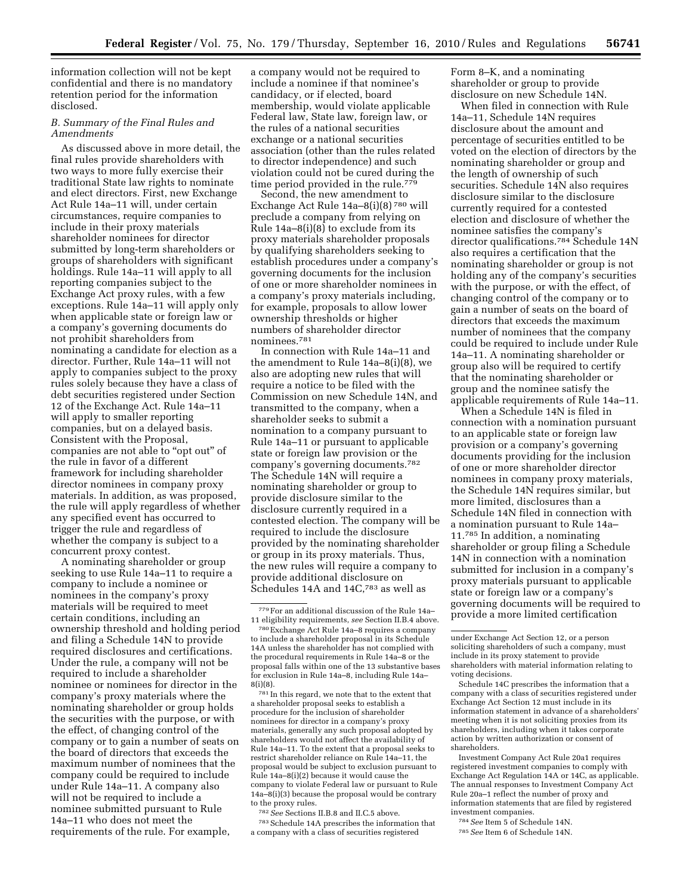information collection will not be kept confidential and there is no mandatory retention period for the information disclosed.

### B. Summary of the Final Rules and Amendments

As discussed above in more detail, the final rules provide shareholders with two ways to more fully exercise their traditional State law rights to nominate and elect directors. First, new Exchange Act Rule 14a–11 will, under certain circumstances, require companies to include in their proxy materials shareholder nominees for director submitted by long-term shareholders or groups of shareholders with significant holdings. Rule 14a–11 will apply to all reporting companies subject to the Exchange Act proxy rules, with a few exceptions. Rule 14a–11 will apply only when applicable state or foreign law or a company's governing documents do not prohibit shareholders from nominating a candidate for election as a director. Further, Rule 14a–11 will not apply to companies subject to the proxy rules solely because they have a class of debt securities registered under Section 12 of the Exchange Act. Rule 14a–11 will apply to smaller reporting companies, but on a delayed basis. Consistent with the Proposal, companies are not able to "opt out" of the rule in favor of a different framework for including shareholder director nominees in company proxy materials. In addition, as was proposed, the rule will apply regardless of whether any specified event has occurred to trigger the rule and regardless of whether the company is subject to a concurrent proxy contest.

A nominating shareholder or group seeking to use Rule 14a–11 to require a company to include a nominee or nominees in the company's proxy materials will be required to meet certain conditions, including an ownership threshold and holding period and filing a Schedule 14N to provide required disclosures and certifications. Under the rule, a company will not be required to include a shareholder nominee or nominees for director in the company's proxy materials where the nominating shareholder or group holds the securities with the purpose, or with the effect, of changing control of the company or to gain a number of seats on the board of directors that exceeds the maximum number of nominees that the company could be required to include under Rule 14a–11. A company also will not be required to include a nominee submitted pursuant to Rule 14a–11 who does not meet the requirements of the rule. For example, a company would not be required to include a nominee if that nominee's candidacy, or if elected, board membership, would violate applicable Federal law, State law, foreign law, or the rules of a national securities exchange or a national securities association (other than the rules related to director independence) and such violation could not be cured during the time period provided in the rule.[779]

Second, the new amendment to Exchange Act Rule 14a–8(i)(8) [780] will preclude a company from relying on Rule 14a–8(i)(8) to exclude from its proxy materials shareholder proposals by qualifying shareholders seeking to establish procedures under a company's governing documents for the inclusion of one or more shareholder nominees in a company's proxy materials including, for example, proposals to allow lower ownership thresholds or higher numbers of shareholder director nominees.[781]

In connection with Rule 14a–11 and the amendment to Rule 14a–8(i)(8), we also are adopting new rules that will require a notice to be filed with the Commission on new Schedule 14N, and transmitted to the company, when a shareholder seeks to submit a nomination to a company pursuant to Rule 14a–11 or pursuant to applicable state or foreign law provision or the company's governing documents.[782] The Schedule 14N will require a nominating shareholder or group to provide disclosure similar to the disclosure currently required in a contested election. The company will be required to include the disclosure provided by the nominating shareholder or group in its proxy materials. Thus, the new rules will require a company to provide additional disclosure on Schedules 14A and 14C,[783] as well as Form 8–K, and a nominating shareholder or group to provide disclosure on new Schedule 14N.

When filed in connection with Rule 14a–11, Schedule 14N requires disclosure about the amount and percentage of securities entitled to be voted on the election of directors by the nominating shareholder or group and the length of ownership of such securities. Schedule 14N also requires disclosure similar to the disclosure currently required for a contested election and disclosure of whether the nominee satisfies the company's director qualifications.[784] Schedule 14N also requires a certification that the nominating shareholder or group is not holding any of the company's securities with the purpose, or with the effect, of changing control of the company or to gain a number of seats on the board of directors that exceeds the maximum number of nominees that the company could be required to include under Rule 14a–11. A nominating shareholder or group also will be required to certify that the nominating shareholder or group and the nominee satisfy the applicable requirements of Rule 14a–11.

When a Schedule 14N is filed in connection with a nomination pursuant to an applicable state or foreign law provision or a company's governing documents providing for the inclusion of one or more shareholder director nominees in company proxy materials, the Schedule 14N requires similar, but more limited, disclosures than a Schedule 14N filed in connection with a nomination pursuant to Rule 14a–11.[785] In addition, a nominating shareholder or group filing a Schedule 14N in connection with a nomination submitted for inclusion in a company's proxy materials pursuant to applicable state or foreign law or a company's governing documents will be required to provide a more limited certification

[779] For an additional discussion of the Rule 14a–11 eligibility requirements, *see* Section II.B.4 above.

[780] Exchange Act Rule 14a–8 requires a company to include a shareholder proposal in its Schedule 14A unless the shareholder has not complied with the procedural requirements in Rule 14a–8 or the proposal falls within one of the 13 substantive bases for exclusion in Rule 14a–8, including Rule 14a–8(i)(8).

[781] In this regard, we note that to the extent that a shareholder proposal seeks to establish a procedure for the inclusion of shareholder nominees for director in a company's proxy materials, generally any such proposal adopted by shareholders would not affect the availability of Rule 14a–11. To the extent that a proposal seeks to restrict shareholder reliance on Rule 14a–11, the proposal would be subject to exclusion pursuant to Rule 14a–8(i)(2) because it would cause the company to violate Federal law or pursuant to Rule 14a–8(i)(3) because the proposal would be contrary to the proxy rules.

[782] *See* Sections II.B.8 and II.C.5 above.

[783] Schedule 14A prescribes the information that a company with a class of securities registered under Exchange Act Section 12, or a person soliciting shareholders of such a company, must include in its proxy statement to provide shareholders with material information relating to voting decisions.

Schedule 14C prescribes the information that a company with a class of securities registered under Exchange Act Section 12 must include in its information statement in advance of a shareholders' meeting when it is not soliciting proxies from its shareholders, including when it takes corporate action by written authorization or consent of shareholders.

Investment Company Act Rule 20a1 requires registered investment companies to comply with Exchange Act Regulation 14A or 14C, as applicable. The annual responses to Investment Company Act Rule 20a–1 reflect the number of proxy and information statements that are filed by registered investment companies.

[784] *See* Item 5 of Schedule 14N.

[785] *See* Item 6 of Schedule 14N.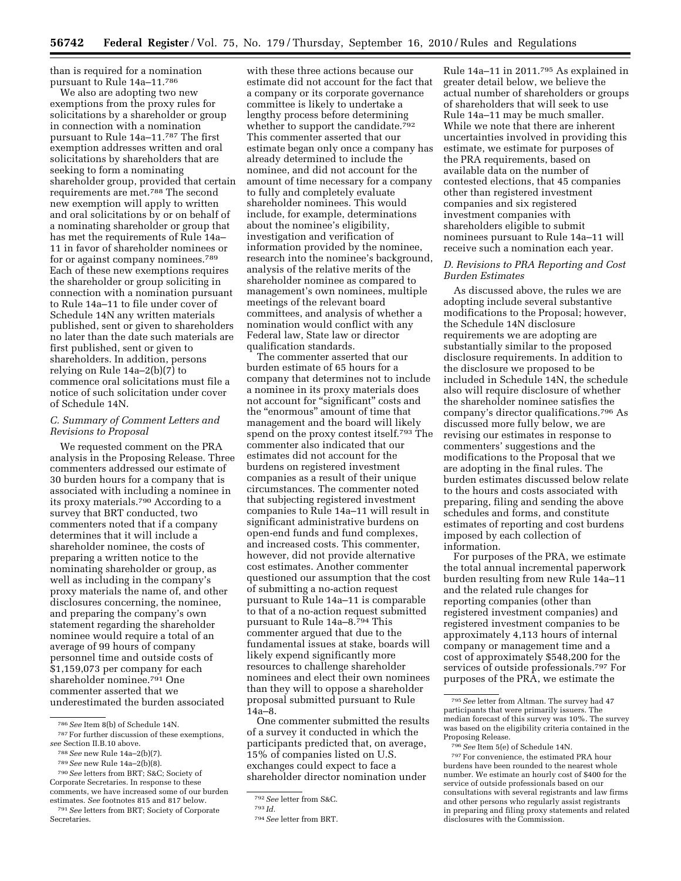than is required for a nomination pursuant to Rule 14a–11.[786]

We also are adopting two new exemptions from the proxy rules for solicitations by a shareholder or group in connection with a nomination pursuant to Rule 14a–11.[787] The first exemption addresses written and oral solicitations by shareholders that are seeking to form a nominating shareholder group, provided that certain requirements are met.[788] The second new exemption will apply to written and oral solicitations by or on behalf of a nominating shareholder or group that has met the requirements of Rule 14a–11 in favor of shareholder nominees or for or against company nominees.[789] Each of these new exemptions requires the shareholder or group soliciting in connection with a nomination pursuant to Rule 14a–11 to file under cover of Schedule 14N any written materials published, sent or given to shareholders no later than the date such materials are first published, sent or given to shareholders. In addition, persons relying on Rule 14a–2(b)(7) to commence oral solicitations must file a notice of such solicitation under cover of Schedule 14N.

### *C. Summary of Comment Letters and Revisions to Proposal*

We requested comment on the PRA analysis in the Proposing Release. Three commenters addressed our estimate of 30 burden hours for a company that is associated with including a nominee in its proxy materials.[790] According to a survey that BRT conducted, two commenters noted that if a company determines that it will include a shareholder nominee, the costs of preparing a written notice to the nominating shareholder or group, as well as including in the company's proxy materials the name of, and other disclosures concerning, the nominee, and preparing the company's own statement regarding the shareholder nominee would require a total of an average of 99 hours of company personnel time and outside costs of $1,159,073 per company for each shareholder nominee.[791] One commenter asserted that we underestimated the burden associated with these three actions because our estimate did not account for the fact that a company or its corporate governance committee is likely to undertake a lengthy process before determining whether to support the candidate.[792] This commenter asserted that our estimate began only once a company has already determined to include the nominee, and did not account for the amount of time necessary for a company to fully and completely evaluate shareholder nominees. This would include, for example, determinations about the nominee's eligibility, investigation and verification of information provided by the nominee, research into the nominee's background, analysis of the relative merits of the shareholder nominee as compared to management's own nominees, multiple meetings of the relevant board committees, and analysis of whether a nomination would conflict with any Federal law, State law or director qualification standards.

The commenter asserted that our burden estimate of 65 hours for a company that determines not to include a nominee in its proxy materials does not account for "significant" costs and the "enormous" amount of time that management and the board will likely spend on the proxy contest itself.[793] The commenter also indicated that our estimates did not account for the burdens on registered investment companies as a result of their unique circumstances. The commenter noted that subjecting registered investment companies to Rule 14a–11 will result in significant administrative burdens on open-end funds and fund complexes, and increased costs. This commenter, however, did not provide alternative cost estimates. Another commenter questioned our assumption that the cost of submitting a no-action request pursuant to Rule 14a–11 is comparable to that of a no-action request submitted pursuant to Rule 14a–8.[794] This commenter argued that due to the fundamental issues at stake, boards will likely expend significantly more resources to challenge shareholder nominees and elect their own nominees than they will to oppose a shareholder proposal submitted pursuant to Rule 14a–8.

One commenter submitted the results of a survey it conducted in which the participants predicted that, on average, 15% of companies listed on U.S. exchanges could expect to face a shareholder director nomination under Rule 14a–11 in 2011.[795] As explained in greater detail below, we believe the actual number of shareholders or groups of shareholders that will seek to use Rule 14a–11 may be much smaller. While we note that there are inherent uncertainties involved in providing this estimate, we estimate for purposes of the PRA requirements, based on available data on the number of contested elections, that 45 companies other than registered investment companies and six registered investment companies with shareholders eligible to submit nominees pursuant to Rule 14a–11 will receive such a nomination each year.

### *D. Revisions to PRA Reporting and Cost Burden Estimates*

As discussed above, the rules we are adopting include several substantive modifications to the Proposal; however, the Schedule 14N disclosure requirements we are adopting are substantially similar to the proposed disclosure requirements. In addition to the disclosure we proposed to be included in Schedule 14N, the schedule also will require disclosure of whether the shareholder nominee satisfies the company's director qualifications.[796] As discussed more fully below, we are revising our estimates in response to commenters' suggestions and the modifications to the Proposal that we are adopting in the final rules. The burden estimates discussed below relate to the hours and costs associated with preparing, filing and sending the above schedules and forms, and constitute estimates of reporting and cost burdens imposed by each collection of information.

For purposes of the PRA, we estimate the total annual incremental paperwork burden resulting from new Rule 14a–11 and the related rule changes for reporting companies (other than registered investment companies) and registered investment companies to be approximately 4,113 hours of internal company or management time and a cost of approximately $548,200 for the services of outside professionals.[797] For purposes of the PRA, we estimate the

---

[786] *See* Item 8(b) of Schedule 14N.

[787] For further discussion of these exemptions, *see* Section II.B.10 above.

[788] *See* new Rule 14a–2(b)(7).

[789] *See* new Rule 14a–2(b)(8).

[790] *See* letters from BRT; S&C; Society of Corporate Secretaries. In response to these comments, we have increased some of our burden estimates. *See* footnotes 815 and 817 below.

[791] *See* letters from BRT; Society of Corporate Secretaries.

[792] *See* letter from S&C.

[793] *Id.*

[794] *See* letter from BRT.

[795] *See* letter from Altman. The survey had 47 participants that were primarily issuers. The median forecast of this survey was 10%. The survey was based on the eligibility criteria contained in the Proposing Release.

[796] *See* Item 5(e) of Schedule 14N.

[797] For convenience, the estimated PRA hour burdens have been rounded to the nearest whole number. We estimate an hourly cost of $400 for the service of outside professionals based on our consultations with several registrants and law firms and other persons who regularly assist registrants in preparing and filing proxy statements and related disclosures with the Commission.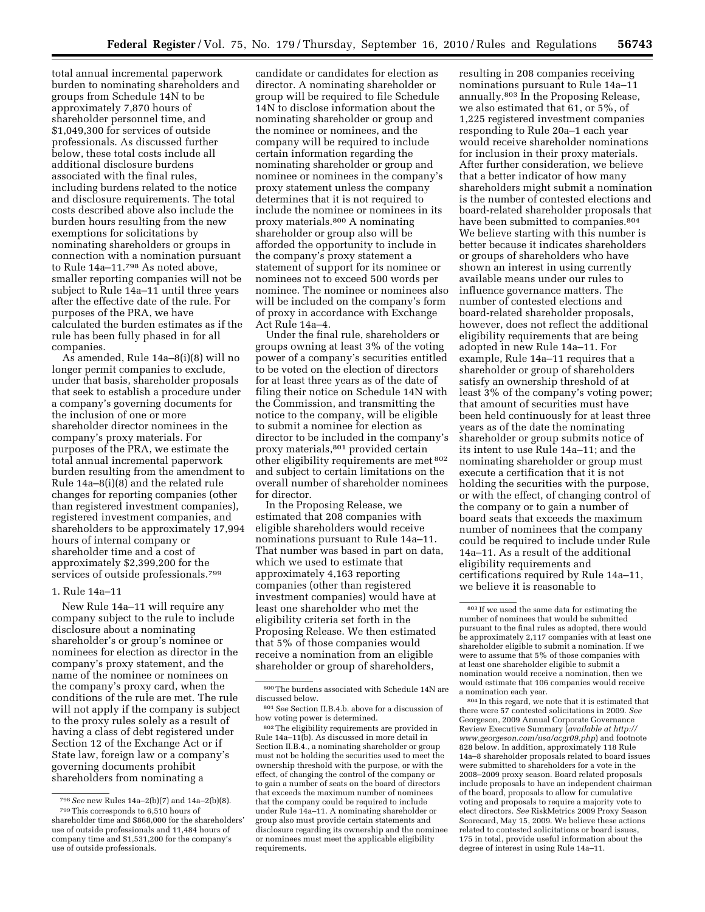total annual incremental paperwork burden to nominating shareholders and groups from Schedule 14N to be approximately 7,870 hours of shareholder personnel time, and $1,049,300 for services of outside professionals. As discussed further below, these total costs include all additional disclosure burdens associated with the final rules, including burdens related to the notice and disclosure requirements. The total costs described above also include the burden hours resulting from the new exemptions for solicitations by nominating shareholders or groups in connection with a nomination pursuant to Rule 14a–11.[798] As noted above, smaller reporting companies will not be subject to Rule 14a–11 until three years after the effective date of the rule. For purposes of the PRA, we have calculated the burden estimates as if the rule has been fully phased in for all companies.

As amended, Rule 14a–8(i)(8) will no longer permit companies to exclude, under that basis, shareholder proposals that seek to establish a procedure under a company's governing documents for the inclusion of one or more shareholder director nominees in the company's proxy materials. For purposes of the PRA, we estimate the total annual incremental paperwork burden resulting from the amendment to Rule 14a–8(i)(8) and the related rule changes for reporting companies (other than registered investment companies), registered investment companies, and shareholders to be approximately 17,994 hours of internal company or shareholder time and a cost of approximately $2,399,200 for the services of outside professionals.[799]

### 1. Rule 14a–11

New Rule 14a–11 will require any company subject to the rule to include disclosure about a nominating shareholder's or group's nominee or nominees for election as director in the company's proxy statement, and the name of the nominee or nominees on the company's proxy card, when the conditions of the rule are met. The rule will not apply if the company is subject to the proxy rules solely as a result of having a class of debt registered under Section 12 of the Exchange Act or if State law, foreign law or a company's governing documents prohibit shareholders from nominating a candidate or candidates for election as director. A nominating shareholder or group will be required to file Schedule 14N to disclose information about the nominating shareholder or group and the nominee or nominees, and the company will be required to include certain information regarding the nominating shareholder or group and nominee or nominees in the company's proxy statement unless the company determines that it is not required to include the nominee or nominees in its proxy materials.[800] A nominating shareholder or group also will be afforded the opportunity to include in the company's proxy statement a statement of support for its nominee or nominees not to exceed 500 words per nominee. The nominee or nominees also will be included on the company's form of proxy in accordance with Exchange Act Rule 14a–4.

Under the final rule, shareholders or groups owning at least 3% of the voting power of a company's securities entitled to be voted on the election of directors for at least three years as of the date of filing their notice on Schedule 14N with the Commission, and transmitting the notice to the company, will be eligible to submit a nominee for election as director to be included in the company's proxy materials,[801] provided certain other eligibility requirements are met[802] and subject to certain limitations on the overall number of shareholder nominees for director.

In the Proposing Release, we estimated that 208 companies with eligible shareholders would receive nominations pursuant to Rule 14a–11. That number was based in part on data, which we used to estimate that approximately 4,163 reporting companies (other than registered investment companies) would have at least one shareholder who met the eligibility criteria set forth in the Proposing Release. We then estimated that 5% of those companies would receive a nomination from an eligible shareholder or group of shareholders, resulting in 208 companies receiving nominations pursuant to Rule 14a–11 annually.[803] In the Proposing Release, we also estimated that 61, or 5%, of 1,225 registered investment companies responding to Rule 20a–1 each year would receive shareholder nominations for inclusion in their proxy materials. After further consideration, we believe that a better indicator of how many shareholders might submit a nomination is the number of contested elections and board-related shareholder proposals that have been submitted to companies.[804] We believe starting with this number is better because it indicates shareholders or groups of shareholders who have shown an interest in using currently available means under our rules to influence governance matters. The number of contested elections and board-related shareholder proposals, however, does not reflect the additional eligibility requirements that are being adopted in new Rule 14a–11. For example, Rule 14a–11 requires that a shareholder or group of shareholders satisfy an ownership threshold of at least 3% of the company's voting power; that amount of securities must have been held continuously for at least three years as of the date the nominating shareholder or group submits notice of its intent to use Rule 14a–11; and the nominating shareholder or group must execute a certification that it is not holding the securities with the purpose, or with the effect, of changing control of the company or to gain a number of board seats that exceeds the maximum number of nominees that the company could be required to include under Rule 14a–11. As a result of the additional eligibility requirements and certifications required by Rule 14a–11, we believe it is reasonable to

---

[798] *See* new Rules 14a–2(b)(7) and 14a–2(b)(8).

[799] This corresponds to 6,510 hours of shareholder time and $868,000 for the shareholders' use of outside professionals and 11,484 hours of company time and $1,531,200 for the company's use of outside professionals.

[800] The burdens associated with Schedule 14N are discussed below.

[801] *See* Section II.B.4.b. above for a discussion of how voting power is determined.

[802] The eligibility requirements are provided in Rule 14a–11(b). As discussed in more detail in Section II.B.4., a nominating shareholder or group must not be holding the securities used to meet the ownership threshold with the purpose, or with the effect, of changing the control of the company or to gain a number of seats on the board of directors that exceeds the maximum number of nominees that the company could be required to include under Rule 14a–11. A nominating shareholder or group also must provide certain statements and disclosure regarding its ownership and the nominee or nominees must meet the applicable eligibility requirements.

[803] If we used the same data for estimating the number of nominees that would be submitted pursuant to the final rules as adopted, there would be approximately 2,117 companies with at least one shareholder eligible to submit a nomination. If we were to assume that 5% of those companies with at least one shareholder eligible to submit a nomination would receive a nomination, then we would estimate that 106 companies would receive a nomination each year.

[804] In this regard, we note that it is estimated that there were 57 contested solicitations in 2009. *See* Georgeson, 2009 Annual Corporate Governance Review Executive Summary (*available at http://www.georgeson.com/usa/acgr09.php*) and footnote 828 below. In addition, approximately 118 Rule 14a–8 shareholder proposals related to board issues were submitted to shareholders for a vote in the 2008–2009 proxy season. Board related proposals include proposals to have an independent chairman of the board, proposals to allow for cumulative voting and proposals to require a majority vote to elect directors. *See* RiskMetrics 2009 Proxy Season Scorecard, May 15, 2009. We believe these actions related to contested solicitations or board issues, 175 in total, provide useful information about the degree of interest in using Rule 14a–11.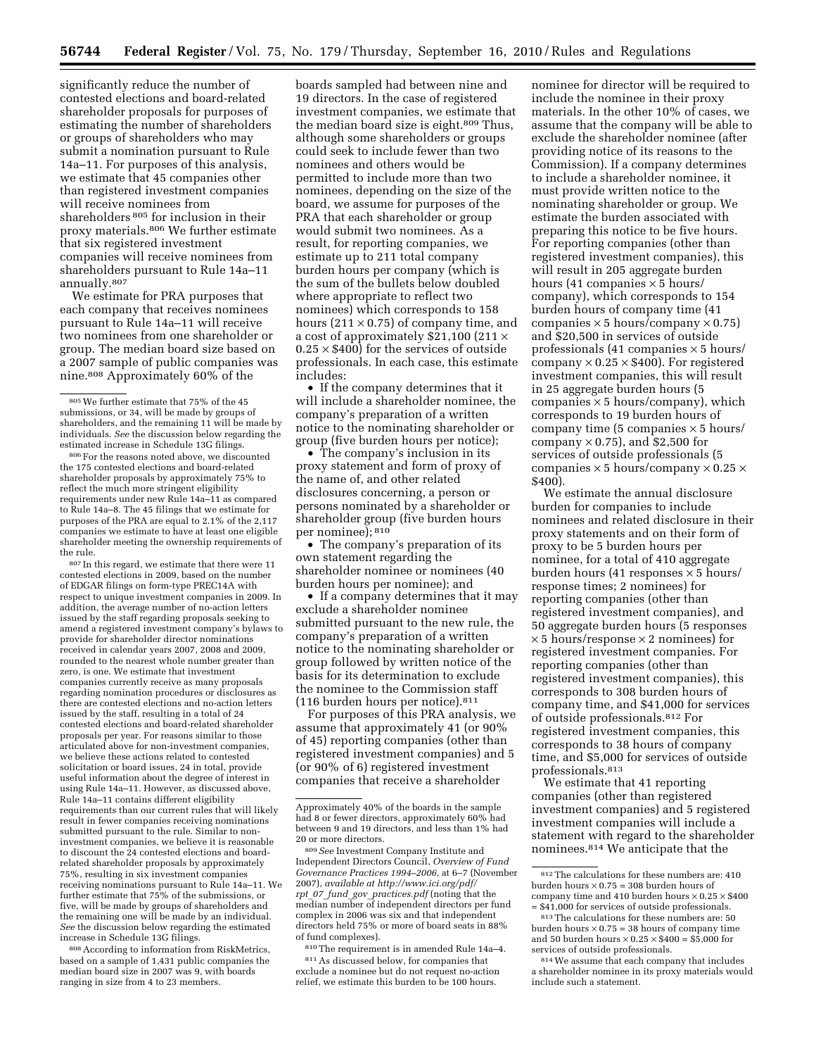significantly reduce the number of contested elections and board-related shareholder proposals for purposes of estimating the number of shareholders or groups of shareholders who may submit a nomination pursuant to Rule 14a–11. For purposes of this analysis, we estimate that 45 companies other than registered investment companies will receive nominees from shareholders [805] for inclusion in their proxy materials.[806] We further estimate that six registered investment companies will receive nominees from shareholders pursuant to Rule 14a–11 annually.[807]

We estimate for PRA purposes that each company that receives nominees pursuant to Rule 14a–11 will receive two nominees from one shareholder or group. The median board size based on a 2007 sample of public companies was nine.[808] Approximately 60% of the boards sampled had between nine and 19 directors. In the case of registered investment companies, we estimate that the median board size is eight.[809] Thus, although some shareholders or groups could seek to include fewer than two nominees and others would be permitted to include more than two nominees, depending on the size of the board, we assume for purposes of the PRA that each shareholder or group would submit two nominees. As a result, for reporting companies, we estimate up to 211 total company burden hours per company (which is the sum of the bullets below doubled where appropriate to reflect two nominees) which corresponds to 158 hours (211 × 0.75) of company time, and a cost of approximately $21,100 (211 × 0.25 × $400) for the services of outside professionals. In each case, this estimate includes:

- If the company determines that it will include a shareholder nominee, the company's preparation of a written notice to the nominating shareholder or group (five burden hours per notice);
- The company's inclusion in its proxy statement and form of proxy of the name of, and other related disclosures concerning, a person or persons nominated by a shareholder or shareholder group (five burden hours per nominee);[810]
- The company's preparation of its own statement regarding the shareholder nominee or nominees (40 burden hours per nominee); and
- If a company determines that it may exclude a shareholder nominee submitted pursuant to the new rule, the company's preparation of a written notice to the nominating shareholder or group followed by written notice of the basis for its determination to exclude the nominee to the Commission staff (116 burden hours per notice).[811]

For purposes of this PRA analysis, we assume that approximately 41 (or 90% of 45) reporting companies (other than registered investment companies) and 5 (or 90% of 6) registered investment companies that receive a shareholder nominee for director will be required to include the nominee in their proxy materials. In the other 10% of cases, we assume that the company will be able to exclude the shareholder nominee (after providing notice of its reasons to the Commission). If a company determines to include a shareholder nominee, it must provide written notice to the nominating shareholder or group. We estimate the burden associated with preparing this notice to be five hours. For reporting companies (other than registered investment companies), this will result in 205 aggregate burden hours (41 companies × 5 hours/company), which corresponds to 154 burden hours of company time (41 companies × 5 hours/company × 0.75) and $20,500 in services of outside professionals (41 companies × 5 hours/company × 0.25 × $400). For registered investment companies, this will result in 25 aggregate burden hours (5 companies × 5 hours/company), which corresponds to 19 burden hours of company time (5 companies × 5 hours/company × 0.75), and $2,500 for services of outside professionals (5 companies × 5 hours/company × 0.25 × $400).

We estimate the annual disclosure burden for companies to include nominees and related disclosure in their proxy statements and on their form of proxy to be 5 burden hours per nominee, for a total of 410 aggregate burden hours (41 responses × 5 hours/response times; 2 nominees) for reporting companies (other than registered investment companies), and 50 aggregate burden hours (5 responses × 5 hours/response × 2 nominees) for registered investment companies. For reporting companies (other than registered investment companies), this corresponds to 308 burden hours of company time, and $41,000 for services of outside professionals.[812] For registered investment companies, this corresponds to 38 hours of company time, and $5,000 for services of outside professionals.[813]

We estimate that 41 reporting companies (other than registered investment companies) and 5 registered investment companies will include a statement with regard to the shareholder nominees.[814] We anticipate that the

---

[805] We further estimate that 75% of the 45 submissions, or 34, will be made by groups of shareholders, and the remaining 11 will be made by individuals. *See* the discussion below regarding the estimated increase in Schedule 13G filings.

[806] For the reasons noted above, we discounted the 175 contested elections and board-related shareholder proposals by approximately 75% to reflect the much more stringent eligibility requirements under new Rule 14a–11 as compared to Rule 14a–8. The 45 filings that we estimate for purposes of the PRA are equal to 2.1% of the 2,117 companies we estimate to have at least one eligible shareholder meeting the ownership requirements of the rule.

[807] In this regard, we estimate that there were 11 contested elections in 2009, based on the number of EDGAR filings on form-type PREC14A with respect to unique investment companies in 2009. In addition, the average number of no-action letters issued by the staff regarding proposals seeking to amend a registered investment company's bylaws to provide for shareholder director nominations received in calendar years 2007, 2008 and 2009, rounded to the nearest whole number greater than zero, is one. We estimate that investment companies currently receive as many proposals regarding nomination procedures or disclosures as there are contested elections and no-action letters issued by the staff, resulting in a total of 24 contested elections and board-related shareholder proposals per year. For reasons similar to those articulated above for non-investment companies, we believe these actions related to contested solicitation or board issues, 24 in total, provide useful information about the degree of interest in using Rule 14a–11. However, as discussed above, Rule 14a–11 contains different eligibility requirements than our current rules that will likely result in fewer companies receiving nominations submitted pursuant to the rule. Similar to non-investment companies, we believe it is reasonable to discount the 24 contested elections and board-related shareholder proposals by approximately 75%, resulting in six investment companies receiving nominations pursuant to Rule 14a–11. We further estimate that 75% of the submissions, or five, will be made by groups of shareholders and the remaining one will be made by an individual. *See* the discussion below regarding the estimated increase in Schedule 13G filings.

[808] According to information from RiskMetrics, based on a sample of 1,431 public companies the median board size in 2007 was 9, with boards ranging in size from 4 to 23 members. Approximately 40% of the boards in the sample had 8 or fewer directors, approximately 60% had between 9 and 19 directors, and less than 1% had 20 or more directors.

[809] *See* Investment Company Institute and Independent Directors Council, *Overview of Fund Governance Practices 1994–2006*, at 6–7 (November 2007), *available at http://www.ici.org/pdf/rpt_07_fund_gov_practices.pdf* (noting that the median number of independent directors per fund complex in 2006 was six and that independent directors held 75% or more of board seats in 88% of fund complexes).

[810] The requirement is in amended Rule 14a–4.

[811] As discussed below, for companies that exclude a nominee but do not request no-action relief, we estimate this burden to be 100 hours.

[812] The calculations for these numbers are: 410 burden hours × 0.75 = 308 burden hours of company time and 410 burden hours × 0.25 × $400 = $41,000 for services of outside professionals.

[813] The calculations for these numbers are: 50 burden hours × 0.75 = 38 hours of company time and 50 burden hours × 0.25 × $400 = $5,000 for services of outside professionals.

[814] We assume that each company that includes a shareholder nominee in its proxy materials would include such a statement.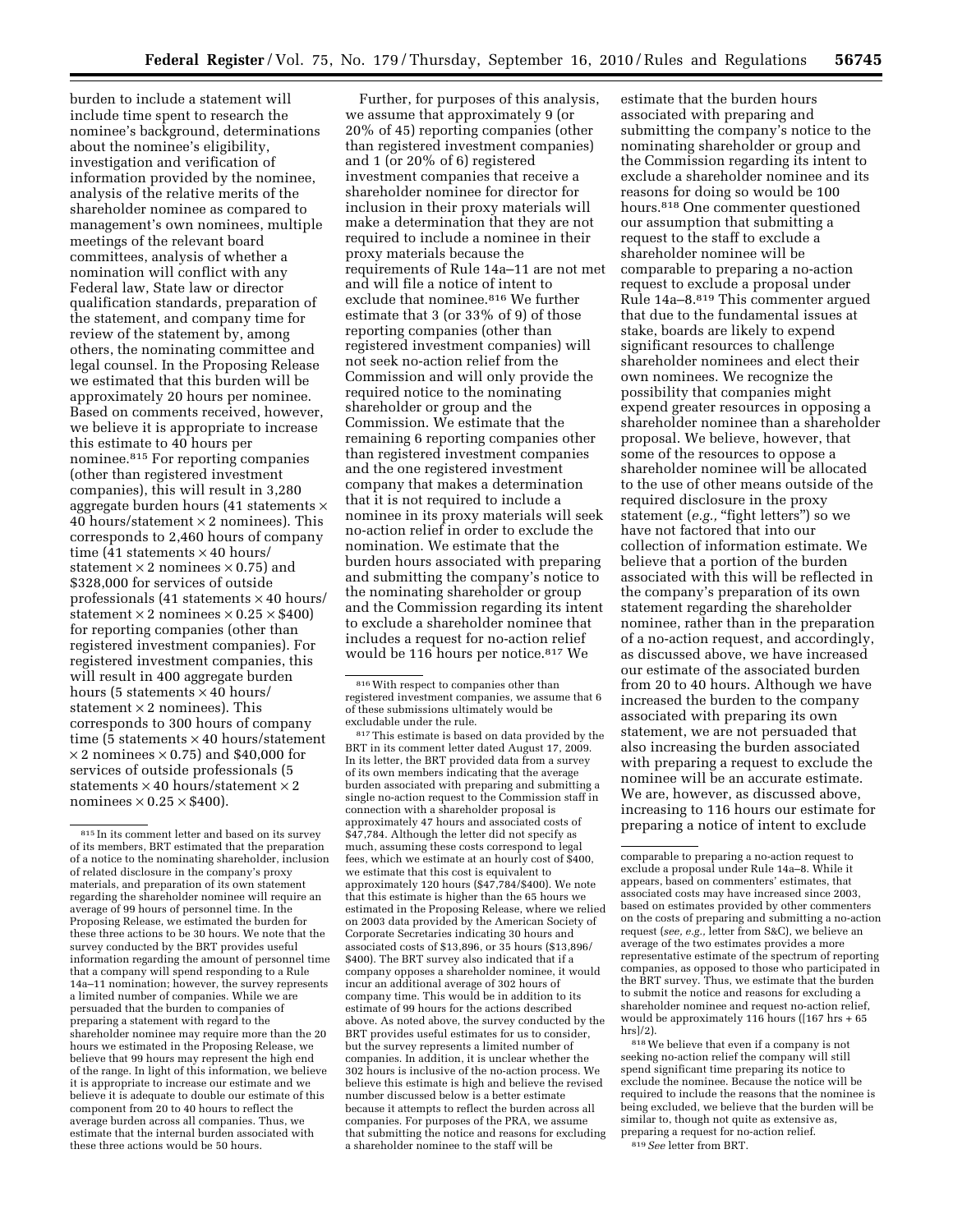burden to include a statement will include time spent to research the nominee's background, determinations about the nominee's eligibility, investigation and verification of information provided by the nominee, analysis of the relative merits of the shareholder nominee as compared to management's own nominees, multiple meetings of the relevant board committees, analysis of whether a nomination will conflict with any Federal law, State law or director qualification standards, preparation of the statement, and company time for review of the statement by, among others, the nominating committee and legal counsel. In the Proposing Release we estimated that this burden will be approximately 20 hours per nominee. Based on comments received, however, we believe it is appropriate to increase this estimate to 40 hours per nominee.[815] For reporting companies (other than registered investment companies), this will result in 3,280 aggregate burden hours (41 statements × 40 hours/statement × 2 nominees). This corresponds to 2,460 hours of company time (41 statements × 40 hours/statement × 2 nominees × 0.75) and $328,000 for services of outside professionals (41 statements × 40 hours/statement × 2 nominees × 0.25 × $400) for reporting companies (other than registered investment companies). For registered investment companies, this will result in 400 aggregate burden hours (5 statements × 40 hours/statement × 2 nominees). This corresponds to 300 hours of company time (5 statements × 40 hours/statement × 2 nominees × 0.75) and $40,000 for services of outside professionals (5 statements × 40 hours/statement × 2 nominees × 0.25 × $400).

Further, for purposes of this analysis, we assume that approximately 9 (or 20% of 45) reporting companies (other than registered investment companies) and 1 (or 20% of 6) registered investment companies that receive a shareholder nominee for director for inclusion in their proxy materials will make a determination that they are not required to include a nominee in their proxy materials because the requirements of Rule 14a–11 are not met and will file a notice of intent to exclude that nominee.[816] We further estimate that 3 (or 33% of 9) of those reporting companies (other than registered investment companies) will not seek no-action relief from the Commission and will only provide the required notice to the nominating shareholder or group and the Commission. We estimate that the remaining 6 reporting companies other than registered investment companies and the one registered investment company that makes a determination that it is not required to include a nominee in its proxy materials will seek no-action relief in order to exclude the nomination. We estimate that the burden hours associated with preparing and submitting the company's notice to the nominating shareholder or group and the Commission regarding its intent to exclude a shareholder nominee that includes a request for no-action relief would be 116 hours per notice.[817] We estimate that the burden hours associated with preparing and submitting the company's notice to the nominating shareholder or group and the Commission regarding its intent to exclude a shareholder nominee and its reasons for doing so would be 100 hours.[818] One commenter questioned our assumption that submitting a request to the staff to exclude a shareholder nominee will be comparable to preparing a no-action request to exclude a proposal under Rule 14a–8.[819] This commenter argued that due to the fundamental issues at stake, boards are likely to expend significant resources to challenge shareholder nominees and elect their own nominees. We recognize the possibility that companies might expend greater resources in opposing a shareholder nominee than a shareholder proposal. We believe, however, that some of the resources to oppose a shareholder nominee will be allocated to the use of other means outside of the required disclosure in the proxy statement (*e.g.,* "fight letters") so we have not factored that into our collection of information estimate. We believe that a portion of the burden associated with this will be reflected in the company's preparation of its own statement regarding the shareholder nominee, rather than in the preparation of a no-action request, and accordingly, as discussed above, we have increased our estimate of the associated burden from 20 to 40 hours. Although we have increased the burden to the company associated with preparing its own statement, we are not persuaded that also increasing the burden associated with preparing a request to exclude the nominee will be an accurate estimate. We are, however, as discussed above, increasing to 116 hours our estimate for preparing a notice of intent to exclude

---

[815] In its comment letter and based on its survey of its members, BRT estimated that the preparation of a notice to the nominating shareholder, inclusion of related disclosure in the company's proxy materials, and preparation of its own statement regarding the shareholder nominee will require an average of 99 hours of personnel time. In the Proposing Release, we estimated the burden for these three actions to be 30 hours. We note that the survey conducted by the BRT provides useful information regarding the amount of personnel time that a company will spend responding to a Rule 14a–11 nomination; however, the survey represents a limited number of companies. While we are persuaded that the burden to companies of preparing a statement with regard to the shareholder nominee may require more than the 20 hours we estimated in the Proposing Release, we believe that 99 hours may represent the high end of the range. In light of this information, we believe it is appropriate to increase our estimate and we believe it is adequate to double our estimate of this component from 20 to 40 hours to reflect the average burden across all companies. Thus, we estimate that the internal burden associated with these three actions would be 50 hours.

[816] With respect to companies other than registered investment companies, we assume that 6 of these submissions ultimately would be excludable under the rule.

[817] This estimate is based on data provided by the BRT in its comment letter dated August 17, 2009. In its letter, the BRT provided data from a survey of its own members indicating that the average burden associated with preparing and submitting a single no-action request to the Commission staff in connection with a shareholder proposal is approximately 47 hours and associated costs of $47,784. Although the letter did not specify as much, assuming these costs correspond to legal fees, which we estimate at an hourly cost of $400, we estimate that this cost is equivalent to approximately 120 hours ($47,784/$400). We note that this estimate is higher than the 65 hours we estimated in the Proposing Release, where we relied on 2003 data provided by the American Society of Corporate Secretaries indicating 30 hours and associated costs of $13,896, or 35 hours ($13,896/$400). The BRT survey also indicated that if a company opposes a shareholder nominee, it would incur an additional average of 302 hours of company time. This would be in addition to its estimate of 99 hours for the actions described above. As noted above, the survey conducted by the BRT provides useful estimates for us to consider, but the survey represents a limited number of companies. In addition, it is unclear whether the 302 hours is inclusive of the no-action process. We believe this estimate is high and believe the revised number discussed below is a better estimate because it attempts to reflect the burden across all companies. For purposes of the PRA, we assume that submitting the notice and reasons for excluding a shareholder nominee to the staff will be comparable to preparing a no-action request to exclude a proposal under Rule 14a–8. While it appears, based on commenters' estimates, that associated costs may have increased since 2003, based on estimates provided by other commenters on the costs of preparing and submitting a no-action request (*see, e.g.,* letter from S&C), we believe an average of the two estimates provides a more representative estimate of the spectrum of reporting companies, as opposed to those who participated in the BRT survey. Thus, we estimate that the burden to submit the notice and reasons for excluding a shareholder nominee and request no-action relief, would be approximately 116 hours ([167 hrs + 65 hrs]/2).

[818] We believe that even if a company is not seeking no-action relief the company will still spend significant time preparing its notice to exclude the nominee. Because the notice will be required to include the reasons that the nominee is being excluded, we believe that the burden will be similar to, though not quite as extensive as, preparing a request for no-action relief.

[819] *See* letter from BRT.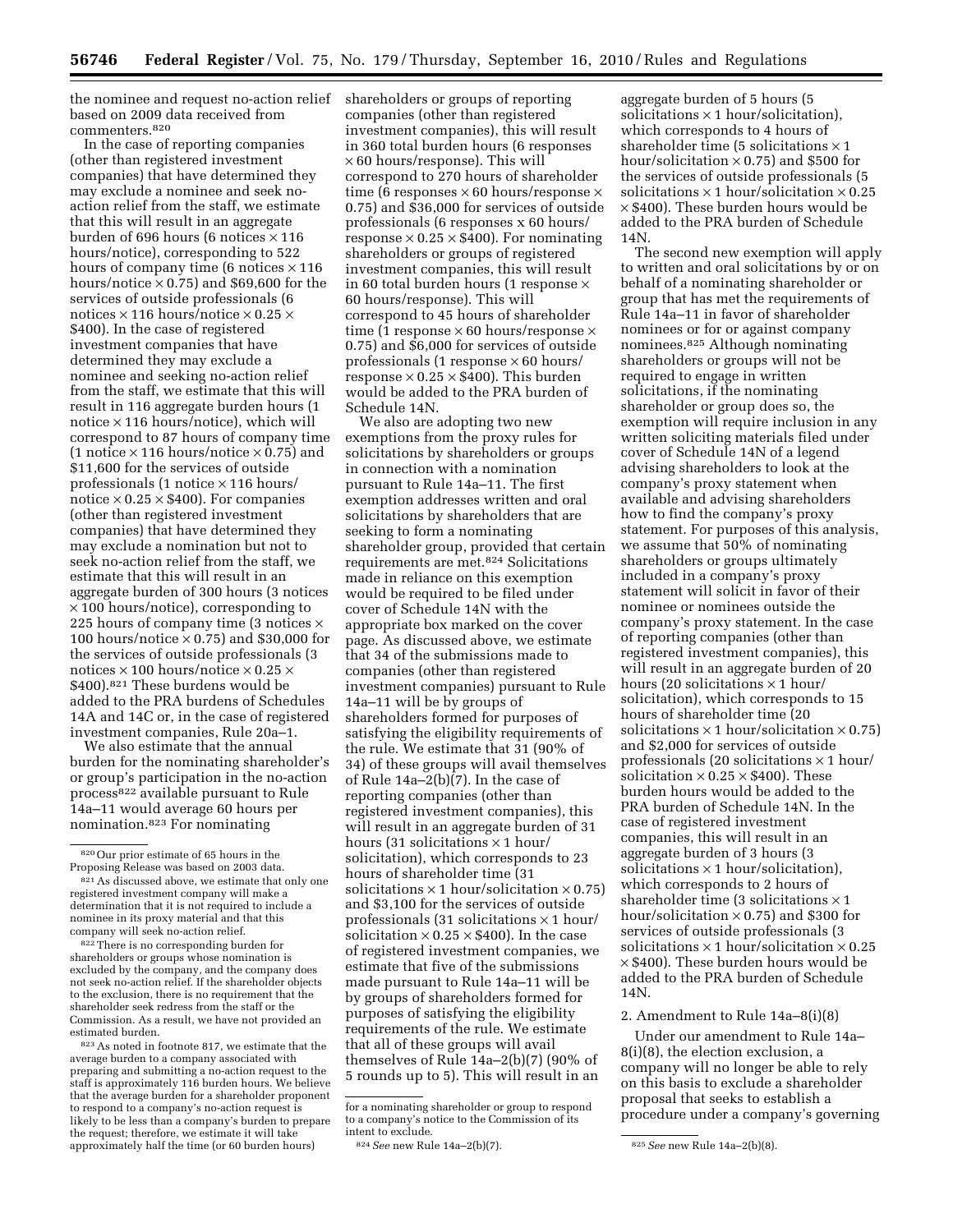the nominee and request no-action relief based on 2009 data received from commenters.[820]

In the case of reporting companies (other than registered investment companies) that have determined they may exclude a nominee and seek no-action relief from the staff, we estimate that this will result in an aggregate burden of 696 hours (6 notices × 116 hours/notice), corresponding to 522 hours of company time (6 notices × 116 hours/notice × 0.75) and $69,600 for the services of outside professionals (6 notices × 116 hours/notice × 0.25 × $400). In the case of registered investment companies that have determined they may exclude a nominee and seeking no-action relief from the staff, we estimate that this will result in 116 aggregate burden hours (1 notice × 116 hours/notice), which will correspond to 87 hours of company time (1 notice × 116 hours/notice × 0.75) and $11,600 for the services of outside professionals (1 notice × 116 hours/notice × 0.25 × $400). For companies (other than registered investment companies) that have determined they may exclude a nomination but not to seek no-action relief from the staff, we estimate that this will result in an aggregate burden of 300 hours (3 notices × 100 hours/notice), corresponding to 225 hours of company time (3 notices × 100 hours/notice × 0.75) and $30,000 for the services of outside professionals (3 notices × 100 hours/notice × 0.25 × $400).[821] These burdens would be added to the PRA burdens of Schedules 14A and 14C or, in the case of registered investment companies, Rule 20a–1.

We also estimate that the annual burden for the nominating shareholder's or group's participation in the no-action process[822] available pursuant to Rule 14a–11 would average 60 hours per nomination.[823] For nominating shareholders or groups of reporting companies (other than registered investment companies), this will result in 360 total burden hours (6 responses × 60 hours/response). This will correspond to 270 hours of shareholder time (6 responses × 60 hours/response × 0.75) and $36,000 for services of outside professionals (6 responses x 60 hours/response × 0.25 × $400). For nominating shareholders or groups of registered investment companies, this will result in 60 total burden hours (1 response × 60 hours/response). This will correspond to 45 hours of shareholder time (1 response × 60 hours/response × 0.75) and $6,000 for services of outside professionals (1 response × 60 hours/response × 0.25 × $400). This burden would be added to the PRA burden of Schedule 14N.

We also are adopting two new exemptions from the proxy rules for solicitations by shareholders or groups in connection with a nomination pursuant to Rule 14a–11. The first exemption addresses written and oral solicitations by shareholders that are seeking to form a nominating shareholder group, provided that certain requirements are met.[824] Solicitations made in reliance on this exemption would be required to be filed under cover of Schedule 14N with the appropriate box marked on the cover page. As discussed above, we estimate that 34 of the submissions made to companies (other than registered investment companies) pursuant to Rule 14a–11 will be by groups of shareholders formed for purposes of satisfying the eligibility requirements of the rule. We estimate that 31 (90% of 34) of these groups will avail themselves of Rule 14a–2(b)(7). In the case of reporting companies (other than registered investment companies), this will result in an aggregate burden of 31 hours (31 solicitations × 1 hour/solicitation), which corresponds to 23 hours of shareholder time (31 solicitations × 1 hour/solicitation × 0.75) and $3,100 for the services of outside professionals (31 solicitations × 1 hour/solicitation × 0.25 × $400). In the case of registered investment companies, we estimate that five of the submissions made pursuant to Rule 14a–11 will be by groups of shareholders formed for purposes of satisfying the eligibility requirements of the rule. We estimate that all of these groups will avail themselves of Rule 14a–2(b)(7) (90% of 5 rounds up to 5). This will result in an aggregate burden of 5 hours (5 solicitations × 1 hour/solicitation), which corresponds to 4 hours of shareholder time (5 solicitations × 1 hour/solicitation × 0.75) and $500 for the services of outside professionals (5 solicitations × 1 hour/solicitation × 0.25 × $400). These burden hours would be added to the PRA burden of Schedule 14N.

The second new exemption will apply to written and oral solicitations by or on behalf of a nominating shareholder or group that has met the requirements of Rule 14a–11 in favor of shareholder nominees or for or against company nominees.[825] Although nominating shareholders or groups will not be required to engage in written solicitations, if the nominating shareholder or group does so, the exemption will require inclusion in any written soliciting materials filed under cover of Schedule 14N of a legend advising shareholders to look at the company's proxy statement when available and advising shareholders how to find the company's proxy statement. For purposes of this analysis, we assume that 50% of nominating shareholders or groups ultimately included in a company's proxy statement will solicit in favor of their nominee or nominees outside the company's proxy statement. In the case of reporting companies (other than registered investment companies), this will result in an aggregate burden of 20 hours (20 solicitations × 1 hour/solicitation), which corresponds to 15 hours of shareholder time (20 solicitations × 1 hour/solicitation × 0.75) and $2,000 for services of outside professionals (20 solicitations × 1 hour/solicitation × 0.25 × $400). These burden hours would be added to the PRA burden of Schedule 14N. In the case of registered investment companies, this will result in an aggregate burden of 3 hours (3 solicitations × 1 hour/solicitation), which corresponds to 2 hours of shareholder time (3 solicitations × 1 hour/solicitation × 0.75) and $300 for services of outside professionals (3 solicitations × 1 hour/solicitation × 0.25 × $400). These burden hours would be added to the PRA burden of Schedule 14N.

2. Amendment to Rule 14a–8(i)(8)

Under our amendment to Rule 14a–8(i)(8), the election exclusion, a company will no longer be able to rely on this basis to exclude a shareholder proposal that seeks to establish a procedure under a company's governing

---

[820] Our prior estimate of 65 hours in the Proposing Release was based on 2003 data.

[821] As discussed above, we estimate that only one registered investment company will make a determination that it is not required to include a nominee in its proxy material and that this company will seek no-action relief.

[822] There is no corresponding burden for shareholders or groups whose nomination is excluded by the company, and the company does not seek no-action relief. If the shareholder objects to the exclusion, there is no requirement that the shareholder seek redress from the staff or the Commission. As a result, we have not provided an estimated burden.

[823] As noted in footnote 817, we estimate that the average burden to a company associated with preparing and submitting a no-action request to the staff is approximately 116 burden hours. We believe that the average burden for a shareholder proponent to respond to a company's no-action request is likely to be less than a company's burden to prepare the request; therefore, we estimate it will take approximately half the time (or 60 burden hours) for a nominating shareholder or group to respond to a company's notice to the Commission of its intent to exclude.

[824] *See* new Rule 14a–2(b)(7).

[825] *See* new Rule 14a–2(b)(8).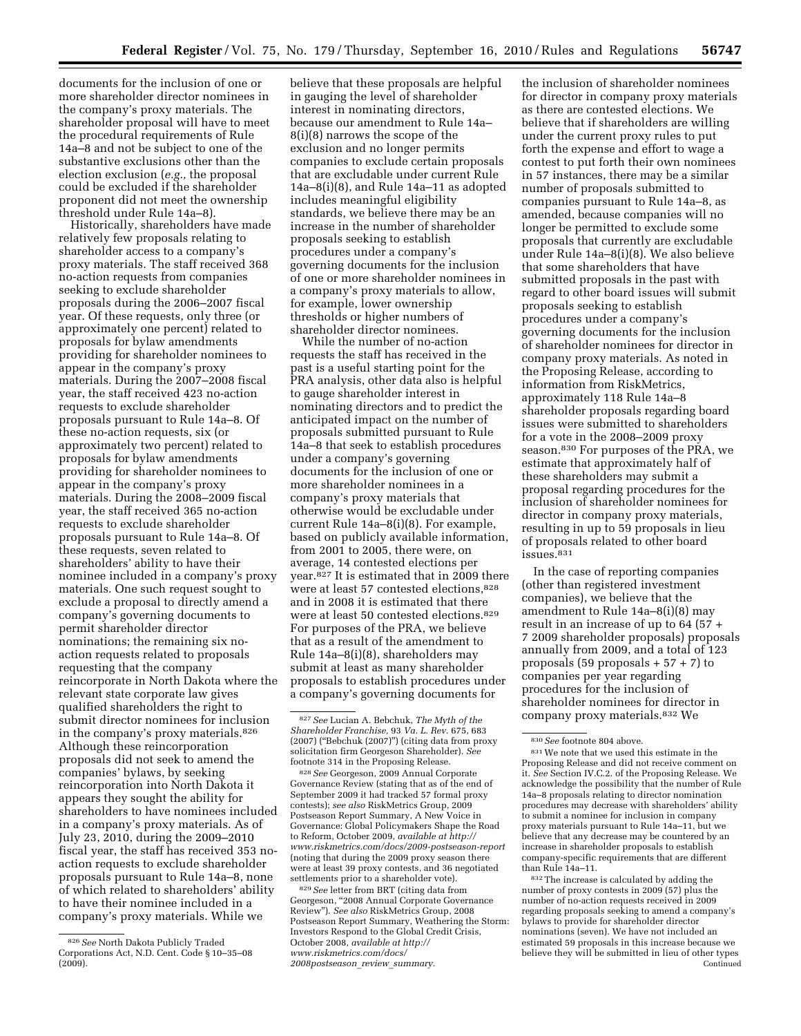documents for the inclusion of one or more shareholder director nominees in the company's proxy materials. The shareholder proposal will have to meet the procedural requirements of Rule 14a–8 and not be subject to one of the substantive exclusions other than the election exclusion (*e.g.,* the proposal could be excluded if the shareholder proponent did not meet the ownership threshold under Rule 14a–8).

Historically, shareholders have made relatively few proposals relating to shareholder access to a company's proxy materials. The staff received 368 no-action requests from companies seeking to exclude shareholder proposals during the 2006–2007 fiscal year. Of these requests, only three (or approximately one percent) related to proposals for bylaw amendments providing for shareholder nominees to appear in the company's proxy materials. During the 2007–2008 fiscal year, the staff received 423 no-action requests to exclude shareholder proposals pursuant to Rule 14a–8. Of these no-action requests, six (or approximately two percent) related to proposals for bylaw amendments providing for shareholder nominees to appear in the company's proxy materials. During the 2008–2009 fiscal year, the staff received 365 no-action requests to exclude shareholder proposals pursuant to Rule 14a–8. Of these requests, seven related to shareholders' ability to have their nominee included in a company's proxy materials. One such request sought to exclude a proposal to directly amend a company's governing documents to permit shareholder director nominations; the remaining six no-action requests related to proposals requesting that the company reincorporate in North Dakota where the relevant state corporate law gives qualified shareholders the right to submit director nominees for inclusion in the company's proxy materials.[826] Although these reincorporation proposals did not seek to amend the companies' bylaws, by seeking reincorporation into North Dakota it appears they sought the ability for shareholders to have nominees included in a company's proxy materials. As of July 23, 2010, during the 2009–2010 fiscal year, the staff has received 353 no-action requests to exclude shareholder proposals pursuant to Rule 14a–8, none of which related to shareholders' ability to have their nominee included in a company's proxy materials. While we believe that these proposals are helpful in gauging the level of shareholder interest in nominating directors, because our amendment to Rule 14a–8(i)(8) narrows the scope of the exclusion and no longer permits companies to exclude certain proposals that are excludable under current Rule 14a–8(i)(8), and Rule 14a–11 as adopted includes meaningful eligibility standards, we believe there may be an increase in the number of shareholder proposals seeking to establish procedures under a company's governing documents for the inclusion of one or more shareholder director nominees in a company's proxy materials to allow, for example, lower ownership thresholds or higher numbers of shareholder director nominees.

While the number of no-action requests the staff has received in the past is a useful starting point for the PRA analysis, other data also is helpful to gauge shareholder interest in nominating directors and to predict the anticipated impact on the number of proposals submitted pursuant to Rule 14a–8 that seek to establish procedures under a company's governing documents for the inclusion of one or more shareholder nominees in a company's proxy materials that otherwise would be excludable under current Rule 14a–8(i)(8). For example, based on publicly available information, from 2001 to 2005, there were, on average, 14 contested elections per year.[827] It is estimated that in 2009 there were at least 57 contested elections,[828] and in 2008 it is estimated that there were at least 50 contested elections.[829] For purposes of the PRA, we believe that as a result of the amendment to Rule 14a–8(i)(8), shareholders may submit at least as many shareholder proposals to establish procedures under a company's governing documents for the inclusion of shareholder nominees for director in company proxy materials as there are contested elections. We believe that if shareholders are willing under the current proxy rules to put forth the expense and effort to wage a contest to put forth their own nominees in 57 instances, there may be a similar number of proposals submitted to companies pursuant to Rule 14a–8, as amended, because companies will no longer be permitted to exclude some proposals that currently are excludable under Rule 14a–8(i)(8). We also believe that some shareholders that have submitted proposals in the past with regard to other board issues will submit proposals seeking to establish procedures under a company's governing documents for the inclusion of shareholder nominees for director in company proxy materials. As noted in the Proposing Release, according to information from RiskMetrics, approximately 118 Rule 14a–8 shareholder proposals regarding board issues were submitted to shareholders for a vote in the 2008–2009 proxy season.[830] For purposes of the PRA, we estimate that approximately half of these shareholders may submit a proposal regarding procedures for the inclusion of shareholder nominees for director in company proxy materials, resulting in up to 59 proposals in lieu of proposals related to other board issues.[831]

In the case of reporting companies (other than registered investment companies), we believe that the amendment to Rule 14a–8(i)(8) may result in an increase of up to 64 (57 + 7 2009 shareholder proposals) proposals annually from 2009, and a total of 123 proposals (59 proposals + 57 + 7) to companies per year regarding procedures for the inclusion of shareholder nominees for director in company proxy materials.[832] We

---

[826] *See* North Dakota Publicly Traded Corporations Act, N.D. Cent. Code § 10–35–08 (2009).

[827] *See* Lucian A. Bebchuk, *The Myth of the Shareholder Franchise,* 93 *Va. L. Rev.* 675, 683 (2007) ("Bebchuk (2007)") (citing data from proxy solicitation firm Georgeson Shareholder). *See* footnote 314 in the Proposing Release.

[828] *See* Georgeson, 2009 Annual Corporate Governance Review (stating that as of the end of September 2009 it had tracked 57 formal proxy contests); *see also* RiskMetrics Group, 2009 Postseason Report Summary, A New Voice in Governance: Global Policymakers Shape the Road to Reform, October 2009, *available at http://www.riskmetrics.com/docs/2009-postseason-report* (noting that during the 2009 proxy season there were at least 39 proxy contests, and 36 negotiated settlements prior to a shareholder vote).

[829] *See* letter from BRT (citing data from Georgeson, "2008 Annual Corporate Governance Review"). *See also* RiskMetrics Group, 2008 Postseason Report Summary, Weathering the Storm: Investors Respond to the Global Credit Crisis, October 2008, *available at http://www.riskmetrics.com/docs/2008postseason_review_summary.*

[830] *See* footnote 804 above.

[831] We note that we used this estimate in the Proposing Release and did not receive comment on it. *See* Section IV.C.2. of the Proposing Release. We acknowledge the possibility that the number of Rule 14a–8 proposals relating to director nomination procedures may decrease with shareholders' ability to submit a nominee for inclusion in company proxy materials pursuant to Rule 14a–11, but we believe that any decrease may be countered by an increase in shareholder proposals to establish company-specific requirements that are different than Rule 14a–11.

[832] The increase is calculated by adding the number of proxy contests in 2009 (57) plus the number of no-action requests received in 2009 regarding proposals seeking to amend a company's bylaws to provide for shareholder director nominations (seven). We have not included an estimated 59 proposals in this increase because we believe they will be submitted in lieu of other types

Continued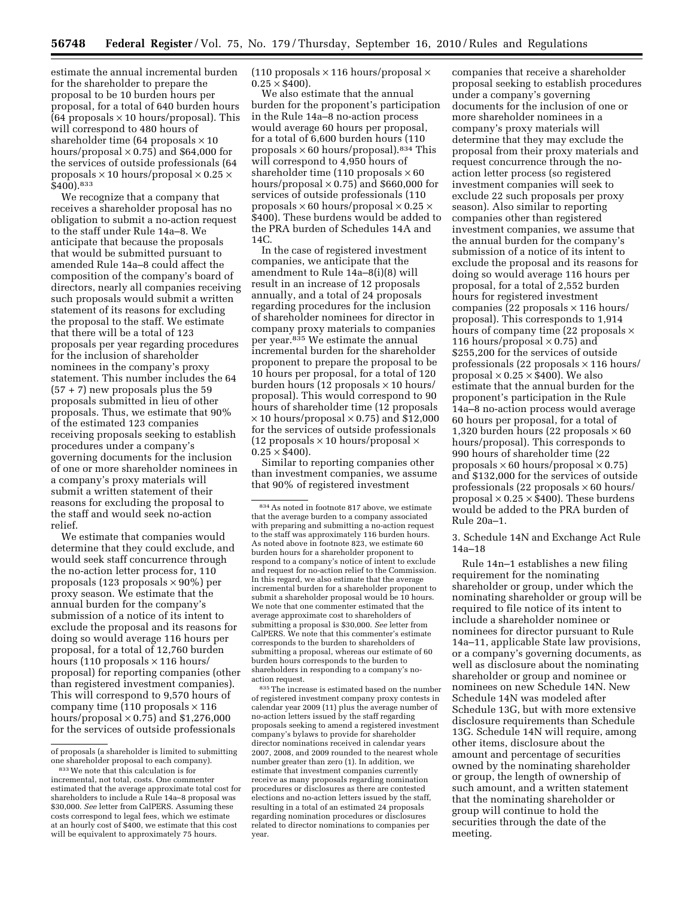estimate the annual incremental burden for the shareholder to prepare the proposal to be 10 burden hours per proposal, for a total of 640 burden hours (64 proposals × 10 hours/proposal). This will correspond to 480 hours of shareholder time (64 proposals × 10 hours/proposal × 0.75) and $64,000 for the services of outside professionals (64 proposals × 10 hours/proposal × 0.25 × $400).[833]

We recognize that a company that receives a shareholder proposal has no obligation to submit a no-action request to the staff under Rule 14a–8. We anticipate that because the proposals that would be submitted pursuant to amended Rule 14a–8 could affect the composition of the company's board of directors, nearly all companies receiving such proposals would submit a written statement of its reasons for excluding the proposal to the staff. We estimate that there will be a total of 123 proposals per year regarding procedures for the inclusion of shareholder nominees in the company's proxy statement. This number includes the 64 (57 + 7) new proposals plus the 59 proposals submitted in lieu of other proposals. Thus, we estimate that 90% of the estimated 123 companies receiving proposals seeking to establish procedures under a company's governing documents for the inclusion of one or more shareholder nominees in a company's proxy materials will submit a written statement of their reasons for excluding the proposal to the staff and would seek no-action relief.

We estimate that companies would determine that they could exclude, and would seek staff concurrence through the no-action letter process for, 110 proposals (123 proposals × 90%) per proxy season. We estimate that the annual burden for the company's submission of a notice of its intent to exclude the proposal and its reasons for doing so would average 116 hours per proposal, for a total of 12,760 burden hours (110 proposals × 116 hours/proposal) for reporting companies (other than registered investment companies). This will correspond to 9,570 hours of company time (110 proposals × 116 hours/proposal × 0.75) and $1,276,000 for the services of outside professionals (110 proposals × 116 hours/proposal × 0.25 × $400).

We also estimate that the annual burden for the proponent's participation in the Rule 14a–8 no-action process would average 60 hours per proposal, for a total of 6,600 burden hours (110 proposals × 60 hours/proposal).[834] This will correspond to 4,950 hours of shareholder time (110 proposals × 60 hours/proposal × 0.75) and $660,000 for services of outside professionals (110 proposals × 60 hours/proposal × 0.25 × $400). These burdens would be added to the PRA burden of Schedules 14A and 14C.

In the case of registered investment companies, we anticipate that the amendment to Rule 14a–8(i)(8) will result in an increase of 12 proposals annually, and a total of 24 proposals regarding procedures for the inclusion of shareholder nominees for director in company proxy materials to companies per year.[835] We estimate the annual incremental burden for the shareholder proponent to prepare the proposal to be 10 hours per proposal, for a total of 120 burden hours (12 proposals × 10 hours/proposal). This would correspond to 90 hours of shareholder time (12 proposals × 10 hours/proposal × 0.75) and $12,000 for the services of outside professionals (12 proposals × 10 hours/proposal × 0.25 × $400).

Similar to reporting companies other than investment companies, we assume that 90% of registered investment companies that receive a shareholder proposal seeking to establish procedures under a company's governing documents for the inclusion of one or more shareholder nominees in a company's proxy materials will determine that they may exclude the proposal from their proxy materials and request concurrence through the no-action letter process (so registered investment companies will seek to exclude 22 such proposals per proxy season). Also similar to reporting companies other than registered investment companies, we assume that the annual burden for the company's submission of a notice of its intent to exclude the proposal and its reasons for doing so would average 116 hours per proposal, for a total of 2,552 burden hours for registered investment companies (22 proposals × 116 hours/proposal). This corresponds to 1,914 hours of company time (22 proposals × 116 hours/proposal × 0.75) and $255,200 for the services of outside professionals (22 proposals × 116 hours/proposal × 0.25 × $400). We also estimate that the annual burden for the proponent's participation in the Rule 14a–8 no-action process would average 60 hours per proposal, for a total of 1,320 burden hours (22 proposals × 60 hours/proposal). This corresponds to 990 hours of shareholder time (22 proposals × 60 hours/proposal × 0.75) and $132,000 for the services of outside professionals (22 proposals × 60 hours/proposal × 0.25 × $400). These burdens would be added to the PRA burden of Rule 20a–1.

3. Schedule 14N and Exchange Act Rule 14a–18

Rule 14n–1 establishes a new filing requirement for the nominating shareholder or group, under which the nominating shareholder or group will be required to file notice of its intent to include a shareholder nominee or nominees for director pursuant to Rule 14a–11, applicable State law provisions, or a company's governing documents, as well as disclosure about the nominating shareholder or group and nominee or nominees on new Schedule 14N. New Schedule 14N was modeled after Schedule 13G, but with more extensive disclosure requirements than Schedule 13G. Schedule 14N will require, among other items, disclosure about the amount and percentage of securities owned by the nominating shareholder or group, the length of ownership of such amount, and a written statement that the nominating shareholder or group will continue to hold the securities through the date of the meeting.

---

of proposals (a shareholder is limited to submitting one shareholder proposal to each company).

[833] We note that this calculation is for incremental, not total, costs. One commenter estimated that the average approximate total cost for shareholders to include a Rule 14a–8 proposal was $30,000. *See* letter from CalPERS. Assuming these costs correspond to legal fees, which we estimate at an hourly cost of $400, we estimate that this cost will be equivalent to approximately 75 hours.

[834] As noted in footnote 817 above, we estimate that the average burden to a company associated with preparing and submitting a no-action request to the staff was approximately 116 burden hours. As noted above in footnote 823, we estimate 60 burden hours for a shareholder proponent to respond to a company's notice of intent to exclude and request for no-action relief to the Commission. In this regard, we also estimate that the average incremental burden for a shareholder proponent to submit a shareholder proposal would be 10 hours. We note that one commenter estimated that the average approximate cost to shareholders of submitting a proposal is $30,000. *See* letter from CalPERS. We note that this commenter's estimate corresponds to the burden to shareholders of submitting a proposal, whereas our estimate of 60 burden hours corresponds to the burden to shareholders in responding to a company's no-action request.

[835] The increase is estimated based on the number of registered investment company proxy contests in calendar year 2009 (11) plus the average number of no-action letters issued by the staff regarding proposals seeking to amend a registered investment company's bylaws to provide for shareholder director nominations received in calendar years 2007, 2008, and 2009 rounded to the nearest whole number greater than zero (1). In addition, we estimate that investment companies currently receive as many proposals regarding nomination procedures or disclosures as there are contested elections and no-action letters issued by the staff, resulting in a total of an estimated 24 proposals regarding nomination procedures or disclosures related to director nominations to companies per year.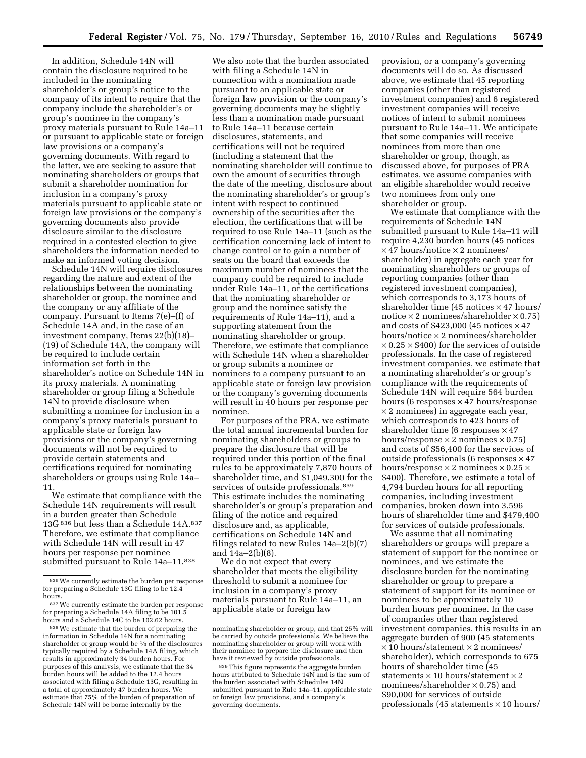In addition, Schedule 14N will contain the disclosure required to be included in the nominating shareholder's or group's notice to the company of its intent to require that the company include the shareholder's or group's nominee in the company's proxy materials pursuant to Rule 14a–11 or pursuant to applicable state or foreign law provisions or a company's governing documents. With regard to the latter, we are seeking to assure that nominating shareholders or groups that submit a shareholder nomination for inclusion in a company's proxy materials pursuant to applicable state or foreign law provisions or the company's governing documents also provide disclosure similar to the disclosure required in a contested election to give shareholders the information needed to make an informed voting decision.

Schedule 14N will require disclosures regarding the nature and extent of the relationships between the nominating shareholder or group, the nominee and the company or any affiliate of the company. Pursuant to Items 7(e)–(f) of Schedule 14A and, in the case of an investment company, Items 22(b)(18)–(19) of Schedule 14A, the company will be required to include certain information set forth in the shareholder's notice on Schedule 14N in its proxy materials. A nominating shareholder or group filing a Schedule 14N to provide disclosure when submitting a nominee for inclusion in a company's proxy materials pursuant to applicable state or foreign law provisions or the company's governing documents will not be required to provide certain statements and certifications required for nominating shareholders or groups using Rule 14a–11.

We estimate that compliance with the Schedule 14N requirements will result in a burden greater than Schedule 13G [836] but less than a Schedule 14A.[837] Therefore, we estimate that compliance with Schedule 14N will result in 47 hours per response per nominee submitted pursuant to Rule 14a–11.[838]

We also note that the burden associated with filing a Schedule 14N in connection with a nomination made pursuant to an applicable state or foreign law provision or the company's governing documents may be slightly less than a nomination made pursuant to Rule 14a–11 because certain disclosures, statements, and certifications will not be required (including a statement that the nominating shareholder will continue to own the amount of securities through the date of the meeting, disclosure about the nominating shareholder's or group's intent with respect to continued ownership of the securities after the election, the certifications that will be required to use Rule 14a–11 (such as the certification concerning lack of intent to change control or to gain a number of seats on the board that exceeds the maximum number of nominees that the company could be required to include under Rule 14a–11, or the certifications that the nominating shareholder or group and the nominee satisfy the requirements of Rule 14a–11), and a supporting statement from the nominating shareholder or group. Therefore, we estimate that compliance with Schedule 14N when a shareholder or group submits a nominee or nominees to a company pursuant to an applicable state or foreign law provision or the company's governing documents will result in 40 hours per response per nominee.

For purposes of the PRA, we estimate the total annual incremental burden for nominating shareholders or groups to prepare the disclosure that will be required under this portion of the final rules to be approximately 7,870 hours of shareholder time, and $1,049,300 for the services of outside professionals.[839] This estimate includes the nominating shareholder's or group's preparation and filing of the notice and required disclosure and, as applicable, certifications on Schedule 14N and filings related to new Rules 14a–2(b)(7) and 14a–2(b)(8).

We do not expect that every shareholder that meets the eligibility threshold to submit a nominee for inclusion in a company's proxy materials pursuant to Rule 14a–11, an applicable state or foreign law provision, or a company's governing documents will do so. As discussed above, we estimate that 45 reporting companies (other than registered investment companies) and 6 registered investment companies will receive notices of intent to submit nominees pursuant to Rule 14a–11. We anticipate that some companies will receive nominees from more than one shareholder or group, though, as discussed above, for purposes of PRA estimates, we assume companies with an eligible shareholder would receive two nominees from only one shareholder or group.

We estimate that compliance with the requirements of Schedule 14N submitted pursuant to Rule 14a–11 will require 4,230 burden hours (45 notices × 47 hours/notice × 2 nominees/shareholder) in aggregate each year for nominating shareholders or groups of reporting companies (other than registered investment companies), which corresponds to 3,173 hours of shareholder time (45 notices × 47 hours/notice × 2 nominees/shareholder × 0.75) and costs of $423,000 (45 notices × 47 hours/notice × 2 nominees/shareholder × 0.25 × $400) for the services of outside professionals. In the case of registered investment companies, we estimate that a nominating shareholder's or group's compliance with the requirements of Schedule 14N will require 564 burden hours (6 responses × 47 hours/response × 2 nominees) in aggregate each year, which corresponds to 423 hours of shareholder time (6 responses × 47 hours/response × 2 nominees × 0.75) and costs of $56,400 for the services of outside professionals (6 responses × 47 hours/response × 2 nominees × 0.25 × $400). Therefore, we estimate a total of 4,794 burden hours for all reporting companies, including investment companies, broken down into 3,596 hours of shareholder time and $479,400 for services of outside professionals.

We assume that all nominating shareholders or groups will prepare a statement of support for the nominee or nominees, and we estimate the disclosure burden for the nominating shareholder or group to prepare a statement of support for its nominee or nominees to be approximately 10 burden hours per nominee. In the case of companies other than registered investment companies, this results in an aggregate burden of 900 (45 statements × 10 hours/statement × 2 nominees/shareholder), which corresponds to 675 hours of shareholder time (45 statements × 10 hours/statement × 2 nominees/shareholder × 0.75) and $90,000 for services of outside professionals (45 statements × 10 hours/

---

[836] We currently estimate the burden per response for preparing a Schedule 13G filing to be 12.4 hours.

[837] We currently estimate the burden per response for preparing a Schedule 14A filing to be 101.5 hours and a Schedule 14C to be 102.62 hours.

[838] We estimate that the burden of preparing the information in Schedule 14N for a nominating shareholder or group would be ⅓ of the disclosures typically required by a Schedule 14A filing, which results in approximately 34 burden hours. For purposes of this analysis, we estimate that the 34 burden hours will be added to the 12.4 hours associated with filing a Schedule 13G, resulting in a total of approximately 47 burden hours. We estimate that 75% of the burden of preparation of Schedule 14N will be borne internally by the nominating shareholder or group, and that 25% will be carried by outside professionals. We believe the nominating shareholder or group will work with their nominee to prepare the disclosure and then have it reviewed by outside professionals.

[839] This figure represents the aggregate burden hours attributed to Schedule 14N and is the sum of the burden associated with Schedules 14N submitted pursuant to Rule 14a–11, applicable state or foreign law provisions, and a company's governing documents.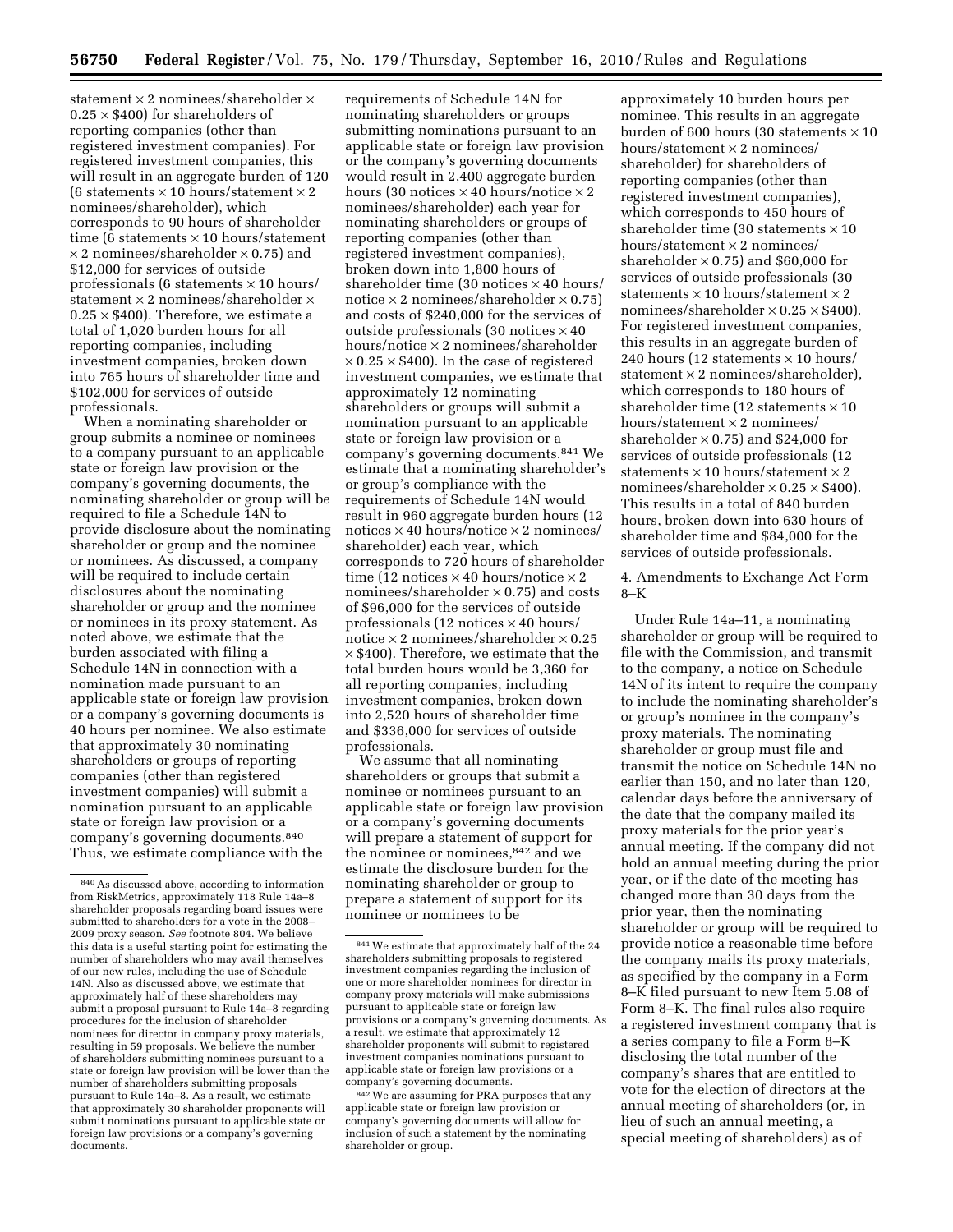statement × 2 nominees/shareholder × 0.25 × $400) for shareholders of reporting companies (other than registered investment companies). For registered investment companies, this will result in an aggregate burden of 120 (6 statements × 10 hours/statement × 2 nominees/shareholder), which corresponds to 90 hours of shareholder time (6 statements × 10 hours/statement × 2 nominees/shareholder × 0.75) and $12,000 for services of outside professionals (6 statements × 10 hours/statement × 2 nominees/shareholder × 0.25 × $400). Therefore, we estimate a total of 1,020 burden hours for all reporting companies, including investment companies, broken down into 765 hours of shareholder time and $102,000 for services of outside professionals.

When a nominating shareholder or group submits a nominee or nominees to a company pursuant to an applicable state or foreign law provision or the company's governing documents, the nominating shareholder or group will be required to file a Schedule 14N to provide disclosure about the nominating shareholder or group and the nominee or nominees. As discussed, a company will be required to include certain disclosures about the nominating shareholder or group and the nominee or nominees in its proxy statement. As noted above, we estimate that the burden associated with filing a Schedule 14N in connection with a nomination made pursuant to an applicable state or foreign law provision or a company's governing documents is 40 hours per nominee. We also estimate that approximately 30 nominating shareholders or groups of reporting companies (other than registered investment companies) will submit a nomination pursuant to an applicable state or foreign law provision or a company's governing documents.[840] Thus, we estimate compliance with the requirements of Schedule 14N for nominating shareholders or groups submitting nominations pursuant to an applicable state or foreign law provision or the company's governing documents would result in 2,400 aggregate burden hours (30 notices × 40 hours/notice × 2 nominees/shareholder) each year for nominating shareholders or groups of reporting companies (other than registered investment companies), broken down into 1,800 hours of shareholder time (30 notices × 40 hours/notice × 2 nominees/shareholder × 0.75) and costs of $240,000 for the services of outside professionals (30 notices × 40 hours/notice × 2 nominees/shareholder × 0.25 × $400). In the case of registered investment companies, we estimate that approximately 12 nominating shareholders or groups will submit a nomination pursuant to an applicable state or foreign law provision or a company's governing documents.[841] We estimate that a nominating shareholder's or group's compliance with the requirements of Schedule 14N would result in 960 aggregate burden hours (12 notices × 40 hours/notice × 2 nominees/shareholder) each year, which corresponds to 720 hours of shareholder time (12 notices × 40 hours/notice × 2 nominees/shareholder × 0.75) and costs of $96,000 for the services of outside professionals (12 notices × 40 hours/notice × 2 nominees/shareholder × 0.25 × $400). Therefore, we estimate that the total burden hours would be 3,360 for all reporting companies, including investment companies, broken down into 2,520 hours of shareholder time and $336,000 for services of outside professionals.

We assume that all nominating shareholders or groups that submit a nominee or nominees pursuant to an applicable state or foreign law provision or a company's governing documents will prepare a statement of support for the nominee or nominees,[842] and we estimate the disclosure burden for the nominating shareholder or group to prepare a statement of support for its nominee or nominees to be approximately 10 burden hours per nominee. This results in an aggregate burden of 600 hours (30 statements × 10 hours/statement × 2 nominees/shareholder) for shareholders of reporting companies (other than registered investment companies), which corresponds to 450 hours of shareholder time (30 statements × 10 hours/statement × 2 nominees/shareholder × 0.75) and $60,000 for services of outside professionals (30 statements × 10 hours/statement × 2 nominees/shareholder × 0.25 × $400). For registered investment companies, this results in an aggregate burden of 240 hours (12 statements × 10 hours/statement × 2 nominees/shareholder), which corresponds to 180 hours of shareholder time (12 statements × 10 hours/statement × 2 nominees/shareholder × 0.75) and $24,000 for services of outside professionals (12 statements × 10 hours/statement × 2 nominees/shareholder × 0.25 × $400). This results in a total of 840 burden hours, broken down into 630 hours of shareholder time and $84,000 for the services of outside professionals.

4. Amendments to Exchange Act Form 8–K

Under Rule 14a–11, a nominating shareholder or group will be required to file with the Commission, and transmit to the company, a notice on Schedule 14N of its intent to require the company to include the nominating shareholder's or group's nominee in the company's proxy materials. The nominating shareholder or group must file and transmit the notice on Schedule 14N no earlier than 150, and no later than 120, calendar days before the anniversary of the date that the company mailed its proxy materials for the prior year's annual meeting. If the company did not hold an annual meeting during the prior year, or if the date of the meeting has changed more than 30 days from the prior year, then the nominating shareholder or group will be required to provide notice a reasonable time before the company mails its proxy materials, as specified by the company in a Form 8–K filed pursuant to new Item 5.08 of Form 8–K. The final rules also require a registered investment company that is a series company to file a Form 8–K disclosing the total number of the company's shares that are entitled to vote for the election of directors at the annual meeting of shareholders (or, in lieu of such an annual meeting, a special meeting of shareholders) as of

---

[840] As discussed above, according to information from RiskMetrics, approximately 118 Rule 14a–8 shareholder proposals regarding board issues were submitted to shareholders for a vote in the 2008–2009 proxy season. *See* footnote 804. We believe this data is a useful starting point for estimating the number of shareholders who may avail themselves of our new rules, including the use of Schedule 14N. Also as discussed above, we estimate that approximately half of these shareholders may submit a proposal pursuant to Rule 14a–8 regarding procedures for the inclusion of shareholder nominees for director in company proxy materials, resulting in 59 proposals. We believe the number of shareholders submitting nominees pursuant to a state or foreign law provision will be lower than the number of shareholders submitting proposals pursuant to Rule 14a–8. As a result, we estimate that approximately 30 shareholder proponents will submit nominations pursuant to applicable state or foreign law provisions or a company's governing documents.

[841] We estimate that approximately half of the 24 shareholders submitting proposals to registered investment companies regarding the inclusion of one or more shareholder nominees for director in company proxy materials will make submissions pursuant to applicable state or foreign law provisions or a company's governing documents. As a result, we estimate that approximately 12 shareholder proponents will submit to registered investment companies nominations pursuant to applicable state or foreign law provisions or a company's governing documents.

[842] We are assuming for PRA purposes that any applicable state or foreign law provision or company's governing documents will allow for inclusion of such a statement by the nominating shareholder or group.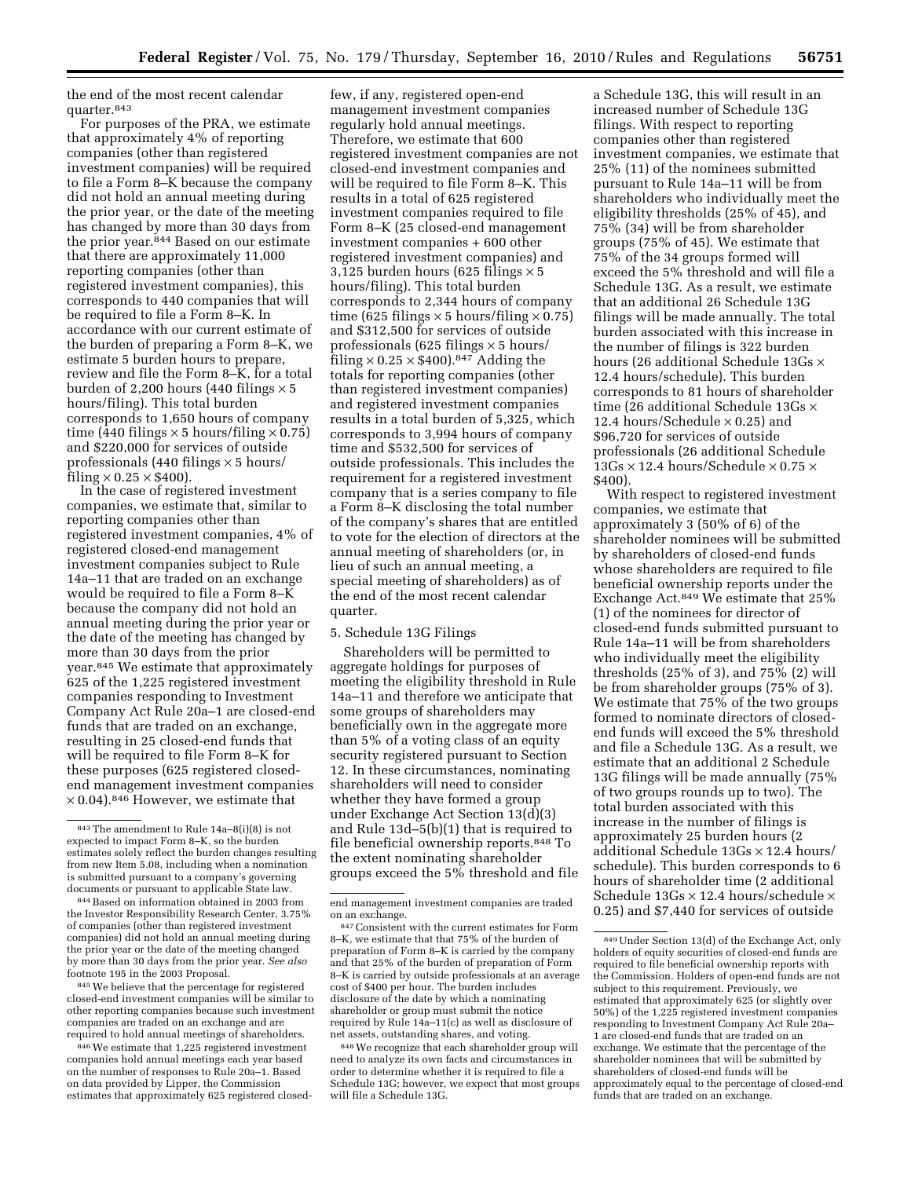the end of the most recent calendar quarter.[843]

For purposes of the PRA, we estimate that approximately 4% of reporting companies (other than registered investment companies) will be required to file a Form 8–K because the company did not hold an annual meeting during the prior year, or the date of the meeting has changed by more than 30 days from the prior year.[844] Based on our estimate that there are approximately 11,000 reporting companies (other than registered investment companies), this corresponds to 440 companies that will be required to file a Form 8–K. In accordance with our current estimate of the burden of preparing a Form 8–K, we estimate 5 burden hours to prepare, review and file the Form 8–K, for a total burden of 2,200 hours (440 filings × 5 hours/filing). This total burden corresponds to 1,650 hours of company time (440 filings × 5 hours/filing × 0.75) and $220,000 for services of outside professionals (440 filings × 5 hours/filing × 0.25 × $400).

In the case of registered investment companies, we estimate that, similar to reporting companies other than registered investment companies, 4% of registered closed-end management investment companies subject to Rule 14a–11 that are traded on an exchange would be required to file a Form 8–K because the company did not hold an annual meeting during the prior year or the date of the meeting has changed by more than 30 days from the prior year.[845] We estimate that approximately 625 of the 1,225 registered investment companies responding to Investment Company Act Rule 20a–1 are closed-end funds that are traded on an exchange, resulting in 25 closed-end funds that will be required to file Form 8–K for these purposes (625 registered closed-end management investment companies × 0.04).[846] However, we estimate that few, if any, registered open-end management investment companies regularly hold annual meetings. Therefore, we estimate that 600 registered investment companies are not closed-end investment companies and will be required to file Form 8–K. This results in a total of 625 registered investment companies required to file Form 8–K (25 closed-end management investment companies + 600 other registered investment companies) and 3,125 burden hours (625 filings × 5 hours/filing). This total burden corresponds to 2,344 hours of company time (625 filings × 5 hours/filing × 0.75) and $312,500 for services of outside professionals (625 filings × 5 hours/filing × 0.25 × $400).[847] Adding the totals for reporting companies (other than registered investment companies) and registered investment companies results in a total burden of 5,325, which corresponds to 3,994 hours of company time and $532,500 for services of outside professionals. This includes the requirement for a registered investment company that is a series company to file a Form 8–K disclosing the total number of the company's shares that are entitled to vote for the election of directors at the annual meeting of shareholders (or, in lieu of such an annual meeting, a special meeting of shareholders) as of the end of the most recent calendar quarter.

5. Schedule 13G Filings

Shareholders will be permitted to aggregate holdings for purposes of meeting the eligibility threshold in Rule 14a–11 and therefore we anticipate that some groups of shareholders may beneficially own in the aggregate more than 5% of a voting class of an equity security registered pursuant to Section 12. In these circumstances, nominating shareholders will need to consider whether they have formed a group under Exchange Act Section 13(d)(3) and Rule 13d–5(b)(1) that is required to file beneficial ownership reports.[848] To the extent nominating shareholder groups exceed the 5% threshold and file a Schedule 13G, this will result in an increased number of Schedule 13G filings. With respect to reporting companies other than registered investment companies, we estimate that 25% (11) of the nominees submitted pursuant to Rule 14a–11 will be from shareholders who individually meet the eligibility thresholds (25% of 45), and 75% (34) will be from shareholder groups (75% of 45). We estimate that 75% of the 34 groups formed will exceed the 5% threshold and will file a Schedule 13G. As a result, we estimate that an additional 26 Schedule 13G filings will be made annually. The total burden associated with this increase in the number of filings is 322 burden hours (26 additional Schedule 13Gs × 12.4 hours/schedule). This burden corresponds to 81 hours of shareholder time (26 additional Schedule 13Gs × 12.4 hours/Schedule × 0.25) and $96,720 for services of outside professionals (26 additional Schedule 13Gs × 12.4 hours/Schedule × 0.75 × $400).

With respect to registered investment companies, we estimate that approximately 3 (50% of 6) of the shareholder nominees will be submitted by shareholders of closed-end funds whose shareholders are required to file beneficial ownership reports under the Exchange Act.[849] We estimate that 25% (1) of the nominees for director of closed-end funds submitted pursuant to Rule 14a–11 will be from shareholders who individually meet the eligibility thresholds (25% of 3), and 75% (2) will be from shareholder groups (75% of 3). We estimate that 75% of the two groups formed to nominate directors of closed-end funds will exceed the 5% threshold and file a Schedule 13G. As a result, we estimate that an additional 2 Schedule 13G filings will be made annually (75% of two groups rounds up to two). The total burden associated with this increase in the number of filings is approximately 25 burden hours (2 additional Schedule 13Gs × 12.4 hours/schedule). This burden corresponds to 6 hours of shareholder time (2 additional Schedule 13Gs × 12.4 hours/schedule × 0.25) and $7,440 for services of outside

---

[843] The amendment to Rule 14a–8(i)(8) is not expected to impact Form 8–K, so the burden estimates solely reflect the burden changes resulting from new Item 5.08, including when a nomination is submitted pursuant to a company's governing documents or pursuant to applicable State law.

[844] Based on information obtained in 2003 from the Investor Responsibility Research Center, 3.75% of companies (other than registered investment companies) did not hold an annual meeting during the prior year or the date of the meeting changed by more than 30 days from the prior year. *See also* footnote 195 in the 2003 Proposal.

[845] We believe that the percentage for registered closed-end investment companies will be similar to other reporting companies because such investment companies are traded on an exchange and are required to hold annual meetings of shareholders.

[846] We estimate that 1,225 registered investment companies hold annual meetings each year based on the number of responses to Rule 20a–1. Based on data provided by Lipper, the Commission estimates that approximately 625 registered closed-end management investment companies are traded on an exchange.

[847] Consistent with the current estimates for Form 8–K, we estimate that that 75% of the burden of preparation of Form 8–K is carried by the company and that 25% of the burden of preparation of Form 8–K is carried by outside professionals at an average cost of $400 per hour. The burden includes disclosure of the date by which a nominating shareholder or group must submit the notice required by Rule 14a–11(c) as well as disclosure of net assets, outstanding shares, and voting.

[848] We recognize that each shareholder group will need to analyze its own facts and circumstances in order to determine whether it is required to file a Schedule 13G; however, we expect that most groups will file a Schedule 13G.

[849] Under Section 13(d) of the Exchange Act, only holders of equity securities of closed-end funds are required to file beneficial ownership reports with the Commission. Holders of open-end funds are not subject to this requirement. Previously, we estimated that approximately 625 (or slightly over 50%) of the 1,225 registered investment companies responding to Investment Company Act Rule 20a–1 are closed-end funds that are traded on an exchange. We estimate that the percentage of the shareholder nominees that will be submitted by shareholders of closed-end funds will be approximately equal to the percentage of closed-end funds that are traded on an exchange.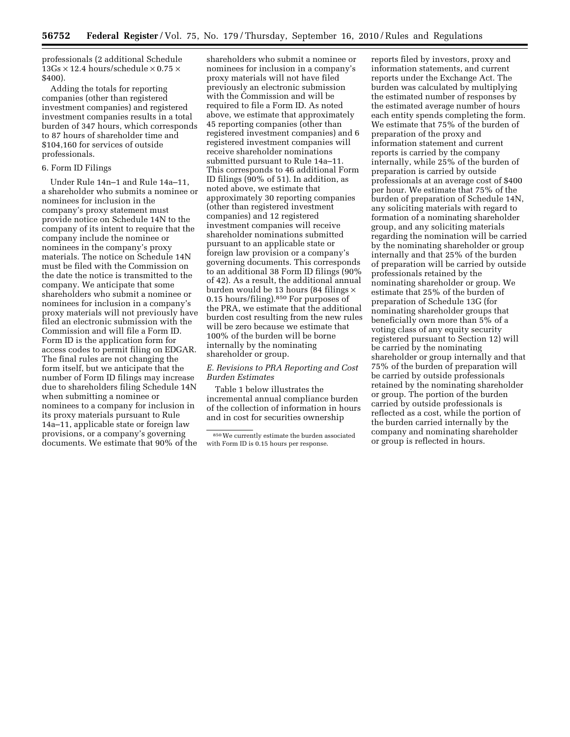professionals (2 additional Schedule 13Gs × 12.4 hours/schedule × 0.75 × $400).

Adding the totals for reporting companies (other than registered investment companies) and registered investment companies results in a total burden of 347 hours, which corresponds to 87 hours of shareholder time and $104,160 for services of outside professionals.

6. Form ID Filings

Under Rule 14n–1 and Rule 14a–11, a shareholder who submits a nominee or nominees for inclusion in the company's proxy statement must provide notice on Schedule 14N to the company of its intent to require that the company include the nominee or nominees in the company's proxy materials. The notice on Schedule 14N must be filed with the Commission on the date the notice is transmitted to the company. We anticipate that some shareholders who submit a nominee or nominees for inclusion in a company's proxy materials will not previously have filed an electronic submission with the Commission and will file a Form ID. Form ID is the application form for access codes to permit filing on EDGAR. The final rules are not changing the form itself, but we anticipate that the number of Form ID filings may increase due to shareholders filing Schedule 14N when submitting a nominee or nominees to a company for inclusion in its proxy materials pursuant to Rule 14a–11, applicable state or foreign law provisions, or a company's governing documents. We estimate that 90% of the shareholders who submit a nominee or nominees for inclusion in a company's proxy materials will not have filed previously an electronic submission with the Commission and will be required to file a Form ID. As noted above, we estimate that approximately 45 reporting companies (other than registered investment companies) and 6 registered investment companies will receive shareholder nominations submitted pursuant to Rule 14a–11. This corresponds to 46 additional Form ID filings (90% of 51). In addition, as noted above, we estimate that approximately 30 reporting companies (other than registered investment companies) and 12 registered investment companies will receive shareholder nominations submitted pursuant to an applicable state or foreign law provision or a company's governing documents. This corresponds to an additional 38 Form ID filings (90% of 42). As a result, the additional annual burden would be 13 hours (84 filings × 0.15 hours/filing).[850] For purposes of the PRA, we estimate that the additional burden cost resulting from the new rules will be zero because we estimate that 100% of the burden will be borne internally by the nominating shareholder or group.

*E. Revisions to PRA Reporting and Cost Burden Estimates*

Table 1 below illustrates the incremental annual compliance burden of the collection of information in hours and in cost for securities ownership reports filed by investors, proxy and information statements, and current reports under the Exchange Act. The burden was calculated by multiplying the estimated number of responses by the estimated average number of hours each entity spends completing the form. We estimate that 75% of the burden of preparation of the proxy and information statement and current reports is carried by the company internally, while 25% of the burden of preparation is carried by outside professionals at an average cost of $400 per hour. We estimate that 75% of the burden of preparation of Schedule 14N, any soliciting materials with regard to formation of a nominating shareholder group, and any soliciting materials regarding the nomination will be carried by the nominating shareholder or group internally and that 25% of the burden of preparation will be carried by outside professionals retained by the nominating shareholder or group. We estimate that 25% of the burden of preparation of Schedule 13G (for nominating shareholder groups that beneficially own more than 5% of a voting class of any equity security registered pursuant to Section 12) will be carried by the nominating shareholder or group internally and that 75% of the burden of preparation will be carried by outside professionals retained by the nominating shareholder or group. The portion of the burden carried by outside professionals is reflected as a cost, while the portion of the burden carried internally by the company and nominating shareholder or group is reflected in hours.

[850] We currently estimate the burden associated with Form ID is 0.15 hours per response.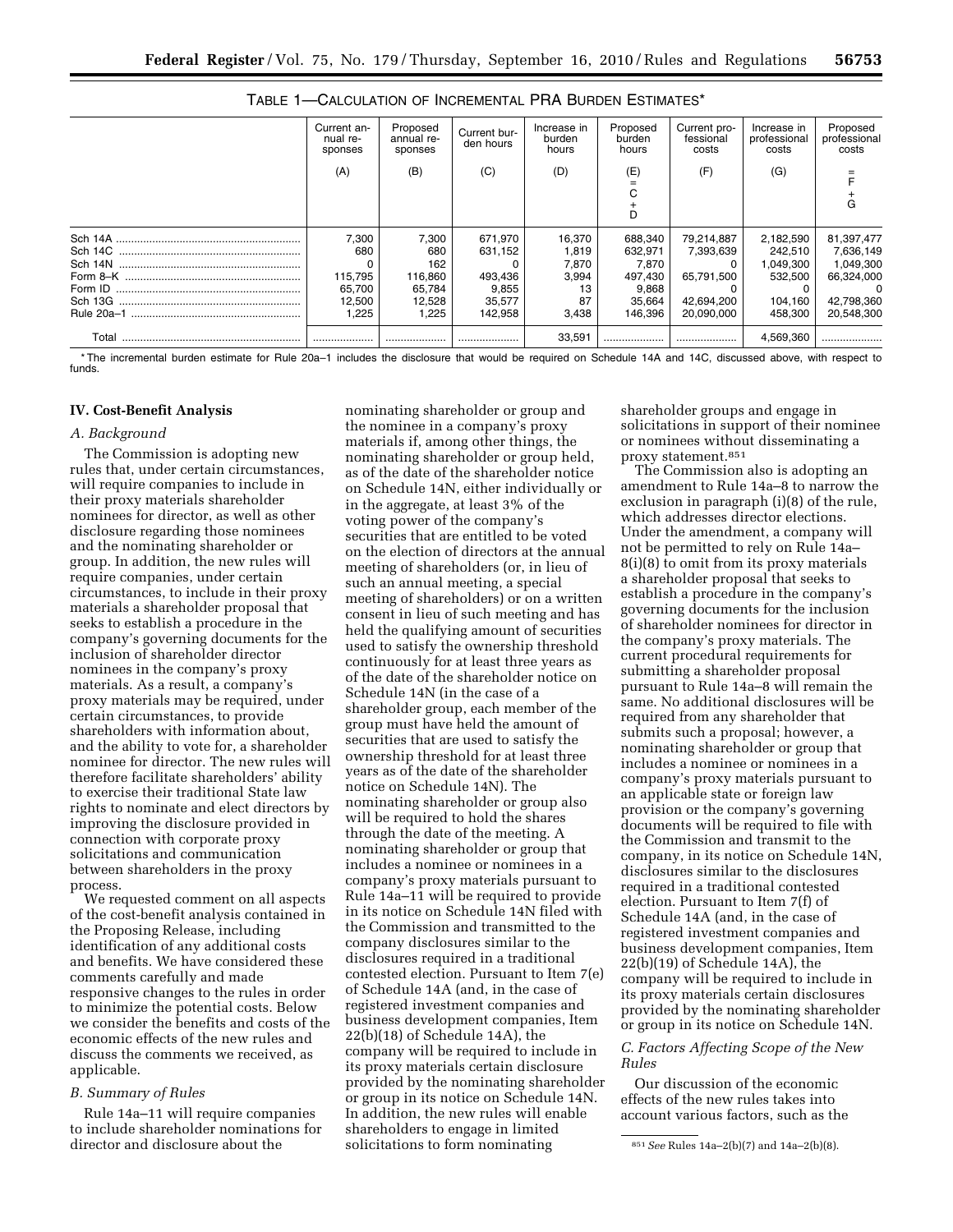TABLE 1—CALCULATION OF INCREMENTAL PRA BURDEN ESTIMATES*

| | Current annual responses (A) | Proposed annual responses (B) | Current burden hours (C) | Increase in burden hours (D) | Proposed burden hours (E) = C + D | Current professional costs (F) | Increase in professional costs (G) | Proposed professional costs = F + G |
|---|---|---|---|---|---|---|---|---|
| Sch 14A | 7,300 | 7,300 | 671,970 | 16,370 | 688,340 | 79,214,887 | 2,182,590 | 81,397,477 |
| Sch 14C | 680 | 680 | 631,152 | 1,819 | 632,971 | 7,393,639 | 242,510 | 7,636,149 |
| Sch 14N | 0 | 162 | 0 | 7,870 | 7,870 | 0 | 1,049,300 | 1,049,300 |
| Form 8–K | 115,795 | 116,860 | 493,436 | 3,994 | 497,430 | 65,791,500 | 532,500 | 66,324,000 |
| Form ID | 65,700 | 65,784 | 9,855 | 13 | 9,868 | 0 | 0 | 0 |
| Sch 13G | 12,500 | 12,528 | 35,577 | 87 | 35,664 | 42,694,200 | 104,160 | 42,798,360 |
| Rule 20a–1 | 1,225 | 1,225 | 142,958 | 3,438 | 146,396 | 20,090,000 | 458,300 | 20,548,300 |
| Total | | | | 33,591 | | | 4,569,360 | |

* The incremental burden estimate for Rule 20a–1 includes the disclosure that would be required on Schedule 14A and 14C, discussed above, with respect to funds.

## IV. Cost-Benefit Analysis

### *A. Background*

The Commission is adopting new rules that, under certain circumstances, will require companies to include in their proxy materials shareholder nominees for director, as well as other disclosure regarding those nominees and the nominating shareholder or group. In addition, the new rules will require companies, under certain circumstances, to include in their proxy materials a shareholder proposal that seeks to establish a procedure in the company's governing documents for the inclusion of shareholder director nominees in the company's proxy materials. As a result, a company's proxy materials may be required, under certain circumstances, to provide shareholders with information about, and the ability to vote for, a shareholder nominee for director. The new rules will therefore facilitate shareholders' ability to exercise their traditional State law rights to nominate and elect directors by improving the disclosure provided in connection with corporate proxy solicitations and communication between shareholders in the proxy process.

We requested comment on all aspects of the cost-benefit analysis contained in the Proposing Release, including identification of any additional costs and benefits. We have considered these comments carefully and made responsive changes to the rules in order to minimize the potential costs. Below we consider the benefits and costs of the economic effects of the new rules and discuss the comments we received, as applicable.

### *B. Summary of Rules*

Rule 14a–11 will require companies to include shareholder nominations for director and disclosure about the nominating shareholder or group and the nominee in a company's proxy materials if, among other things, the nominating shareholder or group held, as of the date of the shareholder notice on Schedule 14N, either individually or in the aggregate, at least 3% of the voting power of the company's securities that are entitled to be voted on the election of directors at the annual meeting of shareholders (or, in lieu of such an annual meeting, a special meeting of shareholders) or on a written consent in lieu of such meeting and has held the qualifying amount of securities used to satisfy the ownership threshold continuously for at least three years as of the date of the shareholder notice on Schedule 14N (in the case of a shareholder group, each member of the group must have held the amount of securities that are used to satisfy the ownership threshold for at least three years as of the date of the shareholder notice on Schedule 14N). The nominating shareholder or group also will be required to hold the shares through the date of the meeting. A nominating shareholder or group that includes a nominee or nominees in a company's proxy materials pursuant to Rule 14a–11 will be required to provide in its notice on Schedule 14N filed with the Commission and transmitted to the company disclosures similar to the disclosures required in a traditional contested election. Pursuant to Item 7(e) of Schedule 14A (and, in the case of registered investment companies and business development companies, Item 22(b)(18) of Schedule 14A), the company will be required to include in its proxy materials certain disclosure provided by the nominating shareholder or group in its notice on Schedule 14N. In addition, the new rules will enable shareholders to engage in limited solicitations to form nominating shareholder groups and engage in solicitations in support of their nominee or nominees without disseminating a proxy statement.[851]

The Commission also is adopting an amendment to Rule 14a–8 to narrow the exclusion in paragraph (i)(8) of the rule, which addresses director elections. Under the amendment, a company will not be permitted to rely on Rule 14a–8(i)(8) to omit from its proxy materials a shareholder proposal that seeks to establish a procedure in the company's governing documents for the inclusion of shareholder nominees for director in the company's proxy materials. The current procedural requirements for submitting a shareholder proposal pursuant to Rule 14a–8 will remain the same. No additional disclosures will be required from any shareholder that submits such a proposal; however, a nominating shareholder or group that includes a nominee or nominees in a company's proxy materials pursuant to an applicable state or foreign law provision or the company's governing documents will be required to file with the Commission and transmit to the company, in its notice on Schedule 14N, disclosures similar to the disclosures required in a traditional contested election. Pursuant to Item 7(f) of Schedule 14A (and, in the case of registered investment companies and business development companies, Item 22(b)(19) of Schedule 14A), the company will be required to include in its proxy materials certain disclosures provided by the nominating shareholder or group in its notice on Schedule 14N.

### *C. Factors Affecting Scope of the New Rules*

Our discussion of the economic effects of the new rules takes into account various factors, such as the

[851] *See* Rules 14a–2(b)(7) and 14a–2(b)(8).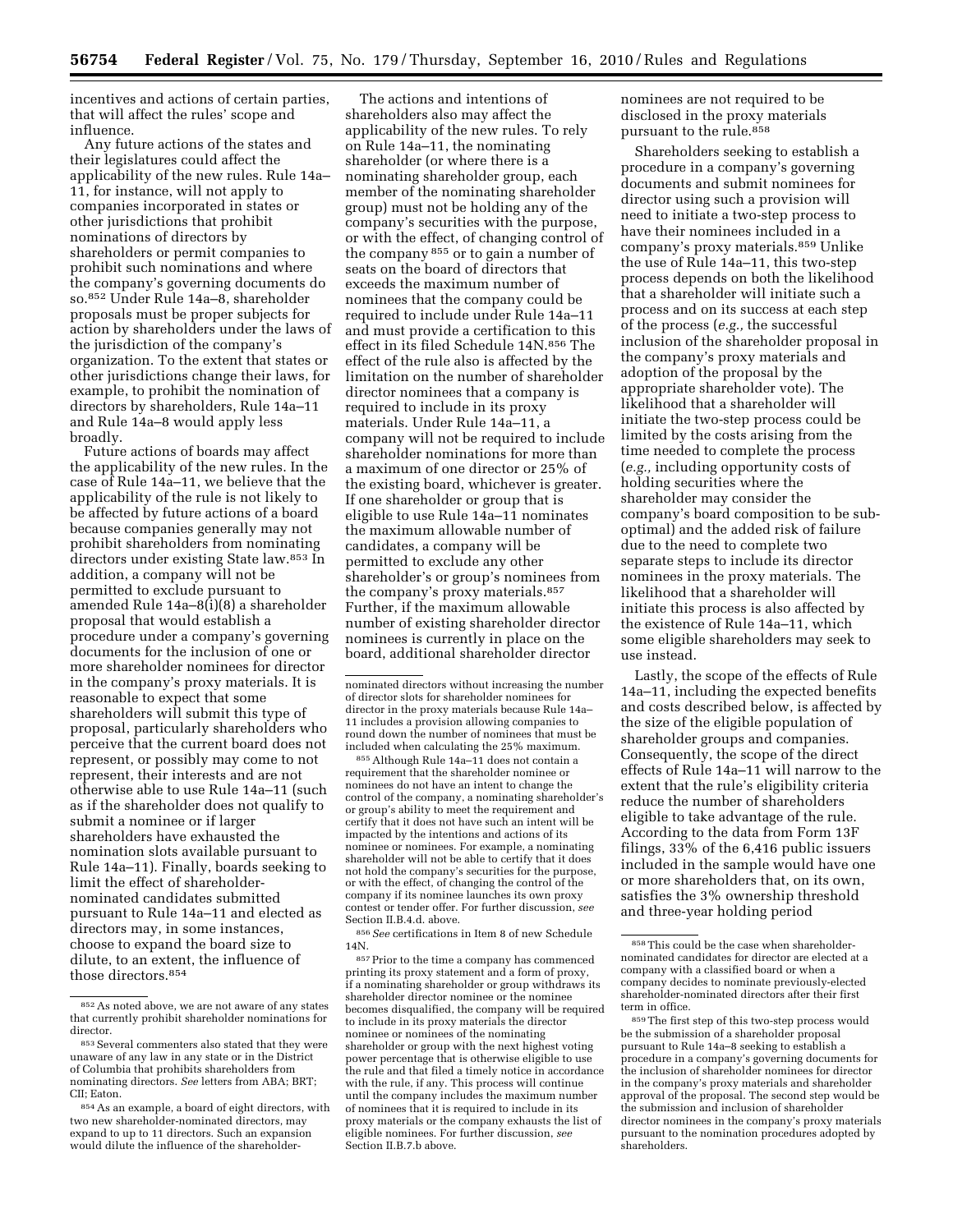incentives and actions of certain parties, that will affect the rules' scope and influence.

Any future actions of the states and their legislatures could affect the applicability of the new rules. Rule 14a–11, for instance, will not apply to companies incorporated in states or other jurisdictions that prohibit nominations of directors by shareholders or permit companies to prohibit such nominations and where the company's governing documents do so.[852] Under Rule 14a–8, shareholder proposals must be proper subjects for action by shareholders under the laws of the jurisdiction of the company's organization. To the extent that states or other jurisdictions change their laws, for example, to prohibit the nomination of directors by shareholders, Rule 14a–11 and Rule 14a–8 would apply less broadly.

Future actions of boards may affect the applicability of the new rules. In the case of Rule 14a–11, we believe that the applicability of the rule is not likely to be affected by future actions of a board because companies generally may not prohibit shareholders from nominating directors under existing State law.[853] In addition, a company will not be permitted to exclude pursuant to amended Rule 14a–8(i)(8) a shareholder proposal that would establish a procedure under a company's governing documents for the inclusion of one or more shareholder nominees for director in the company's proxy materials. It is reasonable to expect that some shareholders will submit this type of proposal, particularly shareholders who perceive that the current board does not represent, or possibly may come to not represent, their interests and are not otherwise able to use Rule 14a–11 (such as if the shareholder does not qualify to submit a nominee or if larger shareholders have exhausted the nomination slots available pursuant to Rule 14a–11). Finally, boards seeking to limit the effect of shareholder-nominated candidates submitted pursuant to Rule 14a–11 and elected as directors may, in some instances, choose to expand the board size to dilute, to an extent, the influence of those directors.[854]

The actions and intentions of shareholders also may affect the applicability of the new rules. To rely on Rule 14a–11, the nominating shareholder (or where there is a nominating shareholder group, each member of the nominating shareholder group) must not be holding any of the company's securities with the purpose, or with the effect, of changing control of the company [855] or to gain a number of seats on the board of directors that exceeds the maximum number of nominees that the company could be required to include under Rule 14a–11 and must provide a certification to this effect in its filed Schedule 14N.[856] The effect of the rule also is affected by the limitation on the number of shareholder director nominees that a company is required to include in its proxy materials. Under Rule 14a–11, a company will not be required to include shareholder nominations for more than a maximum of one director or 25% of the existing board, whichever is greater. If one shareholder or group that is eligible to use Rule 14a–11 nominates the maximum allowable number of candidates, a company will be permitted to exclude any other shareholder's or group's nominees from the company's proxy materials.[857] Further, if the maximum allowable number of existing shareholder director nominees is currently in place on the board, additional shareholder director nominees are not required to be disclosed in the proxy materials pursuant to the rule.[858]

Shareholders seeking to establish a procedure in a company's governing documents and submit nominees for director using such a provision will need to initiate a two-step process to have their nominees included in a company's proxy materials.[859] Unlike the use of Rule 14a–11, this two-step process depends on both the likelihood that a shareholder will initiate such a process and on its success at each step of the process (*e.g.,* the successful inclusion of the shareholder proposal in the company's proxy materials and adoption of the proposal by the appropriate shareholder vote). The likelihood that a shareholder will initiate the two-step process could be limited by the costs arising from the time needed to complete the process (*e.g.,* including opportunity costs of holding securities where the shareholder may consider the company's board composition to be sub-optimal) and the added risk of failure due to the need to complete two separate steps to include its director nominees in the proxy materials. The likelihood that a shareholder will initiate this process is also affected by the existence of Rule 14a–11, which some eligible shareholders may seek to use instead.

Lastly, the scope of the effects of Rule 14a–11, including the expected benefits and costs described below, is affected by the size of the eligible population of shareholder groups and companies. Consequently, the scope of the direct effects of Rule 14a–11 will narrow to the extent that the rule's eligibility criteria reduce the number of shareholders eligible to take advantage of the rule. According to the data from Form 13F filings, 33% of the 6,416 public issuers included in the sample would have one or more shareholders that, on its own, satisfies the 3% ownership threshold and three-year holding period

---

[852] As noted above, we are not aware of any states that currently prohibit shareholder nominations for director.

[853] Several commenters also stated that they were unaware of any law in any state or in the District of Columbia that prohibits shareholders from nominating directors. *See* letters from ABA; BRT; CII; Eaton.

[854] As an example, a board of eight directors, with two new shareholder-nominated directors, may expand to up to 11 directors. Such an expansion would dilute the influence of the shareholder-nominated directors without increasing the number of director slots for shareholder nominees for director in the proxy materials because Rule 14a–11 includes a provision allowing companies to round down the number of nominees that must be included when calculating the 25% maximum.

[855] Although Rule 14a–11 does not contain a requirement that the shareholder nominee or nominees do not have an intent to change the control of the company, a nominating shareholder's or group's ability to meet the requirement and certify that it does not have such an intent will be impacted by the intentions and actions of its nominee or nominees. For example, a nominating shareholder will not be able to certify that it does not hold the company's securities for the purpose, or with the effect, of changing the control of the company if its nominee launches its own proxy contest or tender offer. For further discussion, *see* Section II.B.4.d. above.

[856] *See* certifications in Item 8 of new Schedule 14N.

[857] Prior to the time a company has commenced printing its proxy statement and a form of proxy, if a nominating shareholder or group withdraws its shareholder director nominee or the nominee becomes disqualified, the company will be required to include in its proxy materials the director nominee or nominees of the nominating shareholder or group with the next highest voting power percentage that is otherwise eligible to use the rule and that filed a timely notice in accordance with the rule, if any. This process will continue until the company includes the maximum number of nominees that it is required to include in its proxy materials or the company exhausts the list of eligible nominees. For further discussion, *see* Section II.B.7.b above.

[858] This could be the case when shareholder-nominated candidates for director are elected at a company with a classified board or when a company decides to nominate previously-elected shareholder-nominated directors after their first term in office.

[859] The first step of this two-step process would be the submission of a shareholder proposal pursuant to Rule 14a–8 seeking to establish a procedure in a company's governing documents for the inclusion of shareholder nominees for director in the company's proxy materials and shareholder approval of the proposal. The second step would be the submission and inclusion of shareholder director nominees in the company's proxy materials pursuant to the nomination procedures adopted by shareholders.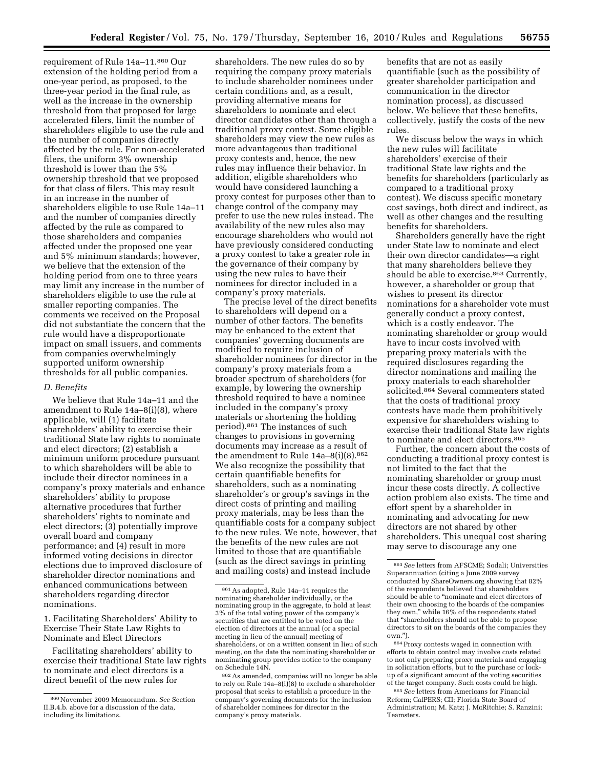requirement of Rule 14a–11.[860] Our extension of the holding period from a one-year period, as proposed, to the three-year period in the final rule, as well as the increase in the ownership threshold from that proposed for large accelerated filers, limit the number of shareholders eligible to use the rule and the number of companies directly affected by the rule. For non-accelerated filers, the uniform 3% ownership threshold is lower than the 5% ownership threshold that we proposed for that class of filers. This may result in an increase in the number of shareholders eligible to use Rule 14a–11 and the number of companies directly affected by the rule as compared to those shareholders and companies affected under the proposed one year and 5% minimum standards; however, we believe that the extension of the holding period from one to three years may limit any increase in the number of shareholders eligible to use the rule at smaller reporting companies. The comments we received on the Proposal did not substantiate the concern that the rule would have a disproportionate impact on small issuers, and comments from companies overwhelmingly supported uniform ownership thresholds for all public companies.

### *D. Benefits*

We believe that Rule 14a–11 and the amendment to Rule 14a–8(i)(8), where applicable, will (1) facilitate shareholders' ability to exercise their traditional State law rights to nominate and elect directors; (2) establish a minimum uniform procedure pursuant to which shareholders will be able to include their director nominees in a company's proxy materials and enhance shareholders' ability to propose alternative procedures that further shareholders' rights to nominate and elect directors; (3) potentially improve overall board and company performance; and (4) result in more informed voting decisions in director elections due to improved disclosure of shareholder director nominations and enhanced communications between shareholders regarding director nominations.

#### 1. Facilitating Shareholders' Ability to Exercise Their State Law Rights to Nominate and Elect Directors

Facilitating shareholders' ability to exercise their traditional State law rights to nominate and elect directors is a direct benefit of the new rules for shareholders. The new rules do so by requiring the company proxy materials to include shareholder nominees under certain conditions and, as a result, providing alternative means for shareholders to nominate and elect director candidates other than through a traditional proxy contest. Some eligible shareholders may view the new rules as more advantageous than traditional proxy contests and, hence, the new rules may influence their behavior. In addition, eligible shareholders who would have considered launching a proxy contest for purposes other than to change control of the company may prefer to use the new rules instead. The availability of the new rules also may encourage shareholders who would not have previously considered conducting a proxy contest to take a greater role in the governance of their company by using the new rules to have their nominees for director included in a company's proxy materials.

The precise level of the direct benefits to shareholders will depend on a number of other factors. The benefits may be enhanced to the extent that companies' governing documents are modified to require inclusion of shareholder nominees for director in the company's proxy materials from a broader spectrum of shareholders (for example, by lowering the ownership threshold required to have a nominee included in the company's proxy materials or shortening the holding period).[861] The instances of such changes to provisions in governing documents may increase as a result of the amendment to Rule 14a–8(i)(8).[862] We also recognize the possibility that certain quantifiable benefits for shareholders, such as a nominating shareholder's or group's savings in the direct costs of printing and mailing proxy materials, may be less than the quantifiable costs for a company subject to the new rules. We note, however, that the benefits of the new rules are not limited to those that are quantifiable (such as the direct savings in printing and mailing costs) and instead include benefits that are not as easily quantifiable (such as the possibility of greater shareholder participation and communication in the director nomination process), as discussed below. We believe that these benefits, collectively, justify the costs of the new rules.

We discuss below the ways in which the new rules will facilitate shareholders' exercise of their traditional State law rights and the benefits for shareholders (particularly as compared to a traditional proxy contest). We discuss specific monetary cost savings, both direct and indirect, as well as other changes and the resulting benefits for shareholders.

Shareholders generally have the right under State law to nominate and elect their own director candidates—a right that many shareholders believe they should be able to exercise.[863] Currently, however, a shareholder or group that wishes to present its director nominations for a shareholder vote must generally conduct a proxy contest, which is a costly endeavor. The nominating shareholder or group would have to incur costs involved with preparing proxy materials with the required disclosures regarding the director nominations and mailing the proxy materials to each shareholder solicited.[864] Several commenters stated that the costs of traditional proxy contests have made them prohibitively expensive for shareholders wishing to exercise their traditional State law rights to nominate and elect directors.[865]

Further, the concern about the costs of conducting a traditional proxy contest is not limited to the fact that the nominating shareholder or group must incur these costs directly. A collective action problem also exists. The time and effort spent by a shareholder in nominating and advocating for new directors are not shared by other shareholders. This unequal cost sharing may serve to discourage any one

---

[860] November 2009 Memorandum. *See* Section II.B.4.b. above for a discussion of the data, including its limitations.

[861] As adopted, Rule 14a–11 requires the nominating shareholder individually, or the nominating group in the aggregate, to hold at least 3% of the total voting power of the company's securities that are entitled to be voted on the election of directors at the annual (or a special meeting in lieu of the annual) meeting of shareholders, or on a written consent in lieu of such meeting, on the date the nominating shareholder or nominating group provides notice to the company on Schedule 14N.

[862] As amended, companies will no longer be able to rely on Rule 14a–8(i)(8) to exclude a shareholder proposal that seeks to establish a procedure in the company's governing documents for the inclusion of shareholder nominees for director in the company's proxy materials.

[863] *See* letters from AFSCME; Sodali; Universities Superannuation (citing a June 2009 survey conducted by ShareOwners.org showing that 82% of the respondents believed that shareholders should be able to "nominate and elect directors of their own choosing to the boards of the companies they own," while 16% of the respondents stated that "shareholders should not be able to propose directors to sit on the boards of the companies they own.").

[864] Proxy contests waged in connection with efforts to obtain control may involve costs related to not only preparing proxy materials and engaging in solicitation efforts, but to the purchase or lock-up of a significant amount of the voting securities of the target company. Such costs could be high.

[865] *See* letters from Americans for Financial Reform; CalPERS; CII; Florida State Board of Administration; M. Katz; J. McRitchie; S. Ranzini; Teamsters.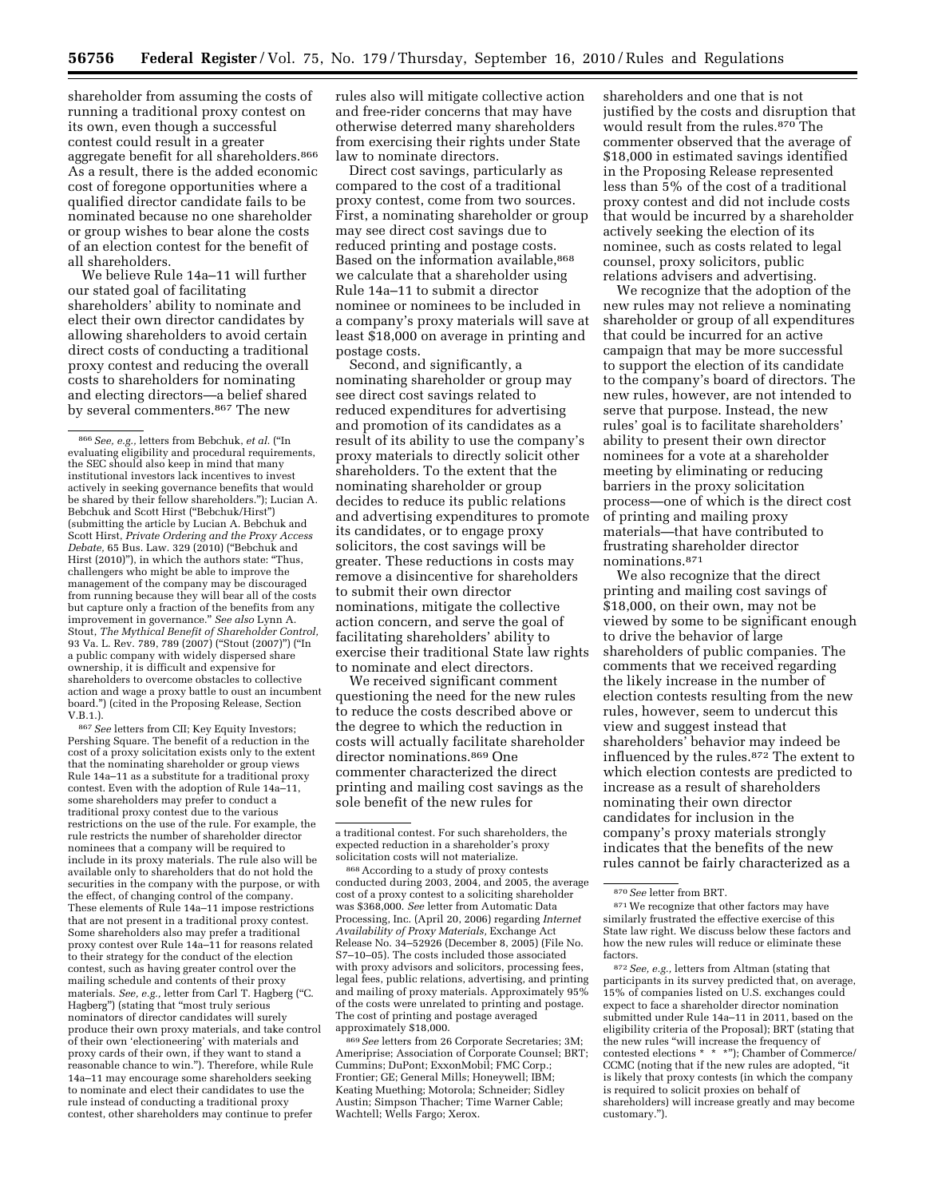shareholder from assuming the costs of running a traditional proxy contest on its own, even though a successful contest could result in a greater aggregate benefit for all shareholders.[866] As a result, there is the added economic cost of foregone opportunities where a qualified director candidate fails to be nominated because no one shareholder or group wishes to bear alone the costs of an election contest for the benefit of all shareholders.

We believe Rule 14a–11 will further our stated goal of facilitating shareholders' ability to nominate and elect their own director candidates by allowing shareholders to avoid certain direct costs of conducting a traditional proxy contest and reducing the overall costs to shareholders for nominating and electing directors—a belief shared by several commenters.[867] The new rules also will mitigate collective action and free-rider concerns that may have otherwise deterred many shareholders from exercising their rights under State law to nominate directors.

Direct cost savings, particularly as compared to the cost of a traditional proxy contest, come from two sources. First, a nominating shareholder or group may see direct cost savings due to reduced printing and postage costs. Based on the information available,[868] we calculate that a shareholder using Rule 14a–11 to submit a director nominee or nominees to be included in a company's proxy materials will save at least $18,000 on average in printing and postage costs.

Second, and significantly, a nominating shareholder or group may see direct cost savings related to reduced expenditures for advertising and promotion of its candidates as a result of its ability to use the company's proxy materials to directly solicit other shareholders. To the extent that the nominating shareholder or group decides to reduce its public relations and advertising expenditures to promote its candidates, or to engage proxy solicitors, the cost savings will be greater. These reductions in costs may remove a disincentive for shareholders to submit their own director nominations, mitigate the collective action concern, and serve the goal of facilitating shareholders' ability to exercise their traditional State law rights to nominate and elect directors.

We received significant comment questioning the need for the new rules to reduce the costs described above or the degree to which the reduction in costs will actually facilitate shareholder director nominations.[869] One commenter characterized the direct printing and mailing cost savings as the sole benefit of the new rules for shareholders and one that is not justified by the costs and disruption that would result from the rules.[870] The commenter observed that the average of $18,000 in estimated savings identified in the Proposing Release represented less than 5% of the cost of a traditional proxy contest and did not include costs that would be incurred by a shareholder actively seeking the election of its nominee, such as costs related to legal counsel, proxy solicitors, public relations advisers and advertising.

We recognize that the adoption of the new rules may not relieve a nominating shareholder or group of all expenditures that could be incurred for an active campaign that may be more successful to support the election of its candidate to the company's board of directors. The new rules, however, are not intended to serve that purpose. Instead, the new rules' goal is to facilitate shareholders' ability to present their own director nominees for a vote at a shareholder meeting by eliminating or reducing barriers in the proxy solicitation process—one of which is the direct cost of printing and mailing proxy materials—that have contributed to frustrating shareholder director nominations.[871]

We also recognize that the direct printing and mailing cost savings of $18,000, on their own, may not be viewed by some to be significant enough to drive the behavior of large shareholders of public companies. The comments that we received regarding the likely increase in the number of election contests resulting from the new rules, however, seem to undercut this view and suggest instead that shareholders' behavior may indeed be influenced by the rules.[872] The extent to which election contests are predicted to increase as a result of shareholders nominating their own director candidates for inclusion in the company's proxy materials strongly indicates that the benefits of the new rules cannot be fairly characterized as a

---

[866] *See, e.g.,* letters from Bebchuk, *et al.* ("In evaluating eligibility and procedural requirements, the SEC should also keep in mind that many institutional investors lack incentives to invest actively in seeking governance benefits that would be shared by their fellow shareholders."); Lucian A. Bebchuk and Scott Hirst ("Bebchuk/Hirst") (submitting the article by Lucian A. Bebchuk and Scott Hirst, *Private Ordering and the Proxy Access Debate,* 65 Bus. Law. 329 (2010) ("Bebchuk and Hirst (2010)"), in which the authors state: "Thus, challengers who might be able to improve the management of the company may be discouraged from running because they will bear all of the costs but capture only a fraction of the benefits from any improvement in governance." *See also* Lynn A. Stout, *The Mythical Benefit of Shareholder Control,* 93 Va. L. Rev. 789, 789 (2007) ("Stout (2007)") ("In a public company with widely dispersed share ownership, it is difficult and expensive for shareholders to overcome obstacles to collective action and wage a proxy battle to oust an incumbent board.") (cited in the Proposing Release, Section V.B.1.).

[867] *See* letters from CII; Key Equity Investors; Pershing Square. The benefit of a reduction in the cost of a proxy solicitation exists only to the extent that the nominating shareholder or group views Rule 14a–11 as a substitute for a traditional proxy contest. Even with the adoption of Rule 14a–11, some shareholders may prefer to conduct a traditional proxy contest due to the various restrictions on the use of the rule. For example, the rule restricts the number of shareholder director nominees that a company will be required to include in its proxy materials. The rule also will be available only to shareholders that do not hold the securities in the company with the purpose, or with the effect, of changing control of the company. These elements of Rule 14a–11 impose restrictions that are not present in a traditional proxy contest. Some shareholders also may prefer a traditional proxy contest over Rule 14a–11 for reasons related to their strategy for the conduct of the election contest, such as having greater control over the mailing schedule and contents of their proxy materials. *See, e.g.,* letter from Carl T. Hagberg ("C. Hagberg") (stating that "most truly serious nominators of director candidates will surely produce their own proxy materials, and take control of their own 'electioneering' with materials and proxy cards of their own, if they want to stand a reasonable chance to win."). Therefore, while Rule 14a–11 may encourage some shareholders seeking to nominate and elect their candidates to use the rule instead of conducting a traditional proxy contest, other shareholders may continue to prefer a traditional contest. For such shareholders, the expected reduction in a shareholder's proxy solicitation costs will not materialize.

[868] According to a study of proxy contests conducted during 2003, 2004, and 2005, the average cost of a proxy contest to a soliciting shareholder was $368,000. *See* letter from Automatic Data Processing, Inc. (April 20, 2006) regarding *Internet Availability of Proxy Materials,* Exchange Act Release No. 34–52926 (December 8, 2005) (File No. S7–10–05). The costs included those associated with proxy advisors and solicitors, processing fees, legal fees, public relations, advertising, and printing and mailing of proxy materials. Approximately 95% of the costs were unrelated to printing and postage. The cost of printing and postage averaged approximately $18,000.

[869] *See* letters from 26 Corporate Secretaries; 3M; Ameriprise; Association of Corporate Counsel; BRT; Cummins; DuPont; ExxonMobil; FMC Corp.; Frontier; GE; General Mills; Honeywell; IBM; Keating Muething; Motorola; Schneider; Sidley Austin; Simpson Thacher; Time Warner Cable; Wachtell; Wells Fargo; Xerox.

[870] *See* letter from BRT.

[871] We recognize that other factors may have similarly frustrated the effective exercise of this State law right. We discuss below these factors and how the new rules will reduce or eliminate these factors.

[872] *See, e.g.,* letters from Altman (stating that participants in its survey predicted that, on average, 15% of companies listed on U.S. exchanges could expect to face a shareholder director nomination submitted under Rule 14a–11 in 2011, based on the eligibility criteria of the Proposal); BRT (stating that the new rules "will increase the frequency of contested elections * * *"); Chamber of Commerce/CCMC (noting that if the new rules are adopted, "it is likely that proxy contests (in which the company is required to solicit proxies on behalf of shareholders) will increase greatly and may become customary.").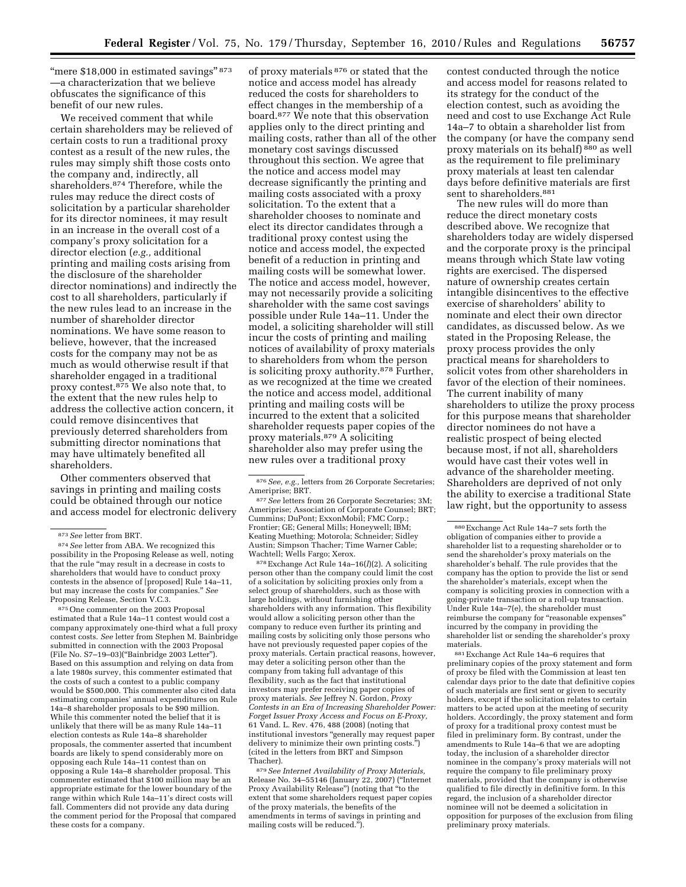"mere $18,000 in estimated savings" [873] —a characterization that we believe obfuscates the significance of this benefit of our new rules.

We received comment that while certain shareholders may be relieved of certain costs to run a traditional proxy contest as a result of the new rules, the rules may simply shift those costs onto the company and, indirectly, all shareholders.[874] Therefore, while the rules may reduce the direct costs of solicitation by a particular shareholder for its director nominees, it may result in an increase in the overall cost of a company's proxy solicitation for a director election (*e.g.,* additional printing and mailing costs arising from the disclosure of the shareholder director nominations) and indirectly the cost to all shareholders, particularly if the new rules lead to an increase in the number of shareholder director nominations. We have some reason to believe, however, that the increased costs for the company may not be as much as would otherwise result if that shareholder engaged in a traditional proxy contest.[875] We also note that, to the extent that the new rules help to address the collective action concern, it could remove disincentives that previously deterred shareholders from submitting director nominations that may have ultimately benefited all shareholders.

Other commenters observed that savings in printing and mailing costs could be obtained through our notice and access model for electronic delivery of proxy materials [876] or stated that the notice and access model has already reduced the costs for shareholders to effect changes in the membership of a board.[877] We note that this observation applies only to the direct printing and mailing costs, rather than all of the other monetary cost savings discussed throughout this section. We agree that the notice and access model may decrease significantly the printing and mailing costs associated with a proxy solicitation. To the extent that a shareholder chooses to nominate and elect its director candidates through a traditional proxy contest using the notice and access model, the expected benefit of a reduction in printing and mailing costs will be somewhat lower. The notice and access model, however, may not necessarily provide a soliciting shareholder with the same cost savings possible under Rule 14a–11. Under the model, a soliciting shareholder will still incur the costs of printing and mailing notices of availability of proxy materials to shareholders from whom the person is soliciting proxy authority.[878] Further, as we recognized at the time we created the notice and access model, additional printing and mailing costs will be incurred to the extent that a solicited shareholder requests paper copies of the proxy materials.[879] A soliciting shareholder also may prefer using the new rules over a traditional proxy contest conducted through the notice and access model for reasons related to its strategy for the conduct of the election contest, such as avoiding the need and cost to use Exchange Act Rule 14a–7 to obtain a shareholder list from the company (or have the company send proxy materials on its behalf) [880] as well as the requirement to file preliminary proxy materials at least ten calendar days before definitive materials are first sent to shareholders.[881]

The new rules will do more than reduce the direct monetary costs described above. We recognize that shareholders today are widely dispersed and the corporate proxy is the principal means through which State law voting rights are exercised. The dispersed nature of ownership creates certain intangible disincentives to the effective exercise of shareholders' ability to nominate and elect their own director candidates, as discussed below. As we stated in the Proposing Release, the proxy process provides the only practical means for shareholders to solicit votes from other shareholders in favor of the election of their nominees. The current inability of many shareholders to utilize the proxy process for this purpose means that shareholder director nominees do not have a realistic prospect of being elected because most, if not all, shareholders would have cast their votes well in advance of the shareholder meeting. Shareholders are deprived of not only the ability to exercise a traditional State law right, but the opportunity to assess

---

[873] *See* letter from BRT.

[874] *See* letter from ABA. We recognized this possibility in the Proposing Release as well, noting that the rule "may result in a decrease in costs to shareholders that would have to conduct proxy contests in the absence of [proposed] Rule 14a–11, but may increase the costs for companies." *See* Proposing Release, Section V.C.3.

[875] One commenter on the 2003 Proposal estimated that a Rule 14a–11 contest would cost a company approximately one-third what a full proxy contest costs. *See* letter from Stephen M. Bainbridge submitted in connection with the 2003 Proposal (File No. S7–19–03)("Bainbridge 2003 Letter"). Based on this assumption and relying on data from a late 1980s survey, this commenter estimated that the costs of such a contest to a public company would be $500,000. This commenter also cited data estimating companies' annual expenditures on Rule 14a–8 shareholder proposals to be $90 million. While this commenter noted the belief that it is unlikely that there will be as many Rule 14a–11 election contests as Rule 14a–8 shareholder proposals, the commenter asserted that incumbent boards are likely to spend considerably more on opposing each Rule 14a–11 contest than on opposing a Rule 14a–8 shareholder proposal. This commenter estimated that $100 million may be an appropriate estimate for the lower boundary of the range within which Rule 14a–11's direct costs will fall. Commenters did not provide any data during the comment period for the Proposal that compared these costs for a company.

[876] *See, e.g.,* letters from 26 Corporate Secretaries; Ameriprise; BRT.

[877] *See* letters from 26 Corporate Secretaries; 3M; Ameriprise; Association of Corporate Counsel; BRT; Cummins; DuPont; ExxonMobil; FMC Corp.; Frontier; GE; General Mills; Honeywell; IBM; Keating Muething; Motorola; Schneider; Sidley Austin; Simpson Thacher; Time Warner Cable; Wachtell; Wells Fargo; Xerox.

[878] Exchange Act Rule 14a–16(*l*)(2). A soliciting person other than the company could limit the cost of a solicitation by soliciting proxies only from a select group of shareholders, such as those with large holdings, without furnishing other shareholders with any information. This flexibility would allow a soliciting person other than the company to reduce even further its printing and mailing costs by soliciting only those persons who have not previously requested paper copies of the proxy materials. Certain practical reasons, however, may deter a soliciting person other than the company from taking full advantage of this flexibility, such as the fact that institutional investors may prefer receiving paper copies of proxy materials. *See* Jeffrey N. Gordon, *Proxy Contests in an Era of Increasing Shareholder Power: Forget Issuer Proxy Access and Focus on E-Proxy*, 61 Vand. L. Rev. 476, 488 (2008) (noting that institutional investors "generally may request paper delivery to minimize their own printing costs.") (cited in the letters from BRT and Simpson Thacher).

[879] *See Internet Availability of Proxy Materials*, Release No. 34–55146 (January 22, 2007) ("Internet Proxy Availability Release") (noting that "to the extent that some shareholders request paper copies of the proxy materials, the benefits of the amendments in terms of savings in printing and mailing costs will be reduced.").

[880] Exchange Act Rule 14a–7 sets forth the obligation of companies either to provide a shareholder list to a requesting shareholder or to send the shareholder's proxy materials on the shareholder's behalf. The rule provides that the company has the option to provide the list or send the shareholder's materials, except when the company is soliciting proxies in connection with a going-private transaction or a roll-up transaction. Under Rule 14a–7(e), the shareholder must reimburse the company for "reasonable expenses" incurred by the company in providing the shareholder list or sending the shareholder's proxy materials.

[881] Exchange Act Rule 14a–6 requires that preliminary copies of the proxy statement and form of proxy be filed with the Commission at least ten calendar days prior to the date that definitive copies of such materials are first sent or given to security holders, except if the solicitation relates to certain matters to be acted upon at the meeting of security holders. Accordingly, the proxy statement and form of proxy for a traditional proxy contest must be filed in preliminary form. By contrast, under the amendments to Rule 14a–6 that we are adopting today, the inclusion of a shareholder director nominee in the company's proxy materials will not require the company to file preliminary proxy materials, provided that the company is otherwise qualified to file directly in definitive form. In this regard, the inclusion of a shareholder director nominee will not be deemed a solicitation in opposition for purposes of the exclusion from filing preliminary proxy materials.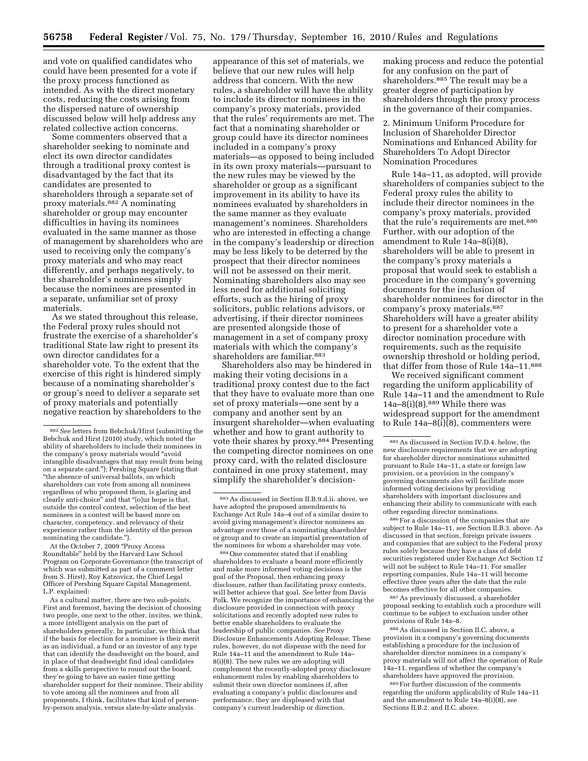and vote on qualified candidates who could have been presented for a vote if the proxy process functioned as intended. As with the direct monetary costs, reducing the costs arising from the dispersed nature of ownership discussed below will help address any related collective action concerns.

Some commenters observed that a shareholder seeking to nominate and elect its own director candidates through a traditional proxy contest is disadvantaged by the fact that its candidates are presented to shareholders through a separate set of proxy materials.[882] A nominating shareholder or group may encounter difficulties in having its nominees evaluated in the same manner as those of management by shareholders who are used to receiving only the company's proxy materials and who may react differently, and perhaps negatively, to the shareholder's nominees simply because the nominees are presented in a separate, unfamiliar set of proxy materials.

As we stated throughout this release, the Federal proxy rules should not frustrate the exercise of a shareholder's traditional State law right to present its own director candidates for a shareholder vote. To the extent that the exercise of this right is hindered simply because of a nominating shareholder's or group's need to deliver a separate set of proxy materials and potentially negative reaction by shareholders to the appearance of this set of materials, we believe that our new rules will help address that concern. With the new rules, a shareholder will have the ability to include its director nominees in the company's proxy materials, provided that the rules' requirements are met. The fact that a nominating shareholder or group could have its director nominees included in a company's proxy materials—as opposed to being included in its own proxy materials—pursuant to the new rules may be viewed by the shareholder or group as a significant improvement in its ability to have its nominees evaluated by shareholders in the same manner as they evaluate management's nominees. Shareholders who are interested in effecting a change in the company's leadership or direction may be less likely to be deterred by the prospect that their director nominees will not be assessed on their merit. Nominating shareholders also may see less need for additional soliciting efforts, such as the hiring of proxy solicitors, public relations advisors, or advertising, if their director nominees are presented alongside those of management in a set of company proxy materials with which the company's shareholders are familiar.[883]

Shareholders also may be hindered in making their voting decisions in a traditional proxy contest due to the fact that they have to evaluate more than one set of proxy materials—one sent by a company and another sent by an insurgent shareholder—when evaluating whether and how to grant authority to vote their shares by proxy.[884] Presenting the competing director nominees on one proxy card, with the related disclosure contained in one proxy statement, may simplify the shareholder's decision-making process and reduce the potential for any confusion on the part of shareholders.[885] The result may be a greater degree of participation by shareholders through the proxy process in the governance of their companies.

2. Minimum Uniform Procedure for Inclusion of Shareholder Director Nominations and Enhanced Ability for Shareholders To Adopt Director Nomination Procedures

Rule 14a–11, as adopted, will provide shareholders of companies subject to the Federal proxy rules the ability to include their director nominees in the company's proxy materials, provided that the rule's requirements are met.[886] Further, with our adoption of the amendment to Rule 14a–8(i)(8), shareholders will be able to present in the company's proxy materials a proposal that would seek to establish a procedure in the company's governing documents for the inclusion of shareholder nominees for director in the company's proxy materials.[887] Shareholders will have a greater ability to present for a shareholder vote a director nomination procedure with requirements, such as the requisite ownership threshold or holding period, that differ from those of Rule 14a–11.[888]

We received significant comment regarding the uniform applicability of Rule 14a–11 and the amendment to Rule 14a–8(i)(8).[889] While there was widespread support for the amendment to Rule 14a–8(i)(8), commenters were

[882] *See* letters from Bebchuk/Hirst (submitting the Bebchuk and Hirst (2010) study, which noted the ability of shareholders to include their nominees in the company's proxy materials would "avoid intangible disadvantages that may result from being on a separate card."); Pershing Square (stating that "the absence of universal ballots, on which shareholders can vote from among all nominees regardless of who proposed them, is glaring and clearly anti-choice" and that "[o]ur hope is that, outside the control context, selection of the best nominees in a contest will be based more on character, competency, and relevancy of their experience rather than the identity of the person nominating the candidate.").

At the October 7, 2009 "Proxy Access Roundtable" held by the Harvard Law School Program on Corporate Governance (the transcript of which was submitted as part of a comment letter from S. Hirst), Roy Katzovicz, the Chief Legal Officer of Pershing Square Capital Management, L.P. explained:

As a cultural matter, there are two sub-points. First and foremost, having the decision of choosing two people, one next to the other, invites, we think, a more intelligent analysis on the part of shareholders generally. In particular, we think that if the basis for election for a nominee is their merit as an individual, a fund or an investor of any type that can identify the deadweight on the board, and in place of that deadweight find ideal candidates from a skills perspective to round out the board, they're going to have an easier time getting shareholder support for their nominee. Their ability to vote among all the nominees and from all proponents, I think, facilitates that kind of person-by-person analysis, versus slate-by-slate analysis.

[883] As discussed in Section II.B.9.d.ii. above, we have adopted the proposed amendments to Exchange Act Rule 14a–4 out of a similar desire to avoid giving management's director nominees an advantage over those of a nominating shareholder or group and to create an impartial presentation of the nominees for whom a shareholder may vote.

[884] One commenter stated that if enabling shareholders to evaluate a board more efficiently and make more informed voting decisions is the goal of the Proposal, then enhancing proxy disclosure, rather than facilitating proxy contests, will better achieve that goal. *See* letter from Davis Polk. We recognize the importance of enhancing the disclosure provided in connection with proxy solicitations and recently adopted new rules to better enable shareholders to evaluate the leadership of public companies. *See* Proxy Disclosure Enhancements Adopting Release. These rules, however, do not dispense with the need for Rule 14a–11 and the amendment to Rule 14a–8(i)(8). The new rules we are adopting will complement the recently-adopted proxy disclosure enhancement rules by enabling shareholders to submit their own director nominees if, after evaluating a company's public disclosures and performance, they are displeased with that company's current leadership or direction.

[885] As discussed in Section IV.D.4. below, the new disclosure requirements that we are adopting for shareholder director nominations submitted pursuant to Rule 14a–11, a state or foreign law provision, or a provision in the company's governing documents also will facilitate more informed voting decisions by providing shareholders with important disclosures and enhancing their ability to communicate with each other regarding director nominations.

[886] For a discussion of the companies that are subject to Rule 14a–11, *see* Section II.B.3. above. As discussed in that section, foreign private issuers and companies that are subject to the Federal proxy rules solely because they have a class of debt securities registered under Exchange Act Section 12 will not be subject to Rule 14a–11. For smaller reporting companies, Rule 14a–11 will become effective three years after the date that the rule becomes effective for all other companies.

[887] As previously discussed, a shareholder proposal seeking to establish such a procedure will continue to be subject to exclusion under other provisions of Rule 14a–8.

[888] As discussed in Section II.C. above, a provision in a company's governing documents establishing a procedure for the inclusion of shareholder director nominees in a company's proxy materials will not affect the operation of Rule 14a–11, regardless of whether the company's shareholders have approved the provision.

[889] For further discussion of the comments regarding the uniform applicability of Rule 14a–11 and the amendment to Rule 14a–8(i)(8), *see* Sections II.B.2. and II.C. above.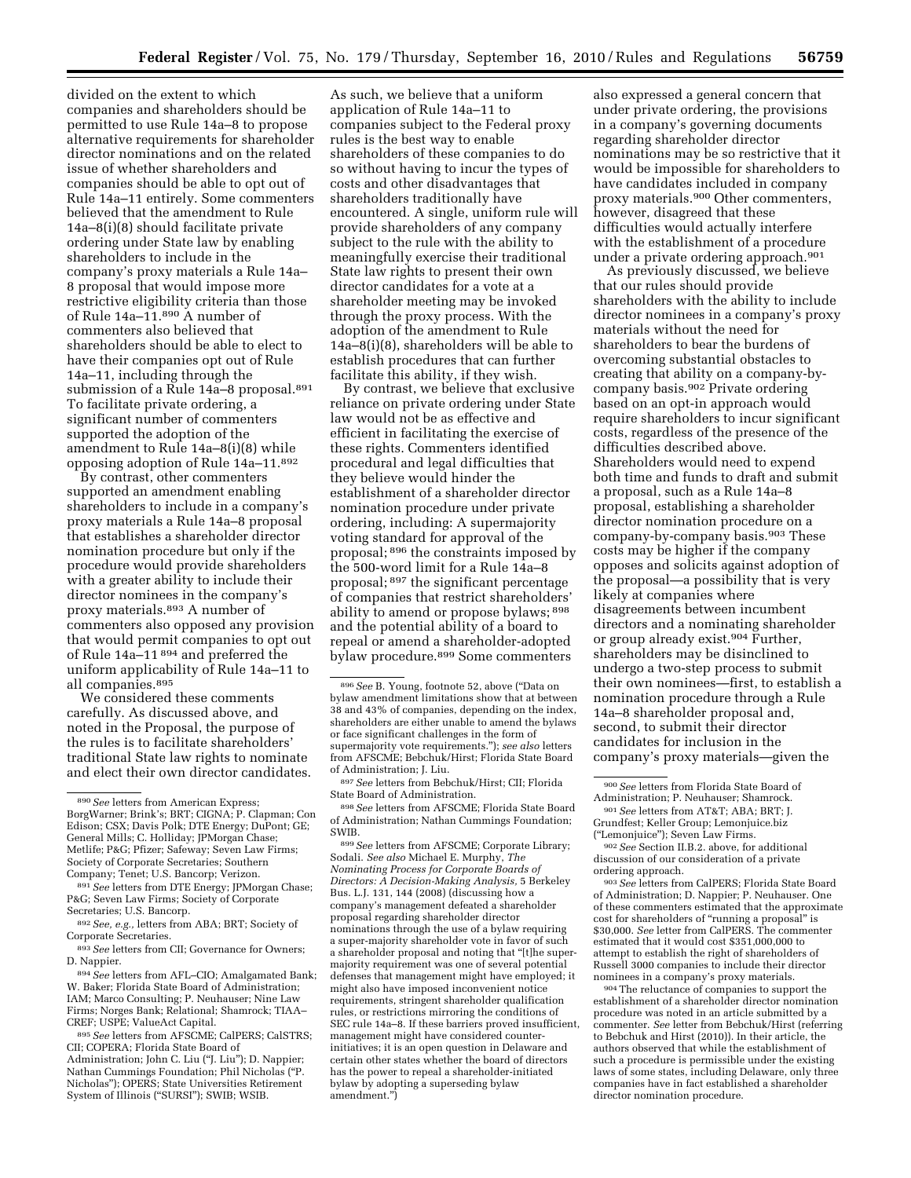divided on the extent to which companies and shareholders should be permitted to use Rule 14a–8 to propose alternative requirements for shareholder director nominations and on the related issue of whether shareholders and companies should be able to opt out of Rule 14a–11 entirely. Some commenters believed that the amendment to Rule 14a–8(i)(8) should facilitate private ordering under State law by enabling shareholders to include in the company's proxy materials a Rule 14a–8 proposal that would impose more restrictive eligibility criteria than those of Rule 14a–11.[890] A number of commenters also believed that shareholders should be able to elect to have their companies opt out of Rule 14a–11, including through the submission of a Rule 14a–8 proposal.[891] To facilitate private ordering, a significant number of commenters supported the adoption of the amendment to Rule 14a–8(i)(8) while opposing adoption of Rule 14a–11.[892]

By contrast, other commenters supported an amendment enabling shareholders to include in a company's proxy materials a Rule 14a–8 proposal that establishes a shareholder director nomination procedure but only if the procedure would provide shareholders with a greater ability to include their director nominees in the company's proxy materials.[893] A number of commenters also opposed any provision that would permit companies to opt out of Rule 14a–11[894] and preferred the uniform applicability of Rule 14a–11 to all companies.[895]

We considered these comments carefully. As discussed above, and noted in the Proposal, the purpose of the rules is to facilitate shareholders' traditional State law rights to nominate and elect their own director candidates. As such, we believe that a uniform application of Rule 14a–11 to companies subject to the Federal proxy rules is the best way to enable shareholders of these companies to do so without having to incur the types of costs and other disadvantages that shareholders traditionally have encountered. A single, uniform rule will provide shareholders of any company subject to the rule with the ability to meaningfully exercise their traditional State law rights to present their own director candidates for a vote at a shareholder meeting may be invoked through the proxy process. With the adoption of the amendment to Rule 14a–8(i)(8), shareholders will be able to establish procedures that can further facilitate this ability, if they wish.

By contrast, we believe that exclusive reliance on private ordering under State law would not be as effective and efficient in facilitating the exercise of these rights. Commenters identified procedural and legal difficulties that they believe would hinder the establishment of a shareholder director nomination procedure under private ordering, including: A supermajority voting standard for approval of the proposal;[896] the constraints imposed by the 500-word limit for a Rule 14a–8 proposal;[897] the significant percentage of companies that restrict shareholders' ability to amend or propose bylaws;[898] and the potential ability of a board to repeal or amend a shareholder-adopted bylaw procedure.[899] Some commenters also expressed a general concern that under private ordering, the provisions in a company's governing documents regarding shareholder director nominations may be so restrictive that it would be impossible for shareholders to have candidates included in company proxy materials.[900] Other commenters, however, disagreed that these difficulties would actually interfere with the establishment of a procedure under a private ordering approach.[901]

As previously discussed, we believe that our rules should provide shareholders with the ability to include director nominees in a company's proxy materials without the need for shareholders to bear the burdens of overcoming substantial obstacles to creating that ability on a company-by-company basis.[902] Private ordering based on an opt-in approach would require shareholders to incur significant costs, regardless of the presence of the difficulties described above. Shareholders would need to expend both time and funds to draft and submit a proposal, such as a Rule 14a–8 proposal, establishing a shareholder director nomination procedure on a company-by-company basis.[903] These costs may be higher if the company opposes and solicits against adoption of the proposal—a possibility that is very likely at companies where disagreements between incumbent directors and a nominating shareholder or group already exist.[904] Further, shareholders may be disinclined to undergo a two-step process to submit their own nominees—first, to establish a nomination procedure through a Rule 14a–8 shareholder proposal and, second, to submit their director candidates for inclusion in the company's proxy materials—given the

---

[890] *See* letters from American Express; BorgWarner; Brink's; BRT; CIGNA; P. Clapman; Con Edison; CSX; Davis Polk; DTE Energy; DuPont; GE; General Mills; C. Holliday; JPMorgan Chase; Metlife; P&G; Pfizer; Safeway; Seven Law Firms; Society of Corporate Secretaries; Southern Company; Tenet; U.S. Bancorp; Verizon.

[891] *See* letters from DTE Energy; JPMorgan Chase; P&G; Seven Law Firms; Society of Corporate Secretaries; U.S. Bancorp.

[892] *See, e.g.,* letters from ABA; BRT; Society of Corporate Secretaries.

[893] *See* letters from CII; Governance for Owners; D. Nappier.

[894] *See* letters from AFL–CIO; Amalgamated Bank; W. Baker; Florida State Board of Administration; IAM; Marco Consulting; P. Neuhauser; Nine Law Firms; Norges Bank; Relational; Shamrock; TIAA–CREF; USPE; ValueAct Capital.

[895] *See* letters from AFSCME; CalPERS; CalSTRS; CII; COPERA; Florida State Board of Administration; John C. Liu ("J. Liu"); D. Nappier; Nathan Cummings Foundation; Phil Nicholas ("P. Nicholas"); OPERS; State Universities Retirement System of Illinois ("SURSI"); SWIB; WSIB.

[896] *See* B. Young, footnote 52, above ("Data on bylaw amendment limitations show that at between 38 and 43% of companies, depending on the index, shareholders are either unable to amend the bylaws or face significant challenges in the form of supermajority vote requirements."); *see also* letters from AFSCME; Bebchuk/Hirst; Florida State Board of Administration; J. Liu.

[897] *See* letters from Bebchuk/Hirst; CII; Florida State Board of Administration.

[898] *See* letters from AFSCME; Florida State Board of Administration; Nathan Cummings Foundation; SWIB.

[899] *See* letters from AFSCME; Corporate Library; Sodali. *See also* Michael E. Murphy, *The Nominating Process for Corporate Boards of Directors: A Decision-Making Analysis,* 5 Berkeley Bus. L.J. 131, 144 (2008) (discussing how a company's management defeated a shareholder proposal regarding shareholder director nominations through the use of a bylaw requiring a super-majority shareholder vote in favor of such a shareholder proposal and noting that "[t]he super-majority requirement was one of several potential defenses that management might have employed; it might also have imposed inconvenient notice requirements, stringent shareholder qualification rules, or restrictions mirroring the conditions of SEC rule 14a–8. If these barriers proved insufficient, management might have considered counter-initiatives; it is an open question in Delaware and certain other states whether the board of directors has the power to repeal a shareholder-initiated bylaw by adopting a superseding bylaw amendment.")

[900] *See* letters from Florida State Board of Administration; P. Neuhauser; Shamrock.

[901] *See* letters from AT&T; ABA; BRT; J. Grundfest; Keller Group; Lemonjuice.biz ("Lemonjuice"); Seven Law Firms.

[902] *See* Section II.B.2. above, for additional discussion of our consideration of a private ordering approach.

[903] *See* letters from CalPERS; Florida State Board of Administration; D. Nappier; P. Neuhauser. One of these commenters estimated that the approximate cost for shareholders of "running a proposal" is $30,000. *See* letter from CalPERS. The commenter estimated that it would cost $351,000,000 to attempt to establish the right of shareholders of Russell 3000 companies to include their director nominees in a company's proxy materials.

[904] The reluctance of companies to support the establishment of a shareholder director nomination procedure was noted in an article submitted by a commenter. *See* letter from Bebchuk/Hirst (referring to Bebchuk and Hirst (2010)). In their article, the authors observed that while the establishment of such a procedure is permissible under the existing laws of some states, including Delaware, only three companies have in fact established a shareholder director nomination procedure.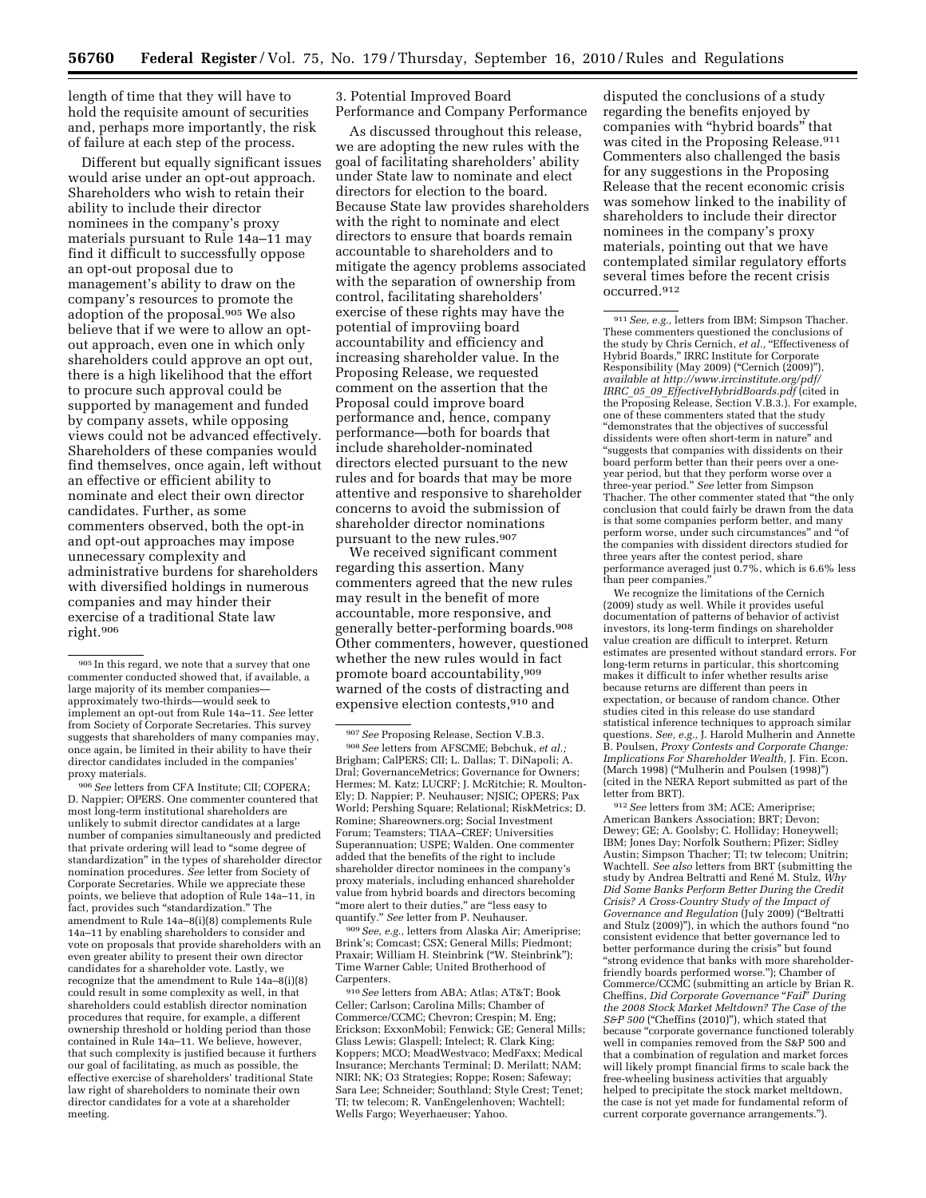length of time that they will have to hold the requisite amount of securities and, perhaps more importantly, the risk of failure at each step of the process.

Different but equally significant issues would arise under an opt-out approach. Shareholders who wish to retain their ability to include their director nominees in the company's proxy materials pursuant to Rule 14a–11 may find it difficult to successfully oppose an opt-out proposal due to management's ability to draw on the company's resources to promote the adoption of the proposal.[905] We also believe that if we were to allow an opt-out approach, even one in which only shareholders could approve an opt out, there is a high likelihood that the effort to procure such approval could be supported by management and funded by company assets, while opposing views could not be advanced effectively. Shareholders of these companies would find themselves, once again, left without an effective or efficient ability to nominate and elect their own director candidates. Further, as some commenters observed, both the opt-in and opt-out approaches may impose unnecessary complexity and administrative burdens for shareholders with diversified holdings in numerous companies and may hinder their exercise of a traditional State law right.[906]

3. Potential Improved Board Performance and Company Performance

As discussed throughout this release, we are adopting the new rules with the goal of facilitating shareholders' ability under State law to nominate and elect directors for election to the board. Because State law provides shareholders with the right to nominate and elect directors to ensure that boards remain accountable to shareholders and to mitigate the agency problems associated with the separation of ownership from control, facilitating shareholders' exercise of these rights may have the potential of improviing board accountability and efficiency and increasing shareholder value. In the Proposing Release, we requested comment on the assertion that the Proposal could improve board performance and, hence, company performance—both for boards that include shareholder-nominated directors elected pursuant to the new rules and for boards that may be more attentive and responsive to shareholder concerns to avoid the submission of shareholder director nominations pursuant to the new rules.[907]

We received significant comment regarding this assertion. Many commenters agreed that the new rules may result in the benefit of more accountable, more responsive, and generally better-performing boards.[908] Other commenters, however, questioned whether the new rules would in fact promote board accountability,[909] warned of the costs of distracting and expensive election contests,[910] and disputed the conclusions of a study regarding the benefits enjoyed by companies with "hybrid boards" that was cited in the Proposing Release.[911] Commenters also challenged the basis for any suggestions in the Proposing Release that the recent economic crisis was somehow linked to the inability of shareholders to include their director nominees in the company's proxy materials, pointing out that we have contemplated similar regulatory efforts several times before the recent crisis occurred.[912]

---

[905] In this regard, we note that a survey that one commenter conducted showed that, if available, a large majority of its member companies—approximately two-thirds—would seek to implement an opt-out from Rule 14a–11. *See* letter from Society of Corporate Secretaries. This survey suggests that shareholders of many companies may, once again, be limited in their ability to have their director candidates included in the companies' proxy materials.

[906] *See* letters from CFA Institute; CII; COPERA; D. Nappier; OPERS. One commenter countered that most long-term institutional shareholders are unlikely to submit director candidates at a large number of companies simultaneously and predicted that private ordering will lead to "some degree of standardization" in the types of shareholder director nomination procedures. *See* letter from Society of Corporate Secretaries. While we appreciate these points, we believe that adoption of Rule 14a–11, in fact, provides such "standardization." The amendment to Rule 14a–8(i)(8) complements Rule 14a–11 by enabling shareholders to consider and vote on proposals that provide shareholders with an even greater ability to present their own director candidates for a shareholder vote. Lastly, we recognize that the amendment to Rule 14a–8(i)(8) could result in some complexity as well, in that shareholders could establish director nomination procedures that require, for example, a different ownership threshold or holding period than those contained in Rule 14a–11. We believe, however, that such complexity is justified because it furthers our goal of facilitating, as much as possible, the effective exercise of shareholders' traditional State law right of shareholders to nominate their own director candidates for a vote at a shareholder meeting.

[907] *See* Proposing Release, Section V.B.3.

[908] *See* letters from AFSCME; Bebchuk, *et al.;* Brigham; CalPERS; CII; L. Dallas; T. DiNapoli; A. Dral; GovernanceMetrics; Governance for Owners; Hermes; M. Katz; LUCRF; J. McRitchie; R. Moulton-Ely; D. Nappier; P. Neuhauser; NJSIC; OPERS; Pax World; Pershing Square; Relational; RiskMetrics; D. Romine; Shareowners.org; Social Investment Forum; Teamsters; TIAA–CREF; Universities Superannuation; USPE; Walden. One commenter added that the benefits of the right to include shareholder director nominees in the company's proxy materials, including enhanced shareholder value from hybrid boards and directors becoming "more alert to their duties," are "less easy to quantify." *See* letter from P. Neuhauser.

[909] *See, e.g.,* letters from Alaska Air; Ameriprise; Brink's; Comcast; CSX; General Mills; Piedmont; Praxair; William H. Steinbrink ("W. Steinbrink"); Time Warner Cable; United Brotherhood of Carpenters.

[910] *See* letters from ABA; Atlas; AT&T; Book Celler; Carlson; Carolina Mills; Chamber of Commerce/CCMC; Chevron; Crespin; M. Eng; Erickson; ExxonMobil; Fenwick; GE; General Mills; Glass Lewis; Glaspell; Intelect; R. Clark King; Koppers; MCO; MeadWestvaco; MedFaxx; Medical Insurance; Merchants Terminal; D. Merilatt; NAM; NIRI; NK; O3 Strategies; Roppe; Rosen; Safeway; Sara Lee; Schneider; Southland; Style Crest; Tenet; TI; tw telecom; R. VanEngelenhoven; Wachtell; Wells Fargo; Weyerhaeuser; Yahoo.

[911] *See, e.g.,* letters from IBM; Simpson Thacher. These commenters questioned the conclusions of the study by Chris Cernich, *et al.*, "Effectiveness of Hybrid Boards," IRRC Institute for Corporate Responsibility (May 2009) ("Cernich (2009)"), *available at http://www.irrcinstitute.org/pdf/IRRC_05_09_EffectiveHybridBoards.pdf* (cited in the Proposing Release, Section V.B.3.). For example, one of these commenters stated that the study "demonstrates that the objectives of successful dissidents were often short-term in nature" and "suggests that companies with dissidents on their board perform better than their peers over a one-year period, but that they perform worse over a three-year period." *See* letter from Simpson Thacher. The other commenter stated that "the only conclusion that could fairly be drawn from the data is that some companies perform better, and many perform worse, under such circumstances" and "of the companies with dissident directors studied for three years after the contest period, share performance averaged just 0.7%, which is 6.6% less than peer companies."

We recognize the limitations of the Cernich (2009) study as well. While it provides useful documentation of patterns of behavior of activist investors, its long-term findings on shareholder value creation are difficult to interpret. Return estimates are presented without standard errors. For long-term returns in particular, this shortcoming makes it difficult to infer whether results arise because returns are different than peers in expectation, or because of random chance. Other studies cited in this release do use standard statistical inference techniques to approach similar questions. *See, e.g.,* J. Harold Mulherin and Annette B. Poulsen, *Proxy Contests and Corporate Change: Implications For Shareholder Wealth*, J. Fin. Econ. (March 1998) ("Mulherin and Poulsen (1998)") (cited in the NERA Report submitted as part of the letter from BRT).

[912] *See* letters from 3M; ACE; Ameriprise; American Bankers Association; BRT; Devon; Dewey; GE; A. Goolsby; C. Holliday; Honeywell; IBM; Jones Day; Norfolk Southern; Pfizer; Sidley Austin; Simpson Thacher; TI; tw telecom; Unitrin; Wachtell. *See also* letters from BRT (submitting the study by Andrea Beltratti and René M. Stulz, *Why Did Some Banks Perform Better During the Credit Crisis? A Cross-Country Study of the Impact of Governance and Regulation* (July 2009) ("Beltratti and Stulz (2009)"), in which the authors found "no consistent evidence that better governance led to better performance during the crisis" but found "strong evidence that banks with more shareholder-friendly boards performed worse."); Chamber of Commerce/CCMC (submitting an article by Brian R. Cheffins, *Did Corporate Governance "Fail" During the 2008 Stock Market Meltdown? The Case of the S&P 500* ("Cheffins (2010)"), which stated that because "corporate governance functioned tolerably well in companies removed from the S&P 500 and that a combination of regulation and market forces will likely prompt financial firms to scale back the free-wheeling business activities that arguably helped to precipitate the stock market meltdown, the case is not yet made for fundamental reform of current corporate governance arrangements.").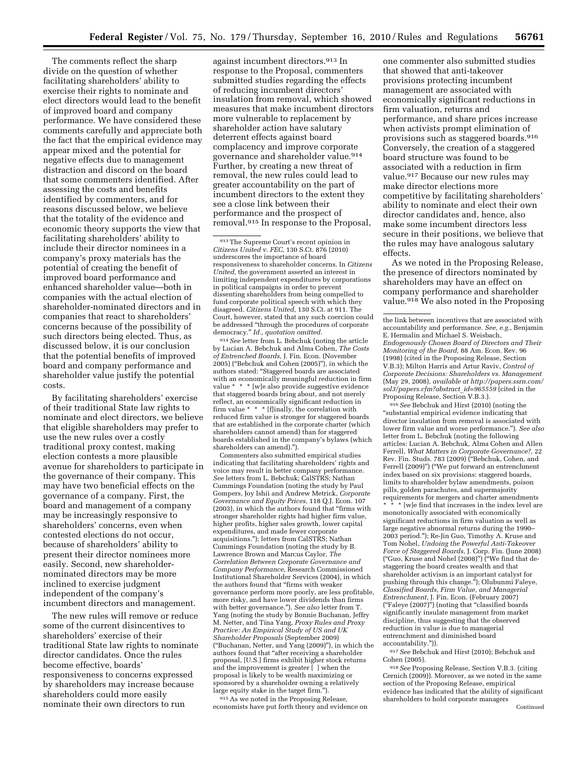The comments reflect the sharp divide on the question of whether facilitating shareholders' ability to exercise their rights to nominate and elect directors would lead to the benefit of improved board and company performance. We have considered these comments carefully and appreciate both the fact that the empirical evidence may appear mixed and the potential for negative effects due to management distraction and discord on the board that some commenters identified. After assessing the costs and benefits identified by commenters, and for reasons discussed below, we believe that the totality of the evidence and economic theory supports the view that facilitating shareholders' ability to include their director nominees in a company's proxy materials has the potential of creating the benefit of improved board performance and enhanced shareholder value—both in companies with the actual election of shareholder-nominated directors and in companies that react to shareholders' concerns because of the possibility of such directors being elected. Thus, as discussed below, it is our conclusion that the potential benefits of improved board and company performance and shareholder value justify the potential costs.

By facilitating shareholders' exercise of their traditional State law rights to nominate and elect directors, we believe that eligible shareholders may prefer to use the new rules over a costly traditional proxy contest, making election contests a more plausible avenue for shareholders to participate in the governance of their company. This may have two beneficial effects on the governance of a company. First, the board and management of a company may be increasingly responsive to shareholders' concerns, even when contested elections do not occur, because of shareholders' ability to present their director nominees more easily. Second, new shareholder-nominated directors may be more inclined to exercise judgment independent of the company's incumbent directors and management.

The new rules will remove or reduce some of the current disincentives to shareholders' exercise of their traditional State law rights to nominate director candidates. Once the rules become effective, boards' responsiveness to concerns expressed by shareholders may increase because shareholders could more easily nominate their own directors to run against incumbent directors.[913] In response to the Proposal, commenters submitted studies regarding the effects of reducing incumbent directors' insulation from removal, which showed measures that make incumbent directors more vulnerable to replacement by shareholder action have salutary deterrent effects against board complacency and improve corporate governance and shareholder value.[914] Further, by creating a new threat of removal, the new rules could lead to greater accountability on the part of incumbent directors to the extent they see a close link between their performance and the prospect of removal.[915] In response to the Proposal, one commenter also submitted studies that showed that anti-takeover provisions protecting incumbent management are associated with economically significant reductions in firm valuation, returns and performance, and share prices increase when activists prompt elimination of provisions such as staggered boards.[916] Conversely, the creation of a staggered board structure was found to be associated with a reduction in firm value.[917] Because our new rules may make director elections more competitive by facilitating shareholders' ability to nominate and elect their own director candidates and, hence, also make some incumbent directors less secure in their positions, we believe that the rules may have analogous salutary effects.

As we noted in the Proposing Release, the presence of directors nominated by shareholders may have an effect on company performance and shareholder value.[918] We also noted in the Proposing

---

[913] The Supreme Court's recent opinion in *Citizens United v. FEC,* 130 S.Ct. 876 (2010) underscores the importance of board responsiveness to shareholder concerns. In *Citizens United,* the government asserted an interest in limiting independent expenditures by corporations in political campaigns in order to prevent dissenting shareholders from being compelled to fund corporate political speech with which they disagreed. *Citizens United,* 130 S.Ct. at 911. The Court, however, stated that any such coercion could be addressed "through the procedures of corporate democracy." *Id., quotation omitted.*

[914] *See* letter from L. Bebchuk (noting the article by Lucian A. Bebchuk and Alma Cohen, *The Costs of Entrenched Boards,* J. Fin. Econ. (November 2005) ("Bebchuk and Cohen (2005)"), in which the authors stated: "Staggered boards are associated with an economically meaningful reduction in firm value * * * [w]e also provide suggestive evidence that staggered boards bring about, and not merely reflect, an economically significant reduction in firm value * * * [f]inally, the correlation with reduced firm value is stronger for staggered boards that are established in the corporate charter (which shareholders cannot amend) than for staggered boards established in the company's bylaws (which shareholders can amend).").

Commenters also submitted empirical studies indicating that facilitating shareholders' rights and voice may result in better company performance. *See* letters from L. Bebchuk; CalSTRS; Nathan Cummings Foundation (noting the study by Paul Gompers, Joy Ishii and Andrew Metrick, *Corporate Governance and Equity Prices,* 118 Q.J. Econ. 107 (2003), in which the authors found that "firms with stronger shareholder rights had higher firm value, higher profits, higher sales growth, lower capital expenditures, and made fewer corporate acquisitions."); letters from CalSTRS; Nathan Cummings Foundation (noting the study by B. Lawrence Brown and Marcus Caylor, *The Correlation Between Corporate Governance and Company Performance,* Research Commissioned Institutional Shareholder Services (2004), in which the authors found that "firms with weaker governance perform more poorly, are less profitable, more risky, and have lower dividends than firms with better governance."). *See also* letter from T. Yang (noting the study by Bonnie Buchanan, Jeffry M. Netter, and Tina Yang, *Proxy Rules and Proxy Practice: An Empirical Study of US and UK Shareholder Proposals* (September 2009) ("Buchanan, Netter, and Yang (2009)"), in which the authors found that "after receiving a shareholder proposal, [U.S.] firms exhibit higher stock returns and the improvement is greater [ ] when the proposal is likely to be wealth maximizing or sponsored by a shareholder owning a relatively large equity stake in the target firm.").

[915] As we noted in the Proposing Release, economists have put forth theory and evidence on the link between incentives that are associated with accountability and performance. *See, e.g.,* Benjamin E. Hermalin and Michael S. Weisbach, *Endogenously Chosen Board of Directors and Their Monitoring of the Board,* 88 Am. Econ. Rev. 96 (1998) (cited in the Proposing Release, Section V.B.3); Milton Harris and Artur Raviv, *Control of Corporate Decisions: Shareholders vs. Management* (May 29, 2008), *available at http://papers.ssrn.com/sol3/papers.cfm?abstract_id=965559* (cited in the Proposing Release, Section V.B.3.).

[916] *See* Bebchuk and Hirst (2010) (noting the "substantial empirical evidence indicating that director insulation from removal is associated with lower firm value and worse performance."). *See also* letter from L. Bebchuk (noting the following articles: Lucian A. Bebchuk, Alma Cohen and Allen Ferrell, *What Matters in Corporate Governance?,* 22 Rev. Fin. Studs. 783 (2009) ("Bebchuk, Cohen, and Ferrell (2009)") ("We put forward an entrenchment index based on six provisions: staggered boards, limits to shareholder bylaw amendments, poison pills, golden parachutes, and supermajority requirements for mergers and charter amendments * * * [w]e find that increases in the index level are monotonically associated with economically significant reductions in firm valuation as well as large negative abnormal returns during the 1990–2003 period."); Re-Jin Guo, Timothy A. Kruse and Tom Nohel, *Undoing the Powerful Anti-Takeover Force of Staggered Boards,* J. Corp. Fin. (June 2008) ("Guo, Kruse and Nohel (2008)") ("We find that de-staggering the board creates wealth and that shareholder activism is an important catalyst for pushing through this change."); Olubunmi Faleye, *Classified Boards, Firm Value, and Managerial Entrenchment,* J. Fin. Econ. (February 2007) ("Faleye (2007)") (noting that "classified boards significantly insulate management from market discipline, thus suggesting that the observed reduction in value is due to managerial entrenchment and diminished board accountability.")).

[917] *See* Bebchuk and Hirst (2010); Bebchuk and Cohen (2005).

[918] *See* Proposing Release, Section V.B.3. (citing Cernich (2009)). Moreover, as we noted in the same section of the Proposing Release, empirical evidence has indicated that the ability of significant shareholders to hold corporate managers

Continued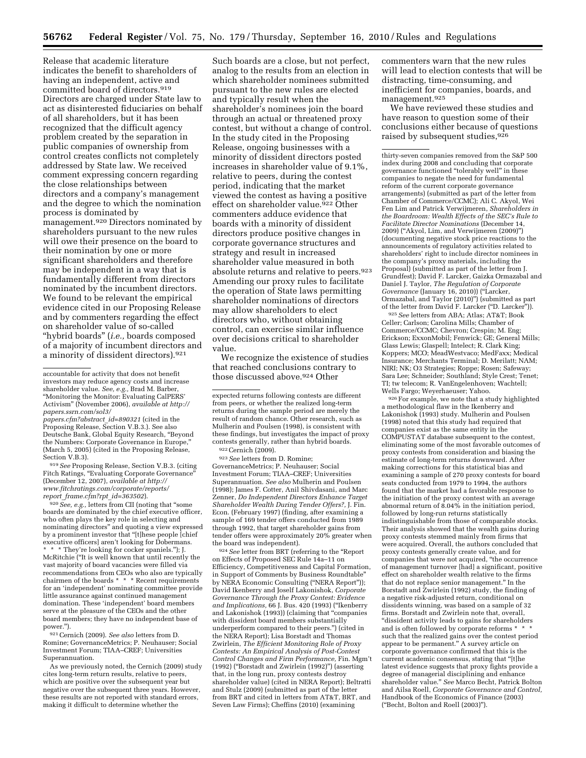Release that academic literature indicates the benefit to shareholders of having an independent, active and committed board of directors.[919] Directors are charged under State law to act as disinterested fiduciaries on behalf of all shareholders, but it has been recognized that the difficult agency problem created by the separation in public companies of ownership from control creates conflicts not completely addressed by State law. We received comment expressing concern regarding the close relationships between directors and a company's management and the degree to which the nomination process is dominated by management.[920] Directors nominated by shareholders pursuant to the new rules will owe their presence on the board to their nomination by one or more significant shareholders and therefore may be independent in a way that is fundamentally different from directors nominated by the incumbent directors. We found to be relevant the empirical evidence cited in our Proposing Release and by commenters regarding the effect on shareholder value of so-called "hybrid boards" (*i.e.,* boards composed of a majority of incumbent directors and a minority of dissident directors).[921] Such boards are a close, but not perfect, analog to the results from an election in which shareholder nominees submitted pursuant to the new rules are elected and typically result when the shareholder's nominees join the board through an actual or threatened proxy contest, but without a change of control. In the study cited in the Proposing Release, ongoing businesses with a minority of dissident directors posted increases in shareholder value of 9.1%, relative to peers, during the contest period, indicating that the market viewed the contest as having a positive effect on shareholder value.[922] Other commenters adduce evidence that boards with a minority of dissident directors produce positive changes in corporate governance structures and strategy and result in increased shareholder value measured in both absolute returns and relative to peers.[923] Amending our proxy rules to facilitate the operation of State laws permitting shareholder nominations of directors may allow shareholders to elect directors who, without obtaining control, can exercise similar influence over decisions critical to shareholder value.

We recognize the existence of studies that reached conclusions contrary to those discussed above.[924] Other commenters warn that the new rules will lead to election contests that will be distracting, time-consuming, and inefficient for companies, boards, and management.[925]

We have reviewed these studies and have reason to question some of their conclusions either because of questions raised by subsequent studies,[926]

---

accountable for activity that does not benefit investors may reduce agency costs and increase shareholder value. *See, e.g.,* Brad M. Barber, "Monitoring the Monitor: Evaluating CalPERS' Activism" (November 2006), *available at http://papers.ssrn.com/sol3/papers.cfm?abstract_id=890321* (cited in the Proposing Release, Section V.B.3.). See also Deutsche Bank, Global Equity Research, "Beyond the Numbers: Corporate Governance in Europe," (March 5, 2005) (cited in the Proposing Release, Section V.B.3).

[919] *See* Proposing Release, Section V.B.3. (citing Fitch Ratings, "Evaluating Corporate Governance" (December 12, 2007), *available at http://www.fitchratings.com/corporate/reports/report_frame.cfm?rpt_id=363502*).

[920] *See, e.g.,* letters from CII (noting that "some boards are dominated by the chief executive officer, who often plays the key role in selecting and nominating directors" and quoting a view expressed by a prominent investor that "[t]hese people [chief executive officers] aren't looking for Dobermans. * * * They're looking for cocker spaniels."); J. McRitchie ("It is well known that until recently the vast majority of board vacancies were filled via recommendations from CEOs who also are typically chairmen of the boards * * * Recent requirements for an 'independent' nominating committee provide little assurance against continued management domination. These 'independent' board members serve at the pleasure of the CEOs and the other board members; they have no independent base of power.").

[921] Cernich (2009). *See also* letters from D. Romine; GovernanceMetrics; P. Neuhauser; Social Investment Forum; TIAA–CREF; Universities Superannuation.

As we previously noted, the Cernich (2009) study cites long-term return results, relative to peers, which are positive over the subsequent year but negative over the subsequent three years. However, these results are not reported with standard errors, making it difficult to determine whether the expected returns following contests are different from peers, or whether the realized long-term returns during the sample period are merely the result of random chance. Other research, such as Mulherin and Poulsen (1998), is consistent with these findings, but investigates the impact of proxy contests generally, rather than hybrid boards.

[922] Cernich (2009).

[923] *See* letters from D. Romine; GovernanceMetrics; P. Neuhauser; Social Investment Forum; TIAA–CREF; Universities Superannuation. *See also* Mulherin and Poulsen (1998); James F. Cotter, Anil Shivdasani, and Marc Zenner, *Do Independent Directors Enhance Target Shareholder Wealth During Tender Offers?,* J. Fin. Econ. (February 1997) (finding, after examining a sample of 169 tender offers conducted from 1989 through 1992, that target shareholder gains from tender offers were approximately 20% greater when the board was independent).

[924] *See* letter from BRT (referring to the "Report on Effects of Proposed SEC Rule 14a–11 on Efficiency, Competitiveness and Capital Formation, in Support of Comments by Business Roundtable" by NERA Economic Consulting ("NERA Report")); David Ikenberry and Josef Lakonishok, *Corporate Governance Through the Proxy Contest: Evidence and Implications,* 66 J. Bus. 420 (1993) ("Ikenberry and Lakonishok (1993)) (claiming that "companies with dissident board members substantially underperform compared to their peers.") (cited in the NERA Report); Lisa Borstadt and Thomas Zwirlein, *The Efficient Monitoring Role of Proxy Contests: An Empirical Analysis of Post-Contest Control Changes and Firm Performance,* Fin. Mgm't (1992) ("Borstadt and Zwirlein (1992)") (asserting that, in the long run, proxy contests destroy shareholder value) (cited in NERA Report); Beltratti and Stulz (2009) (submitted as part of the letter from BRT and cited in letters from AT&T, BRT, and Seven Law Firms); Cheffins (2010) (examining thirty-seven companies removed from the S&P 500 index during 2008 and concluding that corporate governance functioned "tolerably well" in these companies to negate the need for fundamental reform of the current corporate governance arrangements) (submitted as part of the letter from Chamber of Commerce/CCMC); Ali C. Akyol, Wei Fen Lim and Patrick Verwijmeren, *Shareholders in the Boardroom: Wealth Effects of the SEC's Rule to Facilitate Director Nominations* (December 14, 2009) ("Akyol, Lim, and Verwijmeren (2009)") (documenting negative stock price reactions to the announcements of regulatory activities related to shareholders' right to include director nominees in the company's proxy materials, including the Proposal) (submitted as part of the letter from J. Grundfest); David F. Larcker, Gaizka Ormazabal and Daniel J. Taylor, *The Regulation of Corporate Governance* (January 16, 2010)) ("Larcker, Ormazabal, and Taylor (2010)") (submitted as part of the letter from David F. Larcker ("D. Larcker")).

[925] *See* letters from ABA; Atlas; AT&T; Book Celler; Carlson; Carolina Mills; Chamber of Commerce/CCMC; Chevron; Crespin; M. Eng; Erickson; ExxonMobil; Fenwick; GE; General Mills; Glass Lewis; Glaspell; Intelect; R. Clark King; Koppers; MCO; MeadWestvaco; MedFaxx; Medical Insurance; Merchants Terminal; D. Merilatt; NAM; NIRI; NK; O3 Strategies; Roppe; Rosen; Safeway; Sara Lee; Schneider; Southland; Style Crest; Tenet; TI; tw telecom; R. VanEngelenhoven; Wachtell; Wells Fargo; Weyerhaeuser; Yahoo.

[926] For example, we note that a study highlighted a methodological flaw in the Ikenberry and Lakonishok (1993) study. Mulherin and Poulsen (1998) noted that this study had required that companies exist as the same entity in the COMPUSTAT database subsequent to the contest, eliminating some of the most favorable outcomes of proxy contests from consideration and biasing the estimate of long-term returns downward. After making corrections for this statistical bias and examining a sample of 270 proxy contests for board seats conducted from 1979 to 1994, the authors found that the market had a favorable response to the initiation of the proxy contest with an average abnormal return of 8.04% in the initiation period, followed by long-run returns statistically indistinguishable from those of comparable stocks. Their analysis showed that the wealth gains during proxy contests stemmed mainly from firms that were acquired. Overall, the authors concluded that proxy contests generally create value, and for companies that were not acquired, "the occurrence of management turnover [had] a significant, positive effect on shareholder wealth relative to the firms that do not replace senior management." In the Borstadt and Zwirlein (1992) study, the finding of a negative risk-adjusted return, conditional on dissidents winning, was based on a sample of 32 firms. Borstadt and Zwirlein note that, overall, "dissident activity leads to gains for shareholders and is often followed by corporate reforms * * * such that the realized gains over the contest period appear to be permanent." A survey article on corporate governance confirmed that this is the current academic consensus, stating that "[t]he latest evidence suggests that proxy fights provide a degree of managerial disciplining and enhance shareholder value." *See* Marco Becht, Patrick Bolton and Ailsa Roell, *Corporate Governance and Control,* Handbook of the Economics of Finance (2003) ("Becht, Bolton and Roell (2003)").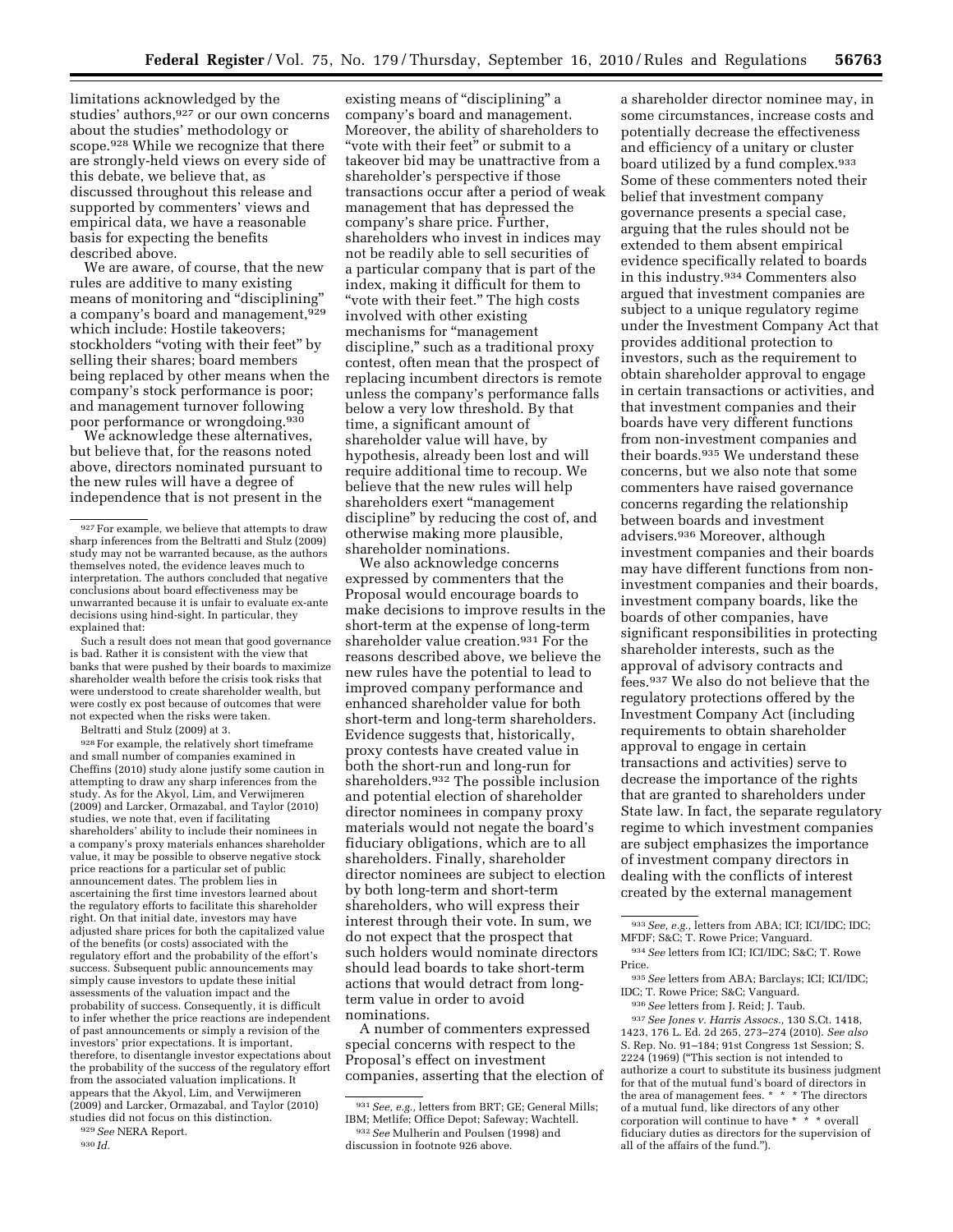limitations acknowledged by the studies' authors,[927] or our own concerns about the studies' methodology or scope.[928] While we recognize that there are strongly-held views on every side of this debate, we believe that, as discussed throughout this release and supported by commenters' views and empirical data, we have a reasonable basis for expecting the benefits described above.

We are aware, of course, that the new rules are additive to many existing means of monitoring and "disciplining" a company's board and management,[929] which include: Hostile takeovers; stockholders "voting with their feet" by selling their shares; board members being replaced by other means when the company's stock performance is poor; and management turnover following poor performance or wrongdoing.[930]

We acknowledge these alternatives, but believe that, for the reasons noted above, directors nominated pursuant to the new rules will have a degree of independence that is not present in the existing means of "disciplining" a company's board and management. Moreover, the ability of shareholders to "vote with their feet" or submit to a takeover bid may be unattractive from a shareholder's perspective if those transactions occur after a period of weak management that has depressed the company's share price. Further, shareholders who invest in indices may not be readily able to sell securities of a particular company that is part of the index, making it difficult for them to "vote with their feet." The high costs involved with other existing mechanisms for "management discipline," such as a traditional proxy contest, often mean that the prospect of replacing incumbent directors is remote unless the company's performance falls below a very low threshold. By that time, a significant amount of shareholder value will have, by hypothesis, already been lost and will require additional time to recoup. We believe that the new rules will help shareholders exert "management discipline" by reducing the cost of, and otherwise making more plausible, shareholder nominations.

We also acknowledge concerns expressed by commenters that the Proposal would encourage boards to make decisions to improve results in the short-term at the expense of long-term shareholder value creation.[931] For the reasons described above, we believe the new rules have the potential to lead to improved company performance and enhanced shareholder value for both short-term and long-term shareholders. Evidence suggests that, historically, proxy contests have created value in both the short-run and long-run for shareholders.[932] The possible inclusion and potential election of shareholder director nominees in company proxy materials would not negate the board's fiduciary obligations, which are to all shareholders. Finally, shareholder director nominees are subject to election by both long-term and short-term shareholders, who will express their interest through their vote. In sum, we do not expect that the prospect that such holders would nominate directors should lead boards to take short-term actions that would detract from long-term value in order to avoid nominations.

A number of commenters expressed special concerns with respect to the Proposal's effect on investment companies, asserting that the election of a shareholder director nominee may, in some circumstances, increase costs and potentially decrease the effectiveness and efficiency of a unitary or cluster board utilized by a fund complex.[933] Some of these commenters noted their belief that investment company governance presents a special case, arguing that the rules should not be extended to them absent empirical evidence specifically related to boards in this industry.[934] Commenters also argued that investment companies are subject to a unique regulatory regime under the Investment Company Act that provides additional protection to investors, such as the requirement to obtain shareholder approval to engage in certain transactions or activities, and that investment companies and their boards have very different functions from non-investment companies and their boards.[935] We understand these concerns, but we also note that some commenters have raised governance concerns regarding the relationship between boards and investment advisers.[936] Moreover, although investment companies and their boards may have different functions from non-investment companies and their boards, investment company boards, like the boards of other companies, have significant responsibilities in protecting shareholder interests, such as the approval of advisory contracts and fees.[937] We also do not believe that the regulatory protections offered by the Investment Company Act (including requirements to obtain shareholder approval to engage in certain transactions and activities) serve to decrease the importance of the rights that are granted to shareholders under State law. In fact, the separate regulatory regime to which investment companies are subject emphasizes the importance of investment company directors in dealing with the conflicts of interest created by the external management

---

[927] For example, we believe that attempts to draw sharp inferences from the Beltratti and Stulz (2009) study may not be warranted because, as the authors themselves noted, the evidence leaves much to interpretation. The authors concluded that negative conclusions about board effectiveness may be unwarranted because it is unfair to evaluate ex-ante decisions using hind-sight. In particular, they explained that:

Such a result does not mean that good governance is bad. Rather it is consistent with the view that banks that were pushed by their boards to maximize shareholder wealth before the crisis took risks that were understood to create shareholder wealth, but were costly ex post because of outcomes that were not expected when the risks were taken.

Beltratti and Stulz (2009) at 3.

[928] For example, the relatively short timeframe and small number of companies examined in Cheffins (2010) study alone justify some caution in attempting to draw any sharp inferences from the study. As for the Akyol, Lim, and Verwijmeren (2009) and Larcker, Ormazabal, and Taylor (2010) studies, we note that, even if facilitating shareholders' ability to include their nominees in a company's proxy materials enhances shareholder value, it may be possible to observe negative stock price reactions for a particular set of public announcement dates. The problem lies in ascertaining the first time investors learned about the regulatory efforts to facilitate this shareholder right. On that initial date, investors may have adjusted share prices for both the capitalized value of the benefits (or costs) associated with the regulatory effort and the probability of the effort's success. Subsequent public announcements may simply cause investors to update these initial assessments of the valuation impact and the probability of success. Consequently, it is difficult to infer whether the price reactions are independent of past announcements or simply a revision of the investors' prior expectations. It is important, therefore, to disentangle investor expectations about the probability of the success of the regulatory effort from the associated valuation implications. It appears that the Akyol, Lim, and Verwijmeren (2009) and Larcker, Ormazabal, and Taylor (2010) studies did not focus on this distinction.

[929] *See* NERA Report.

[930] *Id.*

[931] *See, e.g.,* letters from BRT; GE; General Mills; IBM; Metlife; Office Depot; Safeway; Wachtell.

[932] *See* Mulherin and Poulsen (1998) and discussion in footnote 926 above.

[933] *See, e.g.,* letters from ABA; ICI; ICI/IDC; IDC; MFDF; S&C; T. Rowe Price; Vanguard.

[934] *See* letters from ICI; ICI/IDC; S&C; T. Rowe Price.

[935] *See* letters from ABA; Barclays; ICI; ICI/IDC; IDC; T. Rowe Price; S&C; Vanguard.

[936] *See* letters from J. Reid; J. Taub.

[937] *See Jones v. Harris Assocs.,* 130 S.Ct. 1418, 1423, 176 L. Ed. 2d 265, 273–274 (2010). *See also* S. Rep. No. 91–184; 91st Congress 1st Session; S. 2224 (1969) ("This section is not intended to authorize a court to substitute its business judgment for that of the mutual fund's board of directors in the area of management fees. * * * The directors of a mutual fund, like directors of any other corporation will continue to have * * * overall fiduciary duties as directors for the supervision of all of the affairs of the fund.").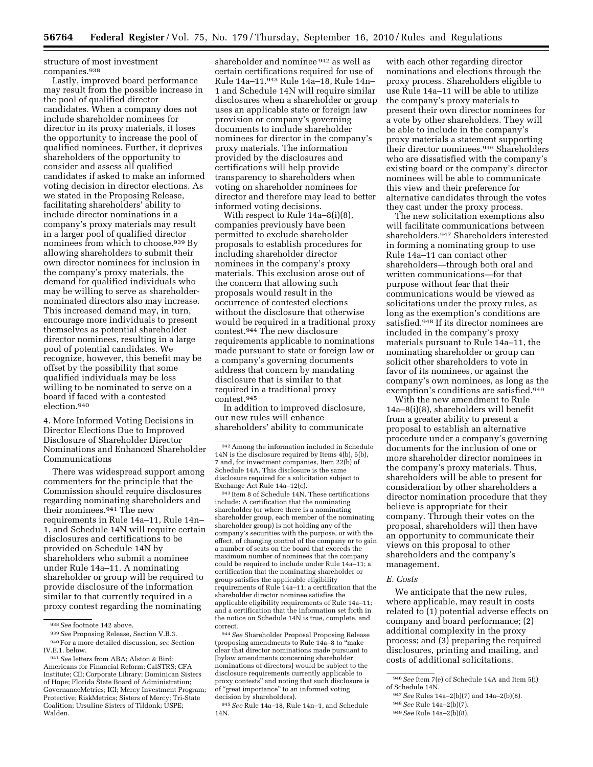structure of most investment companies.[938]

Lastly, improved board performance may result from the possible increase in the pool of qualified director candidates. When a company does not include shareholder nominees for director in its proxy materials, it loses the opportunity to increase the pool of qualified nominees. Further, it deprives shareholders of the opportunity to consider and assess all qualified candidates if asked to make an informed voting decision in director elections. As we stated in the Proposing Release, facilitating shareholders' ability to include director nominations in a company's proxy materials may result in a larger pool of qualified director nominees from which to choose.[939] By allowing shareholders to submit their own director nominees for inclusion in the company's proxy materials, the demand for qualified individuals who may be willing to serve as shareholder-nominated directors also may increase. This increased demand may, in turn, encourage more individuals to present themselves as potential shareholder director nominees, resulting in a large pool of potential candidates. We recognize, however, this benefit may be offset by the possibility that some qualified individuals may be less willing to be nominated to serve on a board if faced with a contested election.[940]

4. More Informed Voting Decisions in Director Elections Due to Improved Disclosure of Shareholder Director Nominations and Enhanced Shareholder Communications

There was widespread support among commenters for the principle that the Commission should require disclosures regarding nominating shareholders and their nominees.[941] The new requirements in Rule 14a–11, Rule 14n–1, and Schedule 14N will require certain disclosures and certifications to be provided on Schedule 14N by shareholders who submit a nominee under Rule 14a–11. A nominating shareholder or group will be required to provide disclosure of the information similar to that currently required in a proxy contest regarding the nominating shareholder and nominee[942] as well as certain certifications required for use of Rule 14a–11.[943] Rule 14a–18, Rule 14n–1 and Schedule 14N will require similar disclosures when a shareholder or group uses an applicable state or foreign law provision or company's governing documents to include shareholder nominees for director in the company's proxy materials. The information provided by the disclosures and certifications will help provide transparency to shareholders when voting on shareholder nominees for director and therefore may lead to better informed voting decisions.

With respect to Rule 14a–8(i)(8), companies previously have been permitted to exclude shareholder proposals to establish procedures for including shareholder director nominees in the company's proxy materials. This exclusion arose out of the concern that allowing such proposals would result in the occurrence of contested elections without the disclosure that otherwise would be required in a traditional proxy contest.[944] The new disclosure requirements applicable to nominations made pursuant to state or foreign law or a company's governing documents address that concern by mandating disclosure that is similar to that required in a traditional proxy contest.[945]

In addition to improved disclosure, our new rules will enhance shareholders' ability to communicate with each other regarding director nominations and elections through the proxy process. Shareholders eligible to use Rule 14a–11 will be able to utilize the company's proxy materials to present their own director nominees for a vote by other shareholders. They will be able to include in the company's proxy materials a statement supporting their director nominees.[946] Shareholders who are dissatisfied with the company's existing board or the company's director nominees will be able to communicate this view and their preference for alternative candidates through the votes they cast under the proxy process.

The new solicitation exemptions also will facilitate communications between shareholders.[947] Shareholders interested in forming a nominating group to use Rule 14a–11 can contact other shareholders—through both oral and written communications—for that purpose without fear that their communications would be viewed as solicitations under the proxy rules, as long as the exemption's conditions are satisfied.[948] If its director nominees are included in the company's proxy materials pursuant to Rule 14a–11, the nominating shareholder or group can solicit other shareholders to vote in favor of its nominees, or against the company's own nominees, as long as the exemption's conditions are satisfied.[949]

With the new amendment to Rule 14a–8(i)(8), shareholders will benefit from a greater ability to present a proposal to establish an alternative procedure under a company's governing documents for the inclusion of one or more shareholder director nominees in the company's proxy materials. Thus, shareholders will be able to present for consideration by other shareholders a director nomination procedure that they believe is appropriate for their company. Through their votes on the proposal, shareholders will then have an opportunity to communicate their views on this proposal to other shareholders and the company's management.

### *E. Costs*

We anticipate that the new rules, where applicable, may result in costs related to (1) potential adverse effects on company and board performance; (2) additional complexity in the proxy process; and (3) preparing the required disclosures, printing and mailing, and costs of additional solicitations.

---

[938] *See* footnote 142 above.

[939] *See* Proposing Release, Section V.B.3.

[940] For a more detailed discussion, *see* Section IV.E.1. below.

[941] *See* letters from ABA; Alston & Bird; Americans for Financial Reform; CalSTRS; CFA Institute; CII; Corporate Library; Dominican Sisters of Hope; Florida State Board of Administration; GovernanceMetrics; ICI; Mercy Investment Program; Protective; RiskMetrics; Sisters of Mercy; Tri-State Coalition; Ursuline Sisters of Tildonk; USPE; Walden.

[942] Among the information included in Schedule 14N is the disclosure required by Items 4(b), 5(b), 7 and, for investment companies, Item 22(b) of Schedule 14A. This disclosure is the same disclosure required for a solicitation subject to Exchange Act Rule 14a–12(c).

[943] Item 8 of Schedule 14N. These certifications include: A certification that the nominating shareholder (or where there is a nominating shareholder group, each member of the nominating shareholder group) is not holding any of the company's securities with the purpose, or with the effect, of changing control of the company or to gain a number of seats on the board that exceeds the maximum number of nominees that the company could be required to include under Rule 14a–11; a certification that the nominating shareholder or group satisfies the applicable eligibility requirements of Rule 14a–11; a certification that the shareholder director nominee satisfies the applicable eligibility requirements of Rule 14a–11; and a certification that the information set forth in the notice on Schedule 14N is true, complete, and correct.

[944] *See* Shareholder Proposal Proposing Release (proposing amendments to Rule 14a–8 to "make clear that director nominations made pursuant to [bylaw amendments concerning shareholder nominations of directors] would be subject to the disclosure requirements currently applicable to proxy contests" and noting that such disclosure is of "great importance" to an informed voting decision by shareholders).

[945] *See* Rule 14a–18, Rule 14n–1, and Schedule 14N.

[946] *See* Item 7(e) of Schedule 14A and Item 5(i) of Schedule 14N.

[947] *See* Rules 14a–2(b)(7) and 14a–2(b)(8).

[948] *See* Rule 14a–2(b)(7).

[949] *See* Rule 14a–2(b)(8).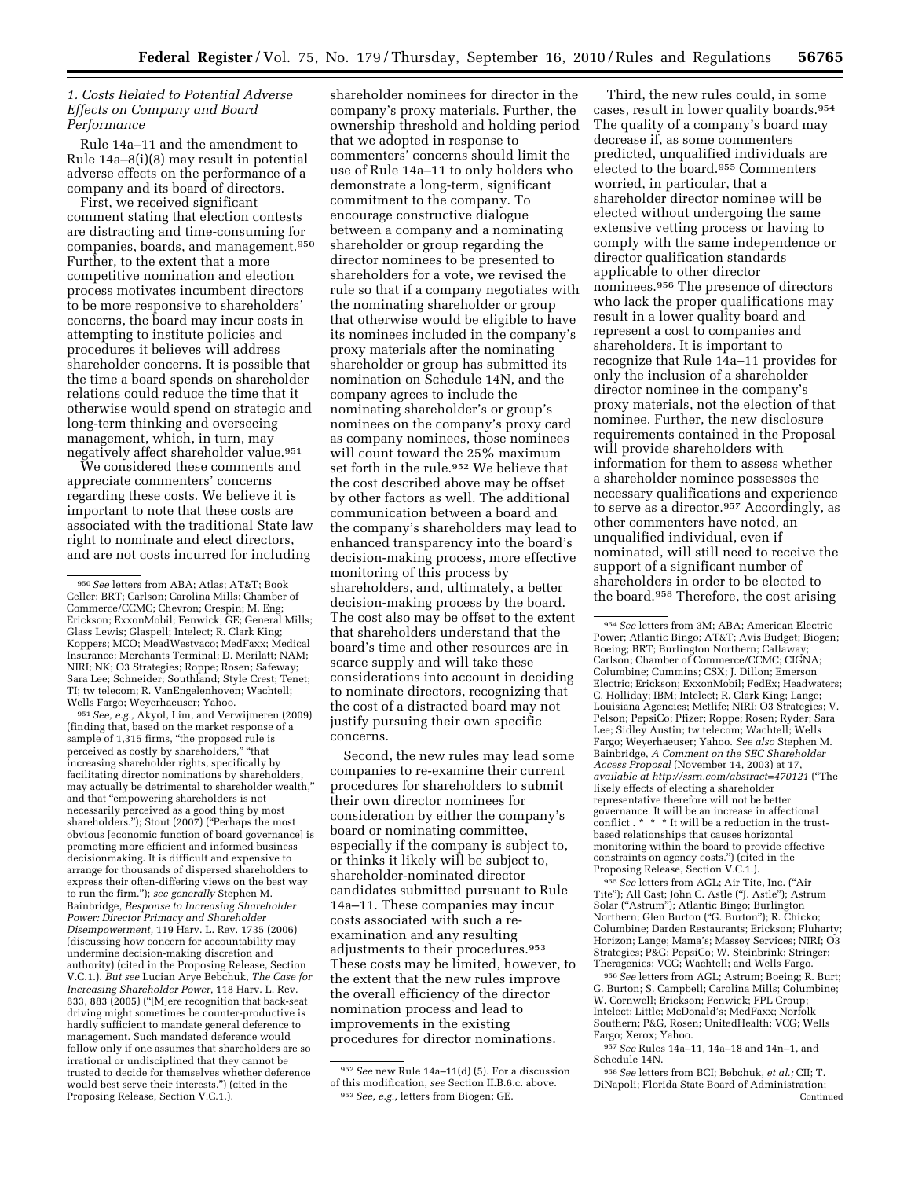### 1. Costs Related to Potential Adverse Effects on Company and Board Performance

Rule 14a–11 and the amendment to Rule 14a–8(i)(8) may result in potential adverse effects on the performance of a company and its board of directors.

First, we received significant comment stating that election contests are distracting and time-consuming for companies, boards, and management.[950] Further, to the extent that a more competitive nomination and election process motivates incumbent directors to be more responsive to shareholders' concerns, the board may incur costs in attempting to institute policies and procedures it believes will address shareholder concerns. It is possible that the time a board spends on shareholder relations could reduce the time that it otherwise would spend on strategic and long-term thinking and overseeing management, which, in turn, may negatively affect shareholder value.[951]

We considered these comments and appreciate commenters' concerns regarding these costs. We believe it is important to note that these costs are associated with the traditional State law right to nominate and elect directors, and are not costs incurred for including shareholder nominees for director in the company's proxy materials. Further, the ownership threshold and holding period that we adopted in response to commenters' concerns should limit the use of Rule 14a–11 to only holders who demonstrate a long-term, significant commitment to the company. To encourage constructive dialogue between a company and a nominating shareholder or group regarding the director nominees to be presented to shareholders for a vote, we revised the rule so that if a company negotiates with the nominating shareholder or group that otherwise would be eligible to have its nominees included in the company's proxy materials after the nominating shareholder or group has submitted its nomination on Schedule 14N, and the company agrees to include the nominating shareholder's or group's nominees on the company's proxy card as company nominees, those nominees will count toward the 25% maximum set forth in the rule.[952] We believe that the cost described above may be offset by other factors as well. The additional communication between a board and the company's shareholders may lead to enhanced transparency into the board's decision-making process, more effective monitoring of this process by shareholders, and, ultimately, a better decision-making process by the board. The cost also may be offset to the extent that shareholders understand that the board's time and other resources are in scarce supply and will take these considerations into account in deciding to nominate directors, recognizing that the cost of a distracted board may not justify pursuing their own specific concerns.

Second, the new rules may lead some companies to re-examine their current procedures for shareholders to submit their own director nominees for consideration by either the company's board or nominating committee, especially if the company is subject to, or thinks it likely will be subject to, shareholder-nominated director candidates submitted pursuant to Rule 14a–11. These companies may incur costs associated with such a re-examination and any resulting adjustments to their procedures.[953] These costs may be limited, however, to the extent that the new rules improve the overall efficiency of the director nomination process and lead to improvements in the existing procedures for director nominations.

Third, the new rules could, in some cases, result in lower quality boards.[954] The quality of a company's board may decrease if, as some commenters predicted, unqualified individuals are elected to the board.[955] Commenters worried, in particular, that a shareholder director nominee will be elected without undergoing the same extensive vetting process or having to comply with the same independence or director qualification standards applicable to other director nominees.[956] The presence of directors who lack the proper qualifications may result in a lower quality board and represent a cost to companies and shareholders. It is important to recognize that Rule 14a–11 provides for only the inclusion of a shareholder director nominee in the company's proxy materials, not the election of that nominee. Further, the new disclosure requirements contained in the Proposal will provide shareholders with information for them to assess whether a shareholder nominee possesses the necessary qualifications and experience to serve as a director.[957] Accordingly, as other commenters have noted, an unqualified individual, even if nominated, will still need to receive the support of a significant number of shareholders in order to be elected to the board.[958] Therefore, the cost arising

---

[950] *See* letters from ABA; Atlas; AT&T; Book Celler; BRT; Carlson; Carolina Mills; Chamber of Commerce/CCMC; Chevron; Crespin; M. Eng; Erickson; ExxonMobil; Fenwick; GE; General Mills; Glass Lewis; Glaspell; Intelect; R. Clark King; Koppers; MCO; MeadWestvaco; MedFaxx; Medical Insurance; Merchants Terminal; D. Merilatt; NAM; NIRI; NK; O3 Strategies; Roppe; Rosen; Safeway; Sara Lee; Schneider; Southland; Style Crest; Tenet; TI; tw telecom; R. VanEngelenhoven; Wachtell; Wells Fargo; Weyerhaeuser; Yahoo.

[951] *See, e.g.,* Akyol, Lim, and Verwijmeren (2009) (finding that, based on the market response of a sample of 1,315 firms, "the proposed rule is perceived as costly by shareholders," "that increasing shareholder rights, specifically by facilitating director nominations by shareholders, may actually be detrimental to shareholder wealth," and that "empowering shareholders is not necessarily perceived as a good thing by most shareholders."); Stout (2007) ("Perhaps the most obvious [economic function of board governance] is promoting more efficient and informed business decisionmaking. It is difficult and expensive to arrange for thousands of dispersed shareholders to express their often-differing views on the best way to run the firm."); *see generally* Stephen M. Bainbridge, *Response to Increasing Shareholder Power: Director Primacy and Shareholder Disempowerment,* 119 Harv. L. Rev. 1735 (2006) (discussing how concern for accountability may undermine decision-making discretion and authority) (cited in the Proposing Release, Section V.C.1.). *But see* Lucian Arye Bebchuk, *The Case for Increasing Shareholder Power,* 118 Harv. L. Rev. 833, 883 (2005) ("[M]ere recognition that back-seat driving might sometimes be counter-productive is hardly sufficient to mandate general deference to management. Such mandated deference would follow only if one assumes that shareholders are so irrational or undisciplined that they cannot be trusted to decide for themselves whether deference would best serve their interests.") (cited in the Proposing Release, Section V.C.1.).

[952] *See* new Rule 14a–11(d) (5). For a discussion of this modification, *see* Section II.B.6.c. above.

[953] *See, e.g.,* letters from Biogen; GE.

[954] *See* letters from 3M; ABA; American Electric Power; Atlantic Bingo; AT&T; Avis Budget; Biogen; Boeing; BRT; Burlington Northern; Callaway; Carlson; Chamber of Commerce/CCMC; CIGNA; Columbine; Cummins; CSX; J. Dillon; Emerson Electric; Erickson; ExxonMobil; FedEx; Headwaters; C. Holliday; IBM; Intelect; R. Clark King; Lange; Louisiana Agencies; Metlife; NIRI; O3 Strategies; V. Pelson; PepsiCo; Pfizer; Roppe; Rosen; Ryder; Sara Lee; Sidley Austin; tw telecom; Wachtell; Wells Fargo; Weyerhaeuser; Yahoo. *See also* Stephen M. Bainbridge, *A Comment on the SEC Shareholder Access Proposal* (November 14, 2003) at 17, *available at http://ssrn.com/abstract=470121* ("The likely effects of electing a shareholder representative therefore will not be better governance. It will be an increase in affectional conflict . * * * It will be a reduction in the trust-based relationships that causes horizontal monitoring within the board to provide effective constraints on agency costs.") (cited in the Proposing Release, Section V.C.1.).

[955] *See* letters from AGL; Air Tite, Inc. ("Air Tite"); All Cast; John C. Astle ("J. Astle"); Astrum Solar ("Astrum"); Atlantic Bingo; Burlington Northern; Glen Burton ("G. Burton"); R. Chicko; Columbine; Darden Restaurants; Erickson; Fluharty; Horizon; Lange; Mama's; Massey Services; NIRI; O3 Strategies; P&G; PepsiCo; W. Steinbrink; Stringer; Theragenics; VCG; Wachtell; and Wells Fargo.

[956] *See* letters from AGL; Astrum; Boeing; R. Burt; G. Burton; S. Campbell; Carolina Mills; Columbine; W. Cornwell; Erickson; Fenwick; FPL Group; Intelect; Little; McDonald's; MedFaxx; Norfolk Southern; P&G, Rosen; UnitedHealth; VCG; Wells Fargo; Xerox; Yahoo.

[957] *See* Rules 14a–11, 14a–18 and 14n–1, and Schedule 14N.

[958] *See* letters from BCI; Bebchuk, *et al.;* CII; T. DiNapoli; Florida State Board of Administration;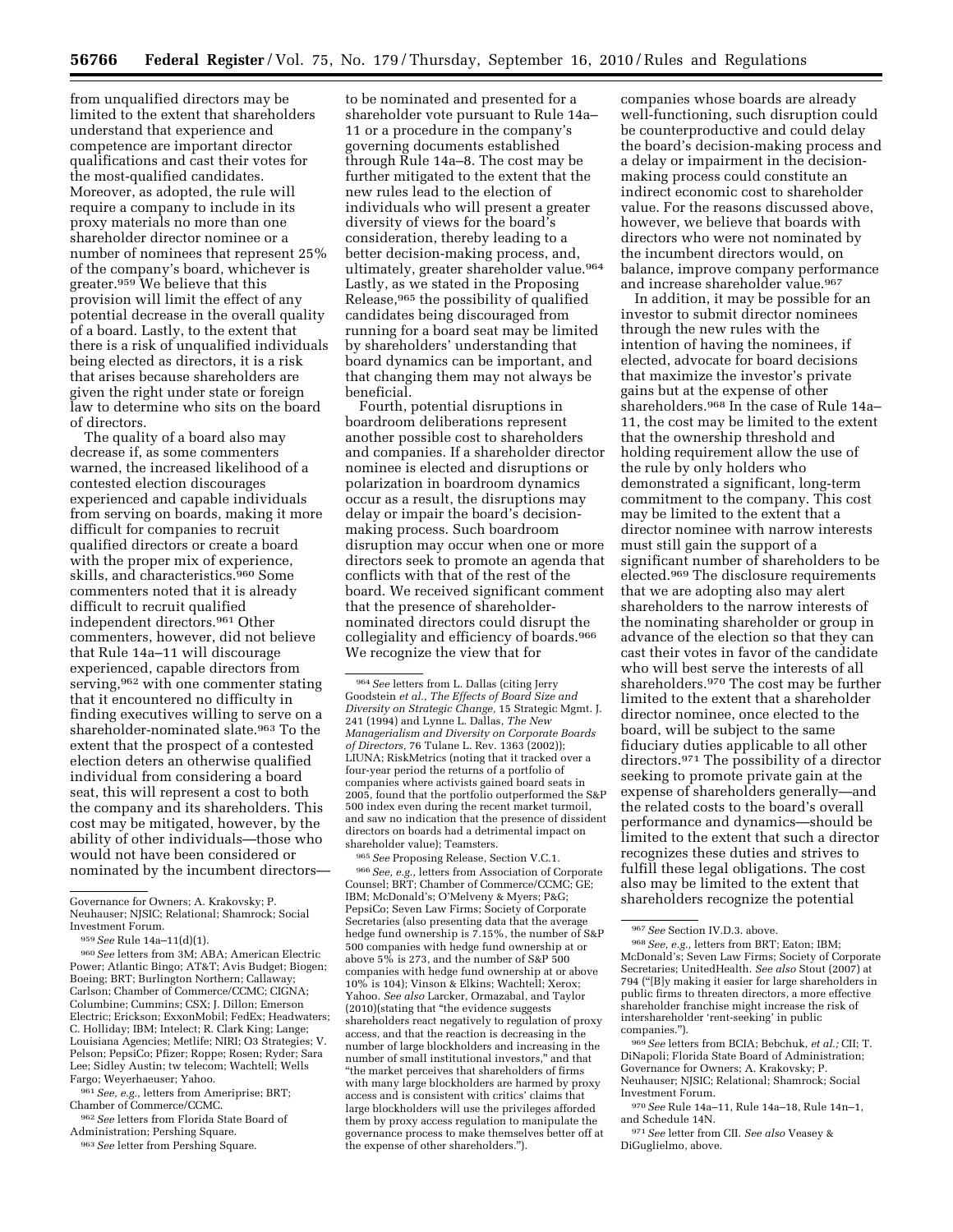from unqualified directors may be limited to the extent that shareholders understand that experience and competence are important director qualifications and cast their votes for the most-qualified candidates. Moreover, as adopted, the rule will require a company to include in its proxy materials no more than one shareholder director nominee or a number of nominees that represent 25% of the company's board, whichever is greater.[959] We believe that this provision will limit the effect of any potential decrease in the overall quality of a board. Lastly, to the extent that there is a risk of unqualified individuals being elected as directors, it is a risk that arises because shareholders are given the right under state or foreign law to determine who sits on the board of directors.

The quality of a board also may decrease if, as some commenters warned, the increased likelihood of a contested election discourages experienced and capable individuals from serving on boards, making it more difficult for companies to recruit qualified directors or create a board with the proper mix of experience, skills, and characteristics.[960] Some commenters noted that it is already difficult to recruit qualified independent directors.[961] Other commenters, however, did not believe that Rule 14a–11 will discourage experienced, capable directors from serving,[962] with one commenter stating that it encountered no difficulty in finding executives willing to serve on a shareholder-nominated slate.[963] To the extent that the prospect of a contested election deters an otherwise qualified individual from considering a board seat, this will represent a cost to both the company and its shareholders. This cost may be mitigated, however, by the ability of other individuals—those who would not have been considered or nominated by the incumbent directors—to be nominated and presented for a shareholder vote pursuant to Rule 14a–11 or a procedure in the company's governing documents established through Rule 14a–8. The cost may be further mitigated to the extent that the new rules lead to the election of individuals who will present a greater diversity of views for the board's consideration, thereby leading to a better decision-making process, and, ultimately, greater shareholder value.[964] Lastly, as we stated in the Proposing Release,[965] the possibility of qualified candidates being discouraged from running for a board seat may be limited by shareholders' understanding that board dynamics can be important, and that changing them may not always be beneficial.

Fourth, potential disruptions in boardroom deliberations represent another possible cost to shareholders and companies. If a shareholder director nominee is elected and disruptions or polarization in boardroom dynamics occur as a result, the disruptions may delay or impair the board's decision-making process. Such boardroom disruption may occur when one or more directors seek to promote an agenda that conflicts with that of the rest of the board. We received significant comment that the presence of shareholder-nominated directors could disrupt the collegiality and efficiency of boards.[966] We recognize the view that for companies whose boards are already well-functioning, such disruption could be counterproductive and could delay the board's decision-making process and a delay or impairment in the decision-making process could constitute an indirect economic cost to shareholder value. For the reasons discussed above, however, we believe that boards with directors who were not nominated by the incumbent directors would, on balance, improve company performance and increase shareholder value.[967]

In addition, it may be possible for an investor to submit director nominees through the new rules with the intention of having the nominees, if elected, advocate for board decisions that maximize the investor's private gains but at the expense of other shareholders.[968] In the case of Rule 14a–11, the cost may be limited to the extent that the ownership threshold and holding requirement allow the use of the rule by only holders who demonstrated a significant, long-term commitment to the company. This cost may be limited to the extent that a director nominee with narrow interests must still gain the support of a significant number of shareholders to be elected.[969] The disclosure requirements that we are adopting also may alert shareholders to the narrow interests of the nominating shareholder or group in advance of the election so that they can cast their votes in favor of the candidate who will best serve the interests of all shareholders.[970] The cost may be further limited to the extent that a shareholder director nominee, once elected to the board, will be subject to the same fiduciary duties applicable to all other directors.[971] The possibility of a director seeking to promote private gain at the expense of shareholders generally—and the related costs to the board's overall performance and dynamics—should be limited to the extent that such a director recognizes these duties and strives to fulfill these legal obligations. The cost also may be limited to the extent that shareholders recognize the potential

---

Governance for Owners; A. Krakovsky; P. Neuhauser; NJSIC; Relational; Shamrock; Social Investment Forum.

[959] *See* Rule 14a–11(d)(1).

[960] *See* letters from 3M; ABA; American Electric Power; Atlantic Bingo; AT&T; Avis Budget; Biogen; Boeing; BRT; Burlington Northern; Callaway; Carlson; Chamber of Commerce/CCMC; CIGNA; Columbine; Cummins; CSX; J. Dillon; Emerson Electric; Erickson; ExxonMobil; FedEx; Headwaters; C. Holliday; IBM; Intelect; R. Clark King; Lange; Louisiana Agencies; Metlife; NIRI; O3 Strategies; V. Pelson; PepsiCo; Pfizer; Roppe; Rosen; Ryder; Sara Lee; Sidley Austin; tw telecom; Wachtell; Wells Fargo; Weyerhaeuser; Yahoo.

[961] *See, e.g.,* letters from Ameriprise; BRT; Chamber of Commerce/CCMC.

[962] *See* letters from Florida State Board of Administration; Pershing Square.

[963] *See* letter from Pershing Square.

[964] *See* letters from L. Dallas (citing Jerry Goodstein *et al., The Effects of Board Size and Diversity on Strategic Change,* 15 Strategic Mgmt. J. 241 (1994) and Lynne L. Dallas, *The New Managerialism and Diversity on Corporate Boards of Directors,* 76 Tulane L. Rev. 1363 (2002)); LIUNA; RiskMetrics (noting that it tracked over a four-year period the returns of a portfolio of companies where activists gained board seats in 2005, found that the portfolio outperformed the S&P 500 index even during the recent market turmoil, and saw no indication that the presence of dissident directors on boards had a detrimental impact on shareholder value); Teamsters.

[965] *See* Proposing Release, Section V.C.1.

[966] *See, e.g.,* letters from Association of Corporate Counsel; BRT; Chamber of Commerce/CCMC; GE; IBM; McDonald's; O'Melveny & Myers; P&G; PepsiCo; Seven Law Firms; Society of Corporate Secretaries (also presenting data that the average hedge fund ownership is 7.15%, the number of S&P 500 companies with hedge fund ownership at or above 5% is 273, and the number of S&P 500 companies with hedge fund ownership at or above 10% is 104); Vinson & Elkins; Wachtell; Xerox; Yahoo. *See also* Larcker, Ormazabal, and Taylor (2010)(stating that "the evidence suggests shareholders react negatively to regulation of proxy access, and that the reaction is decreasing in the number of large blockholders and increasing in the number of small institutional investors," and that "the market perceives that shareholders of firms with many large blockholders are harmed by proxy access and is consistent with critics' claims that large blockholders will use the privileges afforded them by proxy access regulation to manipulate the governance process to make themselves better off at the expense of other shareholders.").

[967] *See* Section IV.D.3. above.

[968] *See, e.g.,* letters from BRT; Eaton; IBM; McDonald's; Seven Law Firms; Society of Corporate Secretaries; UnitedHealth. *See also* Stout (2007) at 794 ("[B]y making it easier for large shareholders in public firms to threaten directors, a more effective shareholder franchise might increase the risk of intershareholder 'rent-seeking' in public companies.").

[969] *See* letters from BCIA; Bebchuk, *et al.;* CII; T. DiNapoli; Florida State Board of Administration; Governance for Owners; A. Krakovsky; P. Neuhauser; NJSIC; Relational; Shamrock; Social Investment Forum.

[970] *See* Rule 14a–11, Rule 14a–18, Rule 14n–1, and Schedule 14N.

[971] *See* letter from CII. *See also* Veasey & DiGuglielmo, above.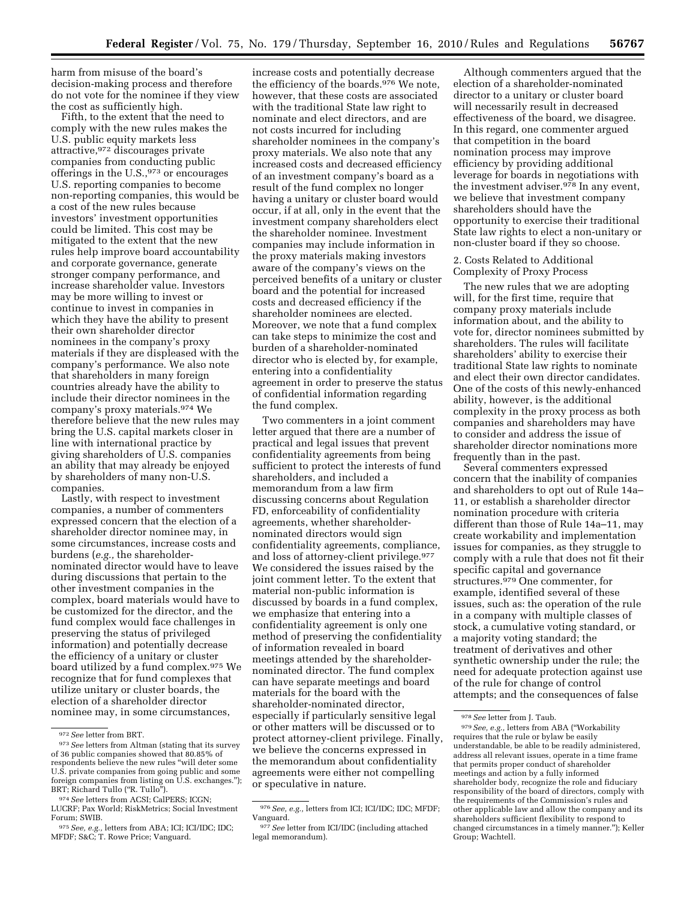harm from misuse of the board's decision-making process and therefore do not vote for the nominee if they view the cost as sufficiently high.

Fifth, to the extent that the need to comply with the new rules makes the U.S. public equity markets less attractive,[972] discourages private companies from conducting public offerings in the U.S.,[973] or encourages U.S. reporting companies to become non-reporting companies, this would be a cost of the new rules because investors' investment opportunities could be limited. This cost may be mitigated to the extent that the new rules help improve board accountability and corporate governance, generate stronger company performance, and increase shareholder value. Investors may be more willing to invest or continue to invest in companies in which they have the ability to present their own shareholder director nominees in the company's proxy materials if they are displeased with the company's performance. We also note that shareholders in many foreign countries already have the ability to include their director nominees in the company's proxy materials.[974] We therefore believe that the new rules may bring the U.S. capital markets closer in line with international practice by giving shareholders of U.S. companies an ability that may already be enjoyed by shareholders of many non-U.S. companies.

Lastly, with respect to investment companies, a number of commenters expressed concern that the election of a shareholder director nominee may, in some circumstances, increase costs and burdens (*e.g.,* the shareholder-nominated director would have to leave during discussions that pertain to the other investment companies in the complex, board materials would have to be customized for the director, and the fund complex would face challenges in preserving the status of privileged information) and potentially decrease the efficiency of a unitary or cluster board utilized by a fund complex.[975] We recognize that for fund complexes that utilize unitary or cluster boards, the election of a shareholder director nominee may, in some circumstances, increase costs and potentially decrease the efficiency of the boards.[976] We note, however, that these costs are associated with the traditional State law right to nominate and elect directors, and are not costs incurred for including shareholder nominees in the company's proxy materials. We also note that any increased costs and decreased efficiency of an investment company's board as a result of the fund complex no longer having a unitary or cluster board would occur, if at all, only in the event that the investment company shareholders elect the shareholder nominee. Investment companies may include information in the proxy materials making investors aware of the company's views on the perceived benefits of a unitary or cluster board and the potential for increased costs and decreased efficiency if the shareholder nominees are elected. Moreover, we note that a fund complex can take steps to minimize the cost and burden of a shareholder-nominated director who is elected by, for example, entering into a confidentiality agreement in order to preserve the status of confidential information regarding the fund complex.

Two commenters in a joint comment letter argued that there are a number of practical and legal issues that prevent confidentiality agreements from being sufficient to protect the interests of fund shareholders, and included a memorandum from a law firm discussing concerns about Regulation FD, enforceability of confidentiality agreements, whether shareholder-nominated directors would sign confidentiality agreements, compliance, and loss of attorney-client privilege.[977] We considered the issues raised by the joint comment letter. To the extent that material non-public information is discussed by boards in a fund complex, we emphasize that entering into a confidentiality agreement is only one method of preserving the confidentiality of information revealed in board meetings attended by the shareholder-nominated director. The fund complex can have separate meetings and board materials for the board with the shareholder-nominated director, especially if particularly sensitive legal or other matters will be discussed or to protect attorney-client privilege. Finally, we believe the concerns expressed in the memorandum about confidentiality agreements were either not compelling or speculative in nature.

Although commenters argued that the election of a shareholder-nominated director to a unitary or cluster board will necessarily result in decreased effectiveness of the board, we disagree. In this regard, one commenter argued that competition in the board nomination process may improve efficiency by providing additional leverage for boards in negotiations with the investment adviser.[978] In any event, we believe that investment company shareholders should have the opportunity to exercise their traditional State law rights to elect a non-unitary or non-cluster board if they so choose.

2. Costs Related to Additional Complexity of Proxy Process

The new rules that we are adopting will, for the first time, require that company proxy materials include information about, and the ability to vote for, director nominees submitted by shareholders. The rules will facilitate shareholders' ability to exercise their traditional State law rights to nominate and elect their own director candidates. One of the costs of this newly-enhanced ability, however, is the additional complexity in the proxy process as both companies and shareholders may have to consider and address the issue of shareholder director nominations more frequently than in the past.

Several commenters expressed concern that the inability of companies and shareholders to opt out of Rule 14a–11, or establish a shareholder director nomination procedure with criteria different than those of Rule 14a–11, may create workability and implementation issues for companies, as they struggle to comply with a rule that does not fit their specific capital and governance structures.[979] One commenter, for example, identified several of these issues, such as: the operation of the rule in a company with multiple classes of stock, a cumulative voting standard, or a majority voting standard; the treatment of derivatives and other synthetic ownership under the rule; the need for adequate protection against use of the rule for change of control attempts; and the consequences of false

---

[972] *See* letter from BRT.

[973] *See* letters from Altman (stating that its survey of 36 public companies showed that 80.85% of respondents believe the new rules "will deter some U.S. private companies from going public and some foreign companies from listing on U.S. exchanges."); BRT; Richard Tullo ("R. Tullo").

[974] *See* letters from ACSI; CalPERS; ICGN; LUCRF; Pax World; RiskMetrics; Social Investment Forum; SWIB.

[975] *See, e.g.,* letters from ABA; ICI; ICI/IDC; IDC; MFDF; S&C; T. Rowe Price; Vanguard.

[976] *See, e.g.,* letters from ICI; ICI/IDC; IDC; MFDF; Vanguard.

[977] *See* letter from ICI/IDC (including attached legal memorandum).

[978] *See* letter from J. Taub.

[979] *See, e.g.,* letters from ABA ("Workability requires that the rule or bylaw be easily understandable, be able to be readily administered, address all relevant issues, operate in a time frame that permits proper conduct of shareholder meetings and action by a fully informed shareholder body, recognize the role and fiduciary responsibility of the board of directors, comply with the requirements of the Commission's rules and other applicable law and allow the company and its shareholders sufficient flexibility to respond to changed circumstances in a timely manner."); Keller Group; Wachtell.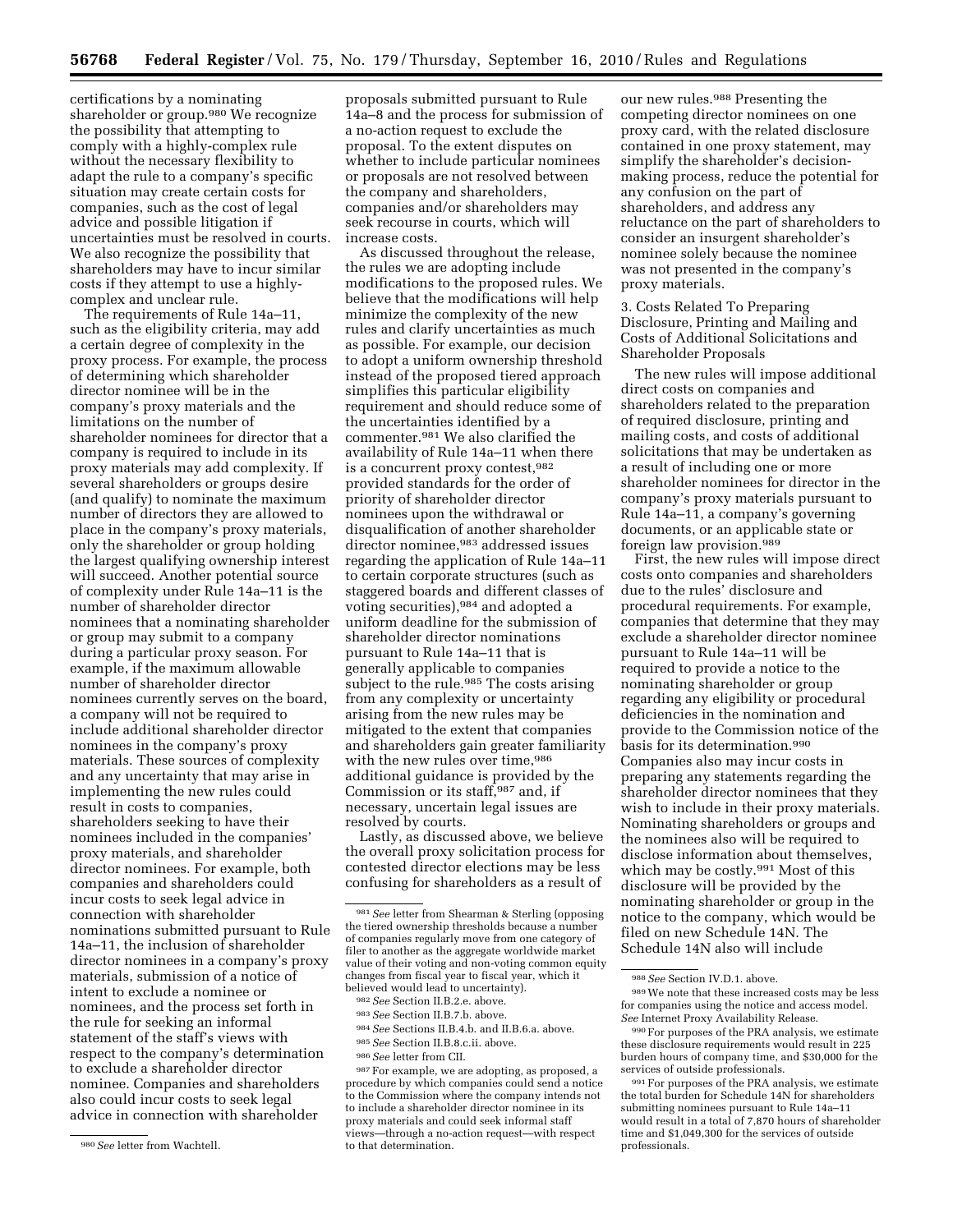certifications by a nominating shareholder or group.[980] We recognize the possibility that attempting to comply with a highly-complex rule without the necessary flexibility to adapt the rule to a company's specific situation may create certain costs for companies, such as the cost of legal advice and possible litigation if uncertainties must be resolved in courts. We also recognize the possibility that shareholders may have to incur similar costs if they attempt to use a highly-complex and unclear rule.

The requirements of Rule 14a–11, such as the eligibility criteria, may add a certain degree of complexity in the proxy process. For example, the process of determining which shareholder director nominee will be in the company's proxy materials and the limitations on the number of shareholder nominees for director that a company is required to include in its proxy materials may add complexity. If several shareholders or groups desire (and qualify) to nominate the maximum number of directors they are allowed to place in the company's proxy materials, only the shareholder or group holding the largest qualifying ownership interest will succeed. Another potential source of complexity under Rule 14a–11 is the number of shareholder director nominees that a nominating shareholder or group may submit to a company during a particular proxy season. For example, if the maximum allowable number of shareholder director nominees currently serves on the board, a company will not be required to include additional shareholder director nominees in the company's proxy materials. These sources of complexity and any uncertainty that may arise in implementing the new rules could result in costs to companies, shareholders seeking to have their nominees included in the companies' proxy materials, and shareholder director nominees. For example, both companies and shareholders could incur costs to seek legal advice in connection with shareholder nominations submitted pursuant to Rule 14a–11, the inclusion of shareholder director nominees in a company's proxy materials, submission of a notice of intent to exclude a nominee or nominees, and the process set forth in the rule for seeking an informal statement of the staff's views with respect to the company's determination to exclude a shareholder director nominee. Companies and shareholders also could incur costs to seek legal advice in connection with shareholder proposals submitted pursuant to Rule 14a–8 and the process for submission of a no-action request to exclude the proposal. To the extent disputes on whether to include particular nominees or proposals are not resolved between the company and shareholders, companies and/or shareholders may seek recourse in courts, which will increase costs.

As discussed throughout the release, the rules we are adopting include modifications to the proposed rules. We believe that the modifications will help minimize the complexity of the new rules and clarify uncertainties as much as possible. For example, our decision to adopt a uniform ownership threshold instead of the proposed tiered approach simplifies this particular eligibility requirement and should reduce some of the uncertainties identified by a commenter.[981] We also clarified the availability of Rule 14a–11 when there is a concurrent proxy contest,[982] provided standards for the order of priority of shareholder director nominees upon the withdrawal or disqualification of another shareholder director nominee,[983] addressed issues regarding the application of Rule 14a–11 to certain corporate structures (such as staggered boards and different classes of voting securities),[984] and adopted a uniform deadline for the submission of shareholder director nominations pursuant to Rule 14a–11 that is generally applicable to companies subject to the rule.[985] The costs arising from any complexity or uncertainty arising from the new rules may be mitigated to the extent that companies and shareholders gain greater familiarity with the new rules over time,[986] additional guidance is provided by the Commission or its staff,[987] and, if necessary, uncertain legal issues are resolved by courts.

Lastly, as discussed above, we believe the overall proxy solicitation process for contested director elections may be less confusing for shareholders as a result of our new rules.[988] Presenting the competing director nominees on one proxy card, with the related disclosure contained in one proxy statement, may simplify the shareholder's decision-making process, reduce the potential for any confusion on the part of shareholders, and address any reluctance on the part of shareholders to consider an insurgent shareholder's nominee solely because the nominee was not presented in the company's proxy materials.

3. Costs Related To Preparing Disclosure, Printing and Mailing and Costs of Additional Solicitations and Shareholder Proposals

The new rules will impose additional direct costs on companies and shareholders related to the preparation of required disclosure, printing and mailing costs, and costs of additional solicitations that may be undertaken as a result of including one or more shareholder nominees for director in the company's proxy materials pursuant to Rule 14a–11, a company's governing documents, or an applicable state or foreign law provision.[989]

First, the new rules will impose direct costs onto companies and shareholders due to the rules' disclosure and procedural requirements. For example, companies that determine that they may exclude a shareholder director nominee pursuant to Rule 14a–11 will be required to provide a notice to the nominating shareholder or group regarding any eligibility or procedural deficiencies in the nomination and provide to the Commission notice of the basis for its determination.[990] Companies also may incur costs in preparing any statements regarding the shareholder director nominees that they wish to include in their proxy materials. Nominating shareholders or groups and the nominees also will be required to disclose information about themselves, which may be costly.[991] Most of this disclosure will be provided by the nominating shareholder or group in the notice to the company, which would be filed on new Schedule 14N. The Schedule 14N also will include

---

[980] *See* letter from Wachtell.

[981] *See* letter from Shearman & Sterling (opposing the tiered ownership thresholds because a number of companies regularly move from one category of filer to another as the aggregate worldwide market value of their voting and non-voting common equity changes from fiscal year to fiscal year, which it believed would lead to uncertainty).

[982] *See* Section II.B.2.e. above.

[983] *See* Section II.B.7.b. above.

[984] *See* Sections II.B.4.b. and II.B.6.a. above.

[985] *See* Section II.B.8.c.ii. above.

[986] *See* letter from CII.

[987] For example, we are adopting, as proposed, a procedure by which companies could send a notice to the Commission where the company intends not to include a shareholder director nominee in its proxy materials and could seek informal staff views—through a no-action request—with respect to that determination.

[988] *See* Section IV.D.1. above.

[989] We note that these increased costs may be less for companies using the notice and access model. *See* Internet Proxy Availability Release.

[990] For purposes of the PRA analysis, we estimate these disclosure requirements would result in 225 burden hours of company time, and $30,000 for the services of outside professionals.

[991] For purposes of the PRA analysis, we estimate the total burden for Schedule 14N for shareholders submitting nominees pursuant to Rule 14a–11 would result in a total of 7,870 hours of shareholder time and $1,049,300 for the services of outside professionals.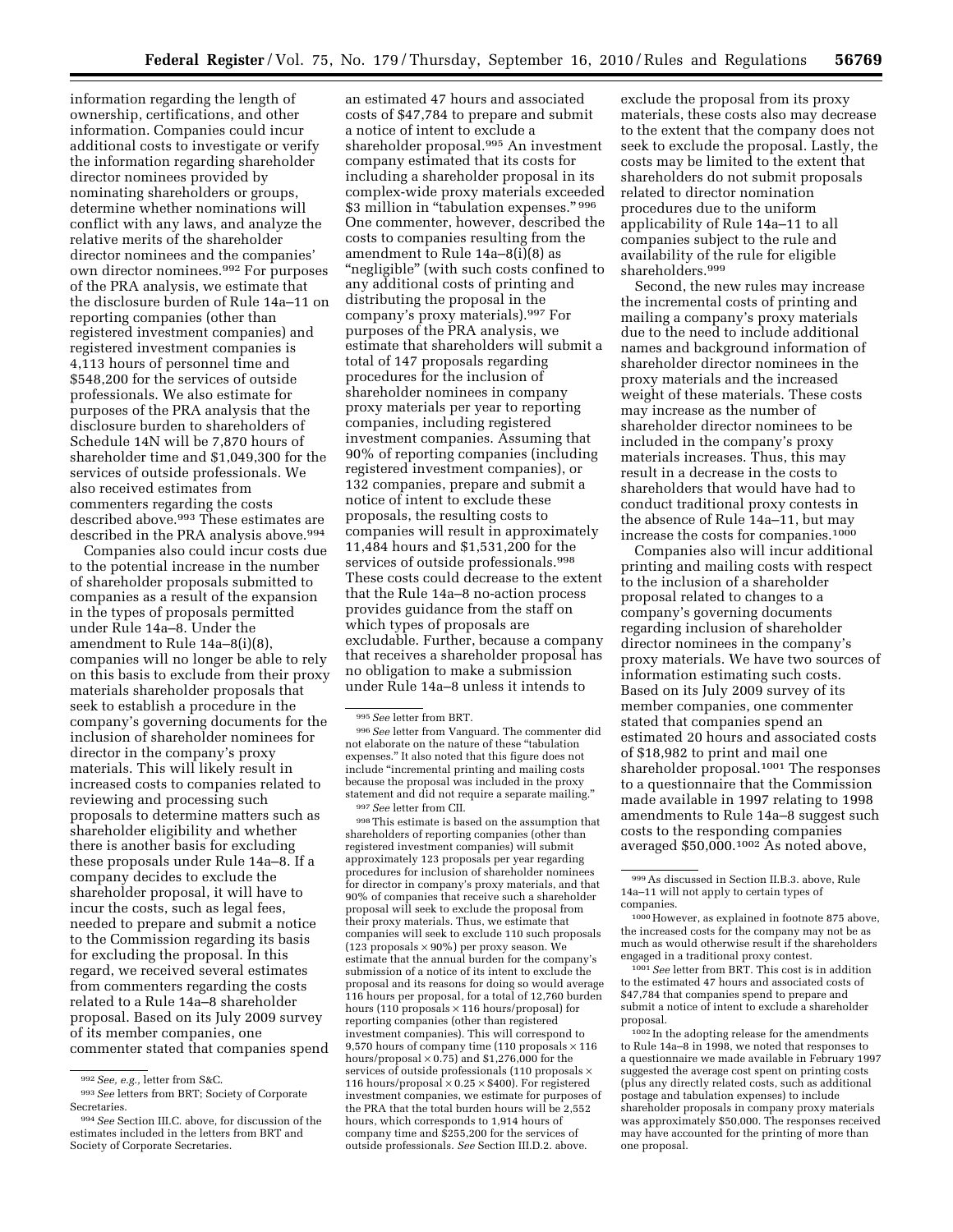information regarding the length of ownership, certifications, and other information. Companies could incur additional costs to investigate or verify the information regarding shareholder director nominees provided by nominating shareholders or groups, determine whether nominations will conflict with any laws, and analyze the relative merits of the shareholder director nominees and the companies' own director nominees.[992] For purposes of the PRA analysis, we estimate that the disclosure burden of Rule 14a–11 on reporting companies (other than registered investment companies) and registered investment companies is 4,113 hours of personnel time and $548,200 for the services of outside professionals. We also estimate for purposes of the PRA analysis that the disclosure burden to shareholders of Schedule 14N will be 7,870 hours of shareholder time and $1,049,300 for the services of outside professionals. We also received estimates from commenters regarding the costs described above.[993] These estimates are described in the PRA analysis above.[994]

Companies also could incur costs due to the potential increase in the number of shareholder proposals submitted to companies as a result of the expansion in the types of proposals permitted under Rule 14a–8. Under the amendment to Rule 14a–8(i)(8), companies will no longer be able to rely on this basis to exclude from their proxy materials shareholder proposals that seek to establish a procedure in the company's governing documents for the inclusion of shareholder nominees for director in the company's proxy materials. This will likely result in increased costs to companies related to reviewing and processing such proposals to determine matters such as shareholder eligibility and whether there is another basis for excluding these proposals under Rule 14a–8. If a company decides to exclude the shareholder proposal, it will have to incur the costs, such as legal fees, needed to prepare and submit a notice to the Commission regarding its basis for excluding the proposal. In this regard, we received several estimates from commenters regarding the costs related to a Rule 14a–8 shareholder proposal. Based on its July 2009 survey of its member companies, one commenter stated that companies spend an estimated 47 hours and associated costs of $47,784 to prepare and submit a notice of intent to exclude a shareholder proposal.[995] An investment company estimated that its costs for including a shareholder proposal in its complex-wide proxy materials exceeded $3 million in "tabulation expenses."[996] One commenter, however, described the costs to companies resulting from the amendment to Rule 14a–8(i)(8) as "negligible" (with such costs confined to any additional costs of printing and distributing the proposal in the company's proxy materials).[997] For purposes of the PRA analysis, we estimate that shareholders will submit a total of 147 proposals regarding procedures for the inclusion of shareholder nominees in company proxy materials per year to reporting companies, including registered investment companies. Assuming that 90% of reporting companies (including registered investment companies), or 132 companies, prepare and submit a notice of intent to exclude these proposals, the resulting costs to companies will result in approximately 11,484 hours and $1,531,200 for the services of outside professionals.[998] These costs could decrease to the extent that the Rule 14a–8 no-action process provides guidance from the staff on which types of proposals are excludable. Further, because a company that receives a shareholder proposal has no obligation to make a submission under Rule 14a–8 unless it intends to exclude the proposal from its proxy materials, these costs also may decrease to the extent that the company does not seek to exclude the proposal. Lastly, the costs may be limited to the extent that shareholders do not submit proposals related to director nomination procedures due to the uniform applicability of Rule 14a–11 to all companies subject to the rule and availability of the rule for eligible shareholders.[999]

Second, the new rules may increase the incremental costs of printing and mailing a company's proxy materials due to the need to include additional names and background information of shareholder director nominees in the proxy materials and the increased weight of these materials. These costs may increase as the number of shareholder director nominees to be included in the company's proxy materials increases. Thus, this may result in a decrease in the costs to shareholders that would have had to conduct traditional proxy contests in the absence of Rule 14a–11, but may increase the costs for companies.[1000]

Companies also will incur additional printing and mailing costs with respect to the inclusion of a shareholder proposal related to changes to a company's governing documents regarding inclusion of shareholder director nominees in the company's proxy materials. We have two sources of information estimating such costs. Based on its July 2009 survey of its member companies, one commenter stated that companies spend an estimated 20 hours and associated costs of $18,982 to print and mail one shareholder proposal.[1001] The responses to a questionnaire that the Commission made available in 1997 relating to 1998 amendments to Rule 14a–8 suggest such costs to the responding companies averaged $50,000.[1002] As noted above,

---

[992] *See, e.g.,* letter from S&C.

[993] *See* letters from BRT; Society of Corporate Secretaries.

[994] *See* Section III.C. above, for discussion of the estimates included in the letters from BRT and Society of Corporate Secretaries.

[995] *See* letter from BRT.

[996] *See* letter from Vanguard. The commenter did not elaborate on the nature of these "tabulation expenses." It also noted that this figure does not include "incremental printing and mailing costs because the proposal was included in the proxy statement and did not require a separate mailing."

[997] *See* letter from CII.

[998] This estimate is based on the assumption that shareholders of reporting companies (other than registered investment companies) will submit approximately 123 proposals per year regarding procedures for inclusion of shareholder nominees for director in company's proxy materials, and that 90% of companies that receive such a shareholder proposal will seek to exclude the proposal from their proxy materials. Thus, we estimate that companies will seek to exclude 110 such proposals (123 proposals × 90%) per proxy season. We estimate that the annual burden for the company's submission of a notice of its intent to exclude the proposal and its reasons for doing so would average 116 hours per proposal, for a total of 12,760 burden hours (110 proposals × 116 hours/proposal) for reporting companies (other than registered investment companies). This will correspond to 9,570 hours of company time (110 proposals × 116 hours/proposal × 0.75) and $1,276,000 for the services of outside professionals (110 proposals × 116 hours/proposal × 0.25 × $400). For registered investment companies, we estimate for purposes of the PRA that the total burden hours will be 2,552 hours, which corresponds to 1,914 hours of company time and $255,200 for the services of outside professionals. *See* Section III.D.2. above.

[999] As discussed in Section II.B.3. above, Rule 14a–11 will not apply to certain types of companies.

[1000] However, as explained in footnote 875 above, the increased costs for the company may not be as much as would otherwise result if the shareholders engaged in a traditional proxy contest.

[1001] *See* letter from BRT. This cost is in addition to the estimated 47 hours and associated costs of $47,784 that companies spend to prepare and submit a notice of intent to exclude a shareholder proposal.

[1002] In the adopting release for the amendments to Rule 14a–8 in 1998, we noted that responses to a questionnaire we made available in February 1997 suggested the average cost spent on printing costs (plus any directly related costs, such as additional postage and tabulation expenses) to include shareholder proposals in company proxy materials was approximately $50,000. The responses received may have accounted for the printing of more than one proposal.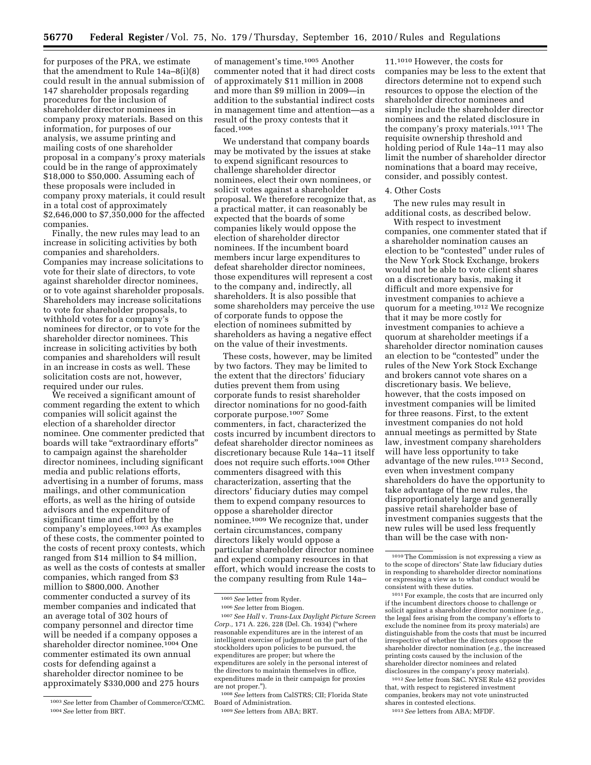for purposes of the PRA, we estimate that the amendment to Rule 14a–8(i)(8) could result in the annual submission of 147 shareholder proposals regarding procedures for the inclusion of shareholder director nominees in company proxy materials. Based on this information, for purposes of our analysis, we assume printing and mailing costs of one shareholder proposal in a company's proxy materials could be in the range of approximately $18,000 to $50,000. Assuming each of these proposals were included in company proxy materials, it could result in a total cost of approximately $2,646,000 to $7,350,000 for the affected companies.

Finally, the new rules may lead to an increase in soliciting activities by both companies and shareholders. Companies may increase solicitations to vote for their slate of directors, to vote against shareholder director nominees, or to vote against shareholder proposals. Shareholders may increase solicitations to vote for shareholder proposals, to withhold votes for a company's nominees for director, or to vote for the shareholder director nominees. This increase in soliciting activities by both companies and shareholders will result in an increase in costs as well. These solicitation costs are not, however, required under our rules.

We received a significant amount of comment regarding the extent to which companies will solicit against the election of a shareholder director nominee. One commenter predicted that boards will take "extraordinary efforts" to campaign against the shareholder director nominees, including significant media and public relations efforts, advertising in a number of forums, mass mailings, and other communication efforts, as well as the hiring of outside advisors and the expenditure of significant time and effort by the company's employees.[1003] As examples of these costs, the commenter pointed to the costs of recent proxy contests, which ranged from $14 million to $4 million, as well as the costs of contests at smaller companies, which ranged from $3 million to $800,000. Another commenter conducted a survey of its member companies and indicated that an average total of 302 hours of company personnel and director time will be needed if a company opposes a shareholder director nominee.[1004] One commenter estimated its own annual costs for defending against a shareholder director nominee to be approximately $330,000 and 275 hours of management's time.[1005] Another commenter noted that it had direct costs of approximately $11 million in 2008 and more than $9 million in 2009—in addition to the substantial indirect costs in management time and attention—as a result of the proxy contests that it faced.[1006]

We understand that company boards may be motivated by the issues at stake to expend significant resources to challenge shareholder director nominees, elect their own nominees, or solicit votes against a shareholder proposal. We therefore recognize that, as a practical matter, it can reasonably be expected that the boards of some companies likely would oppose the election of shareholder director nominees. If the incumbent board members incur large expenditures to defeat shareholder director nominees, those expenditures will represent a cost to the company and, indirectly, all shareholders. It is also possible that some shareholders may perceive the use of corporate funds to oppose the election of nominees submitted by shareholders as having a negative effect on the value of their investments.

These costs, however, may be limited by two factors. They may be limited to the extent that the directors' fiduciary duties prevent them from using corporate funds to resist shareholder director nominations for no good-faith corporate purpose.[1007] Some commenters, in fact, characterized the costs incurred by incumbent directors to defeat shareholder director nominees as discretionary because Rule 14a–11 itself does not require such efforts.[1008] Other commenters disagreed with this characterization, asserting that the directors' fiduciary duties may compel them to expend company resources to oppose a shareholder director nominee.[1009] We recognize that, under certain circumstances, company directors likely would oppose a particular shareholder director nominee and expend company resources in that effort, which would increase the costs to the company resulting from Rule 14a–11.[1010] However, the costs for companies may be less to the extent that directors determine not to expend such resources to oppose the election of the shareholder director nominees and simply include the shareholder director nominees and the related disclosure in the company's proxy materials.[1011] The requisite ownership threshold and holding period of Rule 14a–11 may also limit the number of shareholder director nominations that a board may receive, consider, and possibly contest.

4. Other Costs

The new rules may result in additional costs, as described below.

With respect to investment companies, one commenter stated that if a shareholder nomination causes an election to be "contested" under rules of the New York Stock Exchange, brokers would not be able to vote client shares on a discretionary basis, making it difficult and more expensive for investment companies to achieve a quorum for a meeting.[1012] We recognize that it may be more costly for investment companies to achieve a quorum at shareholder meetings if a shareholder director nomination causes an election to be "contested" under the rules of the New York Stock Exchange and brokers cannot vote shares on a discretionary basis. We believe, however, that the costs imposed on investment companies will be limited for three reasons. First, to the extent investment companies do not hold annual meetings as permitted by State law, investment company shareholders will have less opportunity to take advantage of the new rules.[1013] Second, even when investment company shareholders do have the opportunity to take advantage of the new rules, the disproportionately large and generally passive retail shareholder base of investment companies suggests that the new rules will be used less frequently than will be the case with non-

---

[1003] *See* letter from Chamber of Commerce/CCMC.

[1004] *See* letter from BRT.

[1005] *See* letter from Ryder.

[1006] *See* letter from Biogen.

[1007] *See Hall* v. *Trans-Lux Daylight Picture Screen Corp.*, 171 A. 226, 228 (Del. Ch. 1934) ("where reasonable expenditures are in the interest of an intelligent exercise of judgment on the part of the stockholders upon policies to be pursued, the expenditures are proper; but where the expenditures are solely in the personal interest of the directors to maintain themselves in office, expenditures made in their campaign for proxies are not proper.").

[1008] *See* letters from CalSTRS; CII; Florida State Board of Administration.

[1009] *See* letters from ABA; BRT.

[1010] The Commission is not expressing a view as to the scope of directors' State law fiduciary duties in responding to shareholder director nominations or expressing a view as to what conduct would be consistent with these duties.

[1011] For example, the costs that are incurred only if the incumbent directors choose to challenge or solicit against a shareholder director nominee (*e.g.*, the legal fees arising from the company's efforts to exclude the nominee from its proxy materials) are distinguishable from the costs that must be incurred irrespective of whether the directors oppose the shareholder director nomination (*e.g.*, the increased printing costs caused by the inclusion of the shareholder director nominees and related disclosures in the company's proxy materials).

[1012] *See* letter from S&C. NYSE Rule 452 provides that, with respect to registered investment companies, brokers may not vote uninstructed shares in contested elections.

[1013] *See* letters from ABA; MFDF.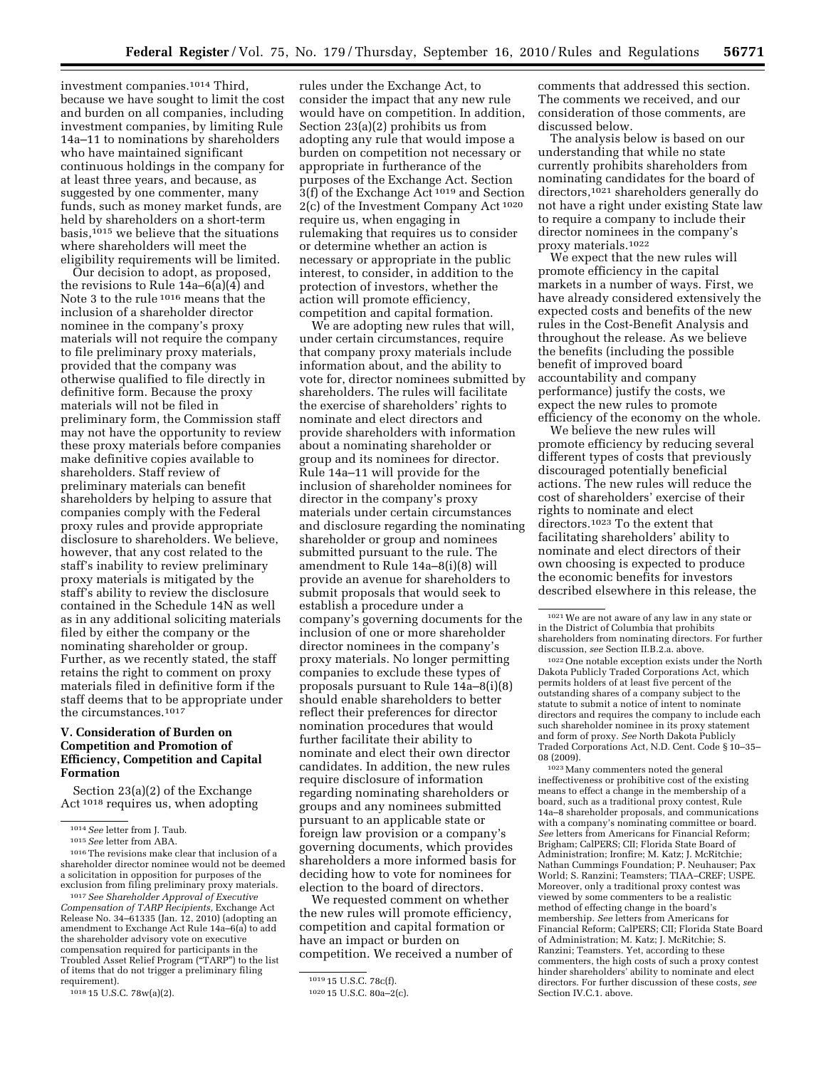investment companies.[1014] Third, because we have sought to limit the cost and burden on all companies, including investment companies, by limiting Rule 14a–11 to nominations by shareholders who have maintained significant continuous holdings in the company for at least three years, and because, as suggested by one commenter, many funds, such as money market funds, are held by shareholders on a short-term basis,[1015] we believe that the situations where shareholders will meet the eligibility requirements will be limited.

Our decision to adopt, as proposed, the revisions to Rule 14a–6(a)(4) and Note 3 to the rule[1016] means that the inclusion of a shareholder director nominee in the company's proxy materials will not require the company to file preliminary proxy materials, provided that the company was otherwise qualified to file directly in definitive form. Because the proxy materials will not be filed in preliminary form, the Commission staff may not have the opportunity to review these proxy materials before companies make definitive copies available to shareholders. Staff review of preliminary materials can benefit shareholders by helping to assure that companies comply with the Federal proxy rules and provide appropriate disclosure to shareholders. We believe, however, that any cost related to the staff's inability to review preliminary proxy materials is mitigated by the staff's ability to review the disclosure contained in the Schedule 14N as well as in any additional soliciting materials filed by either the company or the nominating shareholder or group. Further, as we recently stated, the staff retains the right to comment on proxy materials filed in definitive form if the staff deems that to be appropriate under the circumstances.[1017]

## V. Consideration of Burden on Competition and Promotion of Efficiency, Competition and Capital Formation

Section 23(a)(2) of the Exchange Act[1018] requires us, when adopting rules under the Exchange Act, to consider the impact that any new rule would have on competition. In addition, Section 23(a)(2) prohibits us from adopting any rule that would impose a burden on competition not necessary or appropriate in furtherance of the purposes of the Exchange Act. Section 3(f) of the Exchange Act[1019] and Section 2(c) of the Investment Company Act[1020] require us, when engaging in rulemaking that requires us to consider or determine whether an action is necessary or appropriate in the public interest, to consider, in addition to the protection of investors, whether the action will promote efficiency, competition and capital formation.

We are adopting new rules that will, under certain circumstances, require that company proxy materials include information about, and the ability to vote for, director nominees submitted by shareholders. The rules will facilitate the exercise of shareholders' rights to nominate and elect directors and provide shareholders with information about a nominating shareholder or group and its nominees for director. Rule 14a–11 will provide for the inclusion of shareholder nominees for director in the company's proxy materials under certain circumstances and disclosure regarding the nominating shareholder or group and nominees submitted pursuant to the rule. The amendment to Rule 14a–8(i)(8) will provide an avenue for shareholders to submit proposals that would seek to establish a procedure under a company's governing documents for the inclusion of one or more shareholder director nominees in the company's proxy materials. No longer permitting companies to exclude these types of proposals pursuant to Rule 14a–8(i)(8) should enable shareholders to better reflect their preferences for director nomination procedures that would further facilitate their ability to nominate and elect their own director candidates. In addition, the new rules require disclosure of information regarding nominating shareholders or groups and any nominees submitted pursuant to an applicable state or foreign law provision or a company's governing documents, which provides shareholders a more informed basis for deciding how to vote for nominees for election to the board of directors.

We requested comment on whether the new rules will promote efficiency, competition and capital formation or have an impact or burden on competition. We received a number of comments that addressed this section. The comments we received, and our consideration of those comments, are discussed below.

The analysis below is based on our understanding that while no state currently prohibits shareholders from nominating candidates for the board of directors,[1021] shareholders generally do not have a right under existing State law to require a company to include their director nominees in the company's proxy materials.[1022]

We expect that the new rules will promote efficiency in the capital markets in a number of ways. First, we have already considered extensively the expected costs and benefits of the new rules in the Cost-Benefit Analysis and throughout the release. As we believe the benefits (including the possible benefit of improved board accountability and company performance) justify the costs, we expect the new rules to promote efficiency of the economy on the whole.

We believe the new rules will promote efficiency by reducing several different types of costs that previously discouraged potentially beneficial actions. The new rules will reduce the cost of shareholders' exercise of their rights to nominate and elect directors.[1023] To the extent that facilitating shareholders' ability to nominate and elect directors of their own choosing is expected to produce the economic benefits for investors described elsewhere in this release, the

---

[1014] *See* letter from J. Taub.

[1015] *See* letter from ABA.

[1016] The revisions make clear that inclusion of a shareholder director nominee would not be deemed a solicitation in opposition for purposes of the exclusion from filing preliminary proxy materials.

[1017] *See Shareholder Approval of Executive Compensation of TARP Recipients,* Exchange Act Release No. 34–61335 (Jan. 12, 2010) (adopting an amendment to Exchange Act Rule 14a–6(a) to add the shareholder advisory vote on executive compensation required for participants in the Troubled Asset Relief Program ("TARP") to the list of items that do not trigger a preliminary filing requirement).

[1018] 15 U.S.C. 78w(a)(2).

[1019] 15 U.S.C. 78c(f).

[1020] 15 U.S.C. 80a–2(c).

[1021] We are not aware of any law in any state or in the District of Columbia that prohibits shareholders from nominating directors. For further discussion, *see* Section II.B.2.a. above.

[1022] One notable exception exists under the North Dakota Publicly Traded Corporations Act, which permits holders of at least five percent of the outstanding shares of a company subject to the statute to submit a notice of intent to nominate directors and requires the company to include each such shareholder nominee in its proxy statement and form of proxy. *See* North Dakota Publicly Traded Corporations Act, N.D. Cent. Code § 10–35–08 (2009).

[1023] Many commenters noted the general ineffectiveness or prohibitive cost of the existing means to effect a change in the membership of a board, such as a traditional proxy contest, Rule 14a–8 shareholder proposals, and communications with a company's nominating committee or board. *See* letters from Americans for Financial Reform; Brigham; CalPERS; CII; Florida State Board of Administration; Ironfire; M. Katz; J. McRitchie; Nathan Cummings Foundation; P. Neuhauser; Pax World; S. Ranzini; Teamsters; TIAA–CREF; USPE. Moreover, only a traditional proxy contest was viewed by some commenters to be a realistic method of effecting change in the board's membership. *See* letters from Americans for Financial Reform; CalPERS; CII; Florida State Board of Administration; M. Katz; J. McRitchie; S. Ranzini; Teamsters. Yet, according to these commenters, the high costs of such a proxy contest hinder shareholders' ability to nominate and elect directors. For further discussion of these costs, *see* Section IV.C.1. above.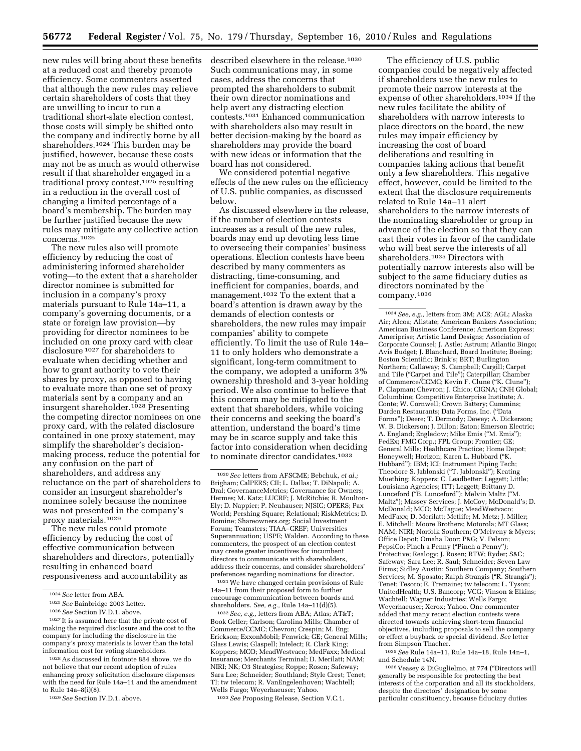new rules will bring about these benefits at a reduced cost and thereby promote efficiency. Some commenters asserted that although the new rules may relieve certain shareholders of costs that they are unwilling to incur to run a traditional short-slate election contest, those costs will simply be shifted onto the company and indirectly borne by all shareholders.[1024] This burden may be justified, however, because these costs may not be as much as would otherwise result if that shareholder engaged in a traditional proxy contest,[1025] resulting in a reduction in the overall cost of changing a limited percentage of a board's membership. The burden may be further justified because the new rules may mitigate any collective action concerns.[1026]

The new rules also will promote efficiency by reducing the cost of administering informed shareholder voting—to the extent that a shareholder director nominee is submitted for inclusion in a company's proxy materials pursuant to Rule 14a–11, a company's governing documents, or a state or foreign law provision—by providing for director nominees to be included on one proxy card with clear disclosure[1027] for shareholders to evaluate when deciding whether and how to grant authority to vote their shares by proxy, as opposed to having to evaluate more than one set of proxy materials sent by a company and an insurgent shareholder.[1028] Presenting the competing director nominees on one proxy card, with the related disclosure contained in one proxy statement, may simplify the shareholder's decision-making process, reduce the potential for any confusion on the part of shareholders, and address any reluctance on the part of shareholders to consider an insurgent shareholder's nominee solely because the nominee was not presented in the company's proxy materials.[1029]

The new rules could promote efficiency by reducing the cost of effective communication between shareholders and directors, potentially resulting in enhanced board responsiveness and accountability as described elsewhere in the release.[1030] Such communications may, in some cases, address the concerns that prompted the shareholders to submit their own director nominations and help avert any distracting election contests.[1031] Enhanced communication with shareholders also may result in better decision-making by the board as shareholders may provide the board with new ideas or information that the board has not considered.

We considered potential negative effects of the new rules on the efficiency of U.S. public companies, as discussed below.

As discussed elsewhere in the release, if the number of election contests increases as a result of the new rules, boards may end up devoting less time to overseeing their companies' business operations. Election contests have been described by many commenters as distracting, time-consuming, and inefficient for companies, boards, and management.[1032] To the extent that a board's attention is drawn away by the demands of election contests or shareholders, the new rules may impair companies' ability to compete efficiently. To limit the use of Rule 14a–11 to only holders who demonstrate a significant, long-term commitment to the company, we adopted a uniform 3% ownership threshold and 3-year holding period. We also continue to believe that this concern may be mitigated to the extent that shareholders, while voicing their concerns and seeking the board's attention, understand the board's time may be in scarce supply and take this factor into consideration when deciding to nominate director candidates.[1033]

The efficiency of U.S. public companies could be negatively affected if shareholders use the new rules to promote their narrow interests at the expense of other shareholders.[1034] If the new rules facilitate the ability of shareholders with narrow interests to place directors on the board, the new rules may impair efficiency by increasing the cost of board deliberations and resulting in companies taking actions that benefit only a few shareholders. This negative effect, however, could be limited to the extent that the disclosure requirements related to Rule 14a–11 alert shareholders to the narrow interests of the nominating shareholder or group in advance of the election so that they can cast their votes in favor of the candidate who will best serve the interests of all shareholders.[1035] Directors with potentially narrow interests also will be subject to the same fiduciary duties as directors nominated by the company.[1036]

---

[1024] *See* letter from ABA.

[1025] *See* Bainbridge 2003 Letter.

[1026] *See* Section IV.D.1. above.

[1027] It is assumed here that the private cost of making the required disclosure and the cost to the company for including the disclosure in the company's proxy materials is lower than the total information cost for voting shareholders.

[1028] As discussed in footnote 884 above, we do not believe that our recent adoption of rules enhancing proxy solicitation disclosure dispenses with the need for Rule 14a–11 and the amendment to Rule 14a–8(i)(8).

[1029] *See* Section IV.D.1. above.

[1030] *See* letters from AFSCME; Bebchuk, *et al.;* Brigham; CalPERS; CII; L. Dallas; T. DiNapoli; A. Dral; GovernanceMetrics; Governance for Owners; Hermes; M. Katz; LUCRF; J. McRitchie; R. Moulton-Ely; D. Nappier; P. Neuhauser; NJSIC; OPERS; Pax World; Pershing Square; Relational; RiskMetrics; D. Romine; Shareowners.org; Social Investment Forum; Teamsters; TIAA–CREF; Universities Superannuation; USPE; Walden. According to these commenters, the prospect of an election contest may create greater incentives for incumbent directors to communicate with shareholders, address their concerns, and consider shareholders' preferences regarding nominations for director.

[1031] We have changed certain provisions of Rule 14a–11 from their proposed form to further encourage communication between boards and shareholders. *See, e.g.,* Rule 14a–11(d)(5).

[1032] *See, e.g.,* letters from ABA; Atlas; AT&T; Book Celler; Carlson; Carolina Mills; Chamber of Commerce/CCMC; Chevron; Crespin; M. Eng; Erickson; ExxonMobil; Fenwick; GE; General Mills; Glass Lewis; Glaspell; Intelect; R. Clark King; Koppers; MCO; MeadWestvaco; MedFaxx; Medical Insurance; Merchants Terminal; D. Merilatt; NAM; NIRI; NK; O3 Strategies; Roppe; Rosen; Safeway; Sara Lee; Schneider; Southland; Style Crest; Tenet; TI; tw telecom; R. VanEngelenhoven; Wachtell; Wells Fargo; Weyerhaeuser; Yahoo.

[1033] *See* Proposing Release, Section V.C.1.

[1034] *See, e.g.,* letters from 3M; ACE; AGL; Alaska Air; Alcoa; Allstate; American Bankers Association; American Business Conference; American Express; Ameriprise; Artistic Land Designs; Association of Corporate Counsel; J. Astle; Astrum; Atlantic Bingo; Avis Budget; J. Blanchard, Board Institute; Boeing; Boston Scientific; Brink's; BRT; Burlington Northern; Callaway; S. Campbell; Cargill; Carpet and Tile ("Carpet and Tile"); Caterpillar; Chamber of Commerce/CCMC; Kevin F. Clune ("K. Clune"); P. Clapman; Chevron; J. Chico; CIGNA; CNH Global; Columbine; Competitive Enterprise Institute; A. Conte; W. Cornwell; Crown Battery; Cummins; Darden Restaurants; Data Forms, Inc. ("Data Forms"); Deere; T. Dermody; Dewey; A. Dickerson; W. B. Dickerson; J. Dillon; Eaton; Emerson Electric; A. England; Engledow; Mike Emis ("M. Emis"); FedEx; FMC Corp.; FPL Group; Frontier; GE; General Mills; Healthcare Practice; Home Depot; Honeywell; Horizon; Karen L. Hubbard ("K. Hubbard"); IBM; ICI; Instrument Piping Tech; Theodore S. Jablonski ("T. Jablonski"); Keating Muething; Koppers; C. Leadbetter; Leggett; Little; Louisiana Agencies; ITT; Leggett; Brittany D. Lunceford ("B. Lunceford"); Melvin Maltz ("M. Maltz"); Massey Services; J. McCoy; McDonald's; D. McDonald; MCO; McTague; MeadWestvaco; MedFaxx; D. Merilatt; Metlife; M. Metz; J. Miller; E. Mitchell; Moore Brothers; Motorola; MT Glass; NAM; NIRI; Norfolk Southern; O'Melveny & Myers; Office Depot; Omaha Door; P&G; V. Pelson; PepsiCo; Pinch a Penny ("Pinch a Penny"); Protective; Realogy; J. Rosen; RTW; Ryder; S&C; Safeway; Sara Lee; R. Saul; Schneider; Seven Law Firms; Sidley Austin; Southern Company; Southern Services; M. Sposato; Ralph Strangis ("R. Strangis"); Tenet; Tesoro; E. Tremaine; tw telecom; L. Tyson; UnitedHealth; U.S. Bancorp; VCG; Vinson & Elkins; Wachtell; Wagner Industries; Wells Fargo; Weyerhaeuser; Xerox; Yahoo. One commenter added that many recent election contests were directed towards achieving short-term financial objectives, including proposals to sell the company or effect a buyback or special dividend. *See* letter from Simpson Thacher.

[1035] *See* Rule 14a–11, Rule 14a–18, Rule 14n–1, and Schedule 14N.

[1036] Veasey & DiGuglielmo, at 774 ("Directors will generally be responsible for protecting the best interests of the corporation and all its stockholders, despite the directors' designation by some particular constituency, because fiduciary duties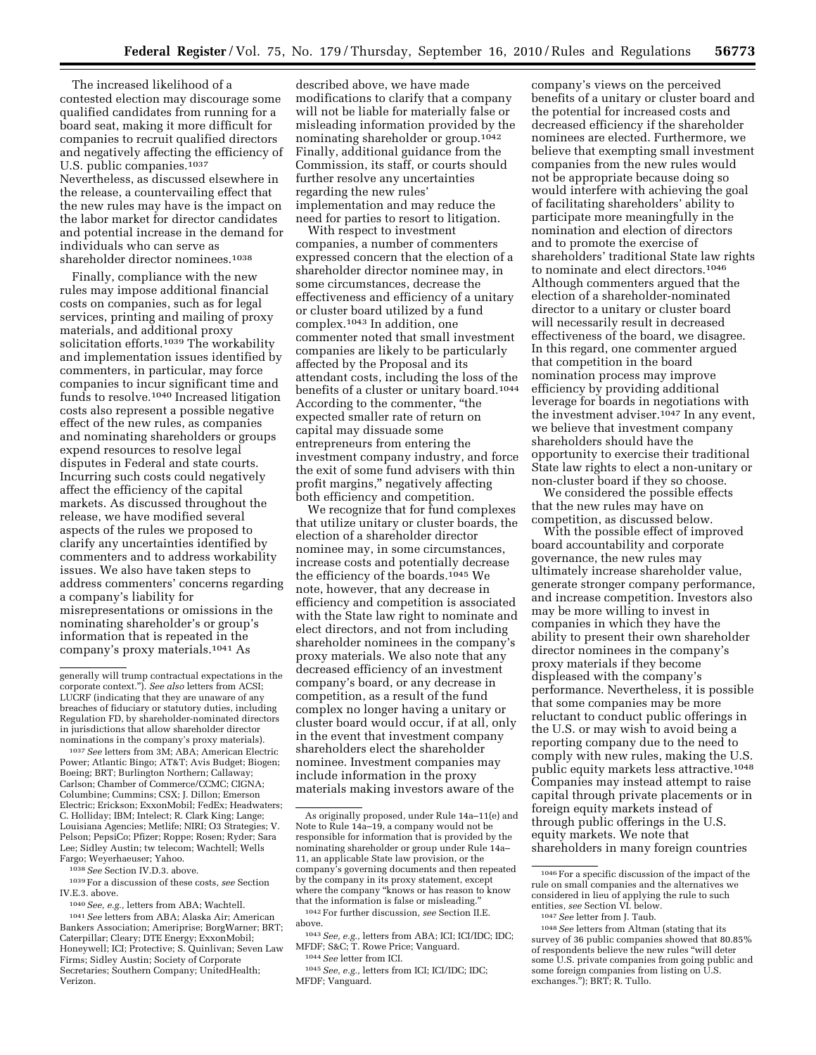The increased likelihood of a contested election may discourage some qualified candidates from running for a board seat, making it more difficult for companies to recruit qualified directors and negatively affecting the efficiency of U.S. public companies.[1037] Nevertheless, as discussed elsewhere in the release, a countervailing effect that the new rules may have is the impact on the labor market for director candidates and potential increase in the demand for individuals who can serve as shareholder director nominees.[1038]

Finally, compliance with the new rules may impose additional financial costs on companies, such as for legal services, printing and mailing of proxy materials, and additional proxy solicitation efforts.[1039] The workability and implementation issues identified by commenters, in particular, may force companies to incur significant time and funds to resolve.[1040] Increased litigation costs also represent a possible negative effect of the new rules, as companies and nominating shareholders or groups expend resources to resolve legal disputes in Federal and state courts. Incurring such costs could negatively affect the efficiency of the capital markets. As discussed throughout the release, we have modified several aspects of the rules we proposed to clarify any uncertainties identified by commenters and to address workability issues. We also have taken steps to address commenters' concerns regarding a company's liability for misrepresentations or omissions in the nominating shareholder's or group's information that is repeated in the company's proxy materials.[1041] As described above, we have made modifications to clarify that a company will not be liable for materially false or misleading information provided by the nominating shareholder or group.[1042] Finally, additional guidance from the Commission, its staff, or courts should further resolve any uncertainties regarding the new rules' implementation and may reduce the need for parties to resort to litigation.

With respect to investment companies, a number of commenters expressed concern that the election of a shareholder director nominee may, in some circumstances, decrease the effectiveness and efficiency of a unitary or cluster board utilized by a fund complex.[1043] In addition, one commenter noted that small investment companies are likely to be particularly affected by the Proposal and its attendant costs, including the loss of the benefits of a cluster or unitary board.[1044] According to the commenter, "the expected smaller rate of return on capital may dissuade some entrepreneurs from entering the investment company industry, and force the exit of some fund advisers with thin profit margins," negatively affecting both efficiency and competition.

We recognize that for fund complexes that utilize unitary or cluster boards, the election of a shareholder director nominee may, in some circumstances, increase costs and potentially decrease the efficiency of the boards.[1045] We note, however, that any decrease in efficiency and competition is associated with the State law right to nominate and elect directors, and not from including shareholder nominees in the company's proxy materials. We also note that any decreased efficiency of an investment company's board, or any decrease in competition, as a result of the fund complex no longer having a unitary or cluster board would occur, if at all, only in the event that investment company shareholders elect the shareholder nominee. Investment companies may include information in the proxy materials making investors aware of the company's views on the perceived benefits of a unitary or cluster board and the potential for increased costs and decreased efficiency if the shareholder nominees are elected. Furthermore, we believe that exempting small investment companies from the new rules would not be appropriate because doing so would interfere with achieving the goal of facilitating shareholders' ability to participate more meaningfully in the nomination and election of directors and to promote the exercise of shareholders' traditional State law rights to nominate and elect directors.[1046] Although commenters argued that the election of a shareholder-nominated director to a unitary or cluster board will necessarily result in decreased effectiveness of the board, we disagree. In this regard, one commenter argued that competition in the board nomination process may improve efficiency by providing additional leverage for boards in negotiations with the investment adviser.[1047] In any event, we believe that investment company shareholders should have the opportunity to exercise their traditional State law rights to elect a non-unitary or non-cluster board if they so choose.

We considered the possible effects that the new rules may have on competition, as discussed below.

With the possible effect of improved board accountability and corporate governance, the new rules may ultimately increase shareholder value, generate stronger company performance, and increase competition. Investors also may be more willing to invest in companies in which they have the ability to present their own shareholder director nominees in the company's proxy materials if they become displeased with the company's performance. Nevertheless, it is possible that some companies may be more reluctant to conduct public offerings in the U.S. or may wish to avoid being a reporting company due to the need to comply with new rules, making the U.S. public equity markets less attractive.[1048] Companies may instead attempt to raise capital through private placements or in foreign equity markets instead of through public offerings in the U.S. equity markets. We note that shareholders in many foreign countries

---

generally will trump contractual expectations in the corporate context."). *See also* letters from ACSI; LUCRF (indicating that they are unaware of any breaches of fiduciary or statutory duties, including Regulation FD, by shareholder-nominated directors in jurisdictions that allow shareholder director nominations in the company's proxy materials).

[1037] *See* letters from 3M; ABA; American Electric Power; Atlantic Bingo; AT&T; Avis Budget; Biogen; Boeing; BRT; Burlington Northern; Callaway; Carlson; Chamber of Commerce/CCMC; CIGNA; Columbine; Cummins; CSX; J. Dillon; Emerson Electric; Erickson; ExxonMobil; FedEx; Headwaters; C. Holliday; IBM; Intelect; R. Clark King; Lange; Louisiana Agencies; Metlife; NIRI; O3 Strategies; V. Pelson; PepsiCo; Pfizer; Roppe; Rosen; Ryder; Sara Lee; Sidley Austin; tw telecom; Wachtell; Wells Fargo; Weyerhaeuser; Yahoo.

[1038] *See* Section IV.D.3. above.

[1039] For a discussion of these costs, *see* Section IV.E.3. above.

[1040] *See, e.g.,* letters from ABA; Wachtell.

[1041] *See* letters from ABA; Alaska Air; American Bankers Association; Ameriprise; BorgWarner; BRT; Caterpillar; Cleary; DTE Energy; ExxonMobil; Honeywell; ICI; Protective; S. Quinlivan; Seven Law Firms; Sidley Austin; Society of Corporate Secretaries; Southern Company; UnitedHealth; Verizon.

As originally proposed, under Rule 14a–11(e) and Note to Rule 14a–19, a company would not be responsible for information that is provided by the nominating shareholder or group under Rule 14a–11, an applicable State law provision, or the company's governing documents and then repeated by the company in its proxy statement, except where the company "knows or has reason to know that the information is false or misleading."

[1042] For further discussion, *see* Section II.E. above.

[1043] *See, e.g.,* letters from ABA; ICI; ICI/IDC; IDC; MFDF; S&C; T. Rowe Price; Vanguard.

[1044] *See* letter from ICI.

[1045] *See, e.g.,* letters from ICI; ICI/IDC; IDC; MFDF; Vanguard.

[1046] For a specific discussion of the impact of the rule on small companies and the alternatives we considered in lieu of applying the rule to such entities, *see* Section VI. below.

[1047] *See* letter from J. Taub.

[1048] *See* letters from Altman (stating that its survey of 36 public companies showed that 80.85% of respondents believe the new rules "will deter some U.S. private companies from going public and some foreign companies from listing on U.S. exchanges."); BRT; R. Tullo.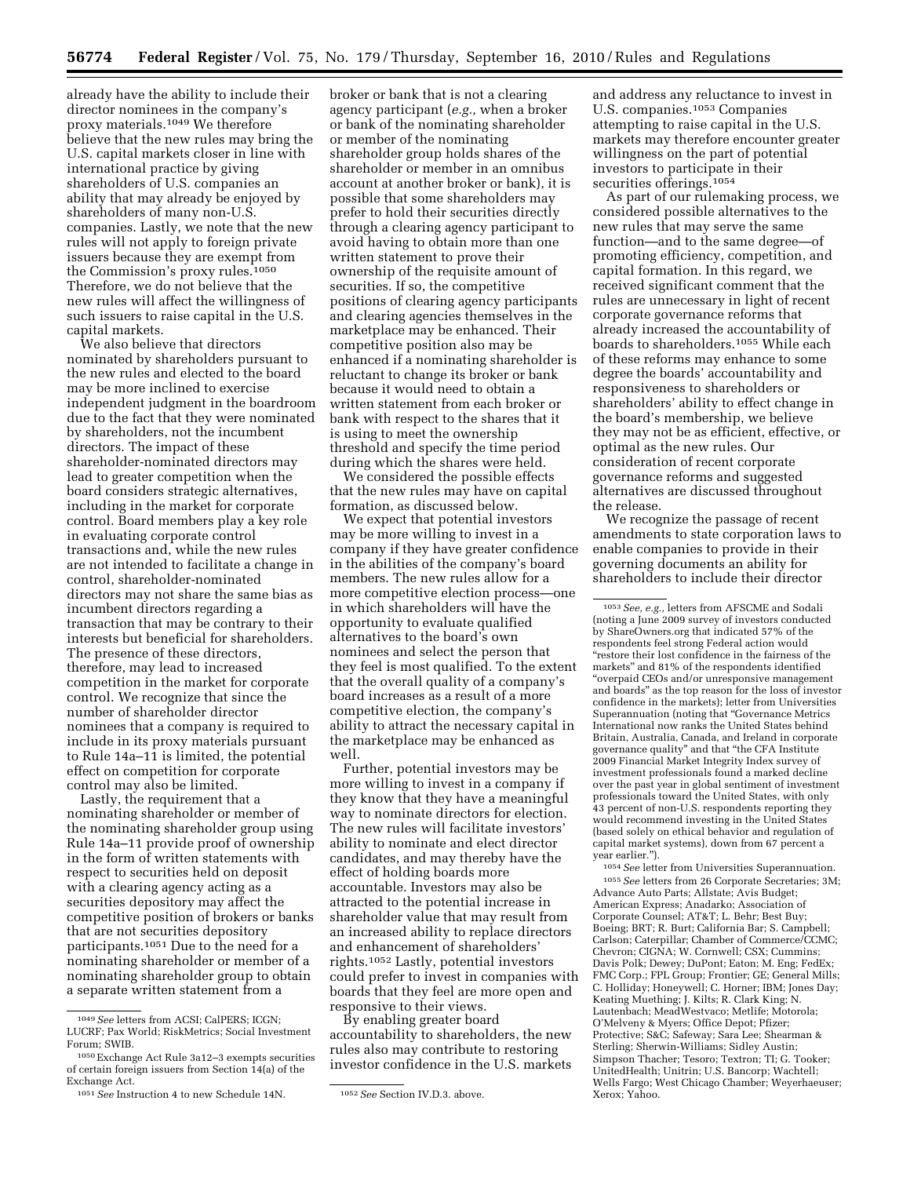already have the ability to include their director nominees in the company's proxy materials.[1049] We therefore believe that the new rules may bring the U.S. capital markets closer in line with international practice by giving shareholders of U.S. companies an ability that may already be enjoyed by shareholders of many non-U.S. companies. Lastly, we note that the new rules will not apply to foreign private issuers because they are exempt from the Commission's proxy rules.[1050] Therefore, we do not believe that the new rules will affect the willingness of such issuers to raise capital in the U.S. capital markets.

We also believe that directors nominated by shareholders pursuant to the new rules and elected to the board may be more inclined to exercise independent judgment in the boardroom due to the fact that they were nominated by shareholders, not the incumbent directors. The impact of these shareholder-nominated directors may lead to greater competition when the board considers strategic alternatives, including in the market for corporate control. Board members play a key role in evaluating corporate control transactions and, while the new rules are not intended to facilitate a change in control, shareholder-nominated directors may not share the same bias as incumbent directors regarding a transaction that may be contrary to their interests but beneficial for shareholders. The presence of these directors, therefore, may lead to increased competition in the market for corporate control. We recognize that since the number of shareholder director nominees that a company is required to include in its proxy materials pursuant to Rule 14a–11 is limited, the potential effect on competition for corporate control may also be limited.

Lastly, the requirement that a nominating shareholder or member of the nominating shareholder group using Rule 14a–11 provide proof of ownership in the form of written statements with respect to securities held on deposit with a clearing agency acting as a securities depository may affect the competitive position of brokers or banks that are not securities depository participants.[1051] Due to the need for a nominating shareholder or member of a nominating shareholder group to obtain a separate written statement from a broker or bank that is not a clearing agency participant (*e.g.,* when a broker or bank of the nominating shareholder or member of the nominating shareholder group holds shares of the shareholder or member in an omnibus account at another broker or bank), it is possible that some shareholders may prefer to hold their securities directly through a clearing agency participant to avoid having to obtain more than one written statement to prove their ownership of the requisite amount of securities. If so, the competitive positions of clearing agency participants and clearing agencies themselves in the marketplace may be enhanced. Their competitive position also may be enhanced if a nominating shareholder is reluctant to change its broker or bank because it would need to obtain a written statement from each broker or bank with respect to the shares that it is using to meet the ownership threshold and specify the time period during which the shares were held.

We considered the possible effects that the new rules may have on capital formation, as discussed below.

We expect that potential investors may be more willing to invest in a company if they have greater confidence in the abilities of the company's board members. The new rules allow for a more competitive election process—one in which shareholders will have the opportunity to evaluate qualified alternatives to the board's own nominees and select the person that they feel is most qualified. To the extent that the overall quality of a company's board increases as a result of a more competitive election, the company's ability to attract the necessary capital in the marketplace may be enhanced as well.

Further, potential investors may be more willing to invest in a company if they know that they have a meaningful way to nominate directors for election. The new rules will facilitate investors' ability to nominate and elect director candidates, and may thereby have the effect of holding boards more accountable. Investors may also be attracted to the potential increase in shareholder value that may result from an increased ability to replace directors and enhancement of shareholders' rights.[1052] Lastly, potential investors could prefer to invest in companies with boards that they feel are more open and responsive to their views.

By enabling greater board accountability to shareholders, the new rules also may contribute to restoring investor confidence in the U.S. markets and address any reluctance to invest in U.S. companies.[1053] Companies attempting to raise capital in the U.S. markets may therefore encounter greater willingness on the part of potential investors to participate in their securities offerings.[1054]

As part of our rulemaking process, we considered possible alternatives to the new rules that may serve the same function—and to the same degree—of promoting efficiency, competition, and capital formation. In this regard, we received significant comment that the rules are unnecessary in light of recent corporate governance reforms that already increased the accountability of boards to shareholders.[1055] While each of these reforms may enhance to some degree the boards' accountability and responsiveness to shareholders or shareholders' ability to effect change in the board's membership, we believe they may not be as efficient, effective, or optimal as the new rules. Our consideration of recent corporate governance reforms and suggested alternatives are discussed throughout the release.

We recognize the passage of recent amendments to state corporation laws to enable companies to provide in their governing documents an ability for shareholders to include their director

---

[1049] *See* letters from ACSI; CalPERS; ICGN; LUCRF; Pax World; RiskMetrics; Social Investment Forum; SWIB.

[1050] Exchange Act Rule 3a12–3 exempts securities of certain foreign issuers from Section 14(a) of the Exchange Act.

[1051] *See* Instruction 4 to new Schedule 14N.

[1052] *See* Section IV.D.3. above.

[1053] *See, e.g.,* letters from AFSCME and Sodali (noting a June 2009 survey of investors conducted by ShareOwners.org that indicated 57% of the respondents feel strong Federal action would "restore their lost confidence in the fairness of the markets" and 81% of the respondents identified "overpaid CEOs and/or unresponsive management and boards" as the top reason for the loss of investor confidence in the markets); letter from Universities Superannuation (noting that "Governance Metrics International now ranks the United States behind Britain, Australia, Canada, and Ireland in corporate governance quality" and that "the CFA Institute 2009 Financial Market Integrity Index survey of investment professionals found a marked decline over the past year in global sentiment of investment professionals toward the United States, with only 43 percent of non-U.S. respondents reporting they would recommend investing in the United States (based solely on ethical behavior and regulation of capital market systems), down from 67 percent a year earlier.").

[1054] *See* letter from Universities Superannuation.

[1055] *See* letters from 26 Corporate Secretaries; 3M; Advance Auto Parts; Allstate; Avis Budget; American Express; Anadarko; Association of Corporate Counsel; AT&T; L. Behr; Best Buy; Boeing; BRT; R. Burt; California Bar; S. Campbell; Carlson; Caterpillar; Chamber of Commerce/CCMC; Chevron; CIGNA; W. Cornwell; CSX; Cummins; Davis Polk; Dewey; DuPont; Eaton; M. Eng; FedEx; FMC Corp.; FPL Group; Frontier; GE; General Mills; C. Holliday; Honeywell; C. Horner; IBM; Jones Day; Keating Muething; J. Kilts; R. Clark King; N. Lautenbach; MeadWestvaco; Metlife; Motorola; O'Melveny & Myers; Office Depot; Pfizer; Protective; S&C; Safeway; Sara Lee; Shearman & Sterling; Sherwin-Williams; Sidley Austin; Simpson Thacher; Tesoro; Textron; TI; G. Tooker; UnitedHealth; Unitrin; U.S. Bancorp; Wachtell; Wells Fargo; West Chicago Chamber; Weyerhaeuser; Xerox; Yahoo.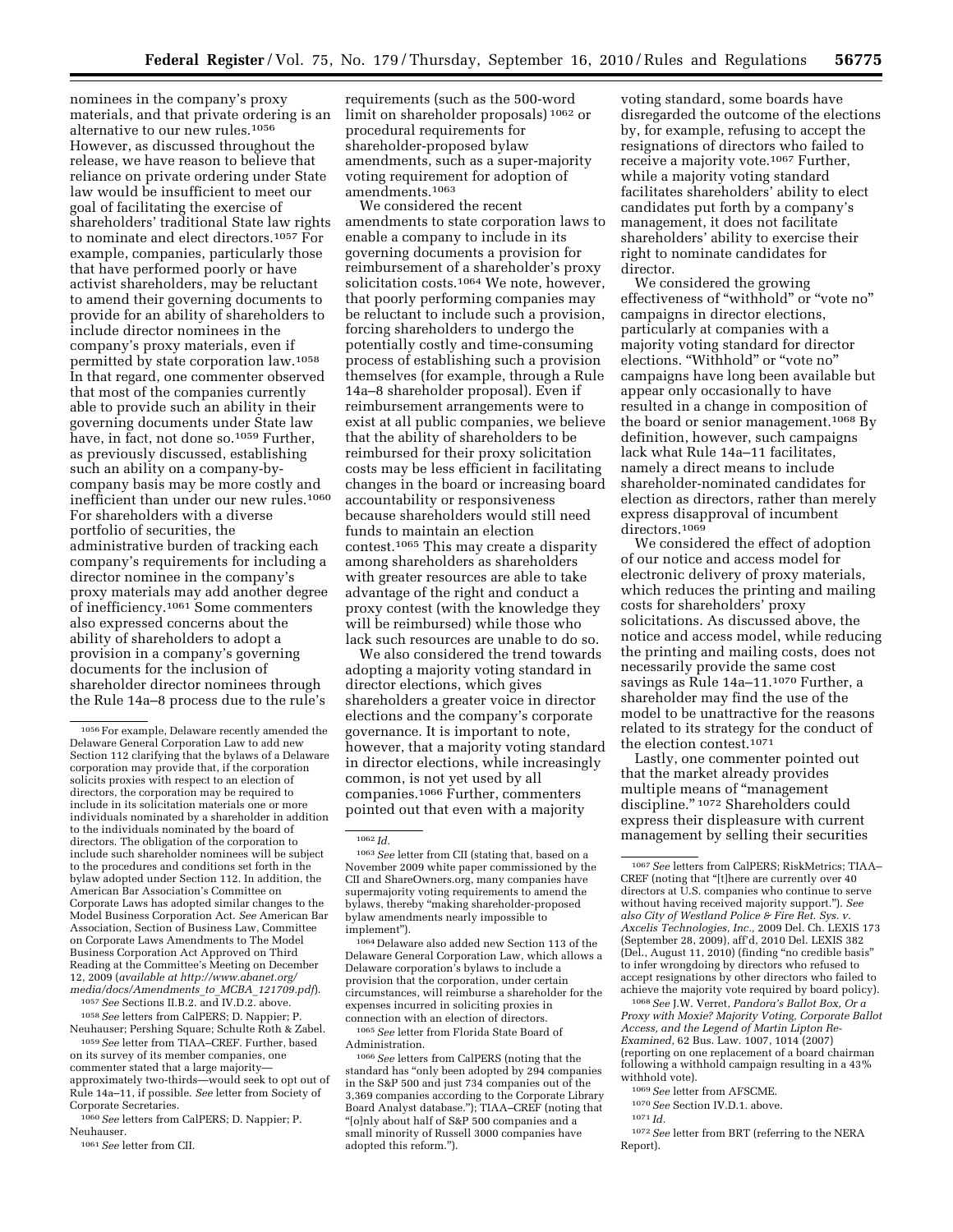nominees in the company's proxy materials, and that private ordering is an alternative to our new rules.[1056] However, as discussed throughout the release, we have reason to believe that reliance on private ordering under State law would be insufficient to meet our goal of facilitating the exercise of shareholders' traditional State law rights to nominate and elect directors.[1057] For example, companies, particularly those that have performed poorly or have activist shareholders, may be reluctant to amend their governing documents to provide for an ability of shareholders to include director nominees in the company's proxy materials, even if permitted by state corporation law.[1058] In that regard, one commenter observed that most of the companies currently able to provide such an ability in their governing documents under State law have, in fact, not done so.[1059] Further, as previously discussed, establishing such an ability on a company-by-company basis may be more costly and inefficient than under our new rules.[1060] For shareholders with a diverse portfolio of securities, the administrative burden of tracking each company's requirements for including a director nominee in the company's proxy materials may add another degree of inefficiency.[1061] Some commenters also expressed concerns about the ability of shareholders to adopt a provision in a company's governing documents for the inclusion of shareholder director nominees through the Rule 14a–8 process due to the rule's requirements (such as the 500-word limit on shareholder proposals)[1062] or procedural requirements for shareholder-proposed bylaw amendments, such as a super-majority voting requirement for adoption of amendments.[1063]

We considered the recent amendments to state corporation laws to enable a company to include in its governing documents a provision for reimbursement of a shareholder's proxy solicitation costs.[1064] We note, however, that poorly performing companies may be reluctant to include such a provision, forcing shareholders to undergo the potentially costly and time-consuming process of establishing such a provision themselves (for example, through a Rule 14a–8 shareholder proposal). Even if reimbursement arrangements were to exist at all public companies, we believe that the ability of shareholders to be reimbursed for their proxy solicitation costs may be less efficient in facilitating changes in the board or increasing board accountability or responsiveness because shareholders would still need funds to maintain an election contest.[1065] This may create a disparity among shareholders as shareholders with greater resources are able to take advantage of the right and conduct a proxy contest (with the knowledge they will be reimbursed) while those who lack such resources are unable to do so.

We also considered the trend towards adopting a majority voting standard in director elections, which gives shareholders a greater voice in director elections and the company's corporate governance. It is important to note, however, that a majority voting standard in director elections, while increasingly common, is not yet used by all companies.[1066] Further, commenters pointed out that even with a majority voting standard, some boards have disregarded the outcome of the elections by, for example, refusing to accept the resignations of directors who failed to receive a majority vote.[1067] Further, while a majority voting standard facilitates shareholders' ability to elect candidates put forth by a company's management, it does not facilitate shareholders' ability to exercise their right to nominate candidates for director.

We considered the growing effectiveness of "withhold" or "vote no" campaigns in director elections, particularly at companies with a majority voting standard for director elections. "Withhold" or "vote no" campaigns have long been available but appear only occasionally to have resulted in a change in composition of the board or senior management.[1068] By definition, however, such campaigns lack what Rule 14a–11 facilitates, namely a direct means to include shareholder-nominated candidates for election as directors, rather than merely express disapproval of incumbent directors.[1069]

We considered the effect of adoption of our notice and access model for electronic delivery of proxy materials, which reduces the printing and mailing costs for shareholders' proxy solicitations. As discussed above, the notice and access model, while reducing the printing and mailing costs, does not necessarily provide the same cost savings as Rule 14a–11.[1070] Further, a shareholder may find the use of the model to be unattractive for the reasons related to its strategy for the conduct of the election contest.[1071]

Lastly, one commenter pointed out that the market already provides multiple means of "management discipline."[1072] Shareholders could express their displeasure with current management by selling their securities

---

[1056] For example, Delaware recently amended the Delaware General Corporation Law to add new Section 112 clarifying that the bylaws of a Delaware corporation may provide that, if the corporation solicits proxies with respect to an election of directors, the corporation may be required to include in its solicitation materials one or more individuals nominated by a shareholder in addition to the individuals nominated by the board of directors. The obligation of the corporation to include such shareholder nominees will be subject to the procedures and conditions set forth in the bylaw adopted under Section 112. In addition, the American Bar Association's Committee on Corporate Laws has adopted similar changes to the Model Business Corporation Act. *See* American Bar Association, Section of Business Law, Committee on Corporate Laws Amendments to The Model Business Corporation Act Approved on Third Reading at the Committee's Meeting on December 12, 2009 (*available at http://www.abanet.org/media/docs/Amendments_to_MCBA_121709.pdf*).

[1057] *See* Sections II.B.2. and IV.D.2. above.

[1058] *See* letters from CalPERS; D. Nappier; P. Neuhauser; Pershing Square; Schulte Roth & Zabel.

[1059] *See* letter from TIAA–CREF. Further, based on its survey of its member companies, one commenter stated that a large majority—approximately two-thirds—would seek to opt out of Rule 14a–11, if possible. *See* letter from Society of Corporate Secretaries.

[1060] *See* letters from CalPERS; D. Nappier; P. Neuhauser.

[1061] *See* letter from CII.

[1062] *Id.*

[1063] *See* letter from CII (stating that, based on a November 2009 white paper commissioned by the CII and ShareOwners.org, many companies have supermajority voting requirements to amend the bylaws, thereby "making shareholder-proposed bylaw amendments nearly impossible to implement").

[1064] Delaware also added new Section 113 of the Delaware General Corporation Law, which allows a Delaware corporation's bylaws to include a provision that the corporation, under certain circumstances, will reimburse a shareholder for the expenses incurred in soliciting proxies in connection with an election of directors.

[1065] *See* letter from Florida State Board of Administration.

[1066] *See* letters from CalPERS (noting that the standard has "only been adopted by 294 companies in the S&P 500 and just 734 companies out of the 3,369 companies according to the Corporate Library Board Analyst database."); TIAA–CREF (noting that "[o]nly about half of S&P 500 companies and a small minority of Russell 3000 companies have adopted this reform.").

[1067] *See* letters from CalPERS; RiskMetrics; TIAA–CREF (noting that "[t]here are currently over 40 directors at U.S. companies who continue to serve without having received majority support."). *See also City of Westland Police & Fire Ret. Sys. v. Axcelis Technologies, Inc.*, 2009 Del. Ch. LEXIS 173 (September 28, 2009), aff'd, 2010 Del. LEXIS 382 (Del., August 11, 2010) (finding "no credible basis" to infer wrongdoing by directors who refused to accept resignations by other directors who failed to achieve the majority vote required by board policy).

[1068] *See* J.W. Verret, *Pandora's Ballot Box, Or a Proxy with Moxie? Majority Voting, Corporate Ballot Access, and the Legend of Martin Lipton Re-Examined*, 62 Bus. Law. 1007, 1014 (2007) (reporting on one replacement of a board chairman following a withhold campaign resulting in a 43% withhold vote).

[1069] *See* letter from AFSCME.

[1070] *See* Section IV.D.1. above.

[1071] *Id.*

[1072] *See* letter from BRT (referring to the NERA Report).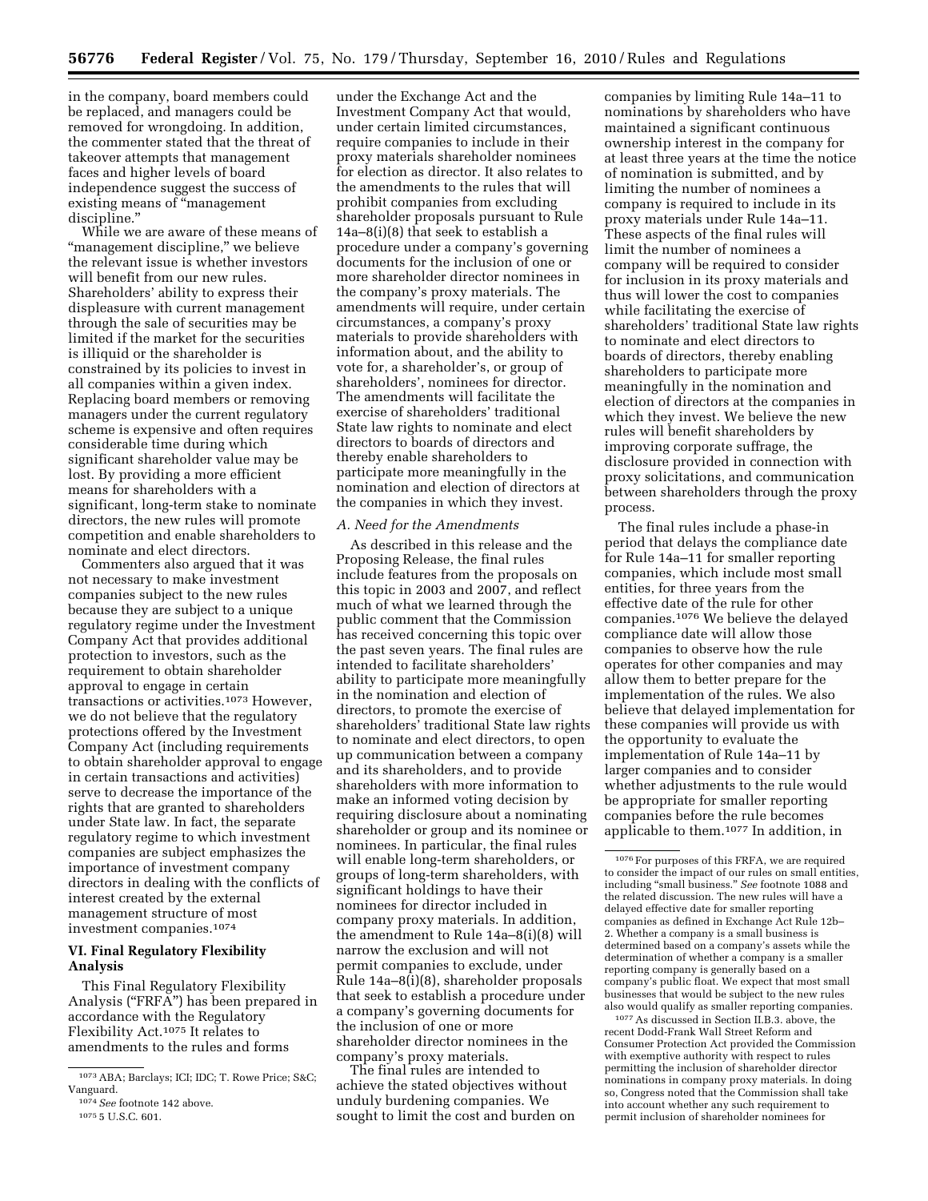in the company, board members could be replaced, and managers could be removed for wrongdoing. In addition, the commenter stated that the threat of takeover attempts that management faces and higher levels of board independence suggest the success of existing means of "management discipline."

While we are aware of these means of "management discipline," we believe the relevant issue is whether investors will benefit from our new rules. Shareholders' ability to express their displeasure with current management through the sale of securities may be limited if the market for the securities is illiquid or the shareholder is constrained by its policies to invest in all companies within a given index. Replacing board members or removing managers under the current regulatory scheme is expensive and often requires considerable time during which significant shareholder value may be lost. By providing a more efficient means for shareholders with a significant, long-term stake to nominate directors, the new rules will promote competition and enable shareholders to nominate and elect directors.

Commenters also argued that it was not necessary to make investment companies subject to the new rules because they are subject to a unique regulatory regime under the Investment Company Act that provides additional protection to investors, such as the requirement to obtain shareholder approval to engage in certain transactions or activities.[1073] However, we do not believe that the regulatory protections offered by the Investment Company Act (including requirements to obtain shareholder approval to engage in certain transactions and activities) serve to decrease the importance of the rights that are granted to shareholders under State law. In fact, the separate regulatory regime to which investment companies are subject emphasizes the importance of investment company directors in dealing with the conflicts of interest created by the external management structure of most investment companies.[1074]

## VI. Final Regulatory Flexibility Analysis

This Final Regulatory Flexibility Analysis ("FRFA") has been prepared in accordance with the Regulatory Flexibility Act.[1075] It relates to amendments to the rules and forms under the Exchange Act and the Investment Company Act that would, under certain limited circumstances, require companies to include in their proxy materials shareholder nominees for election as director. It also relates to the amendments to the rules that will prohibit companies from excluding shareholder proposals pursuant to Rule 14a–8(i)(8) that seek to establish a procedure under a company's governing documents for the inclusion of one or more shareholder director nominees in the company's proxy materials. The amendments will require, under certain circumstances, a company's proxy materials to provide shareholders with information about, and the ability to vote for, a shareholder's, or group of shareholders', nominees for director. The amendments will facilitate the exercise of shareholders' traditional State law rights to nominate and elect directors to boards of directors and thereby enable shareholders to participate more meaningfully in the nomination and election of directors at the companies in which they invest.

### A. Need for the Amendments

As described in this release and the Proposing Release, the final rules include features from the proposals on this topic in 2003 and 2007, and reflect much of what we learned through the public comment that the Commission has received concerning this topic over the past seven years. The final rules are intended to facilitate shareholders' ability to participate more meaningfully in the nomination and election of directors, to promote the exercise of shareholders' traditional State law rights to nominate and elect directors, to open up communication between a company and its shareholders, and to provide shareholders with more information to make an informed voting decision by requiring disclosure about a nominating shareholder or group and its nominee or nominees. In particular, the final rules will enable long-term shareholders, or groups of long-term shareholders, with significant holdings to have their nominees for director included in company proxy materials. In addition, the amendment to Rule 14a–8(i)(8) will narrow the exclusion and will not permit companies to exclude, under Rule 14a–8(i)(8), shareholder proposals that seek to establish a procedure under a company's governing documents for the inclusion of one or more shareholder director nominees in the company's proxy materials.

The final rules are intended to achieve the stated objectives without unduly burdening companies. We sought to limit the cost and burden on companies by limiting Rule 14a–11 to nominations by shareholders who have maintained a significant continuous ownership interest in the company for at least three years at the time the notice of nomination is submitted, and by limiting the number of nominees a company is required to include in its proxy materials under Rule 14a–11. These aspects of the final rules will limit the number of nominees a company will be required to consider for inclusion in its proxy materials and thus will lower the cost to companies while facilitating the exercise of shareholders' traditional State law rights to nominate and elect directors to boards of directors, thereby enabling shareholders to participate more meaningfully in the nomination and election of directors at the companies in which they invest. We believe the new rules will benefit shareholders by improving corporate suffrage, the disclosure provided in connection with proxy solicitations, and communication between shareholders through the proxy process.

The final rules include a phase-in period that delays the compliance date for Rule 14a–11 for smaller reporting companies, which include most small entities, for three years from the effective date of the rule for other companies.[1076] We believe the delayed compliance date will allow those companies to observe how the rule operates for other companies and may allow them to better prepare for the implementation of the rules. We also believe that delayed implementation for these companies will provide us with the opportunity to evaluate the implementation of Rule 14a–11 by larger companies and to consider whether adjustments to the rule would be appropriate for smaller reporting companies before the rule becomes applicable to them.[1077] In addition, in

---

[1073] ABA; Barclays; ICI; IDC; T. Rowe Price; S&C; Vanguard.

[1074] *See* footnote 142 above.

[1075] 5 U.S.C. 601.

[1076] For purposes of this FRFA, we are required to consider the impact of our rules on small entities, including "small business." *See* footnote 1088 and the related discussion. The new rules will have a delayed effective date for smaller reporting companies as defined in Exchange Act Rule 12b–2. Whether a company is a small business is determined based on a company's assets while the determination of whether a company is a smaller reporting company is generally based on a company's public float. We expect that most small businesses that would be subject to the new rules also would qualify as smaller reporting companies.

[1077] As discussed in Section II.B.3. above, the recent Dodd-Frank Wall Street Reform and Consumer Protection Act provided the Commission with exemptive authority with respect to rules permitting the inclusion of shareholder director nominations in company proxy materials. In doing so, Congress noted that the Commission shall take into account whether any such requirement to permit inclusion of shareholder nominees for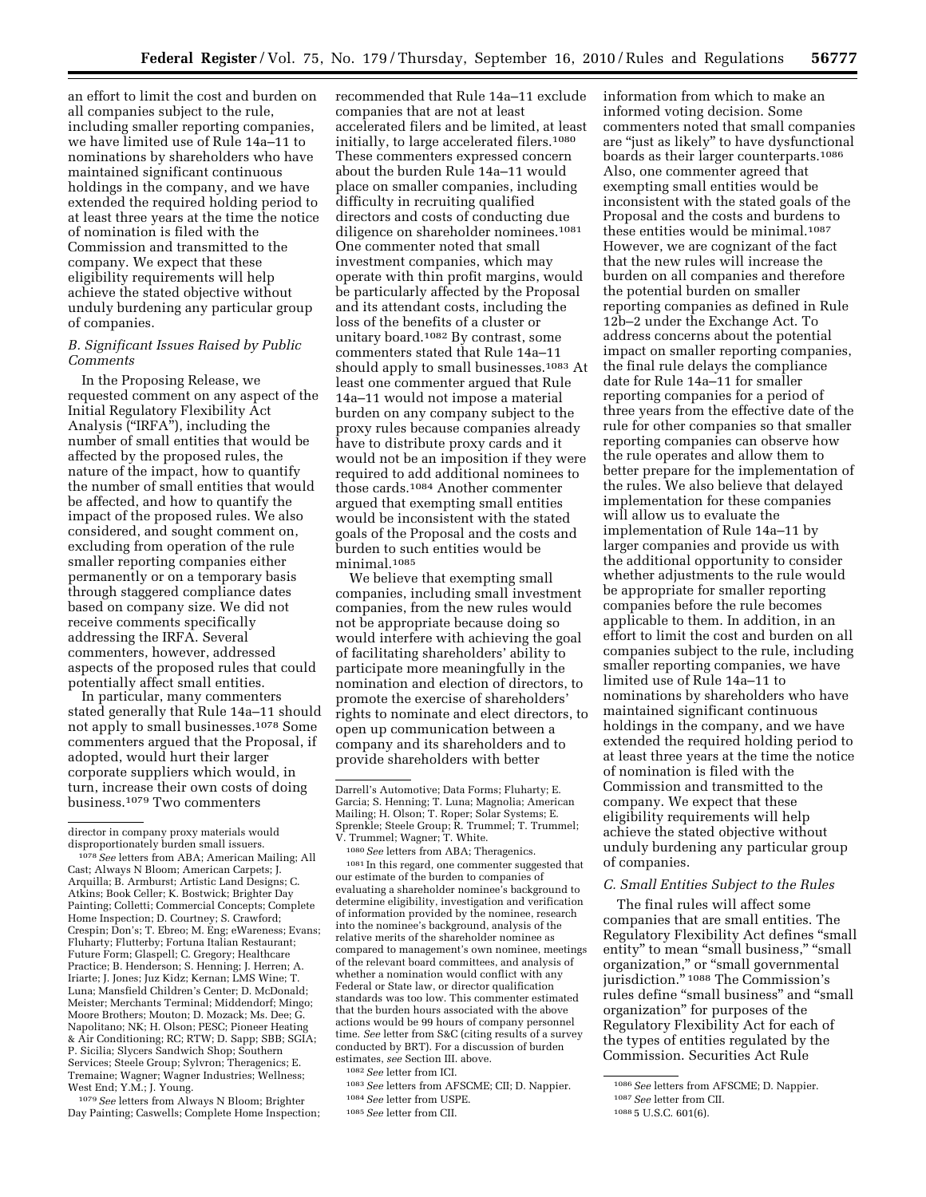an effort to limit the cost and burden on all companies subject to the rule, including smaller reporting companies, we have limited use of Rule 14a–11 to nominations by shareholders who have maintained significant continuous holdings in the company, and we have extended the required holding period to at least three years at the time the notice of nomination is filed with the Commission and transmitted to the company. We expect that these eligibility requirements will help achieve the stated objective without unduly burdening any particular group of companies.

### B. Significant Issues Raised by Public Comments

In the Proposing Release, we requested comment on any aspect of the Initial Regulatory Flexibility Act Analysis ("IRFA"), including the number of small entities that would be affected by the proposed rules, the nature of the impact, how to quantify the number of small entities that would be affected, and how to quantify the impact of the proposed rules. We also considered, and sought comment on, excluding from operation of the rule smaller reporting companies either permanently or on a temporary basis through staggered compliance dates based on company size. We did not receive comments specifically addressing the IRFA. Several commenters, however, addressed aspects of the proposed rules that could potentially affect small entities.

In particular, many commenters stated generally that Rule 14a–11 should not apply to small businesses.[1078] Some commenters argued that the Proposal, if adopted, would hurt their larger corporate suppliers which would, in turn, increase their own costs of doing business.[1079] Two commenters recommended that Rule 14a–11 exclude companies that are not at least accelerated filers and be limited, at least initially, to large accelerated filers.[1080] These commenters expressed concern about the burden Rule 14a–11 would place on smaller companies, including difficulty in recruiting qualified directors and costs of conducting due diligence on shareholder nominees.[1081] One commenter noted that small investment companies, which may operate with thin profit margins, would be particularly affected by the Proposal and its attendant costs, including the loss of the benefits of a cluster or unitary board.[1082] By contrast, some commenters stated that Rule 14a–11 should apply to small businesses.[1083] At least one commenter argued that Rule 14a–11 would not impose a material burden on any company subject to the proxy rules because companies already have to distribute proxy cards and it would not be an imposition if they were required to add additional nominees to those cards.[1084] Another commenter argued that exempting small entities would be inconsistent with the stated goals of the Proposal and the costs and burden to such entities would be minimal.[1085]

We believe that exempting small companies, including small investment companies, from the new rules would not be appropriate because doing so would interfere with achieving the goal of facilitating shareholders' ability to participate more meaningfully in the nomination and election of directors, to promote the exercise of shareholders' rights to nominate and elect directors, to open up communication between a company and its shareholders and to provide shareholders with better information from which to make an informed voting decision. Some commenters noted that small companies are "just as likely" to have dysfunctional boards as their larger counterparts.[1086] Also, one commenter agreed that exempting small entities would be inconsistent with the stated goals of the Proposal and the costs and burdens to these entities would be minimal.[1087] However, we are cognizant of the fact that the new rules will increase the burden on all companies and therefore the potential burden on smaller reporting companies as defined in Rule 12b–2 under the Exchange Act. To address concerns about the potential impact on smaller reporting companies, the final rule delays the compliance date for Rule 14a–11 for smaller reporting companies for a period of three years from the effective date of the rule for other companies so that smaller reporting companies can observe how the rule operates and allow them to better prepare for the implementation of the rules. We also believe that delayed implementation for these companies will allow us to evaluate the implementation of Rule 14a–11 by larger companies and provide us with the additional opportunity to consider whether adjustments to the rule would be appropriate for smaller reporting companies before the rule becomes applicable to them. In addition, in an effort to limit the cost and burden on all companies subject to the rule, including smaller reporting companies, we have limited use of Rule 14a–11 to nominations by shareholders who have maintained significant continuous holdings in the company, and we have extended the required holding period to at least three years at the time the notice of nomination is filed with the Commission and transmitted to the company. We expect that these eligibility requirements will help achieve the stated objective without unduly burdening any particular group of companies.

### C. Small Entities Subject to the Rules

The final rules will affect some companies that are small entities. The Regulatory Flexibility Act defines "small entity" to mean "small business," "small organization," or "small governmental jurisdiction."[1088] The Commission's rules define "small business" and "small organization" for purposes of the Regulatory Flexibility Act for each of the types of entities regulated by the Commission. Securities Act Rule

---

director in company proxy materials would disproportionately burden small issuers.

[1078] *See* letters from ABA; American Mailing; All Cast; Always N Bloom; American Carpets; J. Arquilla; B. Armburst; Artistic Land Designs; C. Atkins; Book Celler; K. Bostwick; Brighter Day Painting; Colletti; Commercial Concepts; Complete Home Inspection; D. Courtney; S. Crawford; Crespin; Don's; T. Ebreo; M. Eng; eWareness; Evans; Fluharty; Flutterby; Fortuna Italian Restaurant; Future Form; Glaspell; C. Gregory; Healthcare Practice; B. Henderson; S. Henning; J. Herren; A. Iriarte; J. Jones; Juz Kidz; Kernan; LMS Wine; T. Luna; Mansfield Children's Center; D. McDonald; Meister; Merchants Terminal; Middendorf; Mingo; Moore Brothers; Mouton; D. Mozack; Ms. Dee; G. Napolitano; NK; H. Olson; PESC; Pioneer Heating & Air Conditioning; RC; RTW; D. Sapp; SBB; SGIA; P. Sicilia; Slycers Sandwich Shop; Southern Services; Steele Group; Sylvron; Theragenics; E. Tremaine; Wagner; Wagner Industries; Wellness; West End; Y.M.; J. Young.

[1079] *See* letters from Always N Bloom; Brighter Day Painting; Caswells; Complete Home Inspection; Darrell's Automotive; Data Forms; Fluharty; E. Garcia; S. Henning; T. Luna; Magnolia; American Mailing; H. Olson; T. Roper; Solar Systems; E. Sprenkle; Steele Group; R. Trummel; T. Trummel; V. Trummel; Wagner; T. White.

[1080] *See* letters from ABA; Theragenics.

[1081] In this regard, one commenter suggested that our estimate of the burden to companies of evaluating a shareholder nominee's background to determine eligibility, investigation and verification of information provided by the nominee, research into the nominee's background, analysis of the relative merits of the shareholder nominee as compared to management's own nominee, meetings of the relevant board committees, and analysis of whether a nomination would conflict with any Federal or State law, or director qualification standards was too low. This commenter estimated that the burden hours associated with the above actions would be 99 hours of company personnel time. *See* letter from S&C (citing results of a survey conducted by BRT). For a discussion of burden estimates, *see* Section III. above.

[1082] *See* letter from ICI.

[1083] *See* letters from AFSCME; CII; D. Nappier.

[1084] *See* letter from USPE.

[1085] *See* letter from CII.

[1086] *See* letters from AFSCME; D. Nappier.

[1087] *See* letter from CII.

[1088] 5 U.S.C. 601(6).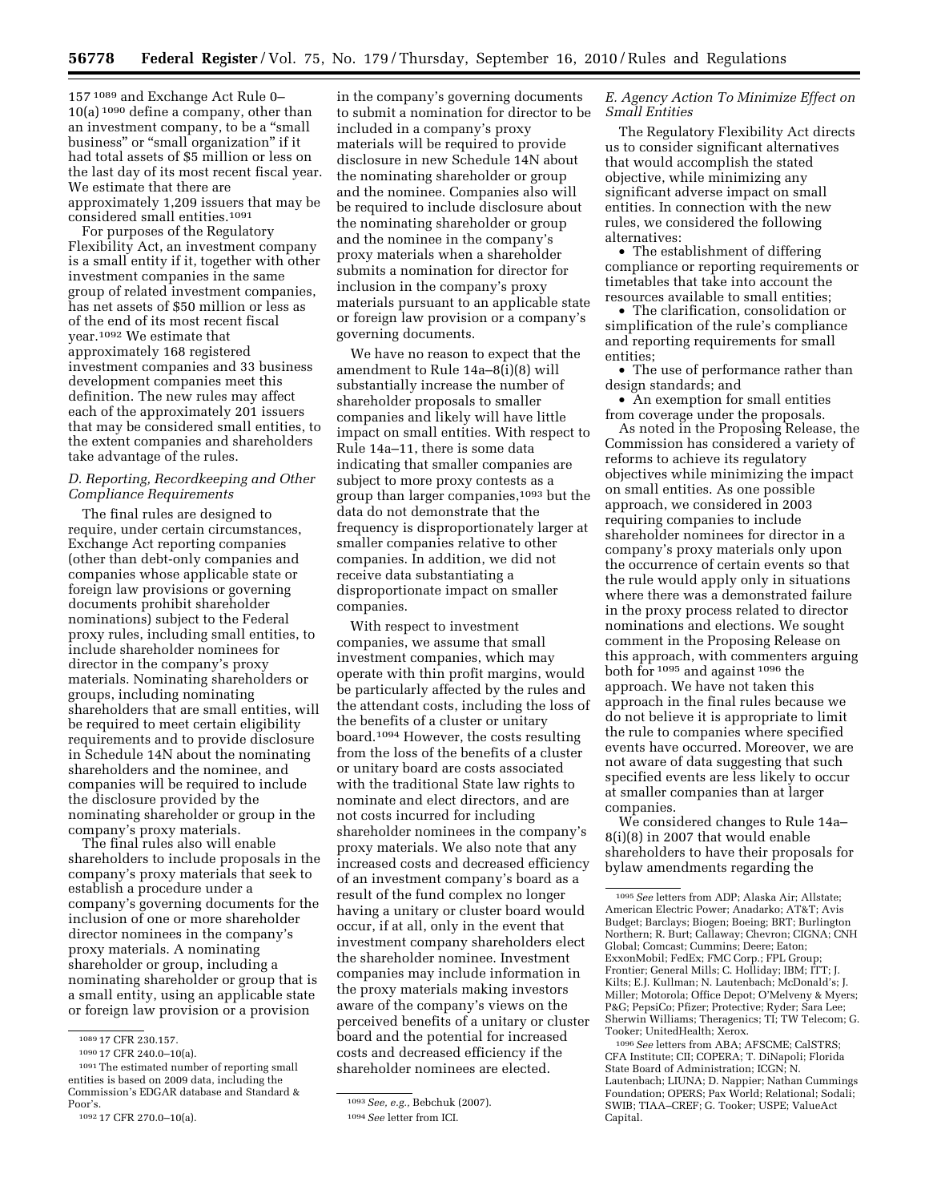157 [1089] and Exchange Act Rule 0–10(a) [1090] define a company, other than an investment company, to be a "small business" or "small organization" if it had total assets of $5 million or less on the last day of its most recent fiscal year. We estimate that there are approximately 1,209 issuers that may be considered small entities.[1091]

For purposes of the Regulatory Flexibility Act, an investment company is a small entity if it, together with other investment companies in the same group of related investment companies, has net assets of $50 million or less as of the end of its most recent fiscal year.[1092] We estimate that approximately 168 registered investment companies and 33 business development companies meet this definition. The new rules may affect each of the approximately 201 issuers that may be considered small entities, to the extent companies and shareholders take advantage of the rules.

### D. Reporting, Recordkeeping and Other Compliance Requirements

The final rules are designed to require, under certain circumstances, Exchange Act reporting companies (other than debt-only companies and companies whose applicable state or foreign law provisions or governing documents prohibit shareholder nominations) subject to the Federal proxy rules, including small entities, to include shareholder nominees for director in the company's proxy materials. Nominating shareholders or groups, including nominating shareholders that are small entities, will be required to meet certain eligibility requirements and to provide disclosure in Schedule 14N about the nominating shareholders and the nominee, and companies will be required to include the disclosure provided by the nominating shareholder or group in the company's proxy materials.

The final rules also will enable shareholders to include proposals in the company's proxy materials that seek to establish a procedure under a company's governing documents for the inclusion of one or more shareholder director nominees in the company's proxy materials. A nominating shareholder or group, including a nominating shareholder or group that is a small entity, using an applicable state or foreign law provision or a provision in the company's governing documents to submit a nomination for director to be included in a company's proxy materials will be required to provide disclosure in new Schedule 14N about the nominating shareholder or group and the nominee. Companies also will be required to include disclosure about the nominating shareholder or group and the nominee in the company's proxy materials when a shareholder submits a nomination for director for inclusion in the company's proxy materials pursuant to an applicable state or foreign law provision or a company's governing documents.

We have no reason to expect that the amendment to Rule 14a–8(i)(8) will substantially increase the number of shareholder proposals to smaller companies and likely will have little impact on small entities. With respect to Rule 14a–11, there is some data indicating that smaller companies are subject to more proxy contests as a group than larger companies,[1093] but the data do not demonstrate that the frequency is disproportionately larger at smaller companies relative to other companies. In addition, we did not receive data substantiating a disproportionate impact on smaller companies.

With respect to investment companies, we assume that small investment companies, which may operate with thin profit margins, would be particularly affected by the rules and the attendant costs, including the loss of the benefits of a cluster or unitary board.[1094] However, the costs resulting from the loss of the benefits of a cluster or unitary board are costs associated with the traditional State law rights to nominate and elect directors, and are not costs incurred for including shareholder nominees in the company's proxy materials. We also note that any increased costs and decreased efficiency of an investment company's board as a result of the fund complex no longer having a unitary or cluster board would occur, if at all, only in the event that investment company shareholders elect the shareholder nominee. Investment companies may include information in the proxy materials making investors aware of the company's views on the perceived benefits of a unitary or cluster board and the potential for increased costs and decreased efficiency if the shareholder nominees are elected.

### E. Agency Action To Minimize Effect on Small Entities

The Regulatory Flexibility Act directs us to consider significant alternatives that would accomplish the stated objective, while minimizing any significant adverse impact on small entities. In connection with the new rules, we considered the following alternatives:

- The establishment of differing compliance or reporting requirements or timetables that take into account the resources available to small entities;
- The clarification, consolidation or simplification of the rule's compliance and reporting requirements for small entities;
- The use of performance rather than design standards; and
- An exemption for small entities from coverage under the proposals.

As noted in the Proposing Release, the Commission has considered a variety of reforms to achieve its regulatory objectives while minimizing the impact on small entities. As one possible approach, we considered in 2003 requiring companies to include shareholder nominees for director in a company's proxy materials only upon the occurrence of certain events so that the rule would apply only in situations where there was a demonstrated failure in the proxy process related to director nominations and elections. We sought comment in the Proposing Release on this approach, with commenters arguing both for [1095] and against [1096] the approach. We have not taken this approach in the final rules because we do not believe it is appropriate to limit the rule to companies where specified events have occurred. Moreover, we are not aware of data suggesting that such specified events are less likely to occur at smaller companies than at larger companies.

We considered changes to Rule 14a–8(i)(8) in 2007 that would enable shareholders to have their proposals for bylaw amendments regarding the

---

[1089] 17 CFR 230.157.

[1090] 17 CFR 240.0–10(a).

[1091] The estimated number of reporting small entities is based on 2009 data, including the Commission's EDGAR database and Standard & Poor's.

[1092] 17 CFR 270.0–10(a).

[1093] *See, e.g.,* Bebchuk (2007).

[1094] *See* letter from ICI.

[1095] *See* letters from ADP; Alaska Air; Allstate; American Electric Power; Anadarko; AT&T; Avis Budget; Barclays; Biogen; Boeing; BRT; Burlington Northern; R. Burt; Callaway; Chevron; CIGNA; CNH Global; Comcast; Cummins; Deere; Eaton; ExxonMobil; FedEx; FMC Corp.; FPL Group; Frontier; General Mills; C. Holliday; IBM; ITT; J. Kilts; E.J. Kullman; N. Lautenbach; McDonald's; J. Miller; Motorola; Office Depot; O'Melveny & Myers; P&G; PepsiCo; Pfizer; Protective; Ryder; Sara Lee; Sherwin Williams; Theragenics; TI; TW Telecom; G. Tooker; UnitedHealth; Xerox.

[1096] *See* letters from ABA; AFSCME; CalSTRS; CFA Institute; CII; COPERA; T. DiNapoli; Florida State Board of Administration; ICGN; N. Lautenbach; LIUNA; D. Nappier; Nathan Cummings Foundation; OPERS; Pax World; Relational; Sodali; SWIB; TIAA–CREF; G. Tooker; USPE; ValueAct Capital.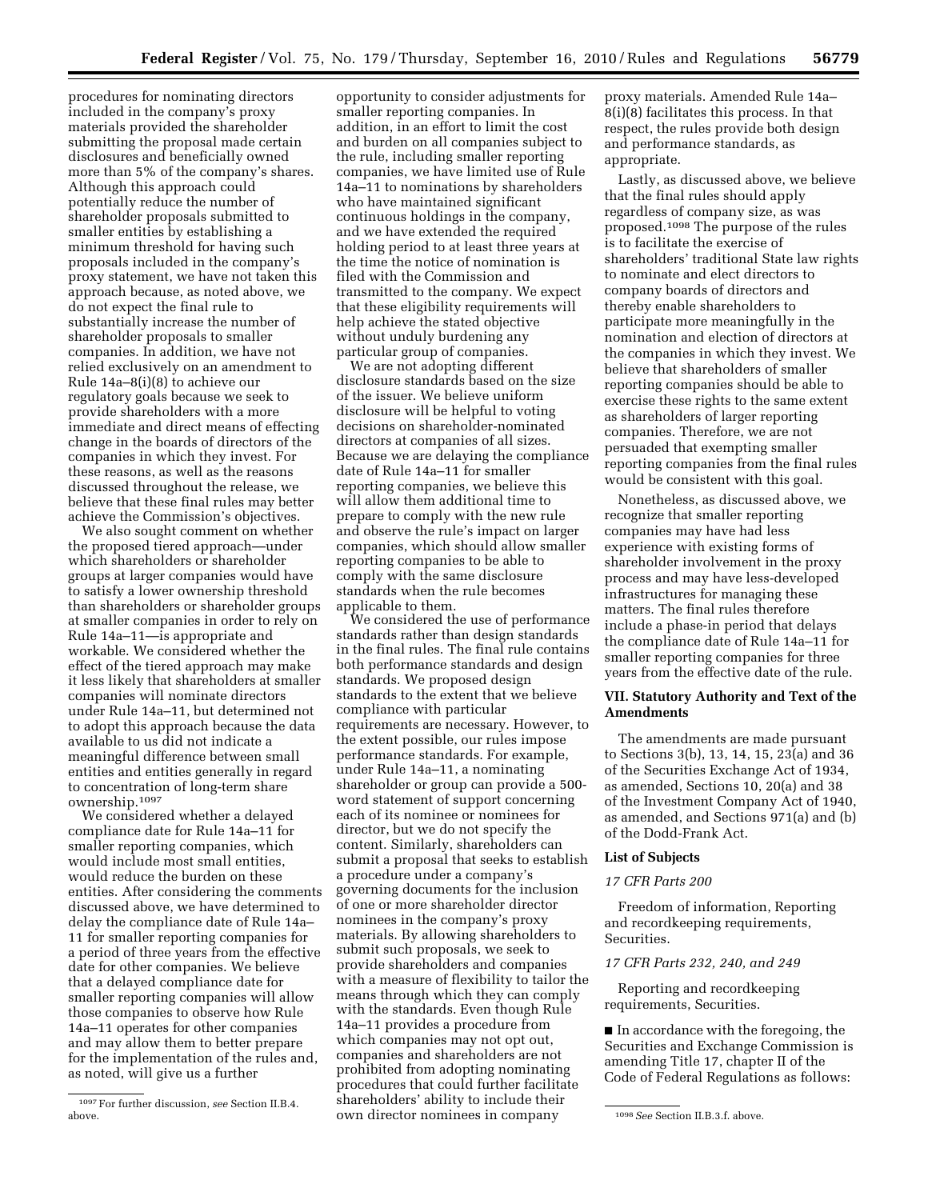procedures for nominating directors included in the company's proxy materials provided the shareholder submitting the proposal made certain disclosures and beneficially owned more than 5% of the company's shares. Although this approach could potentially reduce the number of shareholder proposals submitted to smaller entities by establishing a minimum threshold for having such proposals included in the company's proxy statement, we have not taken this approach because, as noted above, we do not expect the final rule to substantially increase the number of shareholder proposals to smaller companies. In addition, we have not relied exclusively on an amendment to Rule 14a–8(i)(8) to achieve our regulatory goals because we seek to provide shareholders with a more immediate and direct means of effecting change in the boards of directors of the companies in which they invest. For these reasons, as well as the reasons discussed throughout the release, we believe that these final rules may better achieve the Commission's objectives.

We also sought comment on whether the proposed tiered approach—under which shareholders or shareholder groups at larger companies would have to satisfy a lower ownership threshold than shareholders or shareholder groups at smaller companies in order to rely on Rule 14a–11—is appropriate and workable. We considered whether the effect of the tiered approach may make it less likely that shareholders at smaller companies will nominate directors under Rule 14a–11, but determined not to adopt this approach because the data available to us did not indicate a meaningful difference between small entities and entities generally in regard to concentration of long-term share ownership.[1097]

We considered whether a delayed compliance date for Rule 14a–11 for smaller reporting companies, which would include most small entities, would reduce the burden on these entities. After considering the comments discussed above, we have determined to delay the compliance date of Rule 14a–11 for smaller reporting companies for a period of three years from the effective date for other companies. We believe that a delayed compliance date for smaller reporting companies will allow those companies to observe how Rule 14a–11 operates for other companies and may allow them to better prepare for the implementation of the rules and, as noted, will give us a further opportunity to consider adjustments for smaller reporting companies. In addition, in an effort to limit the cost and burden on all companies subject to the rule, including smaller reporting companies, we have limited use of Rule 14a–11 to nominations by shareholders who have maintained significant continuous holdings in the company, and we have extended the required holding period to at least three years at the time the notice of nomination is filed with the Commission and transmitted to the company. We expect that these eligibility requirements will help achieve the stated objective without unduly burdening any particular group of companies.

We are not adopting different disclosure standards based on the size of the issuer. We believe uniform disclosure will be helpful to voting decisions on shareholder-nominated directors at companies of all sizes. Because we are delaying the compliance date of Rule 14a–11 for smaller reporting companies, we believe this will allow them additional time to prepare to comply with the new rule and observe the rule's impact on larger companies, which should allow smaller reporting companies to be able to comply with the same disclosure standards when the rule becomes applicable to them.

We considered the use of performance standards rather than design standards in the final rules. The final rule contains both performance standards and design standards. We proposed design standards to the extent that we believe compliance with particular requirements are necessary. However, to the extent possible, our rules impose performance standards. For example, under Rule 14a–11, a nominating shareholder or group can provide a 500-word statement of support concerning each of its nominee or nominees for director, but we do not specify the content. Similarly, shareholders can submit a proposal that seeks to establish a procedure under a company's governing documents for the inclusion of one or more shareholder director nominees in the company's proxy materials. By allowing shareholders to submit such proposals, we seek to provide shareholders and companies with a measure of flexibility to tailor the means through which they can comply with the standards. Even though Rule 14a–11 provides a procedure from which companies may not opt out, companies and shareholders are not prohibited from adopting nominating procedures that could further facilitate shareholders' ability to include their own director nominees in company proxy materials. Amended Rule 14a–8(i)(8) facilitates this process. In that respect, the rules provide both design and performance standards, as appropriate.

Lastly, as discussed above, we believe that the final rules should apply regardless of company size, as was proposed.[1098] The purpose of the rules is to facilitate the exercise of shareholders' traditional State law rights to nominate and elect directors to company boards of directors and thereby enable shareholders to participate more meaningfully in the nomination and election of directors at the companies in which they invest. We believe that shareholders of smaller reporting companies should be able to exercise these rights to the same extent as shareholders of larger reporting companies. Therefore, we are not persuaded that exempting smaller reporting companies from the final rules would be consistent with this goal.

Nonetheless, as discussed above, we recognize that smaller reporting companies may have had less experience with existing forms of shareholder involvement in the proxy process and may have less-developed infrastructures for managing these matters. The final rules therefore include a phase-in period that delays the compliance date of Rule 14a–11 for smaller reporting companies for three years from the effective date of the rule.

## VII. Statutory Authority and Text of the Amendments

The amendments are made pursuant to Sections 3(b), 13, 14, 15, 23(a) and 36 of the Securities Exchange Act of 1934, as amended, Sections 10, 20(a) and 38 of the Investment Company Act of 1940, as amended, and Sections 971(a) and (b) of the Dodd-Frank Act.

### List of Subjects

*17 CFR Parts 200*

Freedom of information, Reporting and recordkeeping requirements, Securities.

*17 CFR Parts 232, 240, and 249*

Reporting and recordkeeping requirements, Securities.

■ In accordance with the foregoing, the Securities and Exchange Commission is amending Title 17, chapter II of the Code of Federal Regulations as follows:

---

[1097] For further discussion, *see* Section II.B.4. above.

[1098] *See* Section II.B.3.f. above.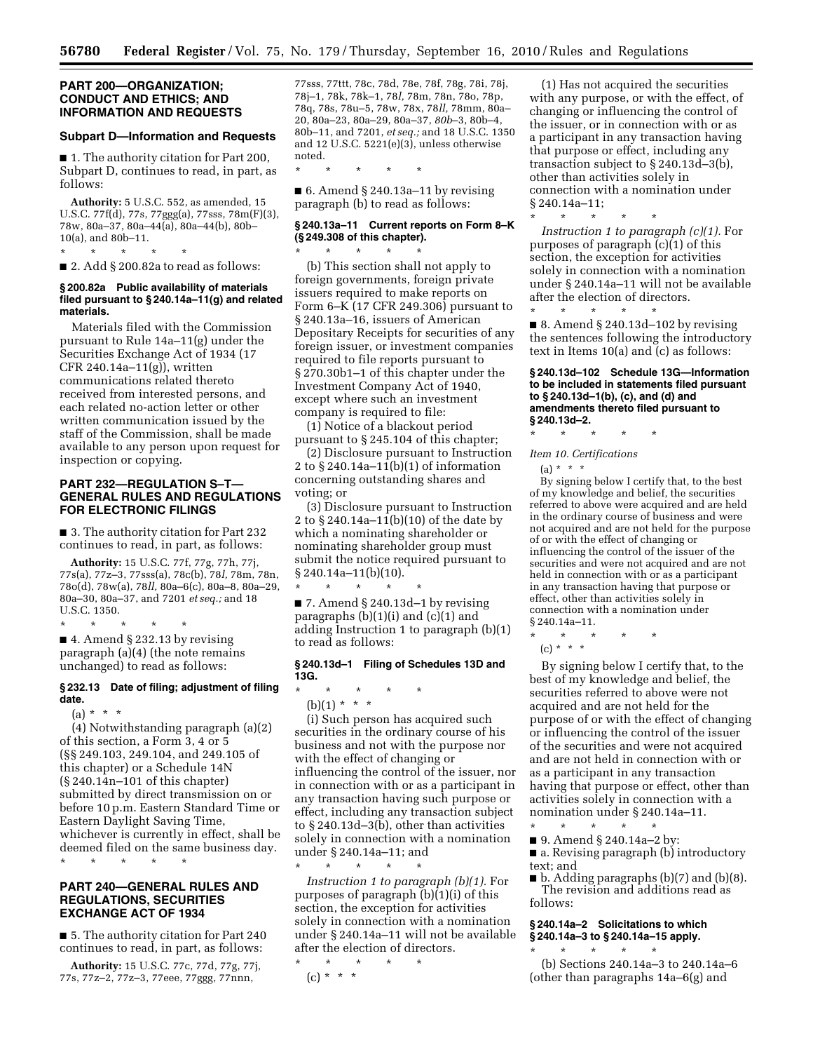## PART 200—ORGANIZATION; CONDUCT AND ETHICS; AND INFORMATION AND REQUESTS

### Subpart D—Information and Requests

■ 1. The authority citation for Part 200, Subpart D, continues to read, in part, as follows:

**Authority:** 5 U.S.C. 552, as amended, 15 U.S.C. 77f(d), 77s, 77ggg(a), 77sss, 78m(F)(3), 78w, 80a–37, 80a–44(a), 80a–44(b), 80b–10(a), and 80b–11.

\* \* \* \* \*

■ 2. Add § 200.82a to read as follows:

#### § 200.82a Public availability of materials filed pursuant to § 240.14a–11(g) and related materials.

Materials filed with the Commission pursuant to Rule 14a–11(g) under the Securities Exchange Act of 1934 (17 CFR 240.14a–11(g)), written communications related thereto received from interested persons, and each related no-action letter or other written communication issued by the staff of the Commission, shall be made available to any person upon request for inspection or copying.

## PART 232—REGULATION S–T—GENERAL RULES AND REGULATIONS FOR ELECTRONIC FILINGS

■ 3. The authority citation for Part 232 continues to read, in part, as follows:

**Authority:** 15 U.S.C. 77f, 77g, 77h, 77j, 77s(a), 77z–3, 77sss(a), 78c(b), 78*l*, 78m, 78n, 78o(d), 78w(a), 78*ll*, 80a–6(c), 80a–8, 80a–29, 80a–30, 80a–37, and 7201 *et seq.;* and 18 U.S.C. 1350.

\* \* \* \* \*

■ 4. Amend § 232.13 by revising paragraph (a)(4) (the note remains unchanged) to read as follows:

#### § 232.13 Date of filing; adjustment of filing date.

(a) \* \* \*

(4) Notwithstanding paragraph (a)(2) of this section, a Form 3, 4 or 5 (§§ 249.103, 249.104, and 249.105 of this chapter) or a Schedule 14N (§ 240.14n–101 of this chapter) submitted by direct transmission on or before 10 p.m. Eastern Standard Time or Eastern Daylight Saving Time, whichever is currently in effect, shall be deemed filed on the same business day.

\* \* \* \* \*

## PART 240—GENERAL RULES AND REGULATIONS, SECURITIES EXCHANGE ACT OF 1934

■ 5. The authority citation for Part 240 continues to read, in part, as follows:

**Authority:** 15 U.S.C. 77c, 77d, 77g, 77j, 77s, 77z–2, 77z–3, 77eee, 77ggg, 77nnn, 77sss, 77ttt, 78c, 78d, 78e, 78f, 78g, 78i, 78j, 78j–1, 78k, 78k–1, 78*l*, 78m, 78n, 78o, 78p, 78q, 78s, 78u–5, 78w, 78x, 78*ll*, 78mm, 80a–20, 80a–23, 80a–29, 80a–37, *80b*–3, 80b–4, 80b–11, and 7201, *et seq.;* and 18 U.S.C. 1350 and 12 U.S.C. 5221(e)(3), unless otherwise noted.

\* \* \* \* \*

■ 6. Amend § 240.13a–11 by revising paragraph (b) to read as follows:

#### § 240.13a–11 Current reports on Form 8–K (§ 249.308 of this chapter).

\* \* \* \* \*

(b) This section shall not apply to foreign governments, foreign private issuers required to make reports on Form 6–K (17 CFR 249.306) pursuant to § 240.13a–16, issuers of American Depositary Receipts for securities of any foreign issuer, or investment companies required to file reports pursuant to § 270.30b1–1 of this chapter under the Investment Company Act of 1940, except where such an investment company is required to file:

(1) Notice of a blackout period pursuant to § 245.104 of this chapter;

(2) Disclosure pursuant to Instruction 2 to § 240.14a–11(b)(1) of information concerning outstanding shares and voting; or

(3) Disclosure pursuant to Instruction 2 to § 240.14a–11(b)(10) of the date by which a nominating shareholder or nominating shareholder group must submit the notice required pursuant to § 240.14a–11(b)(10).

\* \* \* \* \*

■ 7. Amend § 240.13d–1 by revising paragraphs (b)(1)(i) and (c)(1) and adding Instruction 1 to paragraph (b)(1) to read as follows:

#### § 240.13d–1 Filing of Schedules 13D and 13G.

\* \* \* \* \*

(b)(1) \* \* \*

(i) Such person has acquired such securities in the ordinary course of his business and not with the purpose nor with the effect of changing or influencing the control of the issuer, nor in connection with or as a participant in any transaction having such purpose or effect, including any transaction subject to § 240.13d–3(b), other than activities solely in connection with a nomination under § 240.14a–11; and

\* \* \* \* \*

*Instruction 1 to paragraph (b)(1).* For purposes of paragraph (b)(1)(i) of this section, the exception for activities solely in connection with a nomination under § 240.14a–11 will not be available after the election of directors.

\* \* \* \* \*

(c) \* \* \*

(1) Has not acquired the securities with any purpose, or with the effect, of changing or influencing the control of the issuer, or in connection with or as a participant in any transaction having that purpose or effect, including any transaction subject to § 240.13d–3(b), other than activities solely in connection with a nomination under § 240.14a–11;

\* \* \* \* \*

*Instruction 1 to paragraph (c)(1).* For purposes of paragraph (c)(1) of this section, the exception for activities solely in connection with a nomination under § 240.14a–11 will not be available after the election of directors.

\* \* \* \* \*

■ 8. Amend § 240.13d–102 by revising the sentences following the introductory text in Items 10(a) and (c) as follows:

#### § 240.13d–102 Schedule 13G—Information to be included in statements filed pursuant to § 240.13d–1(b), (c), and (d) and amendments thereto filed pursuant to § 240.13d–2.

\* \* \* \* \*

*Item 10. Certifications*

(a) \* \* \*

By signing below I certify that, to the best of my knowledge and belief, the securities referred to above were acquired and are held in the ordinary course of business and were not acquired and are not held for the purpose of or with the effect of changing or influencing the control of the issuer of the securities and were not acquired and are not held in connection with or as a participant in any transaction having that purpose or effect, other than activities solely in connection with a nomination under § 240.14a–11.

\* \* \* \* \*

(c) \* \* \*

By signing below I certify that, to the best of my knowledge and belief, the securities referred to above were not acquired and are not held for the purpose of or with the effect of changing or influencing the control of the issuer of the securities and were not acquired and are not held in connection with or as a participant in any transaction having that purpose or effect, other than activities solely in connection with a nomination under § 240.14a–11.

\* \* \* \* \*

■ 9. Amend § 240.14a–2 by:

■ a. Revising paragraph (b) introductory text; and

■ b. Adding paragraphs (b)(7) and (b)(8).

The revision and additions read as follows:

#### § 240.14a–2 Solicitations to which § 240.14a–3 to § 240.14a–15 apply.

\* \* \* \* \*

(b) Sections 240.14a–3 to 240.14a–6 (other than paragraphs 14a–6(g) and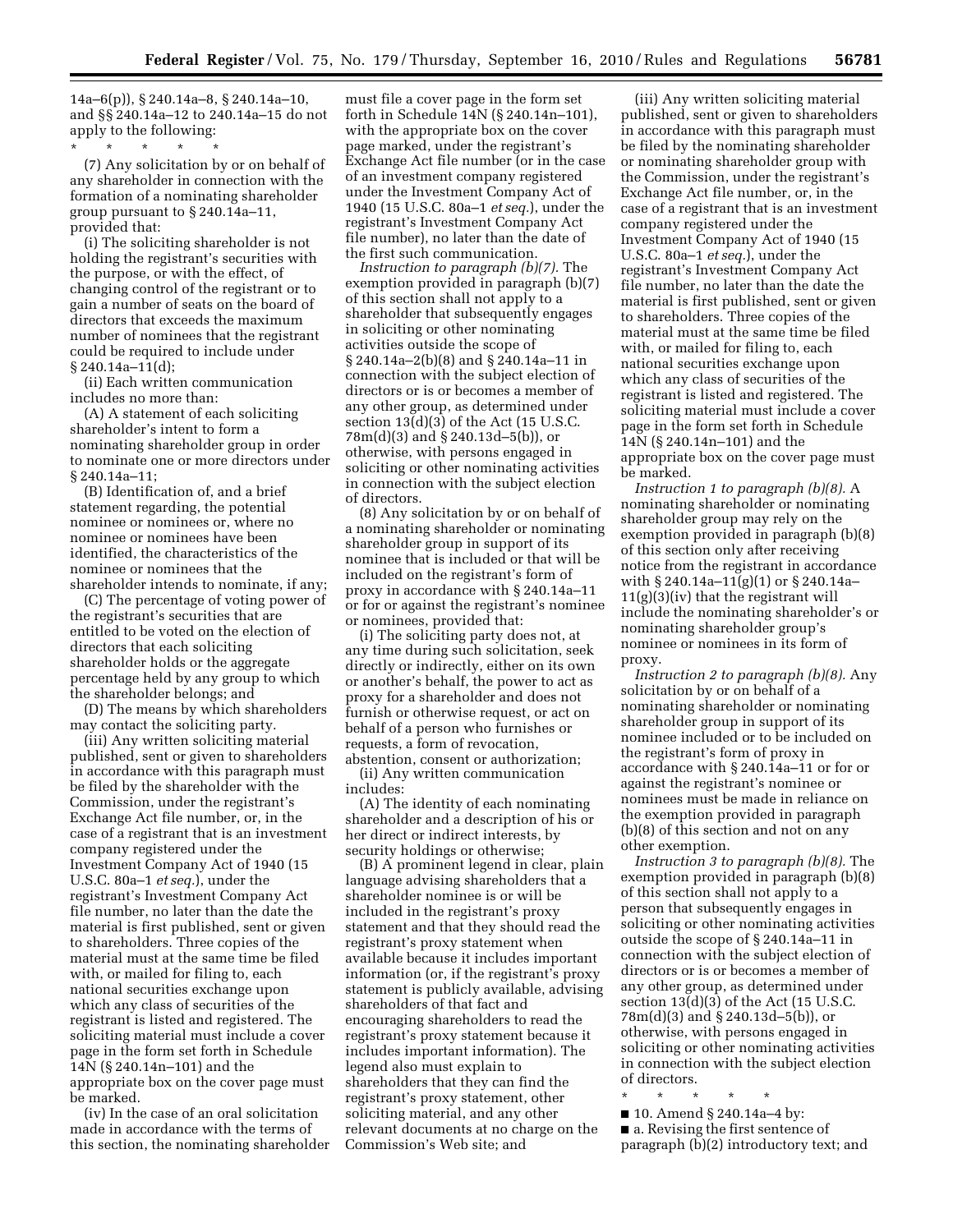14a–6(p)), § 240.14a–8, § 240.14a–10, and §§ 240.14a–12 to 240.14a–15 do not apply to the following:

\* \* \* \* \*

(7) Any solicitation by or on behalf of any shareholder in connection with the formation of a nominating shareholder group pursuant to § 240.14a–11, provided that:

(i) The soliciting shareholder is not holding the registrant's securities with the purpose, or with the effect, of changing control of the registrant or to gain a number of seats on the board of directors that exceeds the maximum number of nominees that the registrant could be required to include under § 240.14a–11(d);

(ii) Each written communication includes no more than:

(A) A statement of each soliciting shareholder's intent to form a nominating shareholder group in order to nominate one or more directors under § 240.14a–11;

(B) Identification of, and a brief statement regarding, the potential nominee or nominees or, where no nominee or nominees have been identified, the characteristics of the nominee or nominees that the shareholder intends to nominate, if any;

(C) The percentage of voting power of the registrant's securities that are entitled to be voted on the election of directors that each soliciting shareholder holds or the aggregate percentage held by any group to which the shareholder belongs; and

(D) The means by which shareholders may contact the soliciting party.

(iii) Any written soliciting material published, sent or given to shareholders in accordance with this paragraph must be filed by the shareholder with the Commission, under the registrant's Exchange Act file number, or, in the case of a registrant that is an investment company registered under the Investment Company Act of 1940 (15 U.S.C. 80a–1 *et seq.*), under the registrant's Investment Company Act file number, no later than the date the material is first published, sent or given to shareholders. Three copies of the material must at the same time be filed with, or mailed for filing to, each national securities exchange upon which any class of securities of the registrant is listed and registered. The soliciting material must include a cover page in the form set forth in Schedule 14N (§ 240.14n–101) and the appropriate box on the cover page must be marked.

(iv) In the case of an oral solicitation made in accordance with the terms of this section, the nominating shareholder must file a cover page in the form set forth in Schedule 14N (§ 240.14n–101), with the appropriate box on the cover page marked, under the registrant's Exchange Act file number (or in the case of an investment company registered under the Investment Company Act of 1940 (15 U.S.C. 80a–1 *et seq.*), under the registrant's Investment Company Act file number), no later than the date of the first such communication.

*Instruction to paragraph (b)(7).* The exemption provided in paragraph (b)(7) of this section shall not apply to a shareholder that subsequently engages in soliciting or other nominating activities outside the scope of § 240.14a–2(b)(8) and § 240.14a–11 in connection with the subject election of directors or is or becomes a member of any other group, as determined under section 13(d)(3) of the Act (15 U.S.C. 78m(d)(3) and § 240.13d–5(b)), or otherwise, with persons engaged in soliciting or other nominating activities in connection with the subject election of directors.

(8) Any solicitation by or on behalf of a nominating shareholder or nominating shareholder group in support of its nominee that is included or that will be included on the registrant's form of proxy in accordance with § 240.14a–11 or for or against the registrant's nominee or nominees, provided that:

(i) The soliciting party does not, at any time during such solicitation, seek directly or indirectly, either on its own or another's behalf, the power to act as proxy for a shareholder and does not furnish or otherwise request, or act on behalf of a person who furnishes or requests, a form of revocation, abstention, consent or authorization;

(ii) Any written communication includes:

(A) The identity of each nominating shareholder and a description of his or her direct or indirect interests, by security holdings or otherwise;

(B) A prominent legend in clear, plain language advising shareholders that a shareholder nominee is or will be included in the registrant's proxy statement and that they should read the registrant's proxy statement when available because it includes important information (or, if the registrant's proxy statement is publicly available, advising shareholders of that fact and encouraging shareholders to read the registrant's proxy statement because it includes important information). The legend also must explain to shareholders that they can find the registrant's proxy statement, other soliciting material, and any other relevant documents at no charge on the Commission's Web site; and

(iii) Any written soliciting material published, sent or given to shareholders in accordance with this paragraph must be filed by the nominating shareholder or nominating shareholder group with the Commission, under the registrant's Exchange Act file number, or, in the case of a registrant that is an investment company registered under the Investment Company Act of 1940 (15 U.S.C. 80a–1 *et seq.*), under the registrant's Investment Company Act file number, no later than the date the material is first published, sent or given to shareholders. Three copies of the material must at the same time be filed with, or mailed for filing to, each national securities exchange upon which any class of securities of the registrant is listed and registered. The soliciting material must include a cover page in the form set forth in Schedule 14N (§ 240.14n–101) and the appropriate box on the cover page must be marked.

*Instruction 1 to paragraph (b)(8).* A nominating shareholder or nominating shareholder group may rely on the exemption provided in paragraph (b)(8) of this section only after receiving notice from the registrant in accordance with § 240.14a–11(g)(1) or § 240.14a–11(g)(3)(iv) that the registrant will include the nominating shareholder's or nominating shareholder group's nominee or nominees in its form of proxy.

*Instruction 2 to paragraph (b)(8).* Any solicitation by or on behalf of a nominating shareholder or nominating shareholder group in support of its nominee included or to be included on the registrant's form of proxy in accordance with § 240.14a–11 or for or against the registrant's nominee or nominees must be made in reliance on the exemption provided in paragraph (b)(8) of this section and not on any other exemption.

*Instruction 3 to paragraph (b)(8).* The exemption provided in paragraph (b)(8) of this section shall not apply to a person that subsequently engages in soliciting or other nominating activities outside the scope of § 240.14a–11 in connection with the subject election of directors or is or becomes a member of any other group, as determined under section 13(d)(3) of the Act (15 U.S.C. 78m(d)(3) and § 240.13d–5(b)), or otherwise, with persons engaged in soliciting or other nominating activities in connection with the subject election of directors.

\* \* \* \* \*

■ 10. Amend § 240.14a–4 by:

■ a. Revising the first sentence of paragraph (b)(2) introductory text; and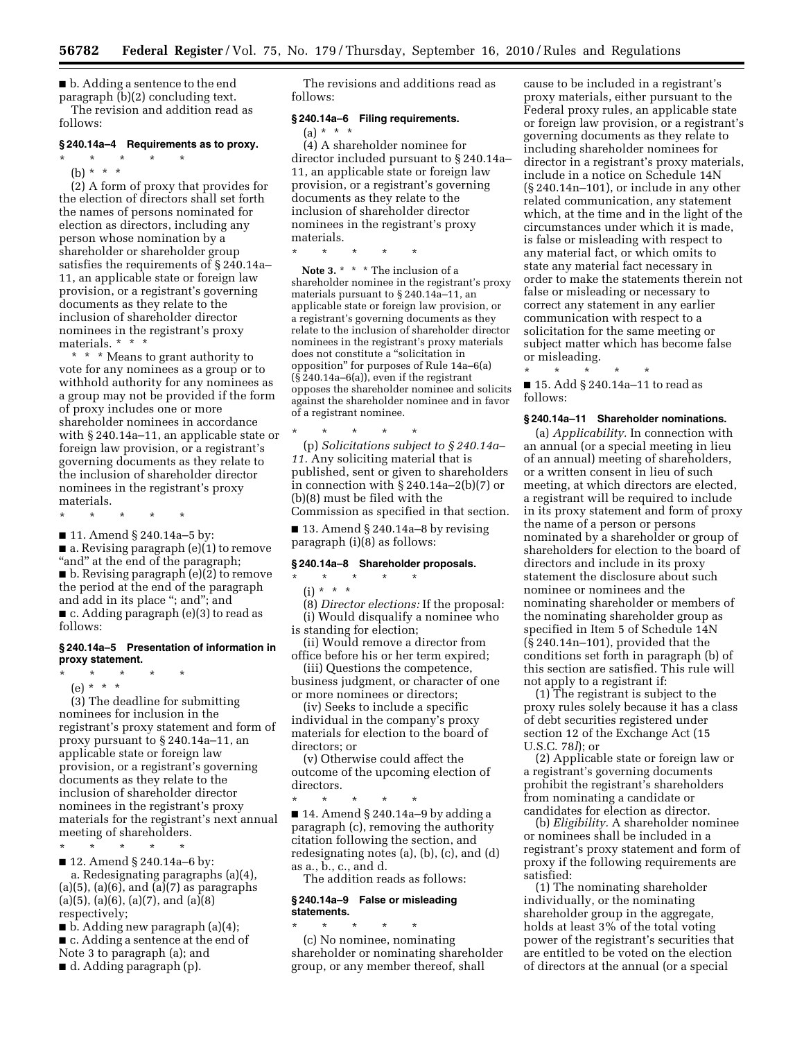■ b. Adding a sentence to the end paragraph (b)(2) concluding text.

The revision and addition read as follows:

### § 240.14a–4 Requirements as to proxy.

\* \* \* \* \*

(b) \* \* \*

(2) A form of proxy that provides for the election of directors shall set forth the names of persons nominated for election as directors, including any person whose nomination by a shareholder or shareholder group satisfies the requirements of § 240.14a–11, an applicable state or foreign law provision, or a registrant's governing documents as they relate to the inclusion of shareholder director nominees in the registrant's proxy materials. \* \* \*

\* \* \* Means to grant authority to vote for any nominees as a group or to withhold authority for any nominees as a group may not be provided if the form of proxy includes one or more shareholder nominees in accordance with § 240.14a–11, an applicable state or foreign law provision, or a registrant's governing documents as they relate to the inclusion of shareholder director nominees in the registrant's proxy materials.

\* \* \* \* \*

■ 11. Amend § 240.14a–5 by:

■ a. Revising paragraph (e)(1) to remove "and" at the end of the paragraph;

■ b. Revising paragraph (e)(2) to remove the period at the end of the paragraph and add in its place "; and"; and

■ c. Adding paragraph (e)(3) to read as follows:

### § 240.14a–5 Presentation of information in proxy statement.

\* \* \* \* \*

(e) \* \* \*

(3) The deadline for submitting nominees for inclusion in the registrant's proxy statement and form of proxy pursuant to § 240.14a–11, an applicable state or foreign law provision, or a registrant's governing documents as they relate to the inclusion of shareholder director nominees in the registrant's proxy materials for the registrant's next annual meeting of shareholders.

\* \* \* \* \*

■ 12. Amend § 240.14a–6 by:

a. Redesignating paragraphs (a)(4), (a)(5), (a)(6), and (a)(7) as paragraphs (a)(5), (a)(6), (a)(7), and (a)(8) respectively;

■ b. Adding new paragraph (a)(4);

■ c. Adding a sentence at the end of Note 3 to paragraph (a); and

■ d. Adding paragraph (p).

The revisions and additions read as follows:

### § 240.14a–6 Filing requirements.

(a) \* \* \*

(4) A shareholder nominee for director included pursuant to § 240.14a–11, an applicable state or foreign law provision, or a registrant's governing documents as they relate to the inclusion of shareholder director nominees in the registrant's proxy materials.

\* \* \* \* \*

**Note 3.** \* \* \* The inclusion of a shareholder nominee in the registrant's proxy materials pursuant to § 240.14a–11, an applicable state or foreign law provision, or a registrant's governing documents as they relate to the inclusion of shareholder director nominees in the registrant's proxy materials does not constitute a "solicitation in opposition" for purposes of Rule 14a–6(a) (§ 240.14a–6(a)), even if the registrant opposes the shareholder nominee and solicits against the shareholder nominee and in favor of a registrant nominee.

\* \* \* \* \*

(p) *Solicitations subject to § 240.14a–11.* Any soliciting material that is published, sent or given to shareholders in connection with § 240.14a–2(b)(7) or (b)(8) must be filed with the Commission as specified in that section.

■ 13. Amend § 240.14a–8 by revising paragraph (i)(8) as follows:

### § 240.14a–8 Shareholder proposals.

\* \* \* \* \*

(i) \* \* \*

(8) *Director elections:* If the proposal:

(i) Would disqualify a nominee who is standing for election;

(ii) Would remove a director from office before his or her term expired;

(iii) Questions the competence, business judgment, or character of one or more nominees or directors;

(iv) Seeks to include a specific individual in the company's proxy materials for election to the board of directors; or

(v) Otherwise could affect the outcome of the upcoming election of directors.

\* \* \* \* \*

■ 14. Amend § 240.14a–9 by adding a paragraph (c), removing the authority citation following the section, and redesignating notes (a), (b), (c), and (d) as a., b., c., and d.

The addition reads as follows:

### § 240.14a–9 False or misleading statements.

\* \* \* \* \*

(c) No nominee, nominating shareholder or nominating shareholder group, or any member thereof, shall cause to be included in a registrant's proxy materials, either pursuant to the Federal proxy rules, an applicable state or foreign law provision, or a registrant's governing documents as they relate to including shareholder nominees for director in a registrant's proxy materials, include in a notice on Schedule 14N (§ 240.14n–101), or include in any other related communication, any statement which, at the time and in the light of the circumstances under which it is made, is false or misleading with respect to any material fact, or which omits to state any material fact necessary in order to make the statements therein not false or misleading or necessary to correct any statement in any earlier communication with respect to a solicitation for the same meeting or subject matter which has become false or misleading.

\* \* \* \* \*

■ 15. Add § 240.14a–11 to read as follows:

### § 240.14a–11 Shareholder nominations.

(a) *Applicability.* In connection with an annual (or a special meeting in lieu of an annual) meeting of shareholders, or a written consent in lieu of such meeting, at which directors are elected, a registrant will be required to include in its proxy statement and form of proxy the name of a person or persons nominated by a shareholder or group of shareholders for election to the board of directors and include in its proxy statement the disclosure about such nominee or nominees and the nominating shareholder or members of the nominating shareholder group as specified in Item 5 of Schedule 14N (§ 240.14n–101), provided that the conditions set forth in paragraph (b) of this section are satisfied. This rule will not apply to a registrant if:

(1) The registrant is subject to the proxy rules solely because it has a class of debt securities registered under section 12 of the Exchange Act (15 U.S.C. 78*l*); or

(2) Applicable state or foreign law or a registrant's governing documents prohibit the registrant's shareholders from nominating a candidate or candidates for election as director.

(b) *Eligibility.* A shareholder nominee or nominees shall be included in a registrant's proxy statement and form of proxy if the following requirements are satisfied:

(1) The nominating shareholder individually, or the nominating shareholder group in the aggregate, holds at least 3% of the total voting power of the registrant's securities that are entitled to be voted on the election of directors at the annual (or a special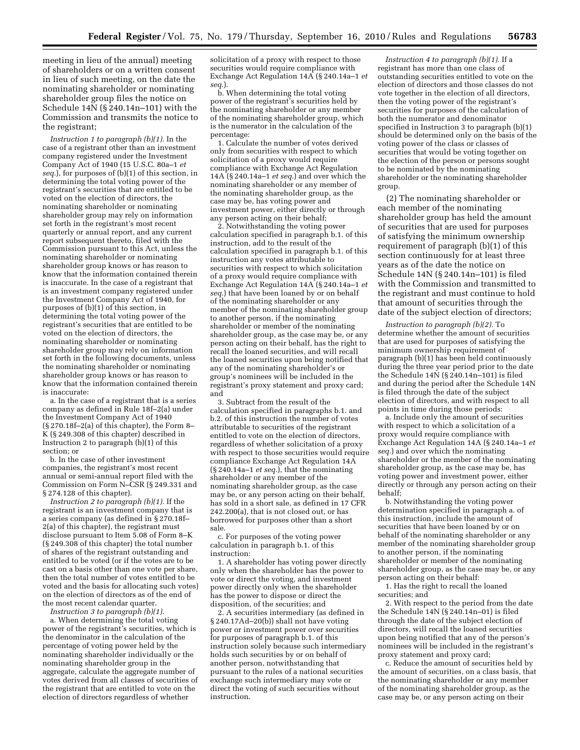meeting in lieu of the annual) meeting of shareholders or on a written consent in lieu of such meeting, on the date the nominating shareholder or nominating shareholder group files the notice on Schedule 14N (§ 240.14n–101) with the Commission and transmits the notice to the registrant;

*Instruction 1 to paragraph (b)(1).* In the case of a registrant other than an investment company registered under the Investment Company Act of 1940 (15 U.S.C. 80a–1 *et seq.*), for purposes of (b)(1) of this section, in determining the total voting power of the registrant's securities that are entitled to be voted on the election of directors, the nominating shareholder or nominating shareholder group may rely on information set forth in the registrant's most recent quarterly or annual report, and any current report subsequent thereto, filed with the Commission pursuant to this Act, unless the nominating shareholder or nominating shareholder group knows or has reason to know that the information contained therein is inaccurate. In the case of a registrant that is an investment company registered under the Investment Company Act of 1940, for purposes of (b)(1) of this section, in determining the total voting power of the registrant's securities that are entitled to be voted on the election of directors, the nominating shareholder or nominating shareholder group may rely on information set forth in the following documents, unless the nominating shareholder or nominating shareholder group knows or has reason to know that the information contained therein is inaccurate:

a. In the case of a registrant that is a series company as defined in Rule 18f–2(a) under the Investment Company Act of 1940 (§ 270.18f–2(a) of this chapter), the Form 8–K (§ 249.308 of this chapter) described in Instruction 2 to paragraph (b)(1) of this section; or

b. In the case of other investment companies, the registrant's most recent annual or semi-annual report filed with the Commission on Form N–CSR (§ 249.331 and § 274.128 of this chapter).

*Instruction 2 to paragraph (b)(1).* If the registrant is an investment company that is a series company (as defined in § 270.18f–2(a) of this chapter), the registrant must disclose pursuant to Item 5.08 of Form 8–K (§ 249.308 of this chapter) the total number of shares of the registrant outstanding and entitled to be voted (or if the votes are to be cast on a basis other than one vote per share, then the total number of votes entitled to be voted and the basis for allocating such votes) on the election of directors as of the end of the most recent calendar quarter.

*Instruction 3 to paragraph (b)(1).*

a. When determining the total voting power of the registrant's securities, which is the denominator in the calculation of the percentage of voting power held by the nominating shareholder individually or the nominating shareholder group in the aggregate, calculate the aggregate number of votes derived from all classes of securities of the registrant that are entitled to vote on the election of directors regardless of whether solicitation of a proxy with respect to those securities would require compliance with Exchange Act Regulation 14A (§ 240.14a–1 *et seq.*).

b. When determining the total voting power of the registrant's securities held by the nominating shareholder or any member of the nominating shareholder group, which is the numerator in the calculation of the percentage:

1. Calculate the number of votes derived only from securities with respect to which solicitation of a proxy would require compliance with Exchange Act Regulation 14A (§ 240.14a–1 *et seq.*) and over which the nominating shareholder or any member of the nominating shareholder group, as the case may be, has voting power and investment power, either directly or through any person acting on their behalf;

2. Notwithstanding the voting power calculation specified in paragraph b.1. of this instruction, add to the result of the calculation specified in paragraph b.1. of this instruction any votes attributable to securities with respect to which solicitation of a proxy would require compliance with Exchange Act Regulation 14A (§ 240.14a–1 *et seq.*) that have been loaned by or on behalf of the nominating shareholder or any member of the nominating shareholder group to another person, if the nominating shareholder or member of the nominating shareholder group, as the case may be, or any person acting on their behalf, has the right to recall the loaned securities, and will recall the loaned securities upon being notified that any of the nominating shareholder's or group's nominees will be included in the registrant's proxy statement and proxy card; and

3. Subtract from the result of the calculation specified in paragraphs b.1. and b.2. of this instruction the number of votes attributable to securities of the registrant entitled to vote on the election of directors, regardless of whether solicitation of a proxy with respect to those securities would require compliance Exchange Act Regulation 14A (§ 240.14a–1 *et seq.*), that the nominating shareholder or any member of the nominating shareholder group, as the case may be, or any person acting on their behalf, has sold in a short sale, as defined in 17 CFR 242.200(a), that is not closed out, or has borrowed for purposes other than a short sale.

c. For purposes of the voting power calculation in paragraph b.1. of this instruction:

1. A shareholder has voting power directly only when the shareholder has the power to vote or direct the voting, and investment power directly only when the shareholder has the power to dispose or direct the disposition, of the securities; and

2. A securities intermediary (as defined in § 240.17Ad–20(b)) shall not have voting power or investment power over securities for purposes of paragraph b.1. of this instruction solely because such intermediary holds such securities by or on behalf of another person, notwithstanding that pursuant to the rules of a national securities exchange such intermediary may vote or direct the voting of such securities without instruction.

*Instruction 4 to paragraph (b)(1).* If a registrant has more than one class of outstanding securities entitled to vote on the election of directors and those classes do not vote together in the election of all directors, then the voting power of the registrant's securities for purposes of the calculation of both the numerator and denominator specified in Instruction 3 to paragraph (b)(1) should be determined only on the basis of the voting power of the class or classes of securities that would be voting together on the election of the person or persons sought to be nominated by the nominating shareholder or the nominating shareholder group.

(2) The nominating shareholder or each member of the nominating shareholder group has held the amount of securities that are used for purposes of satisfying the minimum ownership requirement of paragraph (b)(1) of this section continuously for at least three years as of the date the notice on Schedule 14N (§ 240.14n–101) is filed with the Commission and transmitted to the registrant and must continue to hold that amount of securities through the date of the subject election of directors;

*Instruction to paragraph (b)(2).* To determine whether the amount of securities that are used for purposes of satisfying the minimum ownership requirement of paragraph (b)(1) has been held continuously during the three year period prior to the date the Schedule 14N (§ 240.14n–101) is filed and during the period after the Schedule 14N is filed through the date of the subject election of directors, and with respect to all points in time during those periods:

a. Include only the amount of securities with respect to which a solicitation of a proxy would require compliance with Exchange Act Regulation 14A (§ 240.14a–1 *et seq.*) and over which the nominating shareholder or the member of the nominating shareholder group, as the case may be, has voting power and investment power, either directly or through any person acting on their behalf;

b. Notwithstanding the voting power determination specified in paragraph a. of this instruction, include the amount of securities that have been loaned by or on behalf of the nominating shareholder or any member of the nominating shareholder group to another person, if the nominating shareholder or member of the nominating shareholder group, as the case may be, or any person acting on their behalf:

1. Has the right to recall the loaned securities; and

2. With respect to the period from the date the Schedule 14N (§ 240.14n–01) is filed through the date of the subject election of directors, will recall the loaned securities upon being notified that any of the person's nominees will be included in the registrant's proxy statement and proxy card;

c. Reduce the amount of securities held by the amount of securities, on a class basis, that the nominating shareholder or any member of the nominating shareholder group, as the case may be, or any person acting on their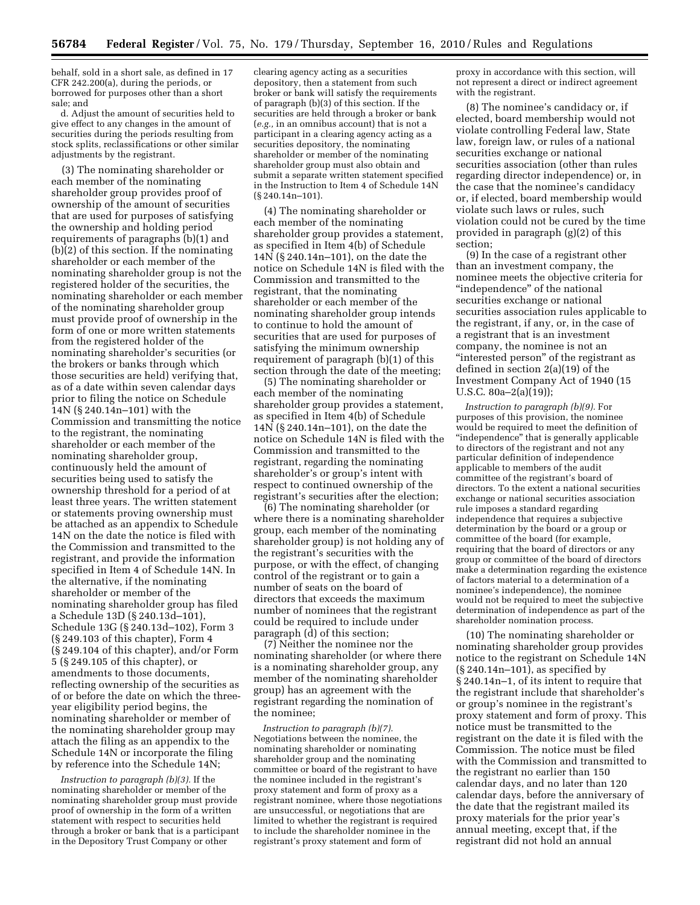behalf, sold in a short sale, as defined in 17 CFR 242.200(a), during the periods, or borrowed for purposes other than a short sale; and

d. Adjust the amount of securities held to give effect to any changes in the amount of securities during the periods resulting from stock splits, reclassifications or other similar adjustments by the registrant.

(3) The nominating shareholder or each member of the nominating shareholder group provides proof of ownership of the amount of securities that are used for purposes of satisfying the ownership and holding period requirements of paragraphs (b)(1) and (b)(2) of this section. If the nominating shareholder or each member of the nominating shareholder group is not the registered holder of the securities, the nominating shareholder or each member of the nominating shareholder group must provide proof of ownership in the form of one or more written statements from the registered holder of the nominating shareholder's securities (or the brokers or banks through which those securities are held) verifying that, as of a date within seven calendar days prior to filing the notice on Schedule 14N (§ 240.14n–101) with the Commission and transmitting the notice to the registrant, the nominating shareholder or each member of the nominating shareholder group, continuously held the amount of securities being used to satisfy the ownership threshold for a period of at least three years. The written statement or statements proving ownership must be attached as an appendix to Schedule 14N on the date the notice is filed with the Commission and transmitted to the registrant, and provide the information specified in Item 4 of Schedule 14N. In the alternative, if the nominating shareholder or member of the nominating shareholder group has filed a Schedule 13D (§ 240.13d–101), Schedule 13G (§ 240.13d–102), Form 3 (§ 249.103 of this chapter), Form 4 (§ 249.104 of this chapter), and/or Form 5 (§ 249.105 of this chapter), or amendments to those documents, reflecting ownership of the securities as of or before the date on which the three-year eligibility period begins, the nominating shareholder or member of the nominating shareholder group may attach the filing as an appendix to the Schedule 14N or incorporate the filing by reference into the Schedule 14N;

*Instruction to paragraph (b)(3).* If the nominating shareholder or member of the nominating shareholder group must provide proof of ownership in the form of a written statement with respect to securities held through a broker or bank that is a participant in the Depository Trust Company or other clearing agency acting as a securities depository, then a statement from such broker or bank will satisfy the requirements of paragraph (b)(3) of this section. If the securities are held through a broker or bank (*e.g.,* in an omnibus account) that is not a participant in a clearing agency acting as a securities depository, the nominating shareholder or member of the nominating shareholder group must also obtain and submit a separate written statement specified in the Instruction to Item 4 of Schedule 14N (§ 240.14n–101).

(4) The nominating shareholder or each member of the nominating shareholder group provides a statement, as specified in Item 4(b) of Schedule 14N (§ 240.14n–101), on the date the notice on Schedule 14N is filed with the Commission and transmitted to the registrant, that the nominating shareholder or each member of the nominating shareholder group intends to continue to hold the amount of securities that are used for purposes of satisfying the minimum ownership requirement of paragraph (b)(1) of this section through the date of the meeting;

(5) The nominating shareholder or each member of the nominating shareholder group provides a statement, as specified in Item 4(b) of Schedule 14N (§ 240.14n–101), on the date the notice on Schedule 14N is filed with the Commission and transmitted to the registrant, regarding the nominating shareholder's or group's intent with respect to continued ownership of the registrant's securities after the election;

(6) The nominating shareholder (or where there is a nominating shareholder group, each member of the nominating shareholder group) is not holding any of the registrant's securities with the purpose, or with the effect, of changing control of the registrant or to gain a number of seats on the board of directors that exceeds the maximum number of nominees that the registrant could be required to include under paragraph (d) of this section;

(7) Neither the nominee nor the nominating shareholder (or where there is a nominating shareholder group, any member of the nominating shareholder group) has an agreement with the registrant regarding the nomination of the nominee;

*Instruction to paragraph (b)(7).* Negotiations between the nominee, the nominating shareholder or nominating shareholder group and the nominating committee or board of the registrant to have the nominee included in the registrant's proxy statement and form of proxy as a registrant nominee, where those negotiations are unsuccessful, or negotiations that are limited to whether the registrant is required to include the shareholder nominee in the registrant's proxy statement and form of proxy in accordance with this section, will not represent a direct or indirect agreement with the registrant.

(8) The nominee's candidacy or, if elected, board membership would not violate controlling Federal law, State law, foreign law, or rules of a national securities exchange or national securities association (other than rules regarding director independence) or, in the case that the nominee's candidacy or, if elected, board membership would violate such laws or rules, such violation could not be cured by the time provided in paragraph (g)(2) of this section;

(9) In the case of a registrant other than an investment company, the nominee meets the objective criteria for "independence" of the national securities exchange or national securities association rules applicable to the registrant, if any, or, in the case of a registrant that is an investment company, the nominee is not an "interested person" of the registrant as defined in section 2(a)(19) of the Investment Company Act of 1940 (15 U.S.C. 80a–2(a)(19));

*Instruction to paragraph (b)(9).* For purposes of this provision, the nominee would be required to meet the definition of "independence" that is generally applicable to directors of the registrant and not any particular definition of independence applicable to members of the audit committee of the registrant's board of directors. To the extent a national securities exchange or national securities association rule imposes a standard regarding independence that requires a subjective determination by the board or a group or committee of the board (for example, requiring that the board of directors or any group or committee of the board of directors make a determination regarding the existence of factors material to a determination of a nominee's independence), the nominee would not be required to meet the subjective determination of independence as part of the shareholder nomination process.

(10) The nominating shareholder or nominating shareholder group provides notice to the registrant on Schedule 14N (§ 240.14n–101), as specified by § 240.14n–1, of its intent to require that the registrant include that shareholder's or group's nominee in the registrant's proxy statement and form of proxy. This notice must be transmitted to the registrant on the date it is filed with the Commission. The notice must be filed with the Commission and transmitted to the registrant no earlier than 150 calendar days, and no later than 120 calendar days, before the anniversary of the date that the registrant mailed its proxy materials for the prior year's annual meeting, except that, if the registrant did not hold an annual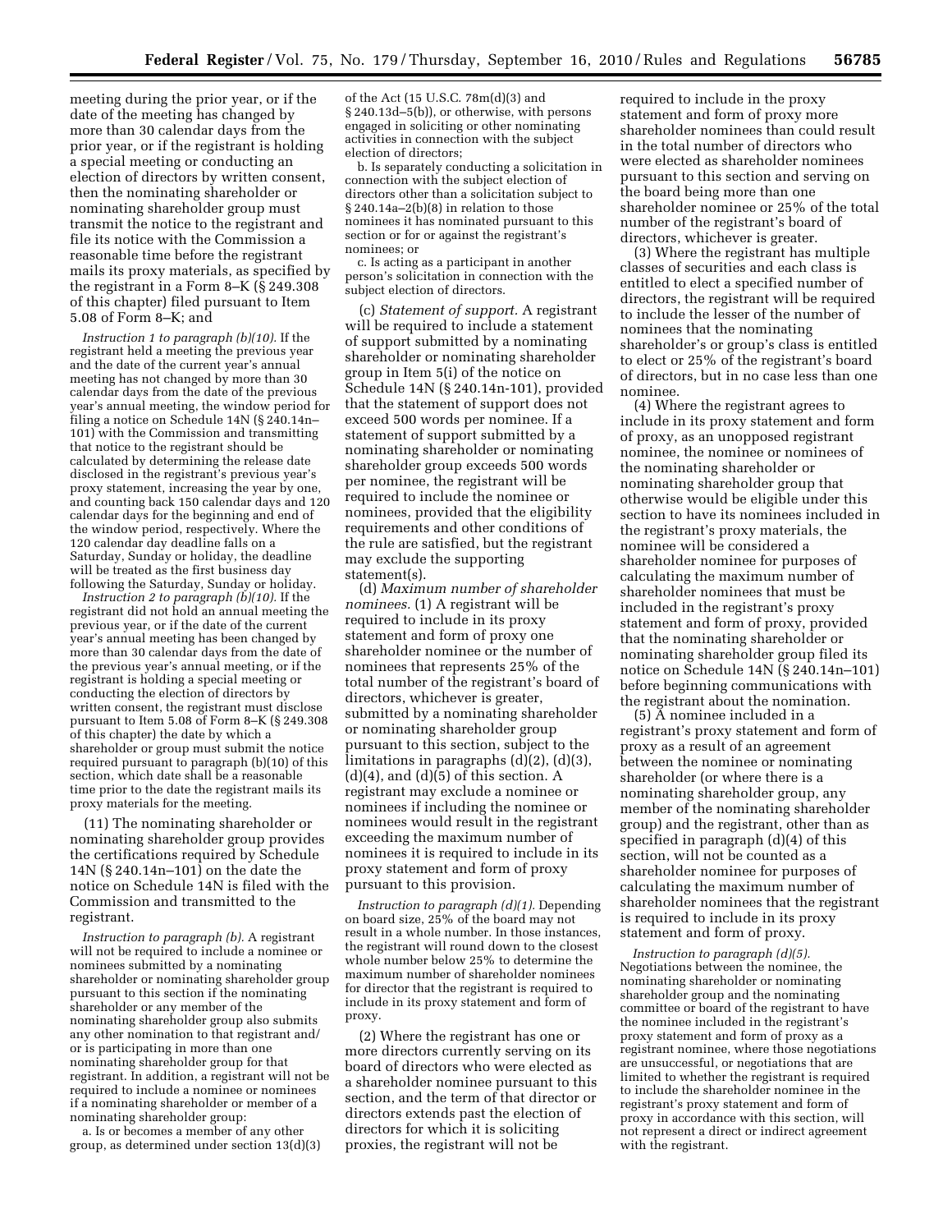meeting during the prior year, or if the date of the meeting has changed by more than 30 calendar days from the prior year, or if the registrant is holding a special meeting or conducting an election of directors by written consent, then the nominating shareholder or nominating shareholder group must transmit the notice to the registrant and file its notice with the Commission a reasonable time before the registrant mails its proxy materials, as specified by the registrant in a Form 8–K (§ 249.308 of this chapter) filed pursuant to Item 5.08 of Form 8–K; and

*Instruction 1 to paragraph (b)(10).* If the registrant held a meeting the previous year and the date of the current year's annual meeting has not changed by more than 30 calendar days from the date of the previous year's annual meeting, the window period for filing a notice on Schedule 14N (§ 240.14n–101) with the Commission and transmitting that notice to the registrant should be calculated by determining the release date disclosed in the registrant's previous year's proxy statement, increasing the year by one, and counting back 150 calendar days and 120 calendar days for the beginning and end of the window period, respectively. Where the 120 calendar day deadline falls on a Saturday, Sunday or holiday, the deadline will be treated as the first business day following the Saturday, Sunday or holiday.

*Instruction 2 to paragraph (b)(10).* If the registrant did not hold an annual meeting the previous year, or if the date of the current year's annual meeting has been changed by more than 30 calendar days from the date of the previous year's annual meeting, or if the registrant is holding a special meeting or conducting the election of directors by written consent, the registrant must disclose pursuant to Item 5.08 of Form 8–K (§ 249.308 of this chapter) the date by which a shareholder or group must submit the notice required pursuant to paragraph (b)(10) of this section, which date shall be a reasonable time prior to the date the registrant mails its proxy materials for the meeting.

(11) The nominating shareholder or nominating shareholder group provides the certifications required by Schedule 14N (§ 240.14n–101) on the date the notice on Schedule 14N is filed with the Commission and transmitted to the registrant.

*Instruction to paragraph (b).* A registrant will not be required to include a nominee or nominees submitted by a nominating shareholder or nominating shareholder group pursuant to this section if the nominating shareholder or any member of the nominating shareholder group also submits any other nomination to that registrant and/or is participating in more than one nominating shareholder group for that registrant. In addition, a registrant will not be required to include a nominee or nominees if a nominating shareholder or member of a nominating shareholder group:

a. Is or becomes a member of any other group, as determined under section 13(d)(3) of the Act (15 U.S.C. 78m(d)(3) and § 240.13d–5(b)), or otherwise, with persons engaged in soliciting or other nominating activities in connection with the subject election of directors;

b. Is separately conducting a solicitation in connection with the subject election of directors other than a solicitation subject to § 240.14a–2(b)(8) in relation to those nominees it has nominated pursuant to this section or for or against the registrant's nominees; or

c. Is acting as a participant in another person's solicitation in connection with the subject election of directors.

(c) *Statement of support.* A registrant will be required to include a statement of support submitted by a nominating shareholder or nominating shareholder group in Item 5(i) of the notice on Schedule 14N (§ 240.14n-101), provided that the statement of support does not exceed 500 words per nominee. If a statement of support submitted by a nominating shareholder or nominating shareholder group exceeds 500 words per nominee, the registrant will be required to include the nominee or nominees, provided that the eligibility requirements and other conditions of the rule are satisfied, but the registrant may exclude the supporting statement(s).

(d) *Maximum number of shareholder nominees.* (1) A registrant will be required to include in its proxy statement and form of proxy one shareholder nominee or the number of nominees that represents 25% of the total number of the registrant's board of directors, whichever is greater, submitted by a nominating shareholder or nominating shareholder group pursuant to this section, subject to the limitations in paragraphs (d)(2), (d)(3), (d)(4), and (d)(5) of this section. A registrant may exclude a nominee or nominees if including the nominee or nominees would result in the registrant exceeding the maximum number of nominees it is required to include in its proxy statement and form of proxy pursuant to this provision.

*Instruction to paragraph (d)(1).* Depending on board size, 25% of the board may not result in a whole number. In those instances, the registrant will round down to the closest whole number below 25% to determine the maximum number of shareholder nominees for director that the registrant is required to include in its proxy statement and form of proxy.

(2) Where the registrant has one or more directors currently serving on its board of directors who were elected as a shareholder nominee pursuant to this section, and the term of that director or directors extends past the election of directors for which it is soliciting proxies, the registrant will not be required to include in the proxy statement and form of proxy more shareholder nominees than could result in the total number of directors who were elected as shareholder nominees pursuant to this section and serving on the board being more than one shareholder nominee or 25% of the total number of the registrant's board of directors, whichever is greater.

(3) Where the registrant has multiple classes of securities and each class is entitled to elect a specified number of directors, the registrant will be required to include the lesser of the number of nominees that the nominating shareholder's or group's class is entitled to elect or 25% of the registrant's board of directors, but in no case less than one nominee.

(4) Where the registrant agrees to include in its proxy statement and form of proxy, as an unopposed registrant nominee, the nominee or nominees of the nominating shareholder or nominating shareholder group that otherwise would be eligible under this section to have its nominees included in the registrant's proxy materials, the nominee will be considered a shareholder nominee for purposes of calculating the maximum number of shareholder nominees that must be included in the registrant's proxy statement and form of proxy, provided that the nominating shareholder or nominating shareholder group filed its notice on Schedule 14N (§ 240.14n–101) before beginning communications with the registrant about the nomination.

(5) A nominee included in a registrant's proxy statement and form of proxy as a result of an agreement between the nominee or nominating shareholder (or where there is a nominating shareholder group, any member of the nominating shareholder group) and the registrant, other than as specified in paragraph (d)(4) of this section, will not be counted as a shareholder nominee for purposes of calculating the maximum number of shareholder nominees that the registrant is required to include in its proxy statement and form of proxy.

*Instruction to paragraph (d)(5).* Negotiations between the nominee, the nominating shareholder or nominating shareholder group and the nominating committee or board of the registrant to have the nominee included in the registrant's proxy statement and form of proxy as a registrant nominee, where those negotiations are unsuccessful, or negotiations that are limited to whether the registrant is required to include the shareholder nominee in the registrant's proxy statement and form of proxy in accordance with this section, will not represent a direct or indirect agreement with the registrant.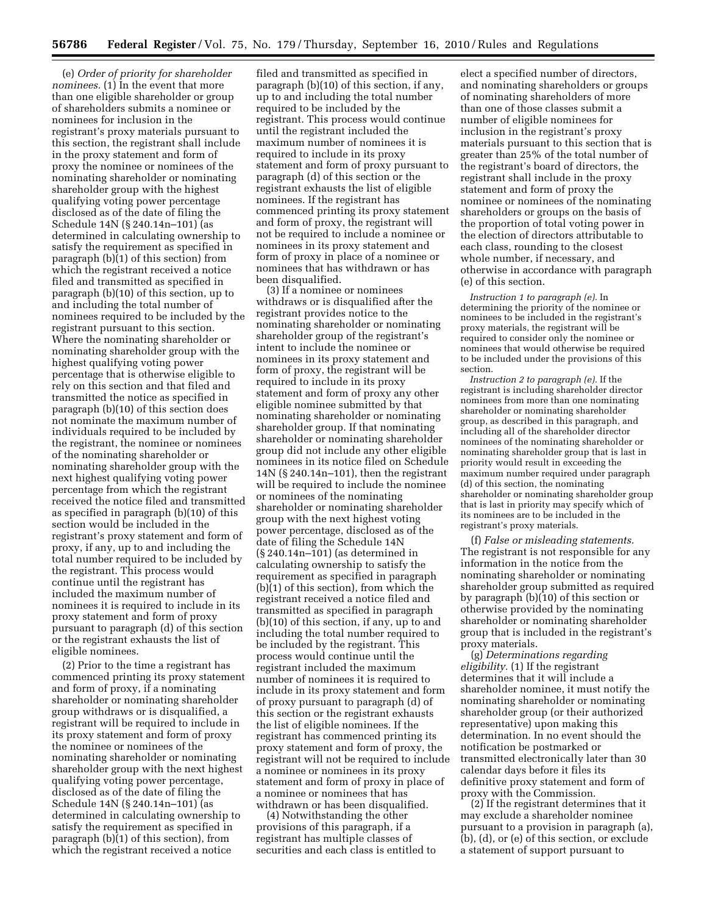(e) *Order of priority for shareholder nominees.* (1) In the event that more than one eligible shareholder or group of shareholders submits a nominee or nominees for inclusion in the registrant's proxy materials pursuant to this section, the registrant shall include in the proxy statement and form of proxy the nominee or nominees of the nominating shareholder or nominating shareholder group with the highest qualifying voting power percentage disclosed as of the date of filing the Schedule 14N (§ 240.14n–101) (as determined in calculating ownership to satisfy the requirement as specified in paragraph (b)(1) of this section) from which the registrant received a notice filed and transmitted as specified in paragraph (b)(10) of this section, up to and including the total number of nominees required to be included by the registrant pursuant to this section. Where the nominating shareholder or nominating shareholder group with the highest qualifying voting power percentage that is otherwise eligible to rely on this section and that filed and transmitted the notice as specified in paragraph (b)(10) of this section does not nominate the maximum number of individuals required to be included by the registrant, the nominee or nominees of the nominating shareholder or nominating shareholder group with the next highest qualifying voting power percentage from which the registrant received the notice filed and transmitted as specified in paragraph (b)(10) of this section would be included in the registrant's proxy statement and form of proxy, if any, up to and including the total number required to be included by the registrant. This process would continue until the registrant has included the maximum number of nominees it is required to include in its proxy statement and form of proxy pursuant to paragraph (d) of this section or the registrant exhausts the list of eligible nominees.

(2) Prior to the time a registrant has commenced printing its proxy statement and form of proxy, if a nominating shareholder or nominating shareholder group withdraws or is disqualified, a registrant will be required to include in its proxy statement and form of proxy the nominee or nominees of the nominating shareholder or nominating shareholder group with the next highest qualifying voting power percentage, disclosed as of the date of filing the Schedule 14N (§ 240.14n–101) (as determined in calculating ownership to satisfy the requirement as specified in paragraph (b)(1) of this section), from which the registrant received a notice filed and transmitted as specified in paragraph (b)(10) of this section, if any, up to and including the total number required to be included by the registrant. This process would continue until the registrant included the maximum number of nominees it is required to include in its proxy statement and form of proxy pursuant to paragraph (d) of this section or the registrant exhausts the list of eligible nominees. If the registrant has commenced printing its proxy statement and form of proxy, the registrant will not be required to include a nominee or nominees in its proxy statement and form of proxy in place of a nominee or nominees that has withdrawn or has been disqualified.

(3) If a nominee or nominees withdraws or is disqualified after the registrant provides notice to the nominating shareholder or nominating shareholder group of the registrant's intent to include the nominee or nominees in its proxy statement and form of proxy, the registrant will be required to include in its proxy statement and form of proxy any other eligible nominee submitted by that nominating shareholder or nominating shareholder group. If that nominating shareholder or nominating shareholder group did not include any other eligible nominees in its notice filed on Schedule 14N (§ 240.14n–101), then the registrant will be required to include the nominee or nominees of the nominating shareholder or nominating shareholder group with the next highest voting power percentage, disclosed as of the date of filing the Schedule 14N (§ 240.14n–101) (as determined in calculating ownership to satisfy the requirement as specified in paragraph (b)(1) of this section), from which the registrant received a notice filed and transmitted as specified in paragraph (b)(10) of this section, if any, up to and including the total number required to be included by the registrant. This process would continue until the registrant included the maximum number of nominees it is required to include in its proxy statement and form of proxy pursuant to paragraph (d) of this section or the registrant exhausts the list of eligible nominees. If the registrant has commenced printing its proxy statement and form of proxy, the registrant will not be required to include a nominee or nominees in its proxy statement and form of proxy in place of a nominee or nominees that has withdrawn or has been disqualified.

(4) Notwithstanding the other provisions of this paragraph, if a registrant has multiple classes of securities and each class is entitled to elect a specified number of directors, and nominating shareholders or groups of nominating shareholders of more than one of those classes submit a number of eligible nominees for inclusion in the registrant's proxy materials pursuant to this section that is greater than 25% of the total number of the registrant's board of directors, the registrant shall include in the proxy statement and form of proxy the nominee or nominees of the nominating shareholders or groups on the basis of the proportion of total voting power in the election of directors attributable to each class, rounding to the closest whole number, if necessary, and otherwise in accordance with paragraph (e) of this section.

*Instruction 1 to paragraph (e).* In determining the priority of the nominee or nominees to be included in the registrant's proxy materials, the registrant will be required to consider only the nominee or nominees that would otherwise be required to be included under the provisions of this section.

*Instruction 2 to paragraph (e).* If the registrant is including shareholder director nominees from more than one nominating shareholder or nominating shareholder group, as described in this paragraph, and including all of the shareholder director nominees of the nominating shareholder or nominating shareholder group that is last in priority would result in exceeding the maximum number required under paragraph (d) of this section, the nominating shareholder or nominating shareholder group that is last in priority may specify which of its nominees are to be included in the registrant's proxy materials.

(f) *False or misleading statements.* The registrant is not responsible for any information in the notice from the nominating shareholder or nominating shareholder group submitted as required by paragraph (b)(10) of this section or otherwise provided by the nominating shareholder or nominating shareholder group that is included in the registrant's proxy materials.

(g) *Determinations regarding eligibility.* (1) If the registrant determines that it will include a shareholder nominee, it must notify the nominating shareholder or nominating shareholder group (or their authorized representative) upon making this determination. In no event should the notification be postmarked or transmitted electronically later than 30 calendar days before it files its definitive proxy statement and form of proxy with the Commission.

(2) If the registrant determines that it may exclude a shareholder nominee pursuant to a provision in paragraph (a), (b), (d), or (e) of this section, or exclude a statement of support pursuant to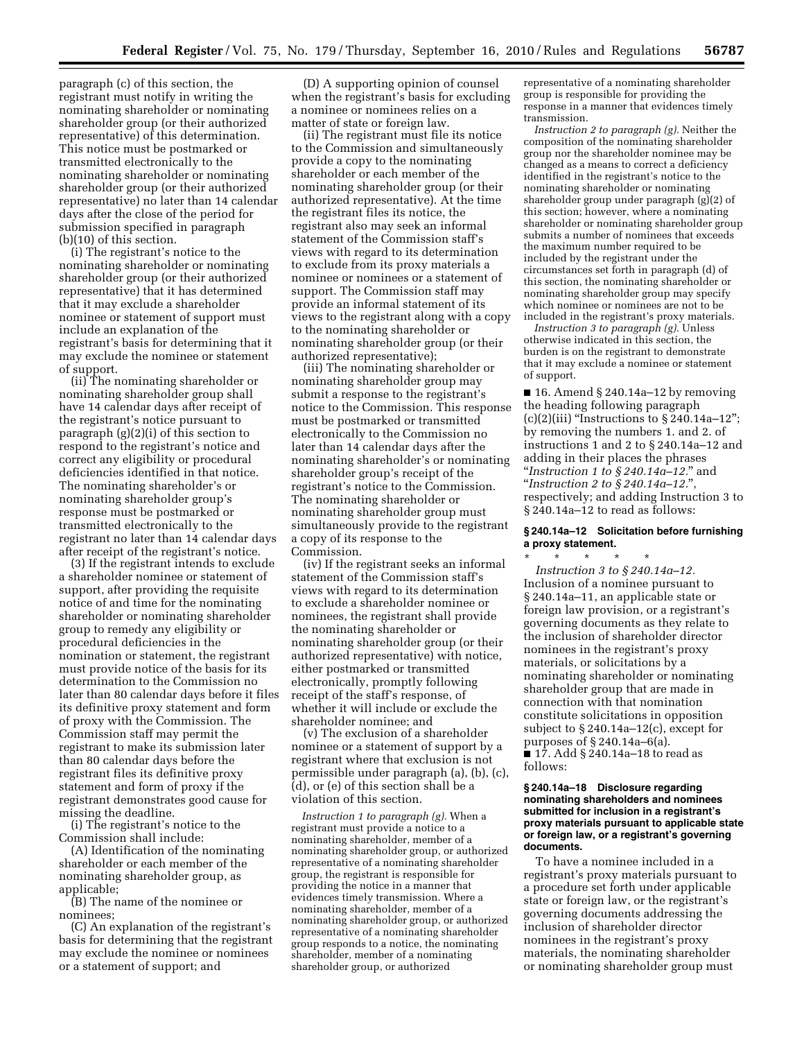paragraph (c) of this section, the registrant must notify in writing the nominating shareholder or nominating shareholder group (or their authorized representative) of this determination. This notice must be postmarked or transmitted electronically to the nominating shareholder or nominating shareholder group (or their authorized representative) no later than 14 calendar days after the close of the period for submission specified in paragraph (b)(10) of this section.

(i) The registrant's notice to the nominating shareholder or nominating shareholder group (or their authorized representative) that it has determined that it may exclude a shareholder nominee or statement of support must include an explanation of the registrant's basis for determining that it may exclude the nominee or statement of support.

(ii) The nominating shareholder or nominating shareholder group shall have 14 calendar days after receipt of the registrant's notice pursuant to paragraph (g)(2)(i) of this section to respond to the registrant's notice and correct any eligibility or procedural deficiencies identified in that notice. The nominating shareholder's or nominating shareholder group's response must be postmarked or transmitted electronically to the registrant no later than 14 calendar days after receipt of the registrant's notice.

(3) If the registrant intends to exclude a shareholder nominee or statement of support, after providing the requisite notice of and time for the nominating shareholder or nominating shareholder group to remedy any eligibility or procedural deficiencies in the nomination or statement, the registrant must provide notice of the basis for its determination to the Commission no later than 80 calendar days before it files its definitive proxy statement and form of proxy with the Commission. The Commission staff may permit the registrant to make its submission later than 80 calendar days before the registrant files its definitive proxy statement and form of proxy if the registrant demonstrates good cause for missing the deadline.

(i) The registrant's notice to the Commission shall include:

(A) Identification of the nominating shareholder or each member of the nominating shareholder group, as applicable;

(B) The name of the nominee or nominees;

(C) An explanation of the registrant's basis for determining that the registrant may exclude the nominee or nominees or a statement of support; and

(D) A supporting opinion of counsel when the registrant's basis for excluding a nominee or nominees relies on a matter of state or foreign law.

(ii) The registrant must file its notice to the Commission and simultaneously provide a copy to the nominating shareholder or each member of the nominating shareholder group (or their authorized representative). At the time the registrant files its notice, the registrant also may seek an informal statement of the Commission staff's views with regard to its determination to exclude from its proxy materials a nominee or nominees or a statement of support. The Commission staff may provide an informal statement of its views to the registrant along with a copy to the nominating shareholder or nominating shareholder group (or their authorized representative);

(iii) The nominating shareholder or nominating shareholder group may submit a response to the registrant's notice to the Commission. This response must be postmarked or transmitted electronically to the Commission no later than 14 calendar days after the nominating shareholder's or nominating shareholder group's receipt of the registrant's notice to the Commission. The nominating shareholder or nominating shareholder group must simultaneously provide to the registrant a copy of its response to the Commission.

(iv) If the registrant seeks an informal statement of the Commission staff's views with regard to its determination to exclude a shareholder nominee or nominees, the registrant shall provide the nominating shareholder or nominating shareholder group (or their authorized representative) with notice, either postmarked or transmitted electronically, promptly following receipt of the staff's response, of whether it will include or exclude the shareholder nominee; and

(v) The exclusion of a shareholder nominee or a statement of support by a registrant where that exclusion is not permissible under paragraph (a), (b), (c), (d), or (e) of this section shall be a violation of this section.

*Instruction 1 to paragraph (g).* When a registrant must provide a notice to a nominating shareholder, member of a nominating shareholder group, or authorized representative of a nominating shareholder group, the registrant is responsible for providing the notice in a manner that evidences timely transmission. Where a nominating shareholder, member of a nominating shareholder group, or authorized representative of a nominating shareholder group responds to a notice, the nominating shareholder, member of a nominating shareholder group, or authorized representative of a nominating shareholder group is responsible for providing the response in a manner that evidences timely transmission.

*Instruction 2 to paragraph (g).* Neither the composition of the nominating shareholder group nor the shareholder nominee may be changed as a means to correct a deficiency identified in the registrant's notice to the nominating shareholder or nominating shareholder group under paragraph (g)(2) of this section; however, where a nominating shareholder or nominating shareholder group submits a number of nominees that exceeds the maximum number required to be included by the registrant under the circumstances set forth in paragraph (d) of this section, the nominating shareholder or nominating shareholder group may specify which nominee or nominees are not to be included in the registrant's proxy materials.

*Instruction 3 to paragraph (g).* Unless otherwise indicated in this section, the burden is on the registrant to demonstrate that it may exclude a nominee or statement of support.

■ 16. Amend § 240.14a–12 by removing the heading following paragraph (c)(2)(iii) "Instructions to § 240.14a–12"; by removing the numbers 1. and 2. of instructions 1 and 2 to § 240.14a–12 and adding in their places the phrases "*Instruction 1 to § 240.14a–12.*" and "*Instruction 2 to § 240.14a–12.*", respectively; and adding Instruction 3 to § 240.14a–12 to read as follows:

### § 240.14a–12 Solicitation before furnishing a proxy statement.

\* \* \* \* \*

*Instruction 3 to § 240.14a–12.* Inclusion of a nominee pursuant to § 240.14a–11, an applicable state or foreign law provision, or a registrant's governing documents as they relate to the inclusion of shareholder director nominees in the registrant's proxy materials, or solicitations by a nominating shareholder or nominating shareholder group that are made in connection with that nomination constitute solicitations in opposition subject to § 240.14a–12(c), except for purposes of § 240.14a–6(a).

■ 17. Add § 240.14a–18 to read as follows:

### § 240.14a–18 Disclosure regarding nominating shareholders and nominees submitted for inclusion in a registrant's proxy materials pursuant to applicable state or foreign law, or a registrant's governing documents.

To have a nominee included in a registrant's proxy materials pursuant to a procedure set forth under applicable state or foreign law, or the registrant's governing documents addressing the inclusion of shareholder director nominees in the registrant's proxy materials, the nominating shareholder or nominating shareholder group must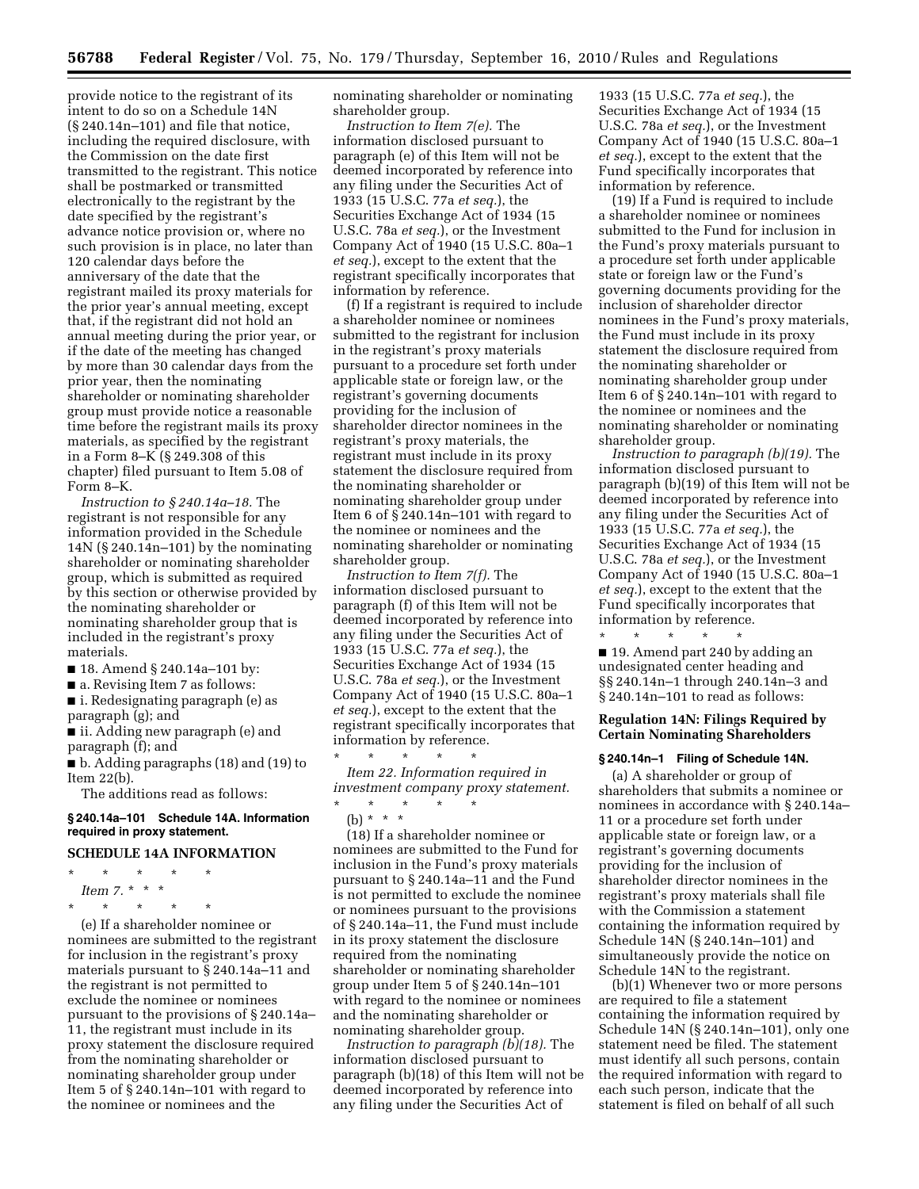provide notice to the registrant of its intent to do so on a Schedule 14N (§ 240.14n–101) and file that notice, including the required disclosure, with the Commission on the date first transmitted to the registrant. This notice shall be postmarked or transmitted electronically to the registrant by the date specified by the registrant's advance notice provision or, where no such provision is in place, no later than 120 calendar days before the anniversary of the date that the registrant mailed its proxy materials for the prior year's annual meeting, except that, if the registrant did not hold an annual meeting during the prior year, or if the date of the meeting has changed by more than 30 calendar days from the prior year, then the nominating shareholder or nominating shareholder group must provide notice a reasonable time before the registrant mails its proxy materials, as specified by the registrant in a Form 8–K (§ 249.308 of this chapter) filed pursuant to Item 5.08 of Form 8–K.

*Instruction to § 240.14a–18.* The registrant is not responsible for any information provided in the Schedule 14N (§ 240.14n–101) by the nominating shareholder or nominating shareholder group, which is submitted as required by this section or otherwise provided by the nominating shareholder or nominating shareholder group that is included in the registrant's proxy materials.

■ 18. Amend § 240.14a–101 by:

■ a. Revising Item 7 as follows:

■ i. Redesignating paragraph (e) as paragraph (g); and

■ ii. Adding new paragraph (e) and paragraph (f); and

■ b. Adding paragraphs (18) and (19) to Item 22(b).

The additions read as follows:

**§ 240.14a–101 Schedule 14A. Information required in proxy statement.**

**SCHEDULE 14A INFORMATION**

\* \* \* \* \*

*Item 7.* \* \* \*

\* \* \* \* \*

(e) If a shareholder nominee or nominees are submitted to the registrant for inclusion in the registrant's proxy materials pursuant to § 240.14a–11 and the registrant is not permitted to exclude the nominee or nominees pursuant to the provisions of § 240.14a–11, the registrant must include in its proxy statement the disclosure required from the nominating shareholder or nominating shareholder group under Item 5 of § 240.14n–101 with regard to the nominee or nominees and the nominating shareholder or nominating shareholder group.

*Instruction to Item 7(e).* The information disclosed pursuant to paragraph (e) of this Item will not be deemed incorporated by reference into any filing under the Securities Act of 1933 (15 U.S.C. 77a *et seq.*), the Securities Exchange Act of 1934 (15 U.S.C. 78a *et seq.*), or the Investment Company Act of 1940 (15 U.S.C. 80a–1 *et seq.*), except to the extent that the registrant specifically incorporates that information by reference.

(f) If a registrant is required to include a shareholder nominee or nominees submitted to the registrant for inclusion in the registrant's proxy materials pursuant to a procedure set forth under applicable state or foreign law, or the registrant's governing documents providing for the inclusion of shareholder director nominees in the registrant's proxy materials, the registrant must include in its proxy statement the disclosure required from the nominating shareholder or nominating shareholder group under Item 6 of § 240.14n–101 with regard to the nominee or nominees and the nominating shareholder or nominating shareholder group.

*Instruction to Item 7(f).* The information disclosed pursuant to paragraph (f) of this Item will not be deemed incorporated by reference into any filing under the Securities Act of 1933 (15 U.S.C. 77a *et seq.*), the Securities Exchange Act of 1934 (15 U.S.C. 78a *et seq.*), or the Investment Company Act of 1940 (15 U.S.C. 80a–1 *et seq.*), except to the extent that the registrant specifically incorporates that information by reference.

\* \* \* \* \*

*Item 22. Information required in investment company proxy statement.*

\* \* \* \* \*

(b) \* \* \*

(18) If a shareholder nominee or nominees are submitted to the Fund for inclusion in the Fund's proxy materials pursuant to § 240.14a–11 and the Fund is not permitted to exclude the nominee or nominees pursuant to the provisions of § 240.14a–11, the Fund must include in its proxy statement the disclosure required from the nominating shareholder or nominating shareholder group under Item 5 of § 240.14n–101 with regard to the nominee or nominees and the nominating shareholder or nominating shareholder group.

*Instruction to paragraph (b)(18).* The information disclosed pursuant to paragraph (b)(18) of this Item will not be deemed incorporated by reference into any filing under the Securities Act of 1933 (15 U.S.C. 77a *et seq.*), the Securities Exchange Act of 1934 (15 U.S.C. 78a *et seq.*), or the Investment Company Act of 1940 (15 U.S.C. 80a–1 *et seq.*), except to the extent that the Fund specifically incorporates that information by reference.

(19) If a Fund is required to include a shareholder nominee or nominees submitted to the Fund for inclusion in the Fund's proxy materials pursuant to a procedure set forth under applicable state or foreign law or the Fund's governing documents providing for the inclusion of shareholder director nominees in the Fund's proxy materials, the Fund must include in its proxy statement the disclosure required from the nominating shareholder or nominating shareholder group under Item 6 of § 240.14n–101 with regard to the nominee or nominees and the nominating shareholder or nominating shareholder group.

*Instruction to paragraph (b)(19).* The information disclosed pursuant to paragraph (b)(19) of this Item will not be deemed incorporated by reference into any filing under the Securities Act of 1933 (15 U.S.C. 77a *et seq.*), the Securities Exchange Act of 1934 (15 U.S.C. 78a *et seq.*), or the Investment Company Act of 1940 (15 U.S.C. 80a–1 *et seq.*), except to the extent that the Fund specifically incorporates that information by reference.

\* \* \* \* \*

■ 19. Amend part 240 by adding an undesignated center heading and §§ 240.14n–1 through 240.14n–3 and § 240.14n–101 to read as follows:

**Regulation 14N: Filings Required by Certain Nominating Shareholders**

**§ 240.14n–1 Filing of Schedule 14N.**

(a) A shareholder or group of shareholders that submits a nominee or nominees in accordance with § 240.14a–11 or a procedure set forth under applicable state or foreign law, or a registrant's governing documents providing for the inclusion of shareholder director nominees in the registrant's proxy materials shall file with the Commission a statement containing the information required by Schedule 14N (§ 240.14n–101) and simultaneously provide the notice on Schedule 14N to the registrant.

(b)(1) Whenever two or more persons are required to file a statement containing the information required by Schedule 14N (§ 240.14n–101), only one statement need be filed. The statement must identify all such persons, contain the required information with regard to each such person, indicate that the statement is filed on behalf of all such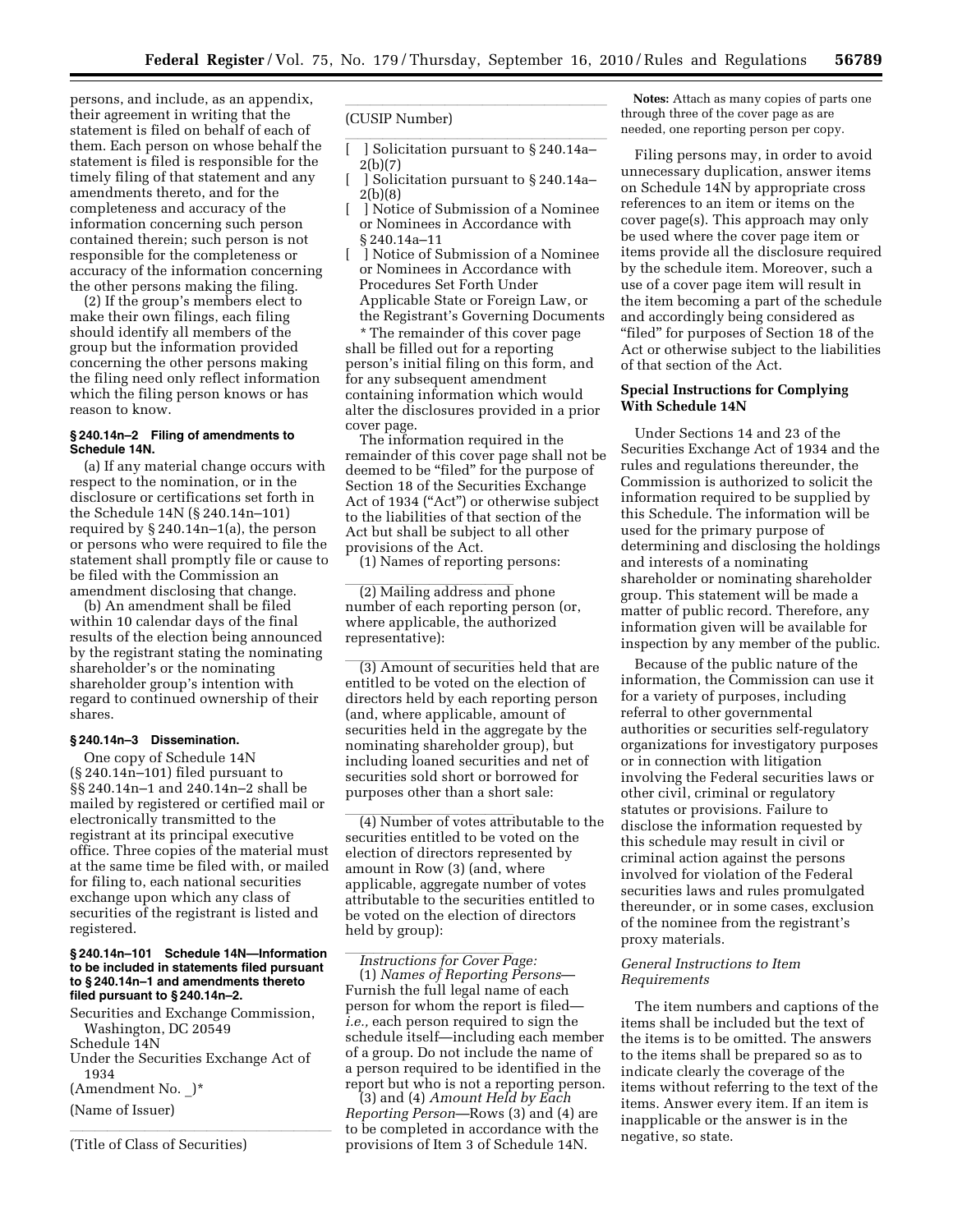persons, and include, as an appendix, their agreement in writing that the statement is filed on behalf of each of them. Each person on whose behalf the statement is filed is responsible for the timely filing of that statement and any amendments thereto, and for the completeness and accuracy of the information concerning such person contained therein; such person is not responsible for the completeness or accuracy of the information concerning the other persons making the filing.

(2) If the group's members elect to make their own filings, each filing should identify all members of the group but the information provided concerning the other persons making the filing need only reflect information which the filing person knows or has reason to know.

#### § 240.14n–2 Filing of amendments to Schedule 14N.

(a) If any material change occurs with respect to the nomination, or in the disclosure or certifications set forth in the Schedule 14N (§ 240.14n–101) required by § 240.14n–1(a), the person or persons who were required to file the statement shall promptly file or cause to be filed with the Commission an amendment disclosing that change.

(b) An amendment shall be filed within 10 calendar days of the final results of the election being announced by the registrant stating the nominating shareholder's or the nominating shareholder group's intention with regard to continued ownership of their shares.

#### § 240.14n–3 Dissemination.

One copy of Schedule 14N (§ 240.14n–101) filed pursuant to §§ 240.14n–1 and 240.14n–2 shall be mailed by registered or certified mail or electronically transmitted to the registrant at its principal executive office. Three copies of the material must at the same time be filed with, or mailed for filing to, each national securities exchange upon which any class of securities of the registrant is listed and registered.

#### § 240.14n–101 Schedule 14N—Information to be included in statements filed pursuant to § 240.14n–1 and amendments thereto filed pursuant to § 240.14n–2.

Securities and Exchange Commission, Washington, DC 20549

Schedule 14N

Under the Securities Exchange Act of 1934

(Amendment No. _)*

(Name of Issuer)

(Title of Class of Securities)

(CUSIP Number)

[ ] Solicitation pursuant to § 240.14a–2(b)(7)

[ ] Solicitation pursuant to § 240.14a–2(b)(8)

[ ] Notice of Submission of a Nominee or Nominees in Accordance with § 240.14a–11

[ ] Notice of Submission of a Nominee or Nominees in Accordance with Procedures Set Forth Under Applicable State or Foreign Law, or the Registrant's Governing Documents

* The remainder of this cover page shall be filled out for a reporting person's initial filing on this form, and for any subsequent amendment containing information which would alter the disclosures provided in a prior cover page.

The information required in the remainder of this cover page shall not be deemed to be "filed" for the purpose of Section 18 of the Securities Exchange Act of 1934 ("Act") or otherwise subject to the liabilities of that section of the Act but shall be subject to all other provisions of the Act.

(1) Names of reporting persons:

(2) Mailing address and phone number of each reporting person (or, where applicable, the authorized representative):

(3) Amount of securities held that are entitled to be voted on the election of directors held by each reporting person (and, where applicable, amount of securities held in the aggregate by the nominating shareholder group), but including loaned securities and net of securities sold short or borrowed for purposes other than a short sale:

(4) Number of votes attributable to the securities entitled to be voted on the election of directors represented by amount in Row (3) (and, where applicable, aggregate number of votes attributable to the securities entitled to be voted on the election of directors held by group):

*Instructions for Cover Page:*

(1) *Names of Reporting Persons*—Furnish the full legal name of each person for whom the report is filed—*i.e.,* each person required to sign the schedule itself—including each member of a group. Do not include the name of a person required to be identified in the report but who is not a reporting person.

(3) and (4) *Amount Held by Each Reporting Person*—Rows (3) and (4) are to be completed in accordance with the provisions of Item 3 of Schedule 14N.

**Notes:** Attach as many copies of parts one through three of the cover page as are needed, one reporting person per copy.

Filing persons may, in order to avoid unnecessary duplication, answer items on Schedule 14N by appropriate cross references to an item or items on the cover page(s). This approach may only be used where the cover page item or items provide all the disclosure required by the schedule item. Moreover, such a use of a cover page item will result in the item becoming a part of the schedule and accordingly being considered as "filed" for purposes of Section 18 of the Act or otherwise subject to the liabilities of that section of the Act.

**Special Instructions for Complying With Schedule 14N**

Under Sections 14 and 23 of the Securities Exchange Act of 1934 and the rules and regulations thereunder, the Commission is authorized to solicit the information required to be supplied by this Schedule. The information will be used for the primary purpose of determining and disclosing the holdings and interests of a nominating shareholder or nominating shareholder group. This statement will be made a matter of public record. Therefore, any information given will be available for inspection by any member of the public.

Because of the public nature of the information, the Commission can use it for a variety of purposes, including referral to other governmental authorities or securities self-regulatory organizations for investigatory purposes or in connection with litigation involving the Federal securities laws or other civil, criminal or regulatory statutes or provisions. Failure to disclose the information requested by this schedule may result in civil or criminal action against the persons involved for violation of the Federal securities laws and rules promulgated thereunder, or in some cases, exclusion of the nominee from the registrant's proxy materials.

*General Instructions to Item Requirements*

The item numbers and captions of the items shall be included but the text of the items is to be omitted. The answers to the items shall be prepared so as to indicate clearly the coverage of the items without referring to the text of the items. Answer every item. If an item is inapplicable or the answer is in the negative, so state.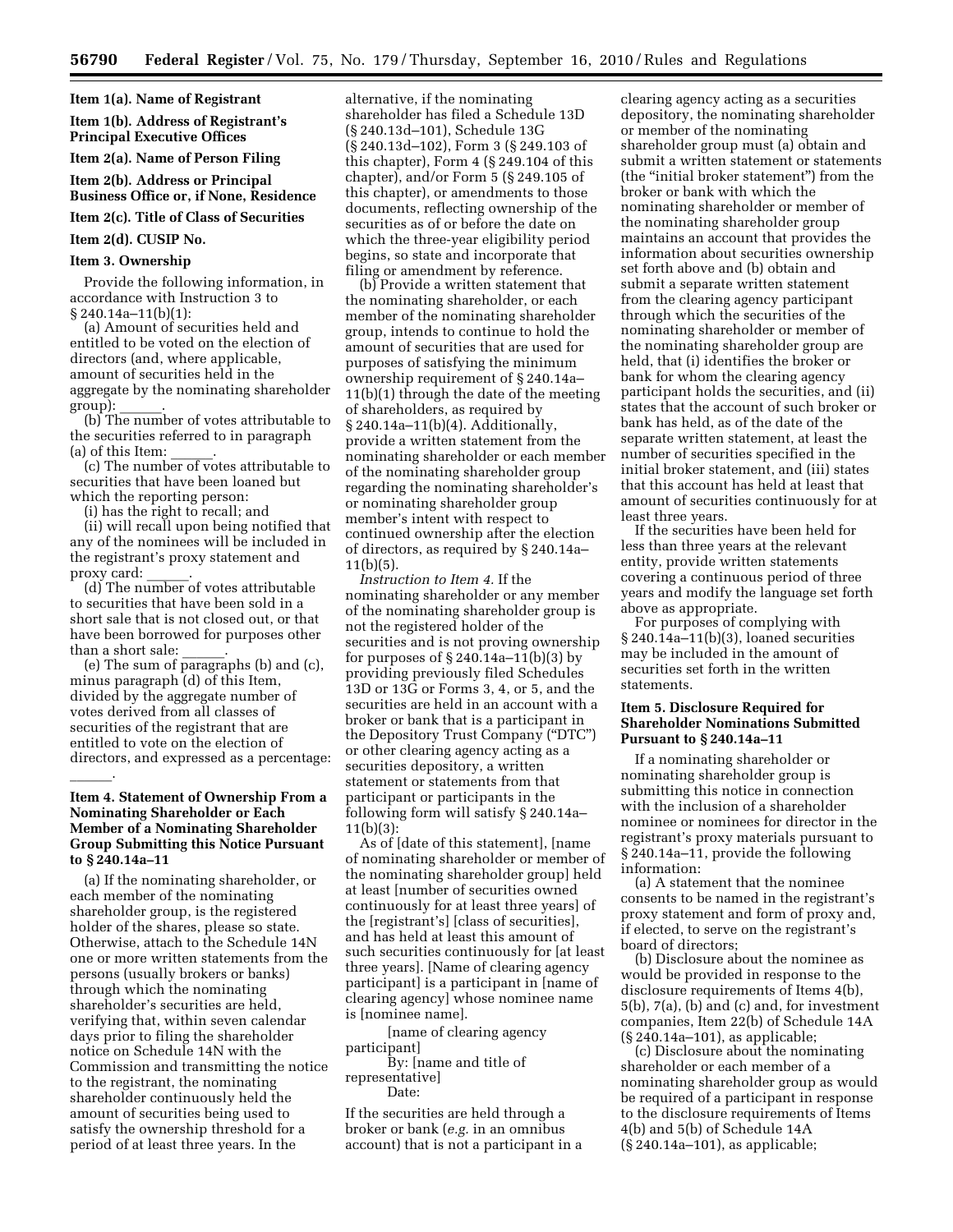**Item 1(a). Name of Registrant**

**Item 1(b). Address of Registrant's Principal Executive Offices**

**Item 2(a). Name of Person Filing**

**Item 2(b). Address or Principal Business Office or, if None, Residence**

**Item 2(c). Title of Class of Securities**

**Item 2(d). CUSIP No.**

**Item 3. Ownership**

Provide the following information, in accordance with Instruction 3 to § 240.14a–11(b)(1):

(a) Amount of securities held and entitled to be voted on the election of directors (and, where applicable, amount of securities held in the aggregate by the nominating shareholder group): ______.

(b) The number of votes attributable to the securities referred to in paragraph (a) of this Item: ______.

(c) The number of votes attributable to securities that have been loaned but which the reporting person:

(i) has the right to recall; and

(ii) will recall upon being notified that any of the nominees will be included in the registrant's proxy statement and proxy card: ______.

(d) The number of votes attributable to securities that have been sold in a short sale that is not closed out, or that have been borrowed for purposes other than a short sale: ______.

(e) The sum of paragraphs (b) and (c), minus paragraph (d) of this Item, divided by the aggregate number of votes derived from all classes of securities of the registrant that are entitled to vote on the election of directors, and expressed as a percentage: ______.

**Item 4. Statement of Ownership From a Nominating Shareholder or Each Member of a Nominating Shareholder Group Submitting this Notice Pursuant to § 240.14a–11**

(a) If the nominating shareholder, or each member of the nominating shareholder group, is the registered holder of the shares, please so state. Otherwise, attach to the Schedule 14N one or more written statements from the persons (usually brokers or banks) through which the nominating shareholder's securities are held, verifying that, within seven calendar days prior to filing the shareholder notice on Schedule 14N with the Commission and transmitting the notice to the registrant, the nominating shareholder continuously held the amount of securities being used to satisfy the ownership threshold for a period of at least three years. In the alternative, if the nominating shareholder has filed a Schedule 13D (§ 240.13d–101), Schedule 13G (§ 240.13d–102), Form 3 (§ 249.103 of this chapter), Form 4 (§ 249.104 of this chapter), and/or Form 5 (§ 249.105 of this chapter), or amendments to those documents, reflecting ownership of the securities as of or before the date on which the three-year eligibility period begins, so state and incorporate that filing or amendment by reference.

(b) Provide a written statement that the nominating shareholder, or each member of the nominating shareholder group, intends to continue to hold the amount of securities that are used for purposes of satisfying the minimum ownership requirement of § 240.14a–11(b)(1) through the date of the meeting of shareholders, as required by § 240.14a–11(b)(4). Additionally, provide a written statement from the nominating shareholder or each member of the nominating shareholder group regarding the nominating shareholder's or nominating shareholder group member's intent with respect to continued ownership after the election of directors, as required by § 240.14a–11(b)(5).

*Instruction to Item 4.* If the nominating shareholder or any member of the nominating shareholder group is not the registered holder of the securities and is not proving ownership for purposes of § 240.14a–11(b)(3) by providing previously filed Schedules 13D or 13G or Forms 3, 4, or 5, and the securities are held in an account with a broker or bank that is a participant in the Depository Trust Company ("DTC") or other clearing agency acting as a securities depository, a written statement or statements from that participant or participants in the following form will satisfy § 240.14a–11(b)(3):

As of [date of this statement], [name of nominating shareholder or member of the nominating shareholder group] held at least [number of securities owned continuously for at least three years] of the [registrant's] [class of securities], and has held at least this amount of such securities continuously for [at least three years]. [Name of clearing agency participant] is a participant in [name of clearing agency] whose nominee name is [nominee name].

[name of clearing agency participant]

By: [name and title of representative]

Date:

If the securities are held through a broker or bank (*e.g.* in an omnibus account) that is not a participant in a clearing agency acting as a securities depository, the nominating shareholder or member of the nominating shareholder group must (a) obtain and submit a written statement or statements (the "initial broker statement") from the broker or bank with which the nominating shareholder or member of the nominating shareholder group maintains an account that provides the information about securities ownership set forth above and (b) obtain and submit a separate written statement from the clearing agency participant through which the securities of the nominating shareholder or member of the nominating shareholder group are held, that (i) identifies the broker or bank for whom the clearing agency participant holds the securities, and (ii) states that the account of such broker or bank has held, as of the date of the separate written statement, at least the number of securities specified in the initial broker statement, and (iii) states that this account has held at least that amount of securities continuously for at least three years.

If the securities have been held for less than three years at the relevant entity, provide written statements covering a continuous period of three years and modify the language set forth above as appropriate.

For purposes of complying with § 240.14a–11(b)(3), loaned securities may be included in the amount of securities set forth in the written statements.

**Item 5. Disclosure Required for Shareholder Nominations Submitted Pursuant to § 240.14a–11**

If a nominating shareholder or nominating shareholder group is submitting this notice in connection with the inclusion of a shareholder nominee or nominees for director in the registrant's proxy materials pursuant to § 240.14a–11, provide the following information:

(a) A statement that the nominee consents to be named in the registrant's proxy statement and form of proxy and, if elected, to serve on the registrant's board of directors;

(b) Disclosure about the nominee as would be provided in response to the disclosure requirements of Items 4(b), 5(b), 7(a), (b) and (c) and, for investment companies, Item 22(b) of Schedule 14A (§ 240.14a–101), as applicable;

(c) Disclosure about the nominating shareholder or each member of a nominating shareholder group as would be required of a participant in response to the disclosure requirements of Items 4(b) and 5(b) of Schedule 14A (§ 240.14a–101), as applicable;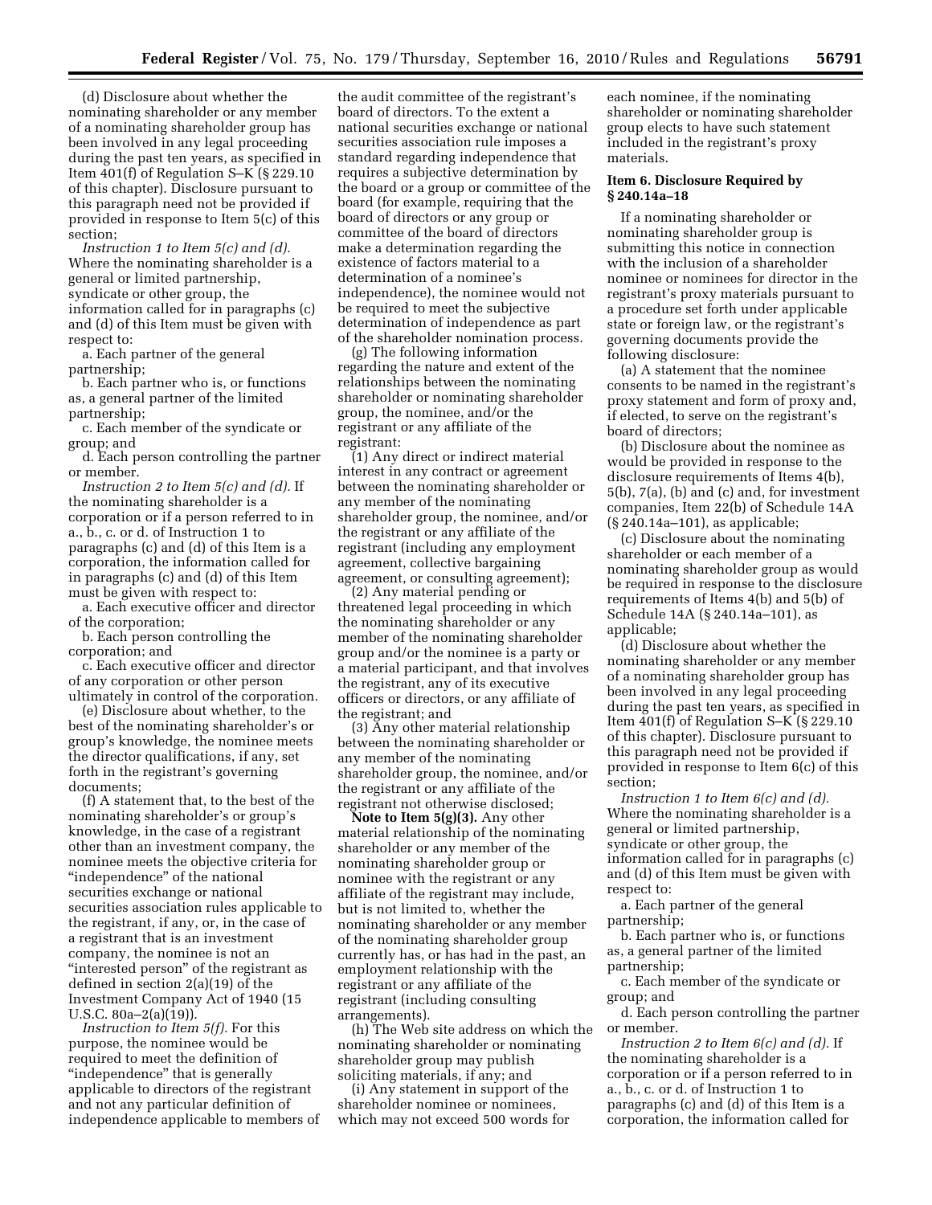(d) Disclosure about whether the nominating shareholder or any member of a nominating shareholder group has been involved in any legal proceeding during the past ten years, as specified in Item 401(f) of Regulation S–K (§ 229.10 of this chapter). Disclosure pursuant to this paragraph need not be provided if provided in response to Item 5(c) of this section;

*Instruction 1 to Item 5(c) and (d).* Where the nominating shareholder is a general or limited partnership, syndicate or other group, the information called for in paragraphs (c) and (d) of this Item must be given with respect to:

a. Each partner of the general partnership;

b. Each partner who is, or functions as, a general partner of the limited partnership;

c. Each member of the syndicate or group; and

d. Each person controlling the partner or member.

*Instruction 2 to Item 5(c) and (d).* If the nominating shareholder is a corporation or if a person referred to in a., b., c. or d. of Instruction 1 to paragraphs (c) and (d) of this Item is a corporation, the information called for in paragraphs (c) and (d) of this Item must be given with respect to:

a. Each executive officer and director of the corporation;

b. Each person controlling the corporation; and

c. Each executive officer and director of any corporation or other person ultimately in control of the corporation.

(e) Disclosure about whether, to the best of the nominating shareholder's or group's knowledge, the nominee meets the director qualifications, if any, set forth in the registrant's governing documents;

(f) A statement that, to the best of the nominating shareholder's or group's knowledge, in the case of a registrant other than an investment company, the nominee meets the objective criteria for "independence" of the national securities exchange or national securities association rules applicable to the registrant, if any, or, in the case of a registrant that is an investment company, the nominee is not an "interested person" of the registrant as defined in section 2(a)(19) of the Investment Company Act of 1940 (15 U.S.C. 80a–2(a)(19)).

*Instruction to Item 5(f).* For this purpose, the nominee would be required to meet the definition of "independence" that is generally applicable to directors of the registrant and not any particular definition of independence applicable to members of the audit committee of the registrant's board of directors. To the extent a national securities exchange or national securities association rule imposes a standard regarding independence that requires a subjective determination by the board or a group or committee of the board (for example, requiring that the board of directors or any group or committee of the board of directors make a determination regarding the existence of factors material to a determination of a nominee's independence), the nominee would not be required to meet the subjective determination of independence as part of the shareholder nomination process.

(g) The following information regarding the nature and extent of the relationships between the nominating shareholder or nominating shareholder group, the nominee, and/or the registrant or any affiliate of the registrant:

(1) Any direct or indirect material interest in any contract or agreement between the nominating shareholder or any member of the nominating shareholder group, the nominee, and/or the registrant or any affiliate of the registrant (including any employment agreement, collective bargaining agreement, or consulting agreement);

(2) Any material pending or threatened legal proceeding in which the nominating shareholder or any member of the nominating shareholder group and/or the nominee is a party or a material participant, and that involves the registrant, any of its executive officers or directors, or any affiliate of the registrant; and

(3) Any other material relationship between the nominating shareholder or any member of the nominating shareholder group, the nominee, and/or the registrant or any affiliate of the registrant not otherwise disclosed;

**Note to Item 5(g)(3).** Any other material relationship of the nominating shareholder or any member of the nominating shareholder group or nominee with the registrant or any affiliate of the registrant may include, but is not limited to, whether the nominating shareholder or any member of the nominating shareholder group currently has, or has had in the past, an employment relationship with the registrant or any affiliate of the registrant (including consulting arrangements).

(h) The Web site address on which the nominating shareholder or nominating shareholder group may publish soliciting materials, if any; and

(i) Any statement in support of the shareholder nominee or nominees, which may not exceed 500 words for each nominee, if the nominating shareholder or nominating shareholder group elects to have such statement included in the registrant's proxy materials.

**Item 6. Disclosure Required by § 240.14a–18**

If a nominating shareholder or nominating shareholder group is submitting this notice in connection with the inclusion of a shareholder nominee or nominees for director in the registrant's proxy materials pursuant to a procedure set forth under applicable state or foreign law, or the registrant's governing documents provide the following disclosure:

(a) A statement that the nominee consents to be named in the registrant's proxy statement and form of proxy and, if elected, to serve on the registrant's board of directors;

(b) Disclosure about the nominee as would be provided in response to the disclosure requirements of Items 4(b), 5(b), 7(a), (b) and (c) and, for investment companies, Item 22(b) of Schedule 14A (§ 240.14a–101), as applicable;

(c) Disclosure about the nominating shareholder or each member of a nominating shareholder group as would be required in response to the disclosure requirements of Items 4(b) and 5(b) of Schedule 14A (§ 240.14a–101), as applicable;

(d) Disclosure about whether the nominating shareholder or any member of a nominating shareholder group has been involved in any legal proceeding during the past ten years, as specified in Item 401(f) of Regulation S–K (§ 229.10 of this chapter). Disclosure pursuant to this paragraph need not be provided if provided in response to Item 6(c) of this section;

*Instruction 1 to Item 6(c) and (d).* Where the nominating shareholder is a general or limited partnership, syndicate or other group, the information called for in paragraphs (c) and (d) of this Item must be given with respect to:

a. Each partner of the general partnership;

b. Each partner who is, or functions as, a general partner of the limited partnership;

c. Each member of the syndicate or group; and

d. Each person controlling the partner or member.

*Instruction 2 to Item 6(c) and (d).* If the nominating shareholder is a corporation or if a person referred to in a., b., c. or d. of Instruction 1 to paragraphs (c) and (d) of this Item is a corporation, the information called for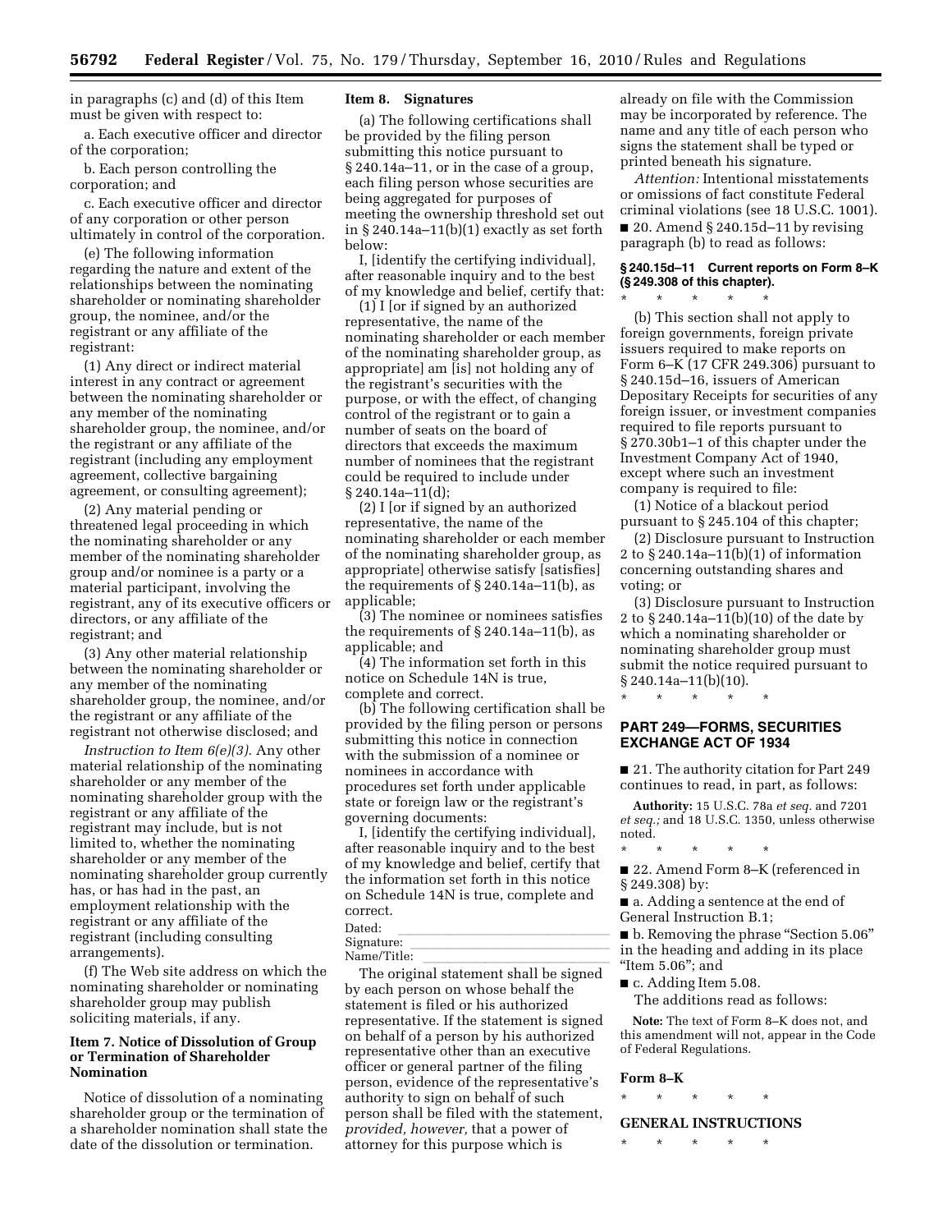in paragraphs (c) and (d) of this Item must be given with respect to:

a. Each executive officer and director of the corporation;

b. Each person controlling the corporation; and

c. Each executive officer and director of any corporation or other person ultimately in control of the corporation.

(e) The following information regarding the nature and extent of the relationships between the nominating shareholder or nominating shareholder group, the nominee, and/or the registrant or any affiliate of the registrant:

(1) Any direct or indirect material interest in any contract or agreement between the nominating shareholder or any member of the nominating shareholder group, the nominee, and/or the registrant or any affiliate of the registrant (including any employment agreement, collective bargaining agreement, or consulting agreement);

(2) Any material pending or threatened legal proceeding in which the nominating shareholder or any member of the nominating shareholder group and/or nominee is a party or a material participant, involving the registrant, any of its executive officers or directors, or any affiliate of the registrant; and

(3) Any other material relationship between the nominating shareholder or any member of the nominating shareholder group, the nominee, and/or the registrant or any affiliate of the registrant not otherwise disclosed; and

*Instruction to Item 6(e)(3).* Any other material relationship of the nominating shareholder or any member of the nominating shareholder group with the registrant or any affiliate of the registrant may include, but is not limited to, whether the nominating shareholder or any member of the nominating shareholder group currently has, or has had in the past, an employment relationship with the registrant or any affiliate of the registrant (including consulting arrangements).

(f) The Web site address on which the nominating shareholder or nominating shareholder group may publish soliciting materials, if any.

### Item 7. Notice of Dissolution of Group or Termination of Shareholder Nomination

Notice of dissolution of a nominating shareholder group or the termination of a shareholder nomination shall state the date of the dissolution or termination.

### Item 8. Signatures

(a) The following certifications shall be provided by the filing person submitting this notice pursuant to § 240.14a–11, or in the case of a group, each filing person whose securities are being aggregated for purposes of meeting the ownership threshold set out in § 240.14a–11(b)(1) exactly as set forth below:

I, [identify the certifying individual], after reasonable inquiry and to the best of my knowledge and belief, certify that:

(1) I [or if signed by an authorized representative, the name of the nominating shareholder or each member of the nominating shareholder group, as appropriate] am [is] not holding any of the registrant's securities with the purpose, or with the effect, of changing control of the registrant or to gain a number of seats on the board of directors that exceeds the maximum number of nominees that the registrant could be required to include under § 240.14a–11(d);

(2) I [or if signed by an authorized representative, the name of the nominating shareholder or each member of the nominating shareholder group, as appropriate] otherwise satisfy [satisfies] the requirements of § 240.14a–11(b), as applicable;

(3) The nominee or nominees satisfies the requirements of § 240.14a–11(b), as applicable; and

(4) The information set forth in this notice on Schedule 14N is true, complete and correct.

(b) The following certification shall be provided by the filing person or persons submitting this notice in connection with the submission of a nominee or nominees in accordance with procedures set forth under applicable state or foreign law or the registrant's governing documents:

I, [identify the certifying individual], after reasonable inquiry and to the best of my knowledge and belief, certify that the information set forth in this notice on Schedule 14N is true, complete and correct.

Dated: \_\_\_\_\_\_\_\_\_\_\_\_\_\_\_\_

Signature: \_\_\_\_\_\_\_\_\_\_\_\_\_\_\_\_

Name/Title: \_\_\_\_\_\_\_\_\_\_\_\_\_\_\_\_

The original statement shall be signed by each person on whose behalf the statement is filed or his authorized representative. If the statement is signed on behalf of a person by his authorized representative other than an executive officer or general partner of the filing person, evidence of the representative's authority to sign on behalf of such person shall be filed with the statement, *provided, however,* that a power of attorney for this purpose which is already on file with the Commission may be incorporated by reference. The name and any title of each person who signs the statement shall be typed or printed beneath his signature.

*Attention:* Intentional misstatements or omissions of fact constitute Federal criminal violations (see 18 U.S.C. 1001).

■ 20. Amend § 240.15d–11 by revising paragraph (b) to read as follows:

#### § 240.15d–11 Current reports on Form 8–K (§ 249.308 of this chapter).

\* \* \* \* \*

(b) This section shall not apply to foreign governments, foreign private issuers required to make reports on Form 6–K (17 CFR 249.306) pursuant to § 240.15d–16, issuers of American Depositary Receipts for securities of any foreign issuer, or investment companies required to file reports pursuant to § 270.30b1–1 of this chapter under the Investment Company Act of 1940, except where such an investment company is required to file:

(1) Notice of a blackout period pursuant to § 245.104 of this chapter;

(2) Disclosure pursuant to Instruction 2 to § 240.14a–11(b)(1) of information concerning outstanding shares and voting; or

(3) Disclosure pursuant to Instruction 2 to § 240.14a–11(b)(10) of the date by which a nominating shareholder or nominating shareholder group must submit the notice required pursuant to § 240.14a–11(b)(10).

\* \* \* \* \*

## PART 249—FORMS, SECURITIES EXCHANGE ACT OF 1934

■ 21. The authority citation for Part 249 continues to read, in part, as follows:

**Authority:** 15 U.S.C. 78a *et seq.* and 7201 *et seq.;* and 18 U.S.C. 1350, unless otherwise noted.

\* \* \* \* \*

■ 22. Amend Form 8–K (referenced in § 249.308) by:

■ a. Adding a sentence at the end of General Instruction B.1;

■ b. Removing the phrase "Section 5.06" in the heading and adding in its place "Item 5.06"; and

■ c. Adding Item 5.08.

The additions read as follows:

**Note:** The text of Form 8–K does not, and this amendment will not, appear in the Code of Federal Regulations.

### Form 8–K

\* \* \* \* \*

### GENERAL INSTRUCTIONS

\* \* \* \* \*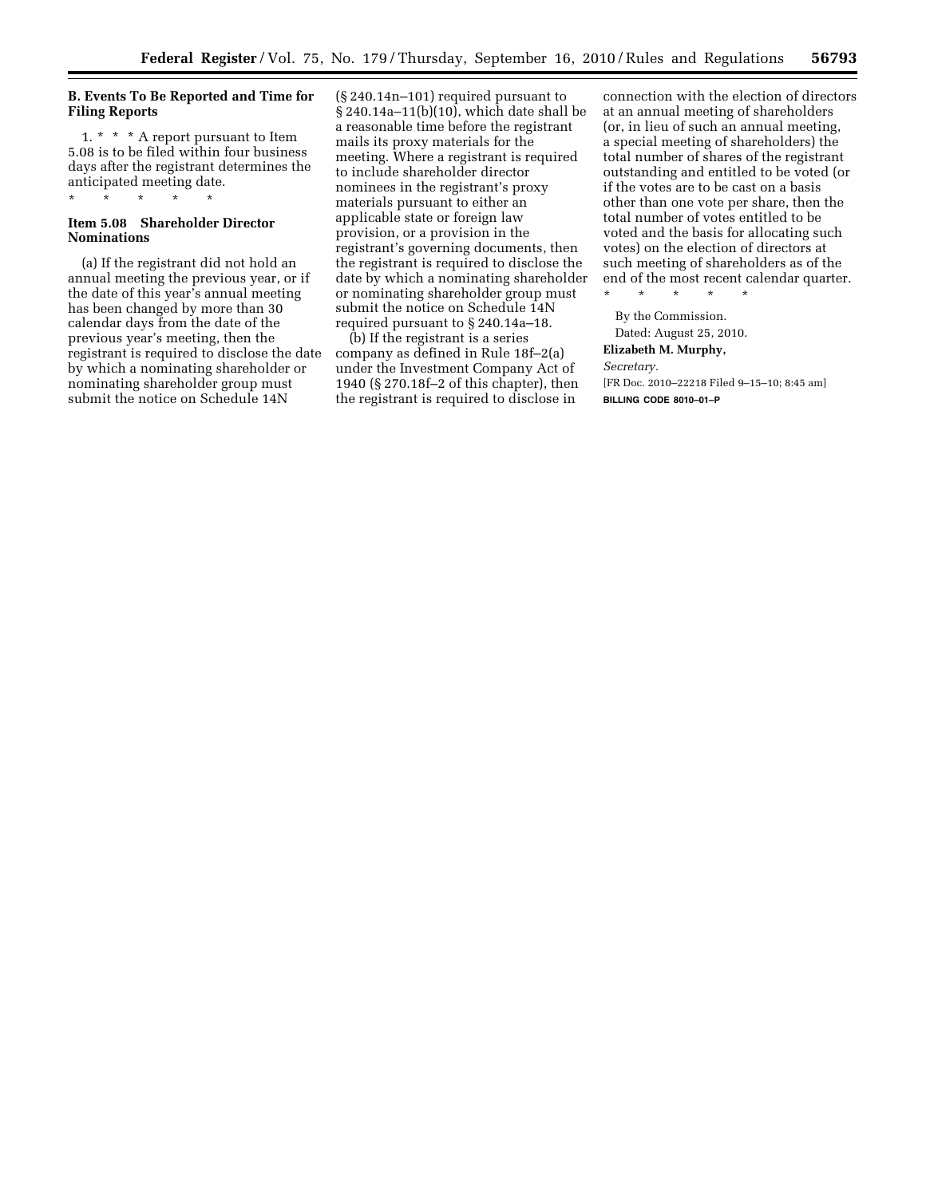**B. Events To Be Reported and Time for Filing Reports**

1. * * * A report pursuant to Item 5.08 is to be filed within four business days after the registrant determines the anticipated meeting date.

\* \* \* \* \*

**Item 5.08 Shareholder Director Nominations**

(a) If the registrant did not hold an annual meeting the previous year, or if the date of this year's annual meeting has been changed by more than 30 calendar days from the date of the previous year's meeting, then the registrant is required to disclose the date by which a nominating shareholder or nominating shareholder group must submit the notice on Schedule 14N (§ 240.14n–101) required pursuant to § 240.14a–11(b)(10), which date shall be a reasonable time before the registrant mails its proxy materials for the meeting. Where a registrant is required to include shareholder director nominees in the registrant's proxy materials pursuant to either an applicable state or foreign law provision, or a provision in the registrant's governing documents, then the registrant is required to disclose the date by which a nominating shareholder or nominating shareholder group must submit the notice on Schedule 14N required pursuant to § 240.14a–18.

(b) If the registrant is a series company as defined in Rule 18f–2(a) under the Investment Company Act of 1940 (§ 270.18f–2 of this chapter), then the registrant is required to disclose in connection with the election of directors at an annual meeting of shareholders (or, in lieu of such an annual meeting, a special meeting of shareholders) the total number of shares of the registrant outstanding and entitled to be voted (or if the votes are to be cast on a basis other than one vote per share, then the total number of votes entitled to be voted and the basis for allocating such votes) on the election of directors at such meeting of shareholders as of the end of the most recent calendar quarter.

\* \* \* \* \*

By the Commission.

Dated: August 25, 2010.

**Elizabeth M. Murphy,**

*Secretary.*

[FR Doc. 2010–22218 Filed 9–15–10; 8:45 am]

**BILLING CODE 8010–01–P**